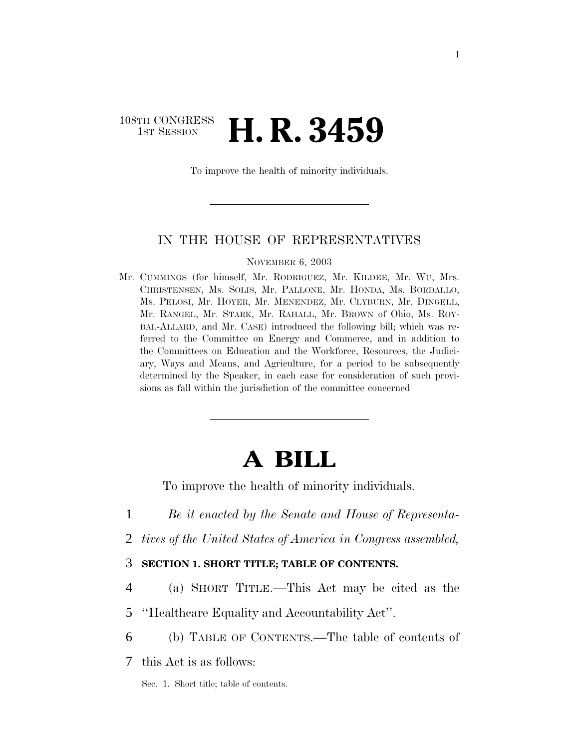108TH CONGRESS
1ST SESSION

# H. R. 3459

To improve the health of minority individuals.

IN THE HOUSE OF REPRESENTATIVES

NOVEMBER 6, 2003

Mr. CUMMINGS (for himself, Mr. RODRIGUEZ, Mr. KILDEE, Mr. WU, Mrs. CHRISTENSEN, Ms. SOLIS, Mr. PALLONE, Mr. HONDA, Ms. BORDALLO, Ms. PELOSI, Mr. HOYER, Mr. MENENDEZ, Mr. CLYBURN, Mr. DINGELL, Mr. RANGEL, Mr. STARK, Mr. RAHALL, Mr. BROWN of Ohio, Ms. ROYBAL-ALLARD, and Mr. CASE) introduced the following bill; which was referred to the Committee on Energy and Commerce, and in addition to the Committees on Education and the Workforce, Resources, the Judiciary, Ways and Means, and Agriculture, for a period to be subsequently determined by the Speaker, in each case for consideration of such provisions as fall within the jurisdiction of the committee concerned

# A BILL

To improve the health of minority individuals.

1 *Be it enacted by the Senate and House of Representa-*
2 *tives of the United States of America in Congress assembled,*

3 **SECTION 1. SHORT TITLE; TABLE OF CONTENTS.**

4 (a) SHORT TITLE.—This Act may be cited as the
5 ''Healthcare Equality and Accountability Act''.

6 (b) TABLE OF CONTENTS.—The table of contents of
7 this Act is as follows:

Sec. 1. Short title; table of contents.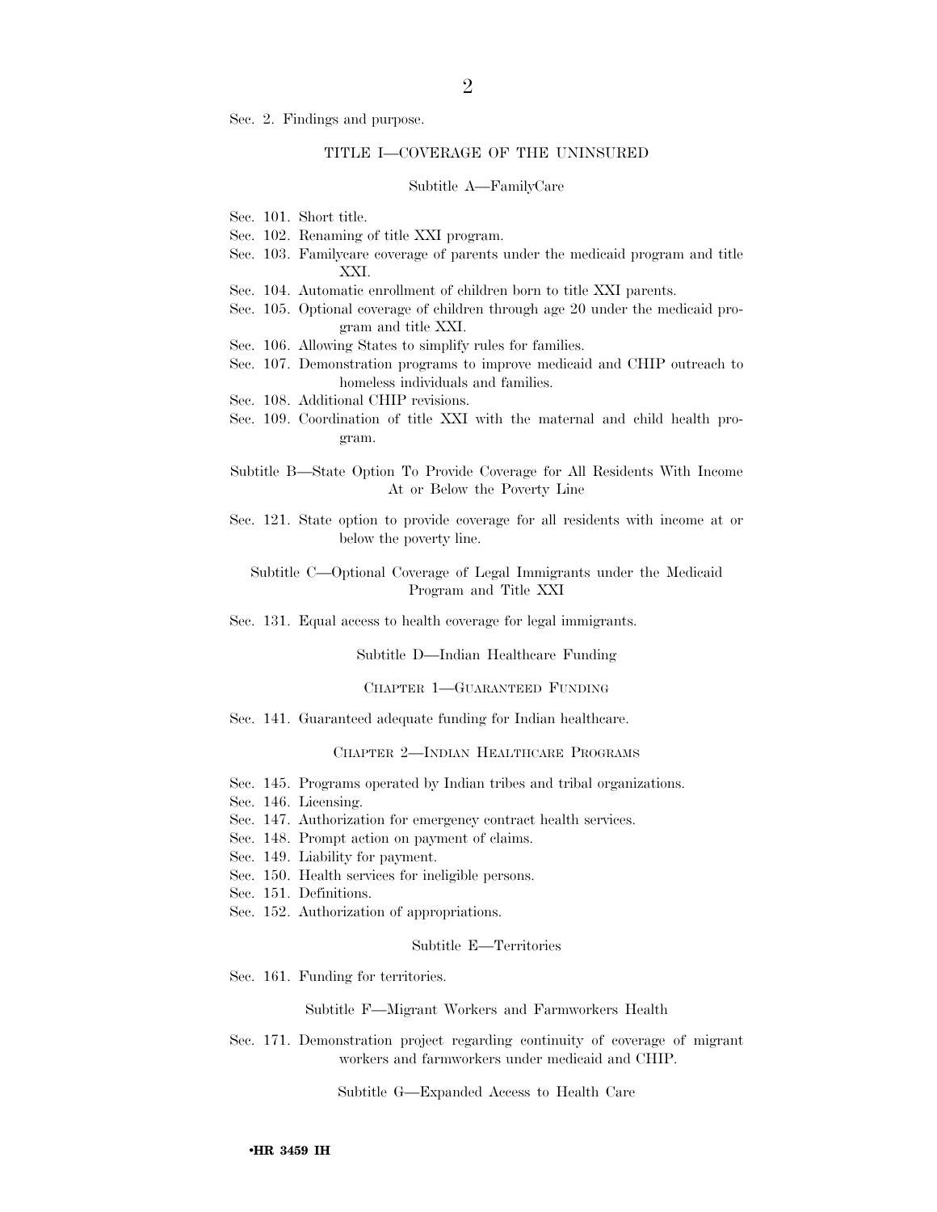Sec. 2. Findings and purpose.

TITLE I—COVERAGE OF THE UNINSURED

Subtitle A—FamilyCare

Sec. 101. Short title.
Sec. 102. Renaming of title XXI program.
Sec. 103. Familycare coverage of parents under the medicaid program and title XXI.
Sec. 104. Automatic enrollment of children born to title XXI parents.
Sec. 105. Optional coverage of children through age 20 under the medicaid program and title XXI.
Sec. 106. Allowing States to simplify rules for families.
Sec. 107. Demonstration programs to improve medicaid and CHIP outreach to homeless individuals and families.
Sec. 108. Additional CHIP revisions.
Sec. 109. Coordination of title XXI with the maternal and child health program.

Subtitle B—State Option To Provide Coverage for All Residents With Income At or Below the Poverty Line

Sec. 121. State option to provide coverage for all residents with income at or below the poverty line.

Subtitle C—Optional Coverage of Legal Immigrants under the Medicaid Program and Title XXI

Sec. 131. Equal access to health coverage for legal immigrants.

Subtitle D—Indian Healthcare Funding

CHAPTER 1—GUARANTEED FUNDING

Sec. 141. Guaranteed adequate funding for Indian healthcare.

CHAPTER 2—INDIAN HEALTHCARE PROGRAMS

Sec. 145. Programs operated by Indian tribes and tribal organizations.
Sec. 146. Licensing.
Sec. 147. Authorization for emergency contract health services.
Sec. 148. Prompt action on payment of claims.
Sec. 149. Liability for payment.
Sec. 150. Health services for ineligible persons.
Sec. 151. Definitions.
Sec. 152. Authorization of appropriations.

Subtitle E—Territories

Sec. 161. Funding for territories.

Subtitle F—Migrant Workers and Farmworkers Health

Sec. 171. Demonstration project regarding continuity of coverage of migrant workers and farmworkers under medicaid and CHIP.

Subtitle G—Expanded Access to Health Care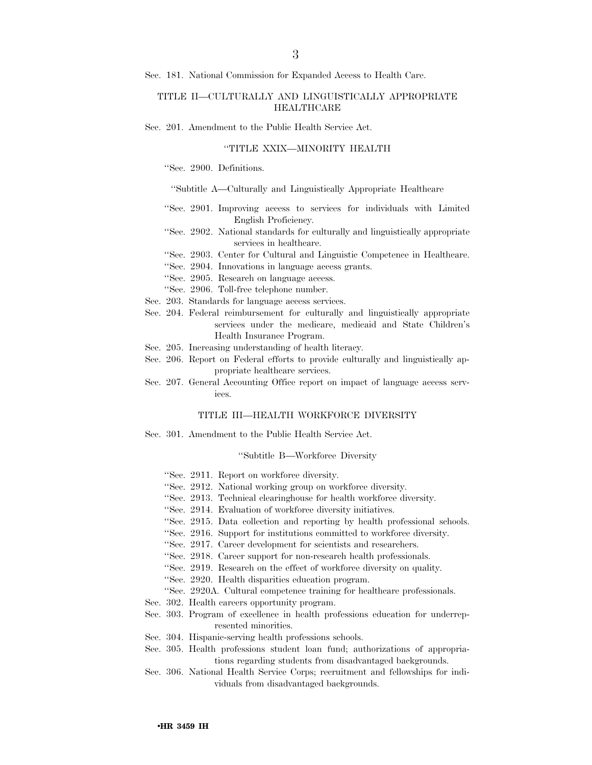Sec. 181. National Commission for Expanded Access to Health Care.

TITLE II—CULTURALLY AND LINGUISTICALLY APPROPRIATE HEALTHCARE

Sec. 201. Amendment to the Public Health Service Act.

"TITLE XXIX—MINORITY HEALTH

"Sec. 2900. Definitions.

"Subtitle A—Culturally and Linguistically Appropriate Healthcare

"Sec. 2901. Improving access to services for individuals with Limited English Proficiency.
"Sec. 2902. National standards for culturally and linguistically appropriate services in healthcare.
"Sec. 2903. Center for Cultural and Linguistic Competence in Healthcare.
"Sec. 2904. Innovations in language access grants.
"Sec. 2905. Research on language access.
"Sec. 2906. Toll-free telephone number.

Sec. 203. Standards for language access services.
Sec. 204. Federal reimbursement for culturally and linguistically appropriate services under the medicare, medicaid and State Children's Health Insurance Program.
Sec. 205. Increasing understanding of health literacy.
Sec. 206. Report on Federal efforts to provide culturally and linguistically appropriate healthcare services.
Sec. 207. General Accounting Office report on impact of language access services.

TITLE III—HEALTH WORKFORCE DIVERSITY

Sec. 301. Amendment to the Public Health Service Act.

"Subtitle B—Workforce Diversity

"Sec. 2911. Report on workforce diversity.
"Sec. 2912. National working group on workforce diversity.
"Sec. 2913. Technical clearinghouse for health workforce diversity.
"Sec. 2914. Evaluation of workforce diversity initiatives.
"Sec. 2915. Data collection and reporting by health professional schools.
"Sec. 2916. Support for institutions committed to workforce diversity.
"Sec. 2917. Career development for scientists and researchers.
"Sec. 2918. Career support for non-research health professionals.
"Sec. 2919. Research on the effect of workforce diversity on quality.
"Sec. 2920. Health disparities education program.
"Sec. 2920A. Cultural competence training for healthcare professionals.

Sec. 302. Health careers opportunity program.
Sec. 303. Program of excellence in health professions education for underrepresented minorities.
Sec. 304. Hispanic-serving health professions schools.
Sec. 305. Health professions student loan fund; authorizations of appropriations regarding students from disadvantaged backgrounds.
Sec. 306. National Health Service Corps; recruitment and fellowships for individuals from disadvantaged backgrounds.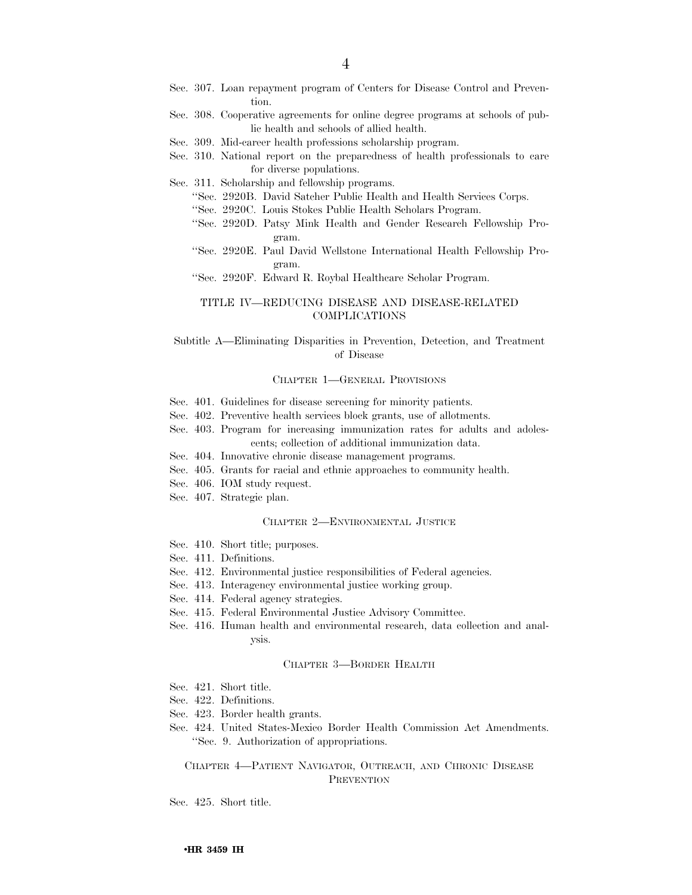Sec. 307. Loan repayment program of Centers for Disease Control and Prevention.

Sec. 308. Cooperative agreements for online degree programs at schools of public health and schools of allied health.

Sec. 309. Mid-career health professions scholarship program.

Sec. 310. National report on the preparedness of health professionals to care for diverse populations.

Sec. 311. Scholarship and fellowship programs.

"Sec. 2920B. David Satcher Public Health and Health Services Corps.

"Sec. 2920C. Louis Stokes Public Health Scholars Program.

"Sec. 2920D. Patsy Mink Health and Gender Research Fellowship Program.

"Sec. 2920E. Paul David Wellstone International Health Fellowship Program.

"Sec. 2920F. Edward R. Roybal Healthcare Scholar Program.

## TITLE IV—REDUCING DISEASE AND DISEASE-RELATED COMPLICATIONS

### Subtitle A—Eliminating Disparities in Prevention, Detection, and Treatment of Disease

#### Chapter 1—General Provisions

Sec. 401. Guidelines for disease screening for minority patients.

Sec. 402. Preventive health services block grants, use of allotments.

Sec. 403. Program for increasing immunization rates for adults and adolescents; collection of additional immunization data.

Sec. 404. Innovative chronic disease management programs.

Sec. 405. Grants for racial and ethnic approaches to community health.

Sec. 406. IOM study request.

Sec. 407. Strategic plan.

#### Chapter 2—Environmental Justice

Sec. 410. Short title; purposes.

Sec. 411. Definitions.

Sec. 412. Environmental justice responsibilities of Federal agencies.

Sec. 413. Interagency environmental justice working group.

Sec. 414. Federal agency strategies.

Sec. 415. Federal Environmental Justice Advisory Committee.

Sec. 416. Human health and environmental research, data collection and analysis.

#### Chapter 3—Border Health

Sec. 421. Short title.

Sec. 422. Definitions.

Sec. 423. Border health grants.

Sec. 424. United States-Mexico Border Health Commission Act Amendments.

"Sec. 9. Authorization of appropriations.

#### Chapter 4—Patient Navigator, Outreach, and Chronic Disease Prevention

Sec. 425. Short title.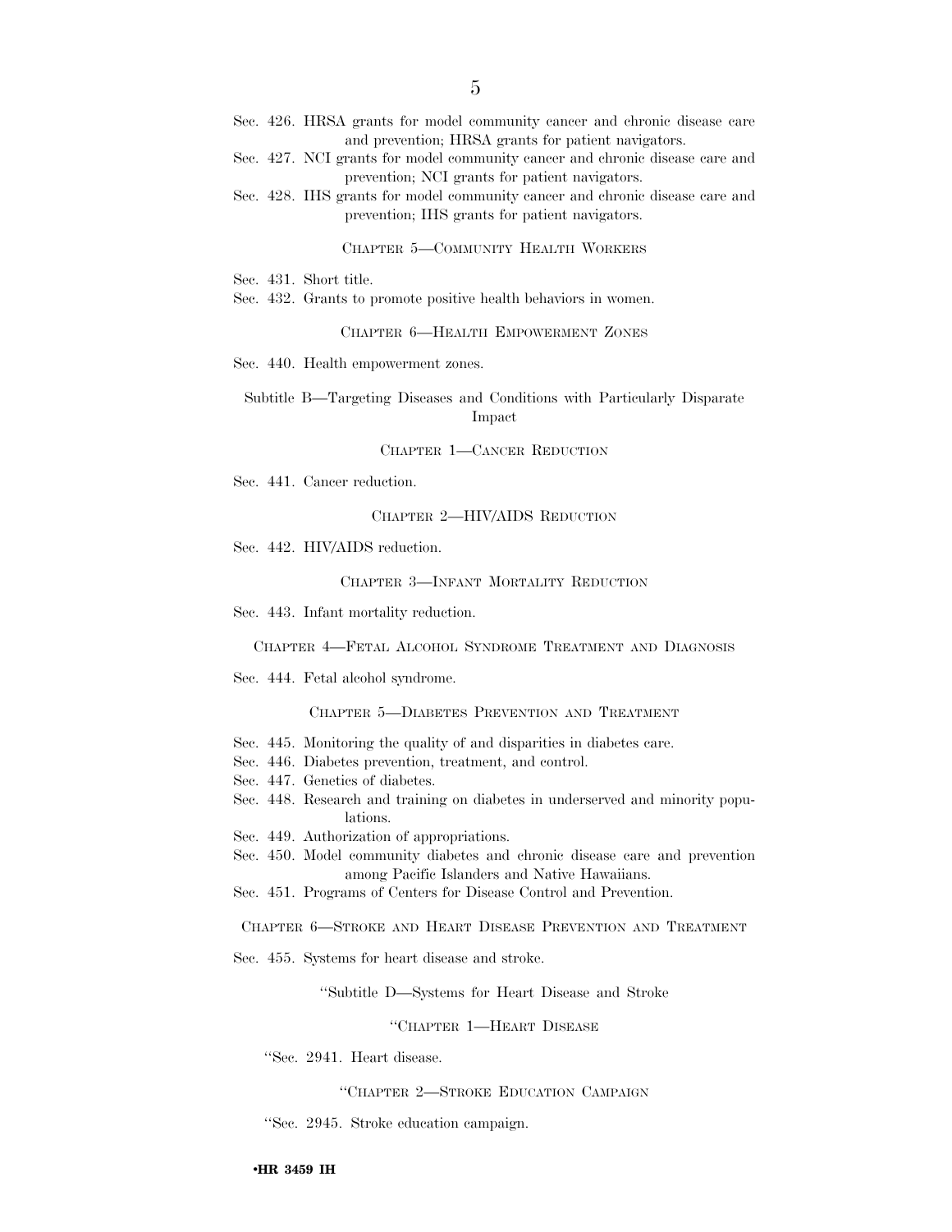Sec. 426. HRSA grants for model community cancer and chronic disease care and prevention; HRSA grants for patient navigators.
Sec. 427. NCI grants for model community cancer and chronic disease care and prevention; NCI grants for patient navigators.
Sec. 428. IHS grants for model community cancer and chronic disease care and prevention; IHS grants for patient navigators.

CHAPTER 5—COMMUNITY HEALTH WORKERS

Sec. 431. Short title.
Sec. 432. Grants to promote positive health behaviors in women.

CHAPTER 6—HEALTH EMPOWERMENT ZONES

Sec. 440. Health empowerment zones.

Subtitle B—Targeting Diseases and Conditions with Particularly Disparate Impact

CHAPTER 1—CANCER REDUCTION

Sec. 441. Cancer reduction.

CHAPTER 2—HIV/AIDS REDUCTION

Sec. 442. HIV/AIDS reduction.

CHAPTER 3—INFANT MORTALITY REDUCTION

Sec. 443. Infant mortality reduction.

CHAPTER 4—FETAL ALCOHOL SYNDROME TREATMENT AND DIAGNOSIS

Sec. 444. Fetal alcohol syndrome.

CHAPTER 5—DIABETES PREVENTION AND TREATMENT

Sec. 445. Monitoring the quality of and disparities in diabetes care.
Sec. 446. Diabetes prevention, treatment, and control.
Sec. 447. Genetics of diabetes.
Sec. 448. Research and training on diabetes in underserved and minority populations.
Sec. 449. Authorization of appropriations.
Sec. 450. Model community diabetes and chronic disease care and prevention among Pacific Islanders and Native Hawaiians.
Sec. 451. Programs of Centers for Disease Control and Prevention.

CHAPTER 6—STROKE AND HEART DISEASE PREVENTION AND TREATMENT

Sec. 455. Systems for heart disease and stroke.

"Subtitle D—Systems for Heart Disease and Stroke

"CHAPTER 1—HEART DISEASE

"Sec. 2941. Heart disease.

"CHAPTER 2—STROKE EDUCATION CAMPAIGN

"Sec. 2945. Stroke education campaign.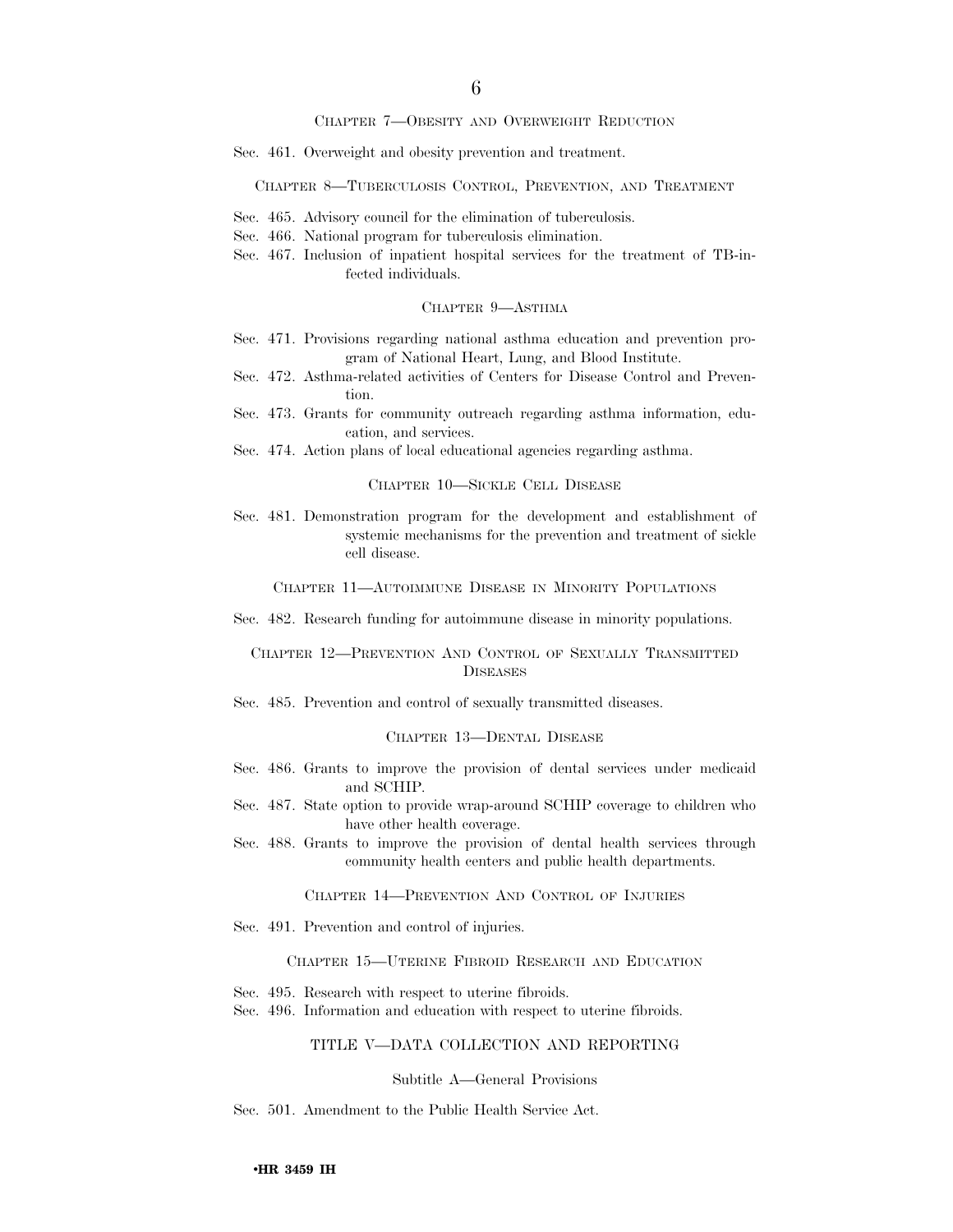CHAPTER 7—OBESITY AND OVERWEIGHT REDUCTION

Sec. 461. Overweight and obesity prevention and treatment.

CHAPTER 8—TUBERCULOSIS CONTROL, PREVENTION, AND TREATMENT

Sec. 465. Advisory council for the elimination of tuberculosis.
Sec. 466. National program for tuberculosis elimination.
Sec. 467. Inclusion of inpatient hospital services for the treatment of TB-infected individuals.

CHAPTER 9—ASTHMA

Sec. 471. Provisions regarding national asthma education and prevention program of National Heart, Lung, and Blood Institute.
Sec. 472. Asthma-related activities of Centers for Disease Control and Prevention.
Sec. 473. Grants for community outreach regarding asthma information, education, and services.
Sec. 474. Action plans of local educational agencies regarding asthma.

CHAPTER 10—SICKLE CELL DISEASE

Sec. 481. Demonstration program for the development and establishment of systemic mechanisms for the prevention and treatment of sickle cell disease.

CHAPTER 11—AUTOIMMUNE DISEASE IN MINORITY POPULATIONS

Sec. 482. Research funding for autoimmune disease in minority populations.

CHAPTER 12—PREVENTION AND CONTROL OF SEXUALLY TRANSMITTED DISEASES

Sec. 485. Prevention and control of sexually transmitted diseases.

CHAPTER 13—DENTAL DISEASE

Sec. 486. Grants to improve the provision of dental services under medicaid and SCHIP.
Sec. 487. State option to provide wrap-around SCHIP coverage to children who have other health coverage.
Sec. 488. Grants to improve the provision of dental health services through community health centers and public health departments.

CHAPTER 14—PREVENTION AND CONTROL OF INJURIES

Sec. 491. Prevention and control of injuries.

CHAPTER 15—UTERINE FIBROID RESEARCH AND EDUCATION

Sec. 495. Research with respect to uterine fibroids.
Sec. 496. Information and education with respect to uterine fibroids.

TITLE V—DATA COLLECTION AND REPORTING

Subtitle A—General Provisions

Sec. 501. Amendment to the Public Health Service Act.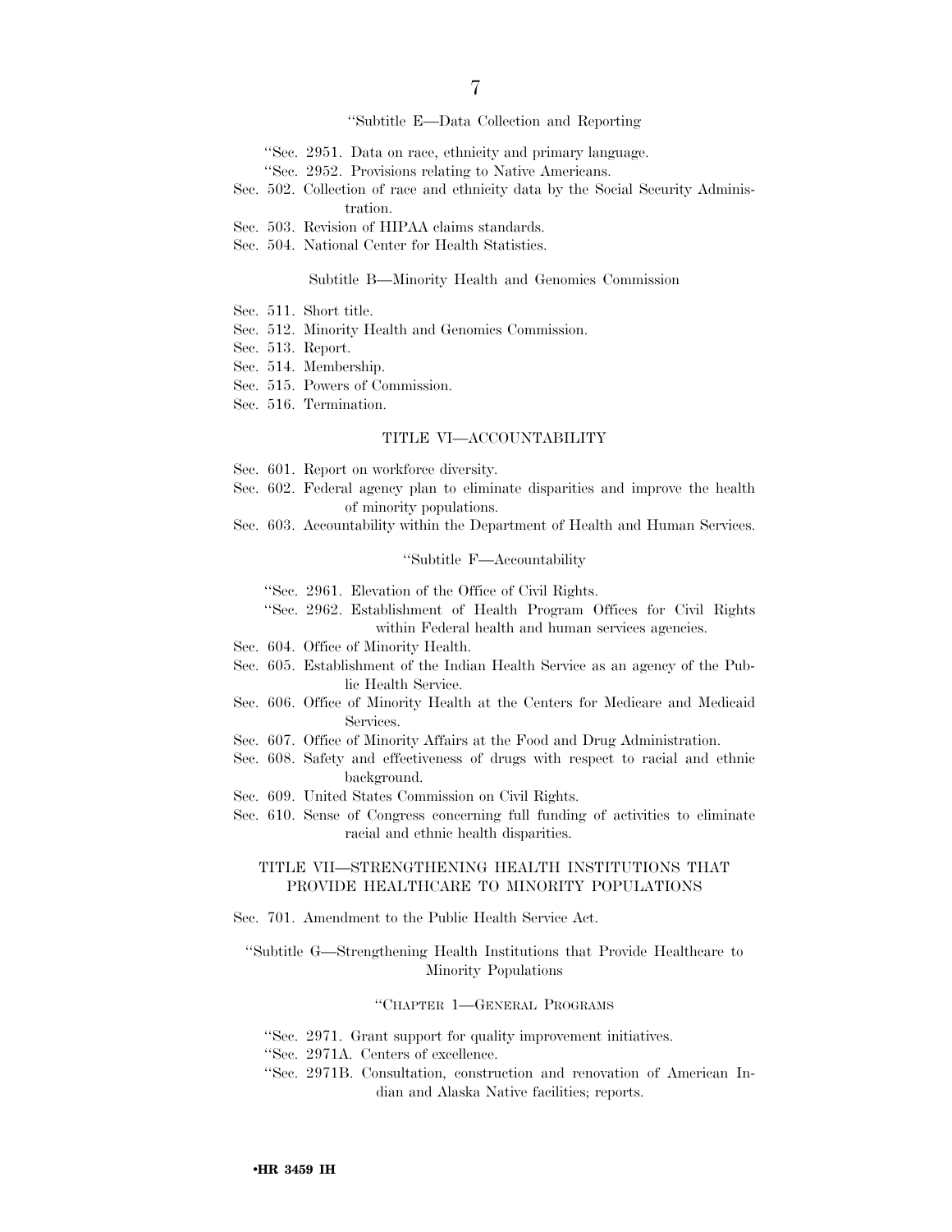''Subtitle E—Data Collection and Reporting

''Sec. 2951. Data on race, ethnicity and primary language.

''Sec. 2952. Provisions relating to Native Americans.

Sec. 502. Collection of race and ethnicity data by the Social Security Administration.

Sec. 503. Revision of HIPAA claims standards.

Sec. 504. National Center for Health Statistics.

Subtitle B—Minority Health and Genomics Commission

Sec. 511. Short title.

Sec. 512. Minority Health and Genomics Commission.

Sec. 513. Report.

Sec. 514. Membership.

Sec. 515. Powers of Commission.

Sec. 516. Termination.

TITLE VI—ACCOUNTABILITY

Sec. 601. Report on workforce diversity.

Sec. 602. Federal agency plan to eliminate disparities and improve the health of minority populations.

Sec. 603. Accountability within the Department of Health and Human Services.

''Subtitle F—Accountability

''Sec. 2961. Elevation of the Office of Civil Rights.

''Sec. 2962. Establishment of Health Program Offices for Civil Rights within Federal health and human services agencies.

Sec. 604. Office of Minority Health.

Sec. 605. Establishment of the Indian Health Service as an agency of the Public Health Service.

Sec. 606. Office of Minority Health at the Centers for Medicare and Medicaid Services.

Sec. 607. Office of Minority Affairs at the Food and Drug Administration.

Sec. 608. Safety and effectiveness of drugs with respect to racial and ethnic background.

Sec. 609. United States Commission on Civil Rights.

Sec. 610. Sense of Congress concerning full funding of activities to eliminate racial and ethnic health disparities.

TITLE VII—STRENGTHENING HEALTH INSTITUTIONS THAT PROVIDE HEALTHCARE TO MINORITY POPULATIONS

Sec. 701. Amendment to the Public Health Service Act.

''Subtitle G—Strengthening Health Institutions that Provide Healthcare to Minority Populations

''CHAPTER 1—GENERAL PROGRAMS

''Sec. 2971. Grant support for quality improvement initiatives.

''Sec. 2971A. Centers of excellence.

''Sec. 2971B. Consultation, construction and renovation of American Indian and Alaska Native facilities; reports.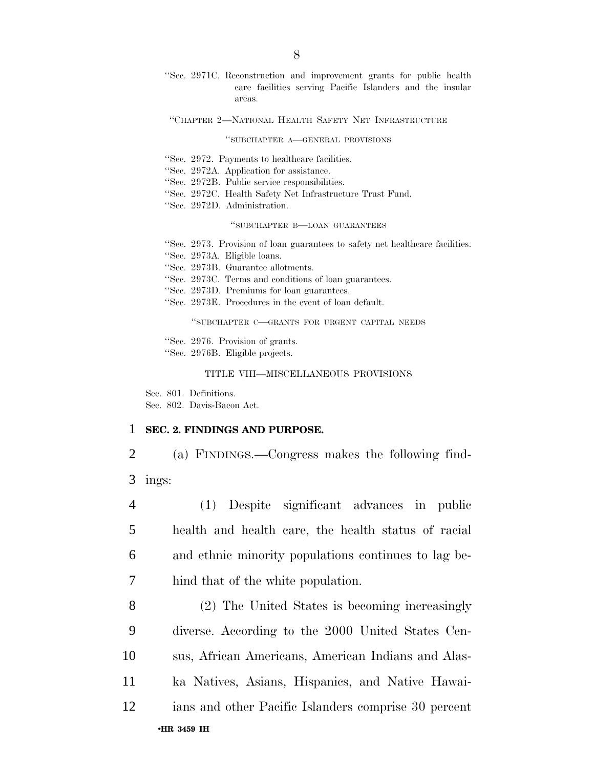"Sec. 2971C. Reconstruction and improvement grants for public health care facilities serving Pacific Islanders and the insular areas.

"CHAPTER 2—NATIONAL HEALTH SAFETY NET INFRASTRUCTURE

"SUBCHAPTER A—GENERAL PROVISIONS

"Sec. 2972. Payments to healthcare facilities.
"Sec. 2972A. Application for assistance.
"Sec. 2972B. Public service responsibilities.
"Sec. 2972C. Health Safety Net Infrastructure Trust Fund.
"Sec. 2972D. Administration.

"SUBCHAPTER B—LOAN GUARANTEES

"Sec. 2973. Provision of loan guarantees to safety net healthcare facilities.
"Sec. 2973A. Eligible loans.
"Sec. 2973B. Guarantee allotments.
"Sec. 2973C. Terms and conditions of loan guarantees.
"Sec. 2973D. Premiums for loan guarantees.
"Sec. 2973E. Procedures in the event of loan default.

"SUBCHAPTER C—GRANTS FOR URGENT CAPITAL NEEDS

"Sec. 2976. Provision of grants.
"Sec. 2976B. Eligible projects.

TITLE VIII—MISCELLANEOUS PROVISIONS

Sec. 801. Definitions.
Sec. 802. Davis-Bacon Act.

1 **SEC. 2. FINDINGS AND PURPOSE.**

2 (a) FINDINGS.—Congress makes the following find-
3 ings:

4 (1) Despite significant advances in public
5 health and health care, the health status of racial
6 and ethnic minority populations continues to lag be-
7 hind that of the white population.

8 (2) The United States is becoming increasingly
9 diverse. According to the 2000 United States Cen-
10 sus, African Americans, American Indians and Alas-
11 ka Natives, Asians, Hispanics, and Native Hawai-
12 ians and other Pacific Islanders comprise 30 percent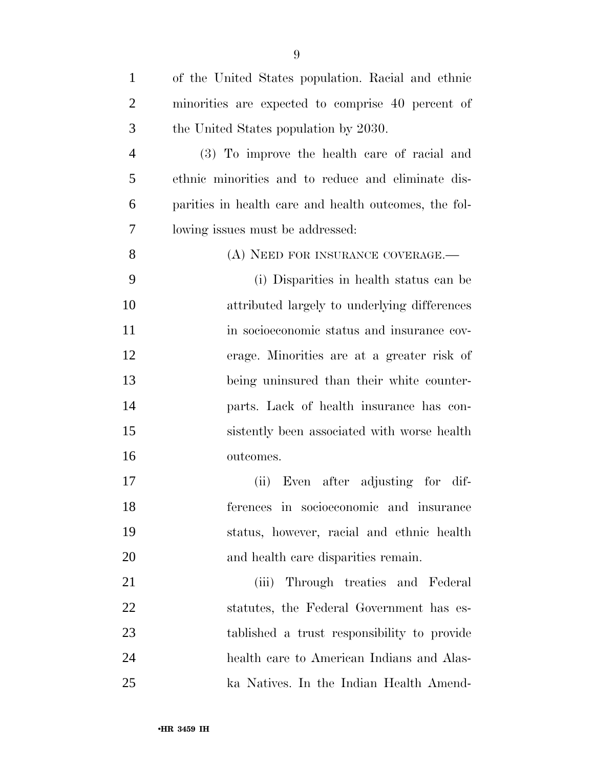of the United States population. Racial and ethnic minorities are expected to comprise 40 percent of the United States population by 2030.

(3) To improve the health care of racial and ethnic minorities and to reduce and eliminate disparities in health care and health outcomes, the following issues must be addressed:

(A) NEED FOR INSURANCE COVERAGE.—

(i) Disparities in health status can be attributed largely to underlying differences in socioeconomic status and insurance coverage. Minorities are at a greater risk of being uninsured than their white counterparts. Lack of health insurance has consistently been associated with worse health outcomes.

(ii) Even after adjusting for differences in socioeconomic and insurance status, however, racial and ethnic health and health care disparities remain.

(iii) Through treaties and Federal statutes, the Federal Government has established a trust responsibility to provide health care to American Indians and Alaska Natives. In the Indian Health Amend-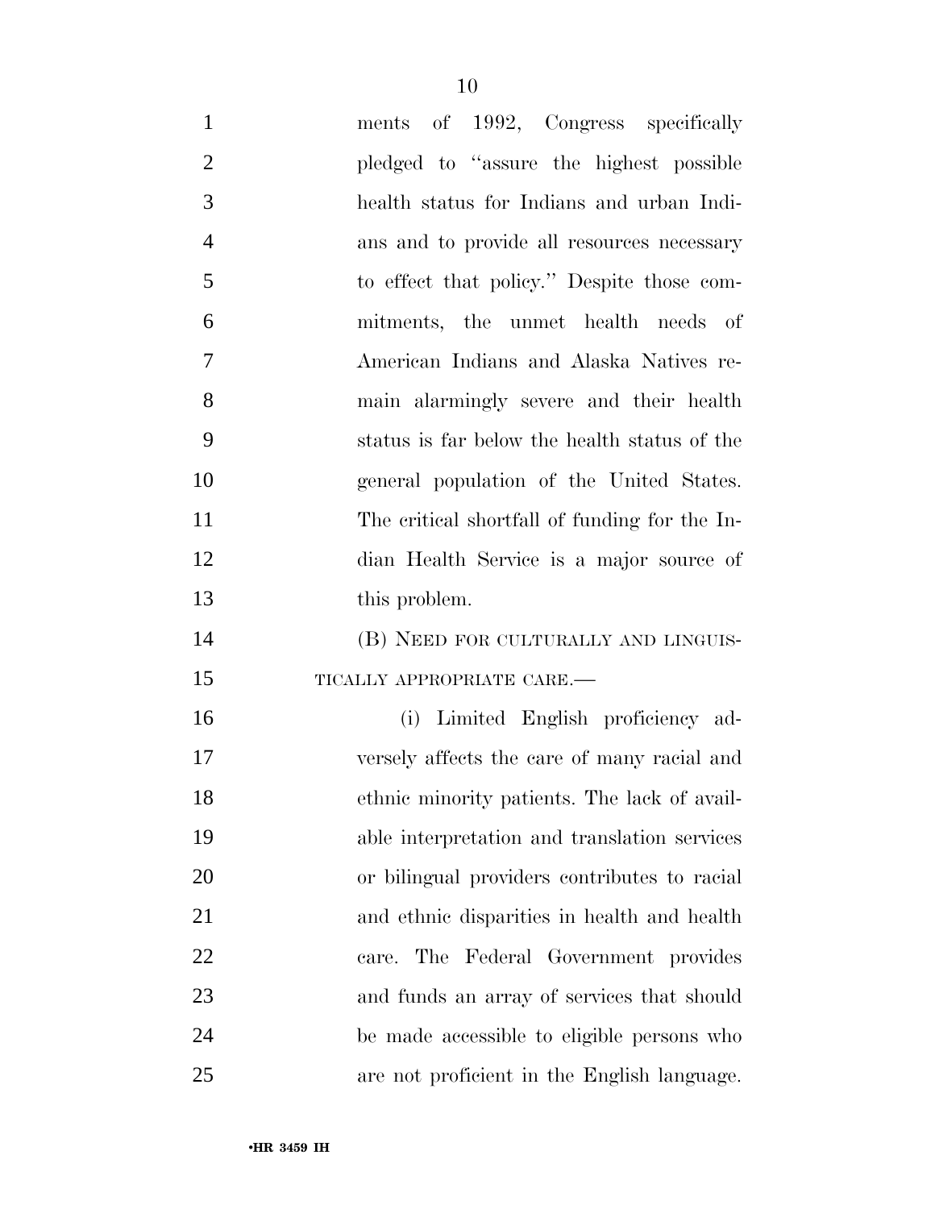ments of 1992, Congress specifically pledged to "assure the highest possible health status for Indians and urban Indians and to provide all resources necessary to effect that policy." Despite those commitments, the unmet health needs of American Indians and Alaska Natives remain alarmingly severe and their health status is far below the health status of the general population of the United States. The critical shortfall of funding for the Indian Health Service is a major source of this problem.

(B) NEED FOR CULTURALLY AND LINGUISTICALLY APPROPRIATE CARE.—

(i) Limited English proficiency adversely affects the care of many racial and ethnic minority patients. The lack of available interpretation and translation services or bilingual providers contributes to racial and ethnic disparities in health and health care. The Federal Government provides and funds an array of services that should be made accessible to eligible persons who are not proficient in the English language.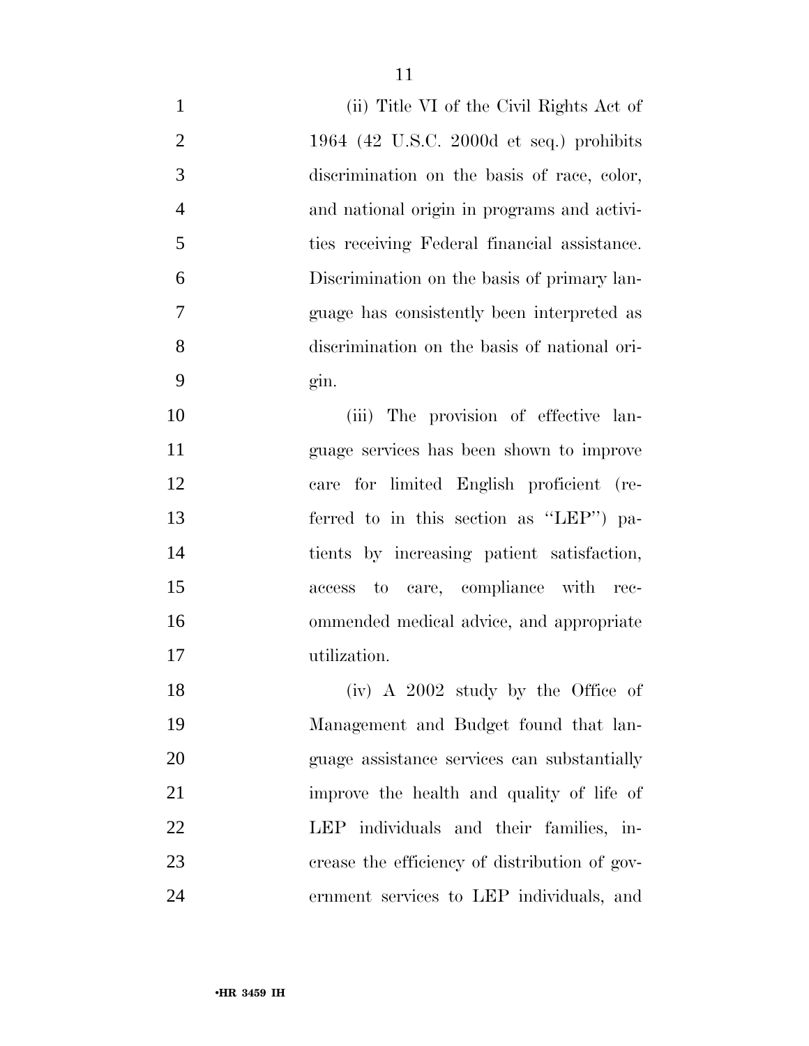(ii) Title VI of the Civil Rights Act of 1964 (42 U.S.C. 2000d et seq.) prohibits discrimination on the basis of race, color, and national origin in programs and activities receiving Federal financial assistance. Discrimination on the basis of primary language has consistently been interpreted as discrimination on the basis of national origin.

(iii) The provision of effective language services has been shown to improve care for limited English proficient (referred to in this section as ''LEP'') patients by increasing patient satisfaction, access to care, compliance with recommended medical advice, and appropriate utilization.

(iv) A 2002 study by the Office of Management and Budget found that language assistance services can substantially improve the health and quality of life of LEP individuals and their families, increase the efficiency of distribution of government services to LEP individuals, and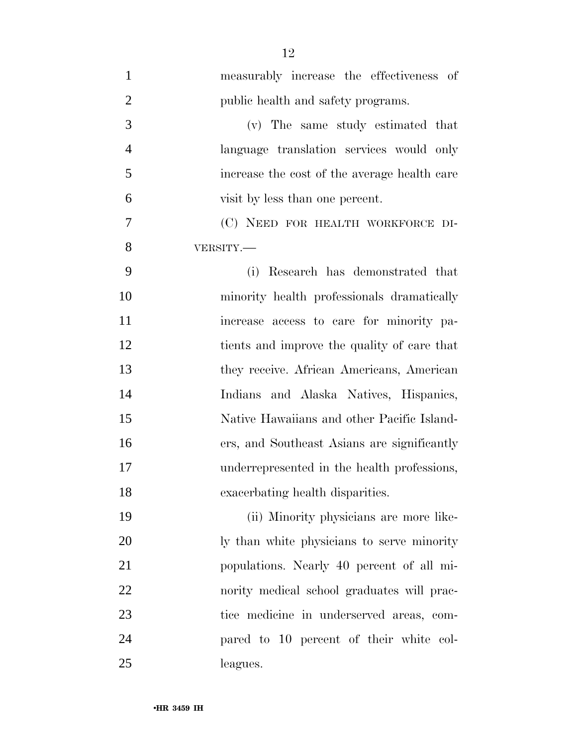measurably increase the effectiveness of public health and safety programs.

(v) The same study estimated that language translation services would only increase the cost of the average health care visit by less than one percent.

(C) NEED FOR HEALTH WORKFORCE DIVERSITY.—

(i) Research has demonstrated that minority health professionals dramatically increase access to care for minority patients and improve the quality of care that they receive. African Americans, American Indians and Alaska Natives, Hispanics, Native Hawaiians and other Pacific Islanders, and Southeast Asians are significantly underrepresented in the health professions, exacerbating health disparities.

(ii) Minority physicians are more likely than white physicians to serve minority populations. Nearly 40 percent of all minority medical school graduates will practice medicine in underserved areas, compared to 10 percent of their white colleagues.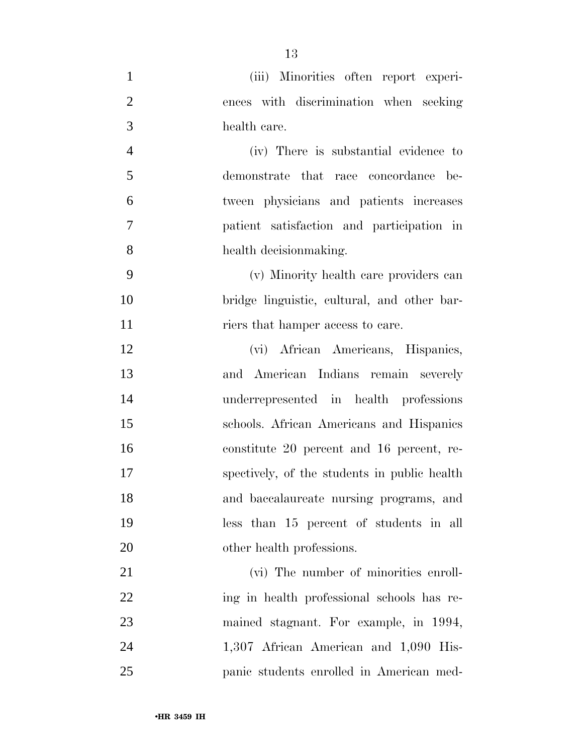(iii) Minorities often report experiences with discrimination when seeking health care.

(iv) There is substantial evidence to demonstrate that race concordance between physicians and patients increases patient satisfaction and participation in health decisionmaking.

(v) Minority health care providers can bridge linguistic, cultural, and other barriers that hamper access to care.

(vi) African Americans, Hispanics, and American Indians remain severely underrepresented in health professions schools. African Americans and Hispanics constitute 20 percent and 16 percent, respectively, of the students in public health and baccalaureate nursing programs, and less than 15 percent of students in all other health professions.

(vi) The number of minorities enrolling in health professional schools has remained stagnant. For example, in 1994, 1,307 African American and 1,090 Hispanic students enrolled in American med-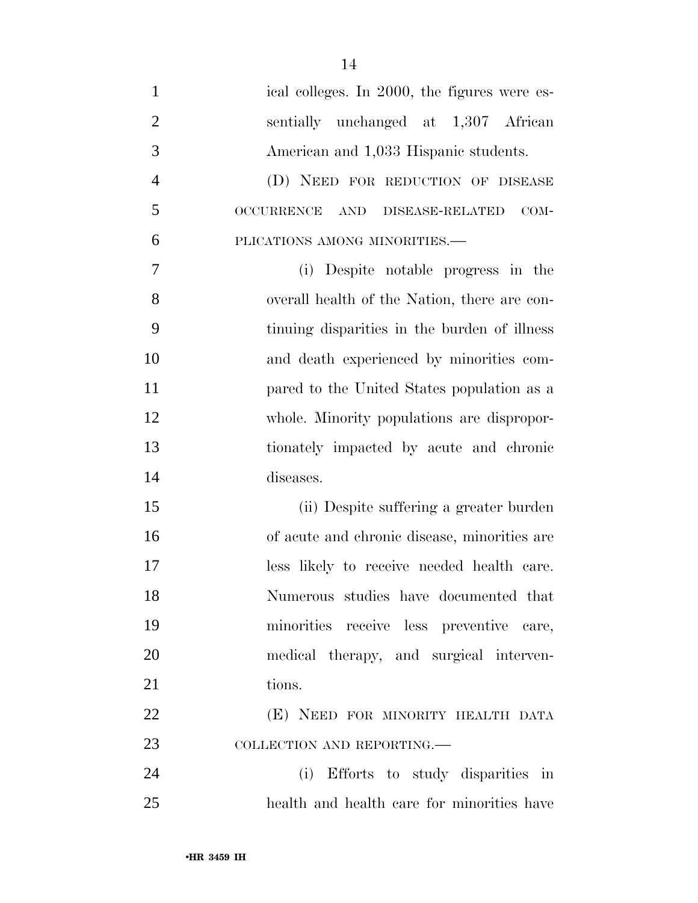ical colleges. In 2000, the figures were essentially unchanged at 1,307 African American and 1,033 Hispanic students.

(D) NEED FOR REDUCTION OF DISEASE OCCURRENCE AND DISEASE-RELATED COMPLICATIONS AMONG MINORITIES.—

(i) Despite notable progress in the overall health of the Nation, there are continuing disparities in the burden of illness and death experienced by minorities compared to the United States population as a whole. Minority populations are disproportionately impacted by acute and chronic diseases.

(ii) Despite suffering a greater burden of acute and chronic disease, minorities are less likely to receive needed health care. Numerous studies have documented that minorities receive less preventive care, medical therapy, and surgical interventions.

(E) NEED FOR MINORITY HEALTH DATA COLLECTION AND REPORTING.—

(i) Efforts to study disparities in health and health care for minorities have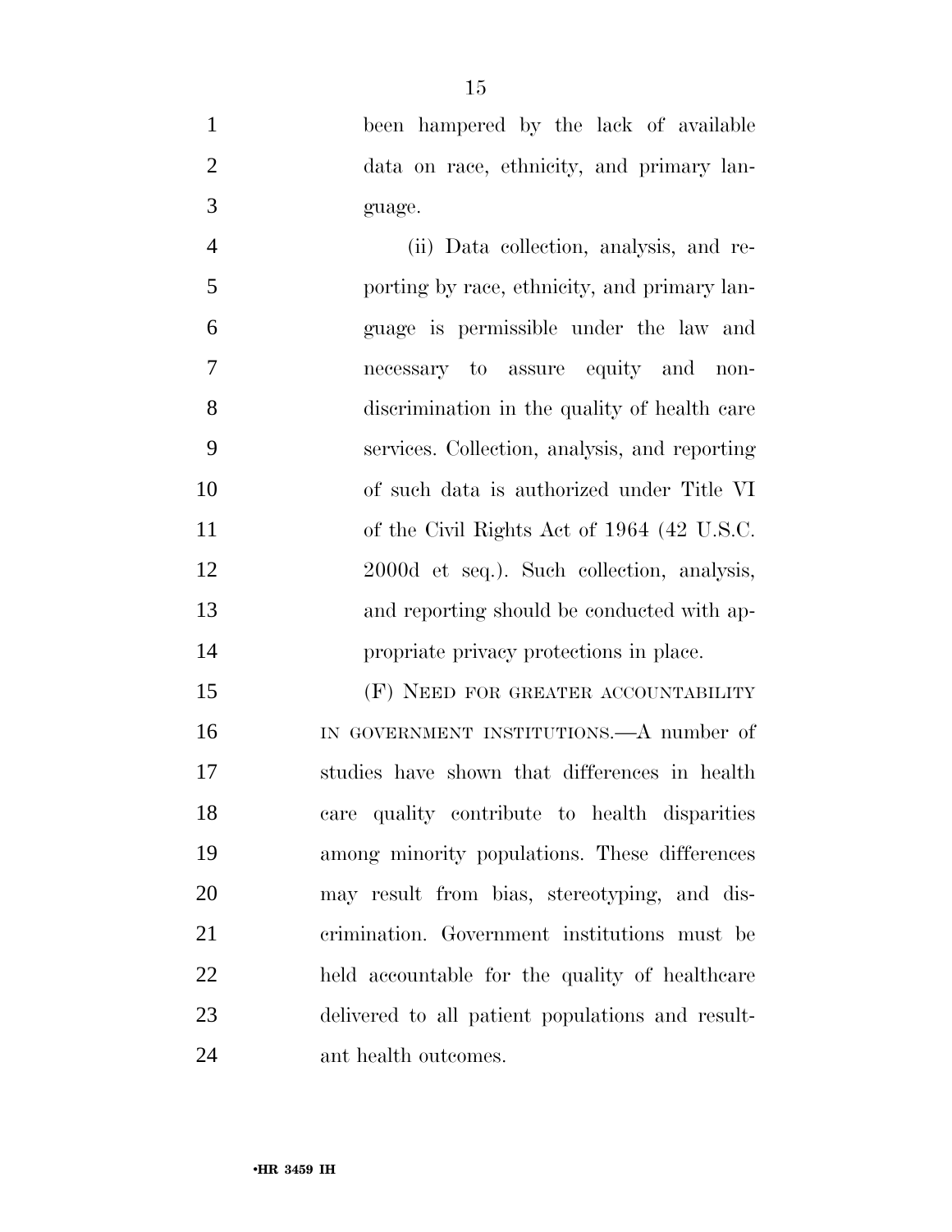been hampered by the lack of available data on race, ethnicity, and primary language.

(ii) Data collection, analysis, and reporting by race, ethnicity, and primary language is permissible under the law and necessary to assure equity and nondiscrimination in the quality of health care services. Collection, analysis, and reporting of such data is authorized under Title VI of the Civil Rights Act of 1964 (42 U.S.C. 2000d et seq.). Such collection, analysis, and reporting should be conducted with appropriate privacy protections in place.

(F) NEED FOR GREATER ACCOUNTABILITY IN GOVERNMENT INSTITUTIONS.—A number of studies have shown that differences in health care quality contribute to health disparities among minority populations. These differences may result from bias, stereotyping, and discrimination. Government institutions must be held accountable for the quality of healthcare delivered to all patient populations and resultant health outcomes.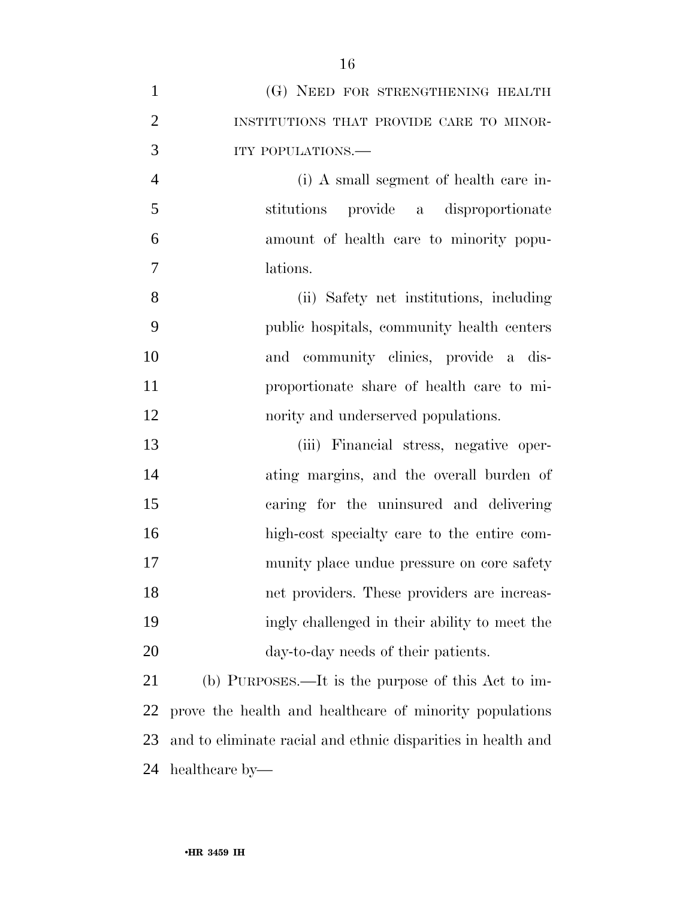(G) NEED FOR STRENGTHENING HEALTH INSTITUTIONS THAT PROVIDE CARE TO MINORITY POPULATIONS.—

(i) A small segment of health care institutions provide a disproportionate amount of health care to minority populations.

(ii) Safety net institutions, including public hospitals, community health centers and community clinics, provide a disproportionate share of health care to minority and underserved populations.

(iii) Financial stress, negative operating margins, and the overall burden of caring for the uninsured and delivering high-cost specialty care to the entire community place undue pressure on core safety net providers. These providers are increasingly challenged in their ability to meet the day-to-day needs of their patients.

(b) PURPOSES.—It is the purpose of this Act to improve the health and healthcare of minority populations and to eliminate racial and ethnic disparities in health and healthcare by—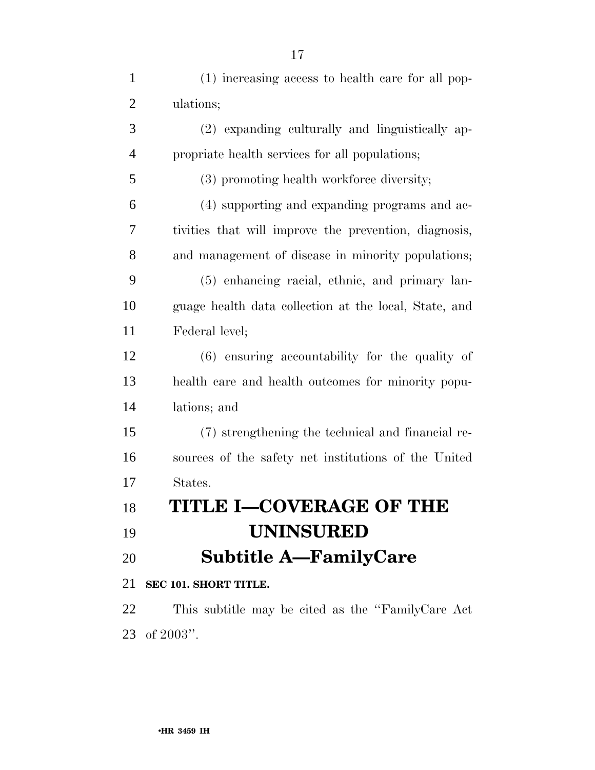(1) increasing access to health care for all populations;

(2) expanding culturally and linguistically appropriate health services for all populations;

(3) promoting health workforce diversity;

(4) supporting and expanding programs and activities that will improve the prevention, diagnosis, and management of disease in minority populations;

(5) enhancing racial, ethnic, and primary language health data collection at the local, State, and Federal level;

(6) ensuring accountability for the quality of health care and health outcomes for minority populations; and

(7) strengthening the technical and financial resources of the safety net institutions of the United States.

# TITLE I—COVERAGE OF THE UNINSURED

## Subtitle A—FamilyCare

**SEC 101. SHORT TITLE.**

This subtitle may be cited as the ''FamilyCare Act of 2003''.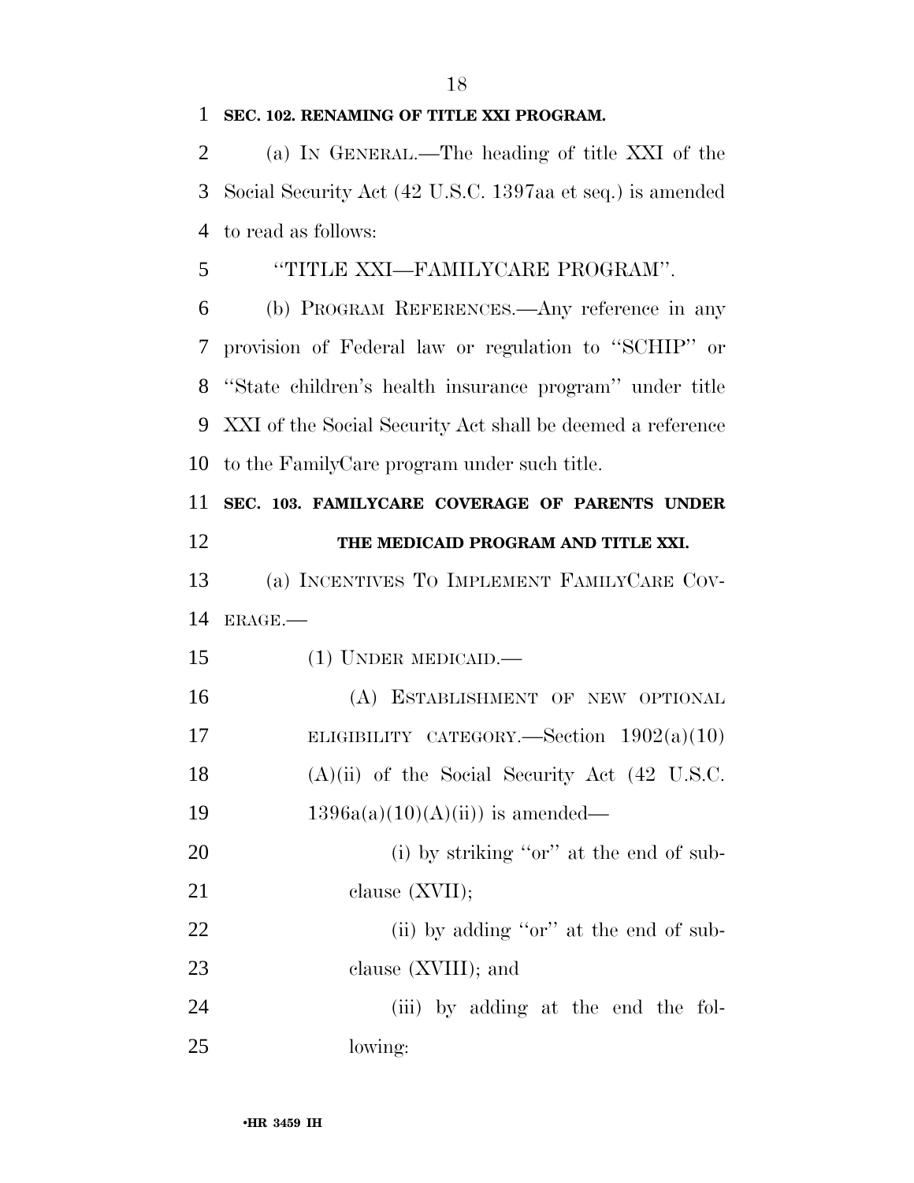**SEC. 102. RENAMING OF TITLE XXI PROGRAM.**

(a) IN GENERAL.—The heading of title XXI of the Social Security Act (42 U.S.C. 1397aa et seq.) is amended to read as follows:

''TITLE XXI—FAMILYCARE PROGRAM''.

(b) PROGRAM REFERENCES.—Any reference in any provision of Federal law or regulation to ''SCHIP'' or ''State children's health insurance program'' under title XXI of the Social Security Act shall be deemed a reference to the FamilyCare program under such title.

**SEC. 103. FAMILYCARE COVERAGE OF PARENTS UNDER THE MEDICAID PROGRAM AND TITLE XXI.**

(a) INCENTIVES TO IMPLEMENT FAMILYCARE COVERAGE.—

(1) UNDER MEDICAID.—

(A) ESTABLISHMENT OF NEW OPTIONAL ELIGIBILITY CATEGORY.—Section 1902(a)(10)(A)(ii) of the Social Security Act (42 U.S.C. 1396a(a)(10)(A)(ii)) is amended—

(i) by striking ''or'' at the end of subclause (XVII);

(ii) by adding ''or'' at the end of subclause (XVIII); and

(iii) by adding at the end the following: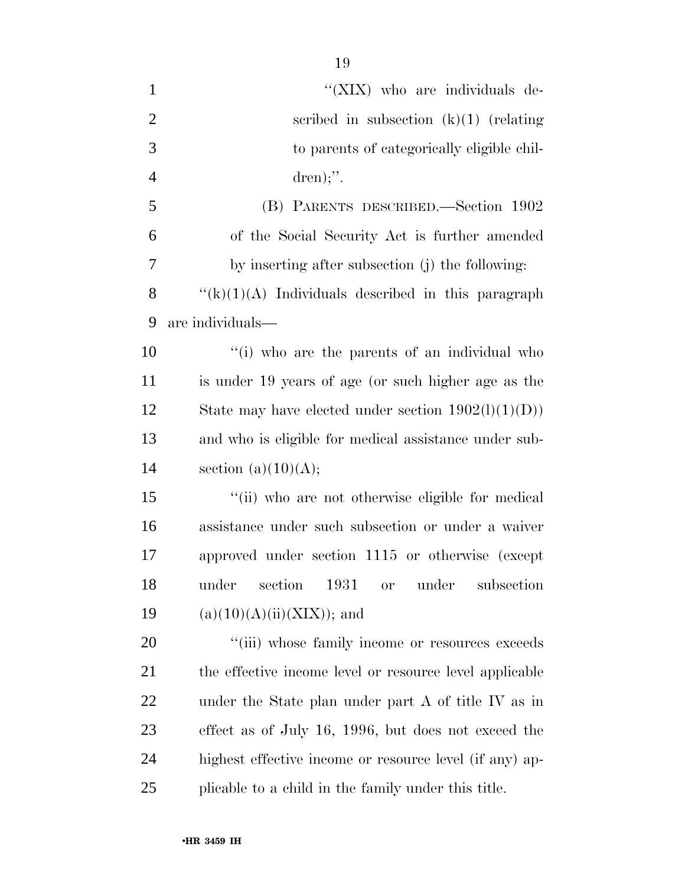"(XIX) who are individuals described in subsection (k)(1) (relating to parents of categorically eligible children);".

(B) PARENTS DESCRIBED.—Section 1902 of the Social Security Act is further amended by inserting after subsection (j) the following:

"(k)(1)(A) Individuals described in this paragraph are individuals—

"(i) who are the parents of an individual who is under 19 years of age (or such higher age as the State may have elected under section 1902(l)(1)(D)) and who is eligible for medical assistance under subsection (a)(10)(A);

"(ii) who are not otherwise eligible for medical assistance under such subsection or under a waiver approved under section 1115 or otherwise (except under section 1931 or under subsection (a)(10)(A)(ii)(XIX)); and

"(iii) whose family income or resources exceeds the effective income level or resource level applicable under the State plan under part A of title IV as in effect as of July 16, 1996, but does not exceed the highest effective income or resource level (if any) applicable to a child in the family under this title.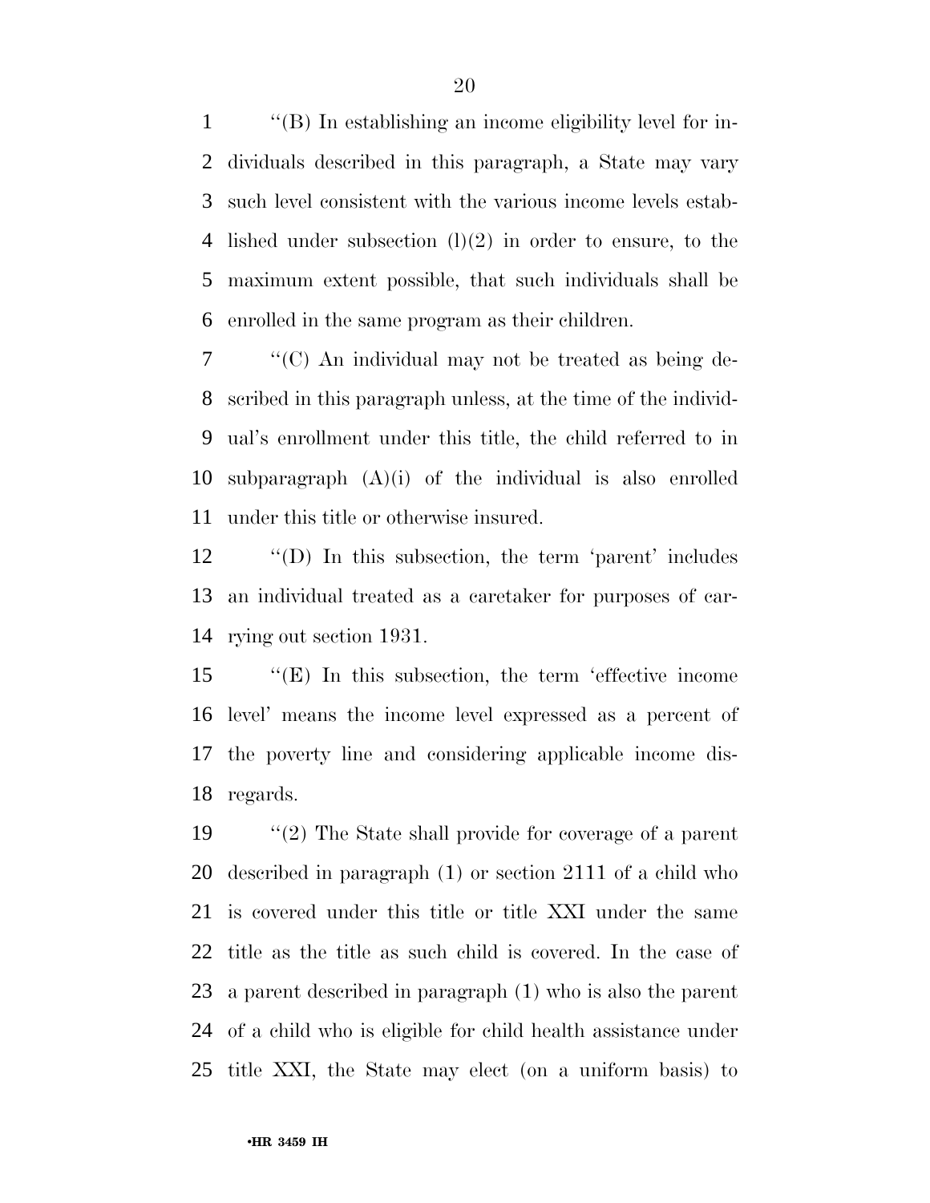''(B) In establishing an income eligibility level for individuals described in this paragraph, a State may vary such level consistent with the various income levels established under subsection (l)(2) in order to ensure, to the maximum extent possible, that such individuals shall be enrolled in the same program as their children.

''(C) An individual may not be treated as being described in this paragraph unless, at the time of the individual's enrollment under this title, the child referred to in subparagraph (A)(i) of the individual is also enrolled under this title or otherwise insured.

''(D) In this subsection, the term 'parent' includes an individual treated as a caretaker for purposes of carrying out section 1931.

''(E) In this subsection, the term 'effective income level' means the income level expressed as a percent of the poverty line and considering applicable income disregards.

''(2) The State shall provide for coverage of a parent described in paragraph (1) or section 2111 of a child who is covered under this title or title XXI under the same title as the title as such child is covered. In the case of a parent described in paragraph (1) who is also the parent of a child who is eligible for child health assistance under title XXI, the State may elect (on a uniform basis) to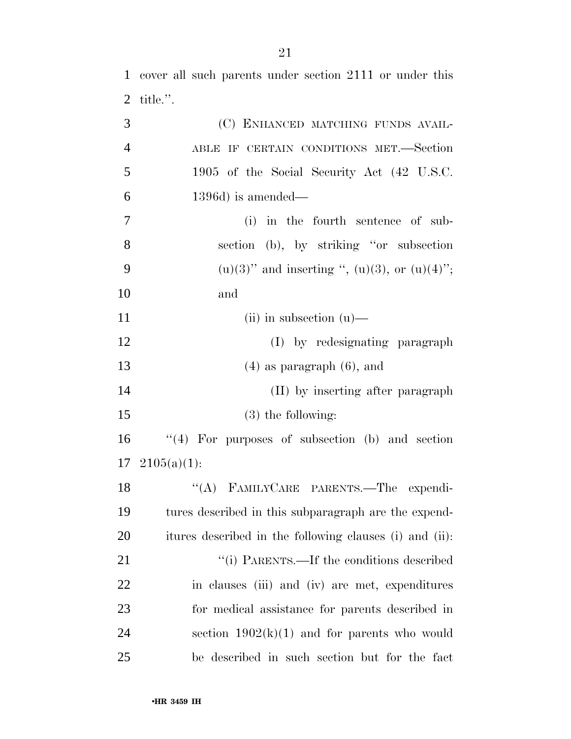cover all such parents under section 2111 or under this title.''.

(C) ENHANCED MATCHING FUNDS AVAILABLE IF CERTAIN CONDITIONS MET.—Section 1905 of the Social Security Act (42 U.S.C. 1396d) is amended—

(i) in the fourth sentence of subsection (b), by striking ''or subsection (u)(3)'' and inserting '', (u)(3), or (u)(4)''; and

(ii) in subsection (u)—

(I) by redesignating paragraph (4) as paragraph (6), and

(II) by inserting after paragraph (3) the following:

''(4) For purposes of subsection (b) and section 2105(a)(1):

''(A) FAMILYCARE PARENTS.—The expenditures described in this subparagraph are the expenditures described in the following clauses (i) and (ii):

''(i) PARENTS.—If the conditions described in clauses (iii) and (iv) are met, expenditures for medical assistance for parents described in section 1902(k)(1) and for parents who would be described in such section but for the fact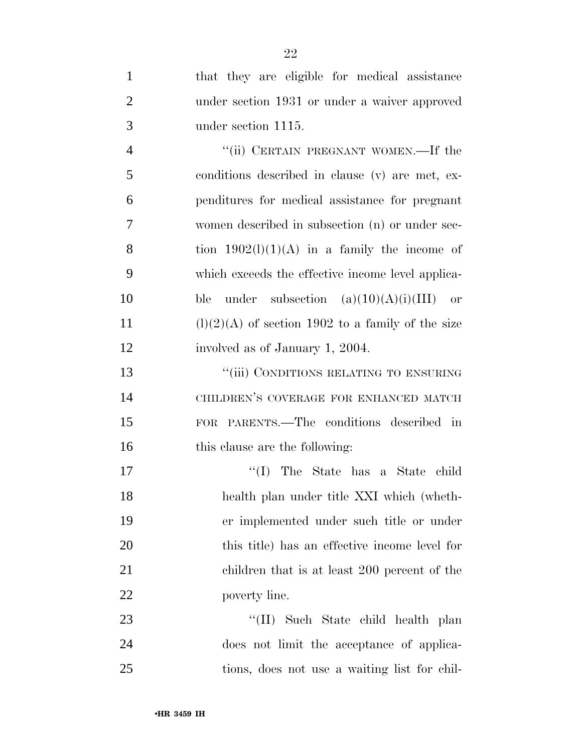that they are eligible for medical assistance under section 1931 or under a waiver approved under section 1115.

"(ii) CERTAIN PREGNANT WOMEN.—If the conditions described in clause (v) are met, expenditures for medical assistance for pregnant women described in subsection (n) or under section 1902(l)(1)(A) in a family the income of which exceeds the effective income level applicable under subsection (a)(10)(A)(i)(III) or (l)(2)(A) of section 1902 to a family of the size involved as of January 1, 2004.

"(iii) CONDITIONS RELATING TO ENSURING CHILDREN'S COVERAGE FOR ENHANCED MATCH FOR PARENTS.—The conditions described in this clause are the following:

"(I) The State has a State child health plan under title XXI which (whether implemented under such title or under this title) has an effective income level for children that is at least 200 percent of the poverty line.

"(II) Such State child health plan does not limit the acceptance of applications, does not use a waiting list for chil-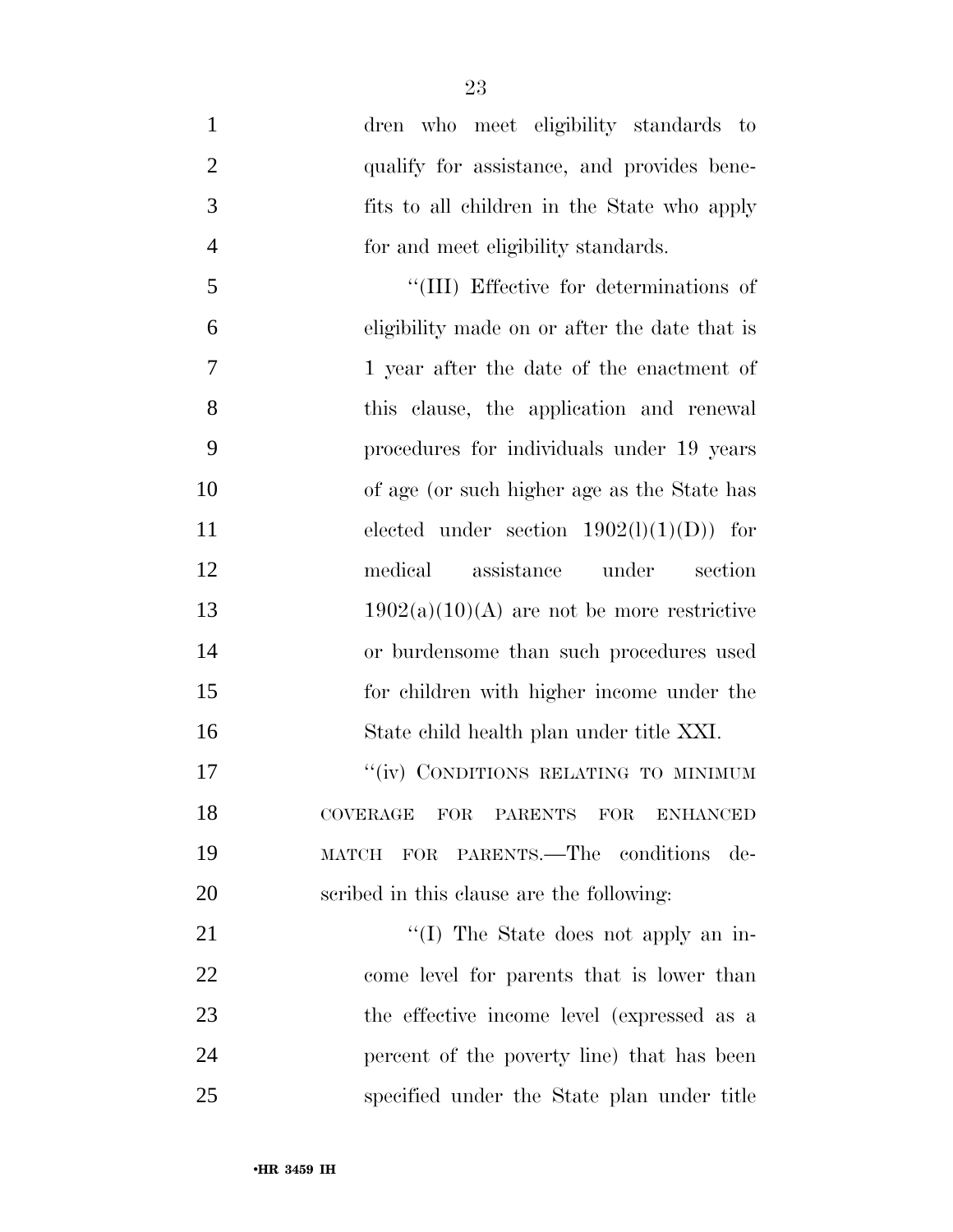dren who meet eligibility standards to qualify for assistance, and provides benefits to all children in the State who apply for and meet eligibility standards.

''(III) Effective for determinations of eligibility made on or after the date that is 1 year after the date of the enactment of this clause, the application and renewal procedures for individuals under 19 years of age (or such higher age as the State has elected under section 1902(l)(1)(D)) for medical assistance under section 1902(a)(10)(A) are not be more restrictive or burdensome than such procedures used for children with higher income under the State child health plan under title XXI.

''(iv) CONDITIONS RELATING TO MINIMUM COVERAGE FOR PARENTS FOR ENHANCED MATCH FOR PARENTS.—The conditions described in this clause are the following:

''(I) The State does not apply an income level for parents that is lower than the effective income level (expressed as a percent of the poverty line) that has been specified under the State plan under title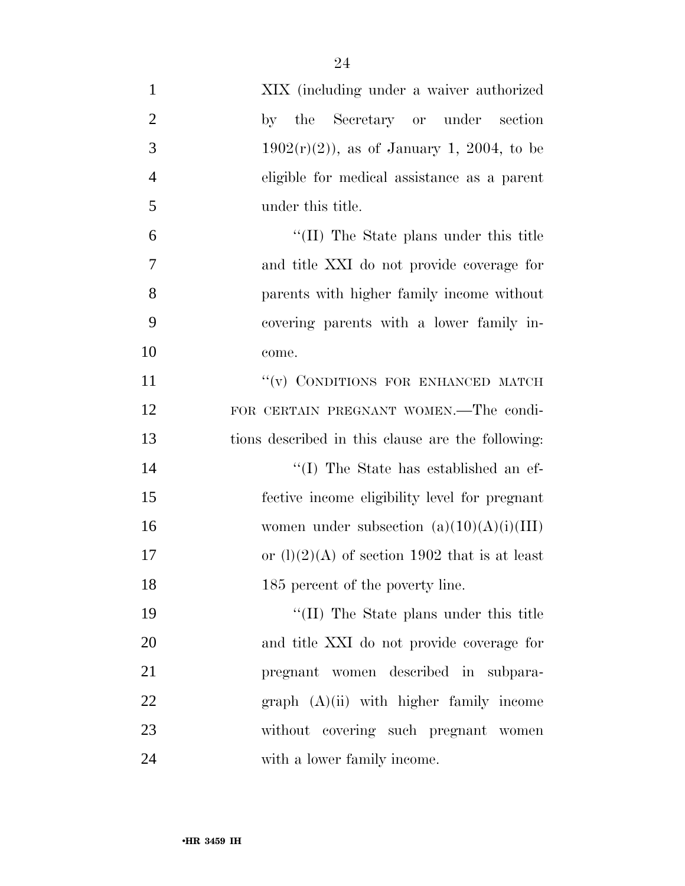XIX (including under a waiver authorized by the Secretary or under section 1902(r)(2)), as of January 1, 2004, to be eligible for medical assistance as a parent under this title.

''(II) The State plans under this title and title XXI do not provide coverage for parents with higher family income without covering parents with a lower family income.

''(v) CONDITIONS FOR ENHANCED MATCH FOR CERTAIN PREGNANT WOMEN.—The conditions described in this clause are the following:

''(I) The State has established an effective income eligibility level for pregnant women under subsection (a)(10)(A)(i)(III) or (l)(2)(A) of section 1902 that is at least 185 percent of the poverty line.

''(II) The State plans under this title and title XXI do not provide coverage for pregnant women described in subparagraph (A)(ii) with higher family income without covering such pregnant women with a lower family income.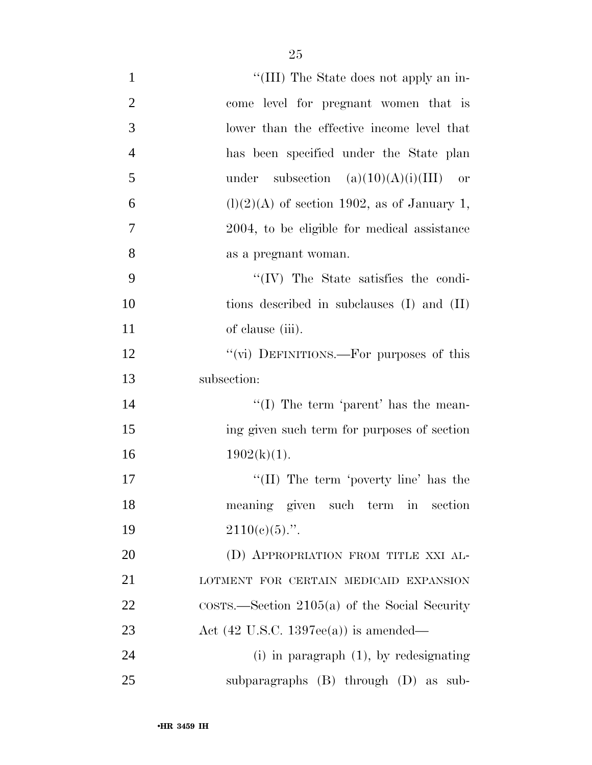"(III) The State does not apply an income level for pregnant women that is lower than the effective income level that has been specified under the State plan under subsection (a)(10)(A)(i)(III) or (l)(2)(A) of section 1902, as of January 1, 2004, to be eligible for medical assistance as a pregnant woman.

"(IV) The State satisfies the conditions described in subclauses (I) and (II) of clause (iii).

"(vi) DEFINITIONS.—For purposes of this subsection:

"(I) The term 'parent' has the meaning given such term for purposes of section 1902(k)(1).

"(II) The term 'poverty line' has the meaning given such term in section 2110(c)(5).".

(D) APPROPRIATION FROM TITLE XXI ALLOTMENT FOR CERTAIN MEDICAID EXPANSION COSTS.—Section 2105(a) of the Social Security Act (42 U.S.C. 1397ee(a)) is amended—

(i) in paragraph (1), by redesignating subparagraphs (B) through (D) as sub-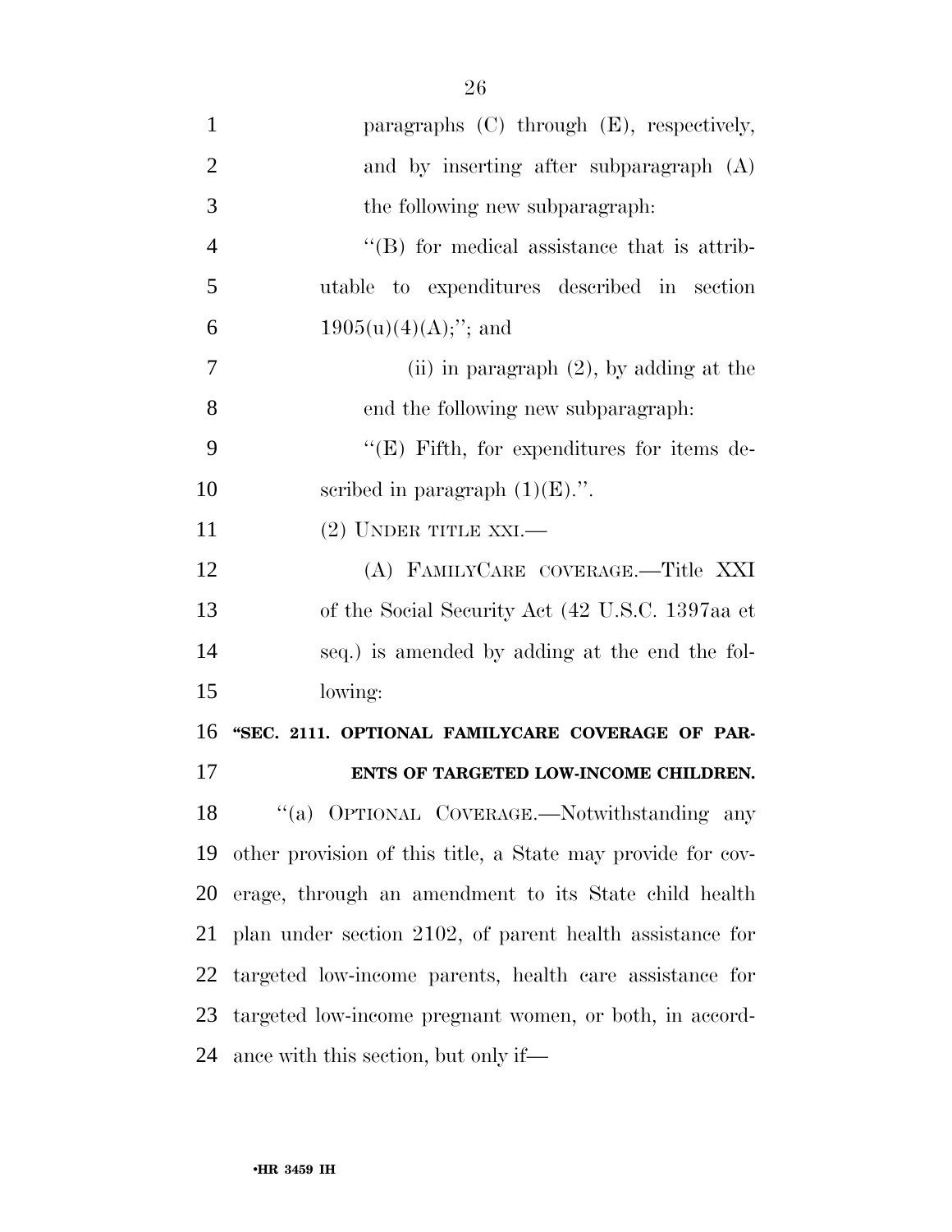paragraphs (C) through (E), respectively, and by inserting after subparagraph (A) the following new subparagraph:

"(B) for medical assistance that is attributable to expenditures described in section 1905(u)(4)(A);"; and

(ii) in paragraph (2), by adding at the end the following new subparagraph:

"(E) Fifth, for expenditures for items described in paragraph (1)(E).".

(2) UNDER TITLE XXI.—

(A) FAMILYCARE COVERAGE.—Title XXI of the Social Security Act (42 U.S.C. 1397aa et seq.) is amended by adding at the end the following:

**"SEC. 2111. OPTIONAL FAMILYCARE COVERAGE OF PARENTS OF TARGETED LOW-INCOME CHILDREN.**

"(a) OPTIONAL COVERAGE.—Notwithstanding any other provision of this title, a State may provide for coverage, through an amendment to its State child health plan under section 2102, of parent health assistance for targeted low-income parents, health care assistance for targeted low-income pregnant women, or both, in accordance with this section, but only if—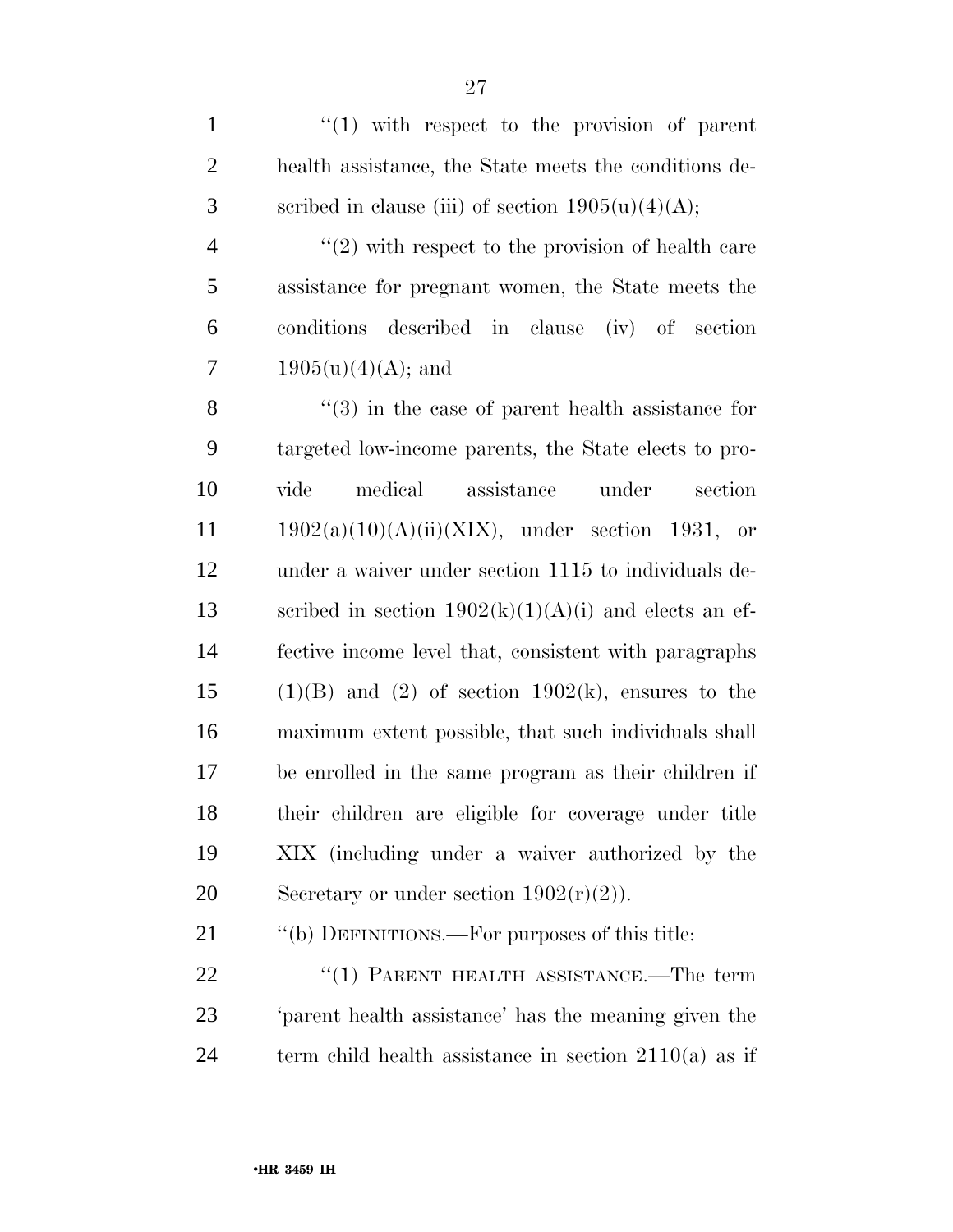''(1) with respect to the provision of parent health assistance, the State meets the conditions described in clause (iii) of section 1905(u)(4)(A);

''(2) with respect to the provision of health care assistance for pregnant women, the State meets the conditions described in clause (iv) of section 1905(u)(4)(A); and

''(3) in the case of parent health assistance for targeted low-income parents, the State elects to provide medical assistance under section 1902(a)(10)(A)(ii)(XIX), under section 1931, or under a waiver under section 1115 to individuals described in section 1902(k)(1)(A)(i) and elects an effective income level that, consistent with paragraphs (1)(B) and (2) of section 1902(k), ensures to the maximum extent possible, that such individuals shall be enrolled in the same program as their children if their children are eligible for coverage under title XIX (including under a waiver authorized by the Secretary or under section 1902(r)(2)).

''(b) DEFINITIONS.—For purposes of this title:

''(1) PARENT HEALTH ASSISTANCE.—The term 'parent health assistance' has the meaning given the term child health assistance in section 2110(a) as if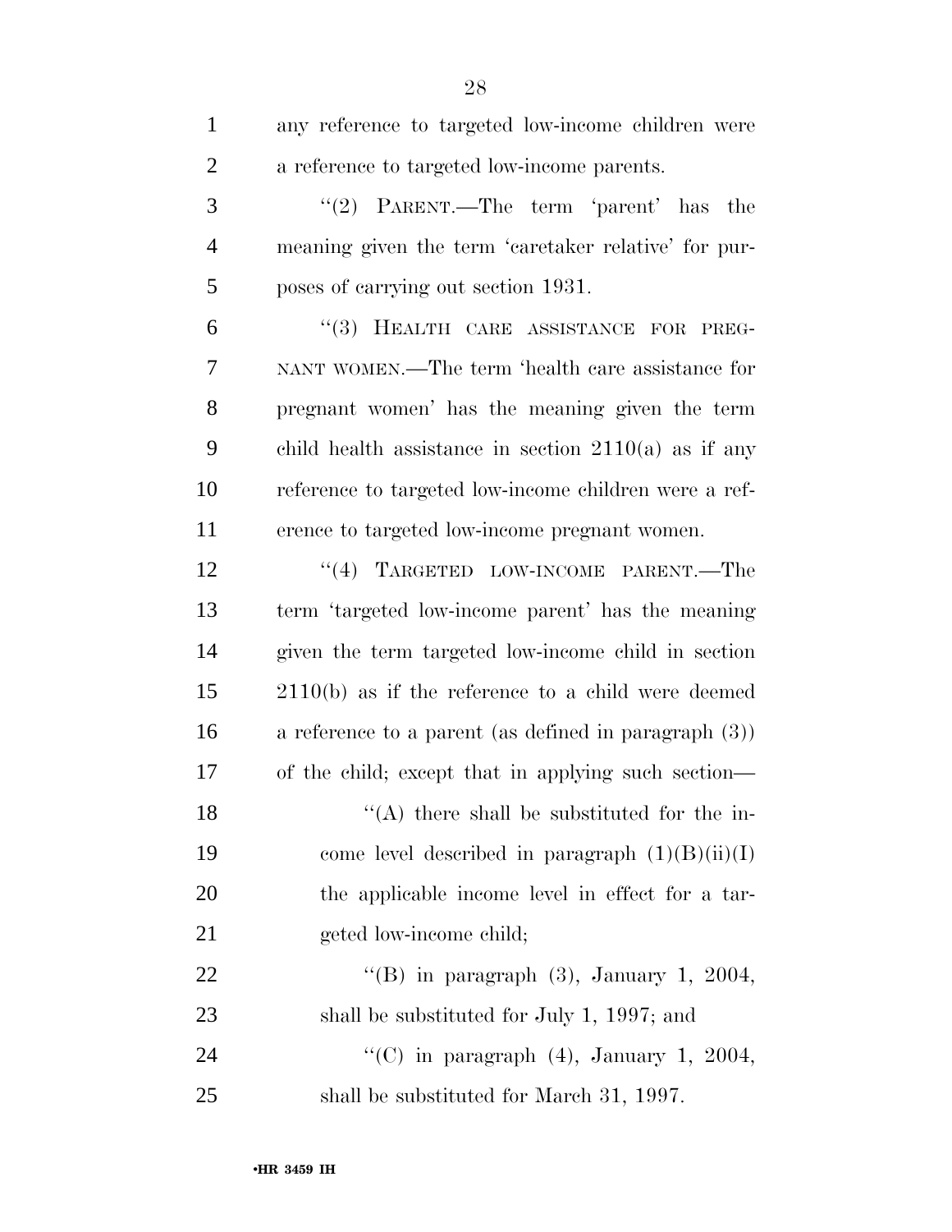any reference to targeted low-income children were a reference to targeted low-income parents.

''(2) PARENT.—The term 'parent' has the meaning given the term 'caretaker relative' for purposes of carrying out section 1931.

''(3) HEALTH CARE ASSISTANCE FOR PREGNANT WOMEN.—The term 'health care assistance for pregnant women' has the meaning given the term child health assistance in section 2110(a) as if any reference to targeted low-income children were a reference to targeted low-income pregnant women.

''(4) TARGETED LOW-INCOME PARENT.—The term 'targeted low-income parent' has the meaning given the term targeted low-income child in section 2110(b) as if the reference to a child were deemed a reference to a parent (as defined in paragraph (3)) of the child; except that in applying such section—

''(A) there shall be substituted for the income level described in paragraph (1)(B)(ii)(I) the applicable income level in effect for a targeted low-income child;

''(B) in paragraph (3), January 1, 2004, shall be substituted for July 1, 1997; and

''(C) in paragraph (4), January 1, 2004, shall be substituted for March 31, 1997.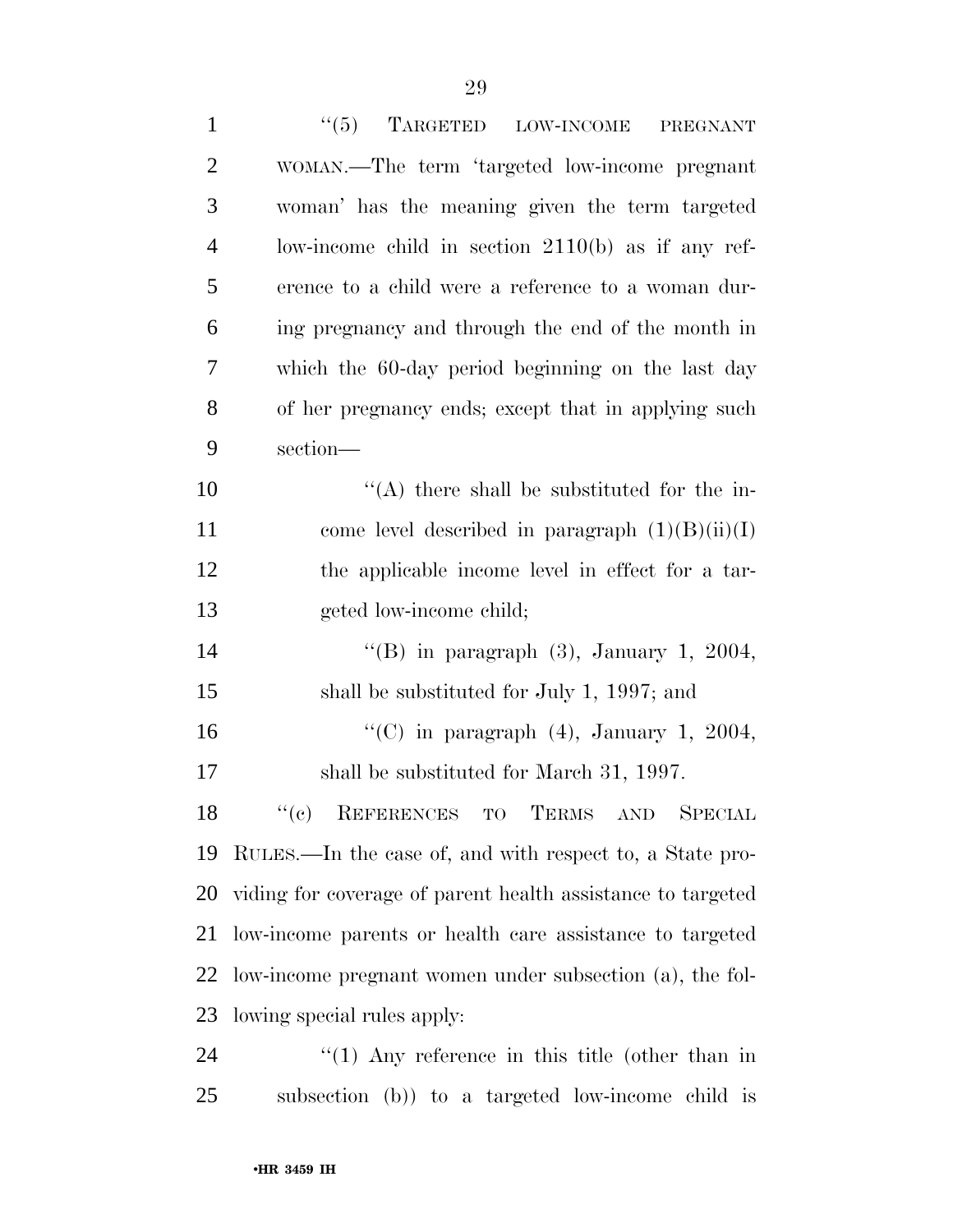"(5) TARGETED LOW-INCOME PREGNANT WOMAN.—The term 'targeted low-income pregnant woman' has the meaning given the term targeted low-income child in section 2110(b) as if any reference to a child were a reference to a woman during pregnancy and through the end of the month in which the 60-day period beginning on the last day of her pregnancy ends; except that in applying such section—

"(A) there shall be substituted for the income level described in paragraph (1)(B)(ii)(I) the applicable income level in effect for a targeted low-income child;

"(B) in paragraph (3), January 1, 2004, shall be substituted for July 1, 1997; and

"(C) in paragraph (4), January 1, 2004, shall be substituted for March 31, 1997.

"(c) REFERENCES TO TERMS AND SPECIAL RULES.—In the case of, and with respect to, a State providing for coverage of parent health assistance to targeted low-income parents or health care assistance to targeted low-income pregnant women under subsection (a), the following special rules apply:

"(1) Any reference in this title (other than in subsection (b)) to a targeted low-income child is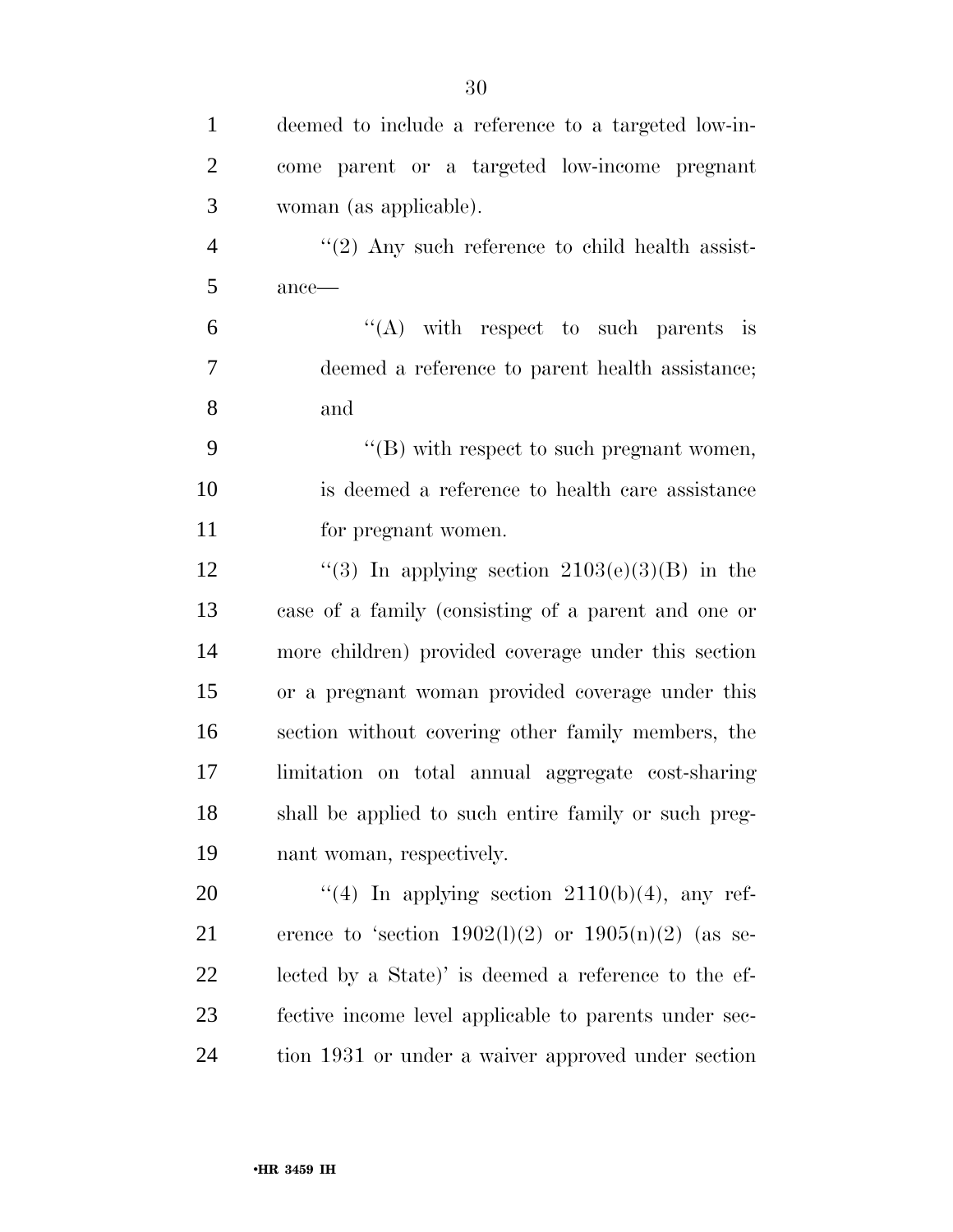deemed to include a reference to a targeted low-income parent or a targeted low-income pregnant woman (as applicable).

"(2) Any such reference to child health assistance—

"(A) with respect to such parents is deemed a reference to parent health assistance; and

"(B) with respect to such pregnant women, is deemed a reference to health care assistance for pregnant women.

"(3) In applying section 2103(e)(3)(B) in the case of a family (consisting of a parent and one or more children) provided coverage under this section or a pregnant woman provided coverage under this section without covering other family members, the limitation on total annual aggregate cost-sharing shall be applied to such entire family or such pregnant woman, respectively.

"(4) In applying section 2110(b)(4), any reference to 'section 1902(l)(2) or 1905(n)(2) (as selected by a State)' is deemed a reference to the effective income level applicable to parents under section 1931 or under a waiver approved under section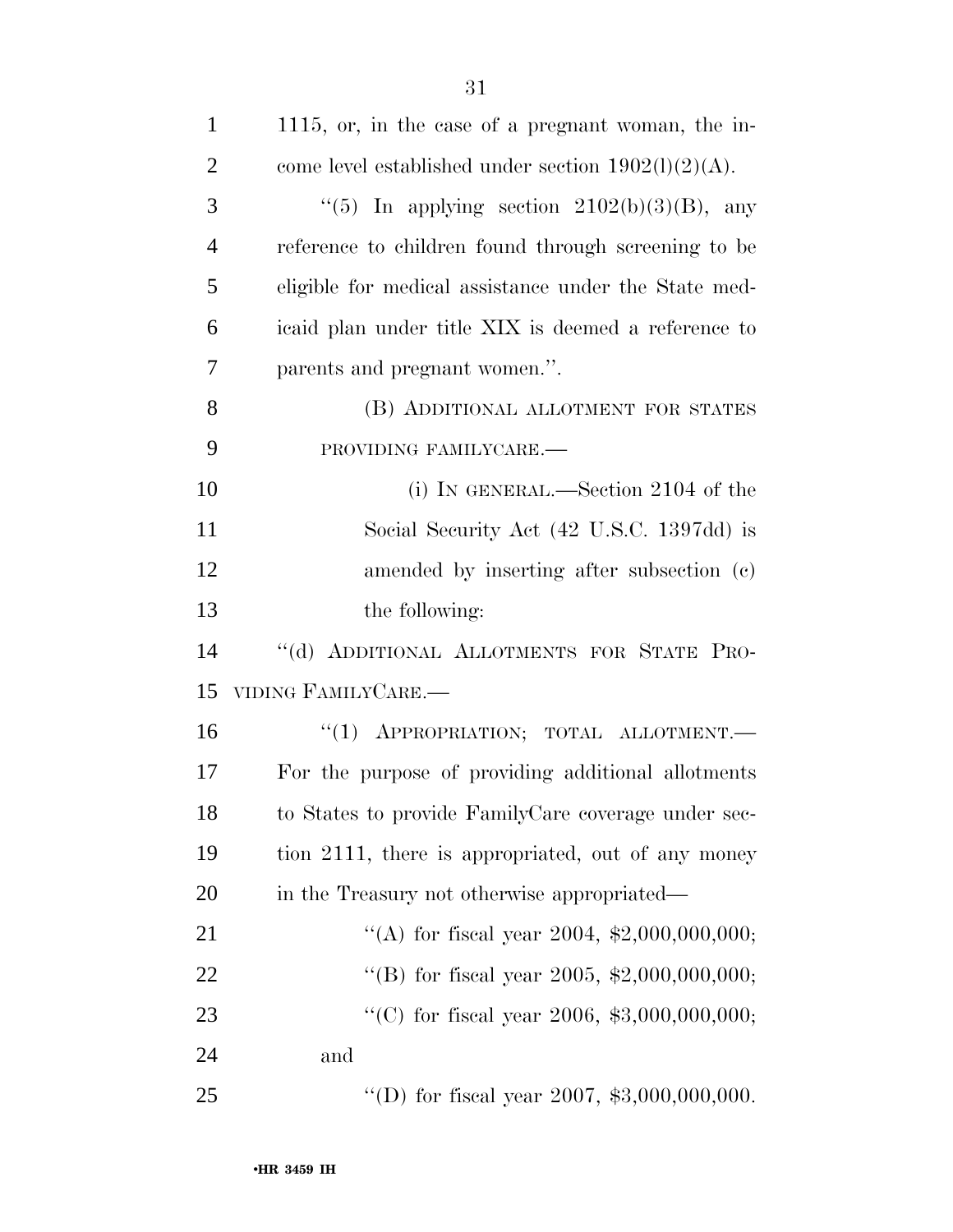1115, or, in the case of a pregnant woman, the income level established under section 1902(l)(2)(A).

"(5) In applying section 2102(b)(3)(B), any reference to children found through screening to be eligible for medical assistance under the State medicaid plan under title XIX is deemed a reference to parents and pregnant women.".

(B) ADDITIONAL ALLOTMENT FOR STATES PROVIDING FAMILYCARE.—

(i) IN GENERAL.—Section 2104 of the Social Security Act (42 U.S.C. 1397dd) is amended by inserting after subsection (c) the following:

"(d) ADDITIONAL ALLOTMENTS FOR STATE PROVIDING FAMILYCARE.—

"(1) APPROPRIATION; TOTAL ALLOTMENT.— For the purpose of providing additional allotments to States to provide FamilyCare coverage under section 2111, there is appropriated, out of any money in the Treasury not otherwise appropriated—

"(A) for fiscal year 2004, $2,000,000,000;

"(B) for fiscal year 2005, $2,000,000,000;

"(C) for fiscal year 2006, $3,000,000,000; and

"(D) for fiscal year 2007, $3,000,000,000.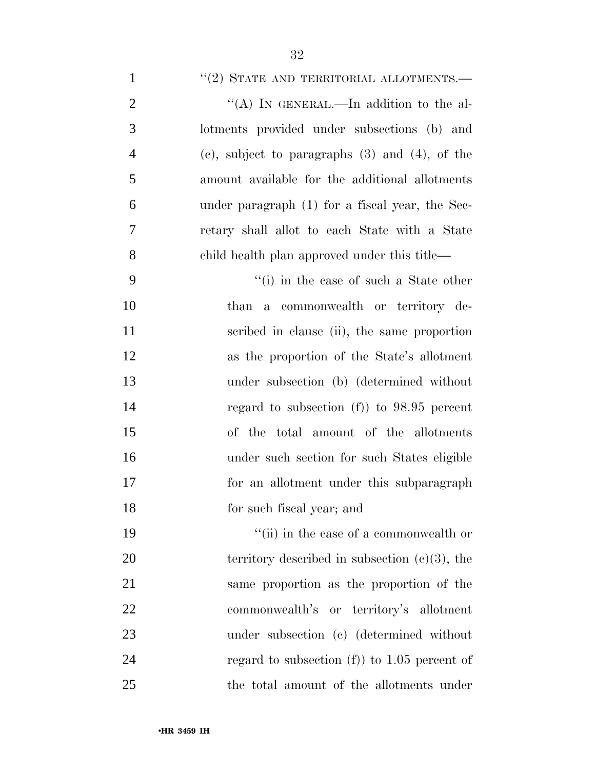"(2) STATE AND TERRITORIAL ALLOTMENTS.—

"(A) IN GENERAL.—In addition to the allotments provided under subsections (b) and (c), subject to paragraphs (3) and (4), of the amount available for the additional allotments under paragraph (1) for a fiscal year, the Secretary shall allot to each State with a State child health plan approved under this title—

"(i) in the case of such a State other than a commonwealth or territory described in clause (ii), the same proportion as the proportion of the State's allotment under subsection (b) (determined without regard to subsection (f)) to 98.95 percent of the total amount of the allotments under such section for such States eligible for an allotment under this subparagraph for such fiscal year; and

"(ii) in the case of a commonwealth or territory described in subsection (c)(3), the same proportion as the proportion of the commonwealth's or territory's allotment under subsection (c) (determined without regard to subsection (f)) to 1.05 percent of the total amount of the allotments under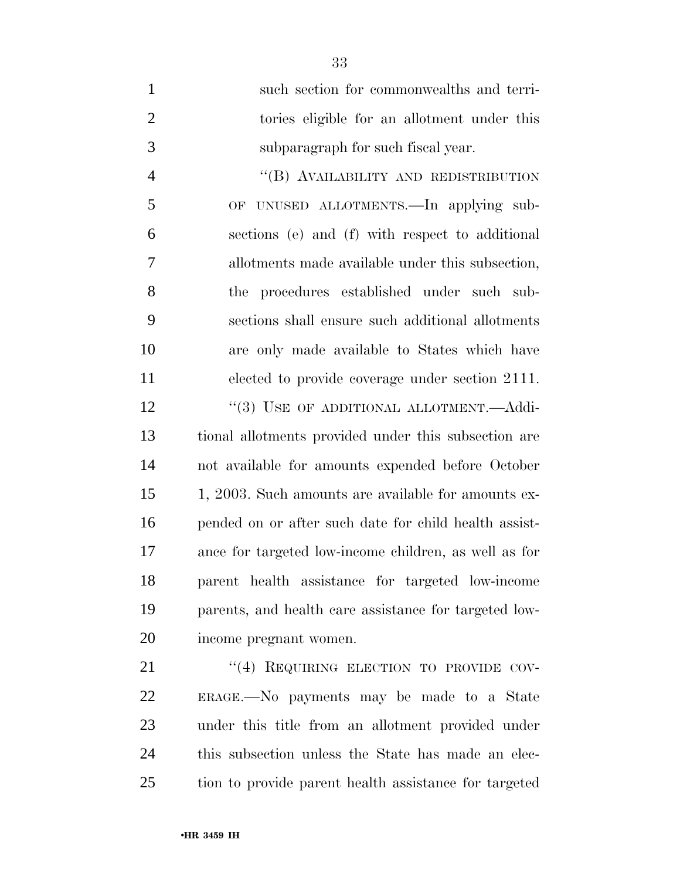such section for commonwealths and territories eligible for an allotment under this subparagraph for such fiscal year.

"(B) AVAILABILITY AND REDISTRIBUTION OF UNUSED ALLOTMENTS.—In applying subsections (e) and (f) with respect to additional allotments made available under this subsection, the procedures established under such subsections shall ensure such additional allotments are only made available to States which have elected to provide coverage under section 2111.

"(3) USE OF ADDITIONAL ALLOTMENT.—Additional allotments provided under this subsection are not available for amounts expended before October 1, 2003. Such amounts are available for amounts expended on or after such date for child health assistance for targeted low-income children, as well as for parent health assistance for targeted low-income parents, and health care assistance for targeted low-income pregnant women.

"(4) REQUIRING ELECTION TO PROVIDE COVERAGE.—No payments may be made to a State under this title from an allotment provided under this subsection unless the State has made an election to provide parent health assistance for targeted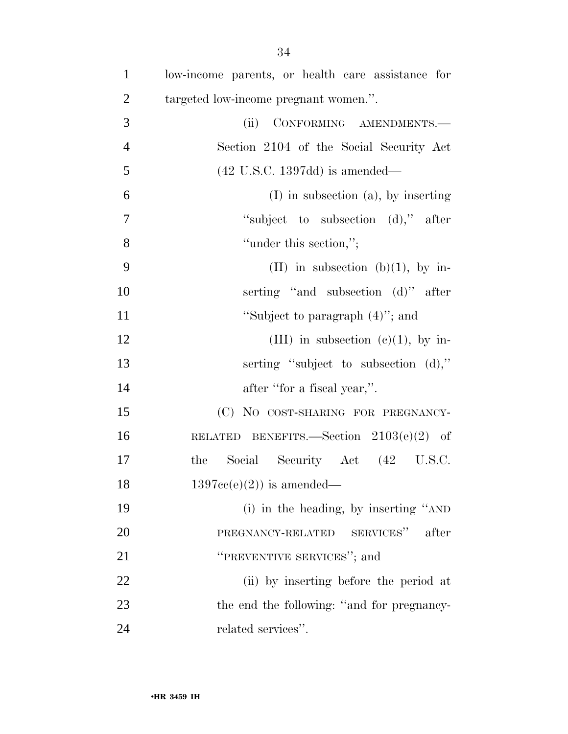low-income parents, or health care assistance for targeted low-income pregnant women.''.

(ii) CONFORMING AMENDMENTS.—Section 2104 of the Social Security Act (42 U.S.C. 1397dd) is amended—

(I) in subsection (a), by inserting ''subject to subsection (d),'' after ''under this section,'';

(II) in subsection (b)(1), by inserting ''and subsection (d)'' after ''Subject to paragraph (4)''; and

(III) in subsection (c)(1), by inserting ''subject to subsection (d),'' after ''for a fiscal year,''.

(C) NO COST-SHARING FOR PREGNANCY-RELATED BENEFITS.—Section 2103(e)(2) of the Social Security Act (42 U.S.C. 1397cc(e)(2)) is amended—

(i) in the heading, by inserting ''AND PREGNANCY-RELATED SERVICES'' after ''PREVENTIVE SERVICES''; and

(ii) by inserting before the period at the end the following: ''and for pregnancy-related services''.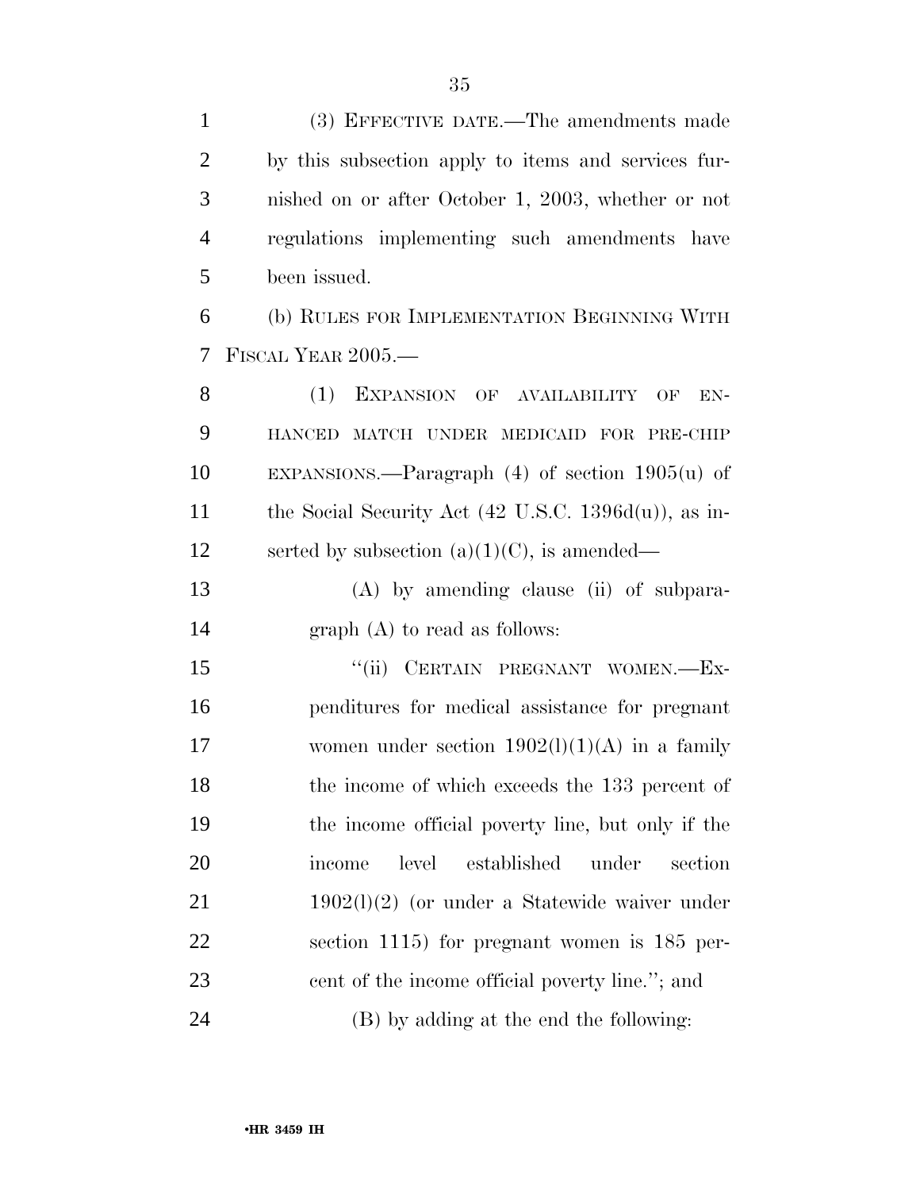(3) EFFECTIVE DATE.—The amendments made by this subsection apply to items and services furnished on or after October 1, 2003, whether or not regulations implementing such amendments have been issued.

(b) RULES FOR IMPLEMENTATION BEGINNING WITH FISCAL YEAR 2005.—

(1) EXPANSION OF AVAILABILITY OF ENHANCED MATCH UNDER MEDICAID FOR PRE-CHIP EXPANSIONS.—Paragraph (4) of section 1905(u) of the Social Security Act (42 U.S.C. 1396d(u)), as inserted by subsection (a)(1)(C), is amended—

(A) by amending clause (ii) of subparagraph (A) to read as follows:

"(ii) CERTAIN PREGNANT WOMEN.—Expenditures for medical assistance for pregnant women under section 1902(l)(1)(A) in a family the income of which exceeds the 133 percent of the income official poverty line, but only if the income level established under section 1902(l)(2) (or under a Statewide waiver under section 1115) for pregnant women is 185 percent of the income official poverty line."; and

(B) by adding at the end the following: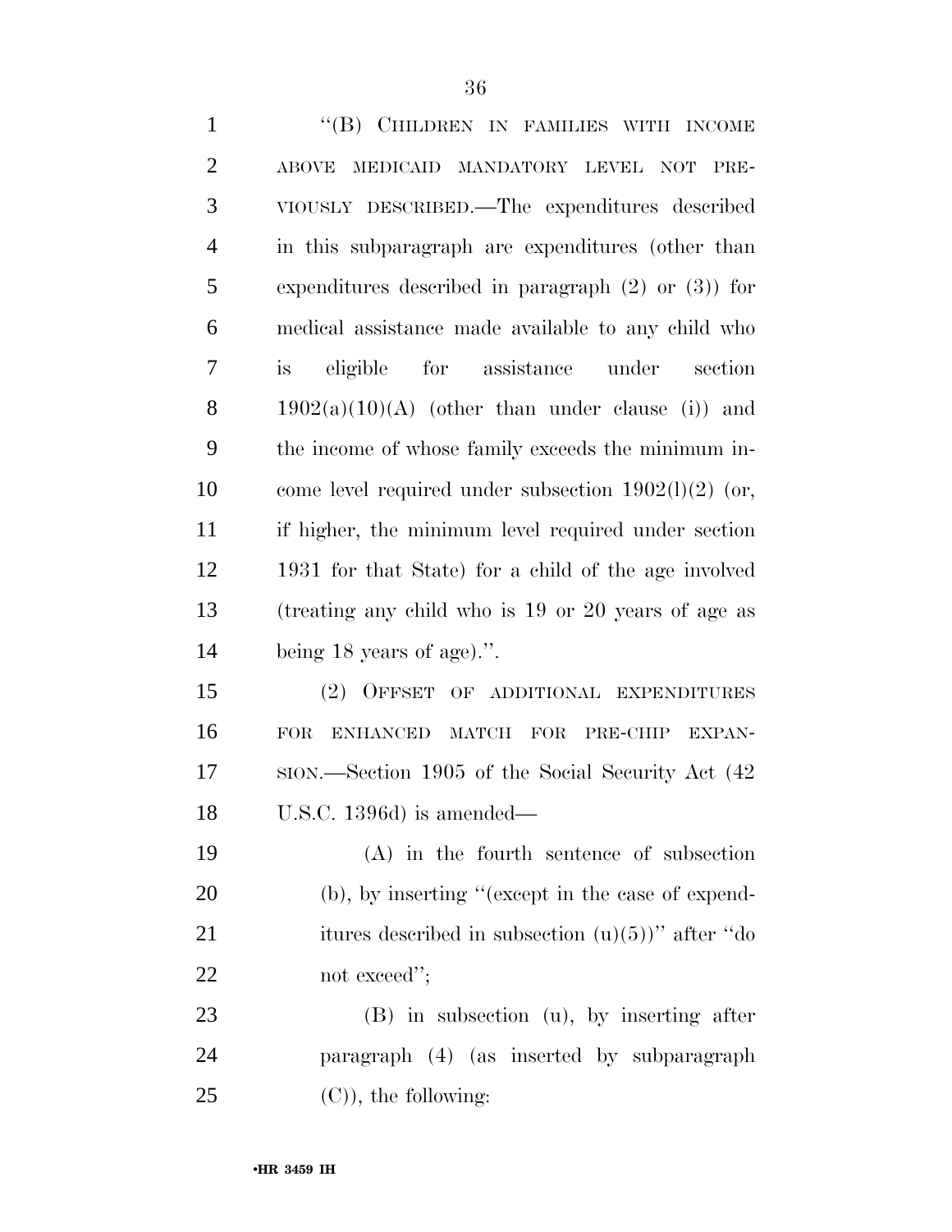"(B) CHILDREN IN FAMILIES WITH INCOME ABOVE MEDICAID MANDATORY LEVEL NOT PREVIOUSLY DESCRIBED.—The expenditures described in this subparagraph are expenditures (other than expenditures described in paragraph (2) or (3)) for medical assistance made available to any child who is eligible for assistance under section 1902(a)(10)(A) (other than under clause (i)) and the income of whose family exceeds the minimum income level required under subsection 1902(l)(2) (or, if higher, the minimum level required under section 1931 for that State) for a child of the age involved (treating any child who is 19 or 20 years of age as being 18 years of age).".

(2) OFFSET OF ADDITIONAL EXPENDITURES FOR ENHANCED MATCH FOR PRE-CHIP EXPANSION.—Section 1905 of the Social Security Act (42 U.S.C. 1396d) is amended—

(A) in the fourth sentence of subsection (b), by inserting "(except in the case of expenditures described in subsection (u)(5))" after "do not exceed";

(B) in subsection (u), by inserting after paragraph (4) (as inserted by subparagraph (C)), the following: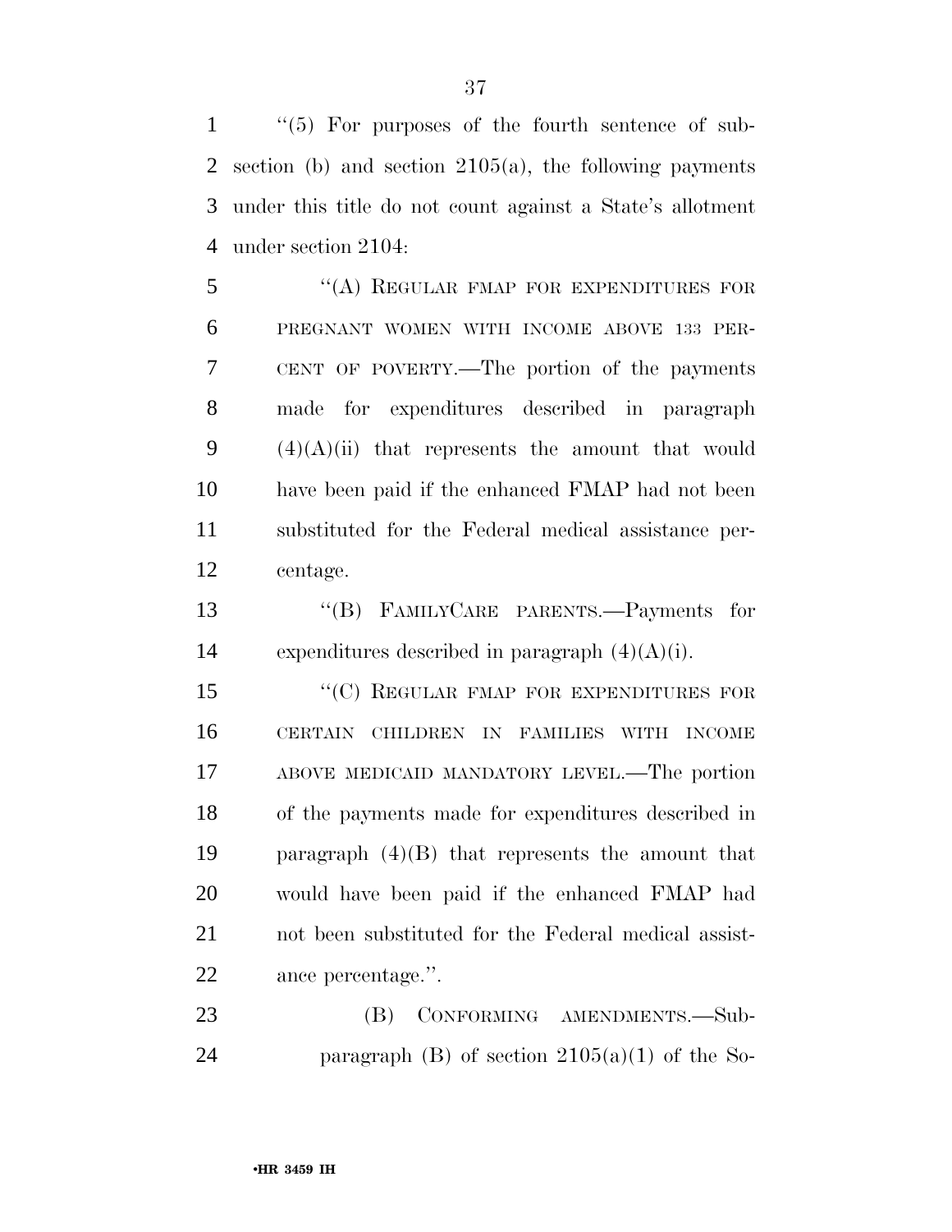"(5) For purposes of the fourth sentence of subsection (b) and section 2105(a), the following payments under this title do not count against a State's allotment under section 2104:

"(A) REGULAR FMAP FOR EXPENDITURES FOR PREGNANT WOMEN WITH INCOME ABOVE 133 PERCENT OF POVERTY.—The portion of the payments made for expenditures described in paragraph (4)(A)(ii) that represents the amount that would have been paid if the enhanced FMAP had not been substituted for the Federal medical assistance percentage.

"(B) FAMILYCARE PARENTS.—Payments for expenditures described in paragraph (4)(A)(i).

"(C) REGULAR FMAP FOR EXPENDITURES FOR CERTAIN CHILDREN IN FAMILIES WITH INCOME ABOVE MEDICAID MANDATORY LEVEL.—The portion of the payments made for expenditures described in paragraph (4)(B) that represents the amount that would have been paid if the enhanced FMAP had not been substituted for the Federal medical assistance percentage.".

(B) CONFORMING AMENDMENTS.—Subparagraph (B) of section 2105(a)(1) of the So-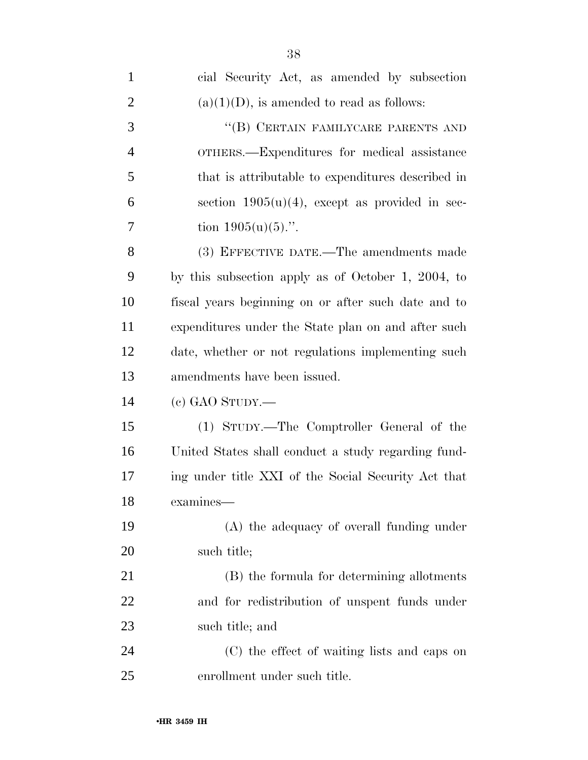cial Security Act, as amended by subsection (a)(1)(D), is amended to read as follows:

"(B) CERTAIN FAMILYCARE PARENTS AND OTHERS.—Expenditures for medical assistance that is attributable to expenditures described in section 1905(u)(4), except as provided in section 1905(u)(5).".

(3) EFFECTIVE DATE.—The amendments made by this subsection apply as of October 1, 2004, to fiscal years beginning on or after such date and to expenditures under the State plan on and after such date, whether or not regulations implementing such amendments have been issued.

(c) GAO STUDY.—

(1) STUDY.—The Comptroller General of the United States shall conduct a study regarding funding under title XXI of the Social Security Act that examines—

(A) the adequacy of overall funding under such title;

(B) the formula for determining allotments and for redistribution of unspent funds under such title; and

(C) the effect of waiting lists and caps on enrollment under such title.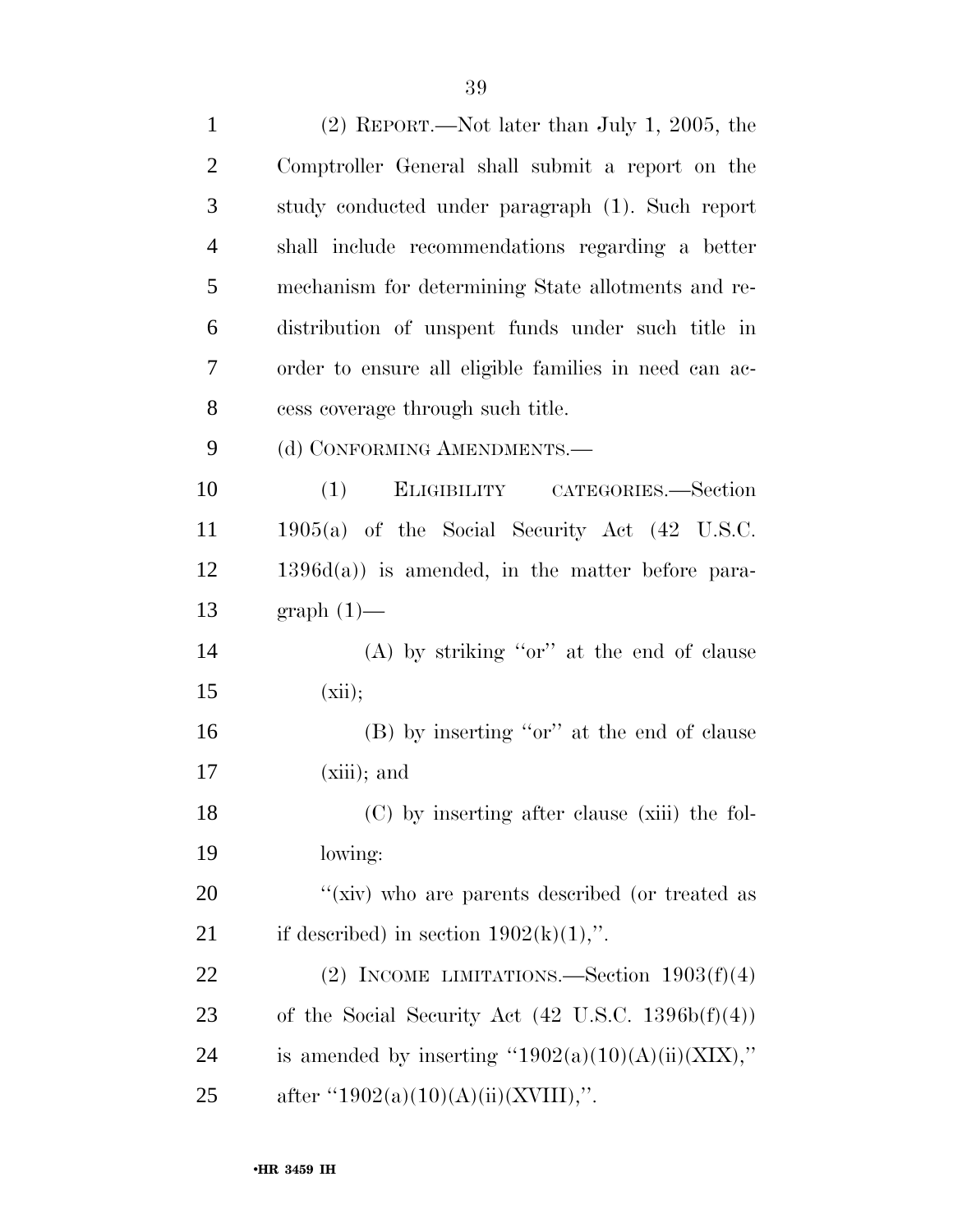(2) REPORT.—Not later than July 1, 2005, the Comptroller General shall submit a report on the study conducted under paragraph (1). Such report shall include recommendations regarding a better mechanism for determining State allotments and redistribution of unspent funds under such title in order to ensure all eligible families in need can access coverage through such title.

(d) CONFORMING AMENDMENTS.—

(1) ELIGIBILITY CATEGORIES.—Section 1905(a) of the Social Security Act (42 U.S.C. 1396d(a)) is amended, in the matter before paragraph (1)—

(A) by striking "or" at the end of clause (xii);

(B) by inserting "or" at the end of clause (xiii); and

(C) by inserting after clause (xiii) the following:

"(xiv) who are parents described (or treated as if described) in section 1902(k)(1),".

(2) INCOME LIMITATIONS.—Section 1903(f)(4) of the Social Security Act (42 U.S.C. 1396b(f)(4)) is amended by inserting "1902(a)(10)(A)(ii)(XIX)," after "1902(a)(10)(A)(ii)(XVIII),".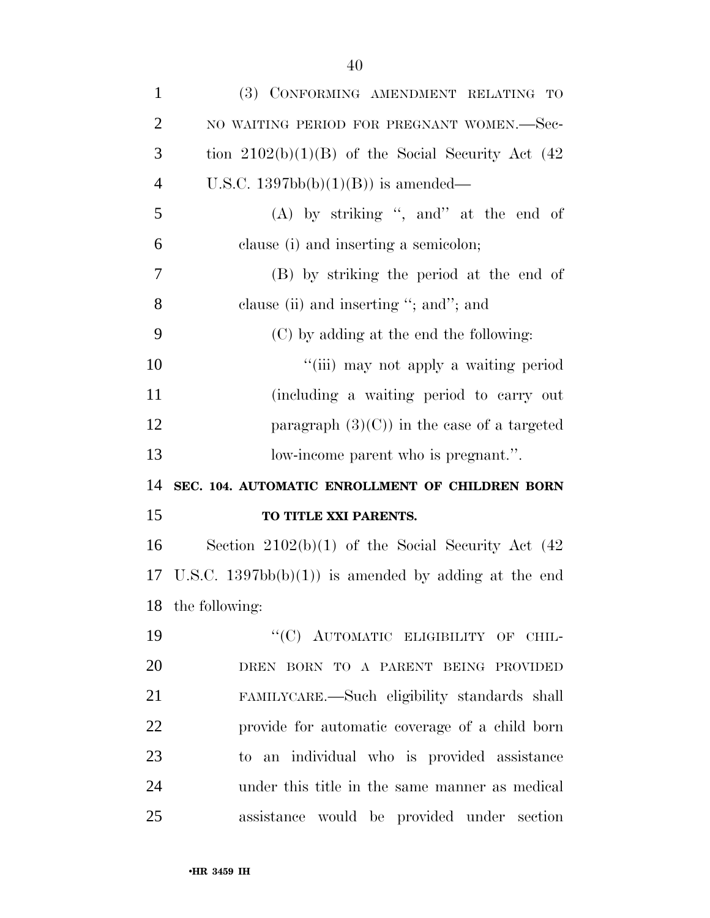(3) CONFORMING AMENDMENT RELATING TO NO WAITING PERIOD FOR PREGNANT WOMEN.—Section 2102(b)(1)(B) of the Social Security Act (42 U.S.C. 1397bb(b)(1)(B)) is amended—

(A) by striking ", and" at the end of clause (i) and inserting a semicolon;

(B) by striking the period at the end of clause (ii) and inserting "; and"; and

(C) by adding at the end the following:

"(iii) may not apply a waiting period (including a waiting period to carry out paragraph (3)(C)) in the case of a targeted low-income parent who is pregnant.".

**SEC. 104. AUTOMATIC ENROLLMENT OF CHILDREN BORN TO TITLE XXI PARENTS.**

Section 2102(b)(1) of the Social Security Act (42 U.S.C. 1397bb(b)(1)) is amended by adding at the end the following:

"(C) AUTOMATIC ELIGIBILITY OF CHILDREN BORN TO A PARENT BEING PROVIDED FAMILYCARE.—Such eligibility standards shall provide for automatic coverage of a child born to an individual who is provided assistance under this title in the same manner as medical assistance would be provided under section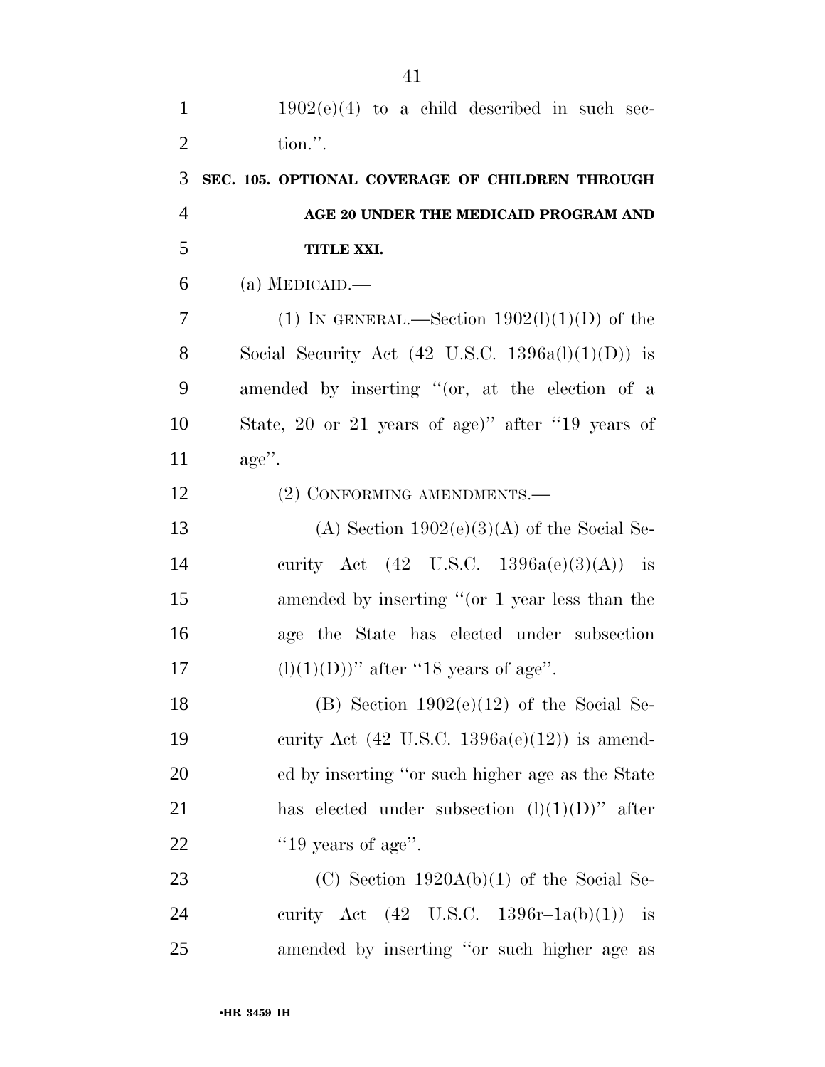1902(e)(4) to a child described in such section.''.

**SEC. 105. OPTIONAL COVERAGE OF CHILDREN THROUGH AGE 20 UNDER THE MEDICAID PROGRAM AND TITLE XXI.**

(a) MEDICAID.—

(1) IN GENERAL.—Section 1902(l)(1)(D) of the Social Security Act (42 U.S.C. 1396a(l)(1)(D)) is amended by inserting ''(or, at the election of a State, 20 or 21 years of age)'' after ''19 years of age''.

(2) CONFORMING AMENDMENTS.—

(A) Section 1902(e)(3)(A) of the Social Security Act (42 U.S.C. 1396a(e)(3)(A)) is amended by inserting ''(or 1 year less than the age the State has elected under subsection (l)(1)(D))'' after ''18 years of age''.

(B) Section 1902(e)(12) of the Social Security Act (42 U.S.C. 1396a(e)(12)) is amended by inserting ''or such higher age as the State has elected under subsection (l)(1)(D)'' after ''19 years of age''.

(C) Section 1920A(b)(1) of the Social Security Act (42 U.S.C. 1396r–1a(b)(1)) is amended by inserting ''or such higher age as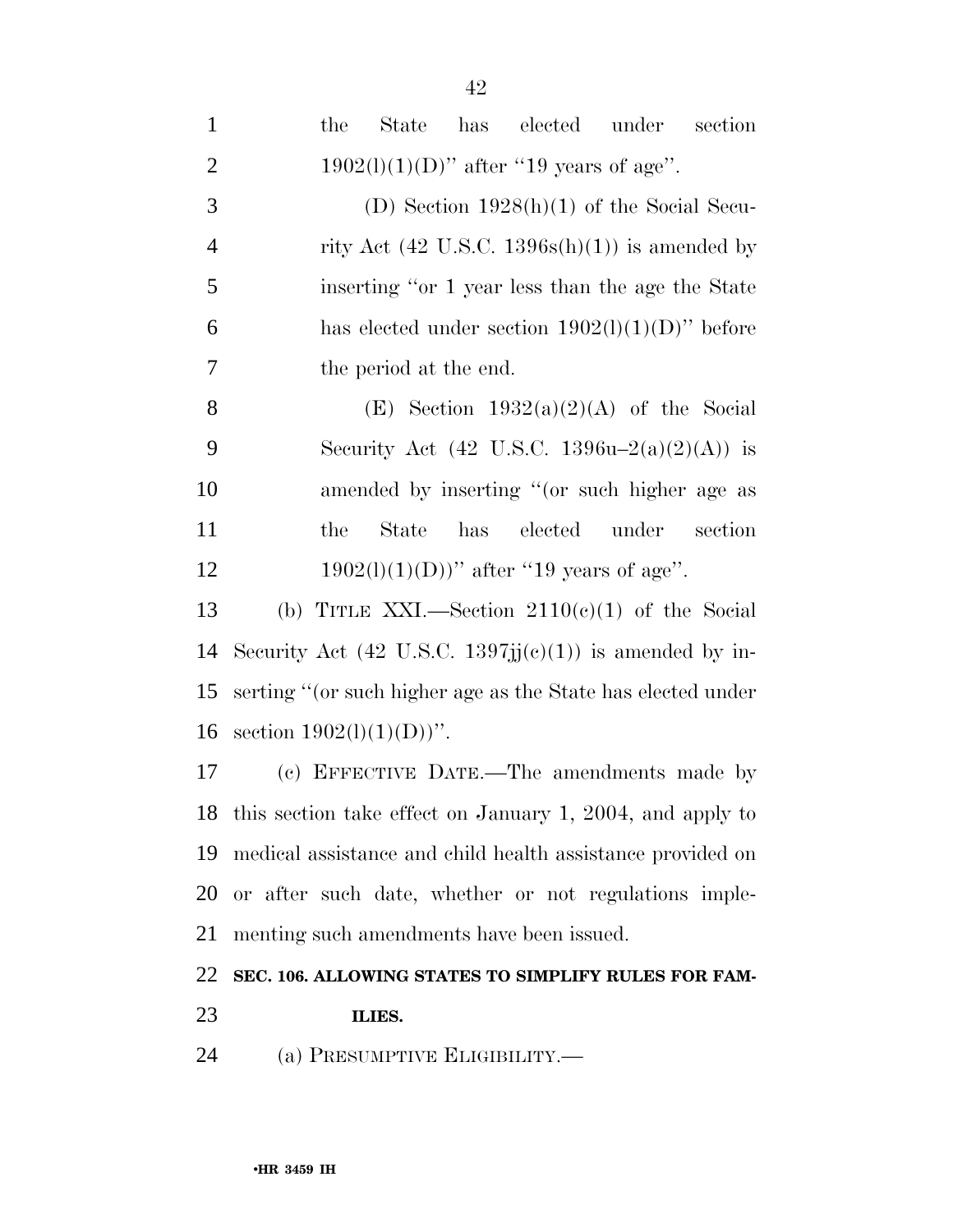the State has elected under section 1902(l)(1)(D)'' after ''19 years of age''.

(D) Section 1928(h)(1) of the Social Security Act (42 U.S.C. 1396s(h)(1)) is amended by inserting ''or 1 year less than the age the State has elected under section 1902(l)(1)(D)'' before the period at the end.

(E) Section 1932(a)(2)(A) of the Social Security Act (42 U.S.C. 1396u–2(a)(2)(A)) is amended by inserting ''(or such higher age as the State has elected under section 1902(l)(1)(D))'' after ''19 years of age''.

(b) TITLE XXI.—Section 2110(c)(1) of the Social Security Act (42 U.S.C. 1397jj(c)(1)) is amended by inserting ''(or such higher age as the State has elected under section 1902(l)(1)(D))''.

(c) EFFECTIVE DATE.—The amendments made by this section take effect on January 1, 2004, and apply to medical assistance and child health assistance provided on or after such date, whether or not regulations implementing such amendments have been issued.

**SEC. 106. ALLOWING STATES TO SIMPLIFY RULES FOR FAMILIES.**

(a) PRESUMPTIVE ELIGIBILITY.—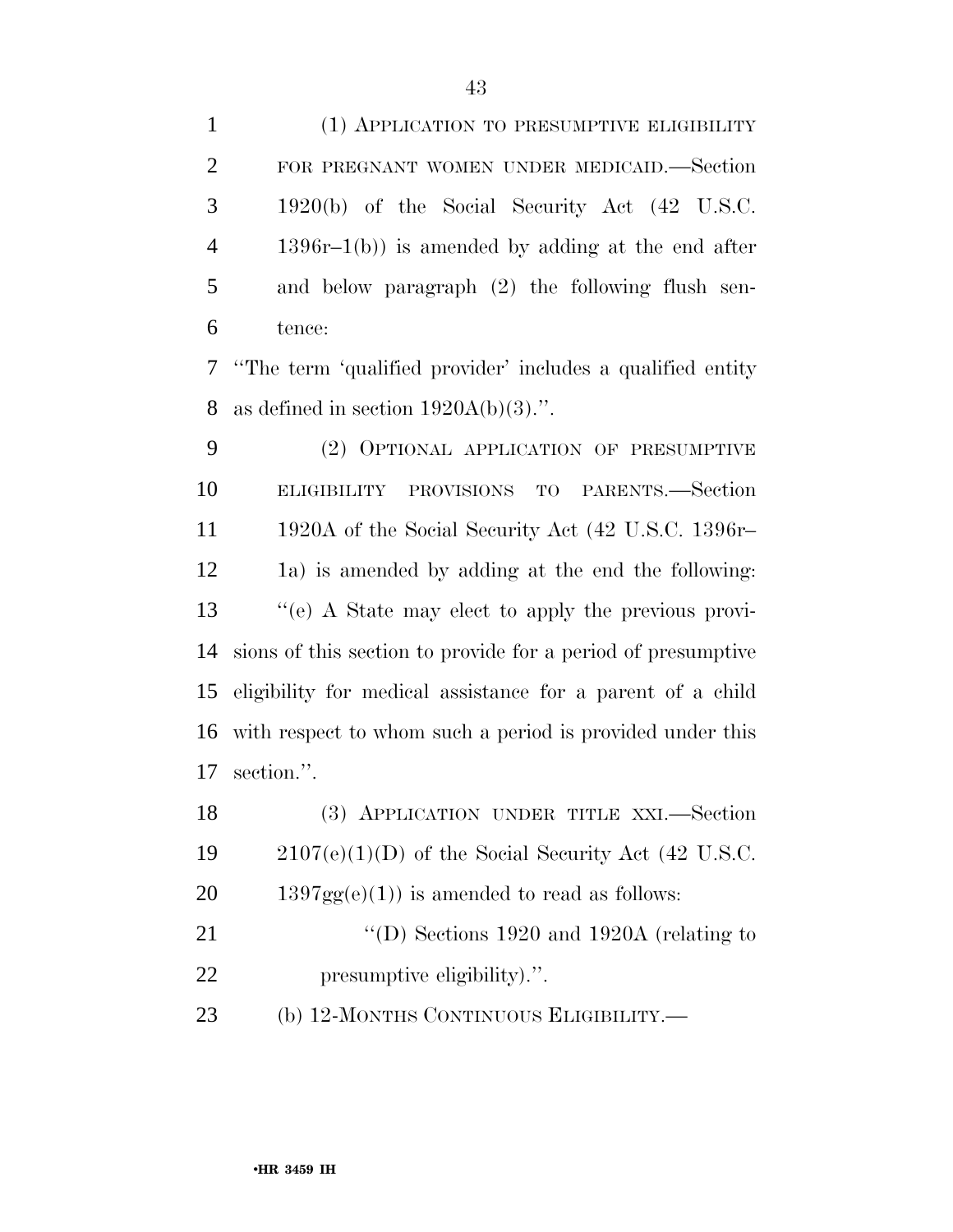(1) APPLICATION TO PRESUMPTIVE ELIGIBILITY FOR PREGNANT WOMEN UNDER MEDICAID.—Section 1920(b) of the Social Security Act (42 U.S.C. 1396r–1(b)) is amended by adding at the end after and below paragraph (2) the following flush sentence:

''The term 'qualified provider' includes a qualified entity as defined in section 1920A(b)(3).''.

(2) OPTIONAL APPLICATION OF PRESUMPTIVE ELIGIBILITY PROVISIONS TO PARENTS.—Section 1920A of the Social Security Act (42 U.S.C. 1396r–1a) is amended by adding at the end the following:

''(e) A State may elect to apply the previous provisions of this section to provide for a period of presumptive eligibility for medical assistance for a parent of a child with respect to whom such a period is provided under this section.''.

(3) APPLICATION UNDER TITLE XXI.—Section 2107(e)(1)(D) of the Social Security Act (42 U.S.C. 1397gg(e)(1)) is amended to read as follows:

''(D) Sections 1920 and 1920A (relating to presumptive eligibility).''.

(b) 12-MONTHS CONTINUOUS ELIGIBILITY.—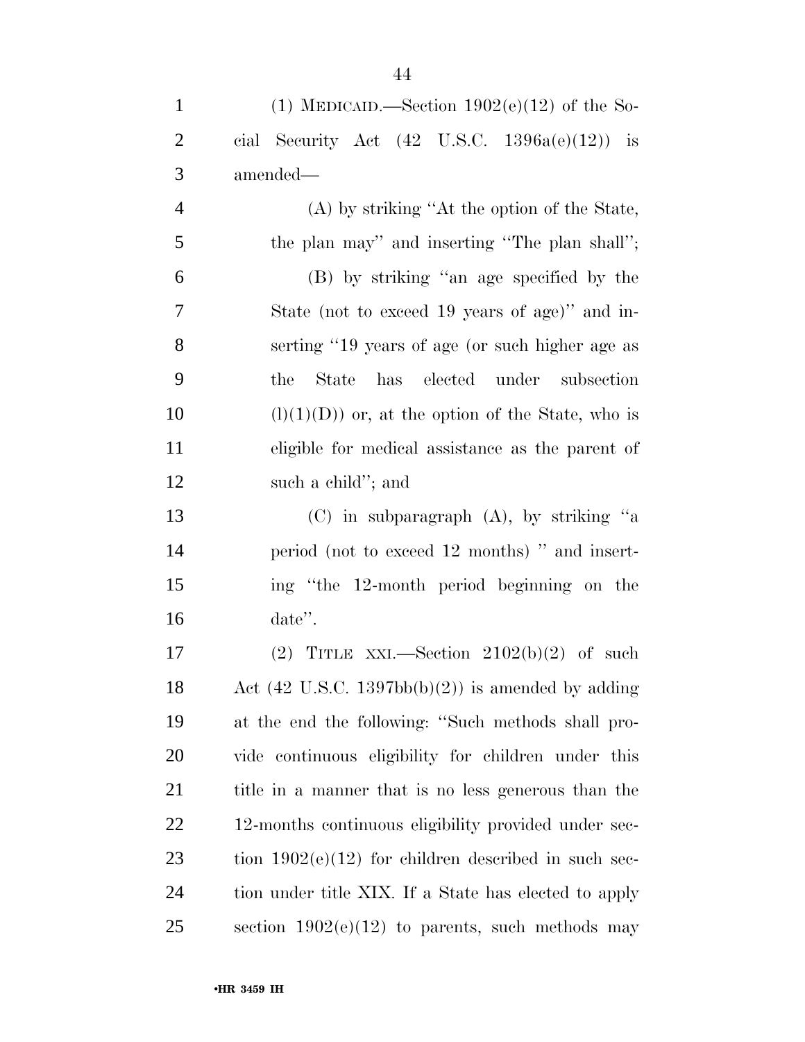(1) MEDICAID.—Section 1902(e)(12) of the Social Security Act (42 U.S.C. 1396a(e)(12)) is amended—

(A) by striking "At the option of the State, the plan may" and inserting "The plan shall";

(B) by striking "an age specified by the State (not to exceed 19 years of age)" and inserting "19 years of age (or such higher age as the State has elected under subsection (l)(1)(D)) or, at the option of the State, who is eligible for medical assistance as the parent of such a child"; and

(C) in subparagraph (A), by striking "a period (not to exceed 12 months) " and inserting "the 12-month period beginning on the date".

(2) TITLE XXI.—Section 2102(b)(2) of such Act (42 U.S.C. 1397bb(b)(2)) is amended by adding at the end the following: "Such methods shall provide continuous eligibility for children under this title in a manner that is no less generous than the 12-months continuous eligibility provided under section 1902(e)(12) for children described in such section under title XIX. If a State has elected to apply section 1902(e)(12) to parents, such methods may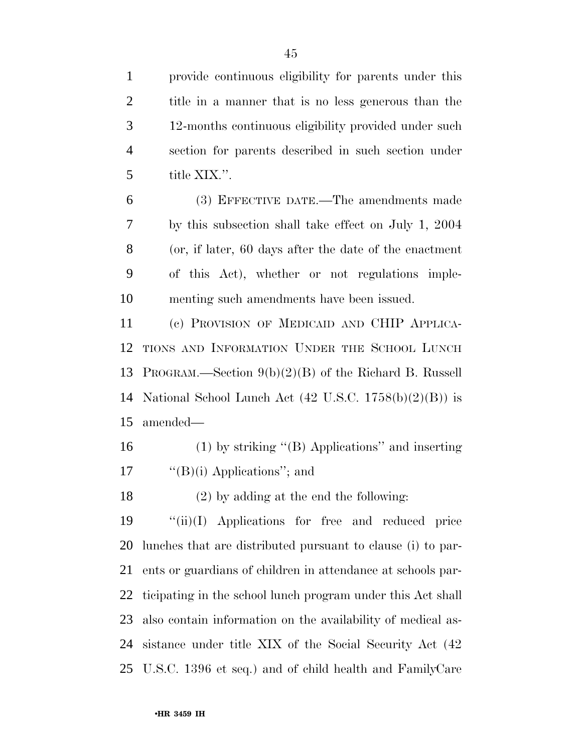provide continuous eligibility for parents under this title in a manner that is no less generous than the 12-months continuous eligibility provided under such section for parents described in such section under title XIX.''.

(3) EFFECTIVE DATE.—The amendments made by this subsection shall take effect on July 1, 2004 (or, if later, 60 days after the date of the enactment of this Act), whether or not regulations implementing such amendments have been issued.

(c) PROVISION OF MEDICAID AND CHIP APPLICATIONS AND INFORMATION UNDER THE SCHOOL LUNCH PROGRAM.—Section 9(b)(2)(B) of the Richard B. Russell National School Lunch Act (42 U.S.C. 1758(b)(2)(B)) is amended—

(1) by striking ''(B) Applications'' and inserting ''(B)(i) Applications''; and

(2) by adding at the end the following:

''(ii)(I) Applications for free and reduced price lunches that are distributed pursuant to clause (i) to parents or guardians of children in attendance at schools participating in the school lunch program under this Act shall also contain information on the availability of medical assistance under title XIX of the Social Security Act (42 U.S.C. 1396 et seq.) and of child health and FamilyCare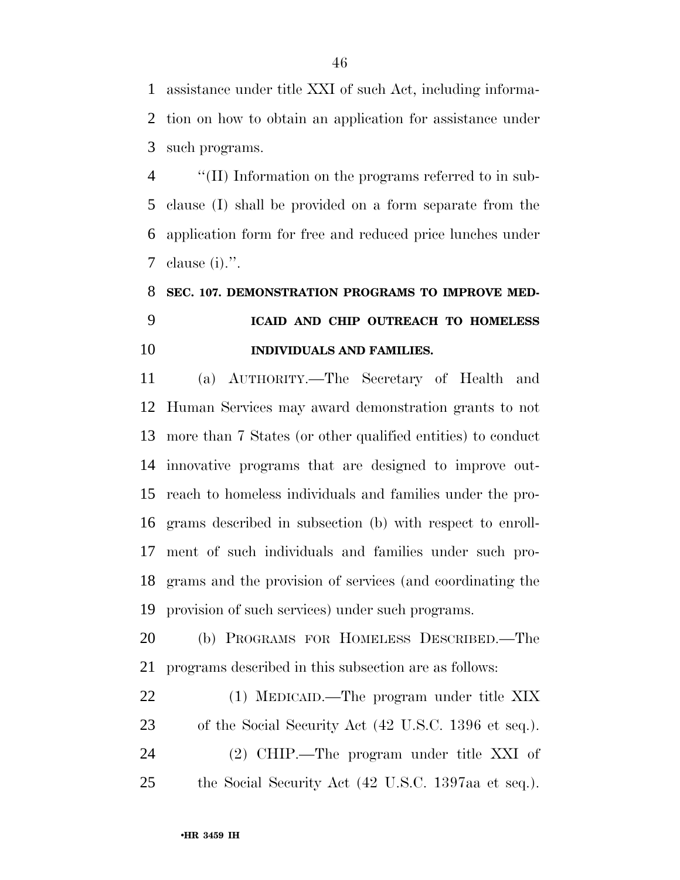assistance under title XXI of such Act, including information on how to obtain an application for assistance under such programs.

''(II) Information on the programs referred to in subclause (I) shall be provided on a form separate from the application form for free and reduced price lunches under clause (i).''.

**SEC. 107. DEMONSTRATION PROGRAMS TO IMPROVE MEDICAID AND CHIP OUTREACH TO HOMELESS INDIVIDUALS AND FAMILIES.**

(a) AUTHORITY.—The Secretary of Health and Human Services may award demonstration grants to not more than 7 States (or other qualified entities) to conduct innovative programs that are designed to improve outreach to homeless individuals and families under the programs described in subsection (b) with respect to enrollment of such individuals and families under such programs and the provision of services (and coordinating the provision of such services) under such programs.

(b) PROGRAMS FOR HOMELESS DESCRIBED.—The programs described in this subsection are as follows:

(1) MEDICAID.—The program under title XIX of the Social Security Act (42 U.S.C. 1396 et seq.).

(2) CHIP.—The program under title XXI of the Social Security Act (42 U.S.C. 1397aa et seq.).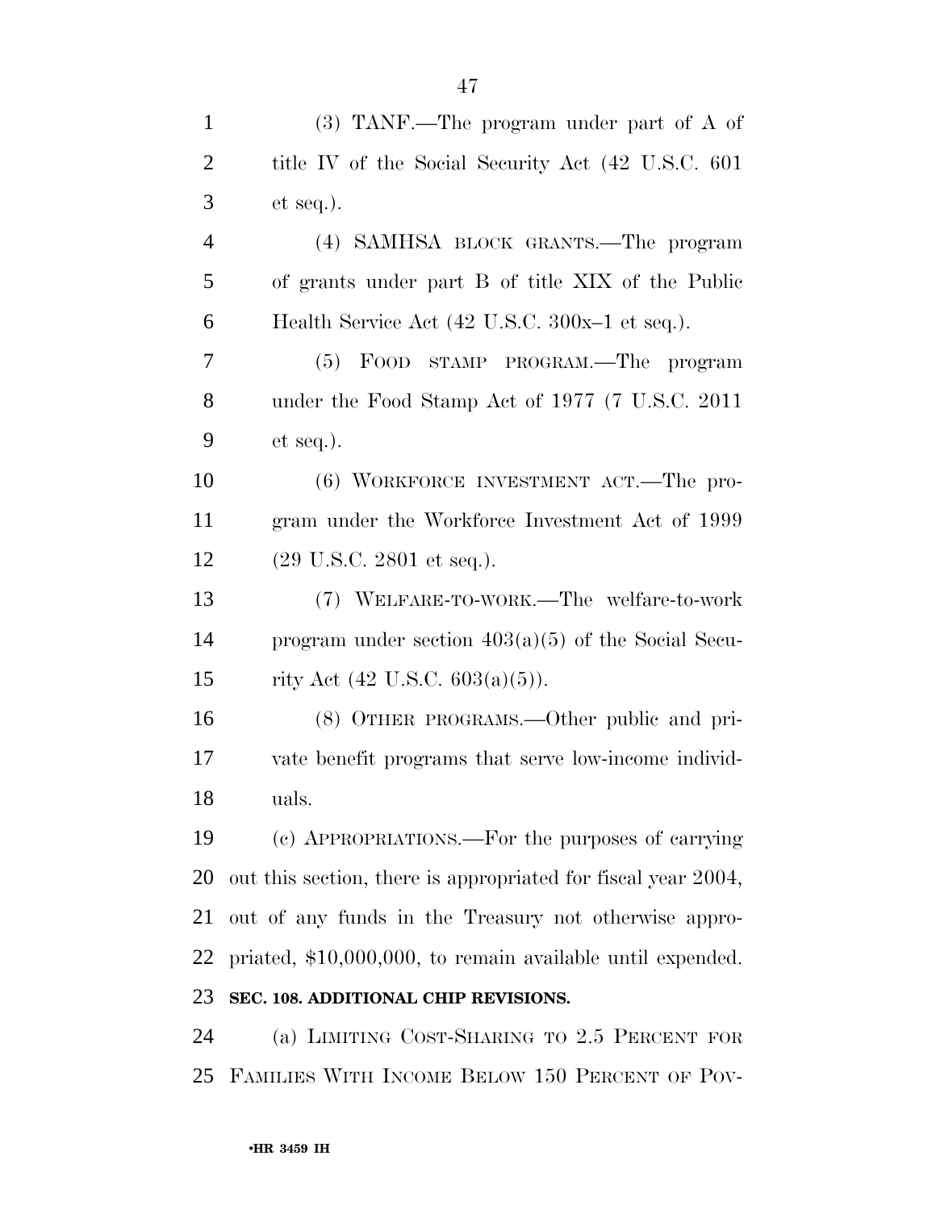(3) TANF.—The program under part of A of title IV of the Social Security Act (42 U.S.C. 601 et seq.).

(4) SAMHSA BLOCK GRANTS.—The program of grants under part B of title XIX of the Public Health Service Act (42 U.S.C. 300x–1 et seq.).

(5) FOOD STAMP PROGRAM.—The program under the Food Stamp Act of 1977 (7 U.S.C. 2011 et seq.).

(6) WORKFORCE INVESTMENT ACT.—The program under the Workforce Investment Act of 1999 (29 U.S.C. 2801 et seq.).

(7) WELFARE-TO-WORK.—The welfare-to-work program under section 403(a)(5) of the Social Security Act (42 U.S.C. 603(a)(5)).

(8) OTHER PROGRAMS.—Other public and private benefit programs that serve low-income individuals.

(c) APPROPRIATIONS.—For the purposes of carrying out this section, there is appropriated for fiscal year 2004, out of any funds in the Treasury not otherwise appropriated, $10,000,000, to remain available until expended.

**SEC. 108. ADDITIONAL CHIP REVISIONS.**

(a) LIMITING COST-SHARING TO 2.5 PERCENT FOR FAMILIES WITH INCOME BELOW 150 PERCENT OF POV-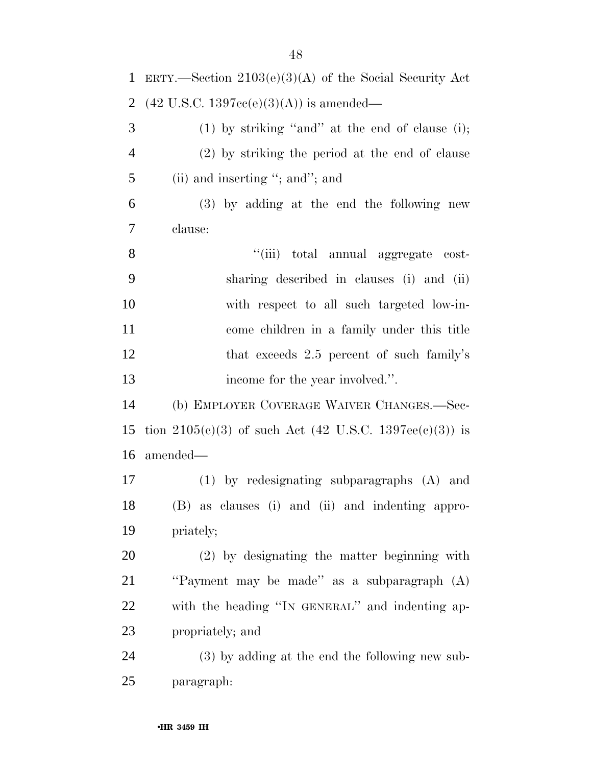ERTY.—Section 2103(e)(3)(A) of the Social Security Act (42 U.S.C. 1397cc(e)(3)(A)) is amended—

(1) by striking ''and'' at the end of clause (i);

(2) by striking the period at the end of clause (ii) and inserting ''; and''; and

(3) by adding at the end the following new clause:

''(iii) total annual aggregate cost-sharing described in clauses (i) and (ii) with respect to all such targeted low-income children in a family under this title that exceeds 2.5 percent of such family's income for the year involved.''.

(b) EMPLOYER COVERAGE WAIVER CHANGES.—Section 2105(c)(3) of such Act (42 U.S.C. 1397ee(c)(3)) is amended—

(1) by redesignating subparagraphs (A) and (B) as clauses (i) and (ii) and indenting appropriately;

(2) by designating the matter beginning with ''Payment may be made'' as a subparagraph (A) with the heading ''IN GENERAL'' and indenting appropriately; and

(3) by adding at the end the following new subparagraph: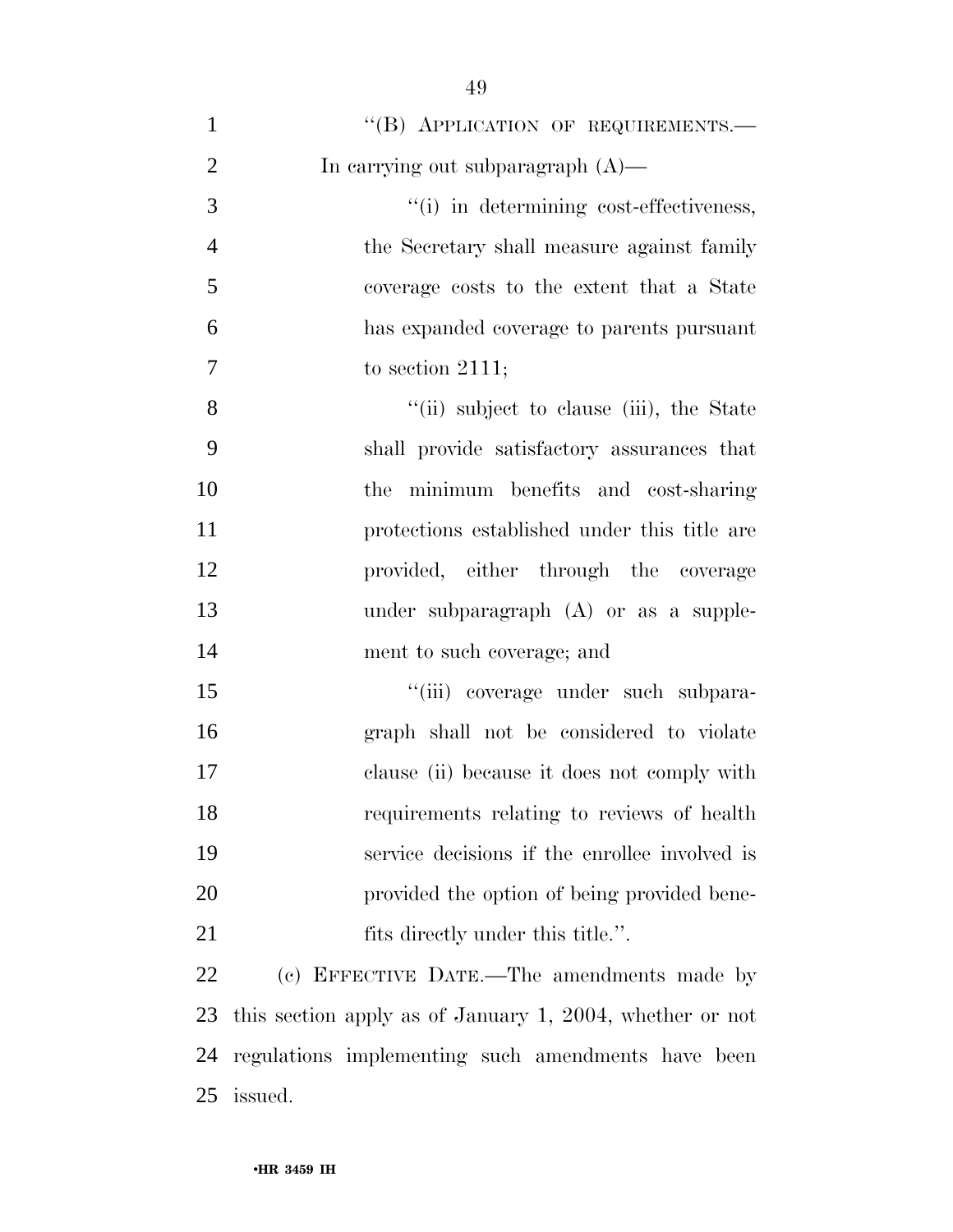"(B) APPLICATION OF REQUIREMENTS.— In carrying out subparagraph (A)—

"(i) in determining cost-effectiveness, the Secretary shall measure against family coverage costs to the extent that a State has expanded coverage to parents pursuant to section 2111;

"(ii) subject to clause (iii), the State shall provide satisfactory assurances that the minimum benefits and cost-sharing protections established under this title are provided, either through the coverage under subparagraph (A) or as a supplement to such coverage; and

"(iii) coverage under such subparagraph shall not be considered to violate clause (ii) because it does not comply with requirements relating to reviews of health service decisions if the enrollee involved is provided the option of being provided benefits directly under this title.".

(c) EFFECTIVE DATE.—The amendments made by this section apply as of January 1, 2004, whether or not regulations implementing such amendments have been issued.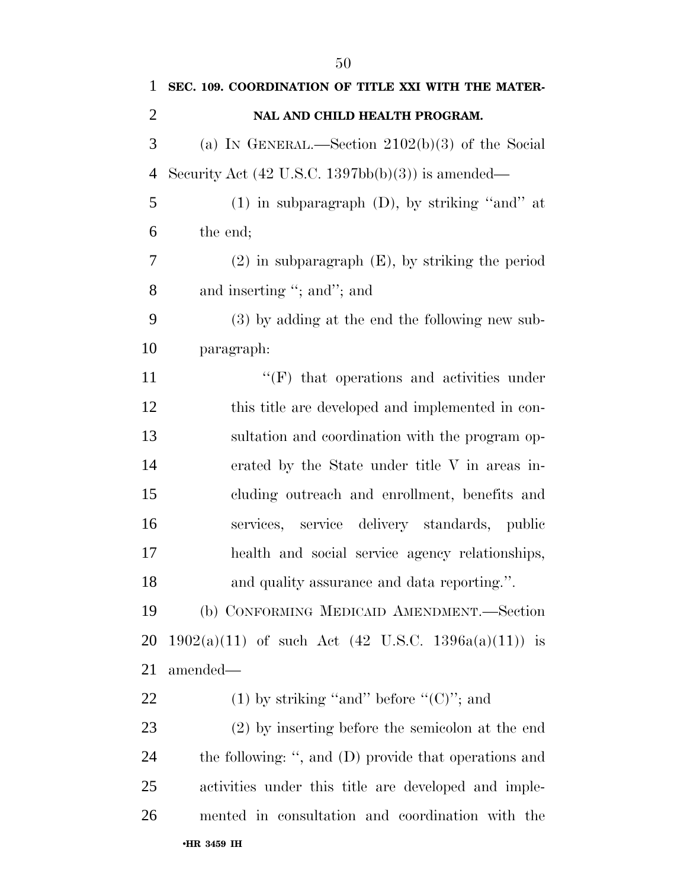**SEC. 109. COORDINATION OF TITLE XXI WITH THE MATERNAL AND CHILD HEALTH PROGRAM.**

(a) IN GENERAL.—Section 2102(b)(3) of the Social Security Act (42 U.S.C. 1397bb(b)(3)) is amended—

(1) in subparagraph (D), by striking "and" at the end;

(2) in subparagraph (E), by striking the period and inserting "; and"; and

(3) by adding at the end the following new subparagraph:

"(F) that operations and activities under this title are developed and implemented in consultation and coordination with the program operated by the State under title V in areas including outreach and enrollment, benefits and services, service delivery standards, public health and social service agency relationships, and quality assurance and data reporting.".

(b) CONFORMING MEDICAID AMENDMENT.—Section 1902(a)(11) of such Act (42 U.S.C. 1396a(a)(11)) is amended—

(1) by striking "and" before "(C)"; and

(2) by inserting before the semicolon at the end the following: ", and (D) provide that operations and activities under this title are developed and implemented in consultation and coordination with the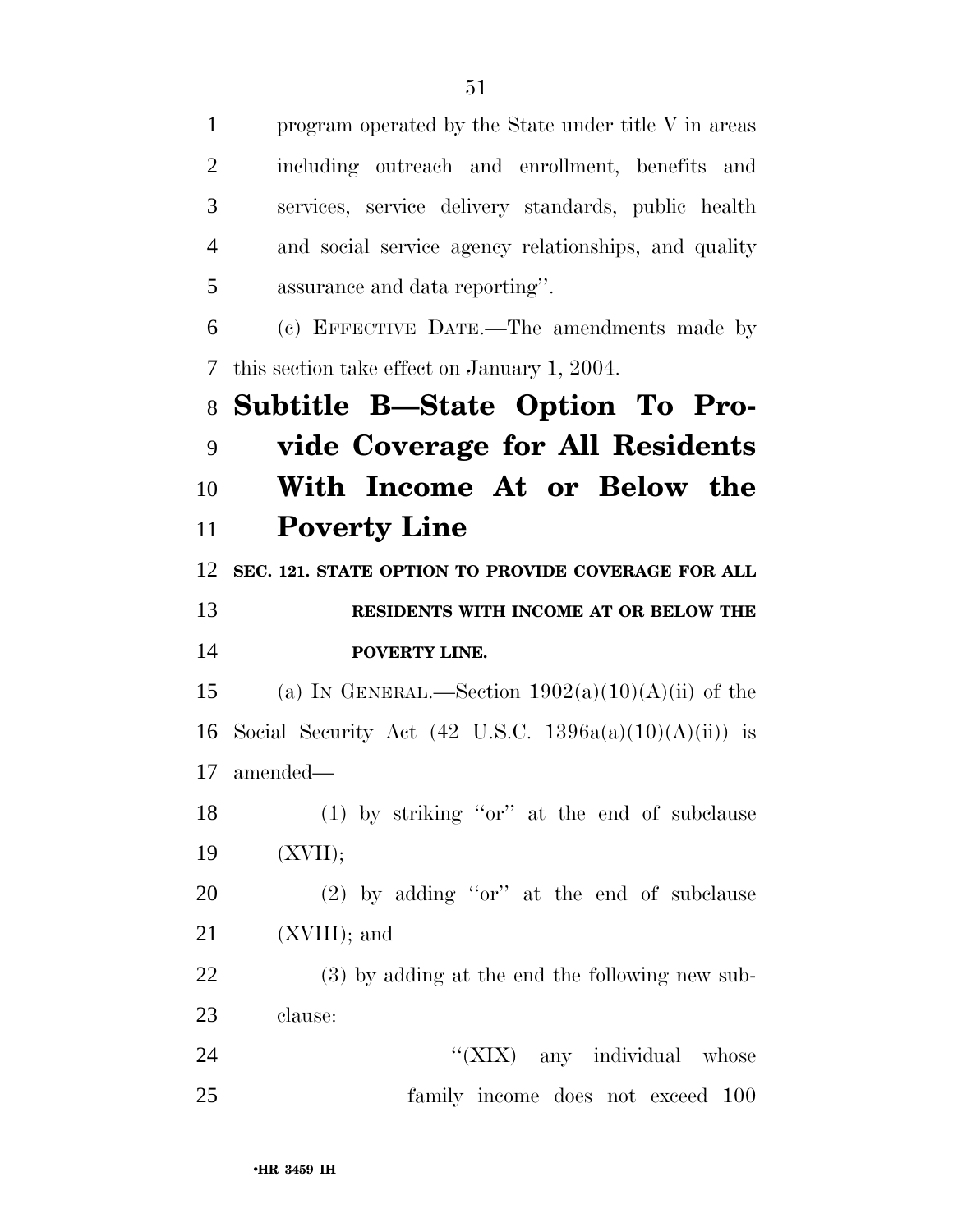program operated by the State under title V in areas including outreach and enrollment, benefits and services, service delivery standards, public health and social service agency relationships, and quality assurance and data reporting''.

(c) EFFECTIVE DATE.—The amendments made by this section take effect on January 1, 2004.

## Subtitle B—State Option To Provide Coverage for All Residents With Income At or Below the Poverty Line

### SEC. 121. STATE OPTION TO PROVIDE COVERAGE FOR ALL RESIDENTS WITH INCOME AT OR BELOW THE POVERTY LINE.

(a) IN GENERAL.—Section 1902(a)(10)(A)(ii) of the Social Security Act (42 U.S.C. 1396a(a)(10)(A)(ii)) is amended—

(1) by striking ''or'' at the end of subclause (XVII);

(2) by adding ''or'' at the end of subclause (XVIII); and

(3) by adding at the end the following new subclause:

''(XIX) any individual whose family income does not exceed 100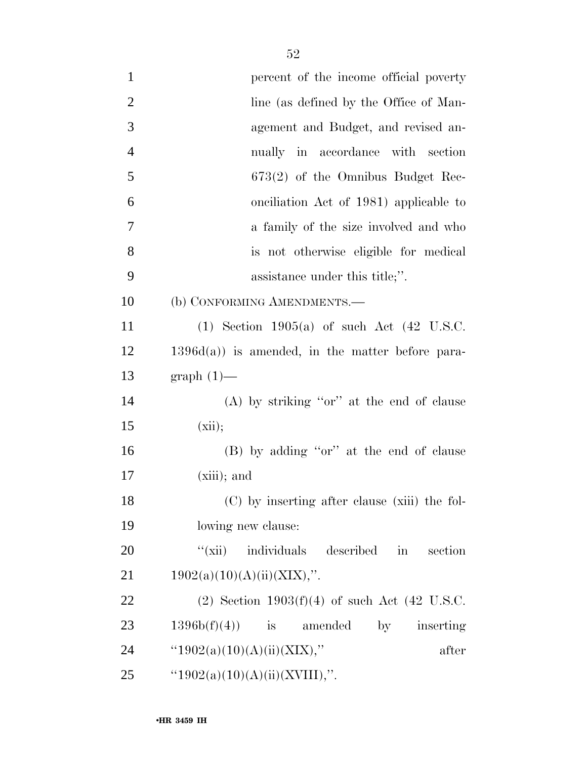percent of the income official poverty line (as defined by the Office of Management and Budget, and revised annually in accordance with section 673(2) of the Omnibus Budget Reconciliation Act of 1981) applicable to a family of the size involved and who is not otherwise eligible for medical assistance under this title;''.

(b) CONFORMING AMENDMENTS.—

(1) Section 1905(a) of such Act (42 U.S.C. 1396d(a)) is amended, in the matter before paragraph (1)—

(A) by striking ''or'' at the end of clause (xii);

(B) by adding ''or'' at the end of clause (xiii); and

(C) by inserting after clause (xiii) the following new clause:

''(xii) individuals described in section 1902(a)(10)(A)(ii)(XIX),''.

(2) Section 1903(f)(4) of such Act (42 U.S.C. 1396b(f)(4)) is amended by inserting ''1902(a)(10)(A)(ii)(XIX),'' after ''1902(a)(10)(A)(ii)(XVIII),''.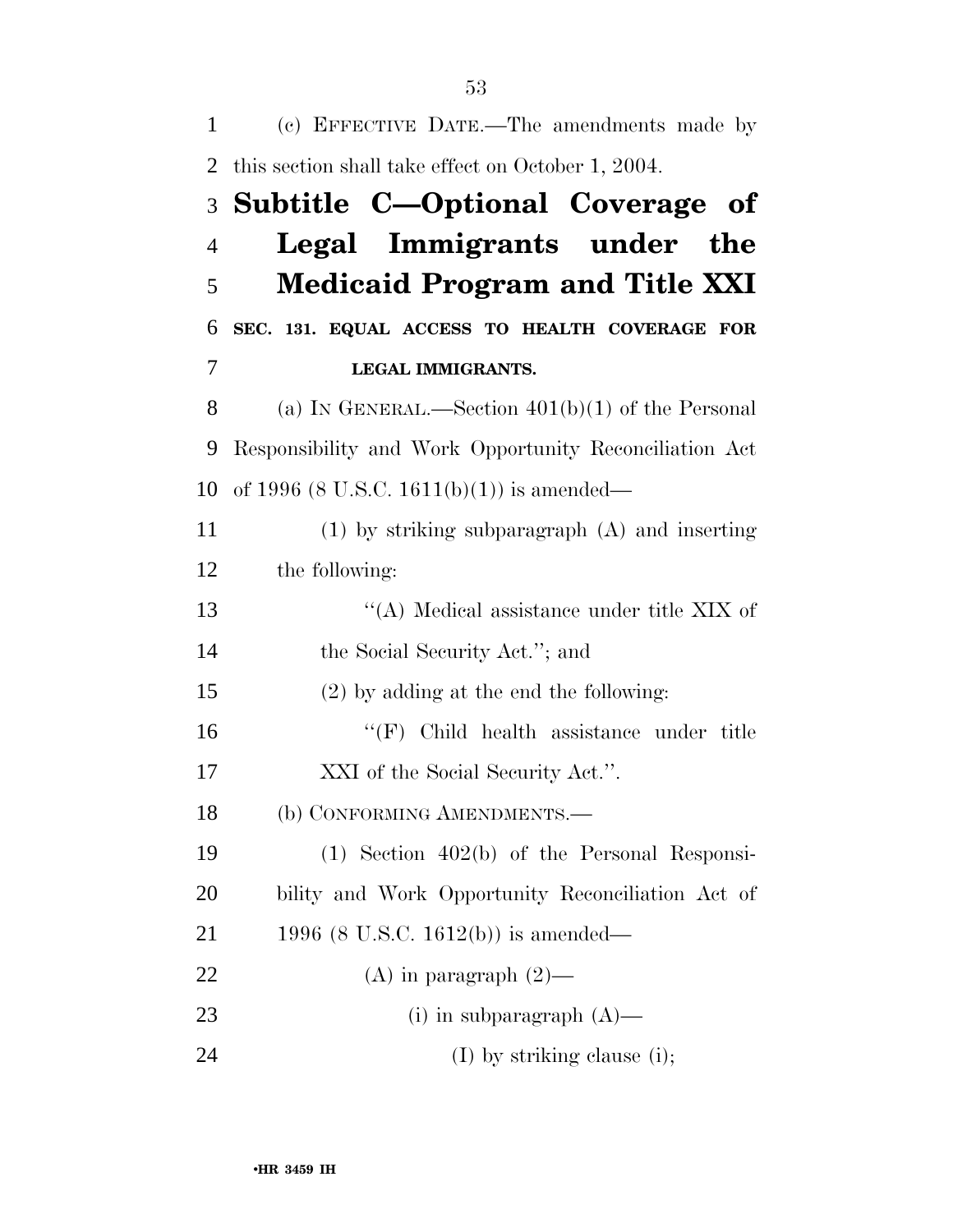(c) EFFECTIVE DATE.—The amendments made by this section shall take effect on October 1, 2004.

## Subtitle C—Optional Coverage of Legal Immigrants under the Medicaid Program and Title XXI

### SEC. 131. EQUAL ACCESS TO HEALTH COVERAGE FOR LEGAL IMMIGRANTS.

(a) IN GENERAL.—Section 401(b)(1) of the Personal Responsibility and Work Opportunity Reconciliation Act of 1996 (8 U.S.C. 1611(b)(1)) is amended—

(1) by striking subparagraph (A) and inserting the following:

''(A) Medical assistance under title XIX of the Social Security Act.''; and

(2) by adding at the end the following:

''(F) Child health assistance under title XXI of the Social Security Act.''.

(b) CONFORMING AMENDMENTS.—

(1) Section 402(b) of the Personal Responsibility and Work Opportunity Reconciliation Act of 1996 (8 U.S.C. 1612(b)) is amended—

(A) in paragraph (2)—

(i) in subparagraph (A)—

(I) by striking clause (i);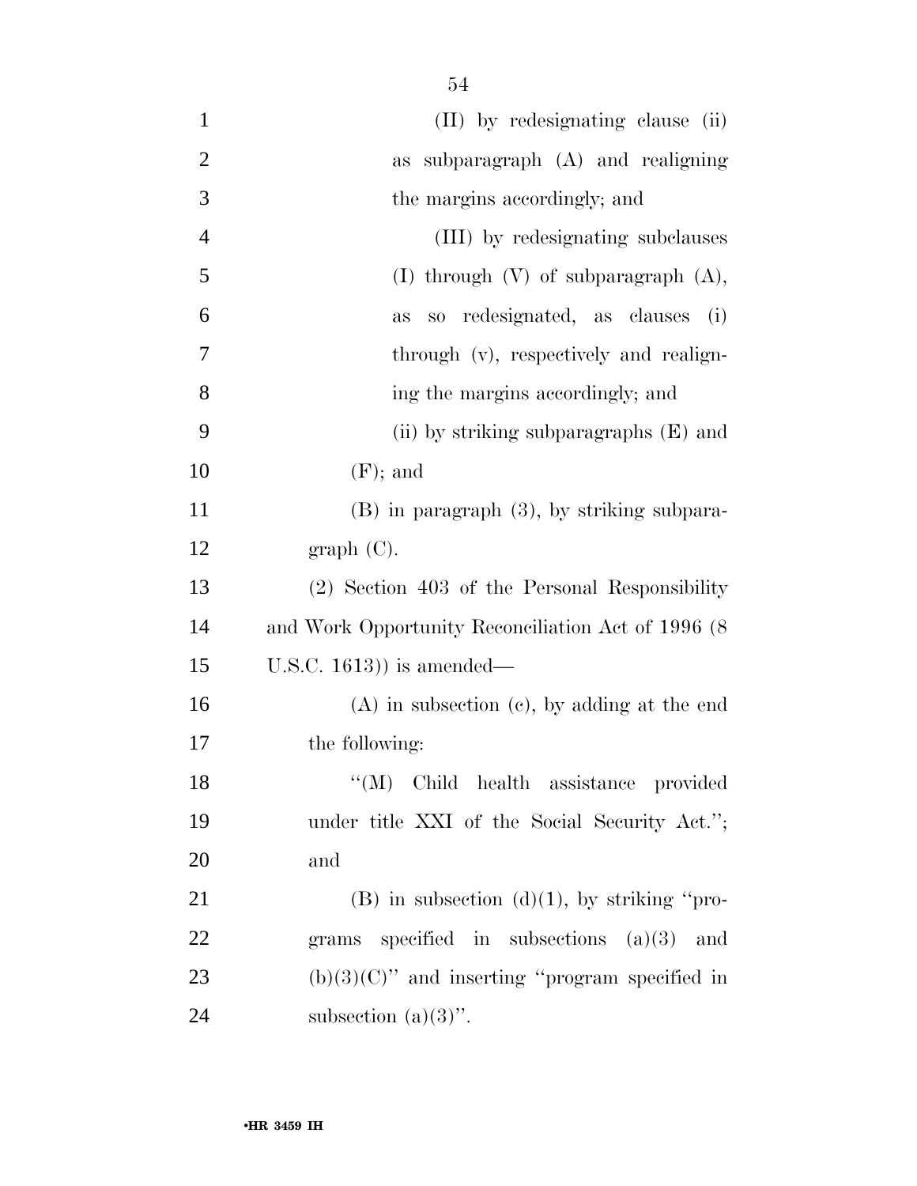(II) by redesignating clause (ii) as subparagraph (A) and realigning the margins accordingly; and

(III) by redesignating subclauses (I) through (V) of subparagraph (A), as so redesignated, as clauses (i) through (v), respectively and realigning the margins accordingly; and

(ii) by striking subparagraphs (E) and (F); and

(B) in paragraph (3), by striking subparagraph (C).

(2) Section 403 of the Personal Responsibility and Work Opportunity Reconciliation Act of 1996 (8 U.S.C. 1613)) is amended—

(A) in subsection (c), by adding at the end the following:

''(M) Child health assistance provided under title XXI of the Social Security Act.''; and

(B) in subsection (d)(1), by striking ''programs specified in subsections (a)(3) and (b)(3)(C)'' and inserting ''program specified in subsection (a)(3)''.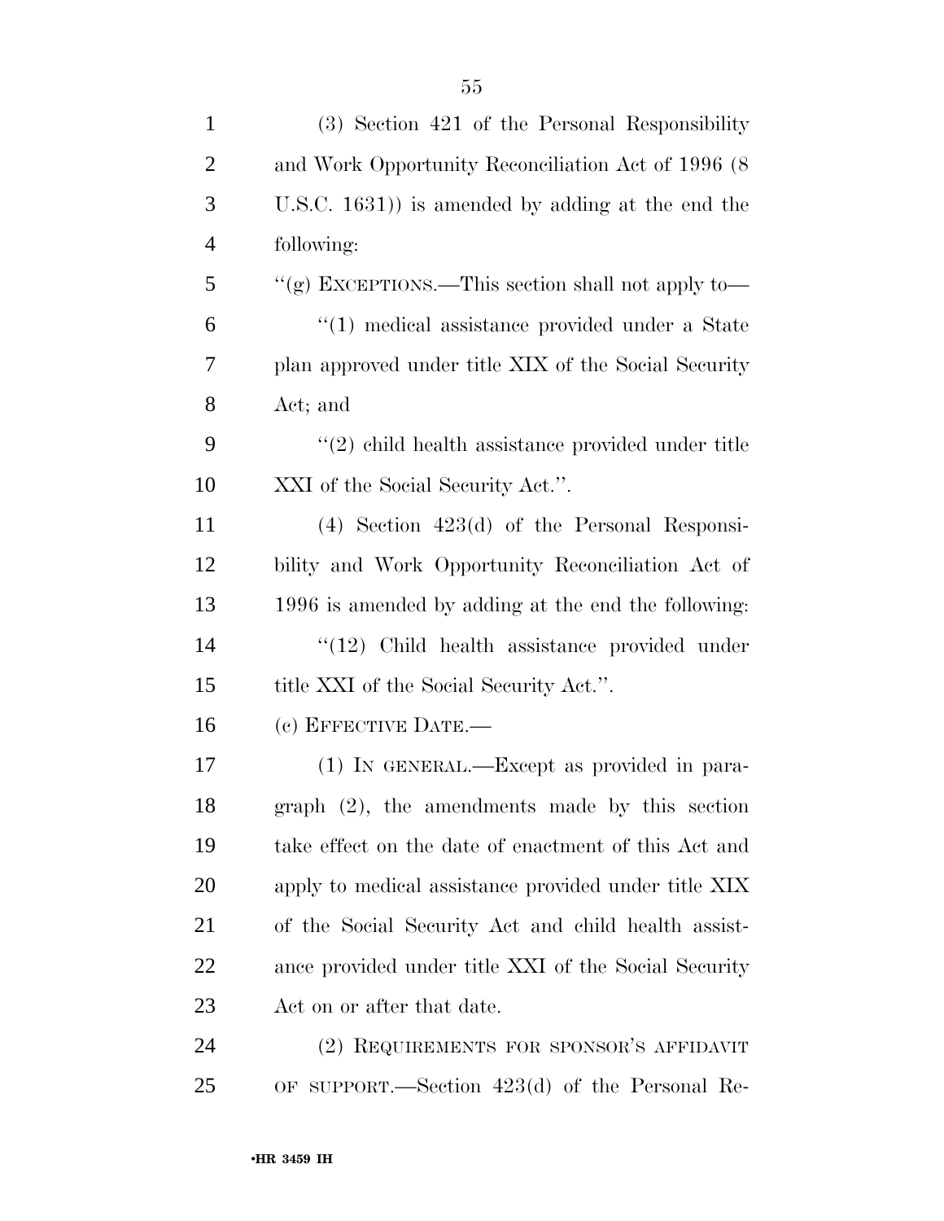(3) Section 421 of the Personal Responsibility and Work Opportunity Reconciliation Act of 1996 (8 U.S.C. 1631)) is amended by adding at the end the following:

''(g) EXCEPTIONS.—This section shall not apply to—

''(1) medical assistance provided under a State plan approved under title XIX of the Social Security Act; and

''(2) child health assistance provided under title XXI of the Social Security Act.''.

(4) Section 423(d) of the Personal Responsibility and Work Opportunity Reconciliation Act of 1996 is amended by adding at the end the following:

''(12) Child health assistance provided under title XXI of the Social Security Act.''.

(c) EFFECTIVE DATE.—

(1) IN GENERAL.—Except as provided in paragraph (2), the amendments made by this section take effect on the date of enactment of this Act and apply to medical assistance provided under title XIX of the Social Security Act and child health assistance provided under title XXI of the Social Security Act on or after that date.

(2) REQUIREMENTS FOR SPONSOR'S AFFIDAVIT OF SUPPORT.—Section 423(d) of the Personal Re-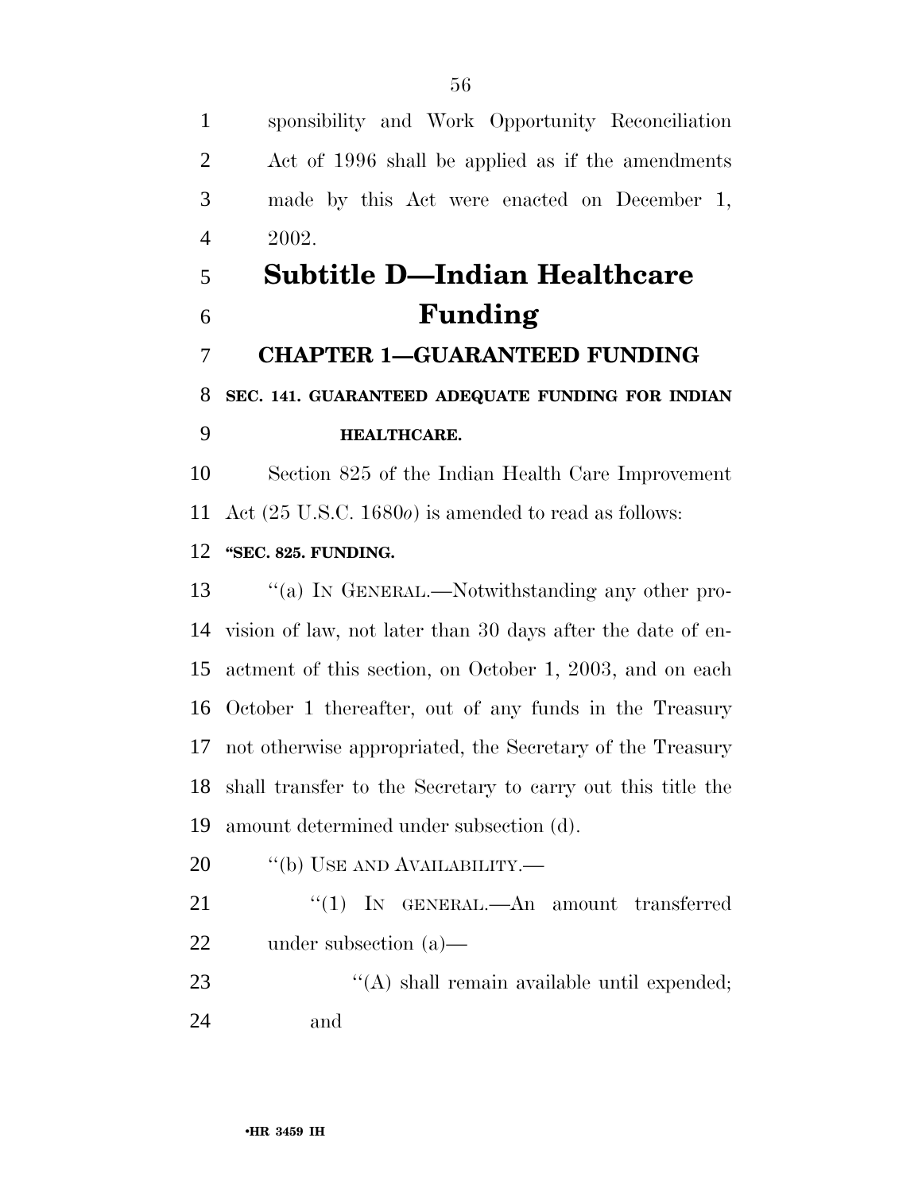sponsibility and Work Opportunity Reconciliation Act of 1996 shall be applied as if the amendments made by this Act were enacted on December 1, 2002.

# Subtitle D—Indian Healthcare Funding

## CHAPTER 1—GUARANTEED FUNDING

### SEC. 141. GUARANTEED ADEQUATE FUNDING FOR INDIAN HEALTHCARE.

Section 825 of the Indian Health Care Improvement Act (25 U.S.C. 1680*o*) is amended to read as follows:

**"SEC. 825. FUNDING.**

"(a) IN GENERAL.—Notwithstanding any other provision of law, not later than 30 days after the date of enactment of this section, on October 1, 2003, and on each October 1 thereafter, out of any funds in the Treasury not otherwise appropriated, the Secretary of the Treasury shall transfer to the Secretary to carry out this title the amount determined under subsection (d).

"(b) USE AND AVAILABILITY.—

"(1) IN GENERAL.—An amount transferred under subsection (a)—

"(A) shall remain available until expended; and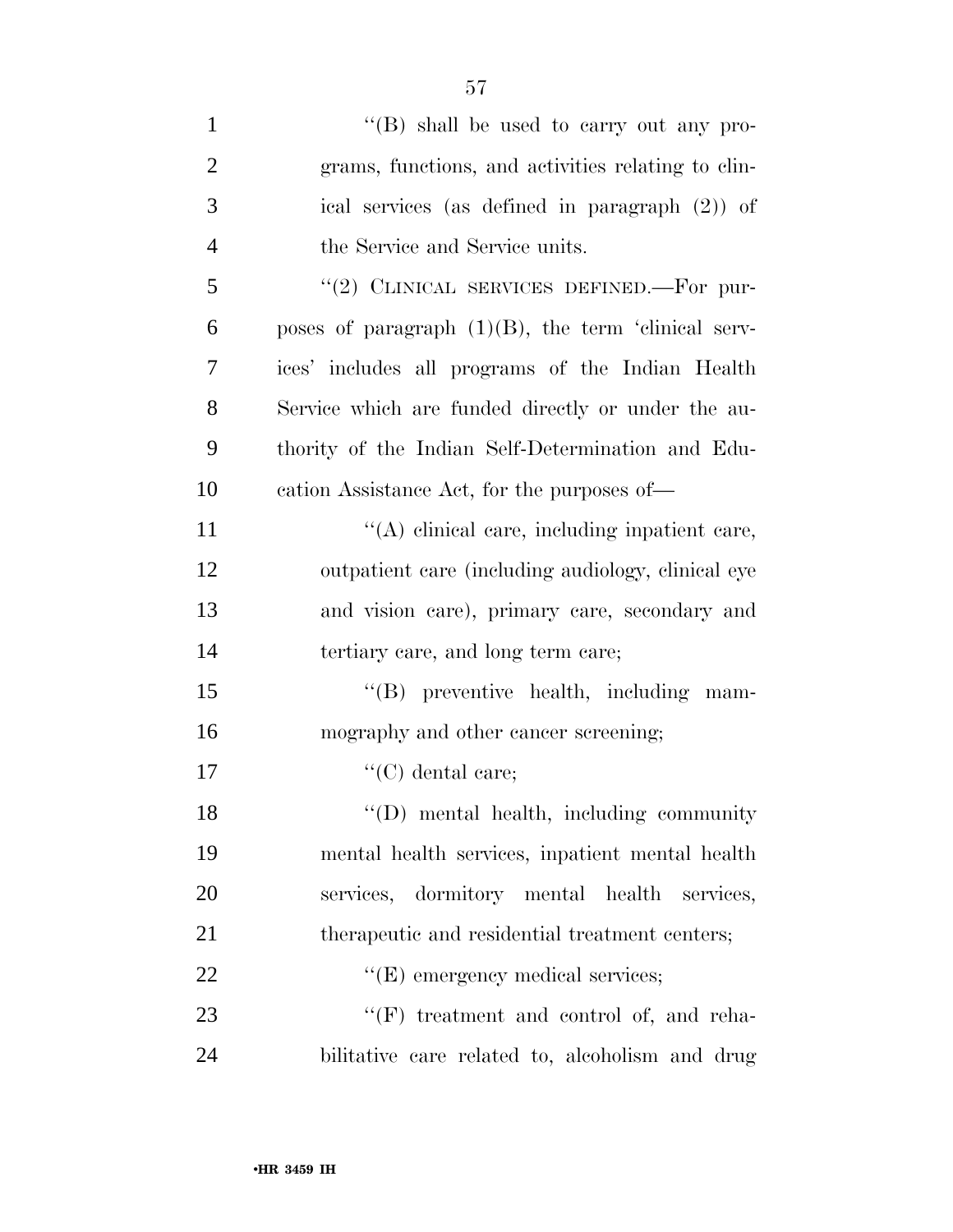''(B) shall be used to carry out any programs, functions, and activities relating to clinical services (as defined in paragraph (2)) of the Service and Service units.

''(2) CLINICAL SERVICES DEFINED.—For purposes of paragraph (1)(B), the term 'clinical services' includes all programs of the Indian Health Service which are funded directly or under the authority of the Indian Self-Determination and Education Assistance Act, for the purposes of—

''(A) clinical care, including inpatient care, outpatient care (including audiology, clinical eye and vision care), primary care, secondary and tertiary care, and long term care;

''(B) preventive health, including mammography and other cancer screening;

''(C) dental care;

''(D) mental health, including community mental health services, inpatient mental health services, dormitory mental health services, therapeutic and residential treatment centers;

''(E) emergency medical services;

''(F) treatment and control of, and rehabilitative care related to, alcoholism and drug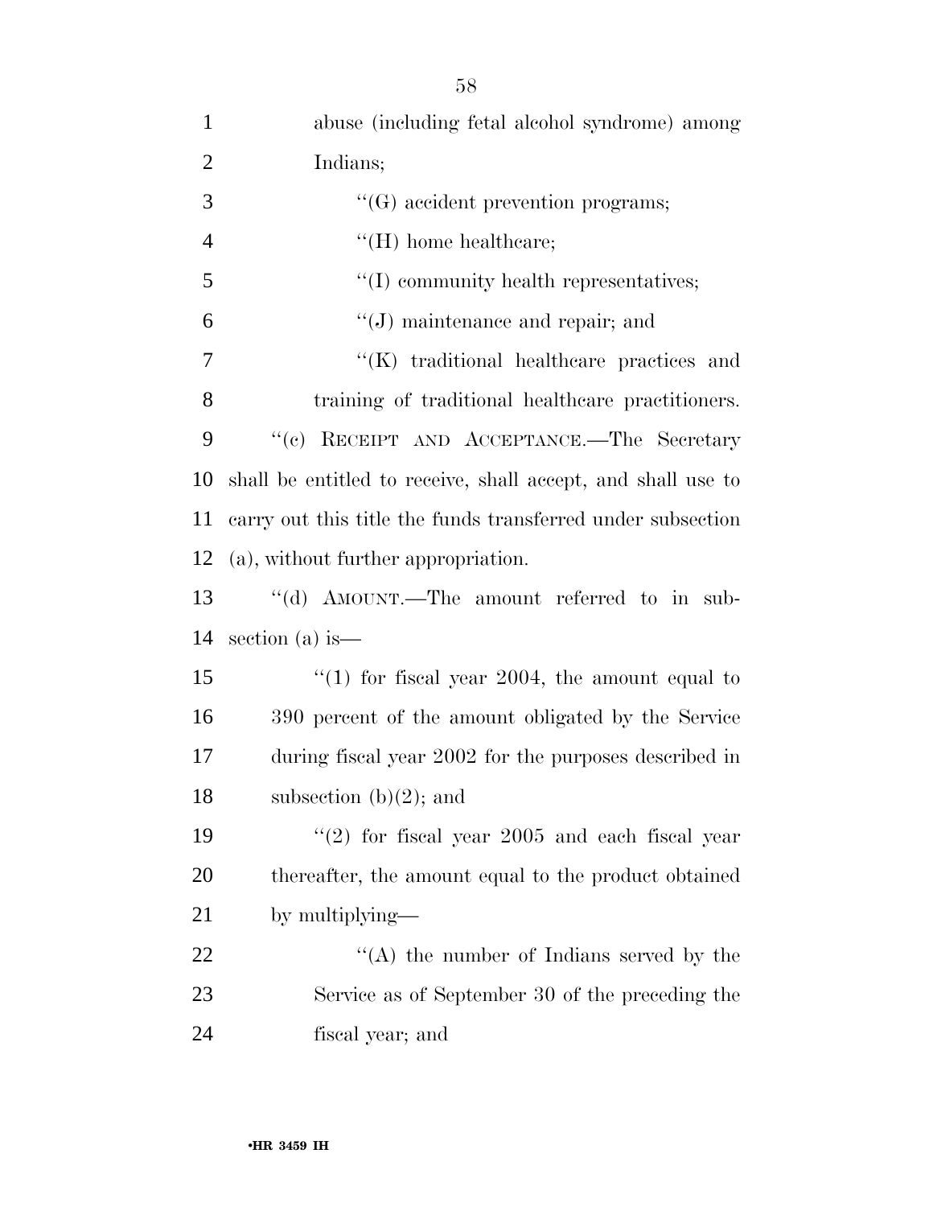abuse (including fetal alcohol syndrome) among Indians;

''(G) accident prevention programs;

''(H) home healthcare;

''(I) community health representatives;

''(J) maintenance and repair; and

''(K) traditional healthcare practices and training of traditional healthcare practitioners.

''(c) RECEIPT AND ACCEPTANCE.—The Secretary shall be entitled to receive, shall accept, and shall use to carry out this title the funds transferred under subsection (a), without further appropriation.

''(d) AMOUNT.—The amount referred to in subsection (a) is—

''(1) for fiscal year 2004, the amount equal to 390 percent of the amount obligated by the Service during fiscal year 2002 for the purposes described in subsection (b)(2); and

''(2) for fiscal year 2005 and each fiscal year thereafter, the amount equal to the product obtained by multiplying—

''(A) the number of Indians served by the Service as of September 30 of the preceding the fiscal year; and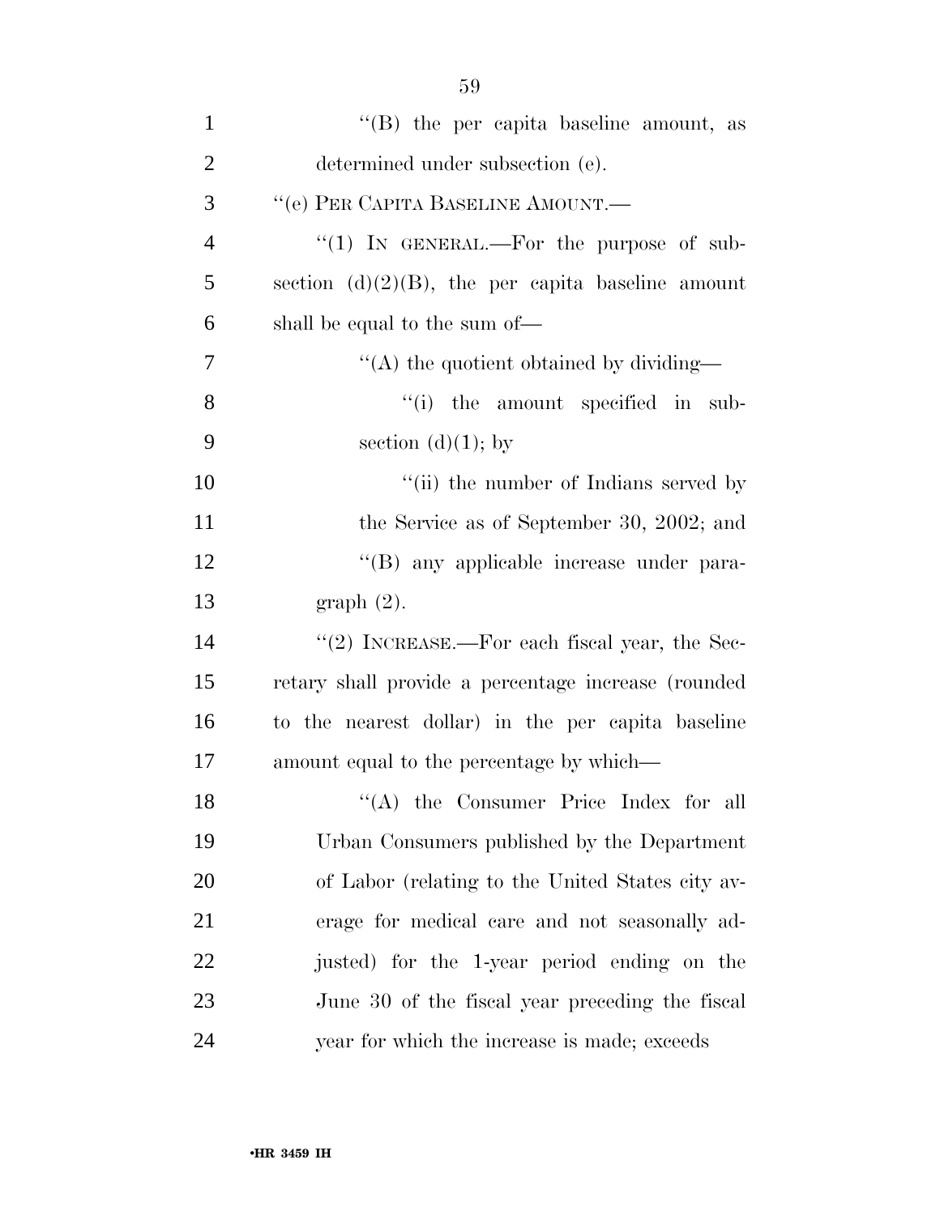''(B) the per capita baseline amount, as determined under subsection (e).

''(e) PER CAPITA BASELINE AMOUNT.—

''(1) IN GENERAL.—For the purpose of subsection (d)(2)(B), the per capita baseline amount shall be equal to the sum of—

''(A) the quotient obtained by dividing—

''(i) the amount specified in subsection (d)(1); by

''(ii) the number of Indians served by the Service as of September 30, 2002; and

''(B) any applicable increase under paragraph (2).

''(2) INCREASE.—For each fiscal year, the Secretary shall provide a percentage increase (rounded to the nearest dollar) in the per capita baseline amount equal to the percentage by which—

''(A) the Consumer Price Index for all Urban Consumers published by the Department of Labor (relating to the United States city average for medical care and not seasonally adjusted) for the 1-year period ending on the June 30 of the fiscal year preceding the fiscal year for which the increase is made; exceeds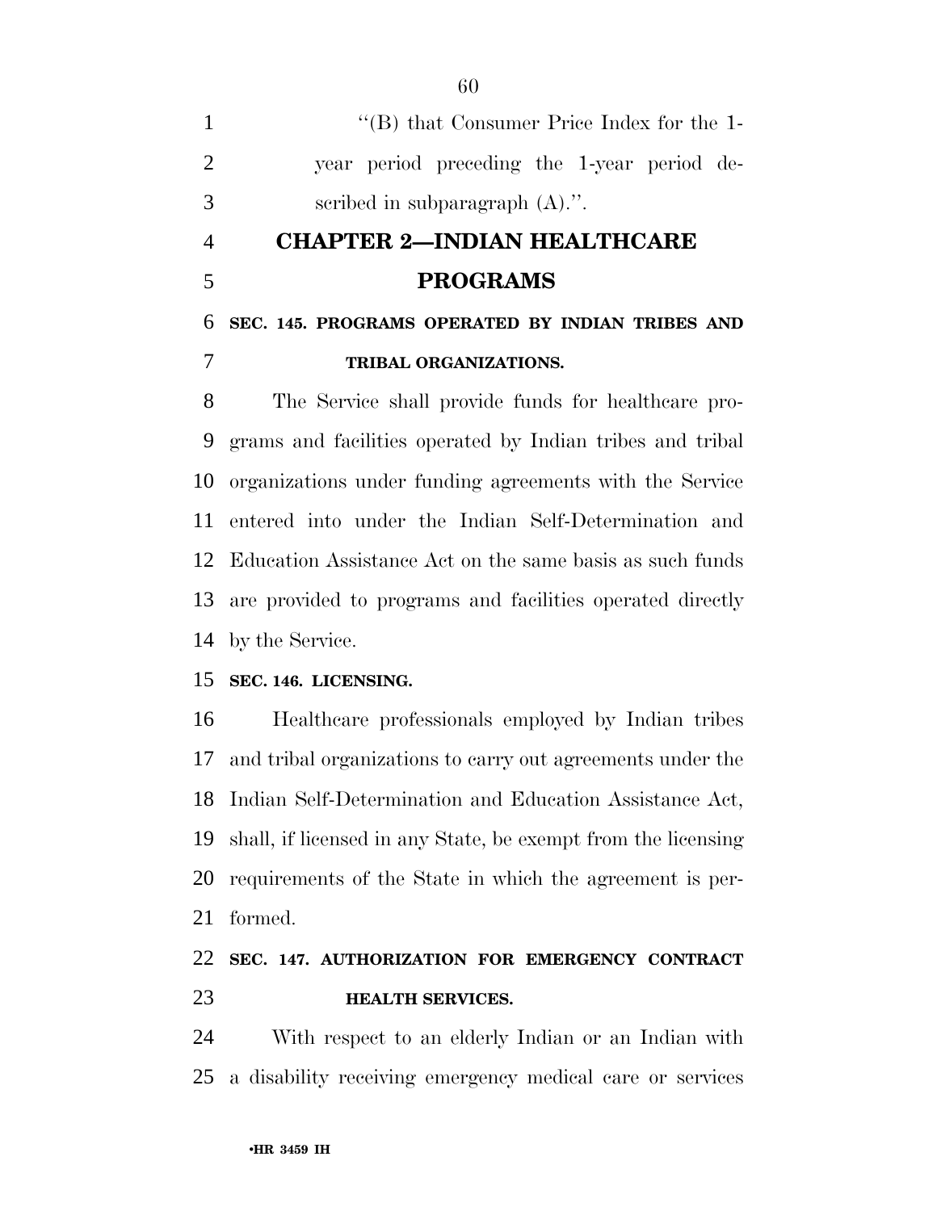"(B) that Consumer Price Index for the 1-year period preceding the 1-year period described in subparagraph (A).".

## CHAPTER 2—INDIAN HEALTHCARE PROGRAMS

### SEC. 145. PROGRAMS OPERATED BY INDIAN TRIBES AND TRIBAL ORGANIZATIONS.

The Service shall provide funds for healthcare programs and facilities operated by Indian tribes and tribal organizations under funding agreements with the Service entered into under the Indian Self-Determination and Education Assistance Act on the same basis as such funds are provided to programs and facilities operated directly by the Service.

### SEC. 146. LICENSING.

Healthcare professionals employed by Indian tribes and tribal organizations to carry out agreements under the Indian Self-Determination and Education Assistance Act, shall, if licensed in any State, be exempt from the licensing requirements of the State in which the agreement is performed.

### SEC. 147. AUTHORIZATION FOR EMERGENCY CONTRACT HEALTH SERVICES.

With respect to an elderly Indian or an Indian with a disability receiving emergency medical care or services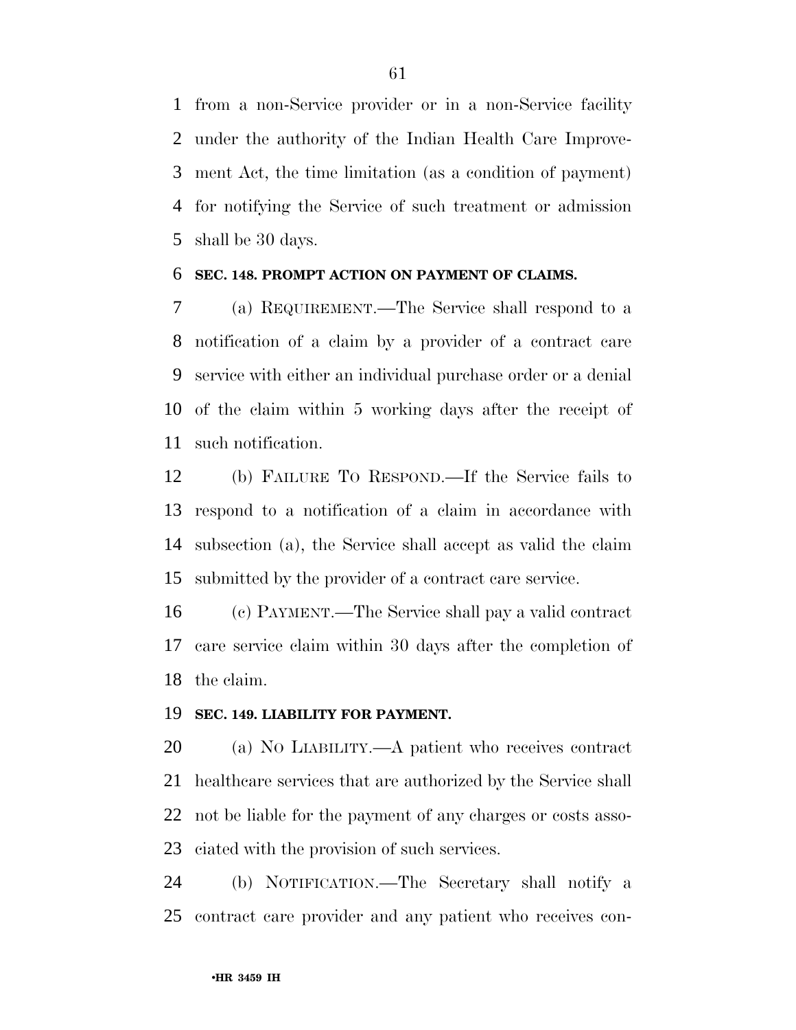from a non-Service provider or in a non-Service facility under the authority of the Indian Health Care Improvement Act, the time limitation (as a condition of payment) for notifying the Service of such treatment or admission shall be 30 days.

### SEC. 148. PROMPT ACTION ON PAYMENT OF CLAIMS.

(a) REQUIREMENT.—The Service shall respond to a notification of a claim by a provider of a contract care service with either an individual purchase order or a denial of the claim within 5 working days after the receipt of such notification.

(b) FAILURE TO RESPOND.—If the Service fails to respond to a notification of a claim in accordance with subsection (a), the Service shall accept as valid the claim submitted by the provider of a contract care service.

(c) PAYMENT.—The Service shall pay a valid contract care service claim within 30 days after the completion of the claim.

### SEC. 149. LIABILITY FOR PAYMENT.

(a) NO LIABILITY.—A patient who receives contract healthcare services that are authorized by the Service shall not be liable for the payment of any charges or costs associated with the provision of such services.

(b) NOTIFICATION.—The Secretary shall notify a contract care provider and any patient who receives con-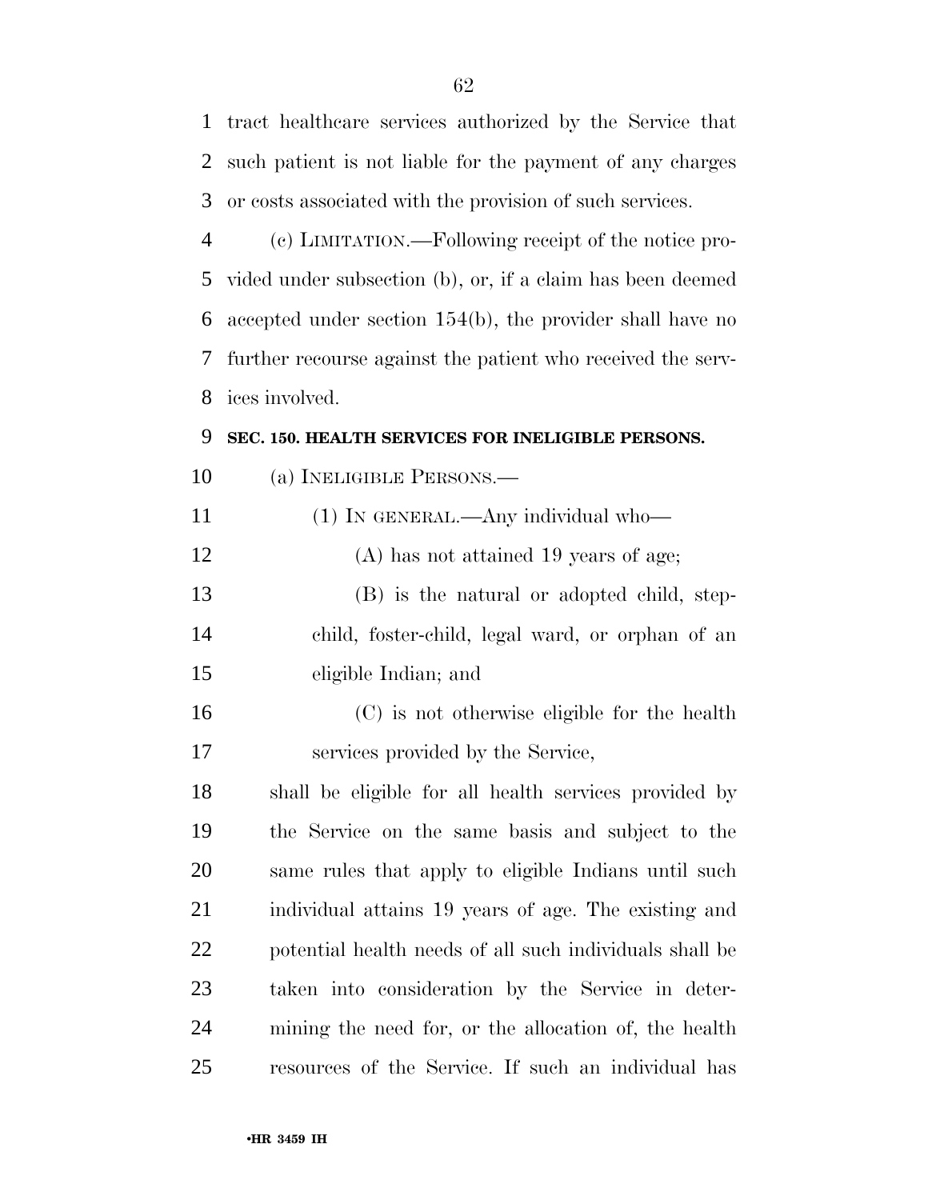tract healthcare services authorized by the Service that such patient is not liable for the payment of any charges or costs associated with the provision of such services.

(c) LIMITATION.—Following receipt of the notice provided under subsection (b), or, if a claim has been deemed accepted under section 154(b), the provider shall have no further recourse against the patient who received the services involved.

**SEC. 150. HEALTH SERVICES FOR INELIGIBLE PERSONS.**

(a) INELIGIBLE PERSONS.—

(1) IN GENERAL.—Any individual who—

(A) has not attained 19 years of age;

(B) is the natural or adopted child, stepchild, foster-child, legal ward, or orphan of an eligible Indian; and

(C) is not otherwise eligible for the health services provided by the Service,

shall be eligible for all health services provided by the Service on the same basis and subject to the same rules that apply to eligible Indians until such individual attains 19 years of age. The existing and potential health needs of all such individuals shall be taken into consideration by the Service in determining the need for, or the allocation of, the health resources of the Service. If such an individual has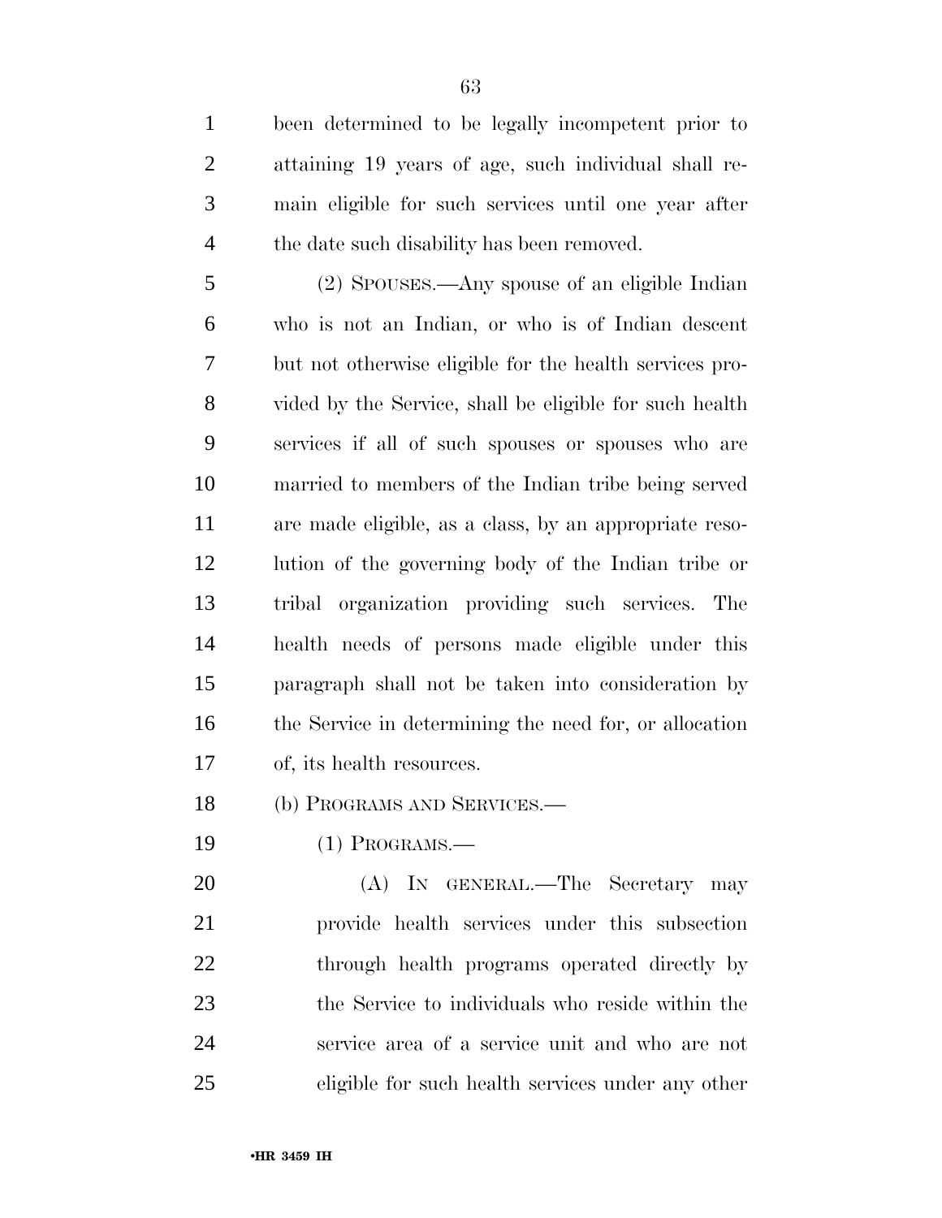been determined to be legally incompetent prior to attaining 19 years of age, such individual shall remain eligible for such services until one year after the date such disability has been removed.

(2) SPOUSES.—Any spouse of an eligible Indian who is not an Indian, or who is of Indian descent but not otherwise eligible for the health services provided by the Service, shall be eligible for such health services if all of such spouses or spouses who are married to members of the Indian tribe being served are made eligible, as a class, by an appropriate resolution of the governing body of the Indian tribe or tribal organization providing such services. The health needs of persons made eligible under this paragraph shall not be taken into consideration by the Service in determining the need for, or allocation of, its health resources.

(b) PROGRAMS AND SERVICES.—

(1) PROGRAMS.—

(A) IN GENERAL.—The Secretary may provide health services under this subsection through health programs operated directly by the Service to individuals who reside within the service area of a service unit and who are not eligible for such health services under any other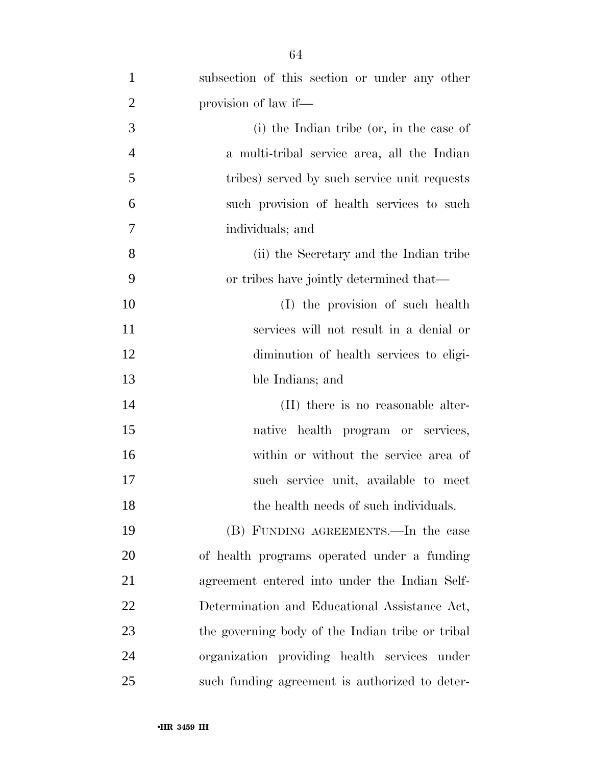subsection of this section or under any other provision of law if—

(i) the Indian tribe (or, in the case of a multi-tribal service area, all the Indian tribes) served by such service unit requests such provision of health services to such individuals; and

(ii) the Secretary and the Indian tribe or tribes have jointly determined that—

(I) the provision of such health services will not result in a denial or diminution of health services to eligible Indians; and

(II) there is no reasonable alternative health program or services, within or without the service area of such service unit, available to meet the health needs of such individuals.

(B) FUNDING AGREEMENTS.—In the case of health programs operated under a funding agreement entered into under the Indian Self-Determination and Educational Assistance Act, the governing body of the Indian tribe or tribal organization providing health services under such funding agreement is authorized to deter-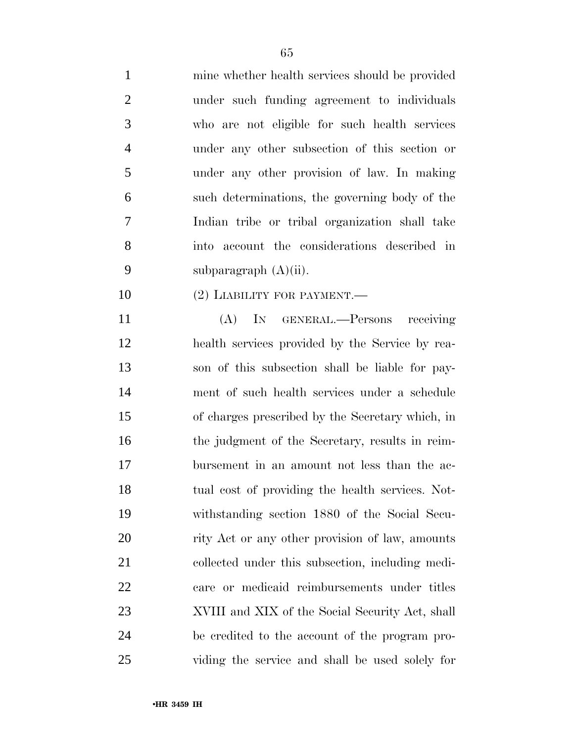mine whether health services should be provided under such funding agreement to individuals who are not eligible for such health services under any other subsection of this section or under any other provision of law. In making such determinations, the governing body of the Indian tribe or tribal organization shall take into account the considerations described in subparagraph (A)(ii).

(2) LIABILITY FOR PAYMENT.—

(A) IN GENERAL.—Persons receiving health services provided by the Service by reason of this subsection shall be liable for payment of such health services under a schedule of charges prescribed by the Secretary which, in the judgment of the Secretary, results in reimbursement in an amount not less than the actual cost of providing the health services. Notwithstanding section 1880 of the Social Security Act or any other provision of law, amounts collected under this subsection, including medicare or medicaid reimbursements under titles XVIII and XIX of the Social Security Act, shall be credited to the account of the program providing the service and shall be used solely for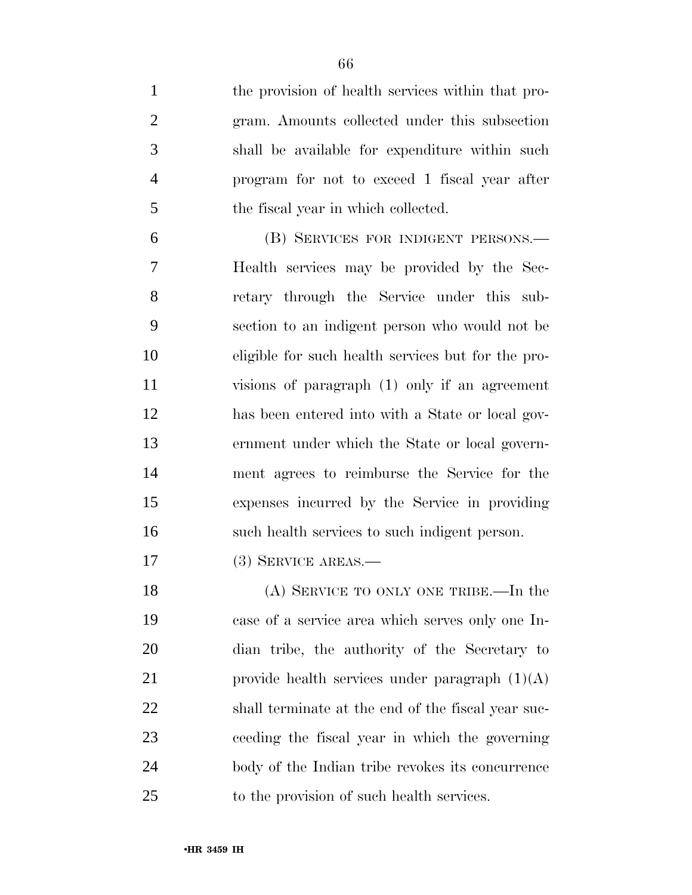the provision of health services within that program. Amounts collected under this subsection shall be available for expenditure within such program for not to exceed 1 fiscal year after the fiscal year in which collected.

(B) SERVICES FOR INDIGENT PERSONS.—Health services may be provided by the Secretary through the Service under this subsection to an indigent person who would not be eligible for such health services but for the provisions of paragraph (1) only if an agreement has been entered into with a State or local government under which the State or local government agrees to reimburse the Service for the expenses incurred by the Service in providing such health services to such indigent person.

(3) SERVICE AREAS.—

(A) SERVICE TO ONLY ONE TRIBE.—In the case of a service area which serves only one Indian tribe, the authority of the Secretary to provide health services under paragraph (1)(A) shall terminate at the end of the fiscal year succeeding the fiscal year in which the governing body of the Indian tribe revokes its concurrence to the provision of such health services.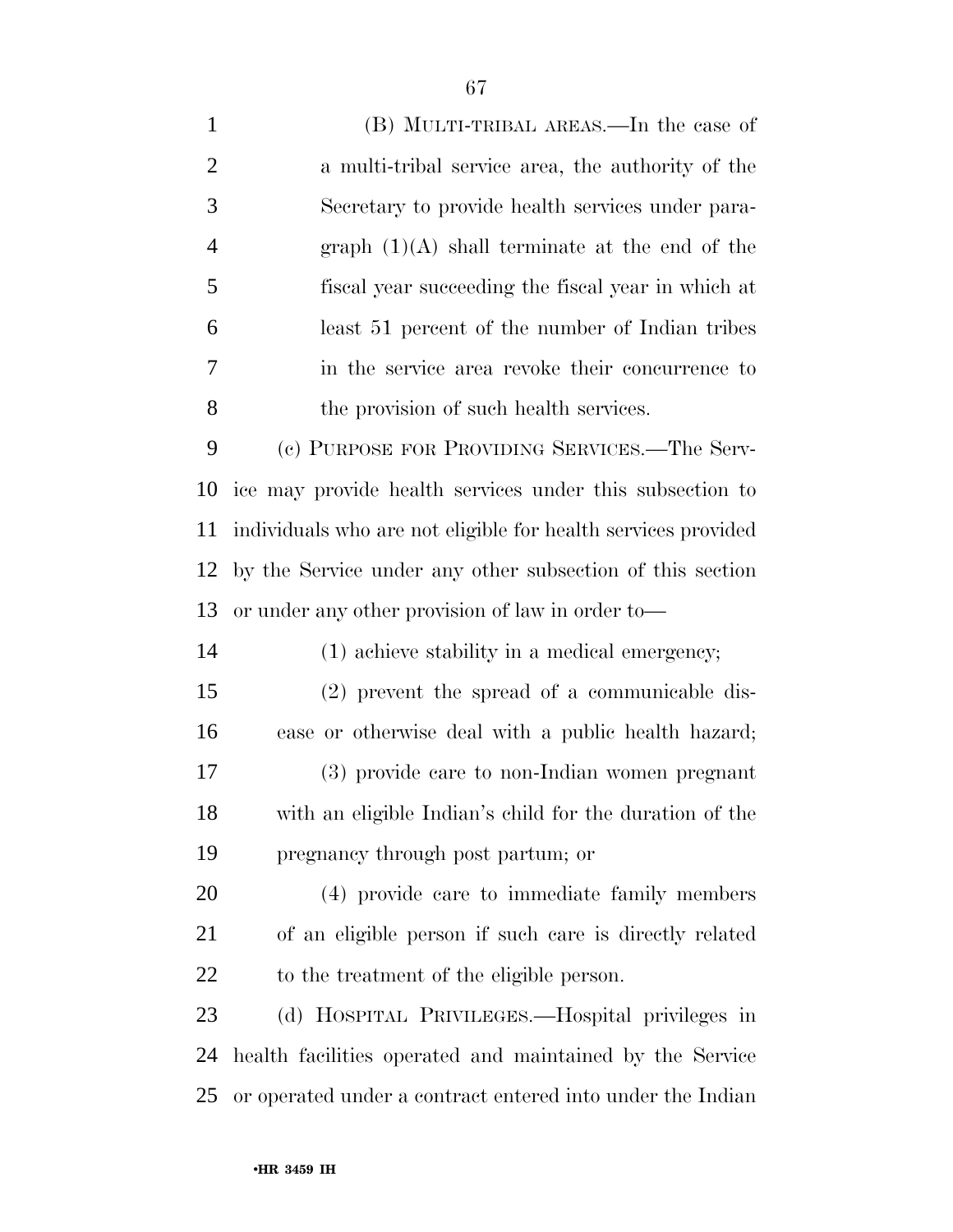(B) MULTI-TRIBAL AREAS.—In the case of a multi-tribal service area, the authority of the Secretary to provide health services under paragraph (1)(A) shall terminate at the end of the fiscal year succeeding the fiscal year in which at least 51 percent of the number of Indian tribes in the service area revoke their concurrence to the provision of such health services.

(c) PURPOSE FOR PROVIDING SERVICES.—The Service may provide health services under this subsection to individuals who are not eligible for health services provided by the Service under any other subsection of this section or under any other provision of law in order to—

(1) achieve stability in a medical emergency;

(2) prevent the spread of a communicable disease or otherwise deal with a public health hazard;

(3) provide care to non-Indian women pregnant with an eligible Indian's child for the duration of the pregnancy through post partum; or

(4) provide care to immediate family members of an eligible person if such care is directly related to the treatment of the eligible person.

(d) HOSPITAL PRIVILEGES.—Hospital privileges in health facilities operated and maintained by the Service or operated under a contract entered into under the Indian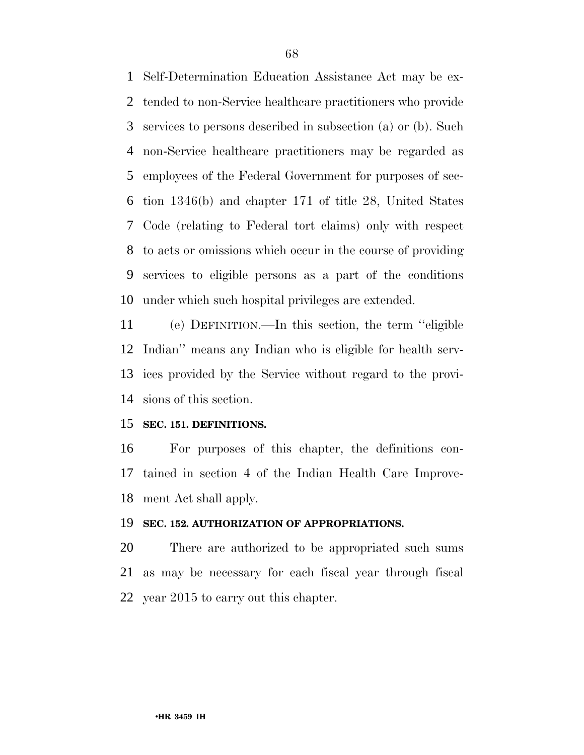Self-Determination Education Assistance Act may be extended to non-Service healthcare practitioners who provide services to persons described in subsection (a) or (b). Such non-Service healthcare practitioners may be regarded as employees of the Federal Government for purposes of section 1346(b) and chapter 171 of title 28, United States Code (relating to Federal tort claims) only with respect to acts or omissions which occur in the course of providing services to eligible persons as a part of the conditions under which such hospital privileges are extended.

(e) DEFINITION.—In this section, the term ''eligible Indian'' means any Indian who is eligible for health services provided by the Service without regard to the provisions of this section.

**SEC. 151. DEFINITIONS.**

For purposes of this chapter, the definitions contained in section 4 of the Indian Health Care Improvement Act shall apply.

**SEC. 152. AUTHORIZATION OF APPROPRIATIONS.**

There are authorized to be appropriated such sums as may be necessary for each fiscal year through fiscal year 2015 to carry out this chapter.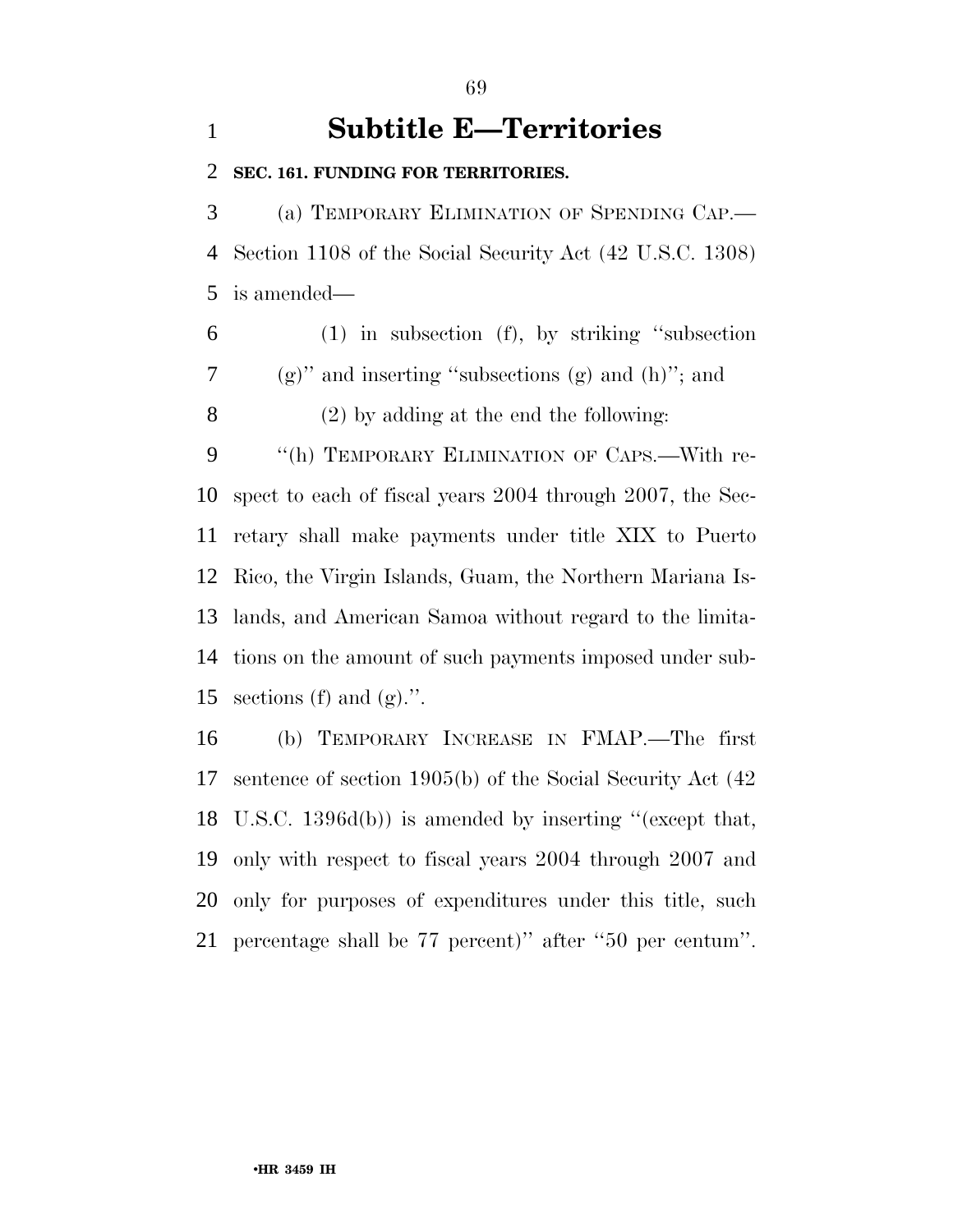# Subtitle E—Territories

**SEC. 161. FUNDING FOR TERRITORIES.**

(a) TEMPORARY ELIMINATION OF SPENDING CAP.—Section 1108 of the Social Security Act (42 U.S.C. 1308) is amended—

(1) in subsection (f), by striking ''subsection (g)'' and inserting ''subsections (g) and (h)''; and

(2) by adding at the end the following:

''(h) TEMPORARY ELIMINATION OF CAPS.—With respect to each of fiscal years 2004 through 2007, the Secretary shall make payments under title XIX to Puerto Rico, the Virgin Islands, Guam, the Northern Mariana Islands, and American Samoa without regard to the limitations on the amount of such payments imposed under subsections (f) and (g).''.

(b) TEMPORARY INCREASE IN FMAP.—The first sentence of section 1905(b) of the Social Security Act (42 U.S.C. 1396d(b)) is amended by inserting ''(except that, only with respect to fiscal years 2004 through 2007 and only for purposes of expenditures under this title, such percentage shall be 77 percent)'' after ''50 per centum''.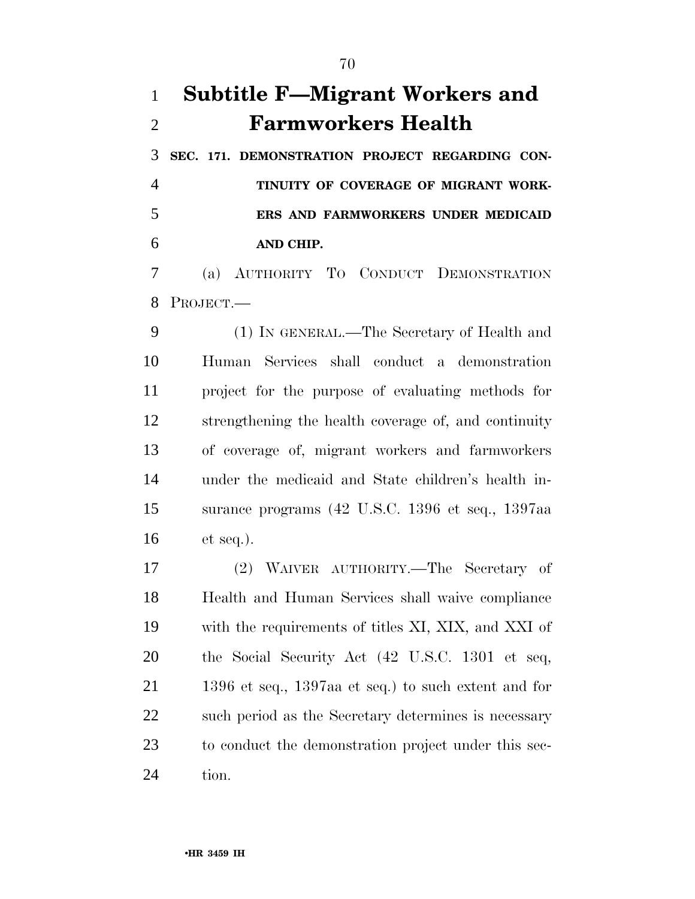# Subtitle F—Migrant Workers and Farmworkers Health

**SEC. 171. DEMONSTRATION PROJECT REGARDING CONTINUITY OF COVERAGE OF MIGRANT WORKERS AND FARMWORKERS UNDER MEDICAID AND CHIP.**

(a) AUTHORITY TO CONDUCT DEMONSTRATION PROJECT.—

(1) IN GENERAL.—The Secretary of Health and Human Services shall conduct a demonstration project for the purpose of evaluating methods for strengthening the health coverage of, and continuity of coverage of, migrant workers and farmworkers under the medicaid and State children's health insurance programs (42 U.S.C. 1396 et seq., 1397aa et seq.).

(2) WAIVER AUTHORITY.—The Secretary of Health and Human Services shall waive compliance with the requirements of titles XI, XIX, and XXI of the Social Security Act (42 U.S.C. 1301 et seq, 1396 et seq., 1397aa et seq.) to such extent and for such period as the Secretary determines is necessary to conduct the demonstration project under this section.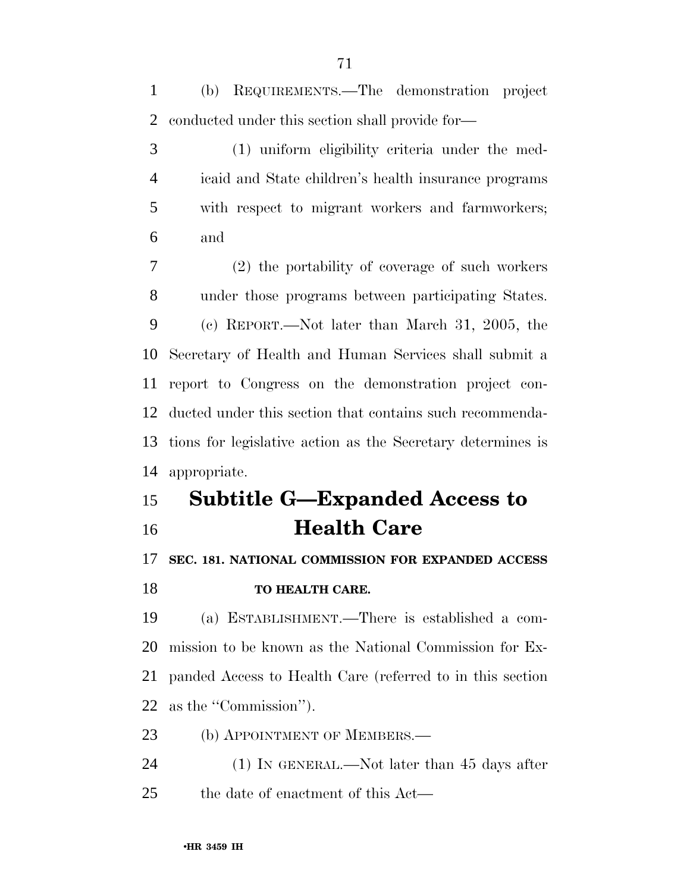(b) REQUIREMENTS.—The demonstration project conducted under this section shall provide for—

(1) uniform eligibility criteria under the medicaid and State children's health insurance programs with respect to migrant workers and farmworkers; and

(2) the portability of coverage of such workers under those programs between participating States.

(c) REPORT.—Not later than March 31, 2005, the Secretary of Health and Human Services shall submit a report to Congress on the demonstration project conducted under this section that contains such recommendations for legislative action as the Secretary determines is appropriate.

## Subtitle G—Expanded Access to Health Care

### SEC. 181. NATIONAL COMMISSION FOR EXPANDED ACCESS TO HEALTH CARE.

(a) ESTABLISHMENT.—There is established a commission to be known as the National Commission for Expanded Access to Health Care (referred to in this section as the "Commission").

(b) APPOINTMENT OF MEMBERS.—

(1) IN GENERAL.—Not later than 45 days after the date of enactment of this Act—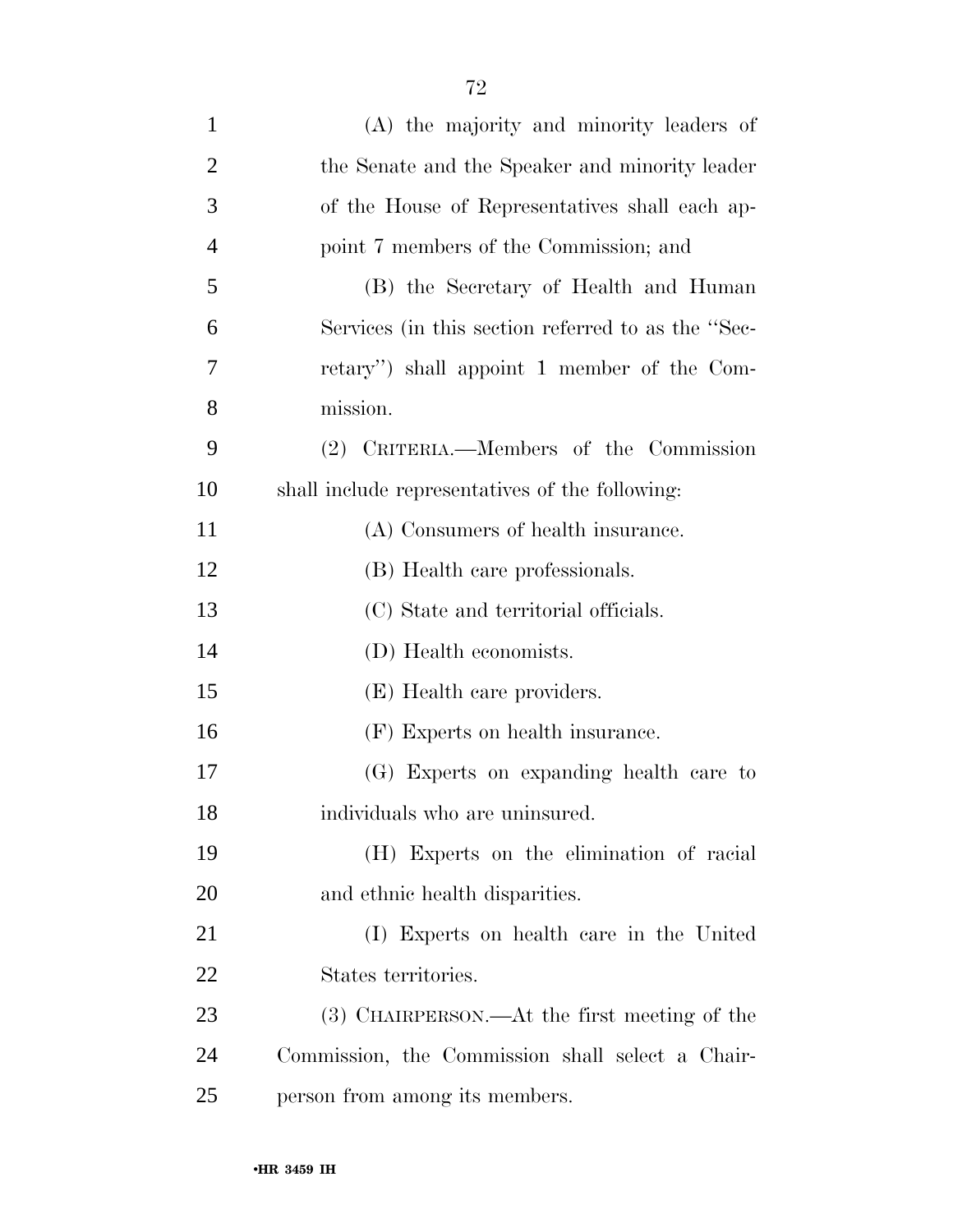(A) the majority and minority leaders of the Senate and the Speaker and minority leader of the House of Representatives shall each appoint 7 members of the Commission; and

(B) the Secretary of Health and Human Services (in this section referred to as the "Secretary") shall appoint 1 member of the Commission.

(2) CRITERIA.—Members of the Commission shall include representatives of the following:

(A) Consumers of health insurance.

(B) Health care professionals.

(C) State and territorial officials.

(D) Health economists.

(E) Health care providers.

(F) Experts on health insurance.

(G) Experts on expanding health care to individuals who are uninsured.

(H) Experts on the elimination of racial and ethnic health disparities.

(I) Experts on health care in the United States territories.

(3) CHAIRPERSON.—At the first meeting of the Commission, the Commission shall select a Chairperson from among its members.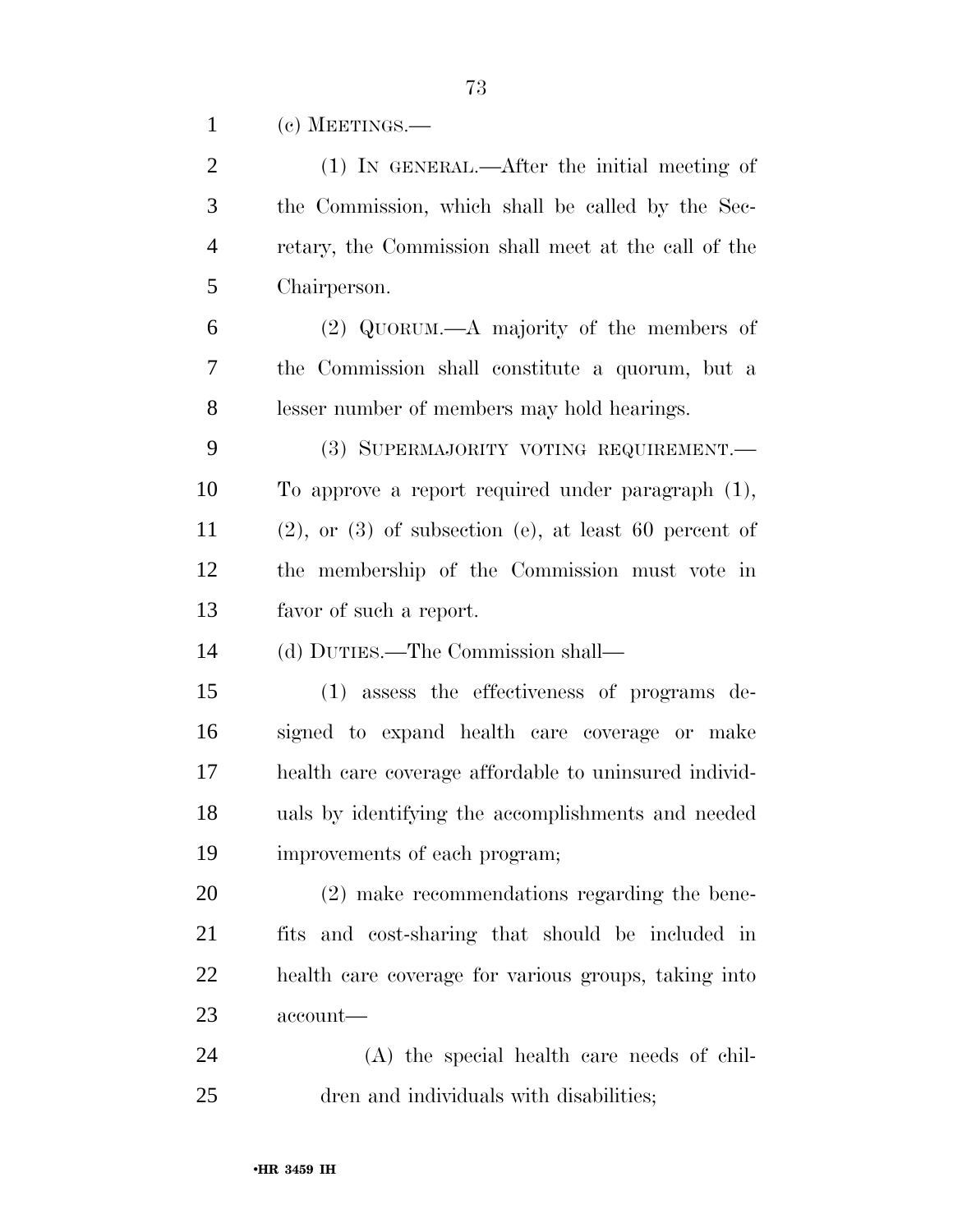(c) MEETINGS.—

(1) IN GENERAL.—After the initial meeting of the Commission, which shall be called by the Secretary, the Commission shall meet at the call of the Chairperson.

(2) QUORUM.—A majority of the members of the Commission shall constitute a quorum, but a lesser number of members may hold hearings.

(3) SUPERMAJORITY VOTING REQUIREMENT.—To approve a report required under paragraph (1), (2), or (3) of subsection (e), at least 60 percent of the membership of the Commission must vote in favor of such a report.

(d) DUTIES.—The Commission shall—

(1) assess the effectiveness of programs designed to expand health care coverage or make health care coverage affordable to uninsured individuals by identifying the accomplishments and needed improvements of each program;

(2) make recommendations regarding the benefits and cost-sharing that should be included in health care coverage for various groups, taking into account—

(A) the special health care needs of children and individuals with disabilities;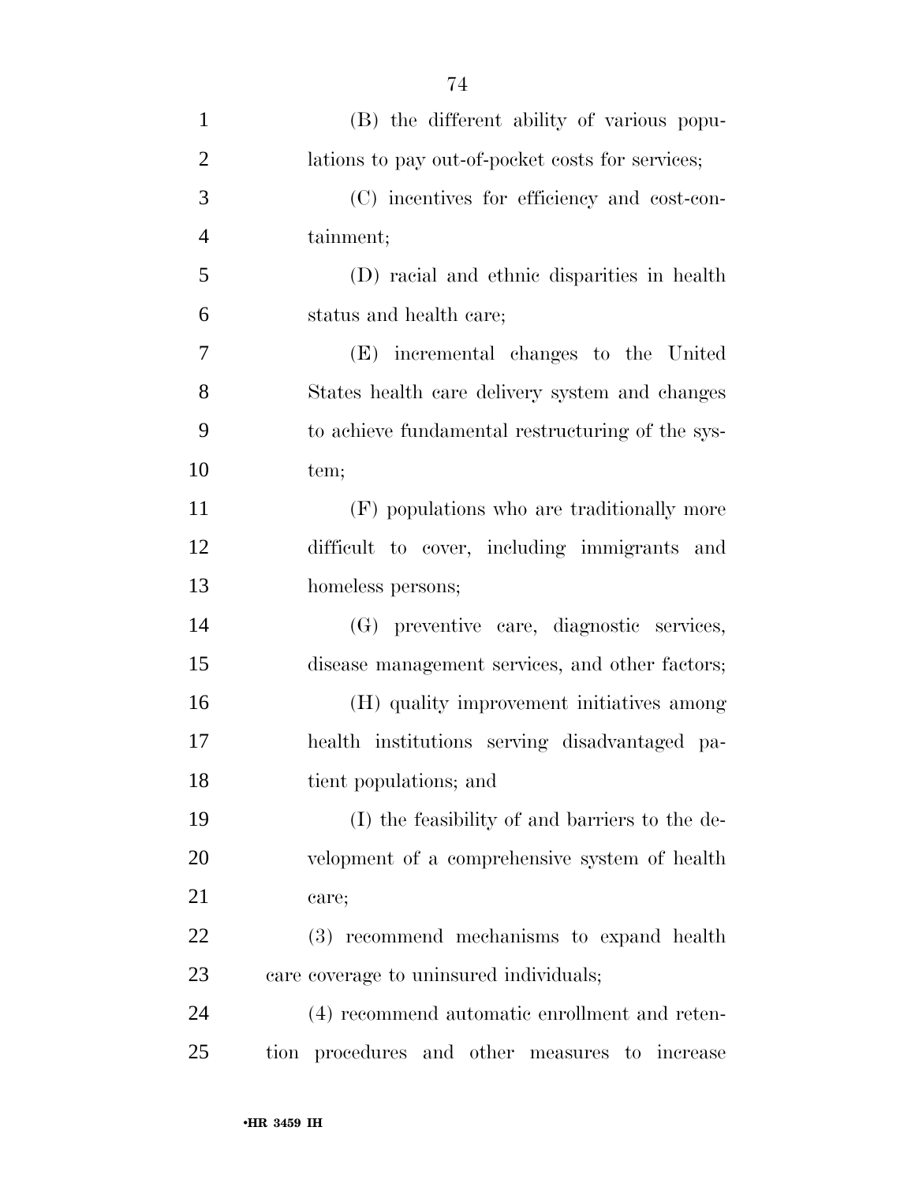(B) the different ability of various populations to pay out-of-pocket costs for services;

(C) incentives for efficiency and cost-containment;

(D) racial and ethnic disparities in health status and health care;

(E) incremental changes to the United States health care delivery system and changes to achieve fundamental restructuring of the system;

(F) populations who are traditionally more difficult to cover, including immigrants and homeless persons;

(G) preventive care, diagnostic services, disease management services, and other factors;

(H) quality improvement initiatives among health institutions serving disadvantaged patient populations; and

(I) the feasibility of and barriers to the development of a comprehensive system of health care;

(3) recommend mechanisms to expand health care coverage to uninsured individuals;

(4) recommend automatic enrollment and retention procedures and other measures to increase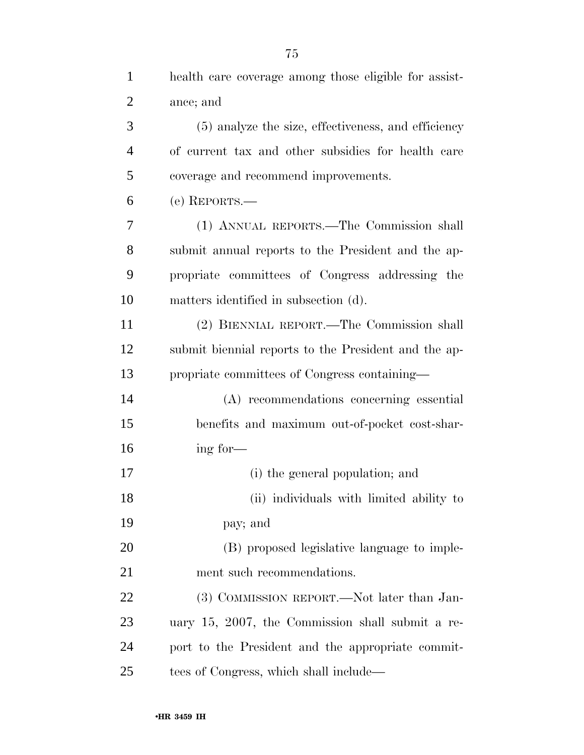health care coverage among those eligible for assistance; and

(5) analyze the size, effectiveness, and efficiency of current tax and other subsidies for health care coverage and recommend improvements.

(e) REPORTS.—

(1) ANNUAL REPORTS.—The Commission shall submit annual reports to the President and the appropriate committees of Congress addressing the matters identified in subsection (d).

(2) BIENNIAL REPORT.—The Commission shall submit biennial reports to the President and the appropriate committees of Congress containing—

(A) recommendations concerning essential benefits and maximum out-of-pocket cost-sharing for—

(i) the general population; and

(ii) individuals with limited ability to pay; and

(B) proposed legislative language to implement such recommendations.

(3) COMMISSION REPORT.—Not later than January 15, 2007, the Commission shall submit a report to the President and the appropriate committees of Congress, which shall include—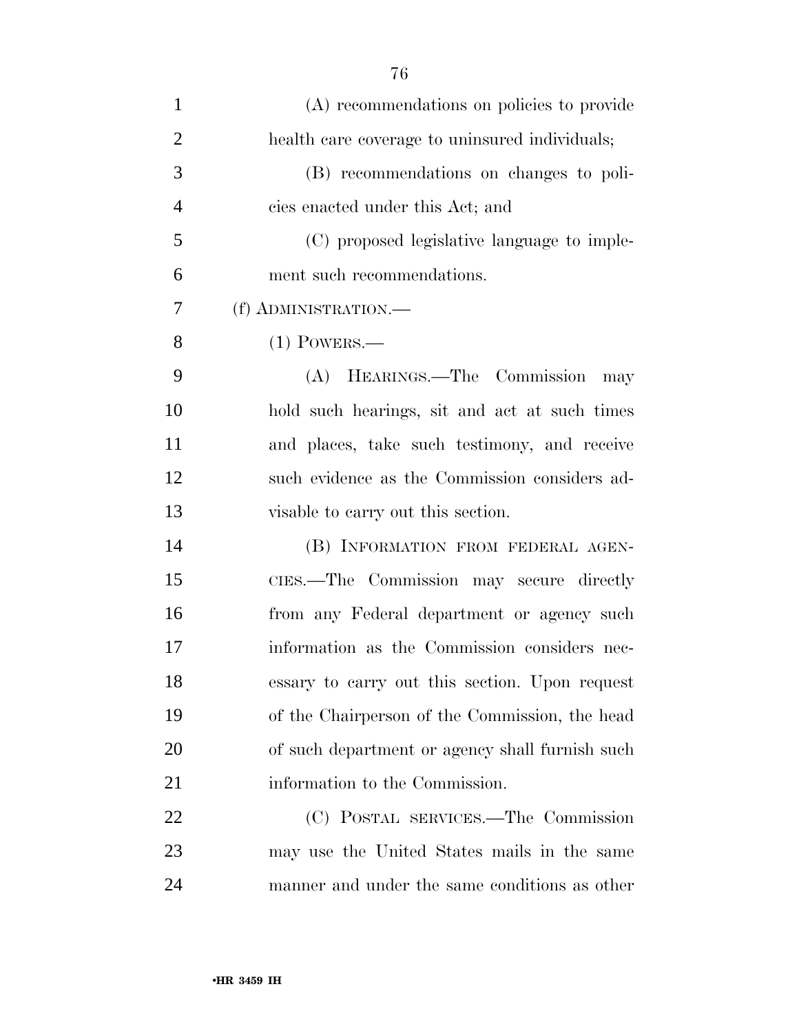(A) recommendations on policies to provide health care coverage to uninsured individuals;

(B) recommendations on changes to policies enacted under this Act; and

(C) proposed legislative language to implement such recommendations.

(f) ADMINISTRATION.—

(1) POWERS.—

(A) HEARINGS.—The Commission may hold such hearings, sit and act at such times and places, take such testimony, and receive such evidence as the Commission considers advisable to carry out this section.

(B) INFORMATION FROM FEDERAL AGENCIES.—The Commission may secure directly from any Federal department or agency such information as the Commission considers necessary to carry out this section. Upon request of the Chairperson of the Commission, the head of such department or agency shall furnish such information to the Commission.

(C) POSTAL SERVICES.—The Commission may use the United States mails in the same manner and under the same conditions as other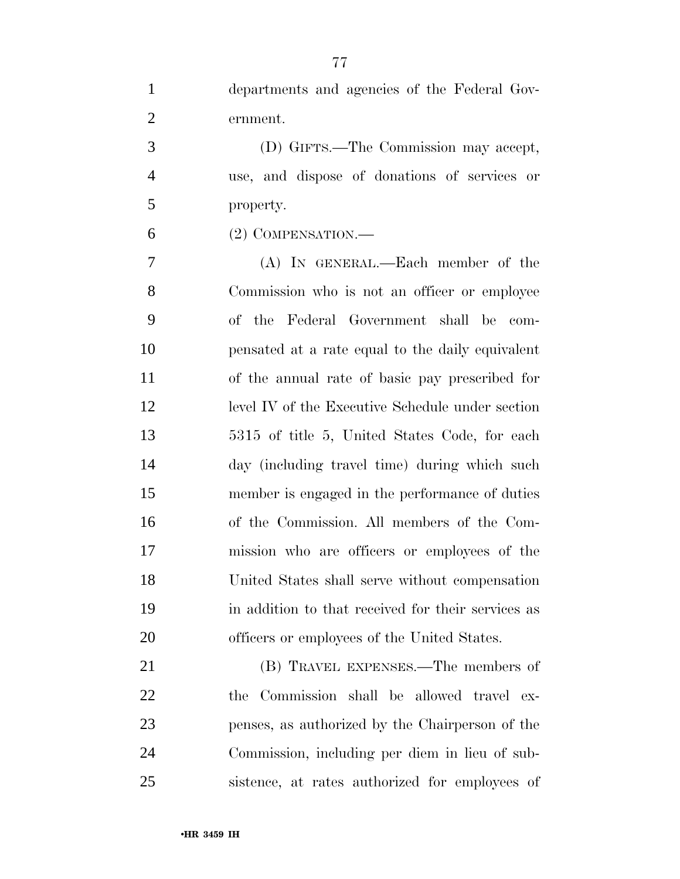departments and agencies of the Federal Government.

(D) GIFTS.—The Commission may accept, use, and dispose of donations of services or property.

(2) COMPENSATION.—

(A) IN GENERAL.—Each member of the Commission who is not an officer or employee of the Federal Government shall be compensated at a rate equal to the daily equivalent of the annual rate of basic pay prescribed for level IV of the Executive Schedule under section 5315 of title 5, United States Code, for each day (including travel time) during which such member is engaged in the performance of duties of the Commission. All members of the Commission who are officers or employees of the United States shall serve without compensation in addition to that received for their services as officers or employees of the United States.

(B) TRAVEL EXPENSES.—The members of the Commission shall be allowed travel expenses, as authorized by the Chairperson of the Commission, including per diem in lieu of subsistence, at rates authorized for employees of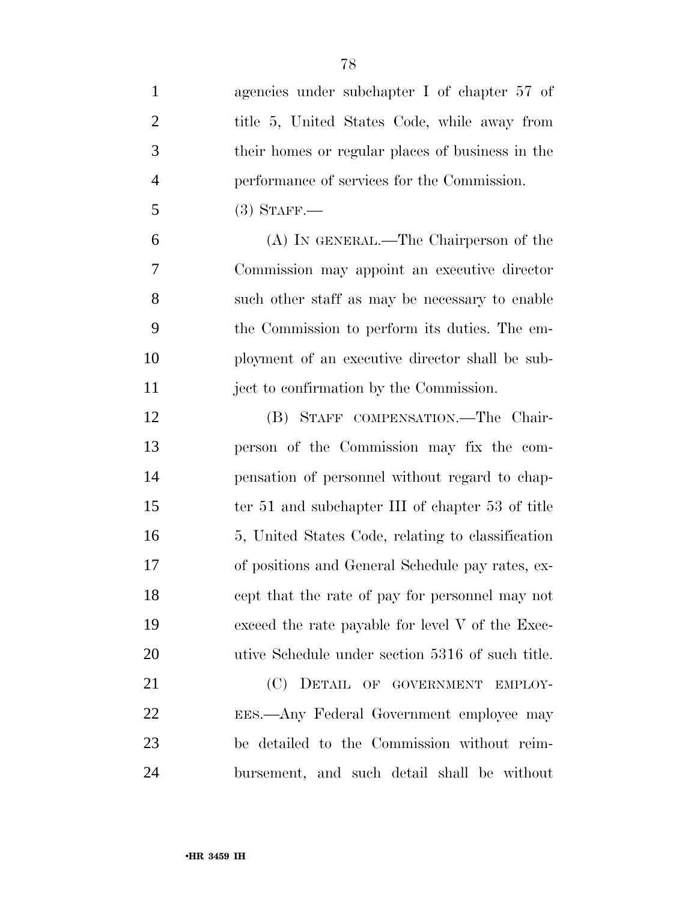agencies under subchapter I of chapter 57 of title 5, United States Code, while away from their homes or regular places of business in the performance of services for the Commission.

(3) STAFF.—

(A) IN GENERAL.—The Chairperson of the Commission may appoint an executive director such other staff as may be necessary to enable the Commission to perform its duties. The employment of an executive director shall be subject to confirmation by the Commission.

(B) STAFF COMPENSATION.—The Chairperson of the Commission may fix the compensation of personnel without regard to chapter 51 and subchapter III of chapter 53 of title 5, United States Code, relating to classification of positions and General Schedule pay rates, except that the rate of pay for personnel may not exceed the rate payable for level V of the Executive Schedule under section 5316 of such title.

(C) DETAIL OF GOVERNMENT EMPLOYEES.—Any Federal Government employee may be detailed to the Commission without reimbursement, and such detail shall be without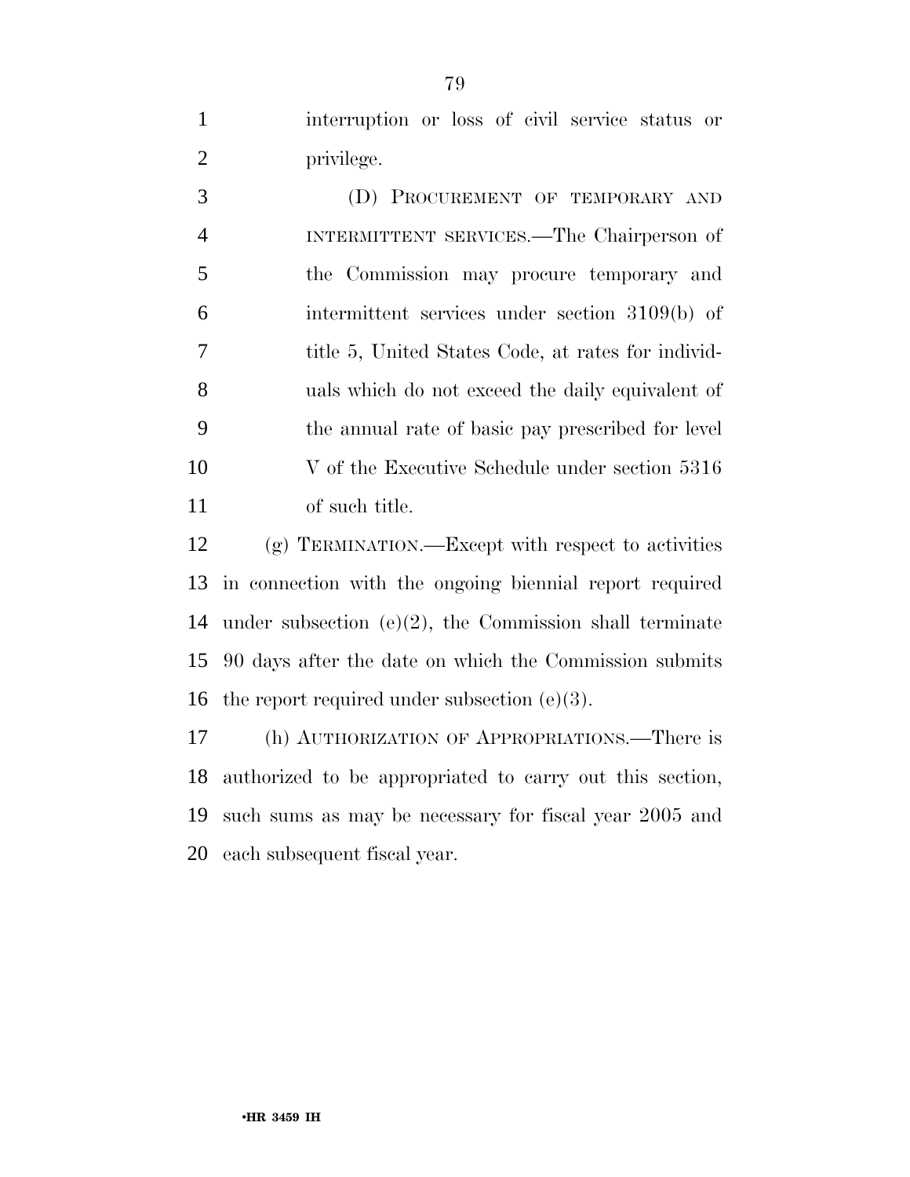interruption or loss of civil service status or privilege.

(D) PROCUREMENT OF TEMPORARY AND INTERMITTENT SERVICES.—The Chairperson of the Commission may procure temporary and intermittent services under section 3109(b) of title 5, United States Code, at rates for individuals which do not exceed the daily equivalent of the annual rate of basic pay prescribed for level V of the Executive Schedule under section 5316 of such title.

(g) TERMINATION.—Except with respect to activities in connection with the ongoing biennial report required under subsection (e)(2), the Commission shall terminate 90 days after the date on which the Commission submits the report required under subsection (e)(3).

(h) AUTHORIZATION OF APPROPRIATIONS.—There is authorized to be appropriated to carry out this section, such sums as may be necessary for fiscal year 2005 and each subsequent fiscal year.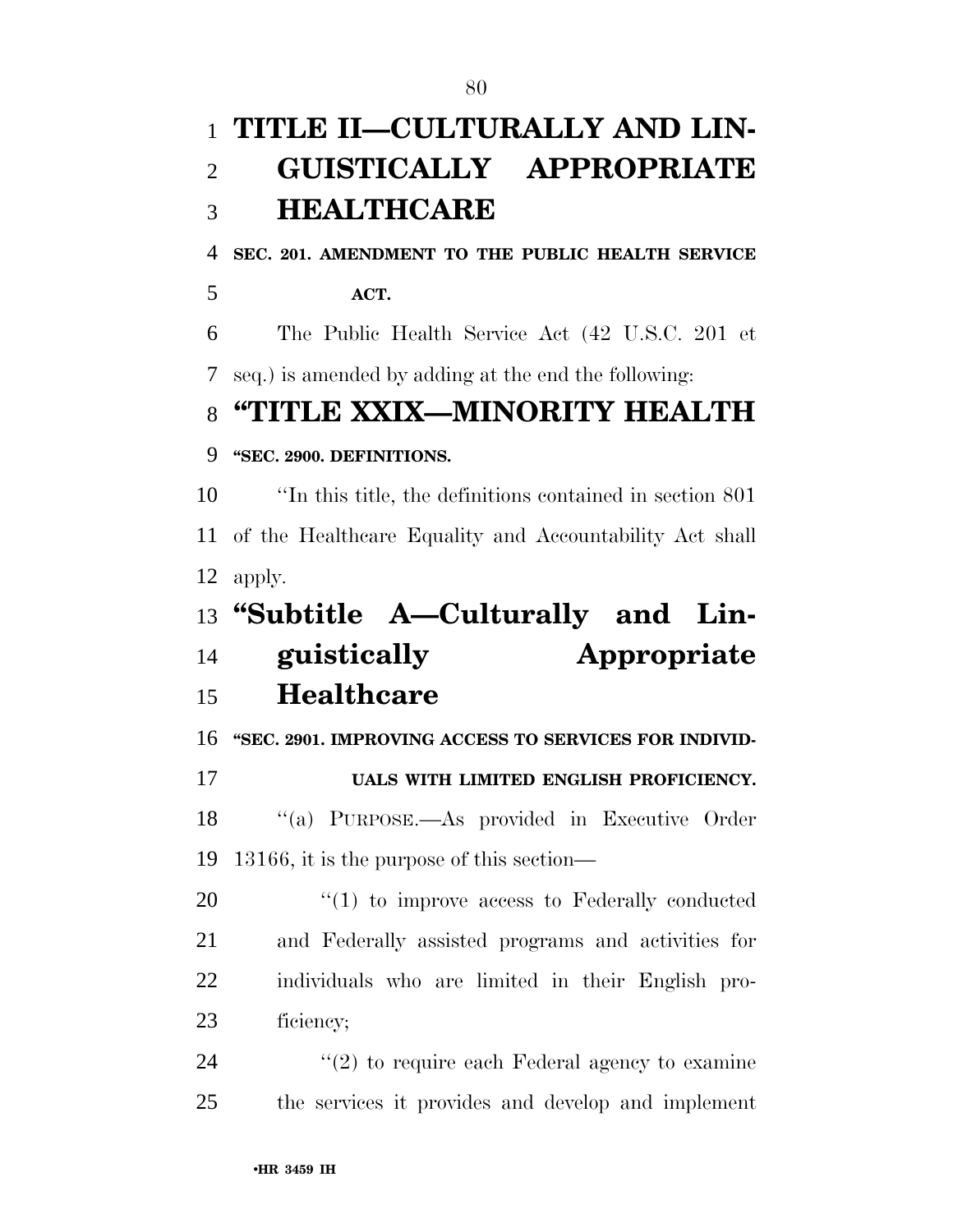# TITLE II—CULTURALLY AND LINGUISTICALLY APPROPRIATE HEALTHCARE

**SEC. 201. AMENDMENT TO THE PUBLIC HEALTH SERVICE ACT.**

The Public Health Service Act (42 U.S.C. 201 et seq.) is amended by adding at the end the following:

# "TITLE XXIX—MINORITY HEALTH

**"SEC. 2900. DEFINITIONS.**

"In this title, the definitions contained in section 801 of the Healthcare Equality and Accountability Act shall apply.

## "Subtitle A—Culturally and Linguistically Appropriate Healthcare

**"SEC. 2901. IMPROVING ACCESS TO SERVICES FOR INDIVIDUALS WITH LIMITED ENGLISH PROFICIENCY.**

"(a) PURPOSE.—As provided in Executive Order 13166, it is the purpose of this section—

"(1) to improve access to Federally conducted and Federally assisted programs and activities for individuals who are limited in their English proficiency;

"(2) to require each Federal agency to examine the services it provides and develop and implement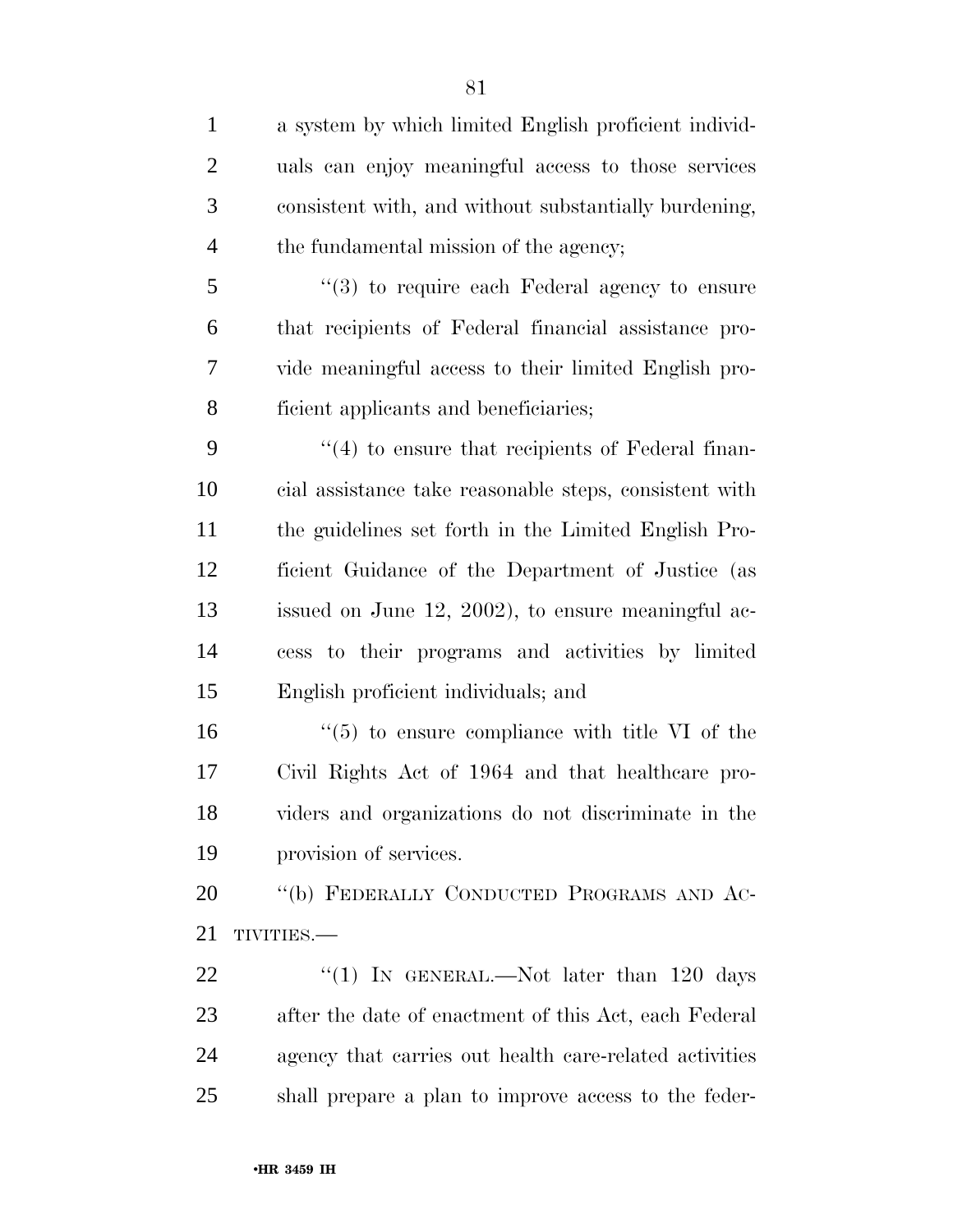a system by which limited English proficient individuals can enjoy meaningful access to those services consistent with, and without substantially burdening, the fundamental mission of the agency;

"(3) to require each Federal agency to ensure that recipients of Federal financial assistance provide meaningful access to their limited English proficient applicants and beneficiaries;

"(4) to ensure that recipients of Federal financial assistance take reasonable steps, consistent with the guidelines set forth in the Limited English Proficient Guidance of the Department of Justice (as issued on June 12, 2002), to ensure meaningful access to their programs and activities by limited English proficient individuals; and

"(5) to ensure compliance with title VI of the Civil Rights Act of 1964 and that healthcare providers and organizations do not discriminate in the provision of services.

"(b) FEDERALLY CONDUCTED PROGRAMS AND ACTIVITIES.—

"(1) IN GENERAL.—Not later than 120 days after the date of enactment of this Act, each Federal agency that carries out health care-related activities shall prepare a plan to improve access to the feder-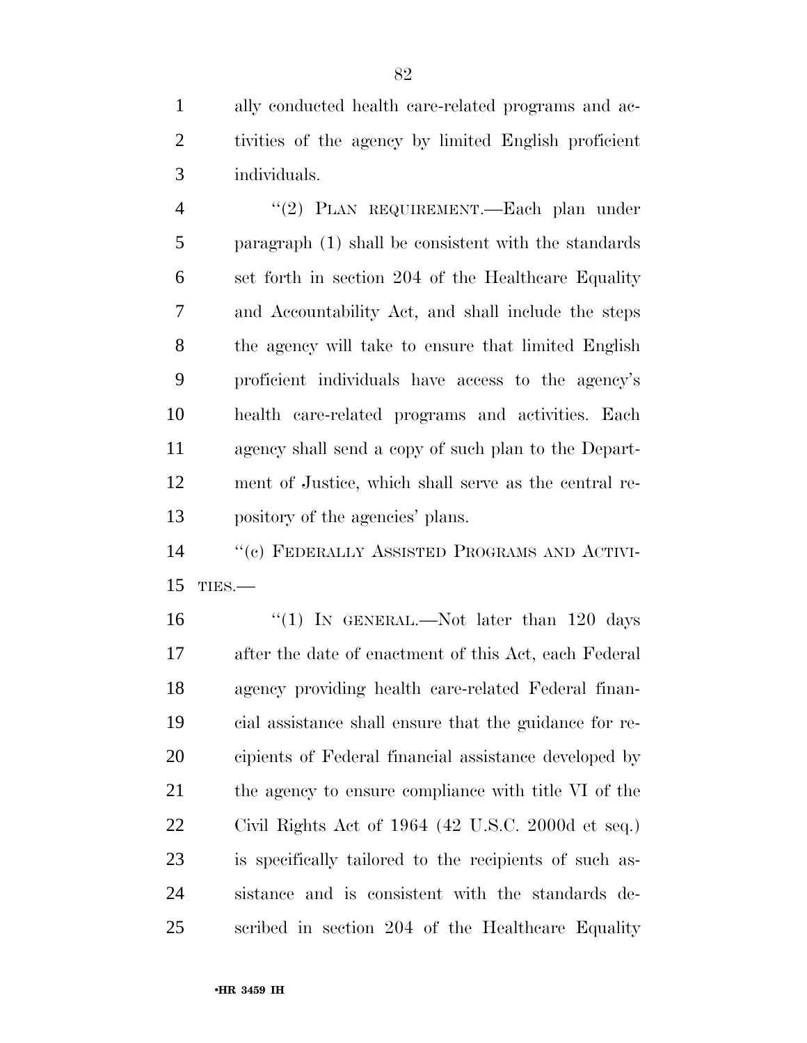ally conducted health care-related programs and activities of the agency by limited English proficient individuals.

"(2) PLAN REQUIREMENT.—Each plan under paragraph (1) shall be consistent with the standards set forth in section 204 of the Healthcare Equality and Accountability Act, and shall include the steps the agency will take to ensure that limited English proficient individuals have access to the agency's health care-related programs and activities. Each agency shall send a copy of such plan to the Department of Justice, which shall serve as the central repository of the agencies' plans.

"(c) FEDERALLY ASSISTED PROGRAMS AND ACTIVITIES.—

"(1) IN GENERAL.—Not later than 120 days after the date of enactment of this Act, each Federal agency providing health care-related Federal financial assistance shall ensure that the guidance for recipients of Federal financial assistance developed by the agency to ensure compliance with title VI of the Civil Rights Act of 1964 (42 U.S.C. 2000d et seq.) is specifically tailored to the recipients of such assistance and is consistent with the standards described in section 204 of the Healthcare Equality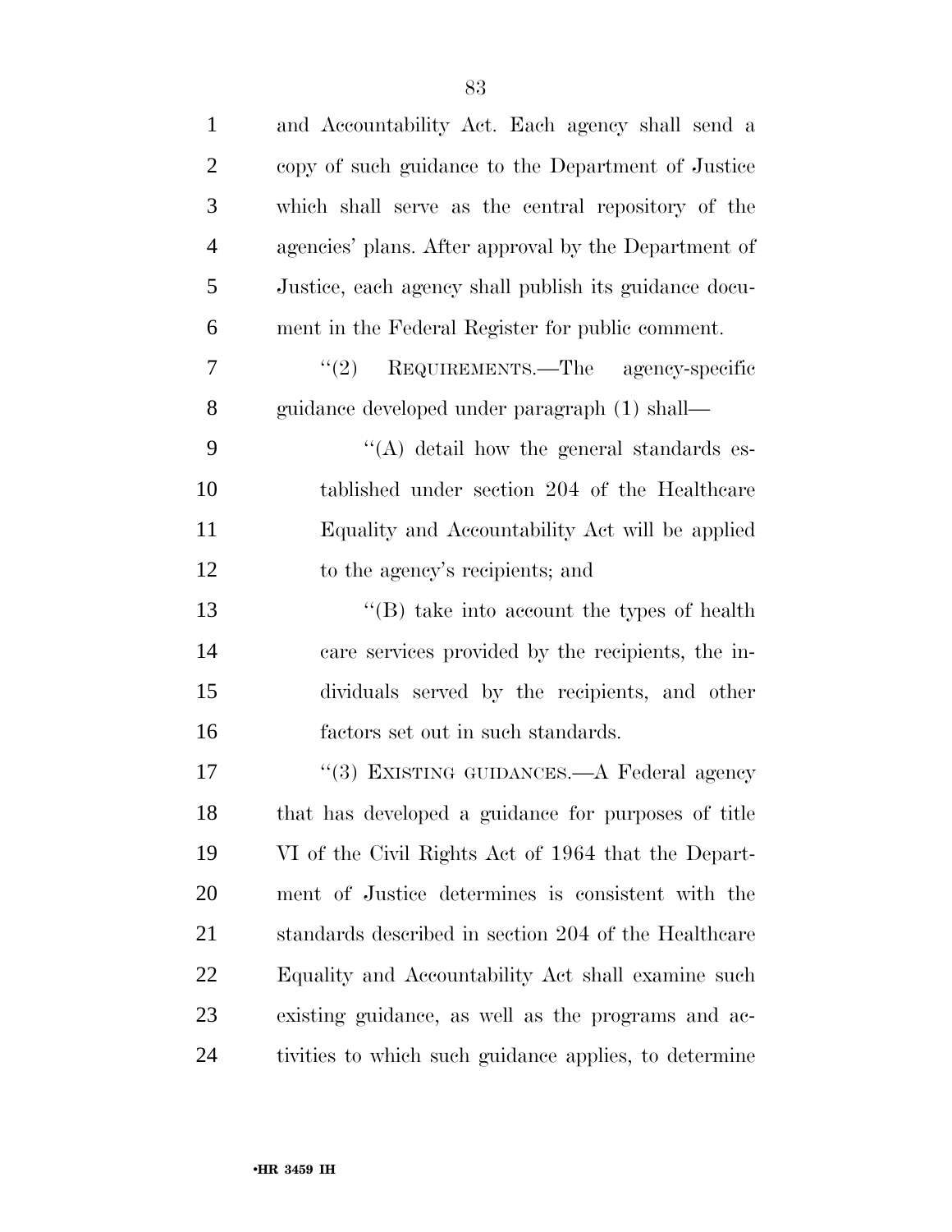and Accountability Act. Each agency shall send a copy of such guidance to the Department of Justice which shall serve as the central repository of the agencies' plans. After approval by the Department of Justice, each agency shall publish its guidance document in the Federal Register for public comment.

"(2) REQUIREMENTS.—The agency-specific guidance developed under paragraph (1) shall—

"(A) detail how the general standards established under section 204 of the Healthcare Equality and Accountability Act will be applied to the agency's recipients; and

"(B) take into account the types of health care services provided by the recipients, the individuals served by the recipients, and other factors set out in such standards.

"(3) EXISTING GUIDANCES.—A Federal agency that has developed a guidance for purposes of title VI of the Civil Rights Act of 1964 that the Department of Justice determines is consistent with the standards described in section 204 of the Healthcare Equality and Accountability Act shall examine such existing guidance, as well as the programs and activities to which such guidance applies, to determine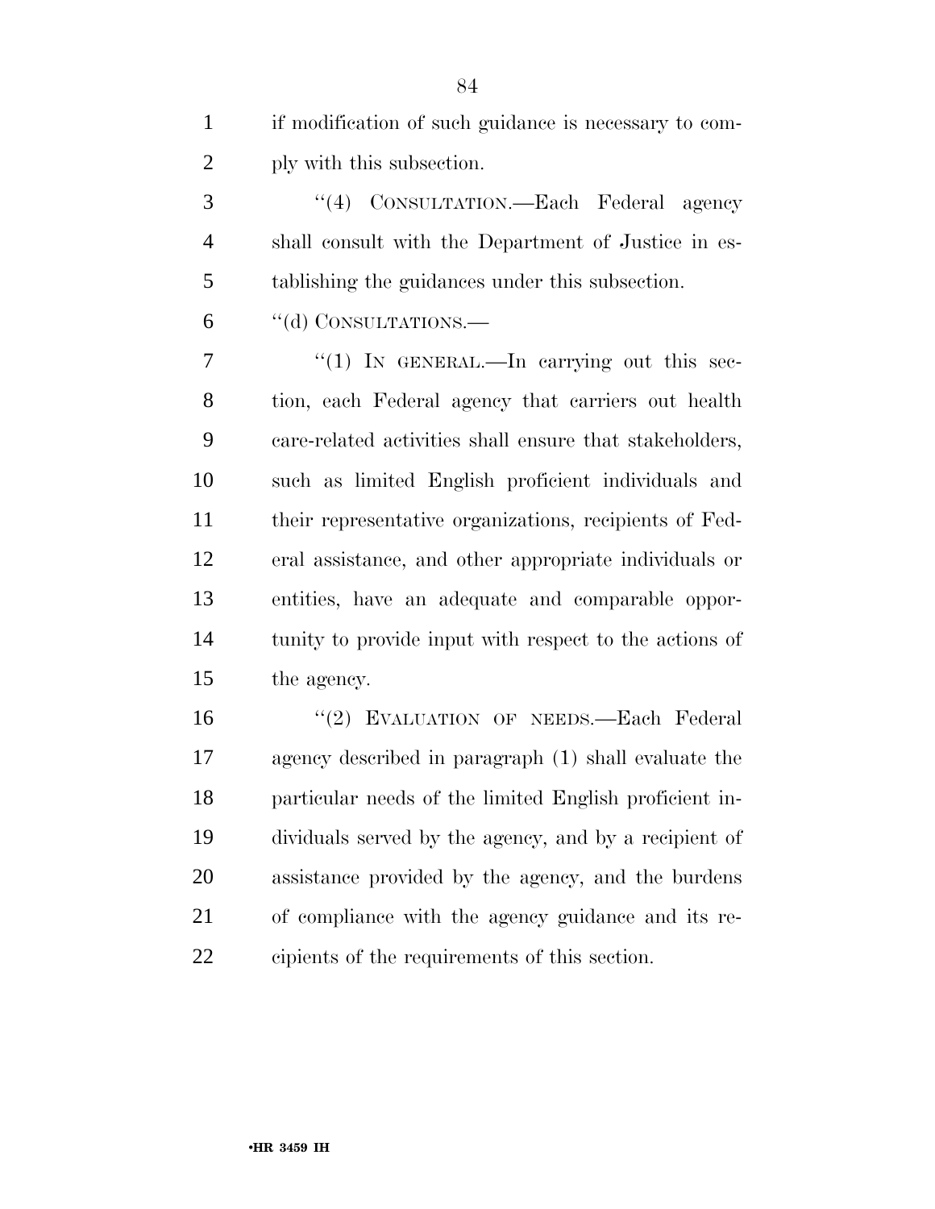if modification of such guidance is necessary to comply with this subsection.

"(4) CONSULTATION.—Each Federal agency shall consult with the Department of Justice in establishing the guidances under this subsection.

"(d) CONSULTATIONS.—

"(1) IN GENERAL.—In carrying out this section, each Federal agency that carriers out health care-related activities shall ensure that stakeholders, such as limited English proficient individuals and their representative organizations, recipients of Federal assistance, and other appropriate individuals or entities, have an adequate and comparable opportunity to provide input with respect to the actions of the agency.

"(2) EVALUATION OF NEEDS.—Each Federal agency described in paragraph (1) shall evaluate the particular needs of the limited English proficient individuals served by the agency, and by a recipient of assistance provided by the agency, and the burdens of compliance with the agency guidance and its recipients of the requirements of this section.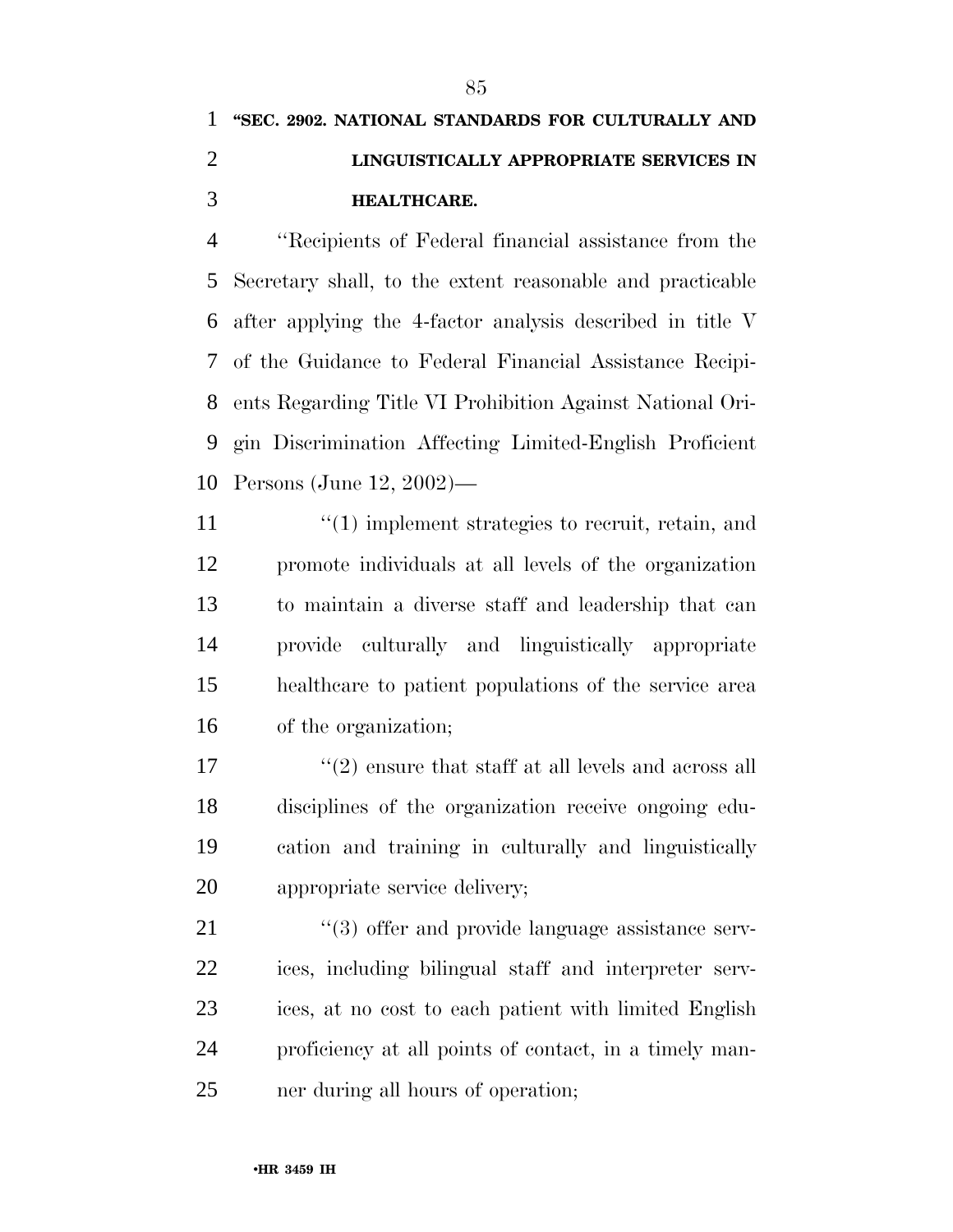**"SEC. 2902. NATIONAL STANDARDS FOR CULTURALLY AND LINGUISTICALLY APPROPRIATE SERVICES IN HEALTHCARE.**

"Recipients of Federal financial assistance from the Secretary shall, to the extent reasonable and practicable after applying the 4-factor analysis described in title V of the Guidance to Federal Financial Assistance Recipients Regarding Title VI Prohibition Against National Origin Discrimination Affecting Limited-English Proficient Persons (June 12, 2002)—

"(1) implement strategies to recruit, retain, and promote individuals at all levels of the organization to maintain a diverse staff and leadership that can provide culturally and linguistically appropriate healthcare to patient populations of the service area of the organization;

"(2) ensure that staff at all levels and across all disciplines of the organization receive ongoing education and training in culturally and linguistically appropriate service delivery;

"(3) offer and provide language assistance services, including bilingual staff and interpreter services, at no cost to each patient with limited English proficiency at all points of contact, in a timely manner during all hours of operation;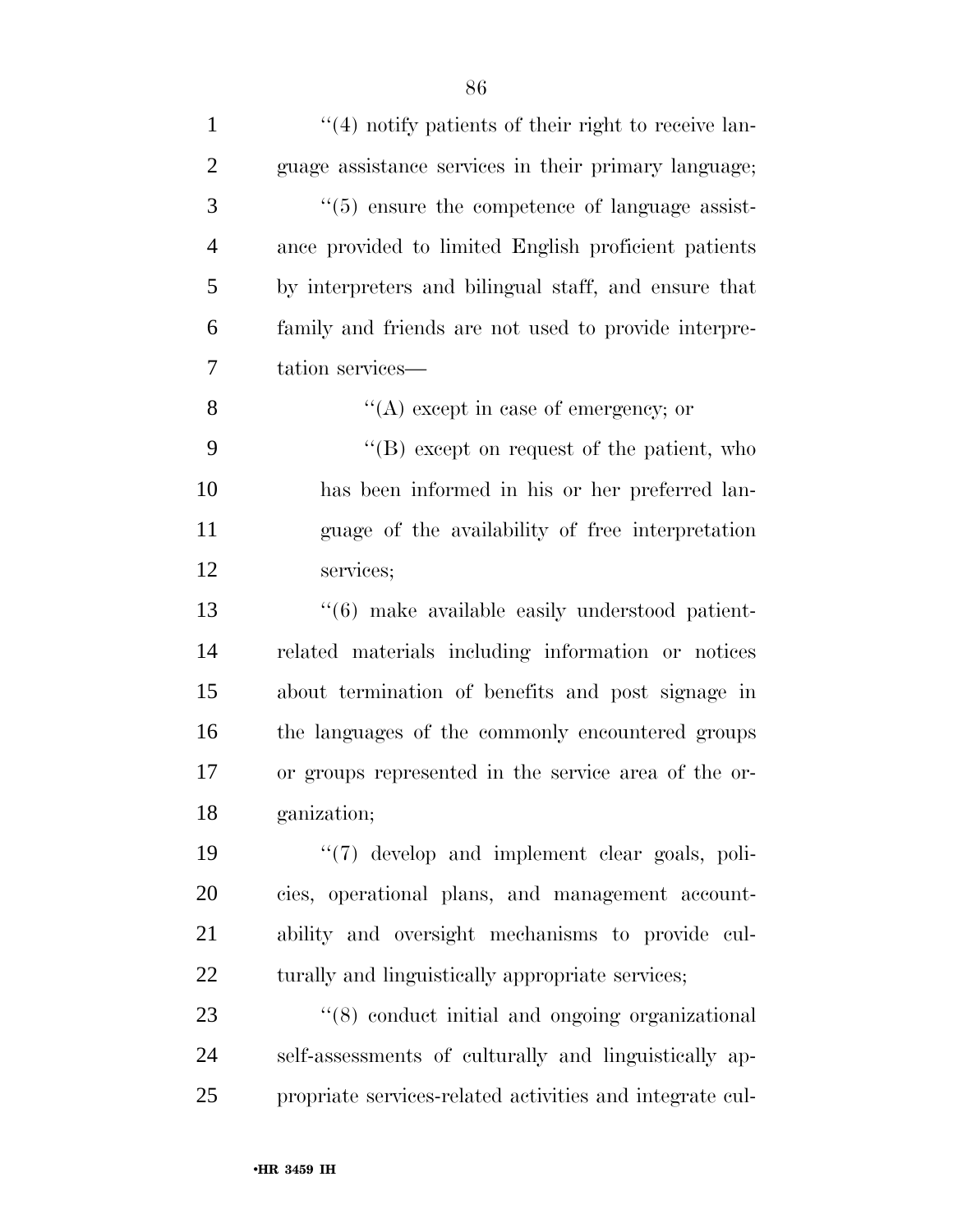''(4) notify patients of their right to receive language assistance services in their primary language;

''(5) ensure the competence of language assistance provided to limited English proficient patients by interpreters and bilingual staff, and ensure that family and friends are not used to provide interpretation services—

''(A) except in case of emergency; or

''(B) except on request of the patient, who has been informed in his or her preferred language of the availability of free interpretation services;

''(6) make available easily understood patient-related materials including information or notices about termination of benefits and post signage in the languages of the commonly encountered groups or groups represented in the service area of the organization;

''(7) develop and implement clear goals, policies, operational plans, and management accountability and oversight mechanisms to provide culturally and linguistically appropriate services;

''(8) conduct initial and ongoing organizational self-assessments of culturally and linguistically appropriate services-related activities and integrate cul-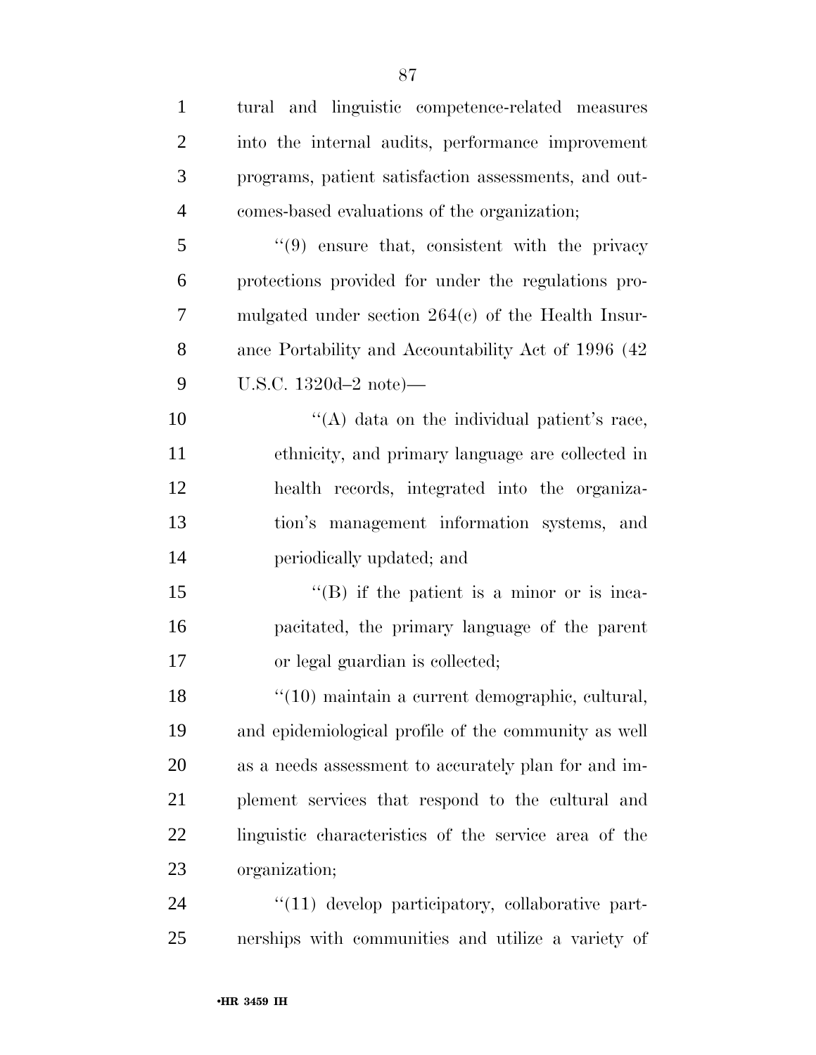tural and linguistic competence-related measures into the internal audits, performance improvement programs, patient satisfaction assessments, and outcomes-based evaluations of the organization;

''(9) ensure that, consistent with the privacy protections provided for under the regulations promulgated under section 264(c) of the Health Insurance Portability and Accountability Act of 1996 (42 U.S.C. 1320d–2 note)—

''(A) data on the individual patient's race, ethnicity, and primary language are collected in health records, integrated into the organization's management information systems, and periodically updated; and

''(B) if the patient is a minor or is incapacitated, the primary language of the parent or legal guardian is collected;

''(10) maintain a current demographic, cultural, and epidemiological profile of the community as well as a needs assessment to accurately plan for and implement services that respond to the cultural and linguistic characteristics of the service area of the organization;

''(11) develop participatory, collaborative partnerships with communities and utilize a variety of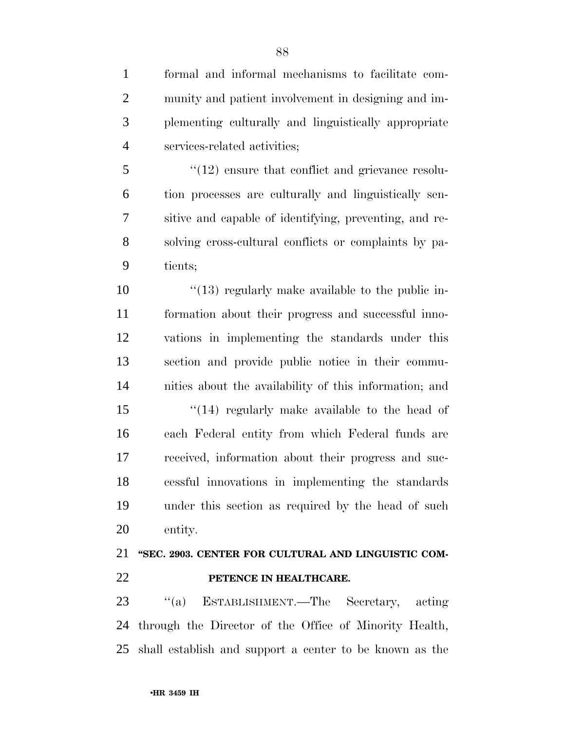formal and informal mechanisms to facilitate community and patient involvement in designing and implementing culturally and linguistically appropriate services-related activities;

"(12) ensure that conflict and grievance resolution processes are culturally and linguistically sensitive and capable of identifying, preventing, and resolving cross-cultural conflicts or complaints by patients;

"(13) regularly make available to the public information about their progress and successful innovations in implementing the standards under this section and provide public notice in their communities about the availability of this information; and

"(14) regularly make available to the head of each Federal entity from which Federal funds are received, information about their progress and successful innovations in implementing the standards under this section as required by the head of such entity.

**"SEC. 2903. CENTER FOR CULTURAL AND LINGUISTIC COMPETENCE IN HEALTHCARE.**

"(a) ESTABLISHMENT.—The Secretary, acting through the Director of the Office of Minority Health, shall establish and support a center to be known as the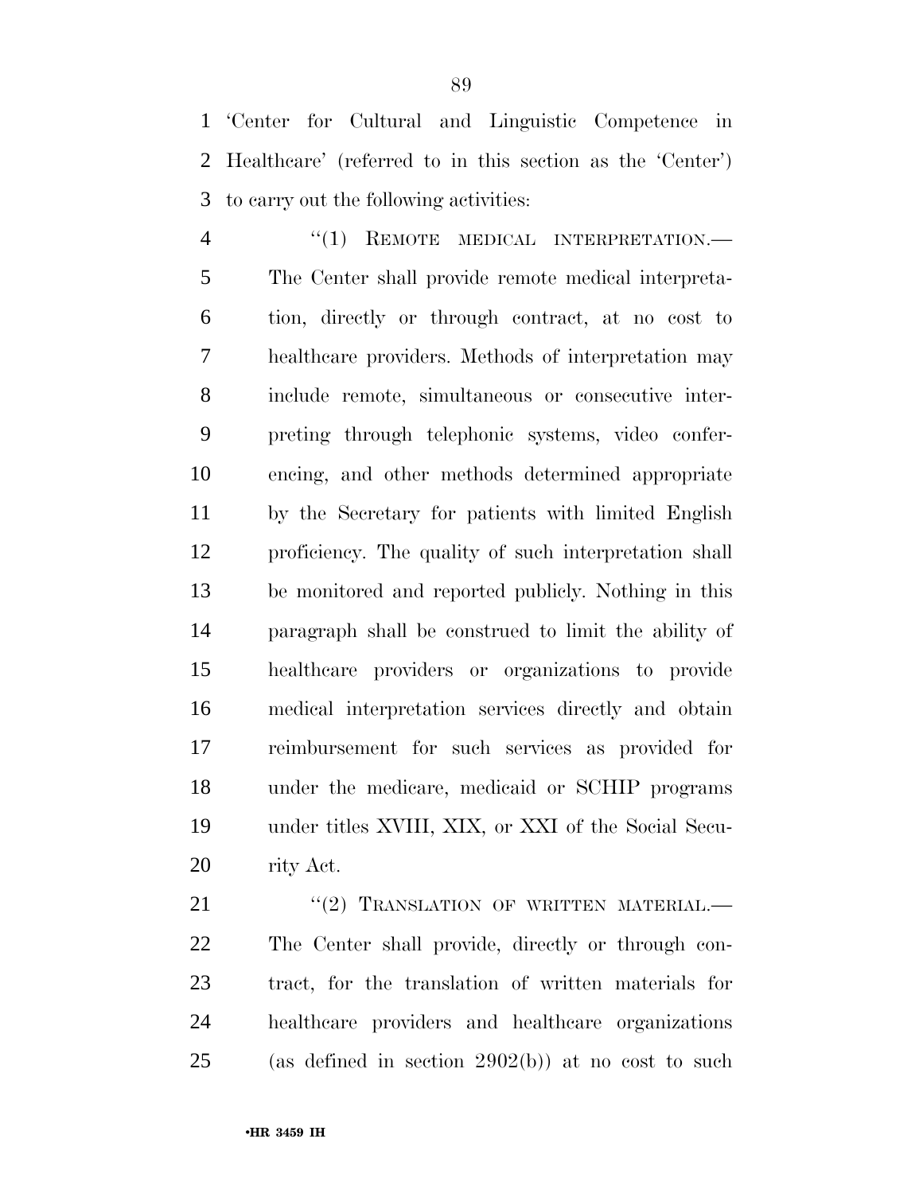'Center for Cultural and Linguistic Competence in Healthcare' (referred to in this section as the 'Center') to carry out the following activities:

"(1) REMOTE MEDICAL INTERPRETATION.— The Center shall provide remote medical interpretation, directly or through contract, at no cost to healthcare providers. Methods of interpretation may include remote, simultaneous or consecutive interpreting through telephonic systems, video conferencing, and other methods determined appropriate by the Secretary for patients with limited English proficiency. The quality of such interpretation shall be monitored and reported publicly. Nothing in this paragraph shall be construed to limit the ability of healthcare providers or organizations to provide medical interpretation services directly and obtain reimbursement for such services as provided for under the medicare, medicaid or SCHIP programs under titles XVIII, XIX, or XXI of the Social Security Act.

"(2) TRANSLATION OF WRITTEN MATERIAL.— The Center shall provide, directly or through contract, for the translation of written materials for healthcare providers and healthcare organizations (as defined in section 2902(b)) at no cost to such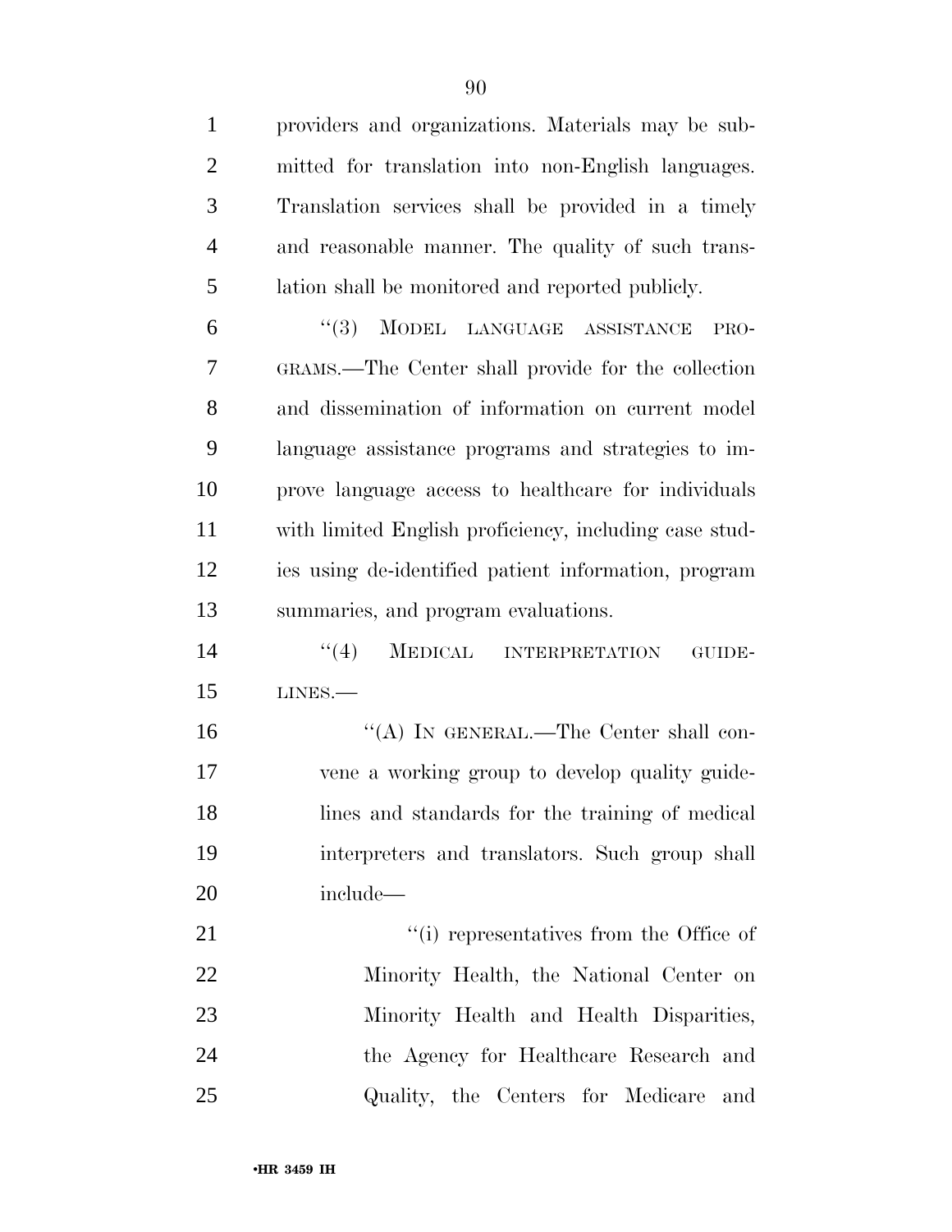providers and organizations. Materials may be submitted for translation into non-English languages. Translation services shall be provided in a timely and reasonable manner. The quality of such translation shall be monitored and reported publicly.

"(3) MODEL LANGUAGE ASSISTANCE PROGRAMS.—The Center shall provide for the collection and dissemination of information on current model language assistance programs and strategies to improve language access to healthcare for individuals with limited English proficiency, including case studies using de-identified patient information, program summaries, and program evaluations.

"(4) MEDICAL INTERPRETATION GUIDELINES.—

"(A) IN GENERAL.—The Center shall convene a working group to develop quality guidelines and standards for the training of medical interpreters and translators. Such group shall include—

"(i) representatives from the Office of Minority Health, the National Center on Minority Health and Health Disparities, the Agency for Healthcare Research and Quality, the Centers for Medicare and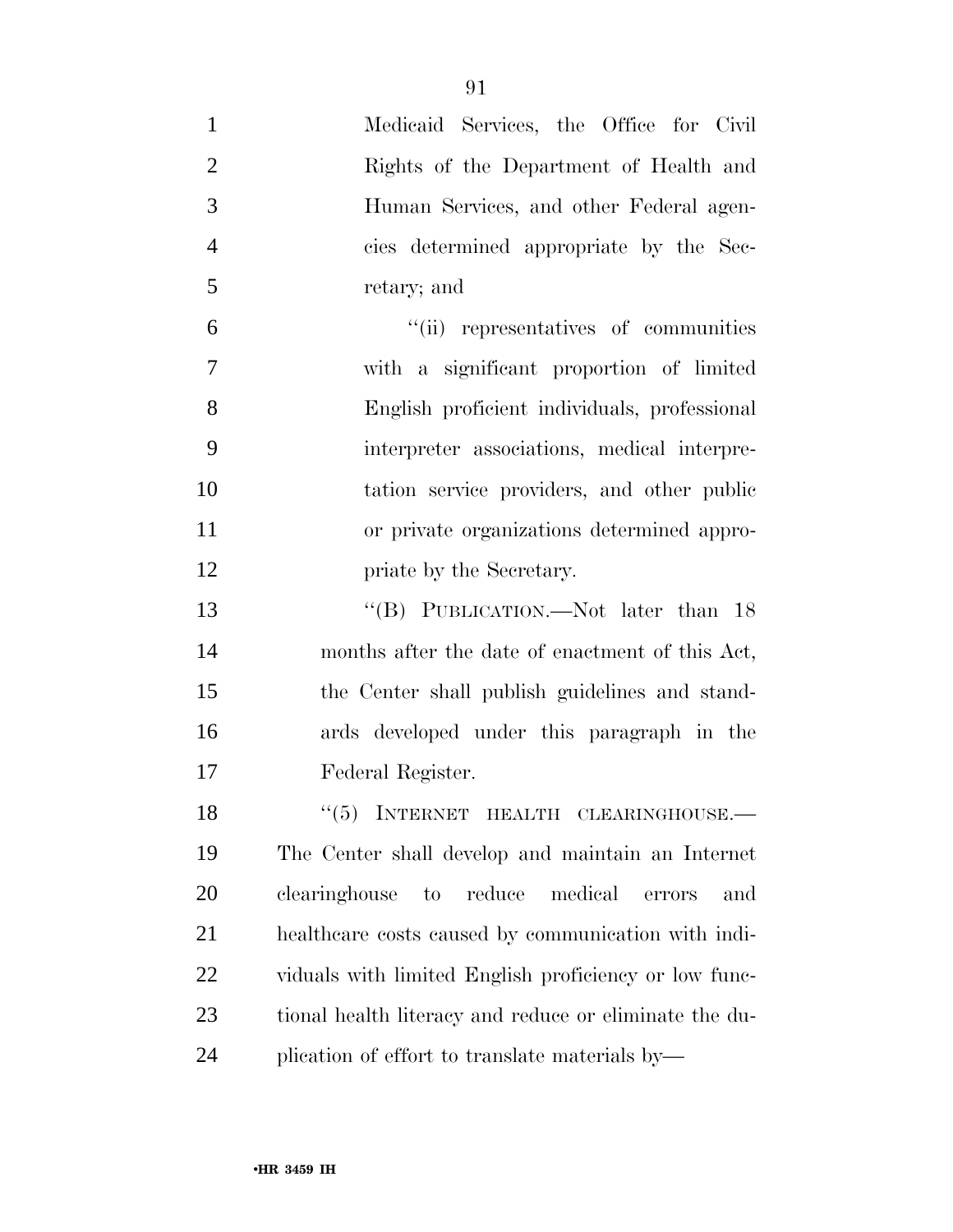Medicaid Services, the Office for Civil Rights of the Department of Health and Human Services, and other Federal agencies determined appropriate by the Secretary; and

''(ii) representatives of communities with a significant proportion of limited English proficient individuals, professional interpreter associations, medical interpretation service providers, and other public or private organizations determined appropriate by the Secretary.

''(B) PUBLICATION.—Not later than 18 months after the date of enactment of this Act, the Center shall publish guidelines and standards developed under this paragraph in the Federal Register.

''(5) INTERNET HEALTH CLEARINGHOUSE.—The Center shall develop and maintain an Internet clearinghouse to reduce medical errors and healthcare costs caused by communication with individuals with limited English proficiency or low functional health literacy and reduce or eliminate the duplication of effort to translate materials by—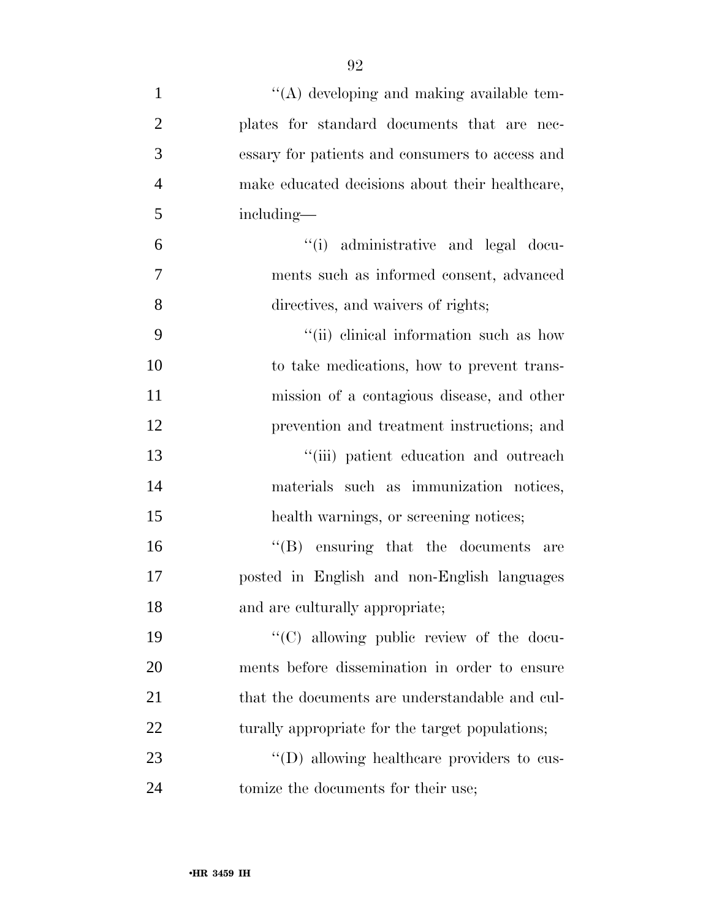''(A) developing and making available templates for standard documents that are necessary for patients and consumers to access and make educated decisions about their healthcare, including—

''(i) administrative and legal documents such as informed consent, advanced directives, and waivers of rights;

''(ii) clinical information such as how to take medications, how to prevent transmission of a contagious disease, and other prevention and treatment instructions; and

''(iii) patient education and outreach materials such as immunization notices, health warnings, or screening notices;

''(B) ensuring that the documents are posted in English and non-English languages and are culturally appropriate;

''(C) allowing public review of the documents before dissemination in order to ensure that the documents are understandable and culturally appropriate for the target populations;

''(D) allowing healthcare providers to customize the documents for their use;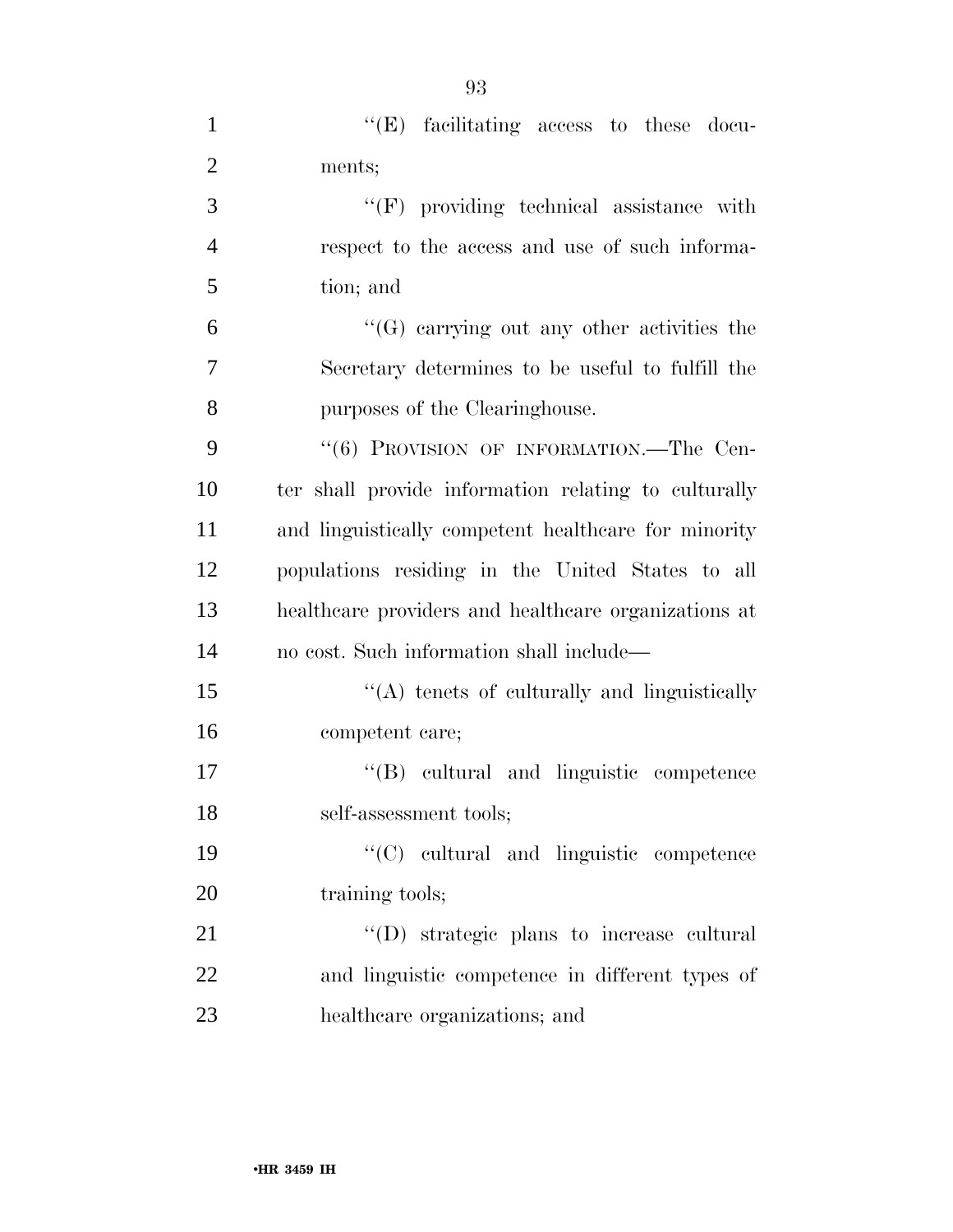''(E) facilitating access to these documents;

''(F) providing technical assistance with respect to the access and use of such information; and

''(G) carrying out any other activities the Secretary determines to be useful to fulfill the purposes of the Clearinghouse.

''(6) PROVISION OF INFORMATION.—The Center shall provide information relating to culturally and linguistically competent healthcare for minority populations residing in the United States to all healthcare providers and healthcare organizations at no cost. Such information shall include—

''(A) tenets of culturally and linguistically competent care;

''(B) cultural and linguistic competence self-assessment tools;

''(C) cultural and linguistic competence training tools;

''(D) strategic plans to increase cultural and linguistic competence in different types of healthcare organizations; and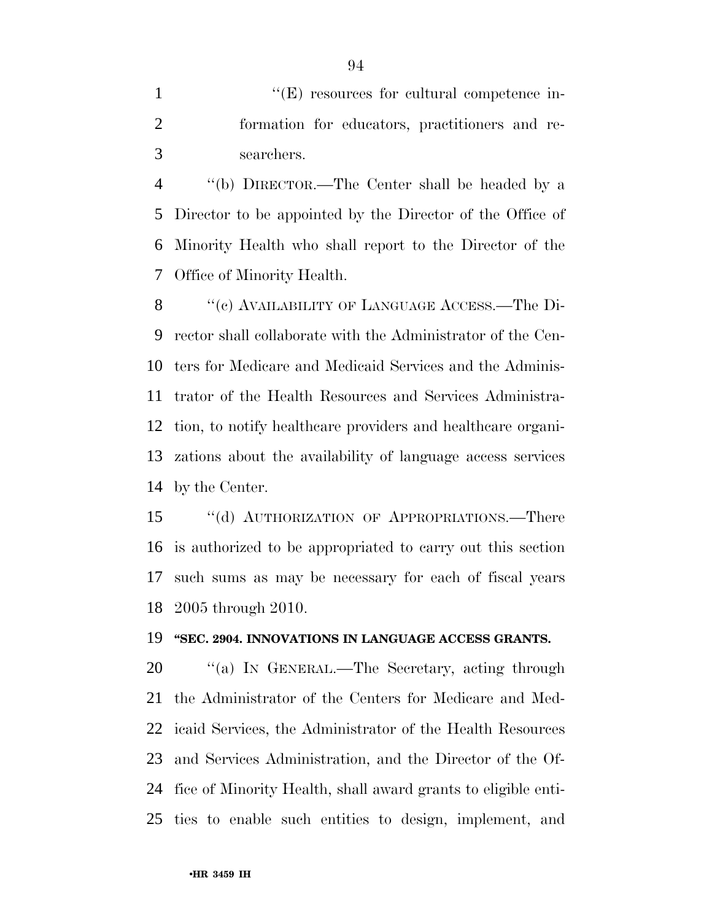''(E) resources for cultural competence information for educators, practitioners and researchers.

''(b) DIRECTOR.—The Center shall be headed by a Director to be appointed by the Director of the Office of Minority Health who shall report to the Director of the Office of Minority Health.

''(c) AVAILABILITY OF LANGUAGE ACCESS.—The Director shall collaborate with the Administrator of the Centers for Medicare and Medicaid Services and the Administrator of the Health Resources and Services Administration, to notify healthcare providers and healthcare organizations about the availability of language access services by the Center.

''(d) AUTHORIZATION OF APPROPRIATIONS.—There is authorized to be appropriated to carry out this section such sums as may be necessary for each of fiscal years 2005 through 2010.

**''SEC. 2904. INNOVATIONS IN LANGUAGE ACCESS GRANTS.**

''(a) IN GENERAL.—The Secretary, acting through the Administrator of the Centers for Medicare and Medicaid Services, the Administrator of the Health Resources and Services Administration, and the Director of the Office of Minority Health, shall award grants to eligible entities to enable such entities to design, implement, and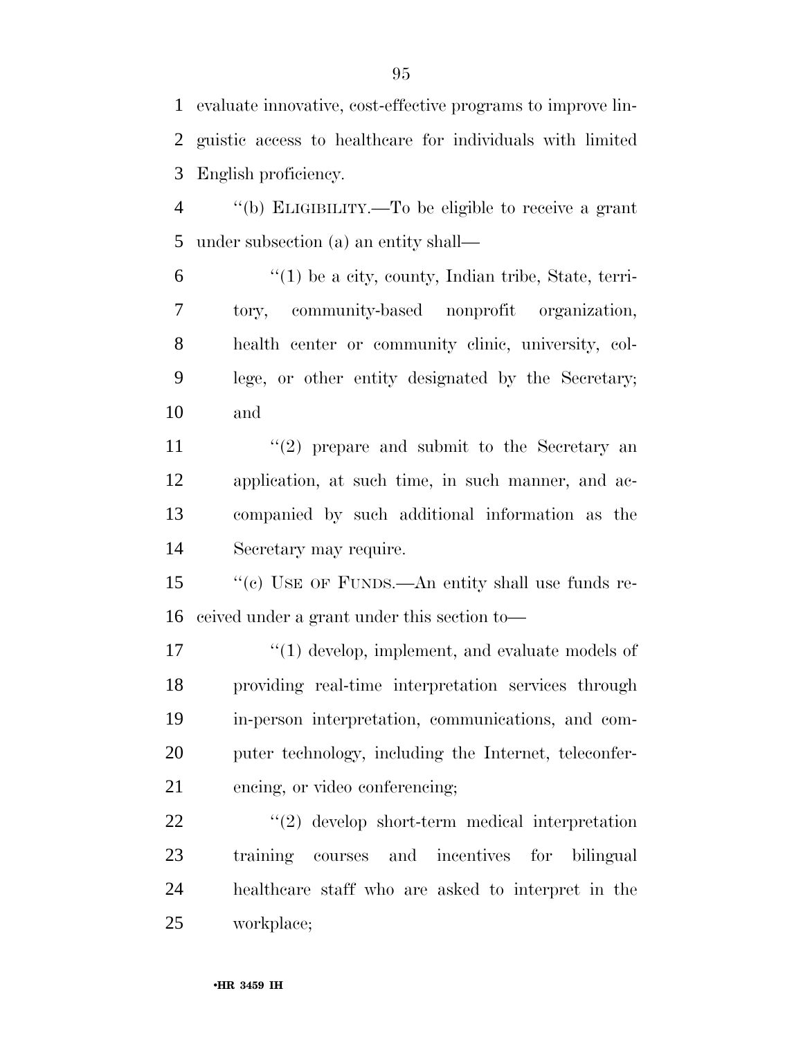evaluate innovative, cost-effective programs to improve linguistic access to healthcare for individuals with limited English proficiency.

"(b) ELIGIBILITY.—To be eligible to receive a grant under subsection (a) an entity shall—

"(1) be a city, county, Indian tribe, State, territory, community-based nonprofit organization, health center or community clinic, university, college, or other entity designated by the Secretary; and

"(2) prepare and submit to the Secretary an application, at such time, in such manner, and accompanied by such additional information as the Secretary may require.

"(c) USE OF FUNDS.—An entity shall use funds received under a grant under this section to—

"(1) develop, implement, and evaluate models of providing real-time interpretation services through in-person interpretation, communications, and computer technology, including the Internet, teleconferencing, or video conferencing;

"(2) develop short-term medical interpretation training courses and incentives for bilingual healthcare staff who are asked to interpret in the workplace;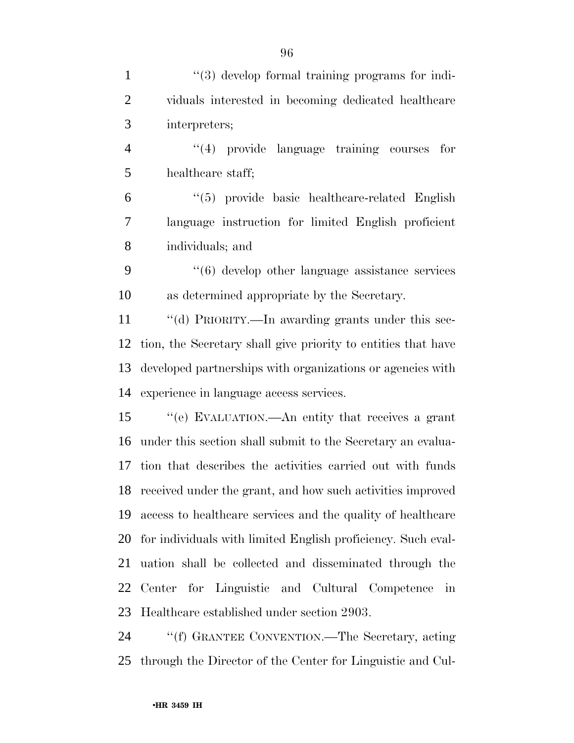''(3) develop formal training programs for individuals interested in becoming dedicated healthcare interpreters;

''(4) provide language training courses for healthcare staff;

''(5) provide basic healthcare-related English language instruction for limited English proficient individuals; and

''(6) develop other language assistance services as determined appropriate by the Secretary.

''(d) PRIORITY.—In awarding grants under this section, the Secretary shall give priority to entities that have developed partnerships with organizations or agencies with experience in language access services.

''(e) EVALUATION.—An entity that receives a grant under this section shall submit to the Secretary an evaluation that describes the activities carried out with funds received under the grant, and how such activities improved access to healthcare services and the quality of healthcare for individuals with limited English proficiency. Such evaluation shall be collected and disseminated through the Center for Linguistic and Cultural Competence in Healthcare established under section 2903.

''(f) GRANTEE CONVENTION.—The Secretary, acting through the Director of the Center for Linguistic and Cul-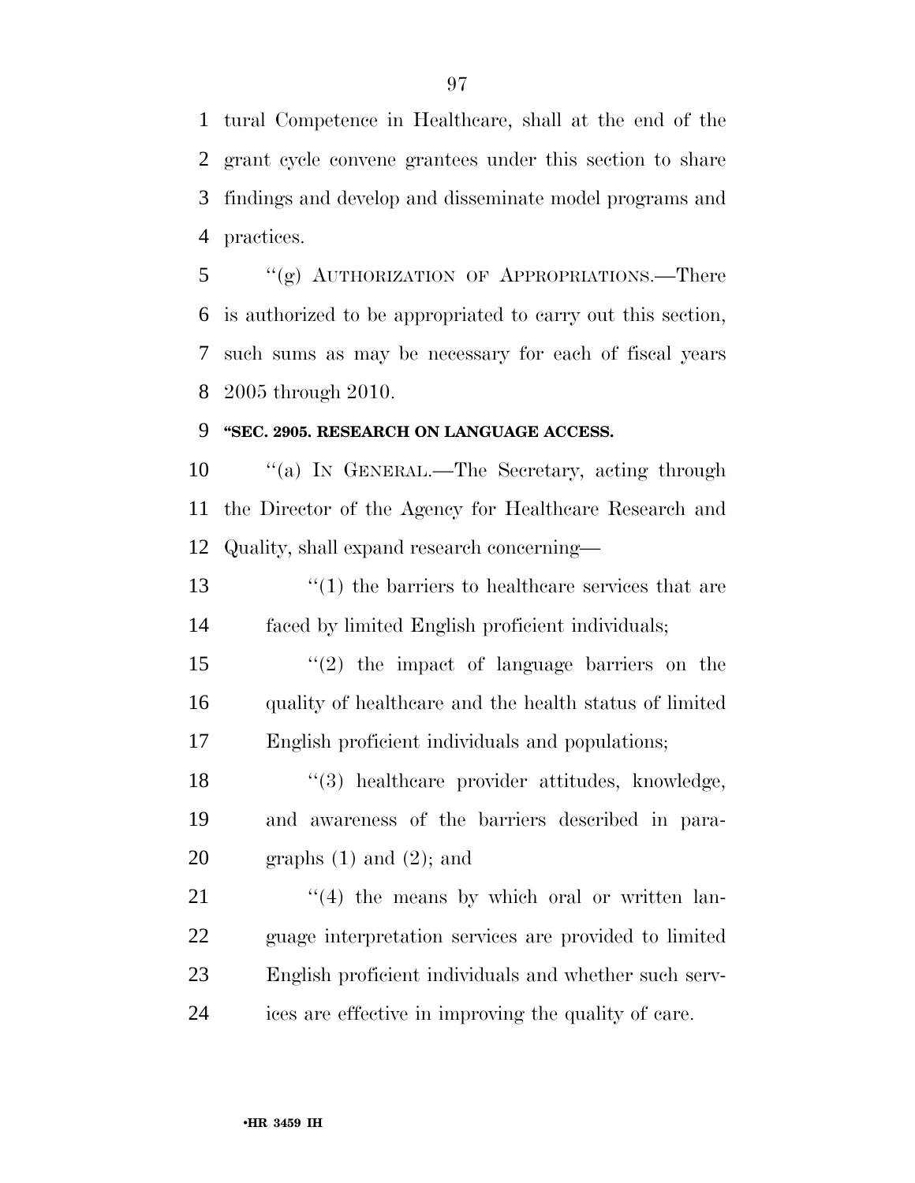tural Competence in Healthcare, shall at the end of the grant cycle convene grantees under this section to share findings and develop and disseminate model programs and practices.

"(g) AUTHORIZATION OF APPROPRIATIONS.—There is authorized to be appropriated to carry out this section, such sums as may be necessary for each of fiscal years 2005 through 2010.

**"SEC. 2905. RESEARCH ON LANGUAGE ACCESS.**

"(a) IN GENERAL.—The Secretary, acting through the Director of the Agency for Healthcare Research and Quality, shall expand research concerning—

"(1) the barriers to healthcare services that are faced by limited English proficient individuals;

"(2) the impact of language barriers on the quality of healthcare and the health status of limited English proficient individuals and populations;

"(3) healthcare provider attitudes, knowledge, and awareness of the barriers described in paragraphs (1) and (2); and

"(4) the means by which oral or written language interpretation services are provided to limited English proficient individuals and whether such services are effective in improving the quality of care.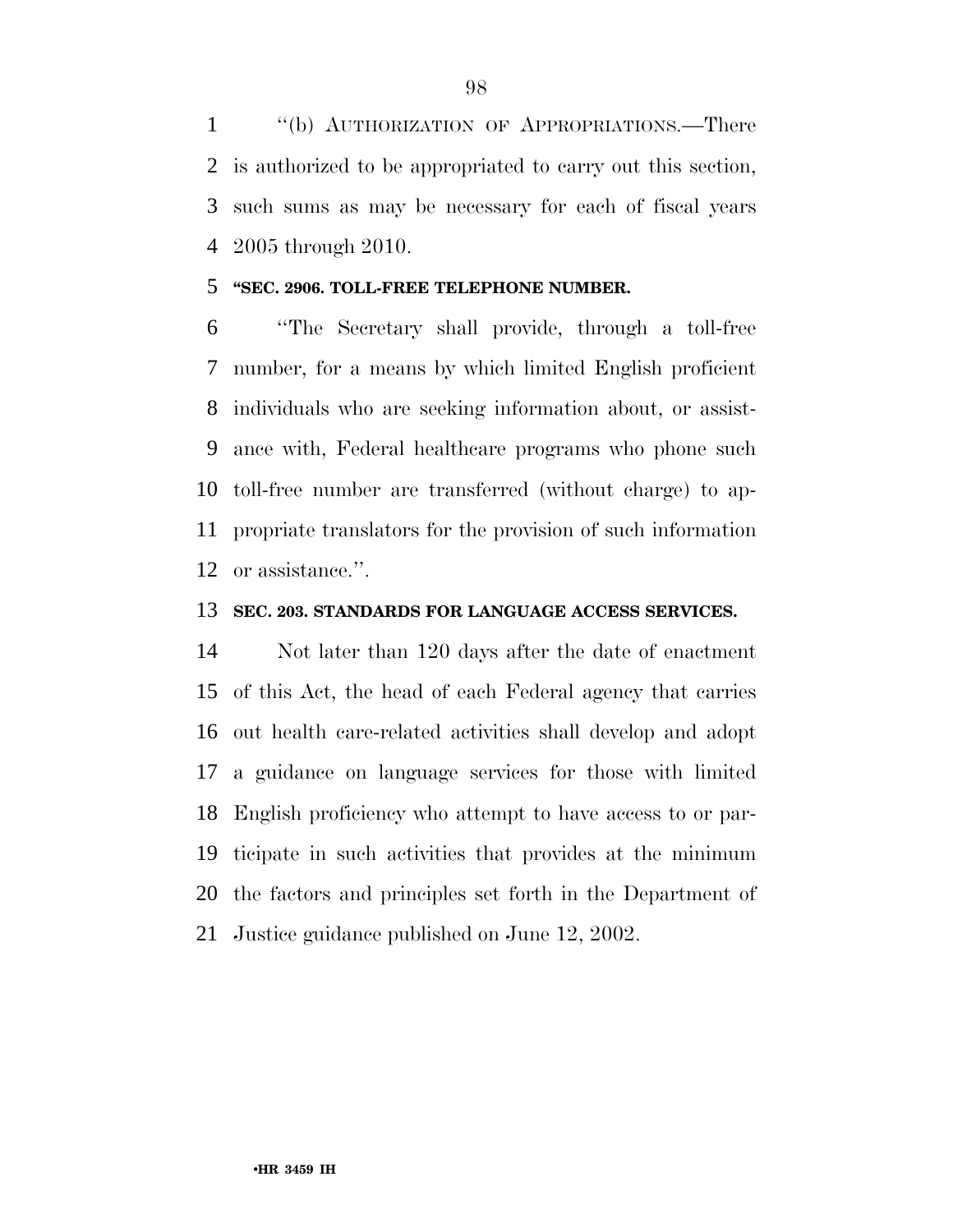''(b) AUTHORIZATION OF APPROPRIATIONS.—There is authorized to be appropriated to carry out this section, such sums as may be necessary for each of fiscal years 2005 through 2010.

**''SEC. 2906. TOLL-FREE TELEPHONE NUMBER.**

''The Secretary shall provide, through a toll-free number, for a means by which limited English proficient individuals who are seeking information about, or assistance with, Federal healthcare programs who phone such toll-free number are transferred (without charge) to appropriate translators for the provision of such information or assistance.''.

**SEC. 203. STANDARDS FOR LANGUAGE ACCESS SERVICES.**

Not later than 120 days after the date of enactment of this Act, the head of each Federal agency that carries out health care-related activities shall develop and adopt a guidance on language services for those with limited English proficiency who attempt to have access to or participate in such activities that provides at the minimum the factors and principles set forth in the Department of Justice guidance published on June 12, 2002.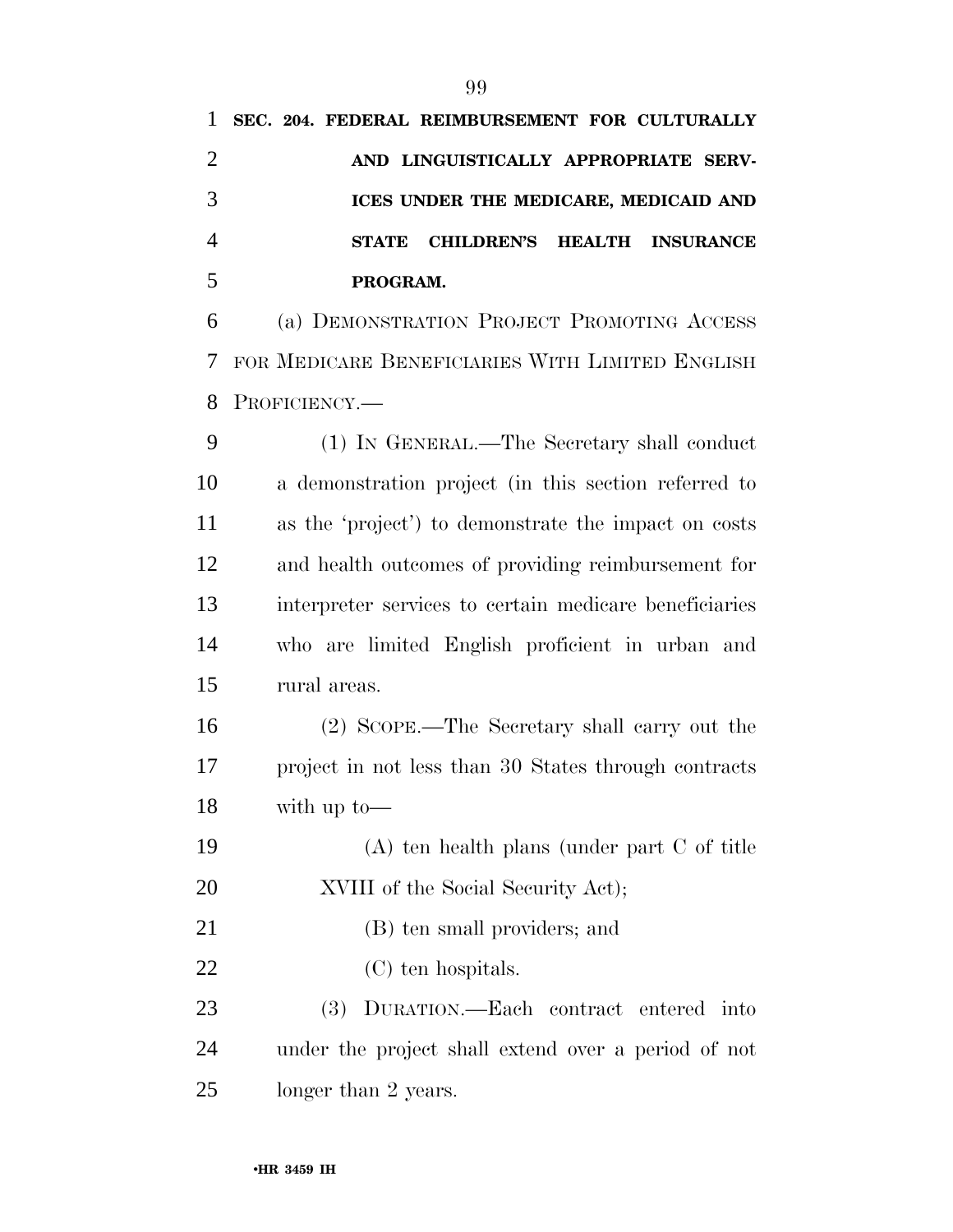**SEC. 204. FEDERAL REIMBURSEMENT FOR CULTURALLY AND LINGUISTICALLY APPROPRIATE SERVICES UNDER THE MEDICARE, MEDICAID AND STATE CHILDREN'S HEALTH INSURANCE PROGRAM.**

(a) DEMONSTRATION PROJECT PROMOTING ACCESS FOR MEDICARE BENEFICIARIES WITH LIMITED ENGLISH PROFICIENCY.—

(1) IN GENERAL.—The Secretary shall conduct a demonstration project (in this section referred to as the 'project') to demonstrate the impact on costs and health outcomes of providing reimbursement for interpreter services to certain medicare beneficiaries who are limited English proficient in urban and rural areas.

(2) SCOPE.—The Secretary shall carry out the project in not less than 30 States through contracts with up to—

(A) ten health plans (under part C of title XVIII of the Social Security Act);

(B) ten small providers; and

(C) ten hospitals.

(3) DURATION.—Each contract entered into under the project shall extend over a period of not longer than 2 years.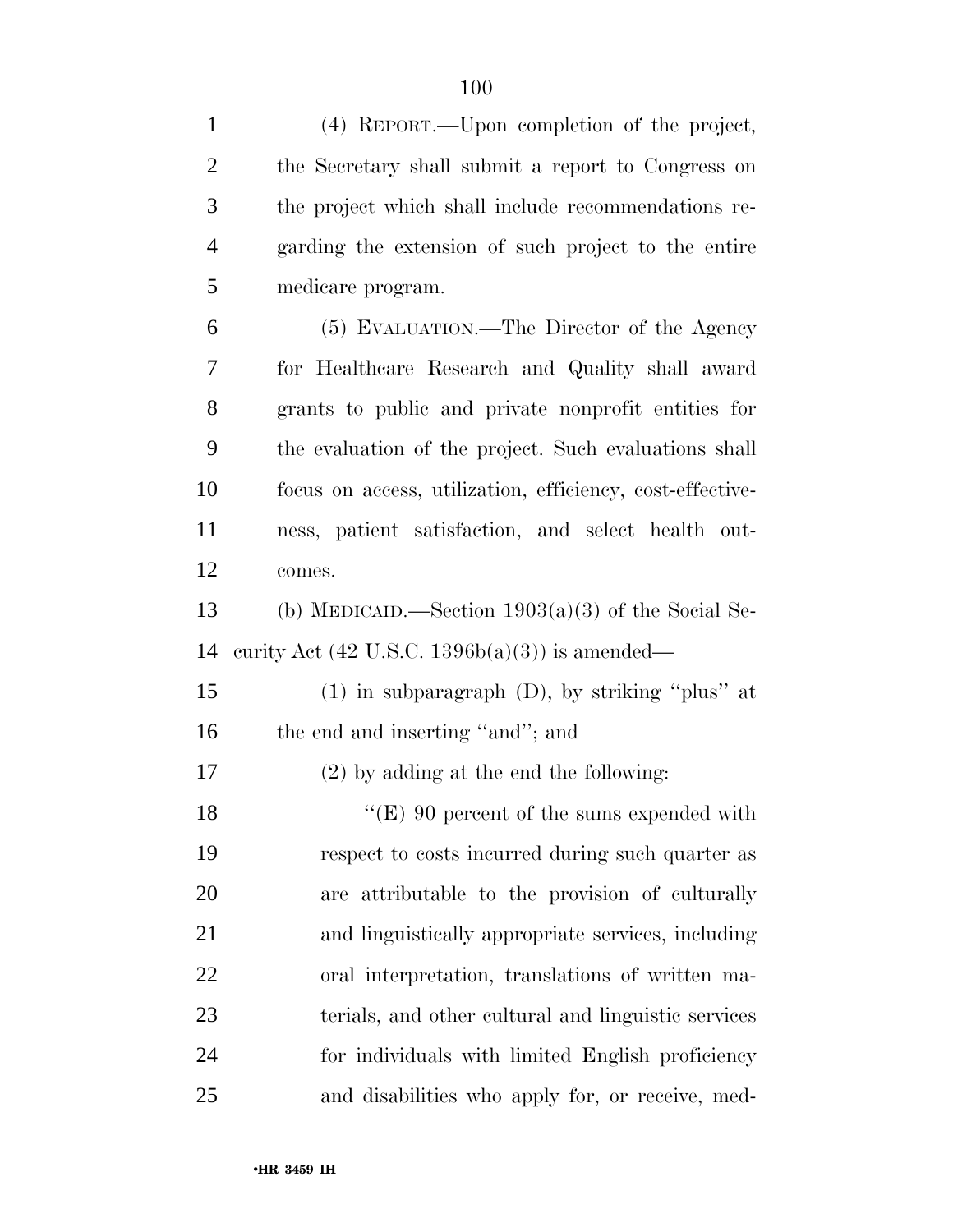(4) REPORT.—Upon completion of the project, the Secretary shall submit a report to Congress on the project which shall include recommendations regarding the extension of such project to the entire medicare program.

(5) EVALUATION.—The Director of the Agency for Healthcare Research and Quality shall award grants to public and private nonprofit entities for the evaluation of the project. Such evaluations shall focus on access, utilization, efficiency, cost-effectiveness, patient satisfaction, and select health outcomes.

(b) MEDICAID.—Section 1903(a)(3) of the Social Security Act (42 U.S.C. 1396b(a)(3)) is amended—

(1) in subparagraph (D), by striking ''plus'' at the end and inserting ''and''; and

(2) by adding at the end the following:

''(E) 90 percent of the sums expended with respect to costs incurred during such quarter as are attributable to the provision of culturally and linguistically appropriate services, including oral interpretation, translations of written materials, and other cultural and linguistic services for individuals with limited English proficiency and disabilities who apply for, or receive, med-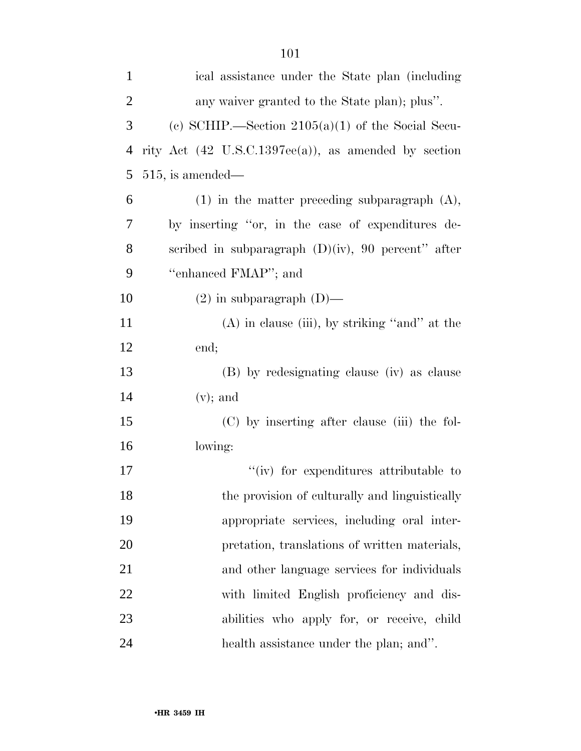ical assistance under the State plan (including any waiver granted to the State plan); plus''.

(c) SCHIP.—Section 2105(a)(1) of the Social Security Act (42 U.S.C.1397ee(a)), as amended by section 515, is amended—

(1) in the matter preceding subparagraph (A), by inserting ''or, in the case of expenditures described in subparagraph (D)(iv), 90 percent'' after ''enhanced FMAP''; and

(2) in subparagraph (D)—

(A) in clause (iii), by striking ''and'' at the end;

(B) by redesignating clause (iv) as clause (v); and

(C) by inserting after clause (iii) the following:

''(iv) for expenditures attributable to the provision of culturally and linguistically appropriate services, including oral interpretation, translations of written materials, and other language services for individuals with limited English proficiency and disabilities who apply for, or receive, child health assistance under the plan; and''.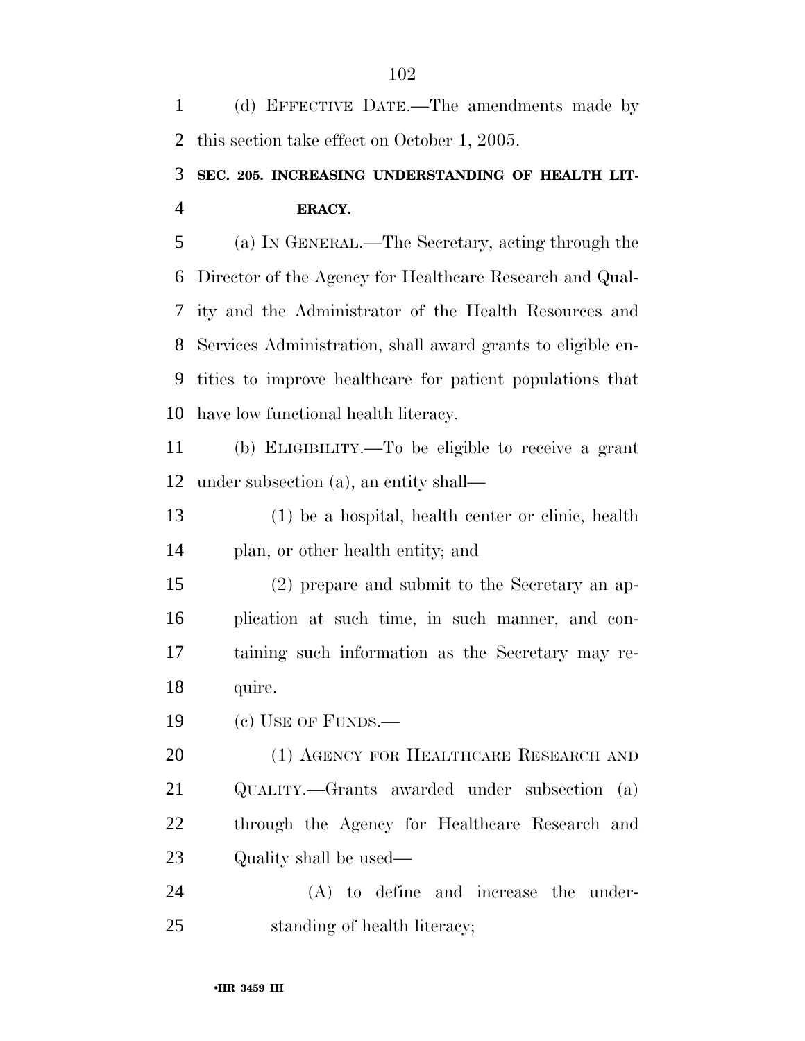(d) EFFECTIVE DATE.—The amendments made by this section take effect on October 1, 2005.

**SEC. 205. INCREASING UNDERSTANDING OF HEALTH LITERACY.**

(a) IN GENERAL.—The Secretary, acting through the Director of the Agency for Healthcare Research and Quality and the Administrator of the Health Resources and Services Administration, shall award grants to eligible entities to improve healthcare for patient populations that have low functional health literacy.

(b) ELIGIBILITY.—To be eligible to receive a grant under subsection (a), an entity shall—

(1) be a hospital, health center or clinic, health plan, or other health entity; and

(2) prepare and submit to the Secretary an application at such time, in such manner, and containing such information as the Secretary may require.

(c) USE OF FUNDS.—

(1) AGENCY FOR HEALTHCARE RESEARCH AND QUALITY.—Grants awarded under subsection (a) through the Agency for Healthcare Research and Quality shall be used—

(A) to define and increase the understanding of health literacy;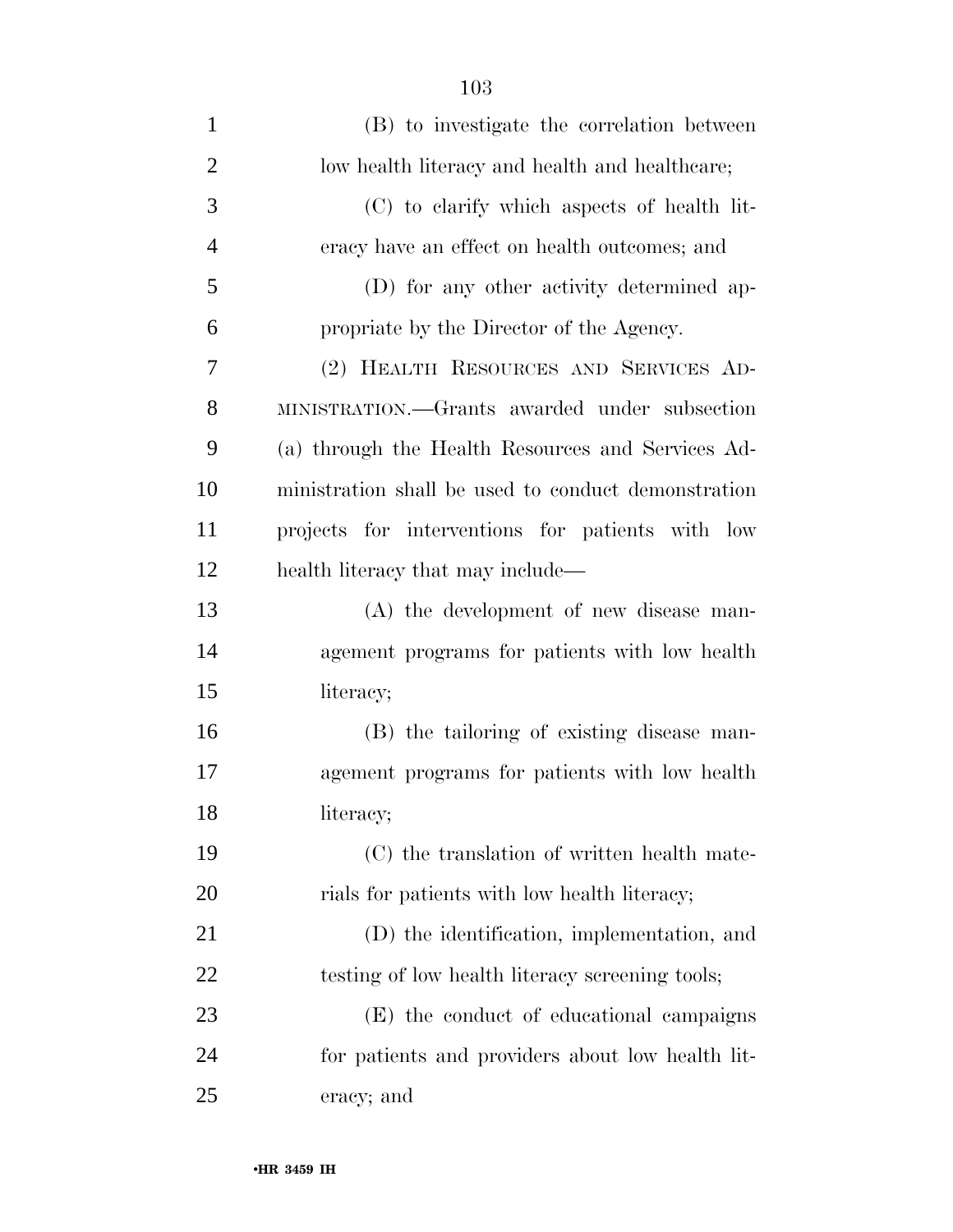(B) to investigate the correlation between low health literacy and health and healthcare;

(C) to clarify which aspects of health literacy have an effect on health outcomes; and

(D) for any other activity determined appropriate by the Director of the Agency.

(2) HEALTH RESOURCES AND SERVICES ADMINISTRATION.—Grants awarded under subsection (a) through the Health Resources and Services Administration shall be used to conduct demonstration projects for interventions for patients with low health literacy that may include—

(A) the development of new disease management programs for patients with low health literacy;

(B) the tailoring of existing disease management programs for patients with low health literacy;

(C) the translation of written health materials for patients with low health literacy;

(D) the identification, implementation, and testing of low health literacy screening tools;

(E) the conduct of educational campaigns for patients and providers about low health literacy; and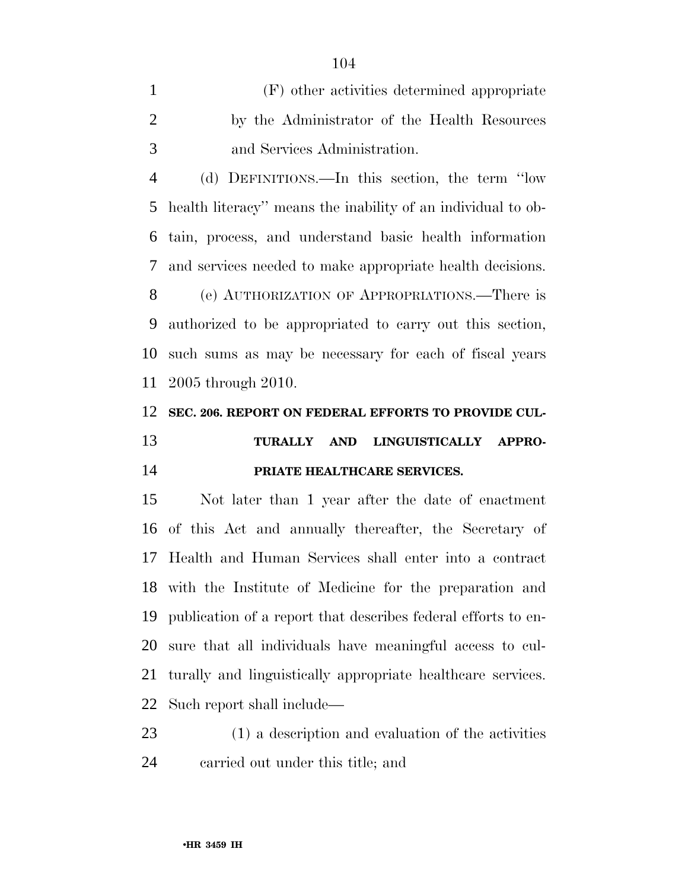(F) other activities determined appropriate by the Administrator of the Health Resources and Services Administration.

(d) DEFINITIONS.—In this section, the term ''low health literacy'' means the inability of an individual to obtain, process, and understand basic health information and services needed to make appropriate health decisions.

(e) AUTHORIZATION OF APPROPRIATIONS.—There is authorized to be appropriated to carry out this section, such sums as may be necessary for each of fiscal years 2005 through 2010.

**SEC. 206. REPORT ON FEDERAL EFFORTS TO PROVIDE CULTURALLY AND LINGUISTICALLY APPROPRIATE HEALTHCARE SERVICES.**

Not later than 1 year after the date of enactment of this Act and annually thereafter, the Secretary of Health and Human Services shall enter into a contract with the Institute of Medicine for the preparation and publication of a report that describes federal efforts to ensure that all individuals have meaningful access to culturally and linguistically appropriate healthcare services. Such report shall include—

(1) a description and evaluation of the activities carried out under this title; and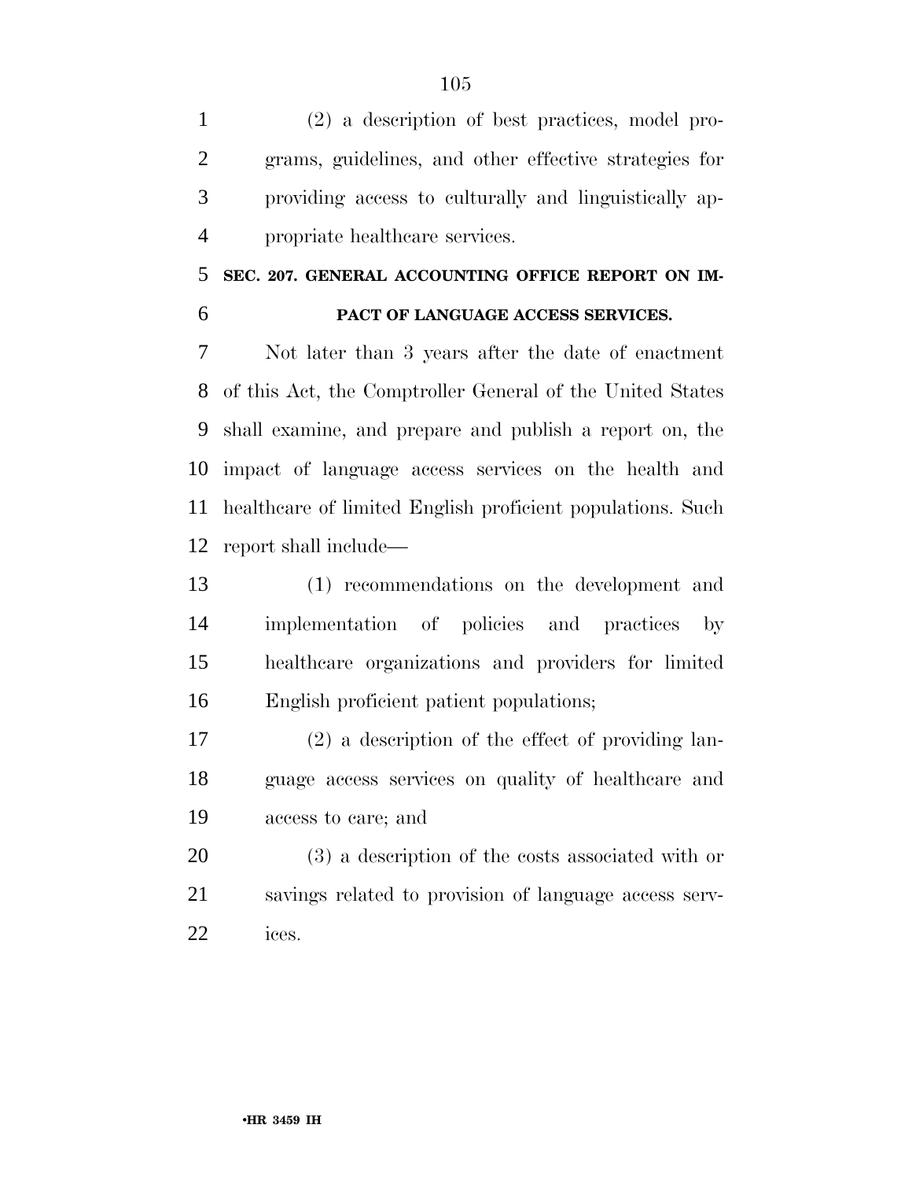(2) a description of best practices, model programs, guidelines, and other effective strategies for providing access to culturally and linguistically appropriate healthcare services.

### SEC. 207. GENERAL ACCOUNTING OFFICE REPORT ON IMPACT OF LANGUAGE ACCESS SERVICES.

Not later than 3 years after the date of enactment of this Act, the Comptroller General of the United States shall examine, and prepare and publish a report on, the impact of language access services on the health and healthcare of limited English proficient populations. Such report shall include—

(1) recommendations on the development and implementation of policies and practices by healthcare organizations and providers for limited English proficient patient populations;

(2) a description of the effect of providing language access services on quality of healthcare and access to care; and

(3) a description of the costs associated with or savings related to provision of language access services.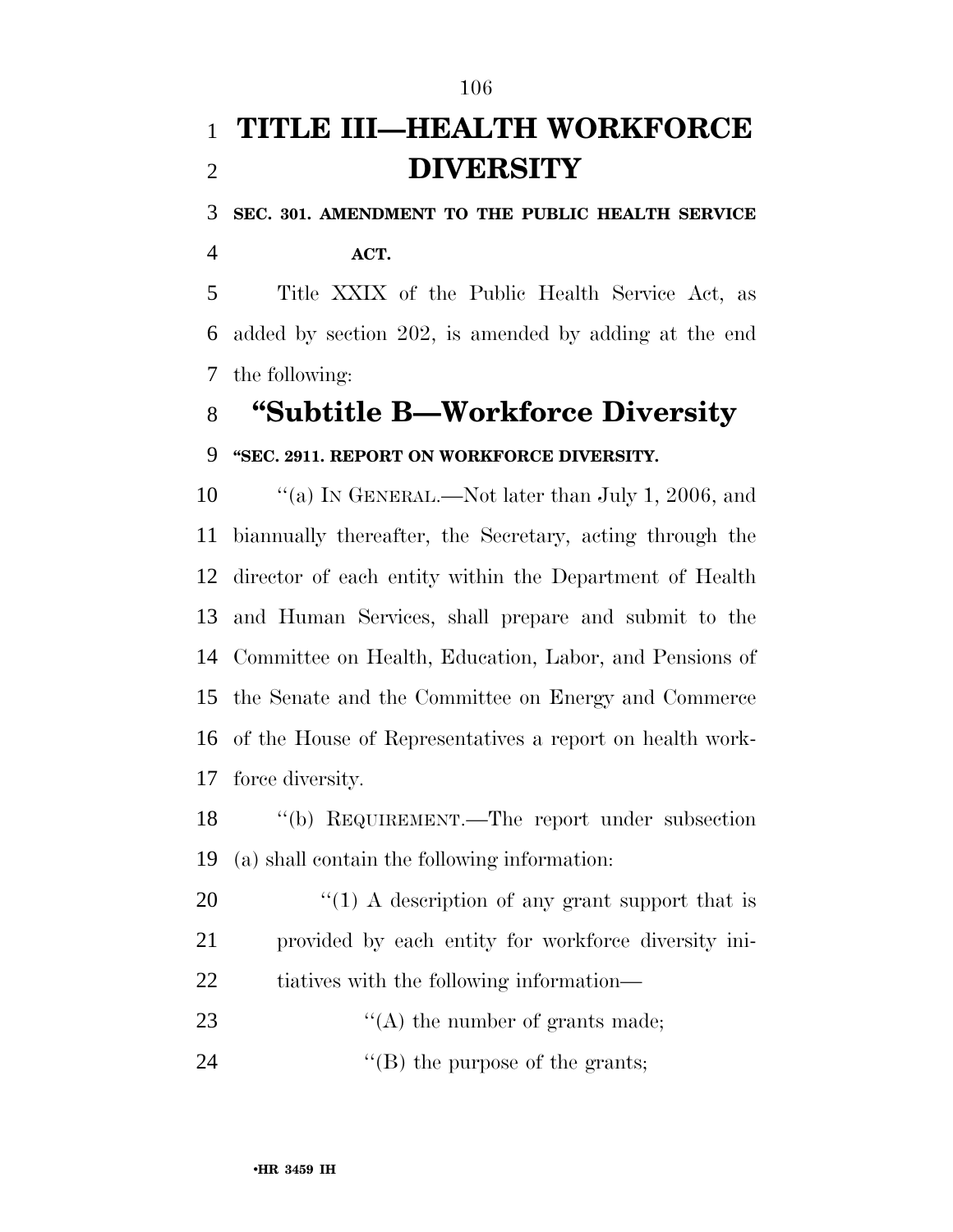# TITLE III—HEALTH WORKFORCE DIVERSITY

**SEC. 301. AMENDMENT TO THE PUBLIC HEALTH SERVICE ACT.**

Title XXIX of the Public Health Service Act, as added by section 202, is amended by adding at the end the following:

## "Subtitle B—Workforce Diversity

**"SEC. 2911. REPORT ON WORKFORCE DIVERSITY.**

"(a) IN GENERAL.—Not later than July 1, 2006, and biannually thereafter, the Secretary, acting through the director of each entity within the Department of Health and Human Services, shall prepare and submit to the Committee on Health, Education, Labor, and Pensions of the Senate and the Committee on Energy and Commerce of the House of Representatives a report on health workforce diversity.

"(b) REQUIREMENT.—The report under subsection (a) shall contain the following information:

"(1) A description of any grant support that is provided by each entity for workforce diversity initiatives with the following information—

"(A) the number of grants made;

"(B) the purpose of the grants;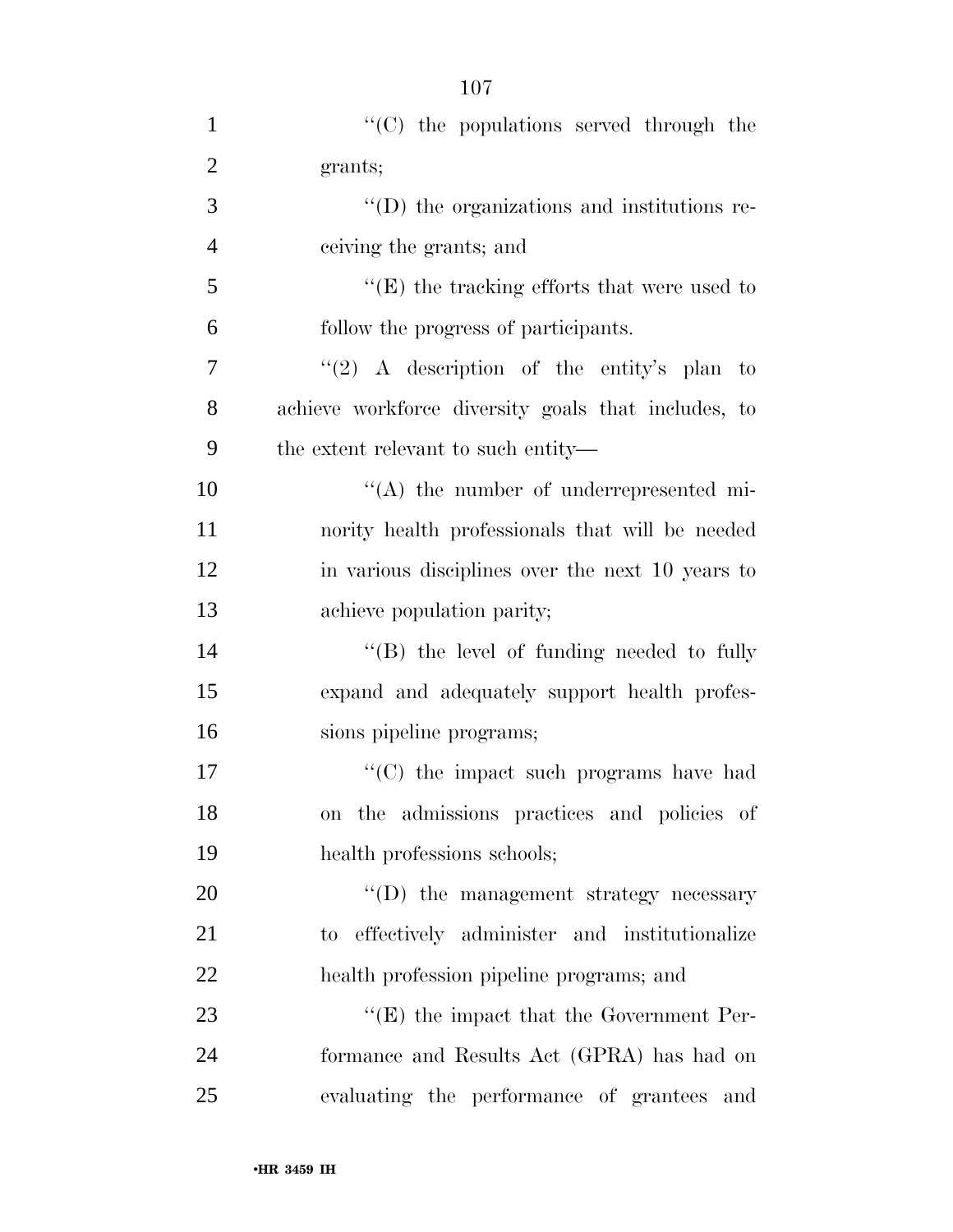''(C) the populations served through the grants;

''(D) the organizations and institutions receiving the grants; and

''(E) the tracking efforts that were used to follow the progress of participants.

''(2) A description of the entity's plan to achieve workforce diversity goals that includes, to the extent relevant to such entity—

''(A) the number of underrepresented minority health professionals that will be needed in various disciplines over the next 10 years to achieve population parity;

''(B) the level of funding needed to fully expand and adequately support health professions pipeline programs;

''(C) the impact such programs have had on the admissions practices and policies of health professions schools;

''(D) the management strategy necessary to effectively administer and institutionalize health profession pipeline programs; and

''(E) the impact that the Government Performance and Results Act (GPRA) has had on evaluating the performance of grantees and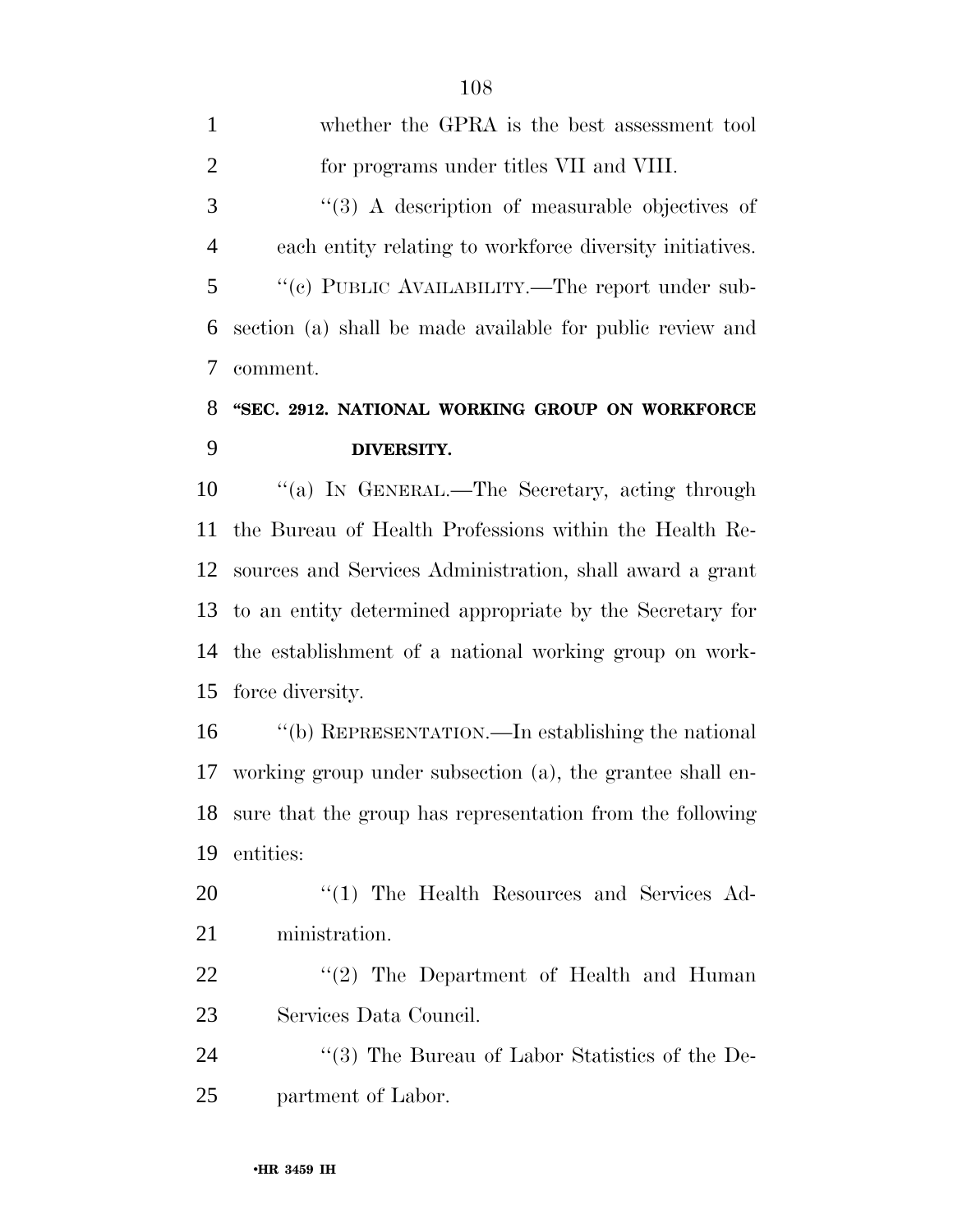whether the GPRA is the best assessment tool for programs under titles VII and VIII.

''(3) A description of measurable objectives of each entity relating to workforce diversity initiatives.

''(c) PUBLIC AVAILABILITY.—The report under subsection (a) shall be made available for public review and comment.

### ''SEC. 2912. NATIONAL WORKING GROUP ON WORKFORCE DIVERSITY.

''(a) IN GENERAL.—The Secretary, acting through the Bureau of Health Professions within the Health Resources and Services Administration, shall award a grant to an entity determined appropriate by the Secretary for the establishment of a national working group on workforce diversity.

''(b) REPRESENTATION.—In establishing the national working group under subsection (a), the grantee shall ensure that the group has representation from the following entities:

''(1) The Health Resources and Services Administration.

''(2) The Department of Health and Human Services Data Council.

''(3) The Bureau of Labor Statistics of the Department of Labor.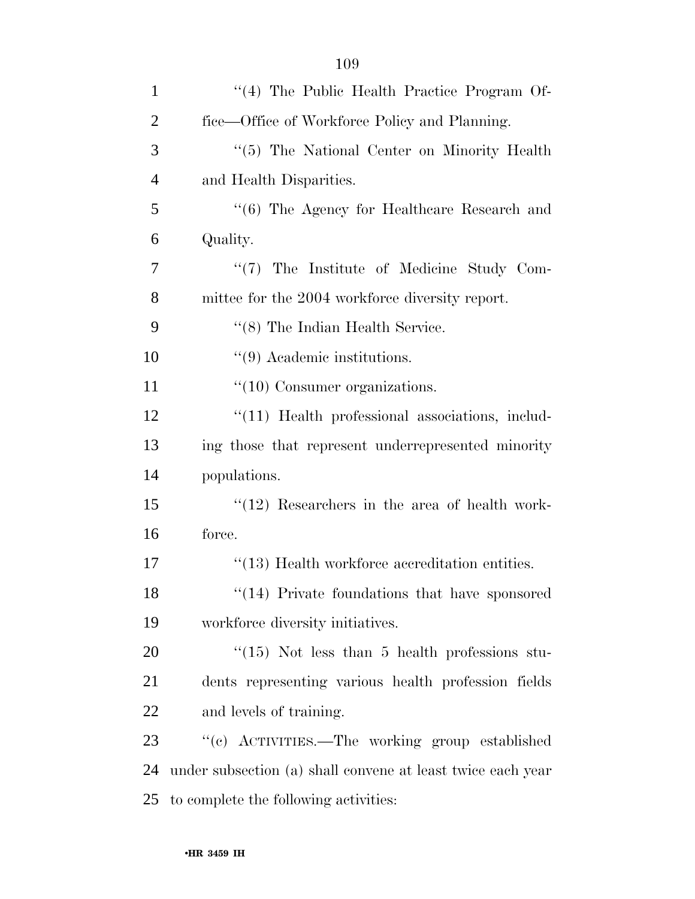''(4) The Public Health Practice Program Office—Office of Workforce Policy and Planning.

''(5) The National Center on Minority Health and Health Disparities.

''(6) The Agency for Healthcare Research and Quality.

''(7) The Institute of Medicine Study Committee for the 2004 workforce diversity report.

''(8) The Indian Health Service.

''(9) Academic institutions.

''(10) Consumer organizations.

''(11) Health professional associations, including those that represent underrepresented minority populations.

''(12) Researchers in the area of health workforce.

''(13) Health workforce accreditation entities.

''(14) Private foundations that have sponsored workforce diversity initiatives.

''(15) Not less than 5 health professions students representing various health profession fields and levels of training.

''(c) ACTIVITIES.—The working group established under subsection (a) shall convene at least twice each year to complete the following activities: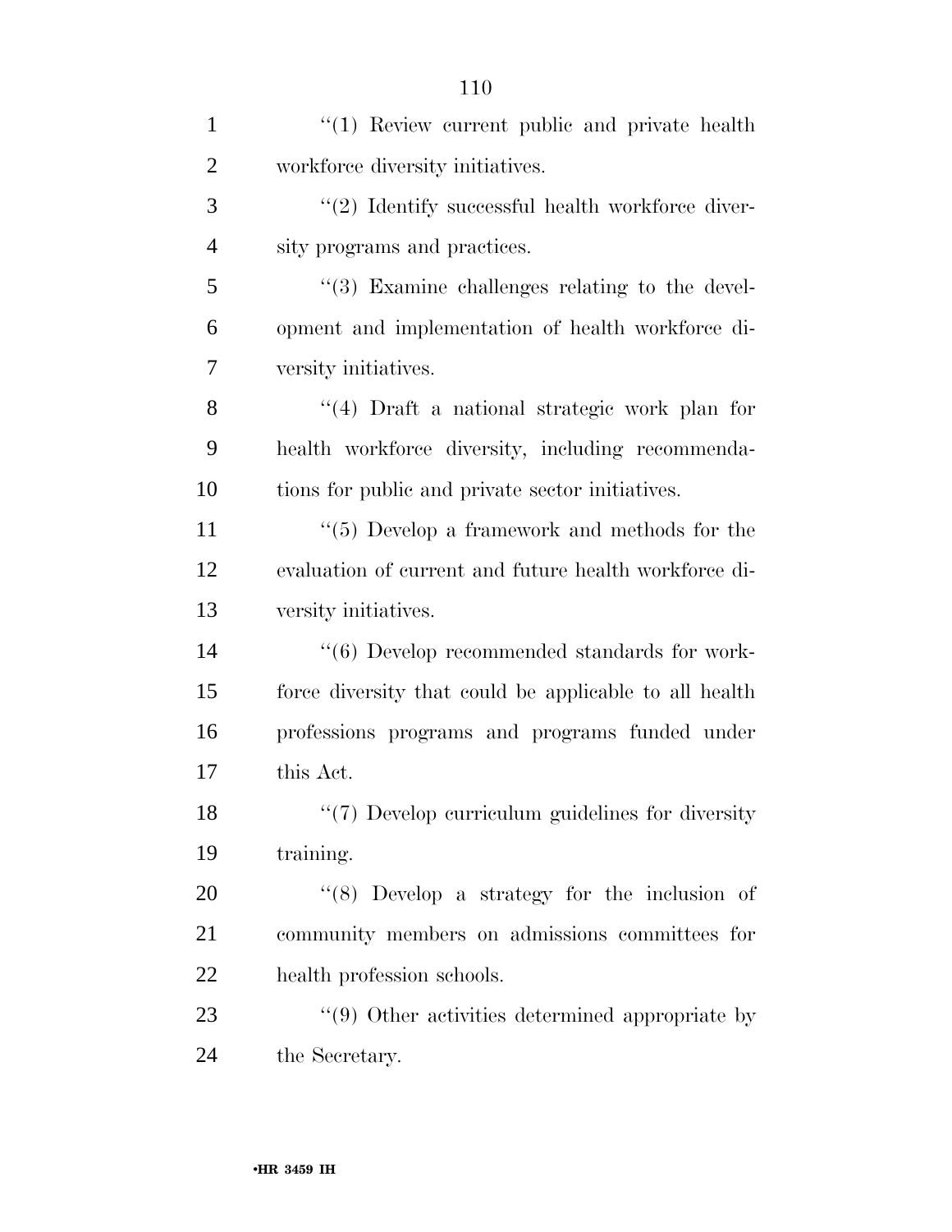"(1) Review current public and private health workforce diversity initiatives.

"(2) Identify successful health workforce diversity programs and practices.

"(3) Examine challenges relating to the development and implementation of health workforce diversity initiatives.

"(4) Draft a national strategic work plan for health workforce diversity, including recommendations for public and private sector initiatives.

"(5) Develop a framework and methods for the evaluation of current and future health workforce diversity initiatives.

"(6) Develop recommended standards for workforce diversity that could be applicable to all health professions programs and programs funded under this Act.

"(7) Develop curriculum guidelines for diversity training.

"(8) Develop a strategy for the inclusion of community members on admissions committees for health profession schools.

"(9) Other activities determined appropriate by the Secretary.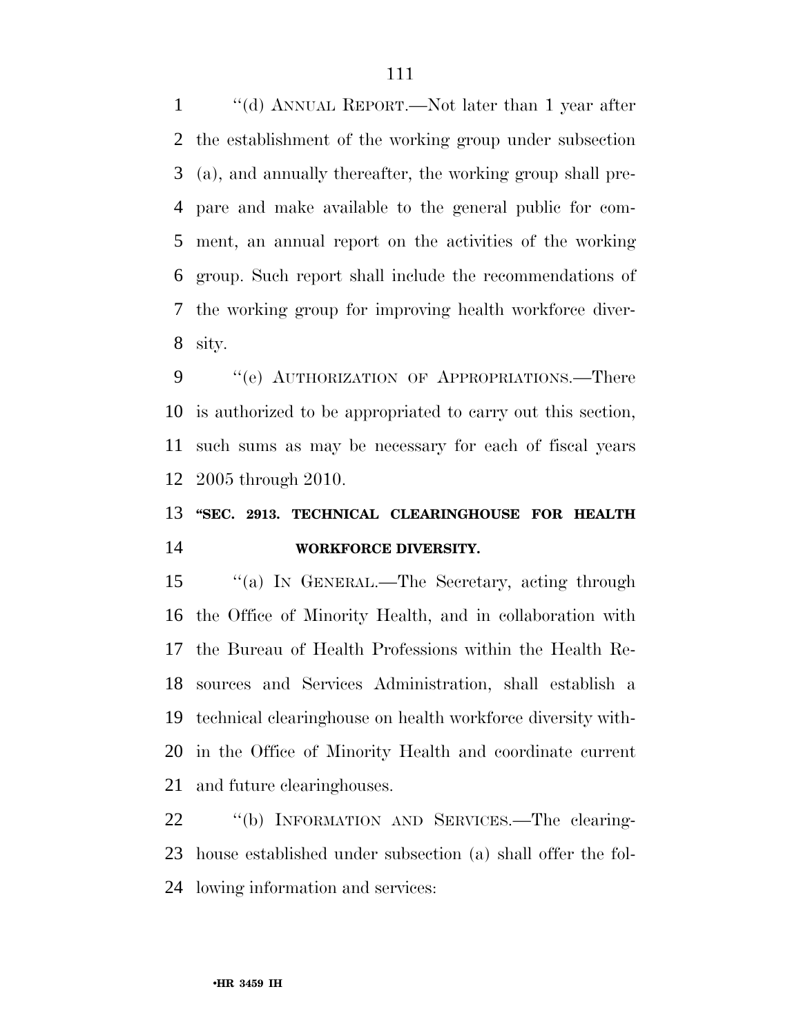"(d) ANNUAL REPORT.—Not later than 1 year after the establishment of the working group under subsection (a), and annually thereafter, the working group shall prepare and make available to the general public for comment, an annual report on the activities of the working group. Such report shall include the recommendations of the working group for improving health workforce diversity.

"(e) AUTHORIZATION OF APPROPRIATIONS.—There is authorized to be appropriated to carry out this section, such sums as may be necessary for each of fiscal years 2005 through 2010.

**"SEC. 2913. TECHNICAL CLEARINGHOUSE FOR HEALTH WORKFORCE DIVERSITY.**

"(a) IN GENERAL.—The Secretary, acting through the Office of Minority Health, and in collaboration with the Bureau of Health Professions within the Health Resources and Services Administration, shall establish a technical clearinghouse on health workforce diversity within the Office of Minority Health and coordinate current and future clearinghouses.

"(b) INFORMATION AND SERVICES.—The clearinghouse established under subsection (a) shall offer the following information and services: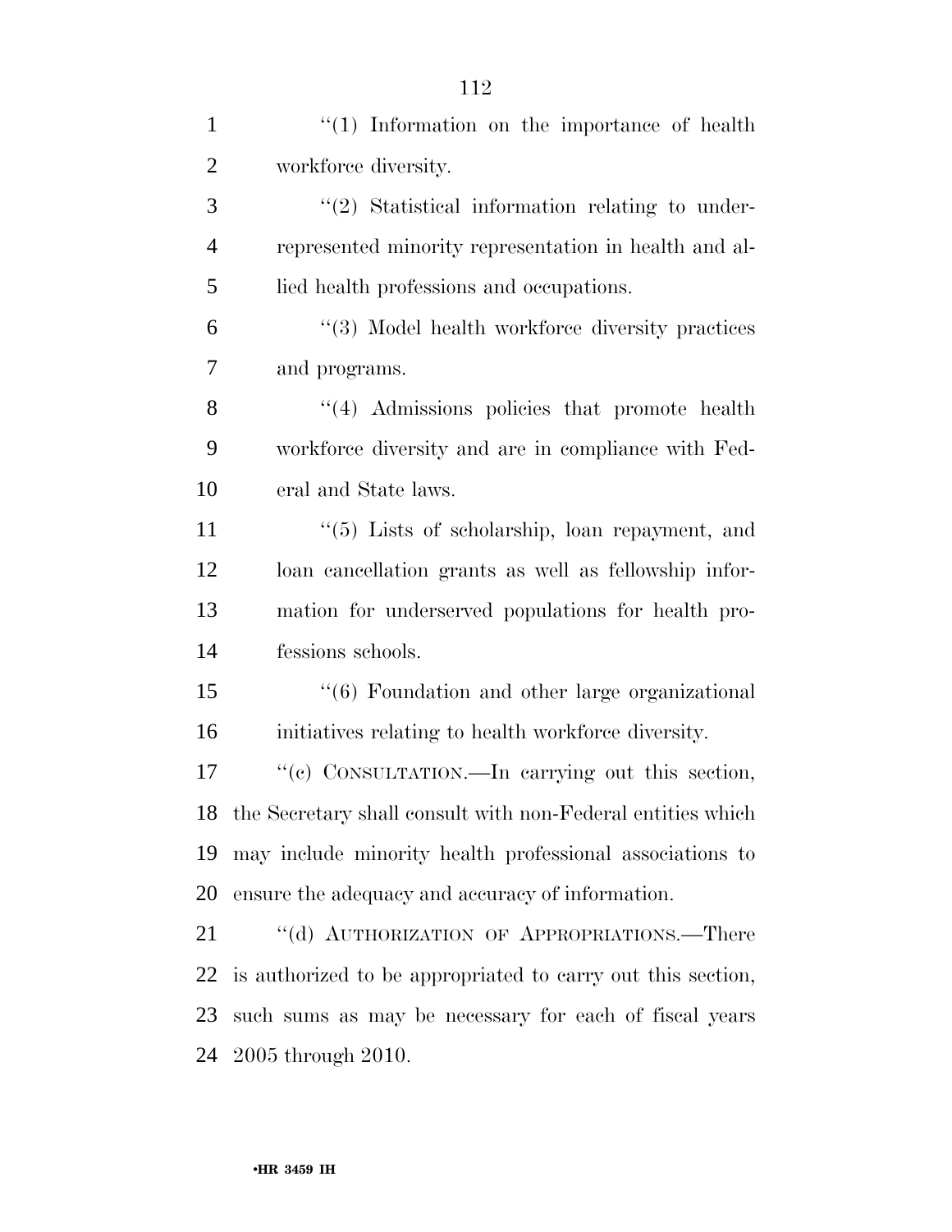''(1) Information on the importance of health workforce diversity.

''(2) Statistical information relating to under-represented minority representation in health and allied health professions and occupations.

''(3) Model health workforce diversity practices and programs.

''(4) Admissions policies that promote health workforce diversity and are in compliance with Federal and State laws.

''(5) Lists of scholarship, loan repayment, and loan cancellation grants as well as fellowship information for underserved populations for health professions schools.

''(6) Foundation and other large organizational initiatives relating to health workforce diversity.

''(c) CONSULTATION.—In carrying out this section, the Secretary shall consult with non-Federal entities which may include minority health professional associations to ensure the adequacy and accuracy of information.

''(d) AUTHORIZATION OF APPROPRIATIONS.—There is authorized to be appropriated to carry out this section, such sums as may be necessary for each of fiscal years 2005 through 2010.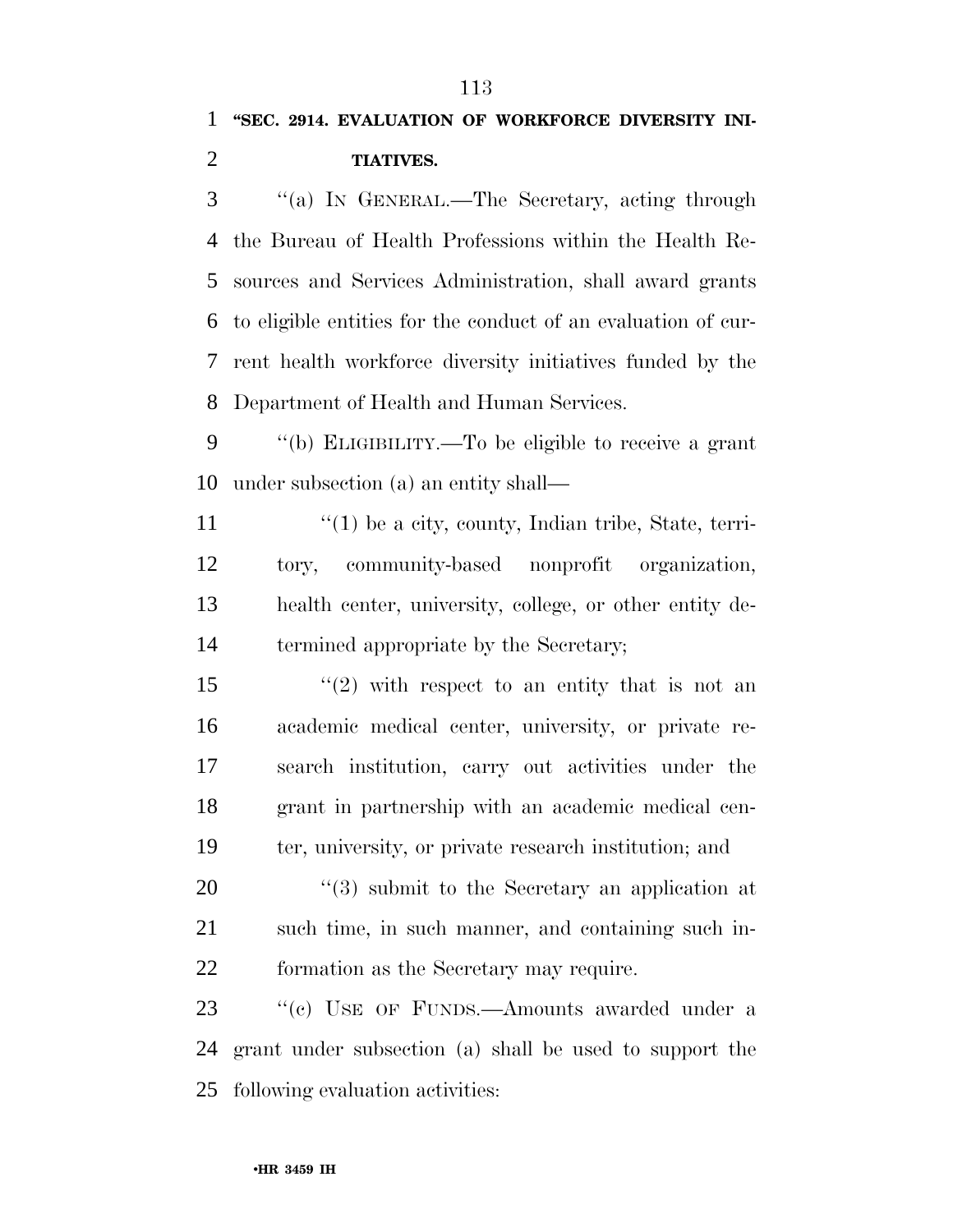**"SEC. 2914. EVALUATION OF WORKFORCE DIVERSITY INITIATIVES.**

"(a) IN GENERAL.—The Secretary, acting through the Bureau of Health Professions within the Health Resources and Services Administration, shall award grants to eligible entities for the conduct of an evaluation of current health workforce diversity initiatives funded by the Department of Health and Human Services.

"(b) ELIGIBILITY.—To be eligible to receive a grant under subsection (a) an entity shall—

"(1) be a city, county, Indian tribe, State, territory, community-based nonprofit organization, health center, university, college, or other entity determined appropriate by the Secretary;

"(2) with respect to an entity that is not an academic medical center, university, or private research institution, carry out activities under the grant in partnership with an academic medical center, university, or private research institution; and

"(3) submit to the Secretary an application at such time, in such manner, and containing such information as the Secretary may require.

"(c) USE OF FUNDS.—Amounts awarded under a grant under subsection (a) shall be used to support the following evaluation activities: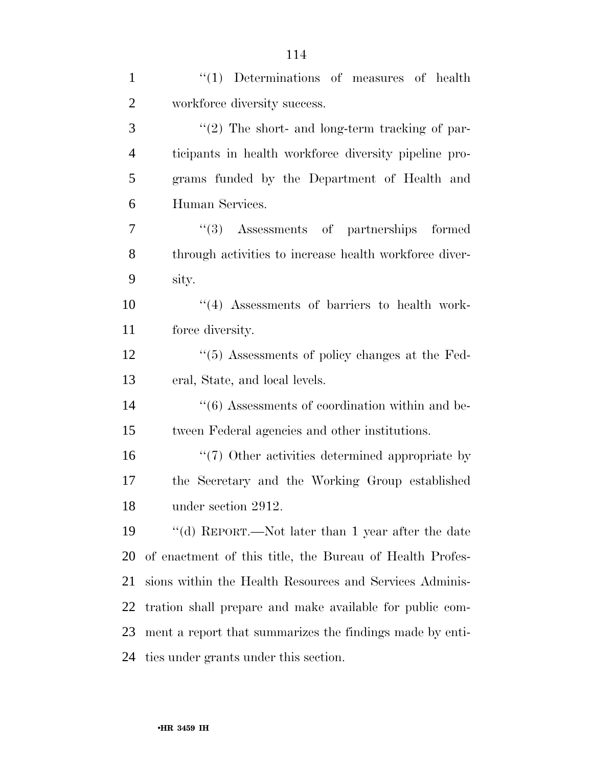''(1) Determinations of measures of health workforce diversity success.

''(2) The short- and long-term tracking of participants in health workforce diversity pipeline programs funded by the Department of Health and Human Services.

''(3) Assessments of partnerships formed through activities to increase health workforce diversity.

''(4) Assessments of barriers to health workforce diversity.

''(5) Assessments of policy changes at the Federal, State, and local levels.

''(6) Assessments of coordination within and between Federal agencies and other institutions.

''(7) Other activities determined appropriate by the Secretary and the Working Group established under section 2912.

''(d) REPORT.—Not later than 1 year after the date of enactment of this title, the Bureau of Health Professions within the Health Resources and Services Administration shall prepare and make available for public comment a report that summarizes the findings made by entities under grants under this section.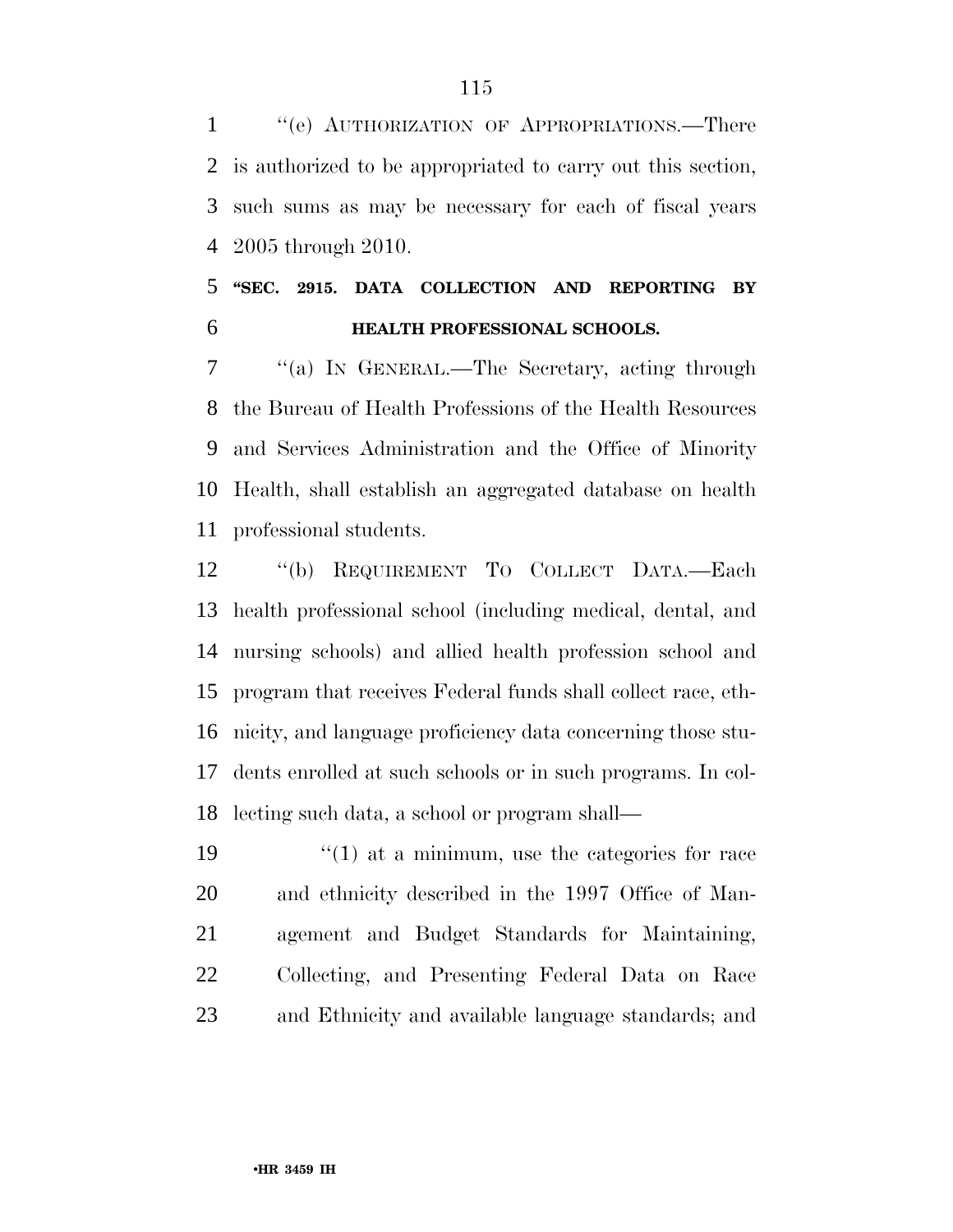''(e) AUTHORIZATION OF APPROPRIATIONS.—There is authorized to be appropriated to carry out this section, such sums as may be necessary for each of fiscal years 2005 through 2010.

**''SEC. 2915. DATA COLLECTION AND REPORTING BY HEALTH PROFESSIONAL SCHOOLS.**

''(a) IN GENERAL.—The Secretary, acting through the Bureau of Health Professions of the Health Resources and Services Administration and the Office of Minority Health, shall establish an aggregated database on health professional students.

''(b) REQUIREMENT TO COLLECT DATA.—Each health professional school (including medical, dental, and nursing schools) and allied health profession school and program that receives Federal funds shall collect race, ethnicity, and language proficiency data concerning those students enrolled at such schools or in such programs. In collecting such data, a school or program shall—

''(1) at a minimum, use the categories for race and ethnicity described in the 1997 Office of Management and Budget Standards for Maintaining, Collecting, and Presenting Federal Data on Race and Ethnicity and available language standards; and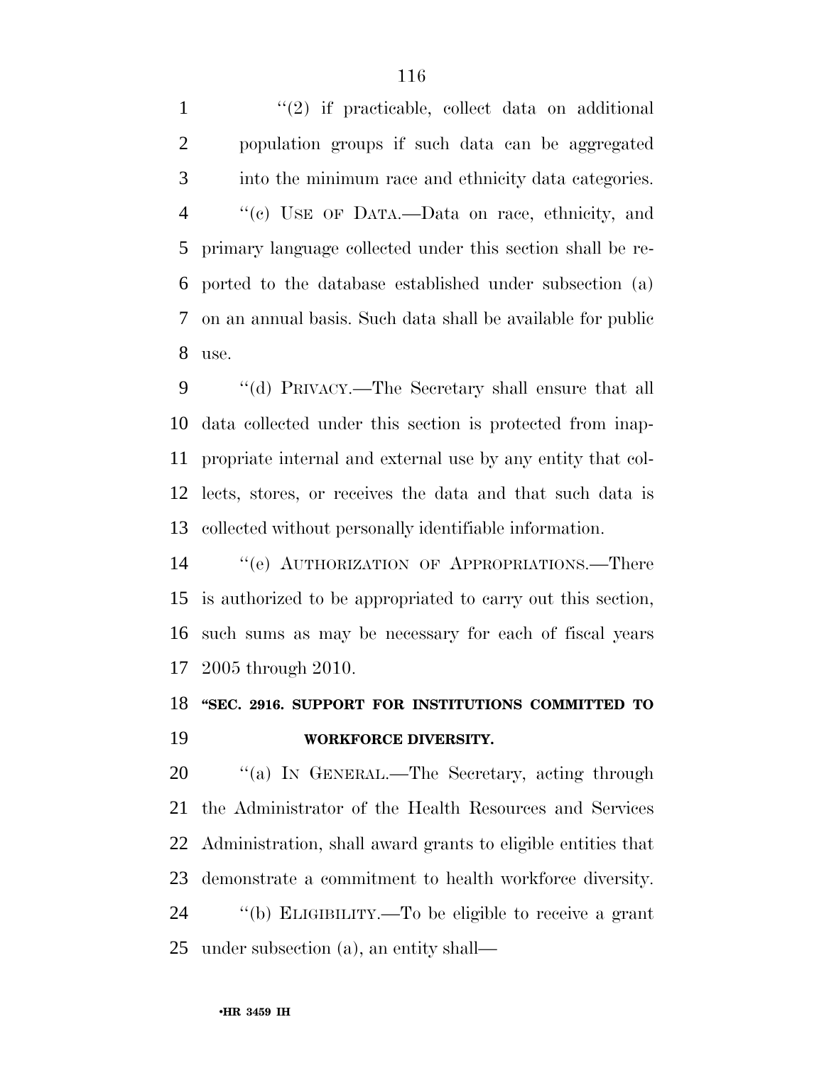"(2) if practicable, collect data on additional population groups if such data can be aggregated into the minimum race and ethnicity data categories.

"(c) USE OF DATA.—Data on race, ethnicity, and primary language collected under this section shall be reported to the database established under subsection (a) on an annual basis. Such data shall be available for public use.

"(d) PRIVACY.—The Secretary shall ensure that all data collected under this section is protected from inappropriate internal and external use by any entity that collects, stores, or receives the data and that such data is collected without personally identifiable information.

"(e) AUTHORIZATION OF APPROPRIATIONS.—There is authorized to be appropriated to carry out this section, such sums as may be necessary for each of fiscal years 2005 through 2010.

**"SEC. 2916. SUPPORT FOR INSTITUTIONS COMMITTED TO WORKFORCE DIVERSITY.**

"(a) IN GENERAL.—The Secretary, acting through the Administrator of the Health Resources and Services Administration, shall award grants to eligible entities that demonstrate a commitment to health workforce diversity.

"(b) ELIGIBILITY.—To be eligible to receive a grant under subsection (a), an entity shall—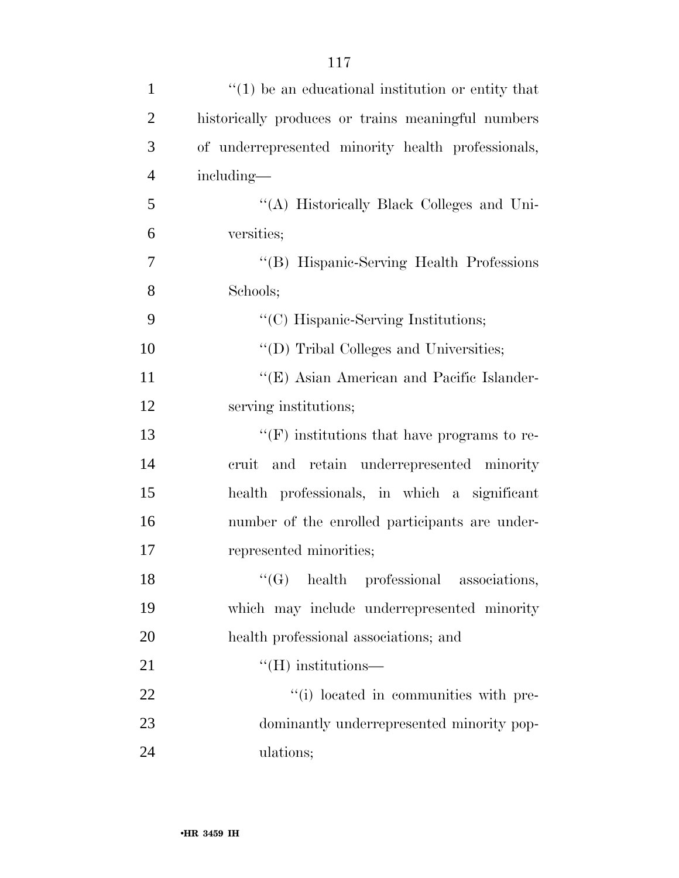''(1) be an educational institution or entity that historically produces or trains meaningful numbers of underrepresented minority health professionals, including—

''(A) Historically Black Colleges and Universities;

''(B) Hispanic-Serving Health Professions Schools;

''(C) Hispanic-Serving Institutions;

''(D) Tribal Colleges and Universities;

''(E) Asian American and Pacific Islander-serving institutions;

''(F) institutions that have programs to recruit and retain underrepresented minority health professionals, in which a significant number of the enrolled participants are underrepresented minorities;

''(G) health professional associations, which may include underrepresented minority health professional associations; and

''(H) institutions—

''(i) located in communities with predominantly underrepresented minority populations;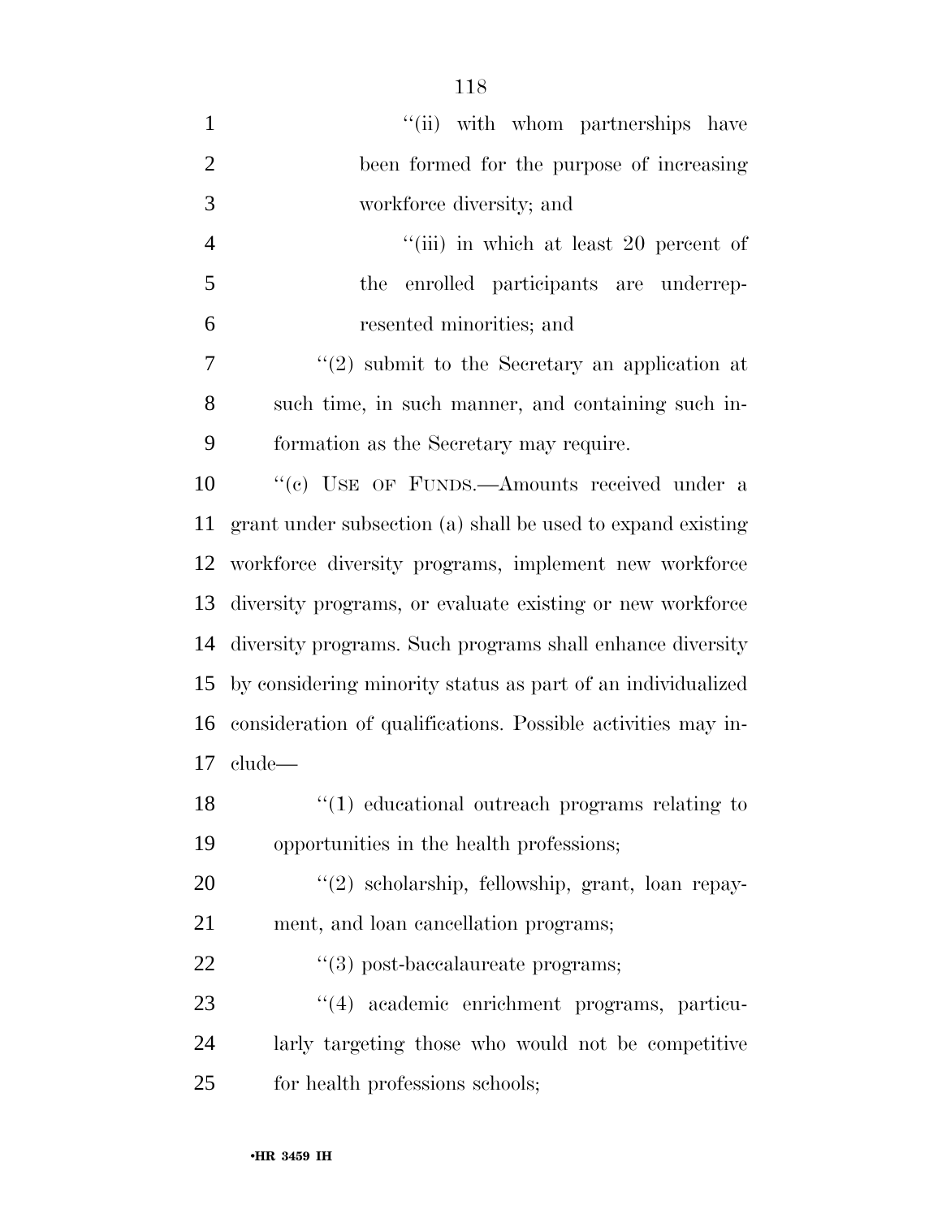''(ii) with whom partnerships have been formed for the purpose of increasing workforce diversity; and

''(iii) in which at least 20 percent of the enrolled participants are underrepresented minorities; and

''(2) submit to the Secretary an application at such time, in such manner, and containing such information as the Secretary may require.

''(c) USE OF FUNDS.—Amounts received under a grant under subsection (a) shall be used to expand existing workforce diversity programs, implement new workforce diversity programs, or evaluate existing or new workforce diversity programs. Such programs shall enhance diversity by considering minority status as part of an individualized consideration of qualifications. Possible activities may include—

''(1) educational outreach programs relating to opportunities in the health professions;

''(2) scholarship, fellowship, grant, loan repayment, and loan cancellation programs;

''(3) post-baccalaureate programs;

''(4) academic enrichment programs, particularly targeting those who would not be competitive for health professions schools;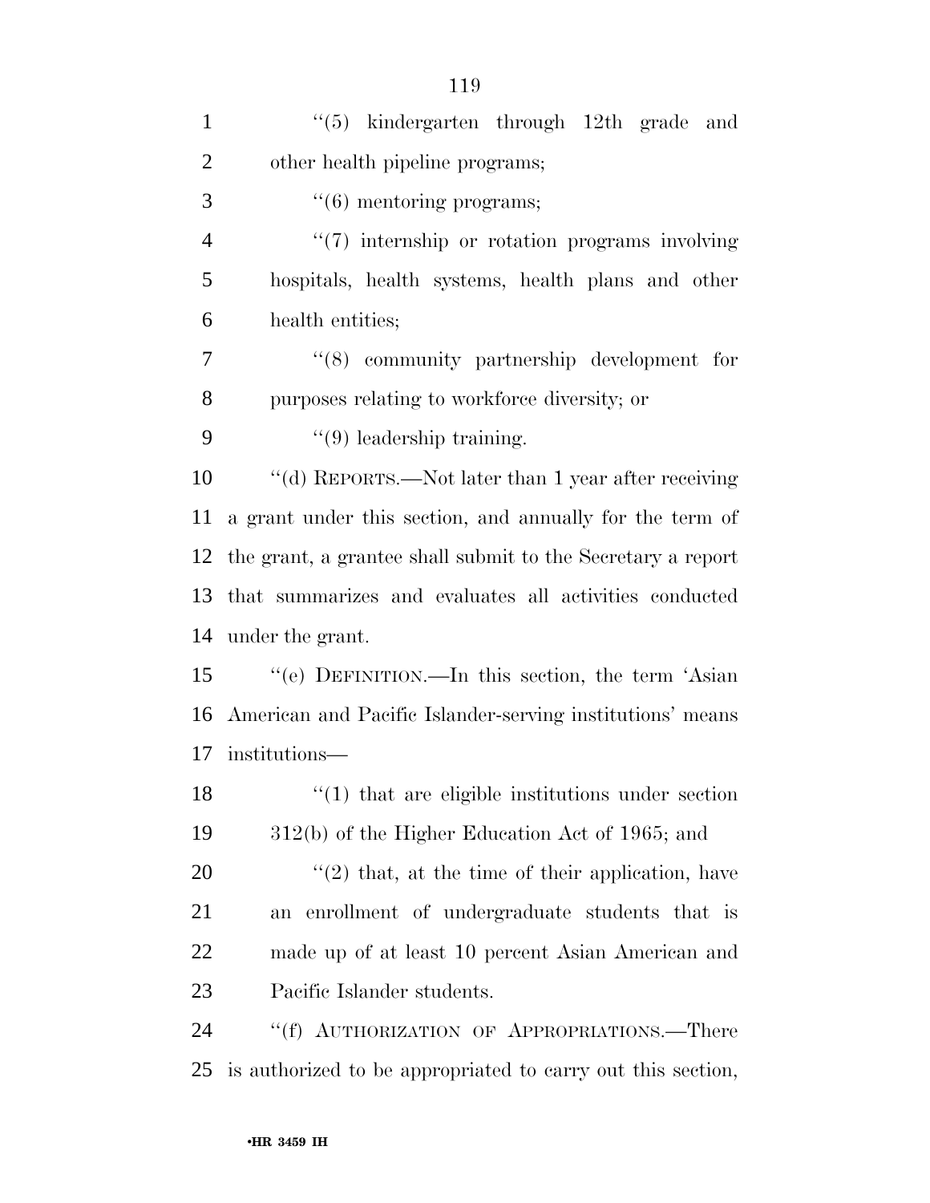"(5) kindergarten through 12th grade and other health pipeline programs;

"(6) mentoring programs;

"(7) internship or rotation programs involving hospitals, health systems, health plans and other health entities;

"(8) community partnership development for purposes relating to workforce diversity; or

"(9) leadership training.

"(d) REPORTS.—Not later than 1 year after receiving a grant under this section, and annually for the term of the grant, a grantee shall submit to the Secretary a report that summarizes and evaluates all activities conducted under the grant.

"(e) DEFINITION.—In this section, the term 'Asian American and Pacific Islander-serving institutions' means institutions—

"(1) that are eligible institutions under section 312(b) of the Higher Education Act of 1965; and

"(2) that, at the time of their application, have an enrollment of undergraduate students that is made up of at least 10 percent Asian American and Pacific Islander students.

"(f) AUTHORIZATION OF APPROPRIATIONS.—There is authorized to be appropriated to carry out this section,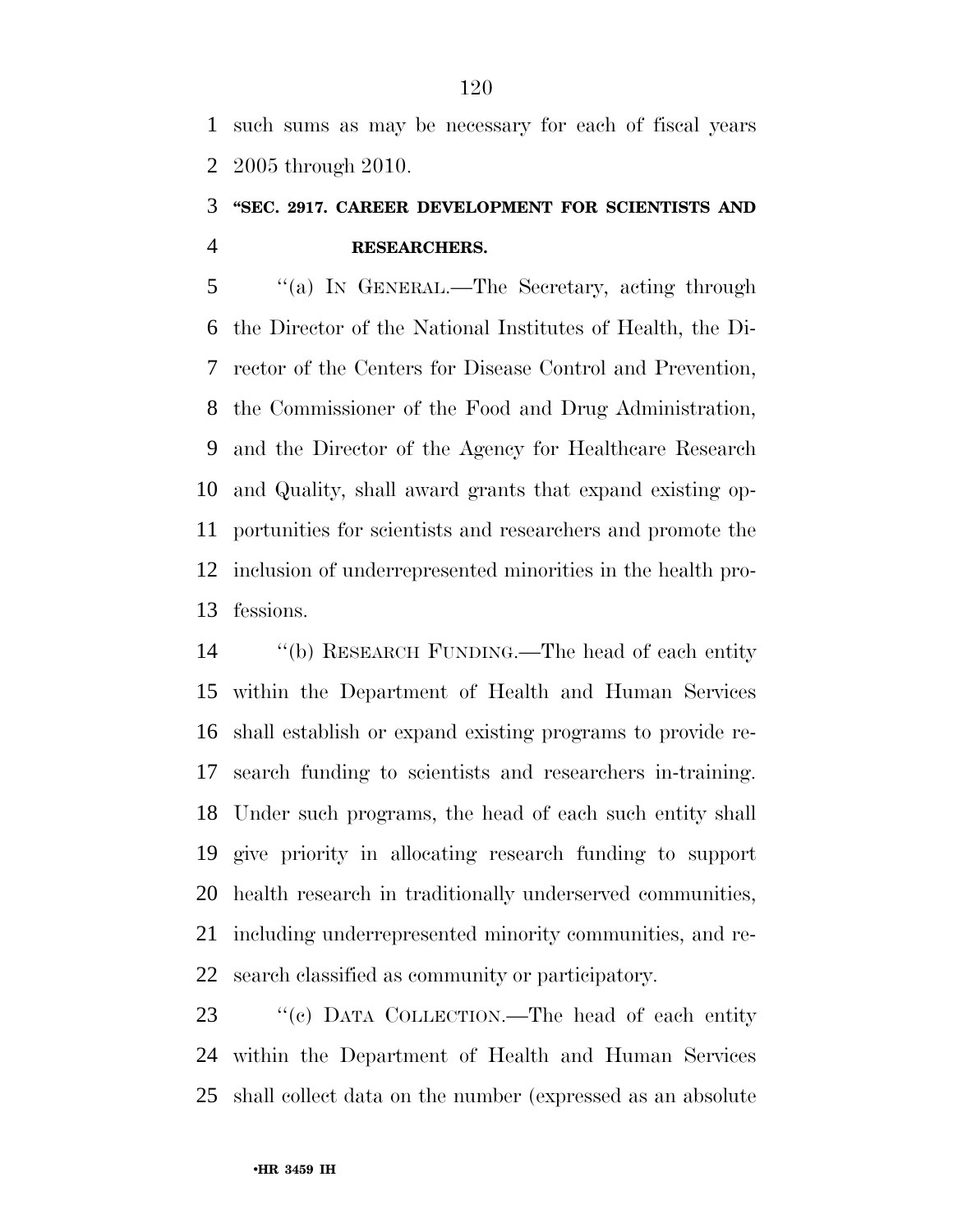such sums as may be necessary for each of fiscal years 2005 through 2010.

### "SEC. 2917. CAREER DEVELOPMENT FOR SCIENTISTS AND RESEARCHERS.

"(a) IN GENERAL.—The Secretary, acting through the Director of the National Institutes of Health, the Director of the Centers for Disease Control and Prevention, the Commissioner of the Food and Drug Administration, and the Director of the Agency for Healthcare Research and Quality, shall award grants that expand existing opportunities for scientists and researchers and promote the inclusion of underrepresented minorities in the health professions.

"(b) RESEARCH FUNDING.—The head of each entity within the Department of Health and Human Services shall establish or expand existing programs to provide research funding to scientists and researchers in-training. Under such programs, the head of each such entity shall give priority in allocating research funding to support health research in traditionally underserved communities, including underrepresented minority communities, and research classified as community or participatory.

"(c) DATA COLLECTION.—The head of each entity within the Department of Health and Human Services shall collect data on the number (expressed as an absolute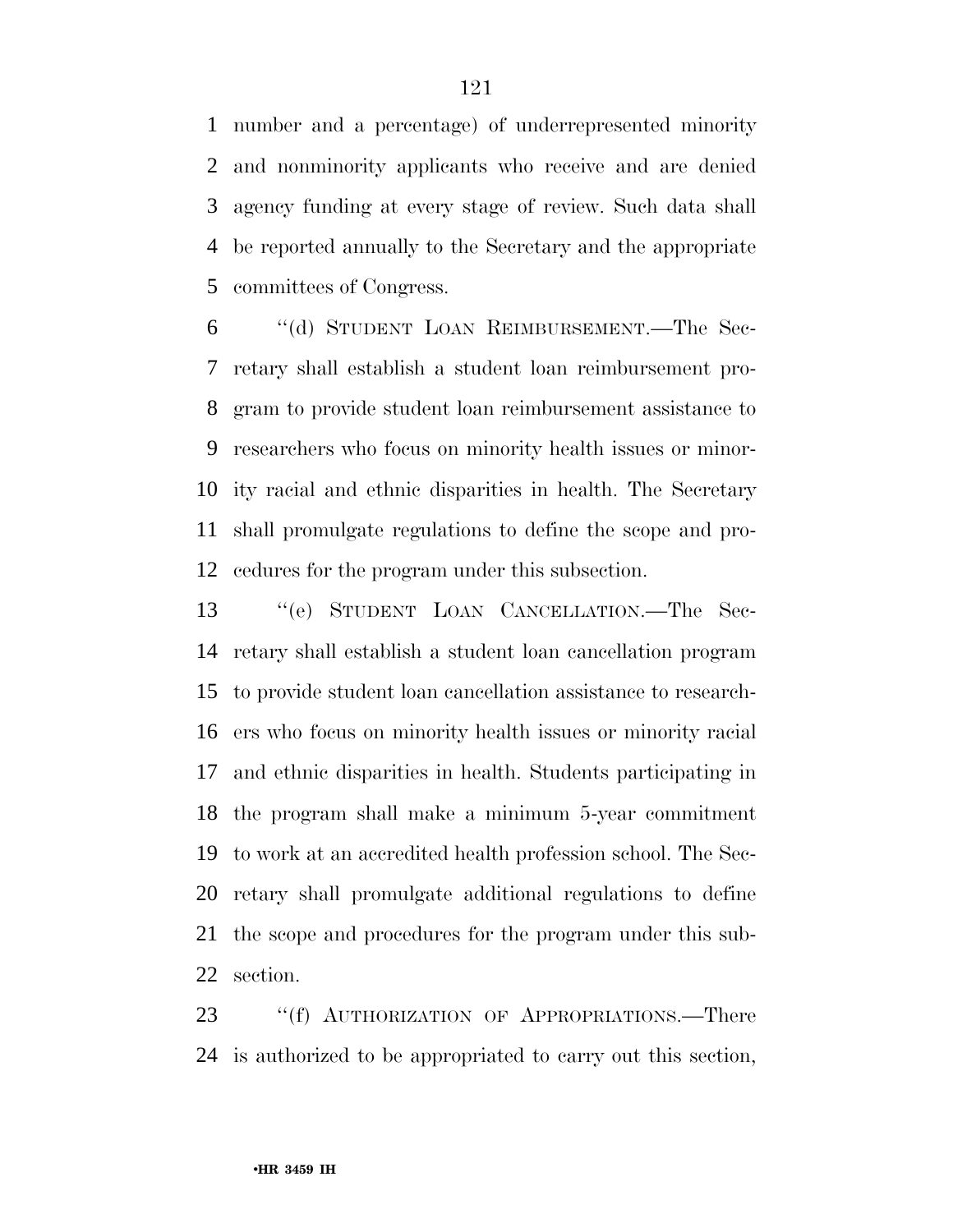number and a percentage) of underrepresented minority and nonminority applicants who receive and are denied agency funding at every stage of review. Such data shall be reported annually to the Secretary and the appropriate committees of Congress.

"(d) STUDENT LOAN REIMBURSEMENT.—The Secretary shall establish a student loan reimbursement program to provide student loan reimbursement assistance to researchers who focus on minority health issues or minority racial and ethnic disparities in health. The Secretary shall promulgate regulations to define the scope and procedures for the program under this subsection.

"(e) STUDENT LOAN CANCELLATION.—The Secretary shall establish a student loan cancellation program to provide student loan cancellation assistance to researchers who focus on minority health issues or minority racial and ethnic disparities in health. Students participating in the program shall make a minimum 5-year commitment to work at an accredited health profession school. The Secretary shall promulgate additional regulations to define the scope and procedures for the program under this subsection.

"(f) AUTHORIZATION OF APPROPRIATIONS.—There is authorized to be appropriated to carry out this section,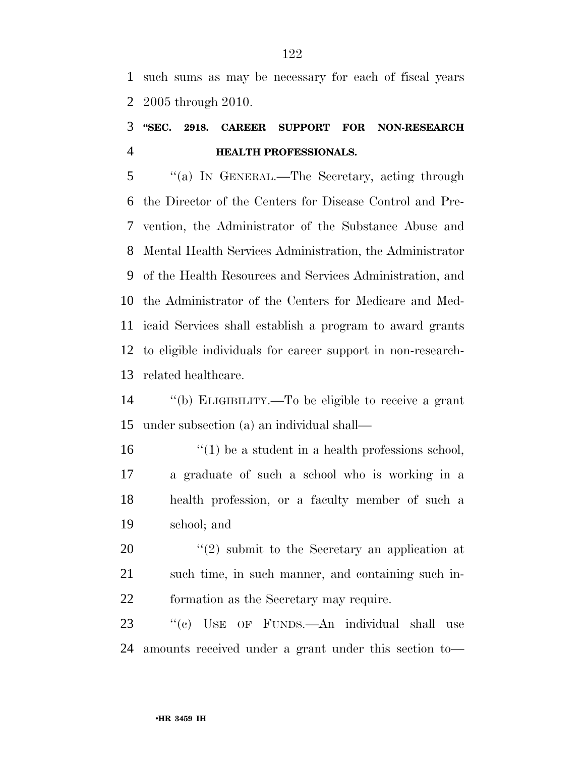such sums as may be necessary for each of fiscal years 2005 through 2010.

**"SEC. 2918. CAREER SUPPORT FOR NON-RESEARCH HEALTH PROFESSIONALS.**

"(a) IN GENERAL.—The Secretary, acting through the Director of the Centers for Disease Control and Prevention, the Administrator of the Substance Abuse and Mental Health Services Administration, the Administrator of the Health Resources and Services Administration, and the Administrator of the Centers for Medicare and Medicaid Services shall establish a program to award grants to eligible individuals for career support in non-research-related healthcare.

"(b) ELIGIBILITY.—To be eligible to receive a grant under subsection (a) an individual shall—

"(1) be a student in a health professions school, a graduate of such a school who is working in a health profession, or a faculty member of such a school; and

"(2) submit to the Secretary an application at such time, in such manner, and containing such information as the Secretary may require.

"(c) USE OF FUNDS.—An individual shall use amounts received under a grant under this section to—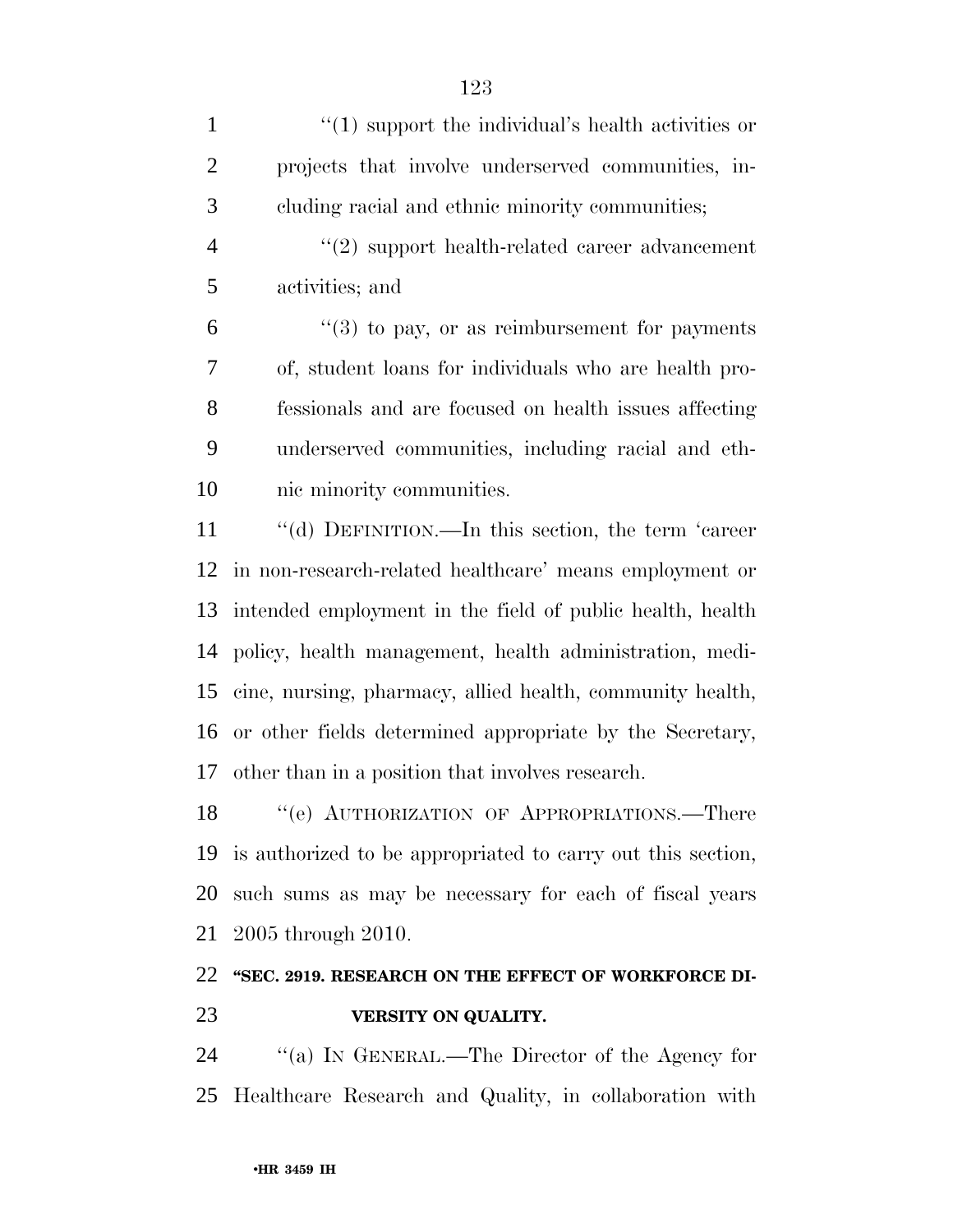"(1) support the individual's health activities or projects that involve underserved communities, including racial and ethnic minority communities;

"(2) support health-related career advancement activities; and

"(3) to pay, or as reimbursement for payments of, student loans for individuals who are health professionals and are focused on health issues affecting underserved communities, including racial and ethnic minority communities.

"(d) DEFINITION.—In this section, the term 'career in non-research-related healthcare' means employment or intended employment in the field of public health, health policy, health management, health administration, medicine, nursing, pharmacy, allied health, community health, or other fields determined appropriate by the Secretary, other than in a position that involves research.

"(e) AUTHORIZATION OF APPROPRIATIONS.—There is authorized to be appropriated to carry out this section, such sums as may be necessary for each of fiscal years 2005 through 2010.

**"SEC. 2919. RESEARCH ON THE EFFECT OF WORKFORCE DIVERSITY ON QUALITY.**

"(a) IN GENERAL.—The Director of the Agency for Healthcare Research and Quality, in collaboration with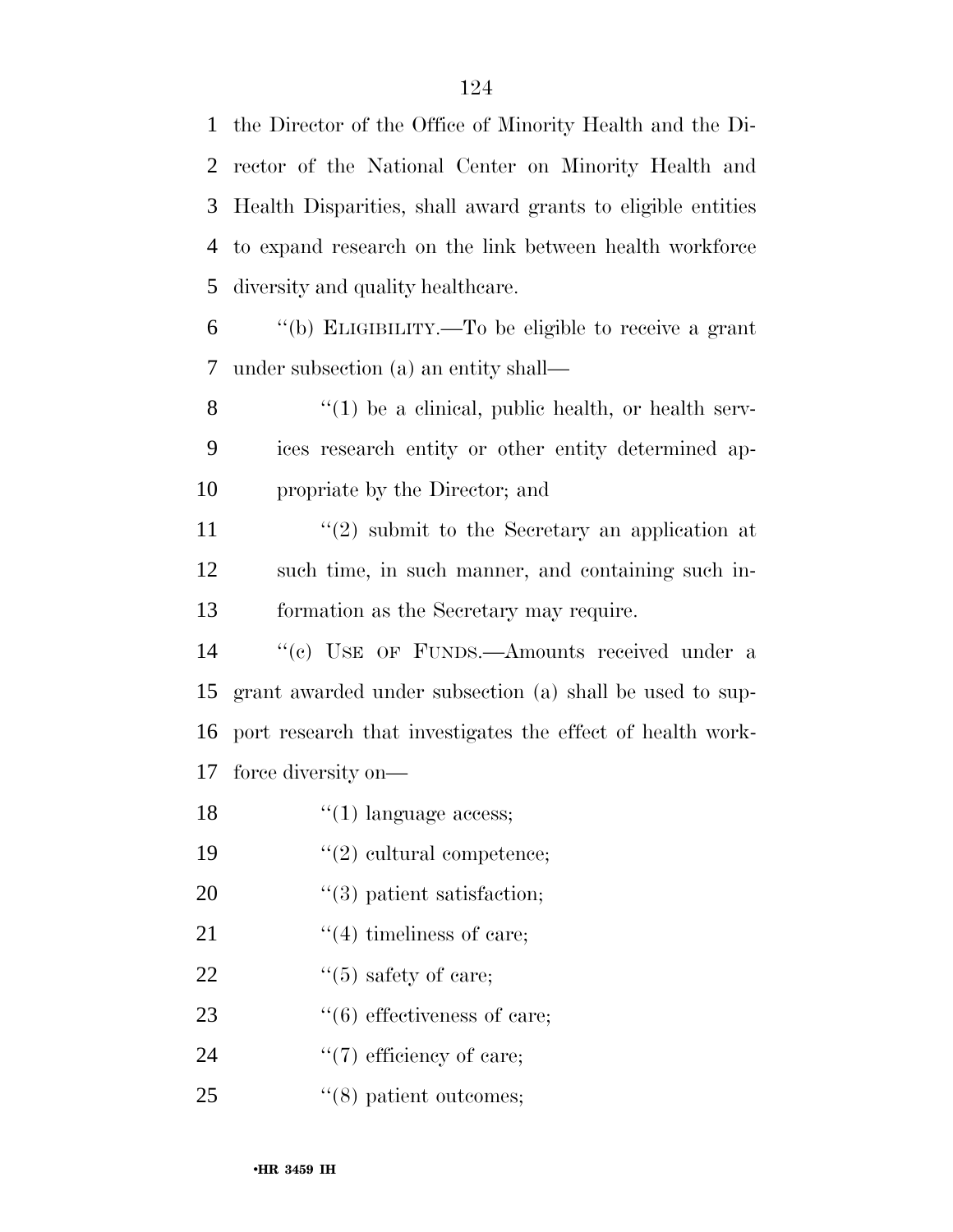the Director of the Office of Minority Health and the Director of the National Center on Minority Health and Health Disparities, shall award grants to eligible entities to expand research on the link between health workforce diversity and quality healthcare.

''(b) ELIGIBILITY.—To be eligible to receive a grant under subsection (a) an entity shall—

''(1) be a clinical, public health, or health services research entity or other entity determined appropriate by the Director; and

''(2) submit to the Secretary an application at such time, in such manner, and containing such information as the Secretary may require.

''(c) USE OF FUNDS.—Amounts received under a grant awarded under subsection (a) shall be used to support research that investigates the effect of health workforce diversity on—

''(1) language access;

''(2) cultural competence;

''(3) patient satisfaction;

''(4) timeliness of care;

''(5) safety of care;

''(6) effectiveness of care;

''(7) efficiency of care;

''(8) patient outcomes;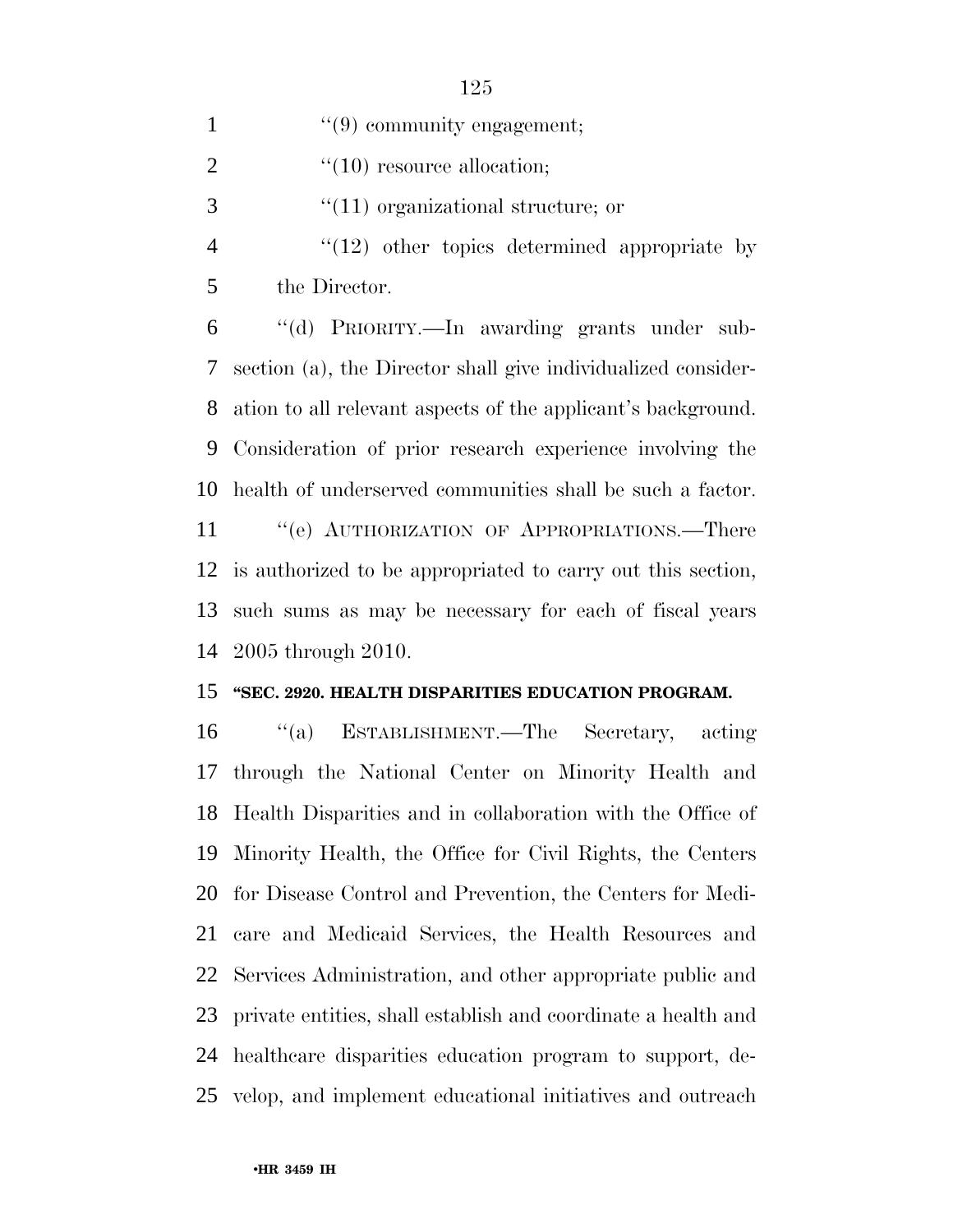"(9) community engagement;

"(10) resource allocation;

"(11) organizational structure; or

"(12) other topics determined appropriate by the Director.

"(d) PRIORITY.—In awarding grants under subsection (a), the Director shall give individualized consideration to all relevant aspects of the applicant's background. Consideration of prior research experience involving the health of underserved communities shall be such a factor.

"(e) AUTHORIZATION OF APPROPRIATIONS.—There is authorized to be appropriated to carry out this section, such sums as may be necessary for each of fiscal years 2005 through 2010.

**"SEC. 2920. HEALTH DISPARITIES EDUCATION PROGRAM.**

"(a) ESTABLISHMENT.—The Secretary, acting through the National Center on Minority Health and Health Disparities and in collaboration with the Office of Minority Health, the Office for Civil Rights, the Centers for Disease Control and Prevention, the Centers for Medicare and Medicaid Services, the Health Resources and Services Administration, and other appropriate public and private entities, shall establish and coordinate a health and healthcare disparities education program to support, develop, and implement educational initiatives and outreach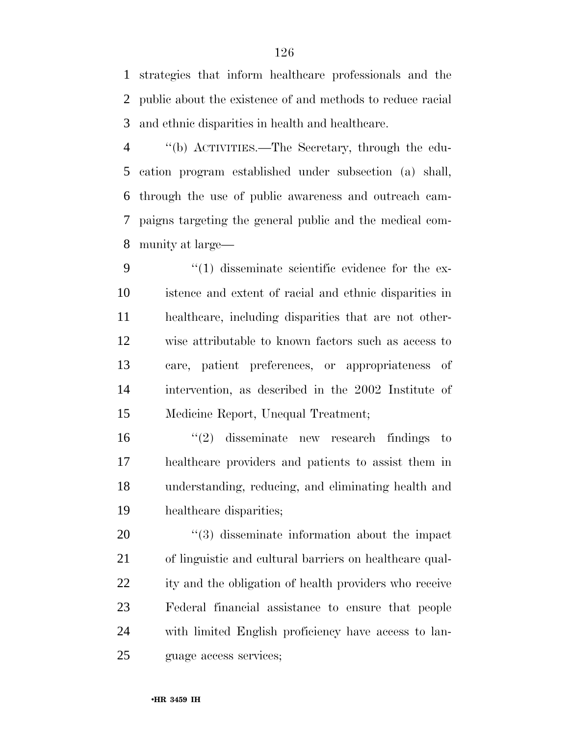strategies that inform healthcare professionals and the public about the existence of and methods to reduce racial and ethnic disparities in health and healthcare.

"(b) ACTIVITIES.—The Secretary, through the education program established under subsection (a) shall, through the use of public awareness and outreach campaigns targeting the general public and the medical community at large—

"(1) disseminate scientific evidence for the existence and extent of racial and ethnic disparities in healthcare, including disparities that are not otherwise attributable to known factors such as access to care, patient preferences, or appropriateness of intervention, as described in the 2002 Institute of Medicine Report, Unequal Treatment;

"(2) disseminate new research findings to healthcare providers and patients to assist them in understanding, reducing, and eliminating health and healthcare disparities;

"(3) disseminate information about the impact of linguistic and cultural barriers on healthcare quality and the obligation of health providers who receive Federal financial assistance to ensure that people with limited English proficiency have access to language access services;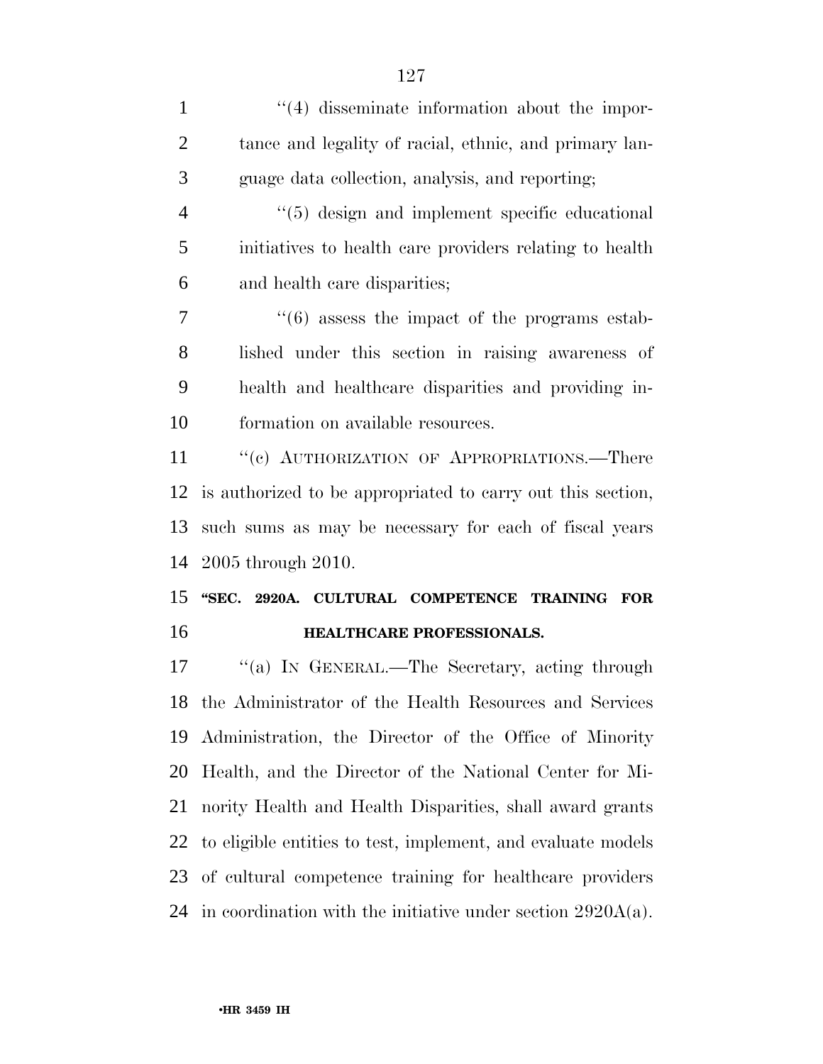''(4) disseminate information about the importance and legality of racial, ethnic, and primary language data collection, analysis, and reporting;

''(5) design and implement specific educational initiatives to health care providers relating to health and health care disparities;

''(6) assess the impact of the programs established under this section in raising awareness of health and healthcare disparities and providing information on available resources.

''(c) AUTHORIZATION OF APPROPRIATIONS.—There is authorized to be appropriated to carry out this section, such sums as may be necessary for each of fiscal years 2005 through 2010.

**''SEC. 2920A. CULTURAL COMPETENCE TRAINING FOR HEALTHCARE PROFESSIONALS.**

''(a) IN GENERAL.—The Secretary, acting through the Administrator of the Health Resources and Services Administration, the Director of the Office of Minority Health, and the Director of the National Center for Minority Health and Health Disparities, shall award grants to eligible entities to test, implement, and evaluate models of cultural competence training for healthcare providers in coordination with the initiative under section 2920A(a).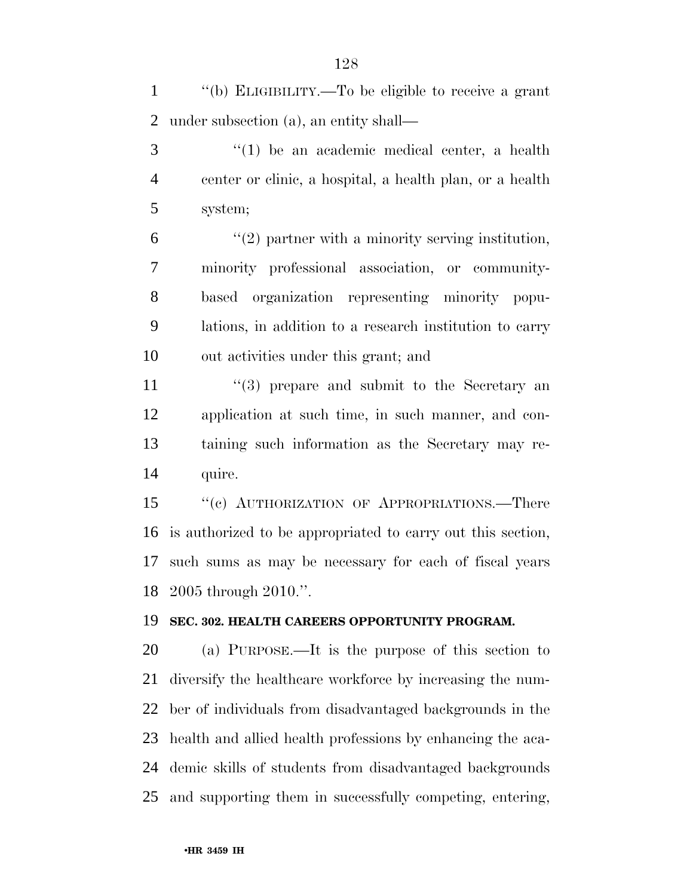''(b) ELIGIBILITY.—To be eligible to receive a grant under subsection (a), an entity shall—

''(1) be an academic medical center, a health center or clinic, a hospital, a health plan, or a health system;

''(2) partner with a minority serving institution, minority professional association, or community-based organization representing minority populations, in addition to a research institution to carry out activities under this grant; and

''(3) prepare and submit to the Secretary an application at such time, in such manner, and containing such information as the Secretary may require.

''(c) AUTHORIZATION OF APPROPRIATIONS.—There is authorized to be appropriated to carry out this section, such sums as may be necessary for each of fiscal years 2005 through 2010.''.

**SEC. 302. HEALTH CAREERS OPPORTUNITY PROGRAM.**

(a) PURPOSE.—It is the purpose of this section to diversify the healthcare workforce by increasing the number of individuals from disadvantaged backgrounds in the health and allied health professions by enhancing the academic skills of students from disadvantaged backgrounds and supporting them in successfully competing, entering,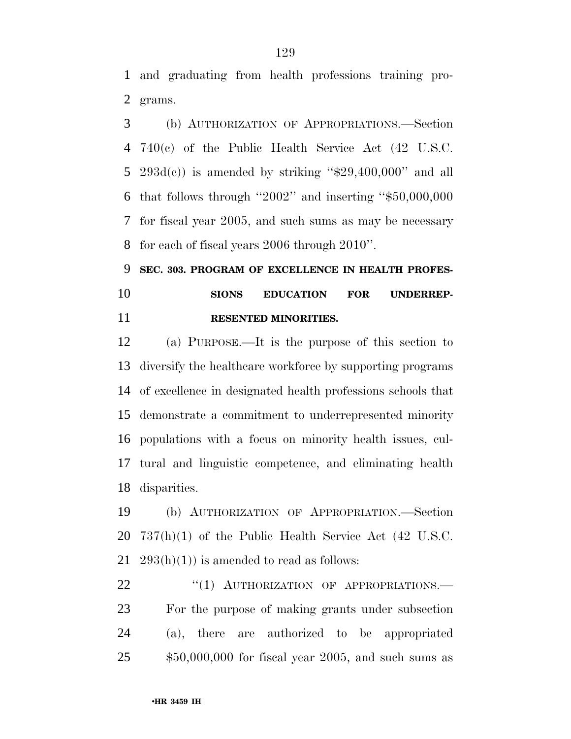and graduating from health professions training programs.

(b) AUTHORIZATION OF APPROPRIATIONS.—Section 740(c) of the Public Health Service Act (42 U.S.C. 293d(c)) is amended by striking ''$29,400,000'' and all that follows through ''2002'' and inserting ''$50,000,000 for fiscal year 2005, and such sums as may be necessary for each of fiscal years 2006 through 2010''.

**SEC. 303. PROGRAM OF EXCELLENCE IN HEALTH PROFESSIONS EDUCATION FOR UNDERREPRESENTED MINORITIES.**

(a) PURPOSE.—It is the purpose of this section to diversify the healthcare workforce by supporting programs of excellence in designated health professions schools that demonstrate a commitment to underrepresented minority populations with a focus on minority health issues, cultural and linguistic competence, and eliminating health disparities.

(b) AUTHORIZATION OF APPROPRIATION.—Section 737(h)(1) of the Public Health Service Act (42 U.S.C. 293(h)(1)) is amended to read as follows:

''(1) AUTHORIZATION OF APPROPRIATIONS.—For the purpose of making grants under subsection (a), there are authorized to be appropriated $50,000,000 for fiscal year 2005, and such sums as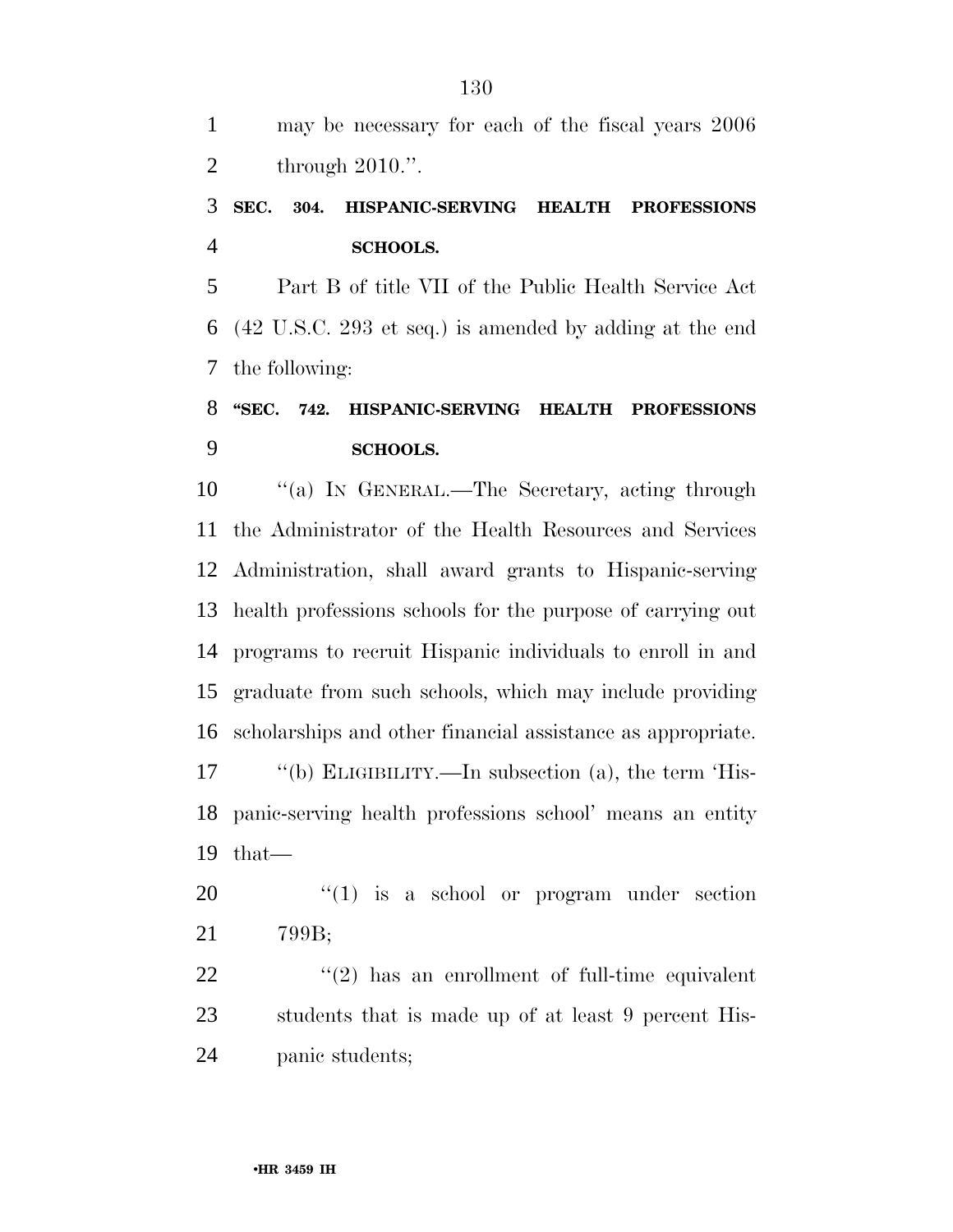may be necessary for each of the fiscal years 2006 through 2010.''.

**SEC. 304. HISPANIC-SERVING HEALTH PROFESSIONS SCHOOLS.**

Part B of title VII of the Public Health Service Act (42 U.S.C. 293 et seq.) is amended by adding at the end the following:

**''SEC. 742. HISPANIC-SERVING HEALTH PROFESSIONS SCHOOLS.**

''(a) IN GENERAL.—The Secretary, acting through the Administrator of the Health Resources and Services Administration, shall award grants to Hispanic-serving health professions schools for the purpose of carrying out programs to recruit Hispanic individuals to enroll in and graduate from such schools, which may include providing scholarships and other financial assistance as appropriate.

''(b) ELIGIBILITY.—In subsection (a), the term 'Hispanic-serving health professions school' means an entity that—

''(1) is a school or program under section 799B;

''(2) has an enrollment of full-time equivalent students that is made up of at least 9 percent Hispanic students;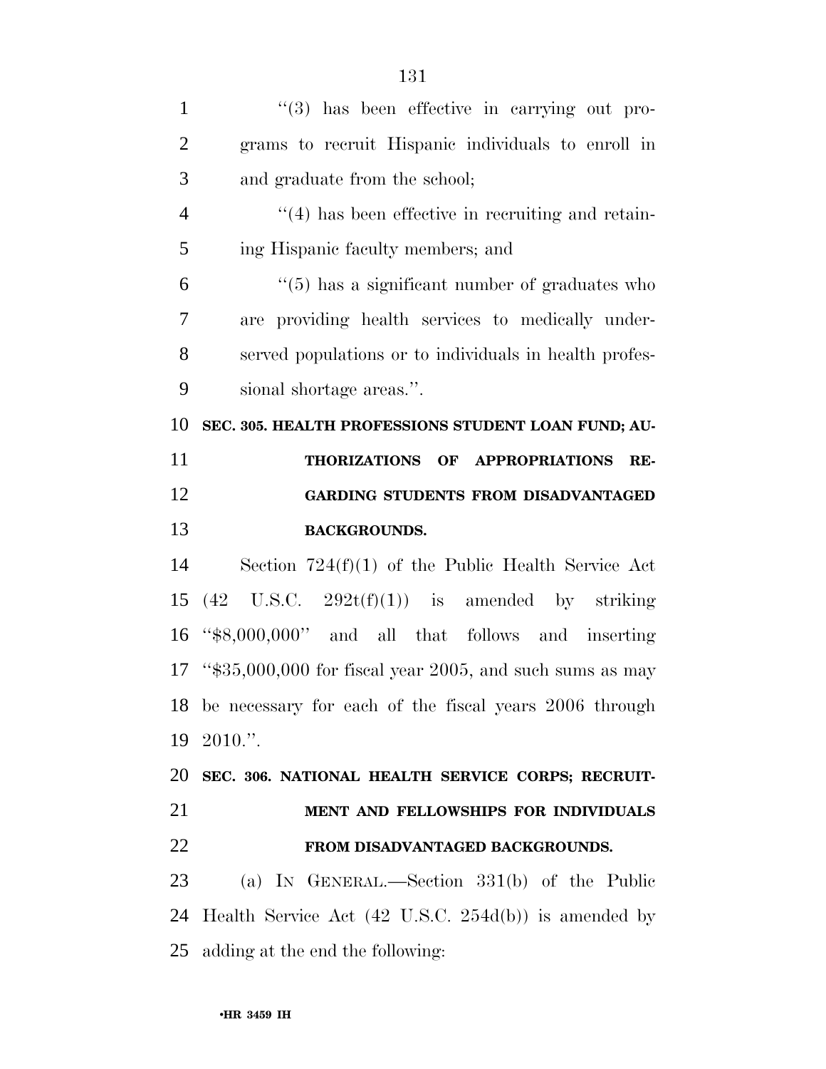"(3) has been effective in carrying out programs to recruit Hispanic individuals to enroll in and graduate from the school;

"(4) has been effective in recruiting and retaining Hispanic faculty members; and

"(5) has a significant number of graduates who are providing health services to medically underserved populations or to individuals in health professional shortage areas.".

**SEC. 305. HEALTH PROFESSIONS STUDENT LOAN FUND; AUTHORIZATIONS OF APPROPRIATIONS REGARDING STUDENTS FROM DISADVANTAGED BACKGROUNDS.**

Section 724(f)(1) of the Public Health Service Act (42 U.S.C. 292t(f)(1)) is amended by striking "$8,000,000" and all that follows and inserting "$35,000,000 for fiscal year 2005, and such sums as may be necessary for each of the fiscal years 2006 through 2010.".

**SEC. 306. NATIONAL HEALTH SERVICE CORPS; RECRUITMENT AND FELLOWSHIPS FOR INDIVIDUALS FROM DISADVANTAGED BACKGROUNDS.**

(a) IN GENERAL.—Section 331(b) of the Public Health Service Act (42 U.S.C. 254d(b)) is amended by adding at the end the following: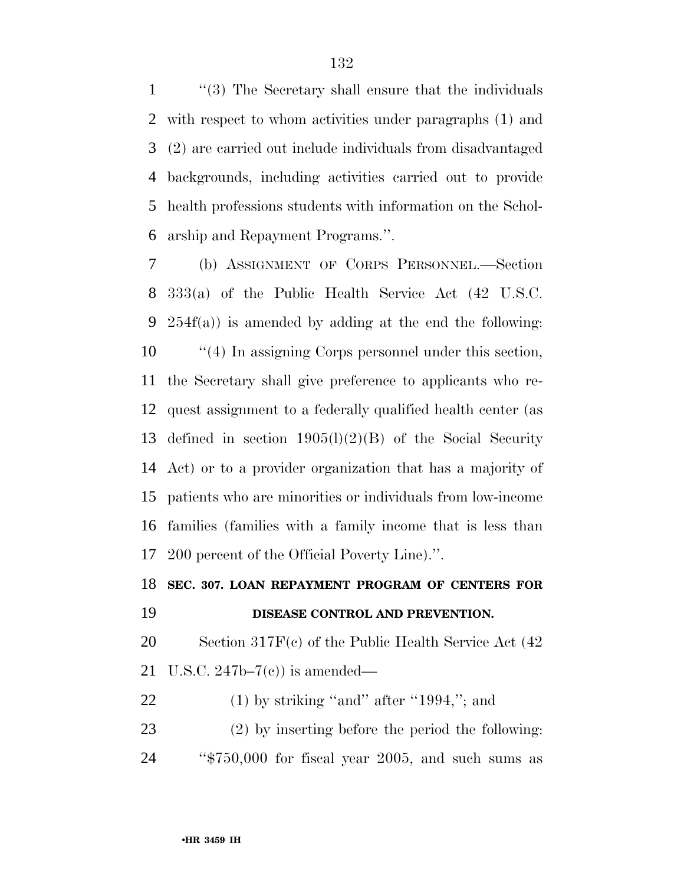"(3) The Secretary shall ensure that the individuals with respect to whom activities under paragraphs (1) and (2) are carried out include individuals from disadvantaged backgrounds, including activities carried out to provide health professions students with information on the Scholarship and Repayment Programs.".

(b) ASSIGNMENT OF CORPS PERSONNEL.—Section 333(a) of the Public Health Service Act (42 U.S.C. 254f(a)) is amended by adding at the end the following:

"(4) In assigning Corps personnel under this section, the Secretary shall give preference to applicants who request assignment to a federally qualified health center (as defined in section 1905(l)(2)(B) of the Social Security Act) or to a provider organization that has a majority of patients who are minorities or individuals from low-income families (families with a family income that is less than 200 percent of the Official Poverty Line).".

**SEC. 307. LOAN REPAYMENT PROGRAM OF CENTERS FOR DISEASE CONTROL AND PREVENTION.**

Section 317F(c) of the Public Health Service Act (42 U.S.C. 247b–7(c)) is amended—

(1) by striking "and" after "1994,"; and

(2) by inserting before the period the following: "$750,000 for fiscal year 2005, and such sums as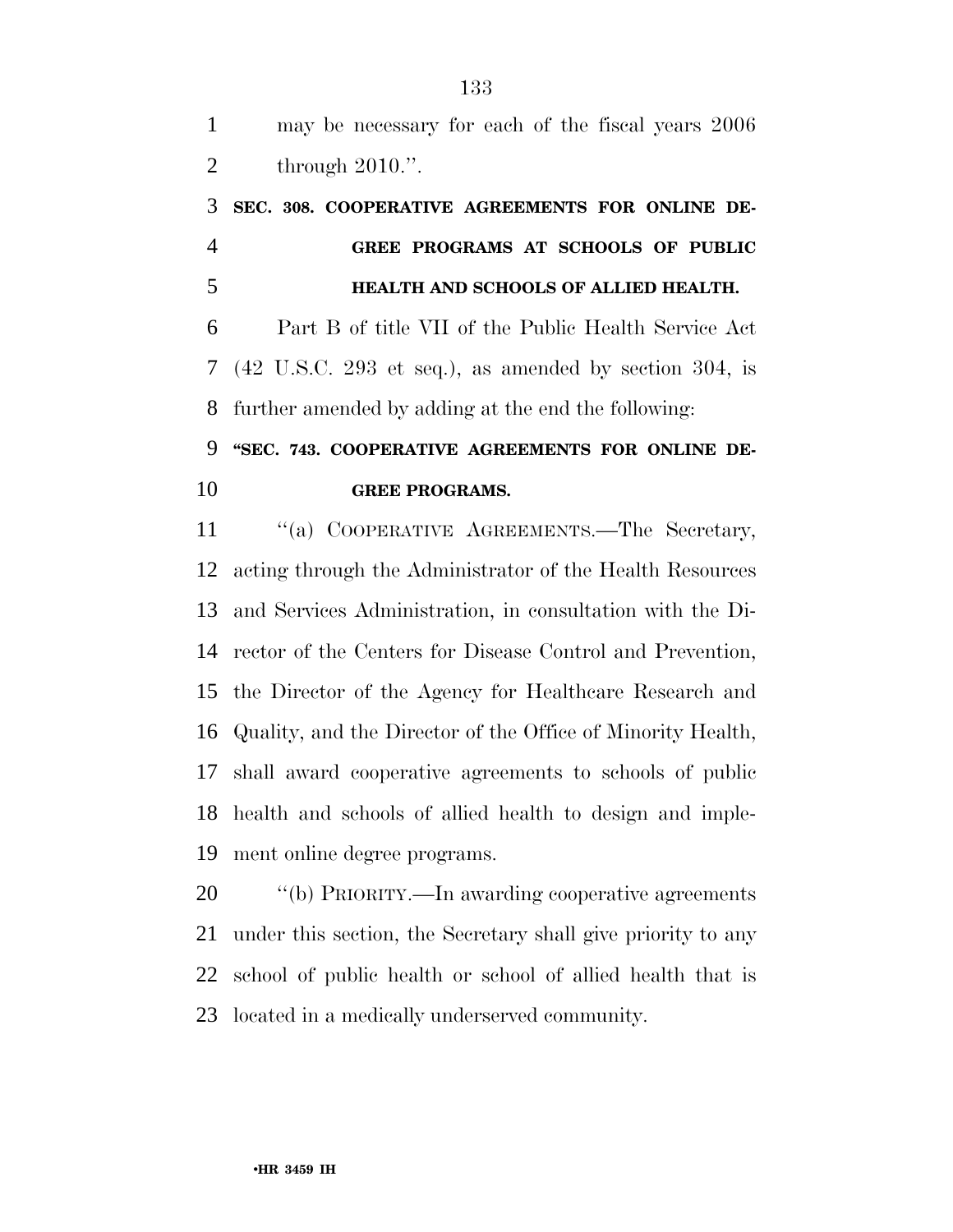may be necessary for each of the fiscal years 2006 through 2010.''.

### SEC. 308. COOPERATIVE AGREEMENTS FOR ONLINE DEGREE PROGRAMS AT SCHOOLS OF PUBLIC HEALTH AND SCHOOLS OF ALLIED HEALTH.

Part B of title VII of the Public Health Service Act (42 U.S.C. 293 et seq.), as amended by section 304, is further amended by adding at the end the following:

### "SEC. 743. COOPERATIVE AGREEMENTS FOR ONLINE DEGREE PROGRAMS.

''(a) COOPERATIVE AGREEMENTS.—The Secretary, acting through the Administrator of the Health Resources and Services Administration, in consultation with the Director of the Centers for Disease Control and Prevention, the Director of the Agency for Healthcare Research and Quality, and the Director of the Office of Minority Health, shall award cooperative agreements to schools of public health and schools of allied health to design and implement online degree programs.

''(b) PRIORITY.—In awarding cooperative agreements under this section, the Secretary shall give priority to any school of public health or school of allied health that is located in a medically underserved community.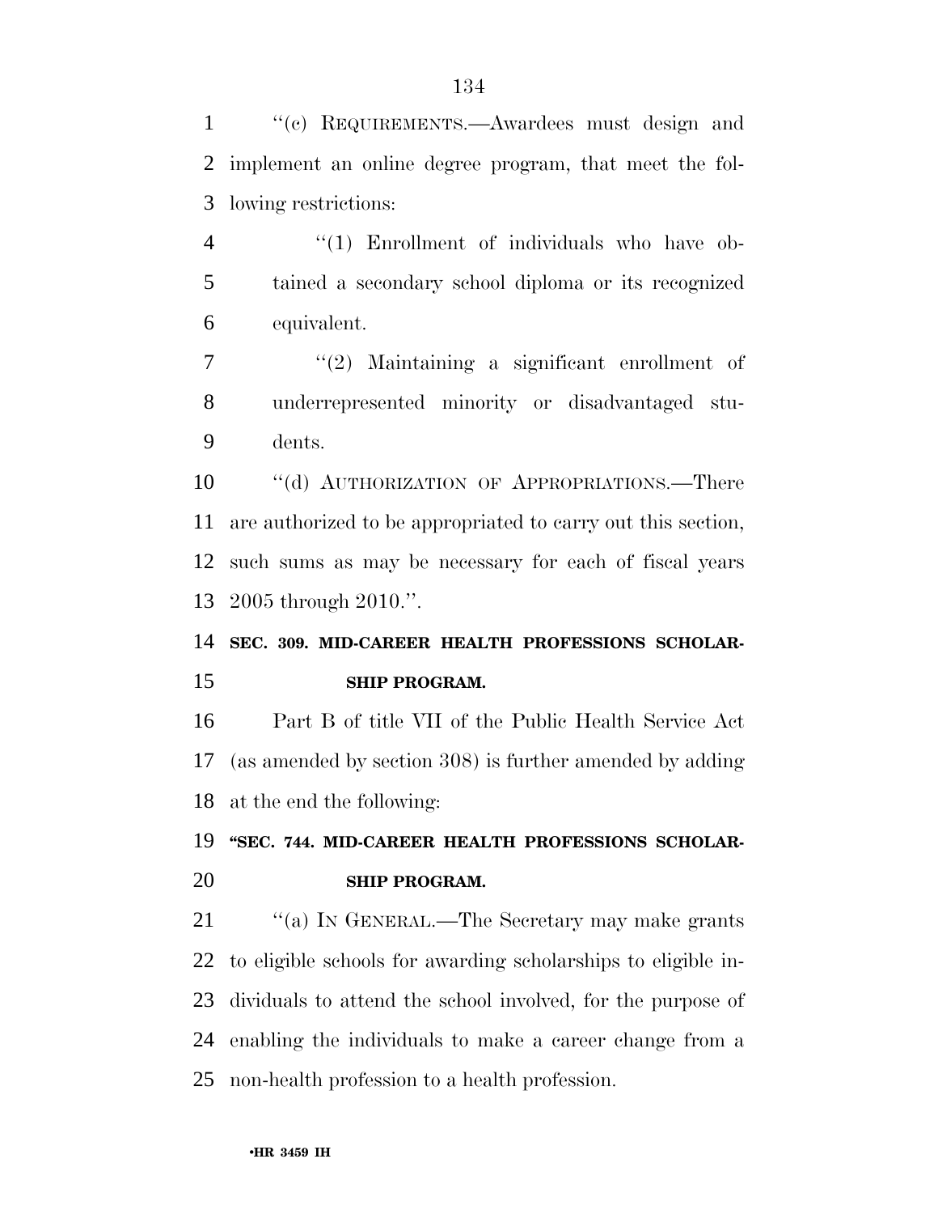''(c) REQUIREMENTS.—Awardees must design and implement an online degree program, that meet the following restrictions:

''(1) Enrollment of individuals who have obtained a secondary school diploma or its recognized equivalent.

''(2) Maintaining a significant enrollment of underrepresented minority or disadvantaged students.

''(d) AUTHORIZATION OF APPROPRIATIONS.—There are authorized to be appropriated to carry out this section, such sums as may be necessary for each of fiscal years 2005 through 2010.''.

**SEC. 309. MID-CAREER HEALTH PROFESSIONS SCHOLARSHIP PROGRAM.**

Part B of title VII of the Public Health Service Act (as amended by section 308) is further amended by adding at the end the following:

**''SEC. 744. MID-CAREER HEALTH PROFESSIONS SCHOLARSHIP PROGRAM.**

''(a) IN GENERAL.—The Secretary may make grants to eligible schools for awarding scholarships to eligible individuals to attend the school involved, for the purpose of enabling the individuals to make a career change from a non-health profession to a health profession.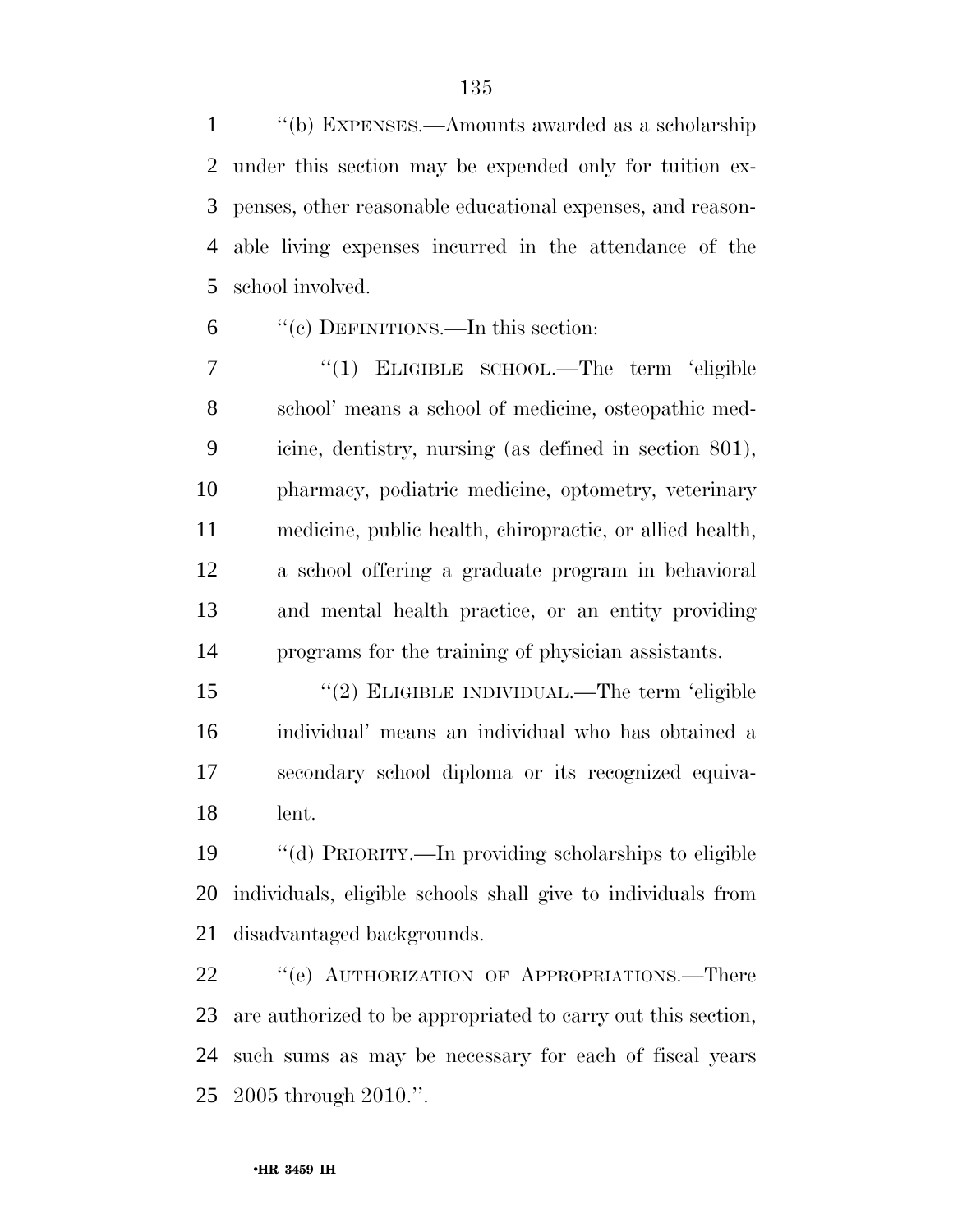''(b) EXPENSES.—Amounts awarded as a scholarship under this section may be expended only for tuition expenses, other reasonable educational expenses, and reasonable living expenses incurred in the attendance of the school involved.

''(c) DEFINITIONS.—In this section:

''(1) ELIGIBLE SCHOOL.—The term 'eligible school' means a school of medicine, osteopathic medicine, dentistry, nursing (as defined in section 801), pharmacy, podiatric medicine, optometry, veterinary medicine, public health, chiropractic, or allied health, a school offering a graduate program in behavioral and mental health practice, or an entity providing programs for the training of physician assistants.

''(2) ELIGIBLE INDIVIDUAL.—The term 'eligible individual' means an individual who has obtained a secondary school diploma or its recognized equivalent.

''(d) PRIORITY.—In providing scholarships to eligible individuals, eligible schools shall give to individuals from disadvantaged backgrounds.

''(e) AUTHORIZATION OF APPROPRIATIONS.—There are authorized to be appropriated to carry out this section, such sums as may be necessary for each of fiscal years 2005 through 2010.''.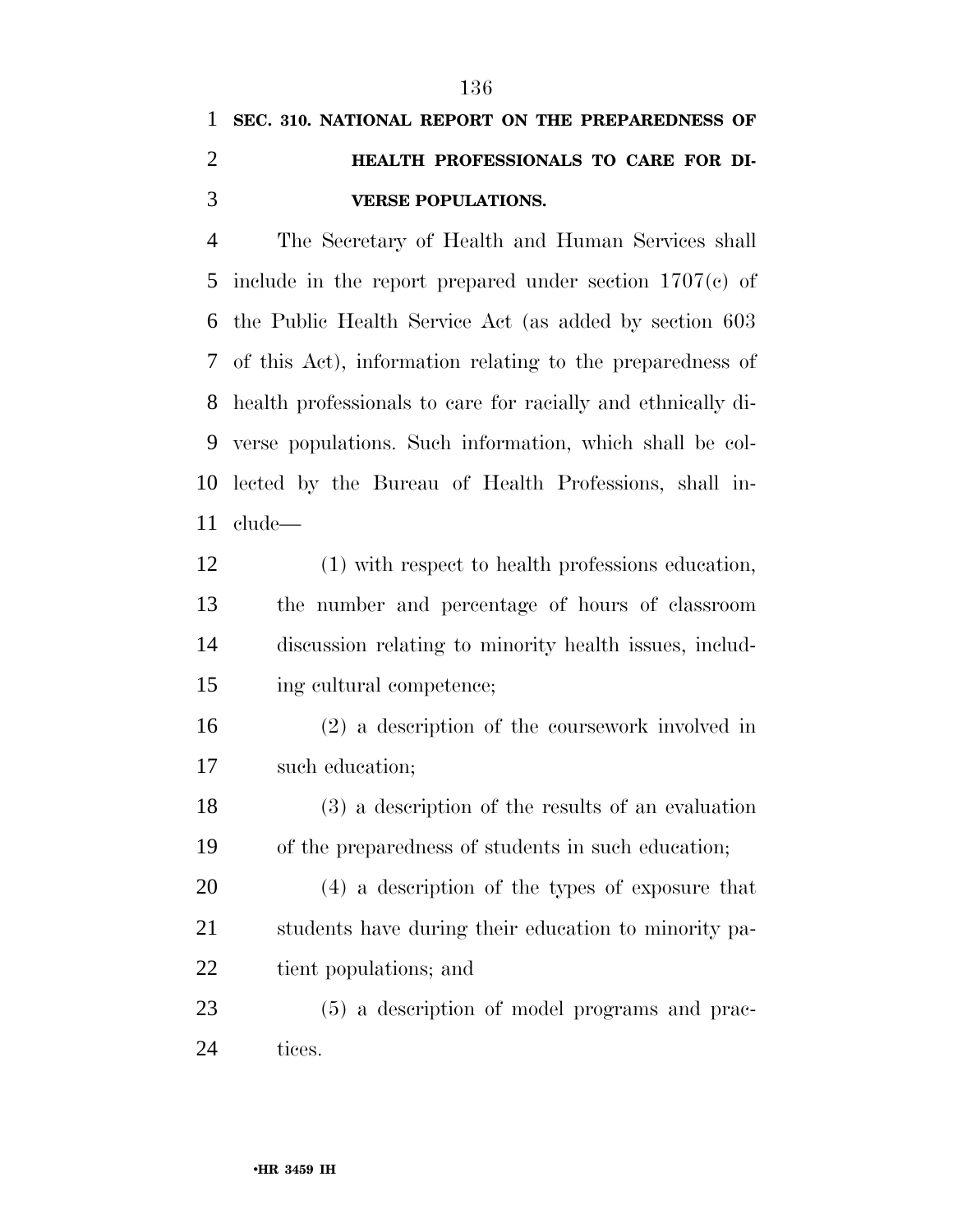### SEC. 310. NATIONAL REPORT ON THE PREPAREDNESS OF HEALTH PROFESSIONALS TO CARE FOR DIVERSE POPULATIONS.

The Secretary of Health and Human Services shall include in the report prepared under section 1707(c) of the Public Health Service Act (as added by section 603 of this Act), information relating to the preparedness of health professionals to care for racially and ethnically diverse populations. Such information, which shall be collected by the Bureau of Health Professions, shall include—

(1) with respect to health professions education, the number and percentage of hours of classroom discussion relating to minority health issues, including cultural competence;

(2) a description of the coursework involved in such education;

(3) a description of the results of an evaluation of the preparedness of students in such education;

(4) a description of the types of exposure that students have during their education to minority patient populations; and

(5) a description of model programs and practices.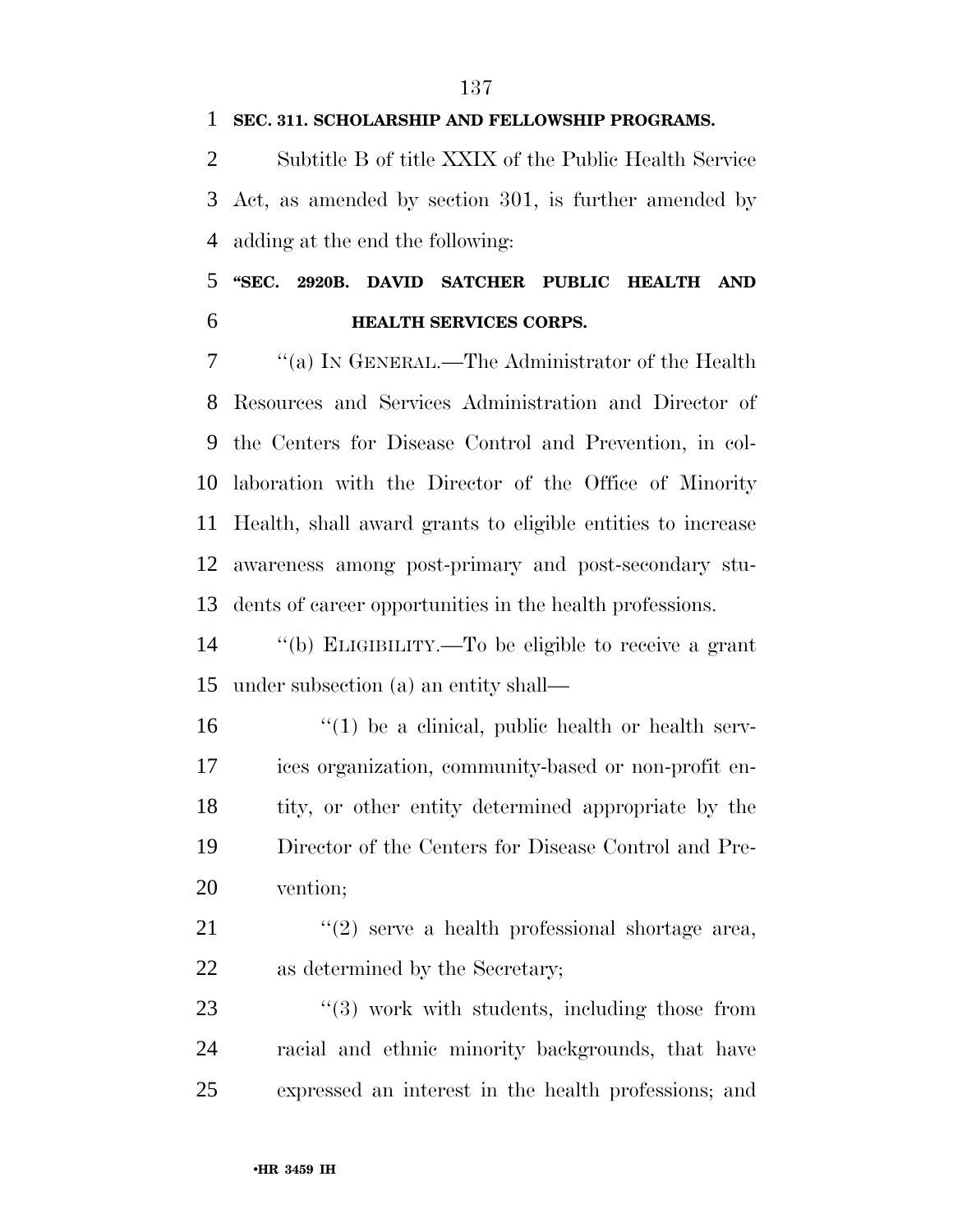**SEC. 311. SCHOLARSHIP AND FELLOWSHIP PROGRAMS.**

Subtitle B of title XXIX of the Public Health Service Act, as amended by section 301, is further amended by adding at the end the following:

**"SEC. 2920B. DAVID SATCHER PUBLIC HEALTH AND HEALTH SERVICES CORPS.**

"(a) IN GENERAL.—The Administrator of the Health Resources and Services Administration and Director of the Centers for Disease Control and Prevention, in collaboration with the Director of the Office of Minority Health, shall award grants to eligible entities to increase awareness among post-primary and post-secondary students of career opportunities in the health professions.

"(b) ELIGIBILITY.—To be eligible to receive a grant under subsection (a) an entity shall—

"(1) be a clinical, public health or health services organization, community-based or non-profit entity, or other entity determined appropriate by the Director of the Centers for Disease Control and Prevention;

"(2) serve a health professional shortage area, as determined by the Secretary;

"(3) work with students, including those from racial and ethnic minority backgrounds, that have expressed an interest in the health professions; and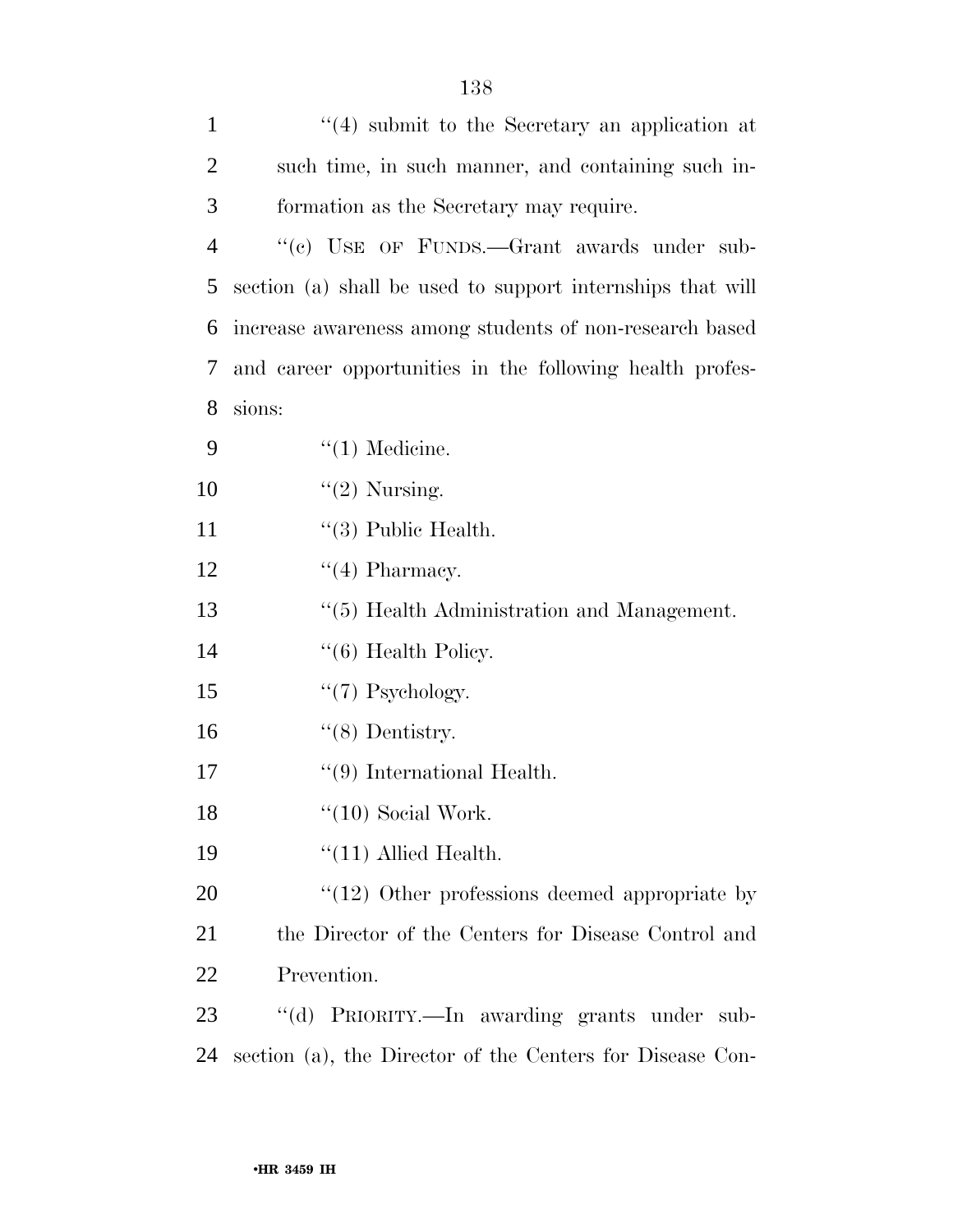''(4) submit to the Secretary an application at such time, in such manner, and containing such information as the Secretary may require.

''(c) USE OF FUNDS.—Grant awards under subsection (a) shall be used to support internships that will increase awareness among students of non-research based and career opportunities in the following health professions:

''(1) Medicine.

''(2) Nursing.

''(3) Public Health.

''(4) Pharmacy.

''(5) Health Administration and Management.

''(6) Health Policy.

''(7) Psychology.

''(8) Dentistry.

''(9) International Health.

''(10) Social Work.

''(11) Allied Health.

''(12) Other professions deemed appropriate by the Director of the Centers for Disease Control and Prevention.

''(d) PRIORITY.—In awarding grants under subsection (a), the Director of the Centers for Disease Con-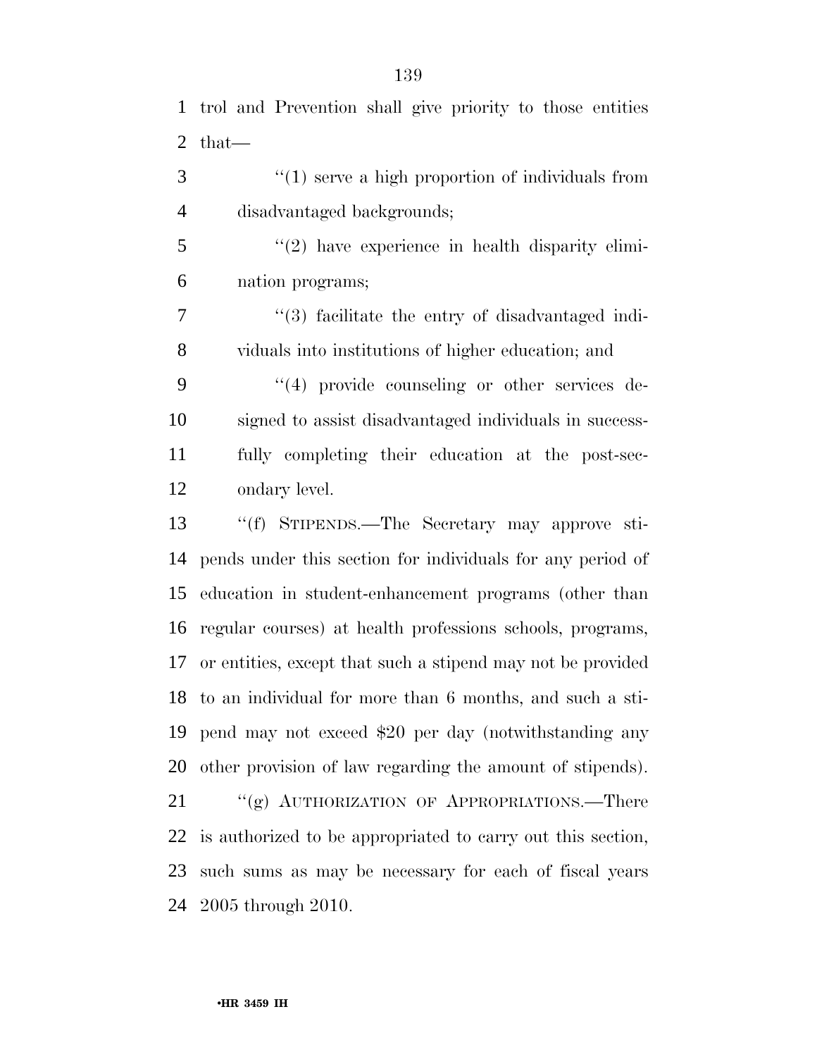trol and Prevention shall give priority to those entities that—

"(1) serve a high proportion of individuals from disadvantaged backgrounds;

"(2) have experience in health disparity elimination programs;

"(3) facilitate the entry of disadvantaged individuals into institutions of higher education; and

"(4) provide counseling or other services designed to assist disadvantaged individuals in successfully completing their education at the post-secondary level.

"(f) STIPENDS.—The Secretary may approve stipends under this section for individuals for any period of education in student-enhancement programs (other than regular courses) at health professions schools, programs, or entities, except that such a stipend may not be provided to an individual for more than 6 months, and such a stipend may not exceed $20 per day (notwithstanding any other provision of law regarding the amount of stipends).

"(g) AUTHORIZATION OF APPROPRIATIONS.—There is authorized to be appropriated to carry out this section, such sums as may be necessary for each of fiscal years 2005 through 2010.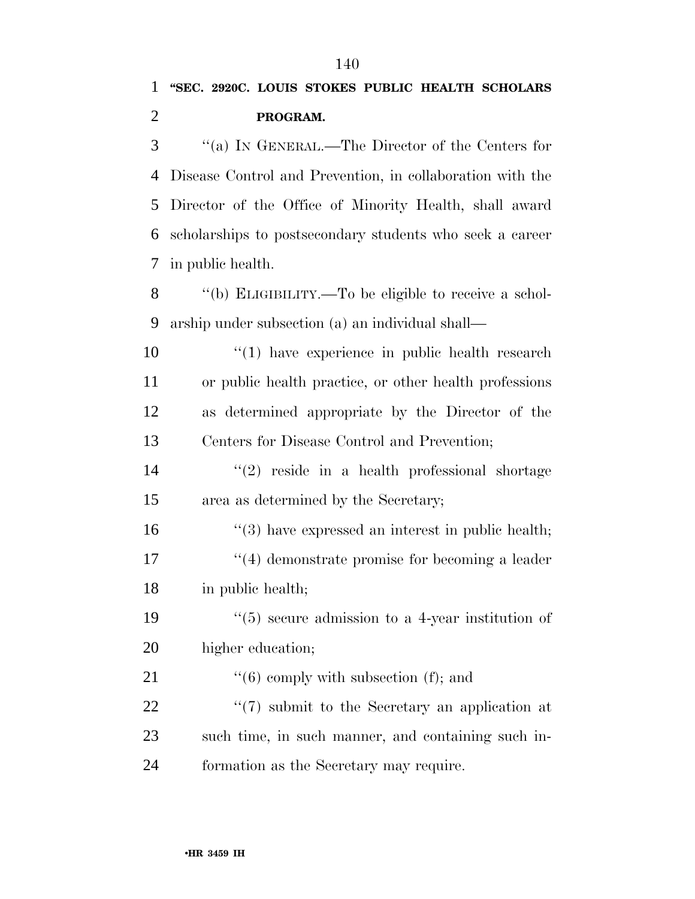**"SEC. 2920C. LOUIS STOKES PUBLIC HEALTH SCHOLARS PROGRAM.**

"(a) IN GENERAL.—The Director of the Centers for Disease Control and Prevention, in collaboration with the Director of the Office of Minority Health, shall award scholarships to postsecondary students who seek a career in public health.

"(b) ELIGIBILITY.—To be eligible to receive a scholarship under subsection (a) an individual shall—

"(1) have experience in public health research or public health practice, or other health professions as determined appropriate by the Director of the Centers for Disease Control and Prevention;

"(2) reside in a health professional shortage area as determined by the Secretary;

"(3) have expressed an interest in public health;

"(4) demonstrate promise for becoming a leader in public health;

"(5) secure admission to a 4-year institution of higher education;

"(6) comply with subsection (f); and

"(7) submit to the Secretary an application at such time, in such manner, and containing such information as the Secretary may require.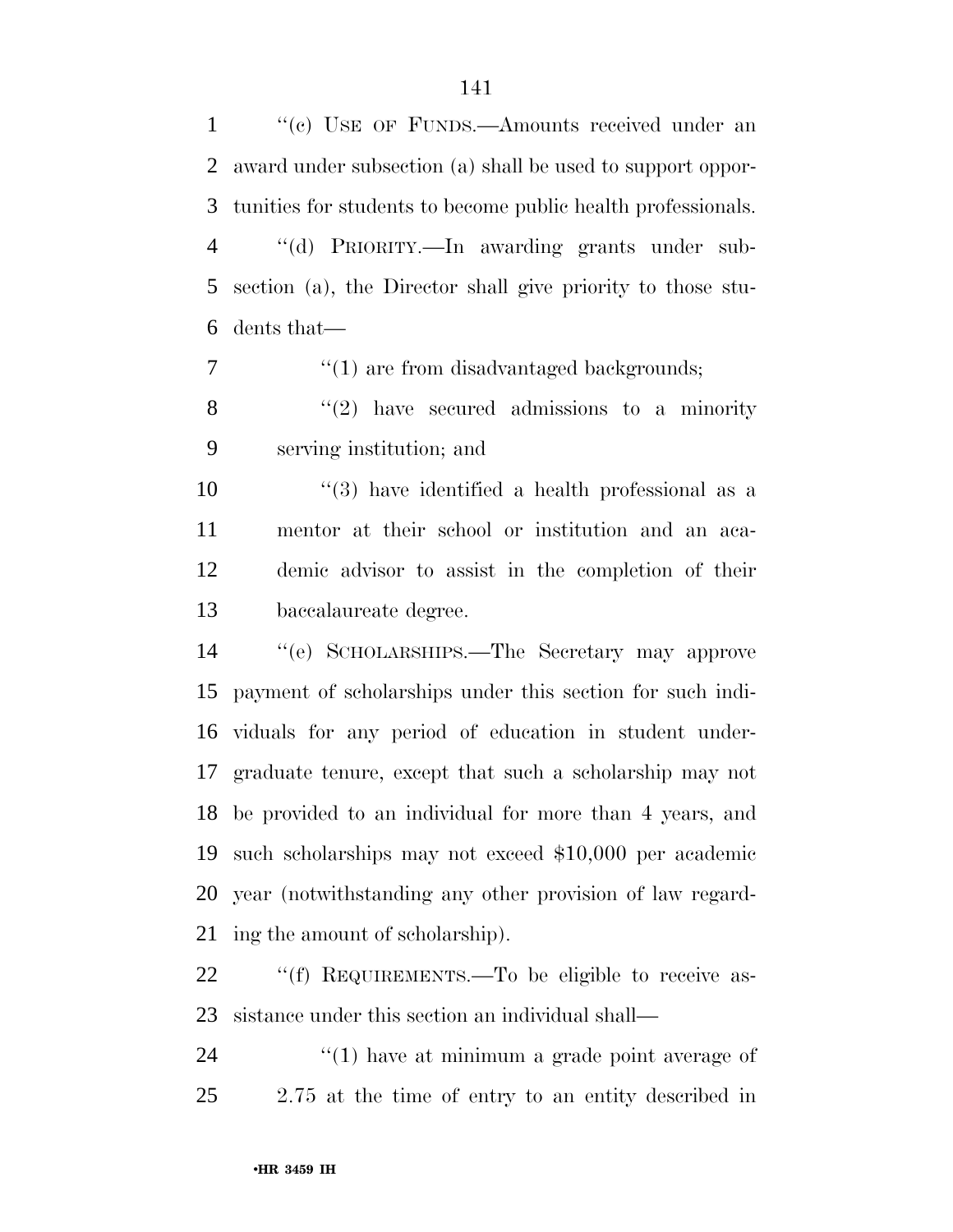''(c) USE OF FUNDS.—Amounts received under an award under subsection (a) shall be used to support opportunities for students to become public health professionals.

''(d) PRIORITY.—In awarding grants under subsection (a), the Director shall give priority to those students that—

''(1) are from disadvantaged backgrounds;

''(2) have secured admissions to a minority serving institution; and

''(3) have identified a health professional as a mentor at their school or institution and an academic advisor to assist in the completion of their baccalaureate degree.

''(e) SCHOLARSHIPS.—The Secretary may approve payment of scholarships under this section for such individuals for any period of education in student undergraduate tenure, except that such a scholarship may not be provided to an individual for more than 4 years, and such scholarships may not exceed $10,000 per academic year (notwithstanding any other provision of law regarding the amount of scholarship).

''(f) REQUIREMENTS.—To be eligible to receive assistance under this section an individual shall—

''(1) have at minimum a grade point average of 2.75 at the time of entry to an entity described in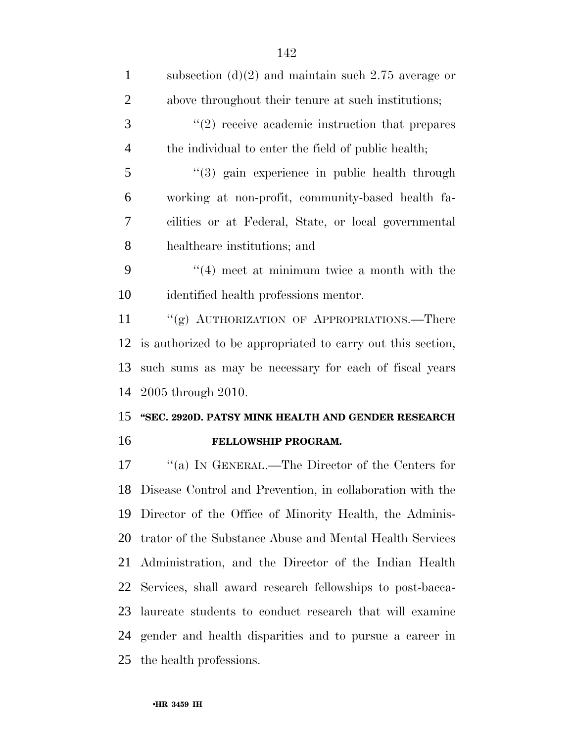subsection (d)(2) and maintain such 2.75 average or above throughout their tenure at such institutions;

"(2) receive academic instruction that prepares the individual to enter the field of public health;

"(3) gain experience in public health through working at non-profit, community-based health facilities or at Federal, State, or local governmental healthcare institutions; and

"(4) meet at minimum twice a month with the identified health professions mentor.

"(g) AUTHORIZATION OF APPROPRIATIONS.—There is authorized to be appropriated to carry out this section, such sums as may be necessary for each of fiscal years 2005 through 2010.

**"SEC. 2920D. PATSY MINK HEALTH AND GENDER RESEARCH FELLOWSHIP PROGRAM.**

"(a) IN GENERAL.—The Director of the Centers for Disease Control and Prevention, in collaboration with the Director of the Office of Minority Health, the Administrator of the Substance Abuse and Mental Health Services Administration, and the Director of the Indian Health Services, shall award research fellowships to post-baccalaureate students to conduct research that will examine gender and health disparities and to pursue a career in the health professions.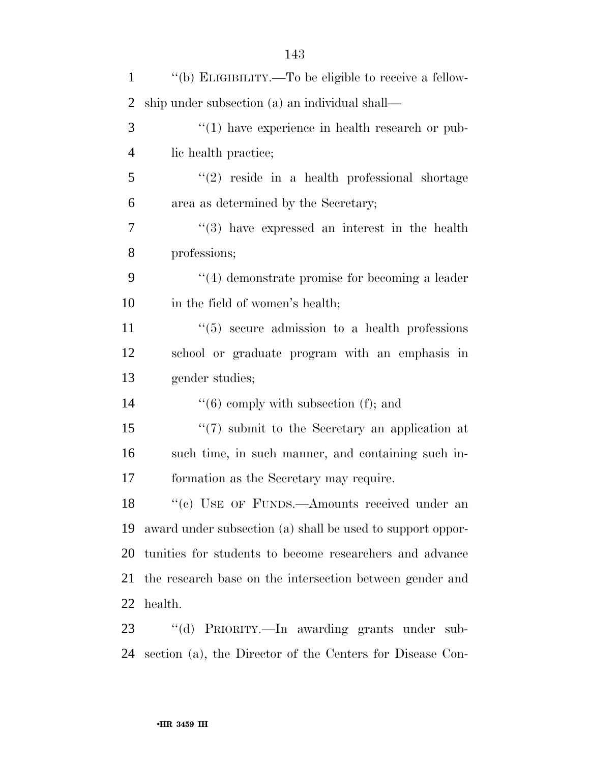"(b) ELIGIBILITY.—To be eligible to receive a fellowship under subsection (a) an individual shall—

"(1) have experience in health research or public health practice;

"(2) reside in a health professional shortage area as determined by the Secretary;

"(3) have expressed an interest in the health professions;

"(4) demonstrate promise for becoming a leader in the field of women's health;

"(5) secure admission to a health professions school or graduate program with an emphasis in gender studies;

"(6) comply with subsection (f); and

"(7) submit to the Secretary an application at such time, in such manner, and containing such information as the Secretary may require.

"(c) USE OF FUNDS.—Amounts received under an award under subsection (a) shall be used to support opportunities for students to become researchers and advance the research base on the intersection between gender and health.

"(d) PRIORITY.—In awarding grants under subsection (a), the Director of the Centers for Disease Con-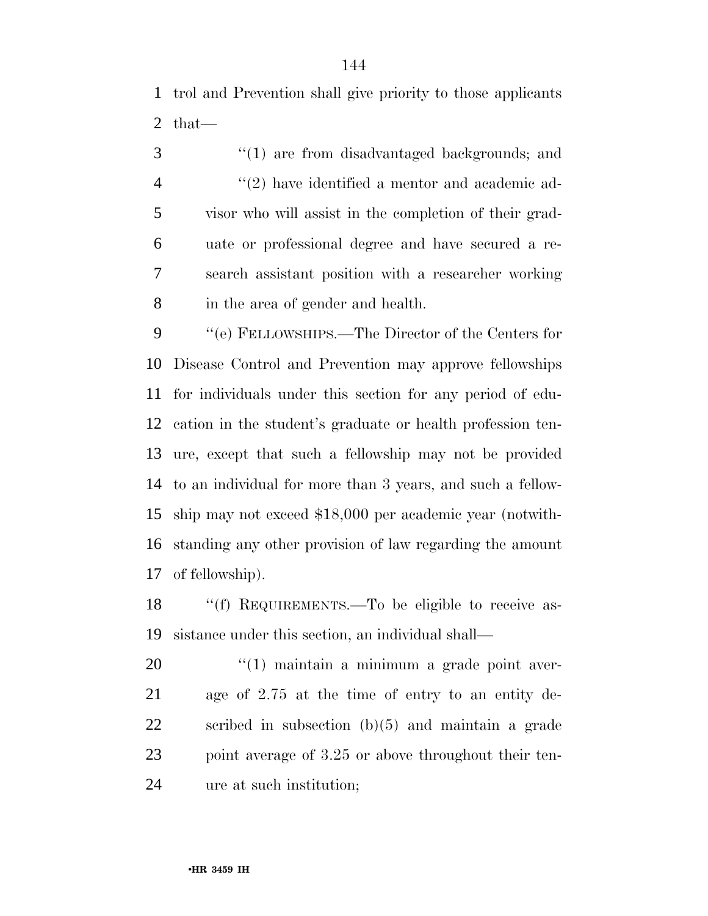trol and Prevention shall give priority to those applicants that—

''(1) are from disadvantaged backgrounds; and

''(2) have identified a mentor and academic advisor who will assist in the completion of their graduate or professional degree and have secured a research assistant position with a researcher working in the area of gender and health.

''(e) FELLOWSHIPS.—The Director of the Centers for Disease Control and Prevention may approve fellowships for individuals under this section for any period of education in the student's graduate or health profession tenure, except that such a fellowship may not be provided to an individual for more than 3 years, and such a fellowship may not exceed $18,000 per academic year (notwithstanding any other provision of law regarding the amount of fellowship).

''(f) REQUIREMENTS.—To be eligible to receive assistance under this section, an individual shall—

''(1) maintain a minimum a grade point average of 2.75 at the time of entry to an entity described in subsection (b)(5) and maintain a grade point average of 3.25 or above throughout their tenure at such institution;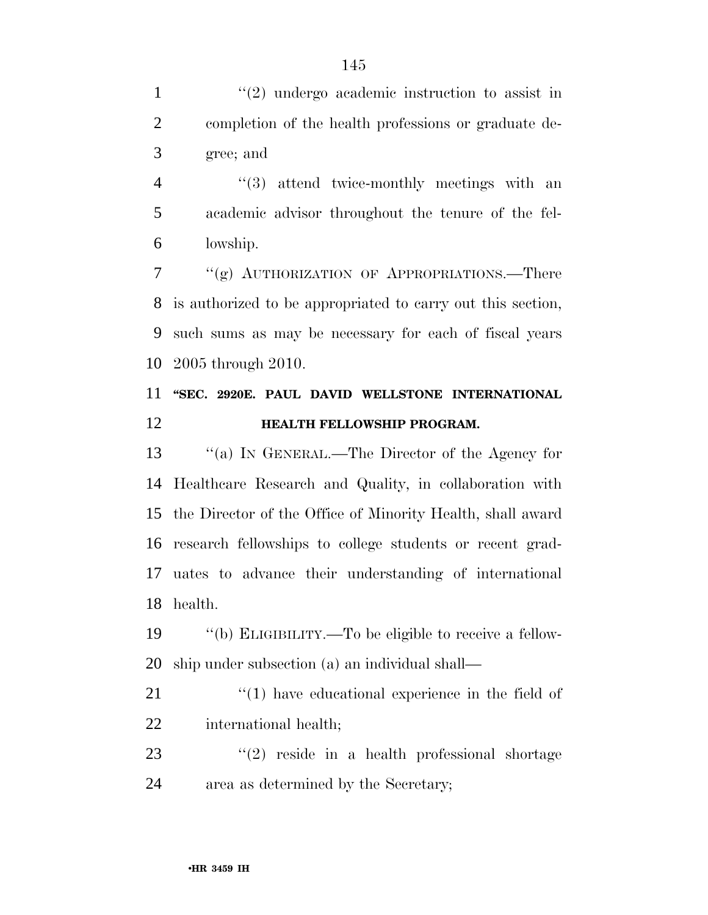"(2) undergo academic instruction to assist in completion of the health professions or graduate degree; and

"(3) attend twice-monthly meetings with an academic advisor throughout the tenure of the fellowship.

"(g) AUTHORIZATION OF APPROPRIATIONS.—There is authorized to be appropriated to carry out this section, such sums as may be necessary for each of fiscal years 2005 through 2010.

**"SEC. 2920E. PAUL DAVID WELLSTONE INTERNATIONAL HEALTH FELLOWSHIP PROGRAM.**

"(a) IN GENERAL.—The Director of the Agency for Healthcare Research and Quality, in collaboration with the Director of the Office of Minority Health, shall award research fellowships to college students or recent graduates to advance their understanding of international health.

"(b) ELIGIBILITY.—To be eligible to receive a fellowship under subsection (a) an individual shall—

"(1) have educational experience in the field of international health;

"(2) reside in a health professional shortage area as determined by the Secretary;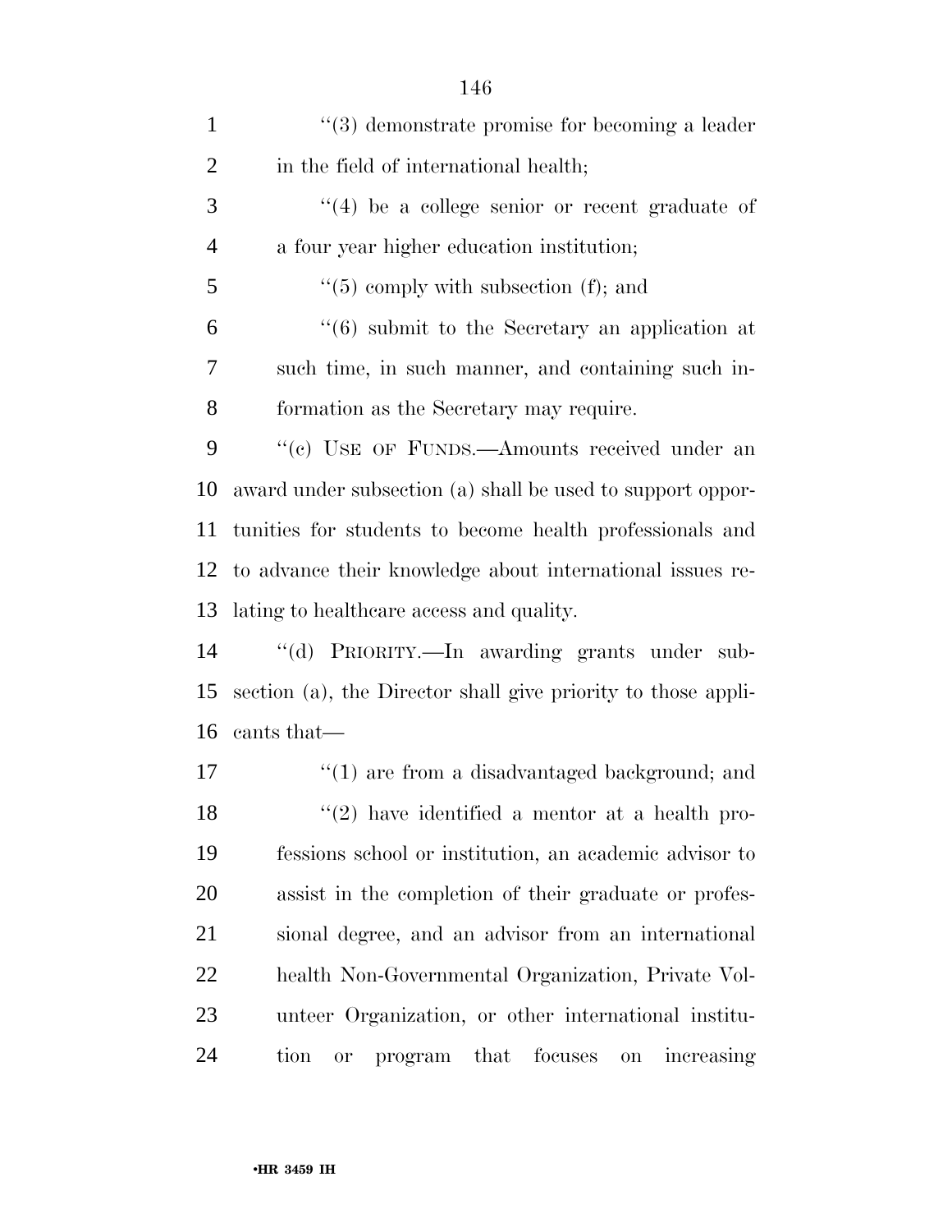''(3) demonstrate promise for becoming a leader in the field of international health;

''(4) be a college senior or recent graduate of a four year higher education institution;

''(5) comply with subsection (f); and

''(6) submit to the Secretary an application at such time, in such manner, and containing such information as the Secretary may require.

''(c) USE OF FUNDS.—Amounts received under an award under subsection (a) shall be used to support opportunities for students to become health professionals and to advance their knowledge about international issues relating to healthcare access and quality.

''(d) PRIORITY.—In awarding grants under subsection (a), the Director shall give priority to those applicants that—

''(1) are from a disadvantaged background; and

''(2) have identified a mentor at a health professions school or institution, an academic advisor to assist in the completion of their graduate or professional degree, and an advisor from an international health Non-Governmental Organization, Private Volunteer Organization, or other international institution or program that focuses on increasing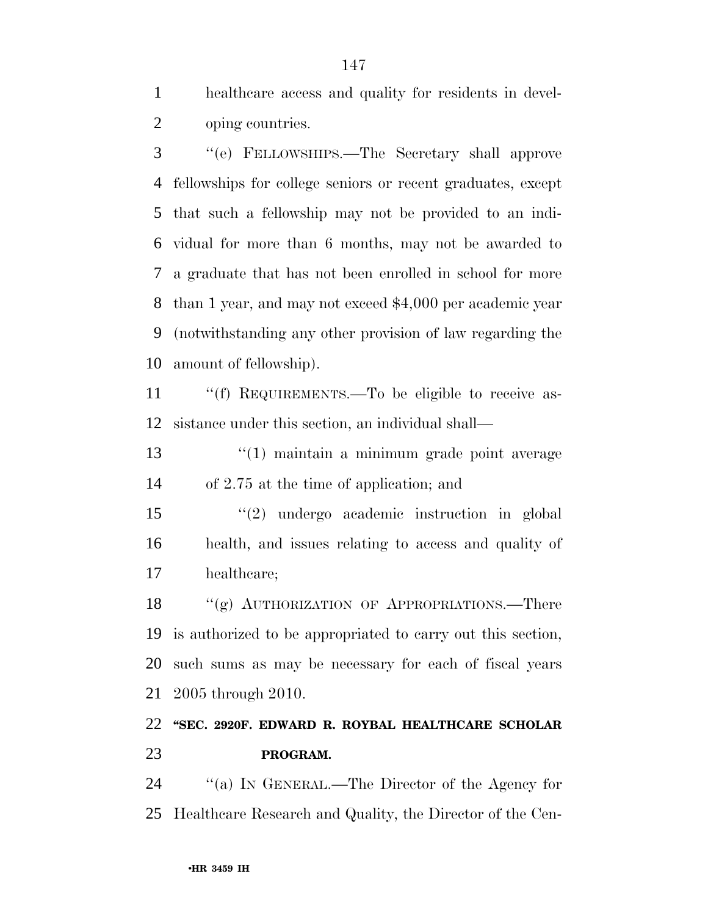healthcare access and quality for residents in developing countries.

''(e) FELLOWSHIPS.—The Secretary shall approve fellowships for college seniors or recent graduates, except that such a fellowship may not be provided to an individual for more than 6 months, may not be awarded to a graduate that has not been enrolled in school for more than 1 year, and may not exceed $4,000 per academic year (notwithstanding any other provision of law regarding the amount of fellowship).

''(f) REQUIREMENTS.—To be eligible to receive assistance under this section, an individual shall—

''(1) maintain a minimum grade point average of 2.75 at the time of application; and

''(2) undergo academic instruction in global health, and issues relating to access and quality of healthcare;

''(g) AUTHORIZATION OF APPROPRIATIONS.—There is authorized to be appropriated to carry out this section, such sums as may be necessary for each of fiscal years 2005 through 2010.

**''SEC. 2920F. EDWARD R. ROYBAL HEALTHCARE SCHOLAR PROGRAM.**

''(a) IN GENERAL.—The Director of the Agency for Healthcare Research and Quality, the Director of the Cen-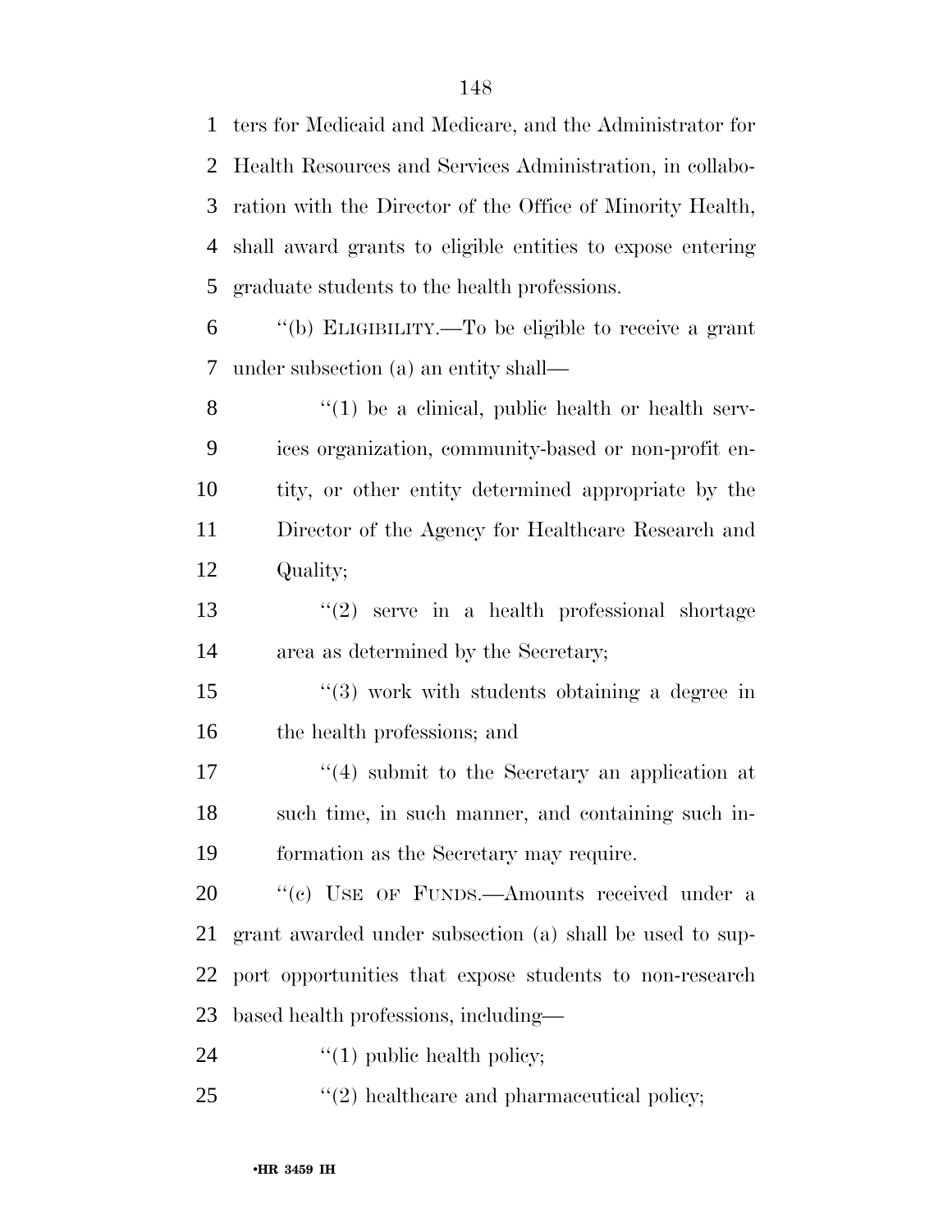ters for Medicaid and Medicare, and the Administrator for Health Resources and Services Administration, in collaboration with the Director of the Office of Minority Health, shall award grants to eligible entities to expose entering graduate students to the health professions.

"(b) ELIGIBILITY.—To be eligible to receive a grant under subsection (a) an entity shall—

"(1) be a clinical, public health or health services organization, community-based or non-profit entity, or other entity determined appropriate by the Director of the Agency for Healthcare Research and Quality;

"(2) serve in a health professional shortage area as determined by the Secretary;

"(3) work with students obtaining a degree in the health professions; and

"(4) submit to the Secretary an application at such time, in such manner, and containing such information as the Secretary may require.

"(c) USE OF FUNDS.—Amounts received under a grant awarded under subsection (a) shall be used to support opportunities that expose students to non-research based health professions, including—

"(1) public health policy;

"(2) healthcare and pharmaceutical policy;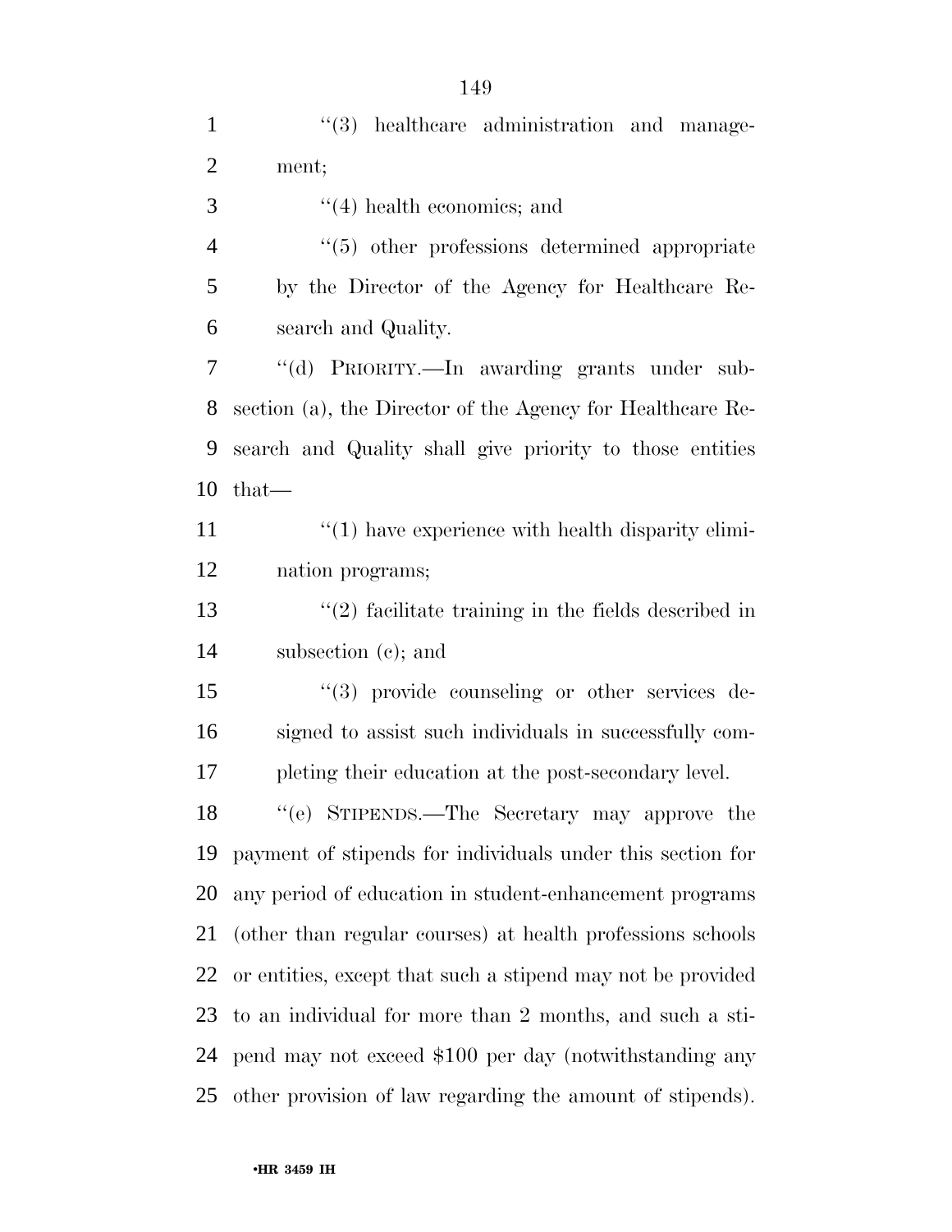''(3) healthcare administration and management;

''(4) health economics; and

''(5) other professions determined appropriate by the Director of the Agency for Healthcare Research and Quality.

''(d) PRIORITY.—In awarding grants under subsection (a), the Director of the Agency for Healthcare Research and Quality shall give priority to those entities that—

''(1) have experience with health disparity elimination programs;

''(2) facilitate training in the fields described in subsection (c); and

''(3) provide counseling or other services designed to assist such individuals in successfully completing their education at the post-secondary level.

''(e) STIPENDS.—The Secretary may approve the payment of stipends for individuals under this section for any period of education in student-enhancement programs (other than regular courses) at health professions schools or entities, except that such a stipend may not be provided to an individual for more than 2 months, and such a stipend may not exceed $100 per day (notwithstanding any other provision of law regarding the amount of stipends).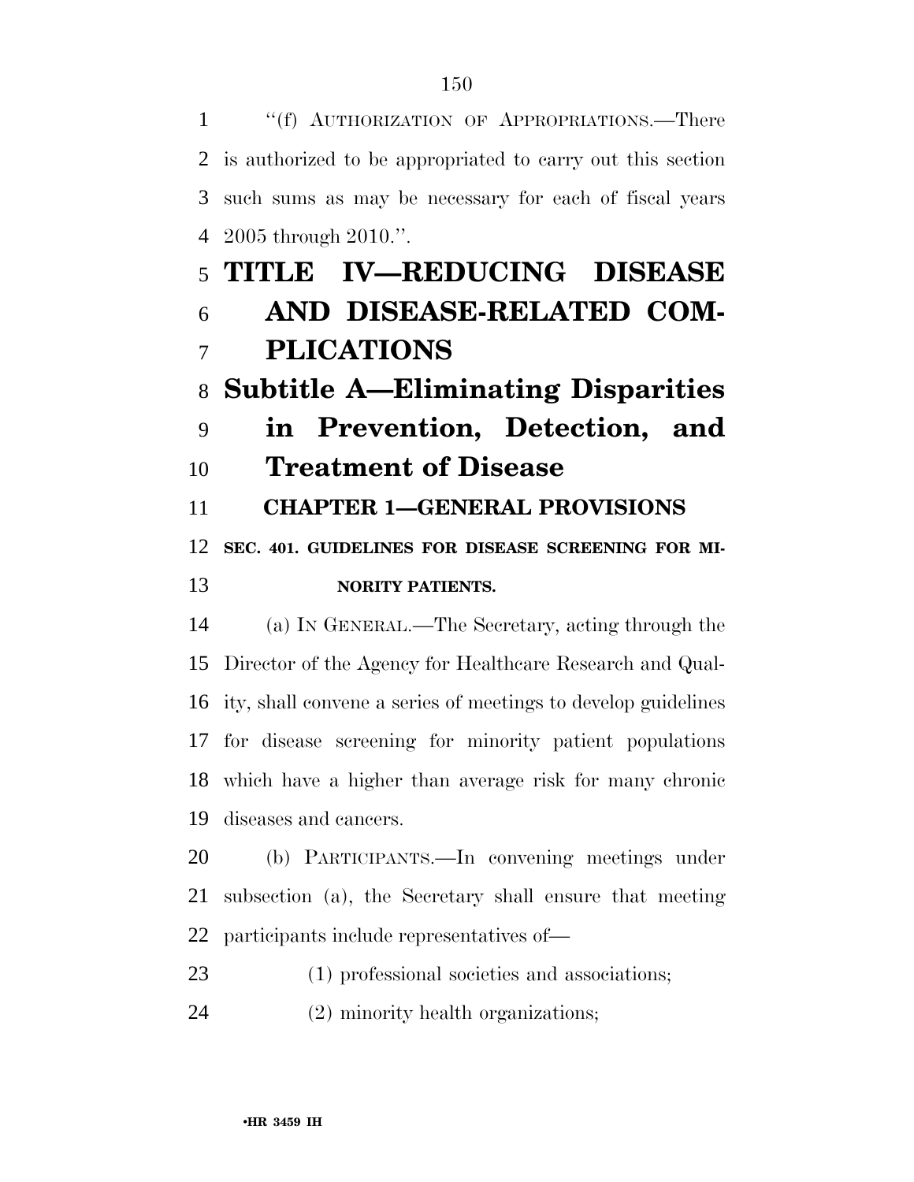''(f) AUTHORIZATION OF APPROPRIATIONS.—There is authorized to be appropriated to carry out this section such sums as may be necessary for each of fiscal years 2005 through 2010.''.

# TITLE IV—REDUCING DISEASE AND DISEASE-RELATED COMPLICATIONS

## Subtitle A—Eliminating Disparities in Prevention, Detection, and Treatment of Disease

### CHAPTER 1—GENERAL PROVISIONS

#### SEC. 401. GUIDELINES FOR DISEASE SCREENING FOR MINORITY PATIENTS.

(a) IN GENERAL.—The Secretary, acting through the Director of the Agency for Healthcare Research and Quality, shall convene a series of meetings to develop guidelines for disease screening for minority patient populations which have a higher than average risk for many chronic diseases and cancers.

(b) PARTICIPANTS.—In convening meetings under subsection (a), the Secretary shall ensure that meeting participants include representatives of—

(1) professional societies and associations;

(2) minority health organizations;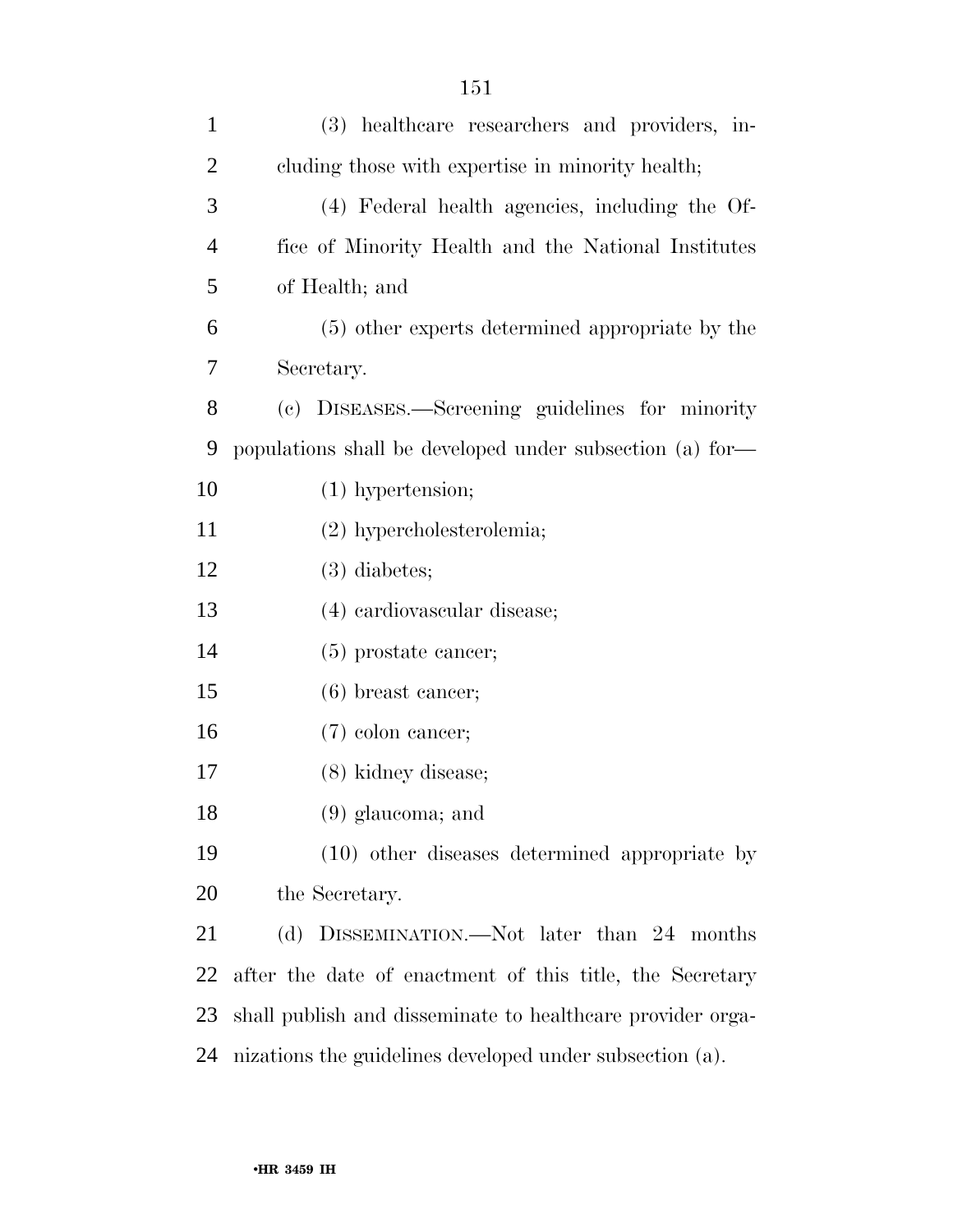(3) healthcare researchers and providers, including those with expertise in minority health;

(4) Federal health agencies, including the Office of Minority Health and the National Institutes of Health; and

(5) other experts determined appropriate by the Secretary.

(c) DISEASES.—Screening guidelines for minority populations shall be developed under subsection (a) for—

(1) hypertension;

(2) hypercholesterolemia;

(3) diabetes;

(4) cardiovascular disease;

(5) prostate cancer;

(6) breast cancer;

(7) colon cancer;

(8) kidney disease;

(9) glaucoma; and

(10) other diseases determined appropriate by the Secretary.

(d) DISSEMINATION.—Not later than 24 months after the date of enactment of this title, the Secretary shall publish and disseminate to healthcare provider organizations the guidelines developed under subsection (a).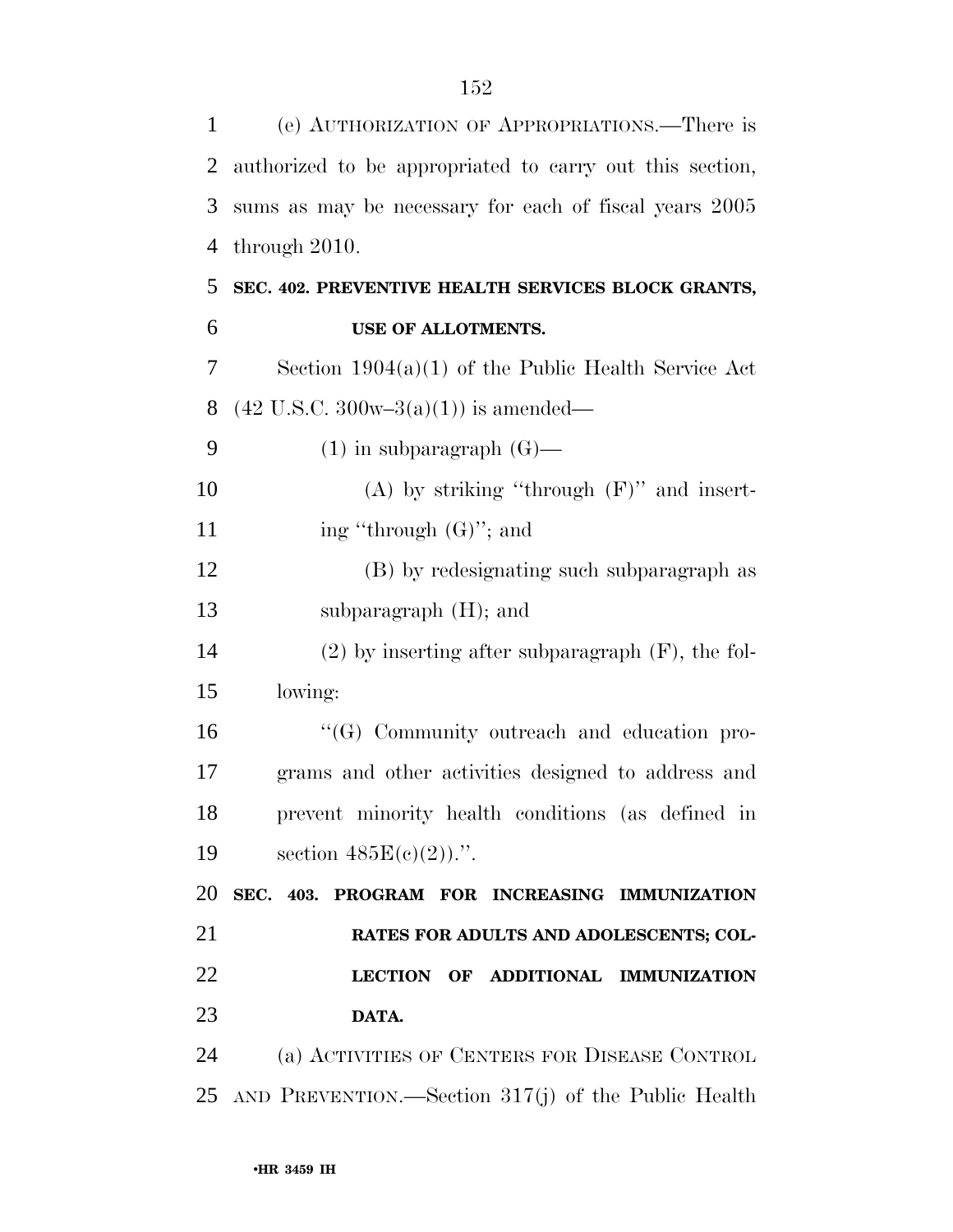(e) AUTHORIZATION OF APPROPRIATIONS.—There is authorized to be appropriated to carry out this section, sums as may be necessary for each of fiscal years 2005 through 2010.

**SEC. 402. PREVENTIVE HEALTH SERVICES BLOCK GRANTS, USE OF ALLOTMENTS.**

Section 1904(a)(1) of the Public Health Service Act (42 U.S.C. 300w–3(a)(1)) is amended—

(1) in subparagraph (G)—

(A) by striking "through (F)" and inserting "through (G)"; and

(B) by redesignating such subparagraph as subparagraph (H); and

(2) by inserting after subparagraph (F), the following:

"(G) Community outreach and education programs and other activities designed to address and prevent minority health conditions (as defined in section 485E(c)(2)).".

**SEC. 403. PROGRAM FOR INCREASING IMMUNIZATION RATES FOR ADULTS AND ADOLESCENTS; COLLECTION OF ADDITIONAL IMMUNIZATION DATA.**

(a) ACTIVITIES OF CENTERS FOR DISEASE CONTROL AND PREVENTION.—Section 317(j) of the Public Health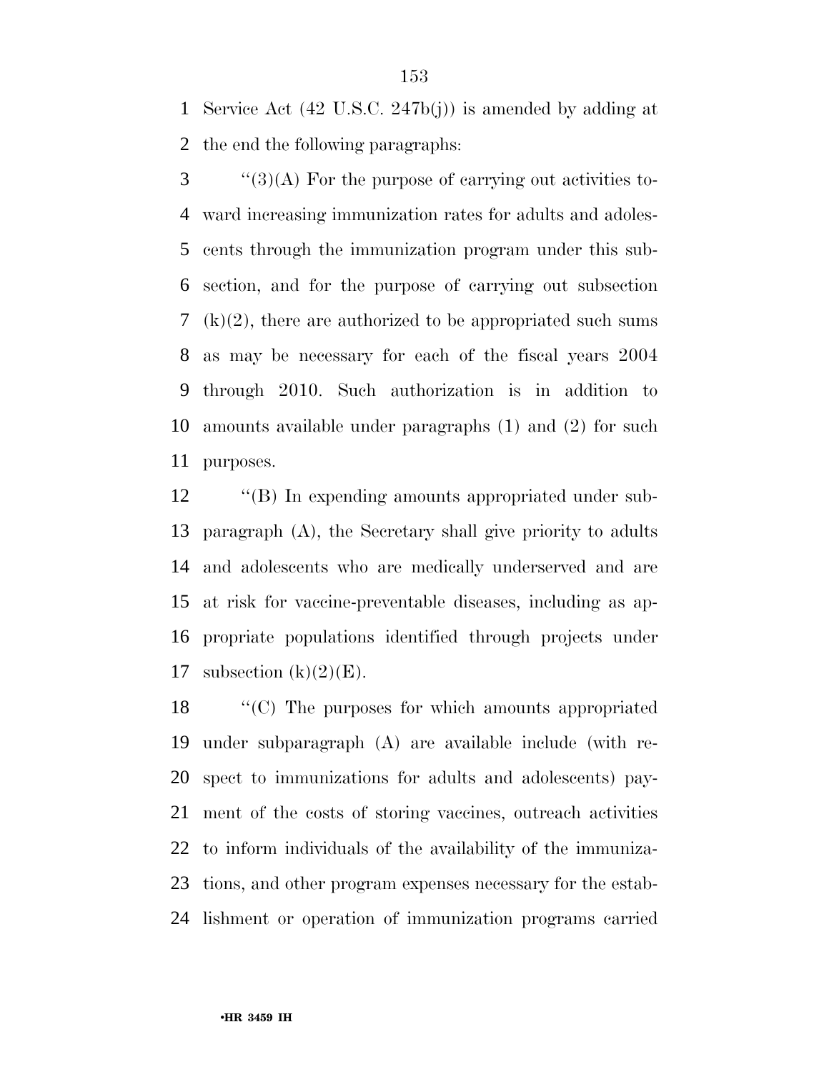Service Act (42 U.S.C. 247b(j)) is amended by adding at the end the following paragraphs:

''(3)(A) For the purpose of carrying out activities toward increasing immunization rates for adults and adolescents through the immunization program under this subsection, and for the purpose of carrying out subsection (k)(2), there are authorized to be appropriated such sums as may be necessary for each of the fiscal years 2004 through 2010. Such authorization is in addition to amounts available under paragraphs (1) and (2) for such purposes.

''(B) In expending amounts appropriated under subparagraph (A), the Secretary shall give priority to adults and adolescents who are medically underserved and are at risk for vaccine-preventable diseases, including as appropriate populations identified through projects under subsection (k)(2)(E).

''(C) The purposes for which amounts appropriated under subparagraph (A) are available include (with respect to immunizations for adults and adolescents) payment of the costs of storing vaccines, outreach activities to inform individuals of the availability of the immunizations, and other program expenses necessary for the establishment or operation of immunization programs carried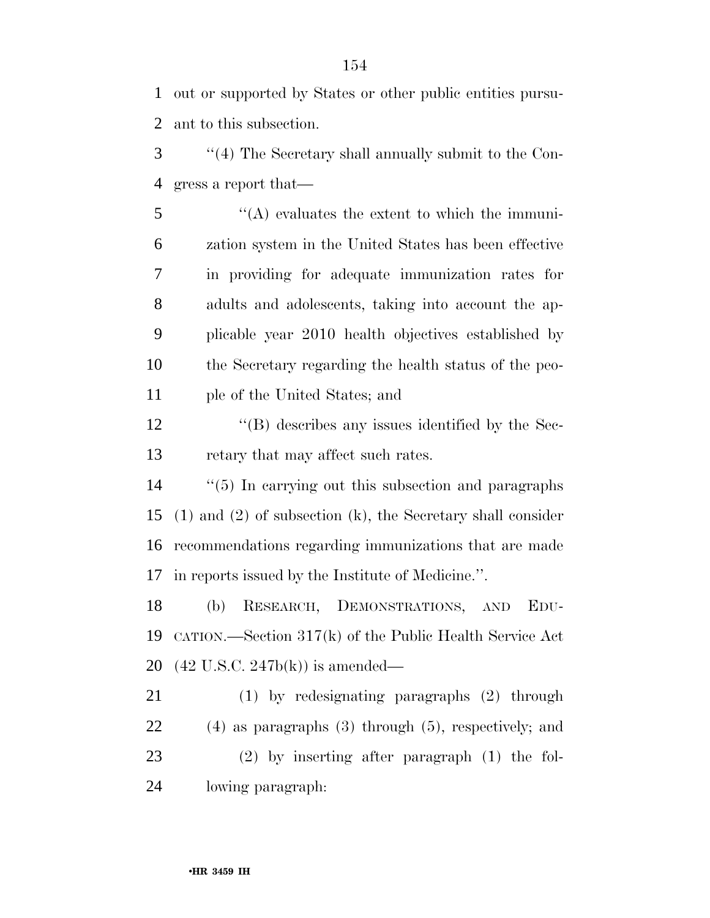out or supported by States or other public entities pursuant to this subsection.

''(4) The Secretary shall annually submit to the Congress a report that—

''(A) evaluates the extent to which the immunization system in the United States has been effective in providing for adequate immunization rates for adults and adolescents, taking into account the applicable year 2010 health objectives established by the Secretary regarding the health status of the people of the United States; and

''(B) describes any issues identified by the Secretary that may affect such rates.

''(5) In carrying out this subsection and paragraphs (1) and (2) of subsection (k), the Secretary shall consider recommendations regarding immunizations that are made in reports issued by the Institute of Medicine.''.

(b) RESEARCH, DEMONSTRATIONS, AND EDUCATION.—Section 317(k) of the Public Health Service Act (42 U.S.C. 247b(k)) is amended—

(1) by redesignating paragraphs (2) through (4) as paragraphs (3) through (5), respectively; and

(2) by inserting after paragraph (1) the following paragraph: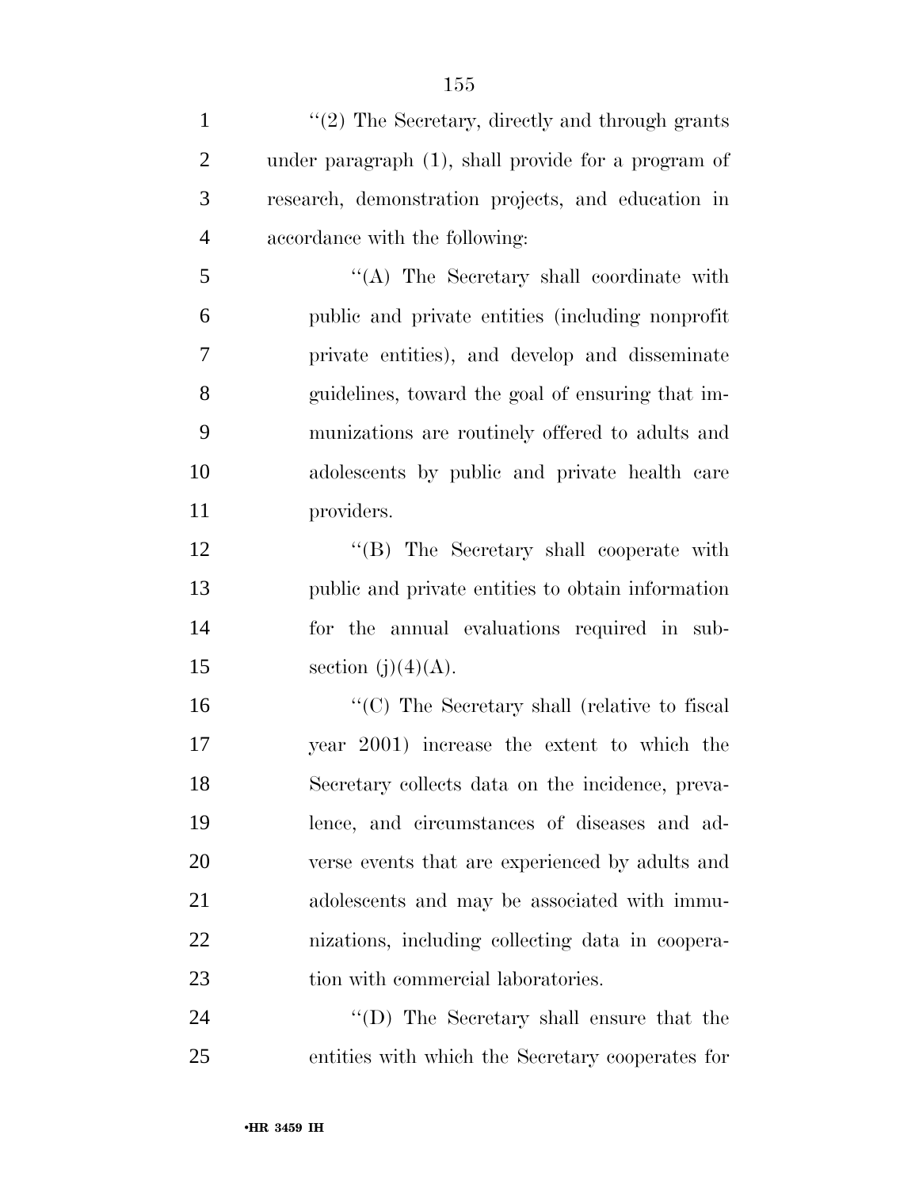''(2) The Secretary, directly and through grants under paragraph (1), shall provide for a program of research, demonstration projects, and education in accordance with the following:

''(A) The Secretary shall coordinate with public and private entities (including nonprofit private entities), and develop and disseminate guidelines, toward the goal of ensuring that immunizations are routinely offered to adults and adolescents by public and private health care providers.

''(B) The Secretary shall cooperate with public and private entities to obtain information for the annual evaluations required in subsection (j)(4)(A).

''(C) The Secretary shall (relative to fiscal year 2001) increase the extent to which the Secretary collects data on the incidence, prevalence, and circumstances of diseases and adverse events that are experienced by adults and adolescents and may be associated with immunizations, including collecting data in cooperation with commercial laboratories.

''(D) The Secretary shall ensure that the entities with which the Secretary cooperates for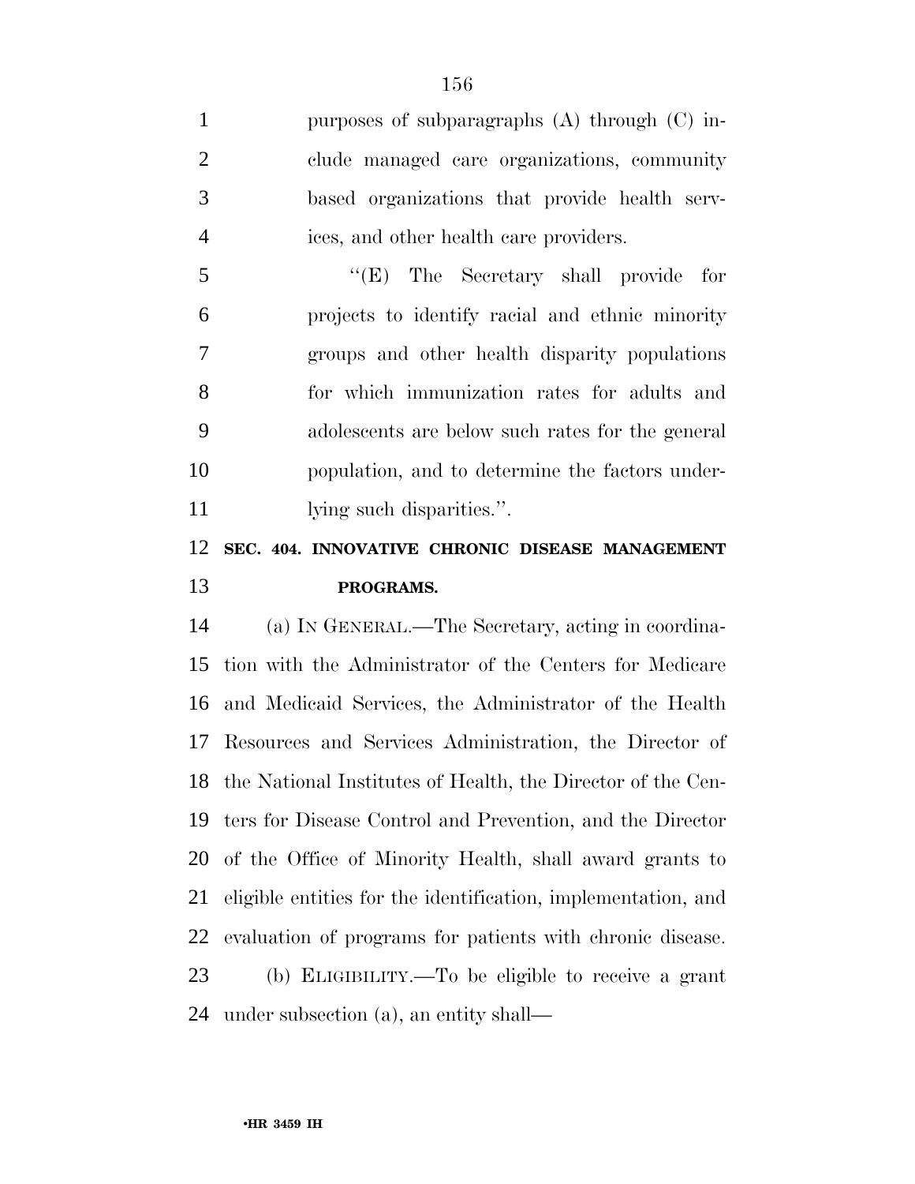purposes of subparagraphs (A) through (C) include managed care organizations, community based organizations that provide health services, and other health care providers.

"(E) The Secretary shall provide for projects to identify racial and ethnic minority groups and other health disparity populations for which immunization rates for adults and adolescents are below such rates for the general population, and to determine the factors underlying such disparities.".

**SEC. 404. INNOVATIVE CHRONIC DISEASE MANAGEMENT PROGRAMS.**

(a) IN GENERAL.—The Secretary, acting in coordination with the Administrator of the Centers for Medicare and Medicaid Services, the Administrator of the Health Resources and Services Administration, the Director of the National Institutes of Health, the Director of the Centers for Disease Control and Prevention, and the Director of the Office of Minority Health, shall award grants to eligible entities for the identification, implementation, and evaluation of programs for patients with chronic disease.

(b) ELIGIBILITY.—To be eligible to receive a grant under subsection (a), an entity shall—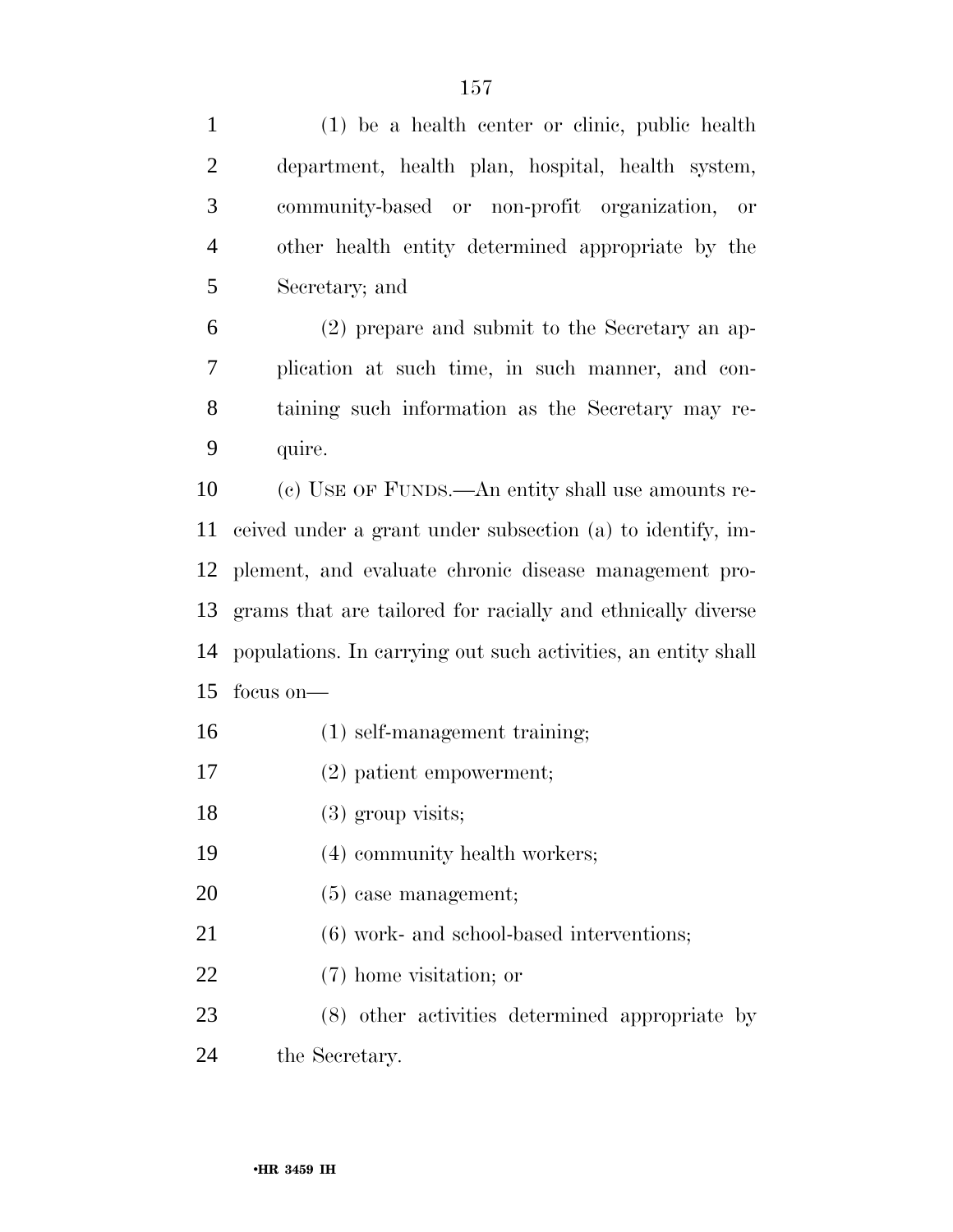(1) be a health center or clinic, public health department, health plan, hospital, health system, community-based or non-profit organization, or other health entity determined appropriate by the Secretary; and

(2) prepare and submit to the Secretary an application at such time, in such manner, and containing such information as the Secretary may require.

(c) USE OF FUNDS.—An entity shall use amounts received under a grant under subsection (a) to identify, implement, and evaluate chronic disease management programs that are tailored for racially and ethnically diverse populations. In carrying out such activities, an entity shall focus on—

(1) self-management training;

(2) patient empowerment;

(3) group visits;

(4) community health workers;

(5) case management;

(6) work- and school-based interventions;

(7) home visitation; or

(8) other activities determined appropriate by the Secretary.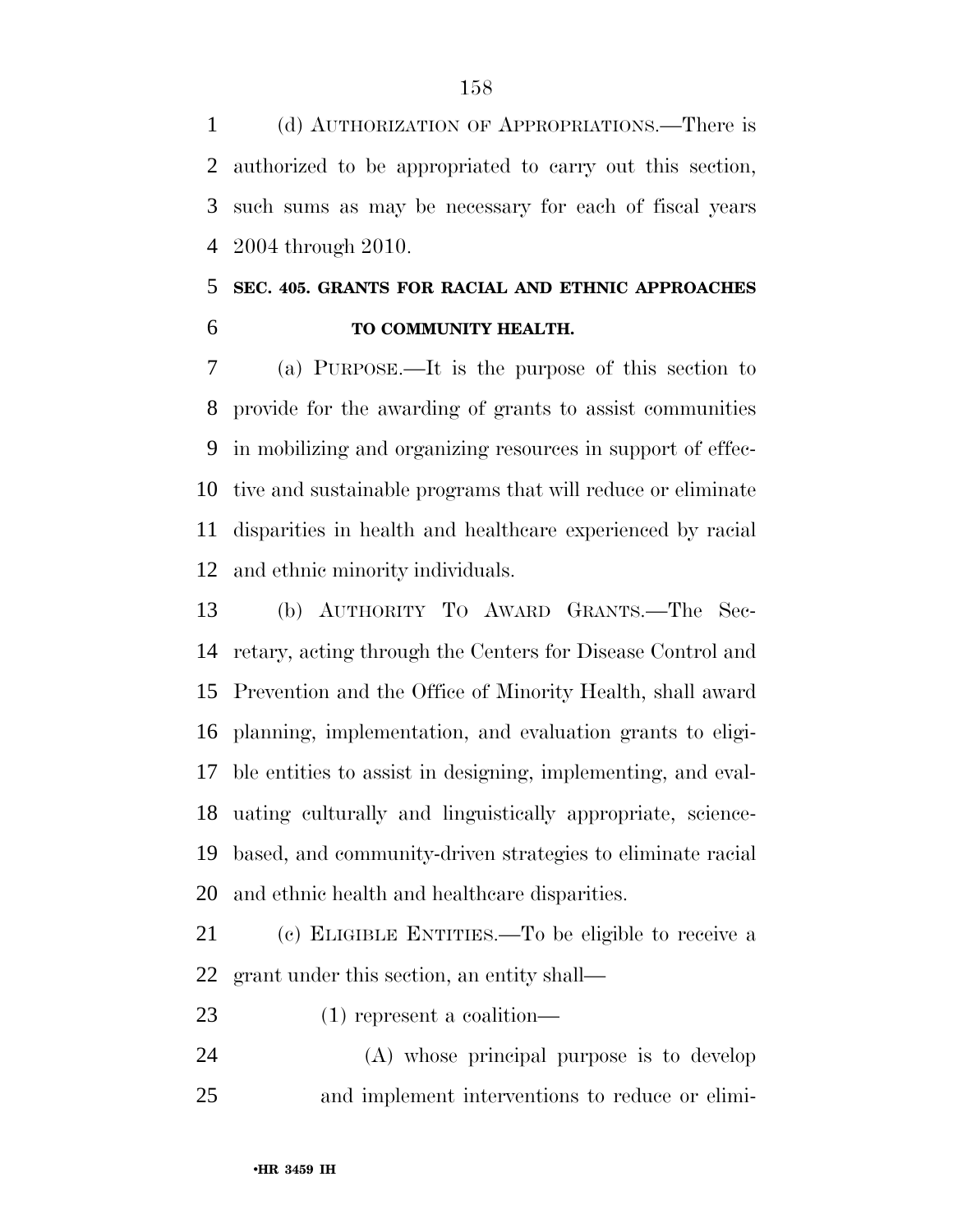(d) AUTHORIZATION OF APPROPRIATIONS.—There is authorized to be appropriated to carry out this section, such sums as may be necessary for each of fiscal years 2004 through 2010.

## SEC. 405. GRANTS FOR RACIAL AND ETHNIC APPROACHES TO COMMUNITY HEALTH.

(a) PURPOSE.—It is the purpose of this section to provide for the awarding of grants to assist communities in mobilizing and organizing resources in support of effective and sustainable programs that will reduce or eliminate disparities in health and healthcare experienced by racial and ethnic minority individuals.

(b) AUTHORITY TO AWARD GRANTS.—The Secretary, acting through the Centers for Disease Control and Prevention and the Office of Minority Health, shall award planning, implementation, and evaluation grants to eligible entities to assist in designing, implementing, and evaluating culturally and linguistically appropriate, science-based, and community-driven strategies to eliminate racial and ethnic health and healthcare disparities.

(c) ELIGIBLE ENTITIES.—To be eligible to receive a grant under this section, an entity shall—

(1) represent a coalition—

(A) whose principal purpose is to develop and implement interventions to reduce or elimi-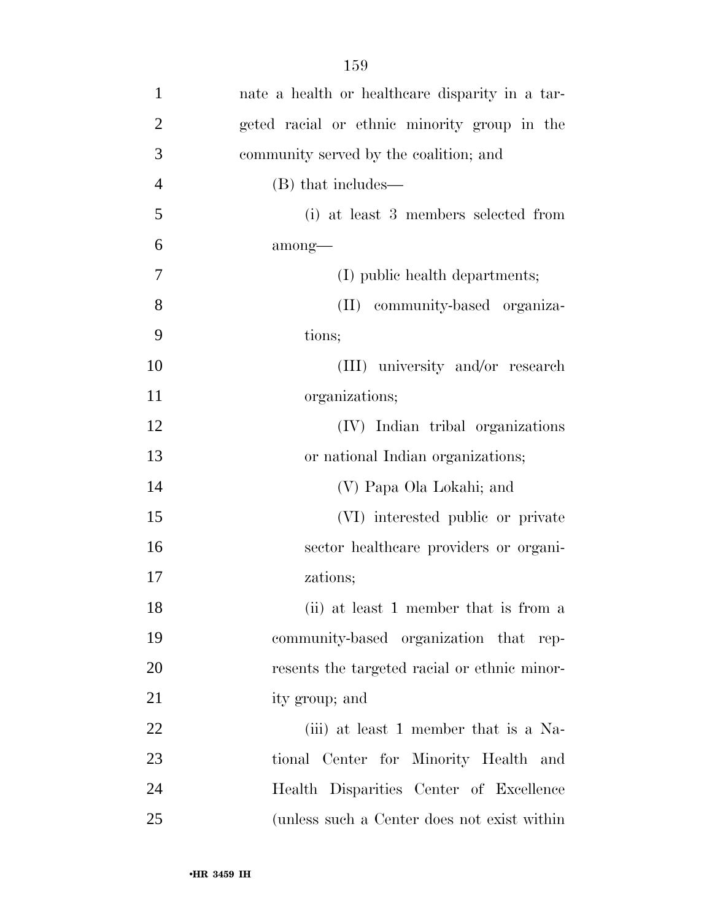nate a health or healthcare disparity in a targeted racial or ethnic minority group in the community served by the coalition; and

(B) that includes—

(i) at least 3 members selected from among—

(I) public health departments;

(II) community-based organizations;

(III) university and/or research organizations;

(IV) Indian tribal organizations or national Indian organizations;

(V) Papa Ola Lokahi; and

(VI) interested public or private sector healthcare providers or organizations;

(ii) at least 1 member that is from a community-based organization that represents the targeted racial or ethnic minority group; and

(iii) at least 1 member that is a National Center for Minority Health and Health Disparities Center of Excellence (unless such a Center does not exist within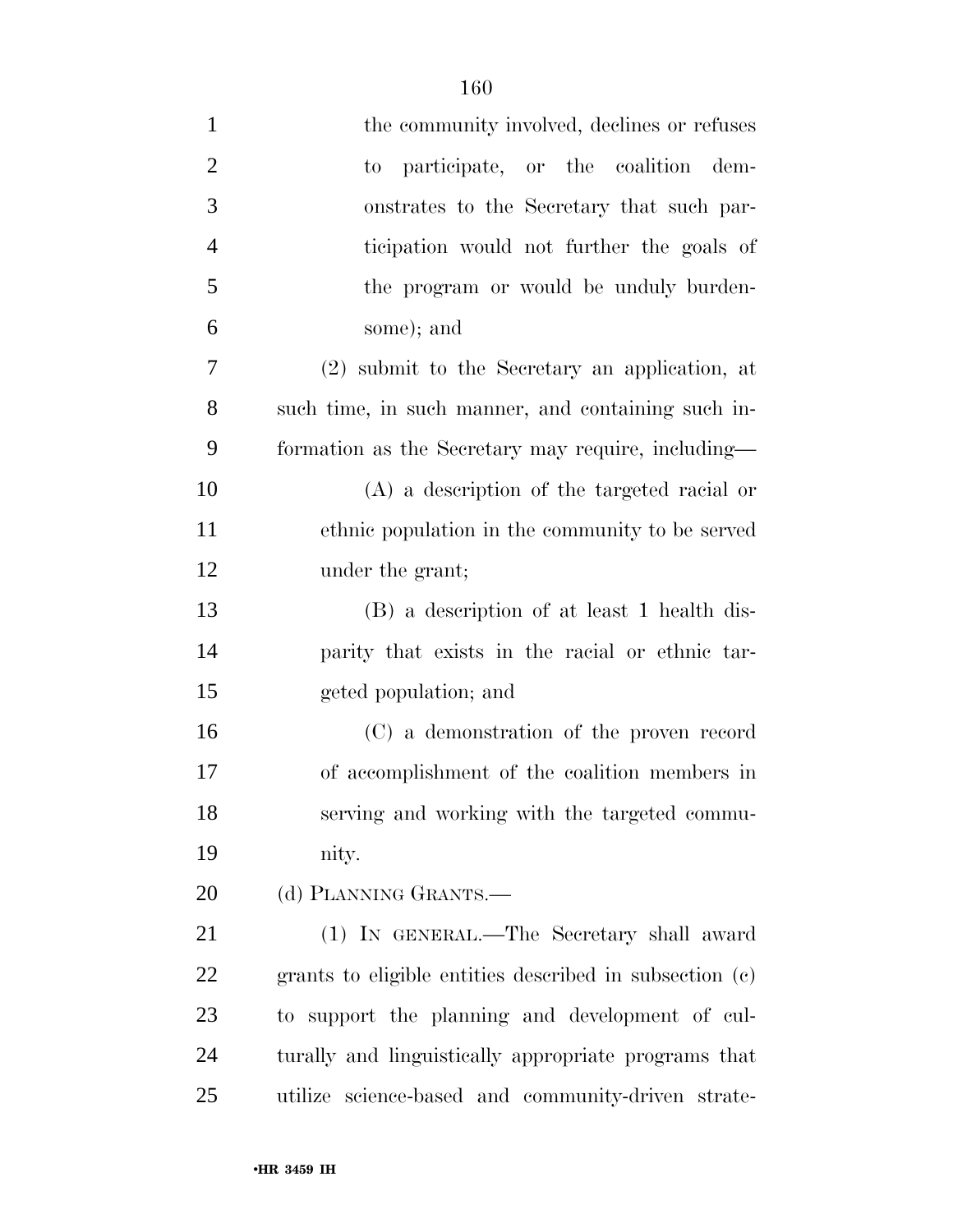the community involved, declines or refuses to participate, or the coalition demonstrates to the Secretary that such participation would not further the goals of the program or would be unduly burdensome); and

(2) submit to the Secretary an application, at such time, in such manner, and containing such information as the Secretary may require, including—

(A) a description of the targeted racial or ethnic population in the community to be served under the grant;

(B) a description of at least 1 health disparity that exists in the racial or ethnic targeted population; and

(C) a demonstration of the proven record of accomplishment of the coalition members in serving and working with the targeted community.

(d) PLANNING GRANTS.—

(1) IN GENERAL.—The Secretary shall award grants to eligible entities described in subsection (c) to support the planning and development of culturally and linguistically appropriate programs that utilize science-based and community-driven strate-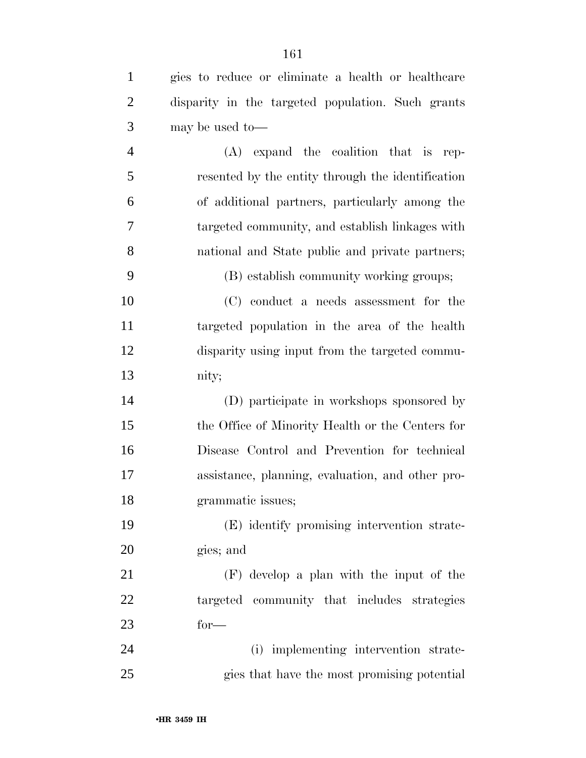gies to reduce or eliminate a health or healthcare disparity in the targeted population. Such grants may be used to—

(A) expand the coalition that is represented by the entity through the identification of additional partners, particularly among the targeted community, and establish linkages with national and State public and private partners;

(B) establish community working groups;

(C) conduct a needs assessment for the targeted population in the area of the health disparity using input from the targeted community;

(D) participate in workshops sponsored by the Office of Minority Health or the Centers for Disease Control and Prevention for technical assistance, planning, evaluation, and other programmatic issues;

(E) identify promising intervention strategies; and

(F) develop a plan with the input of the targeted community that includes strategies for—

(i) implementing intervention strategies that have the most promising potential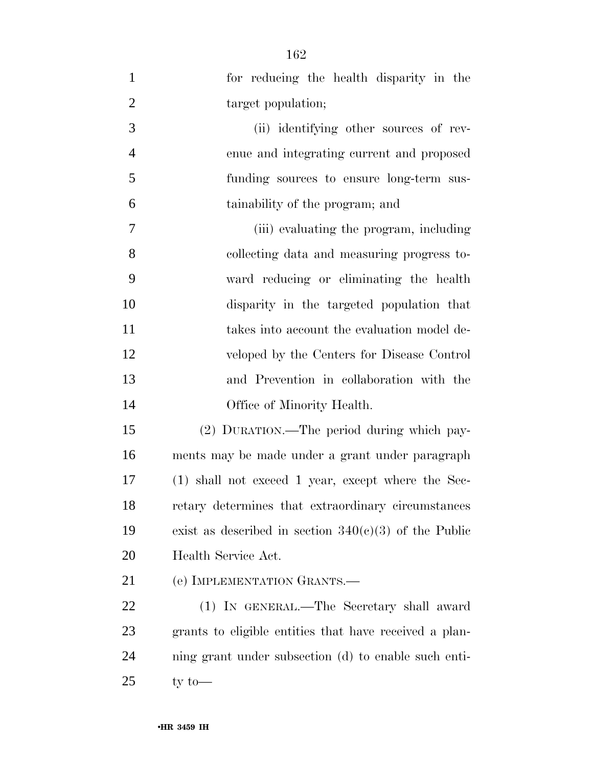for reducing the health disparity in the target population;

(ii) identifying other sources of revenue and integrating current and proposed funding sources to ensure long-term sustainability of the program; and

(iii) evaluating the program, including collecting data and measuring progress toward reducing or eliminating the health disparity in the targeted population that takes into account the evaluation model developed by the Centers for Disease Control and Prevention in collaboration with the Office of Minority Health.

(2) DURATION.—The period during which payments may be made under a grant under paragraph (1) shall not exceed 1 year, except where the Secretary determines that extraordinary circumstances exist as described in section 340(c)(3) of the Public Health Service Act.

(e) IMPLEMENTATION GRANTS.—

(1) IN GENERAL.—The Secretary shall award grants to eligible entities that have received a planning grant under subsection (d) to enable such entity to—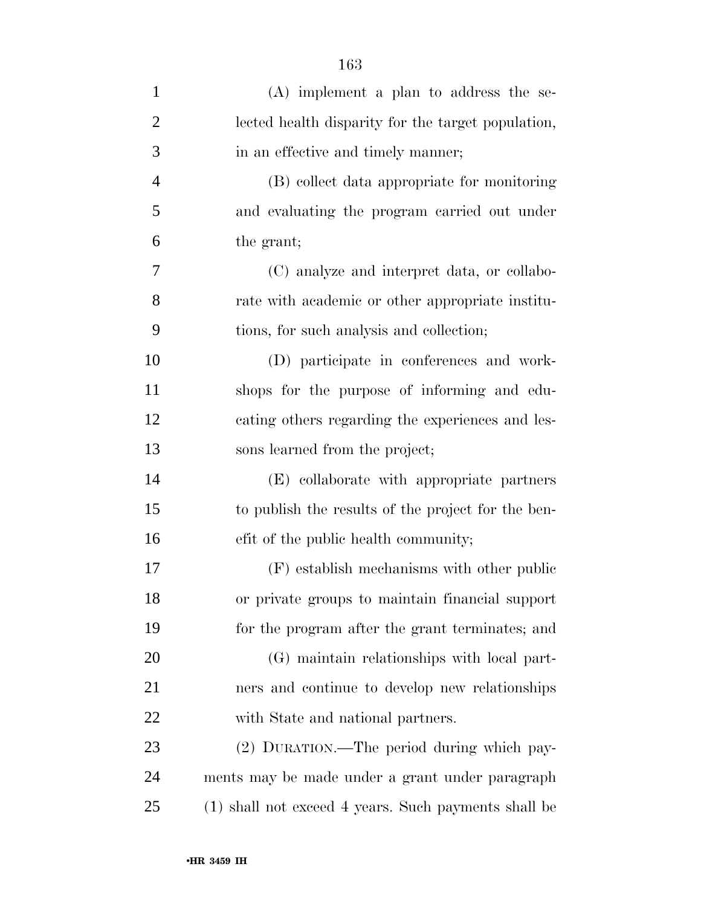(A) implement a plan to address the selected health disparity for the target population, in an effective and timely manner;

(B) collect data appropriate for monitoring and evaluating the program carried out under the grant;

(C) analyze and interpret data, or collaborate with academic or other appropriate institutions, for such analysis and collection;

(D) participate in conferences and workshops for the purpose of informing and educating others regarding the experiences and lessons learned from the project;

(E) collaborate with appropriate partners to publish the results of the project for the benefit of the public health community;

(F) establish mechanisms with other public or private groups to maintain financial support for the program after the grant terminates; and

(G) maintain relationships with local partners and continue to develop new relationships with State and national partners.

(2) DURATION.—The period during which payments may be made under a grant under paragraph (1) shall not exceed 4 years. Such payments shall be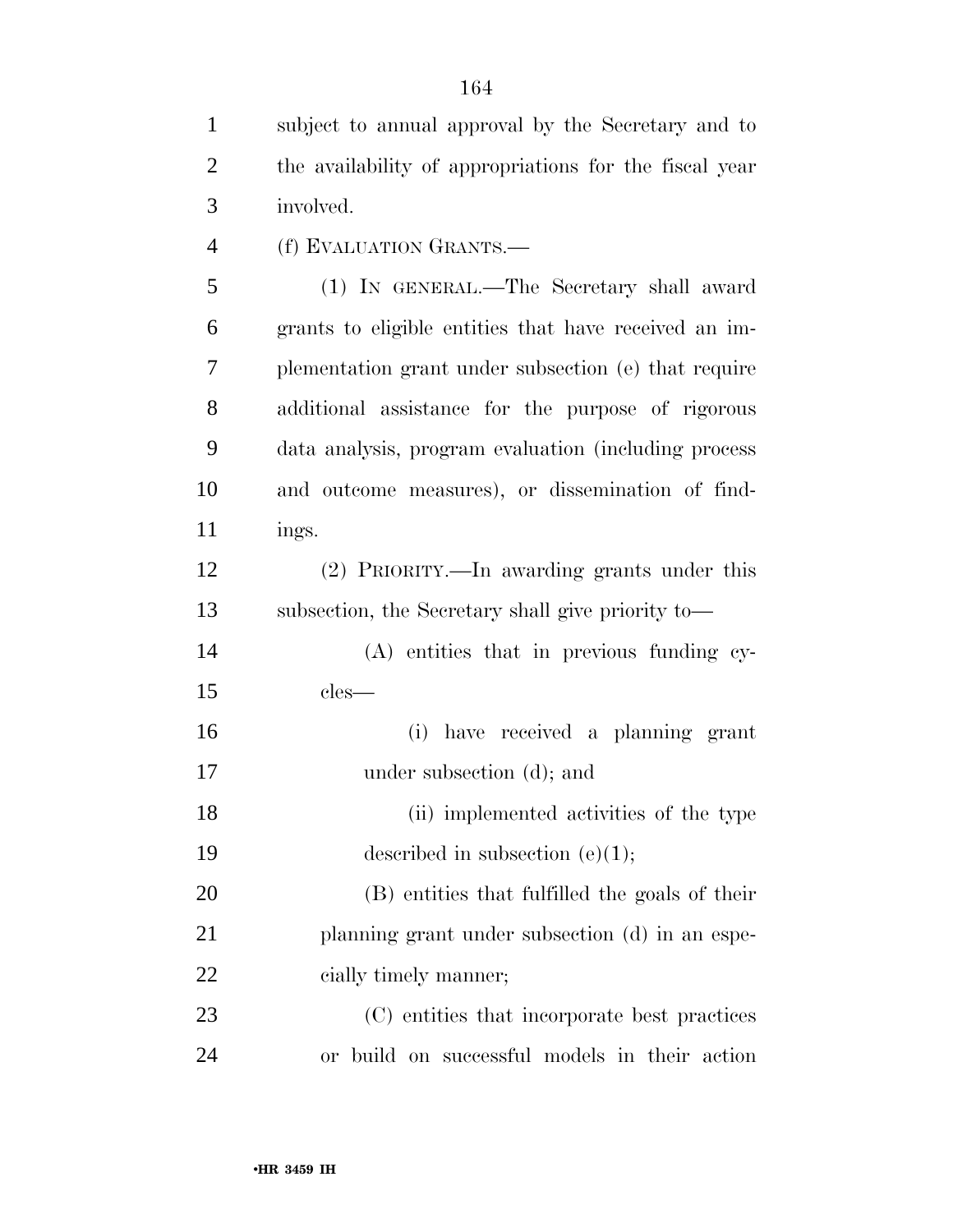subject to annual approval by the Secretary and to the availability of appropriations for the fiscal year involved.

(f) EVALUATION GRANTS.—

(1) IN GENERAL.—The Secretary shall award grants to eligible entities that have received an implementation grant under subsection (e) that require additional assistance for the purpose of rigorous data analysis, program evaluation (including process and outcome measures), or dissemination of findings.

(2) PRIORITY.—In awarding grants under this subsection, the Secretary shall give priority to—

(A) entities that in previous funding cycles—

(i) have received a planning grant under subsection (d); and

(ii) implemented activities of the type described in subsection (e)(1);

(B) entities that fulfilled the goals of their planning grant under subsection (d) in an especially timely manner;

(C) entities that incorporate best practices or build on successful models in their action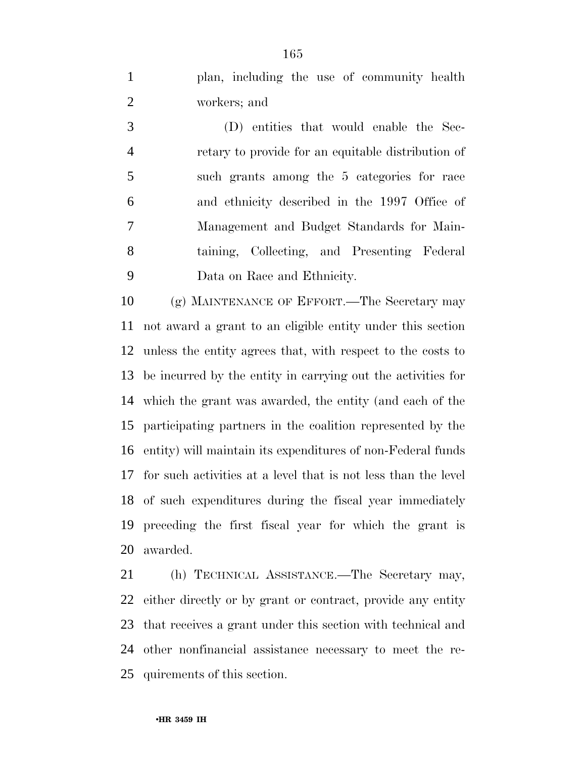plan, including the use of community health workers; and

(D) entities that would enable the Secretary to provide for an equitable distribution of such grants among the 5 categories for race and ethnicity described in the 1997 Office of Management and Budget Standards for Maintaining, Collecting, and Presenting Federal Data on Race and Ethnicity.

(g) MAINTENANCE OF EFFORT.—The Secretary may not award a grant to an eligible entity under this section unless the entity agrees that, with respect to the costs to be incurred by the entity in carrying out the activities for which the grant was awarded, the entity (and each of the participating partners in the coalition represented by the entity) will maintain its expenditures of non-Federal funds for such activities at a level that is not less than the level of such expenditures during the fiscal year immediately preceding the first fiscal year for which the grant is awarded.

(h) TECHNICAL ASSISTANCE.—The Secretary may, either directly or by grant or contract, provide any entity that receives a grant under this section with technical and other nonfinancial assistance necessary to meet the requirements of this section.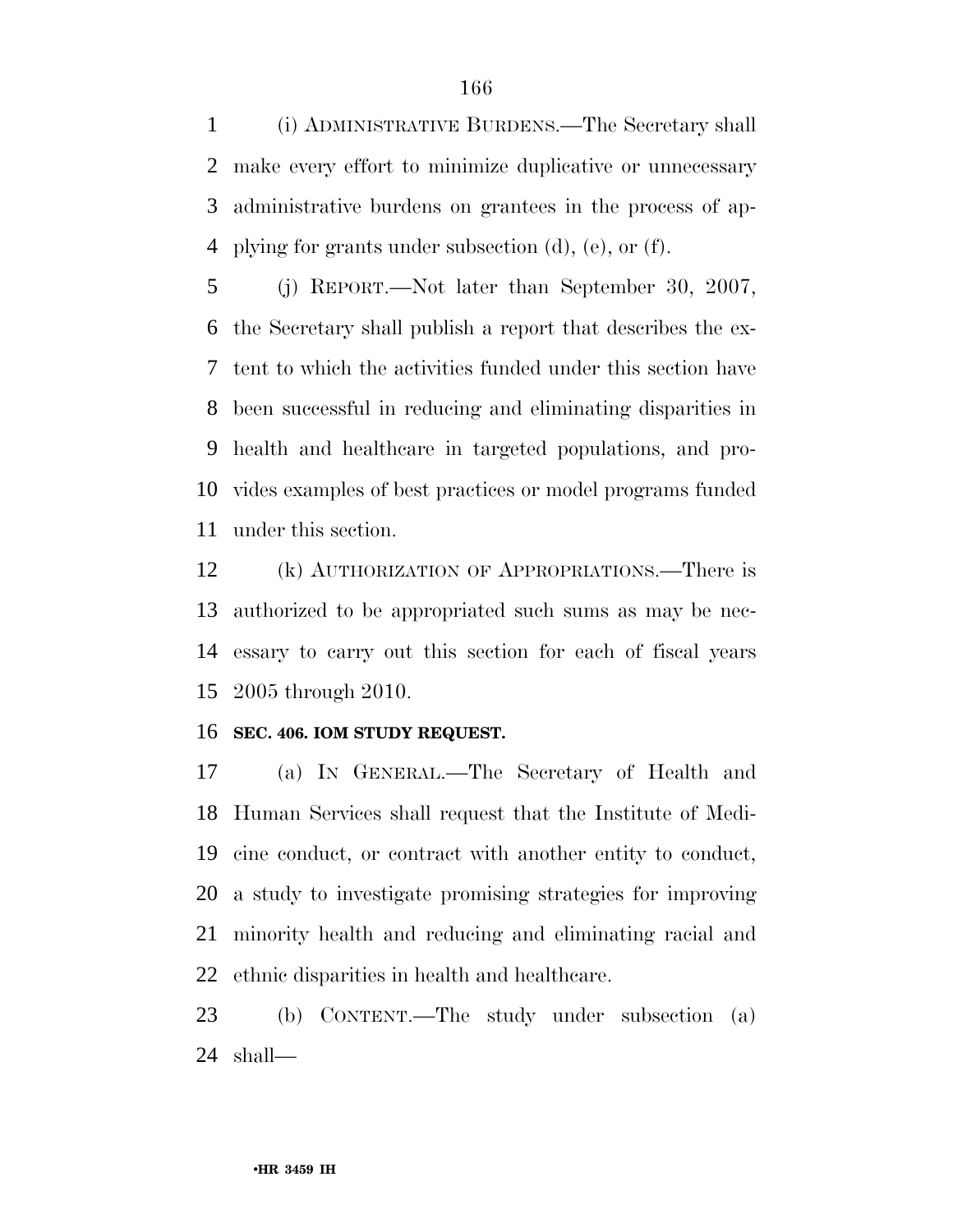(i) ADMINISTRATIVE BURDENS.—The Secretary shall make every effort to minimize duplicative or unnecessary administrative burdens on grantees in the process of applying for grants under subsection (d), (e), or (f).

(j) REPORT.—Not later than September 30, 2007, the Secretary shall publish a report that describes the extent to which the activities funded under this section have been successful in reducing and eliminating disparities in health and healthcare in targeted populations, and provides examples of best practices or model programs funded under this section.

(k) AUTHORIZATION OF APPROPRIATIONS.—There is authorized to be appropriated such sums as may be necessary to carry out this section for each of fiscal years 2005 through 2010.

**SEC. 406. IOM STUDY REQUEST.**

(a) IN GENERAL.—The Secretary of Health and Human Services shall request that the Institute of Medicine conduct, or contract with another entity to conduct, a study to investigate promising strategies for improving minority health and reducing and eliminating racial and ethnic disparities in health and healthcare.

(b) CONTENT.—The study under subsection (a) shall—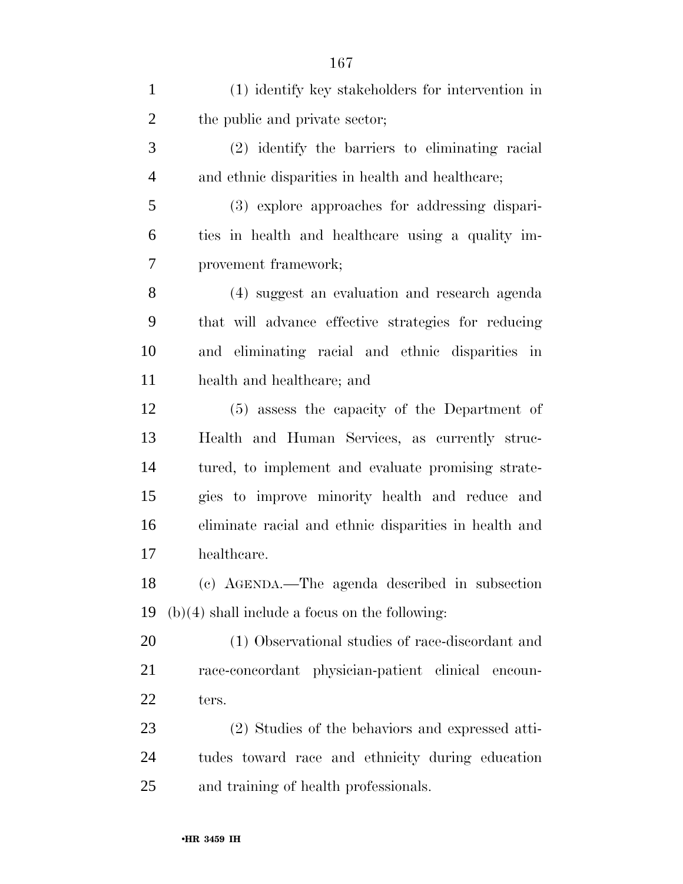(1) identify key stakeholders for intervention in the public and private sector;

(2) identify the barriers to eliminating racial and ethnic disparities in health and healthcare;

(3) explore approaches for addressing disparities in health and healthcare using a quality improvement framework;

(4) suggest an evaluation and research agenda that will advance effective strategies for reducing and eliminating racial and ethnic disparities in health and healthcare; and

(5) assess the capacity of the Department of Health and Human Services, as currently structured, to implement and evaluate promising strategies to improve minority health and reduce and eliminate racial and ethnic disparities in health and healthcare.

(c) AGENDA.—The agenda described in subsection (b)(4) shall include a focus on the following:

(1) Observational studies of race-discordant and race-concordant physician-patient clinical encounters.

(2) Studies of the behaviors and expressed attitudes toward race and ethnicity during education and training of health professionals.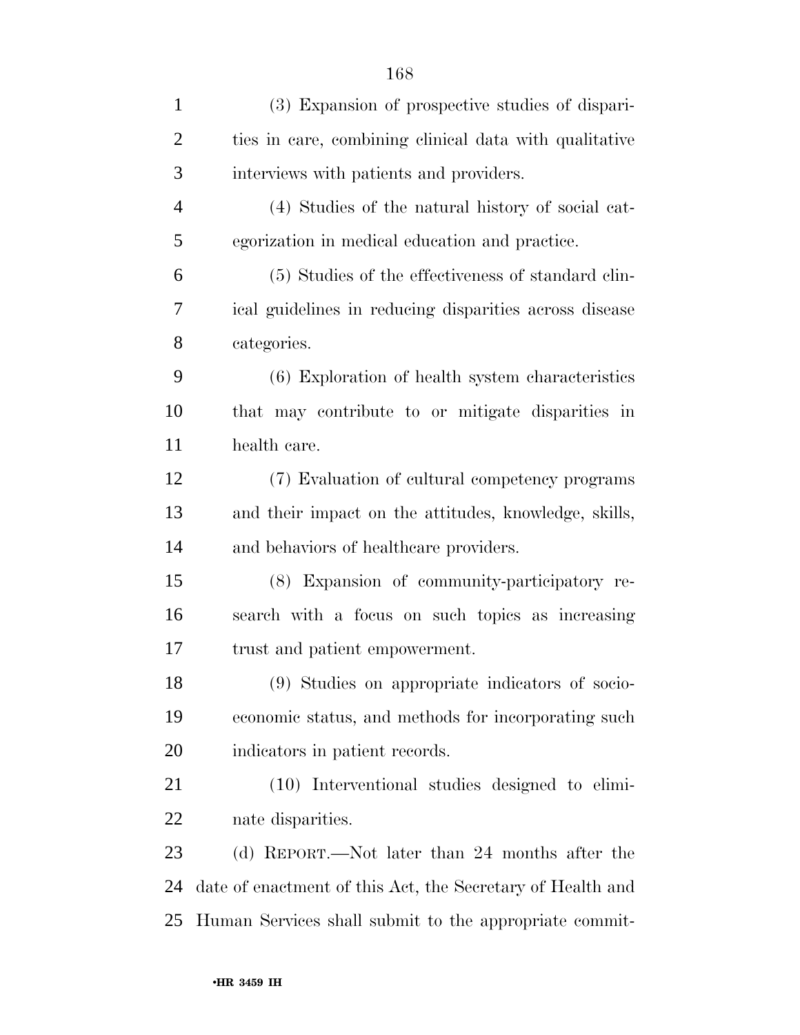(3) Expansion of prospective studies of disparities in care, combining clinical data with qualitative interviews with patients and providers.

(4) Studies of the natural history of social categorization in medical education and practice.

(5) Studies of the effectiveness of standard clinical guidelines in reducing disparities across disease categories.

(6) Exploration of health system characteristics that may contribute to or mitigate disparities in health care.

(7) Evaluation of cultural competency programs and their impact on the attitudes, knowledge, skills, and behaviors of healthcare providers.

(8) Expansion of community-participatory research with a focus on such topics as increasing trust and patient empowerment.

(9) Studies on appropriate indicators of socioeconomic status, and methods for incorporating such indicators in patient records.

(10) Interventional studies designed to eliminate disparities.

(d) REPORT.—Not later than 24 months after the date of enactment of this Act, the Secretary of Health and Human Services shall submit to the appropriate commit-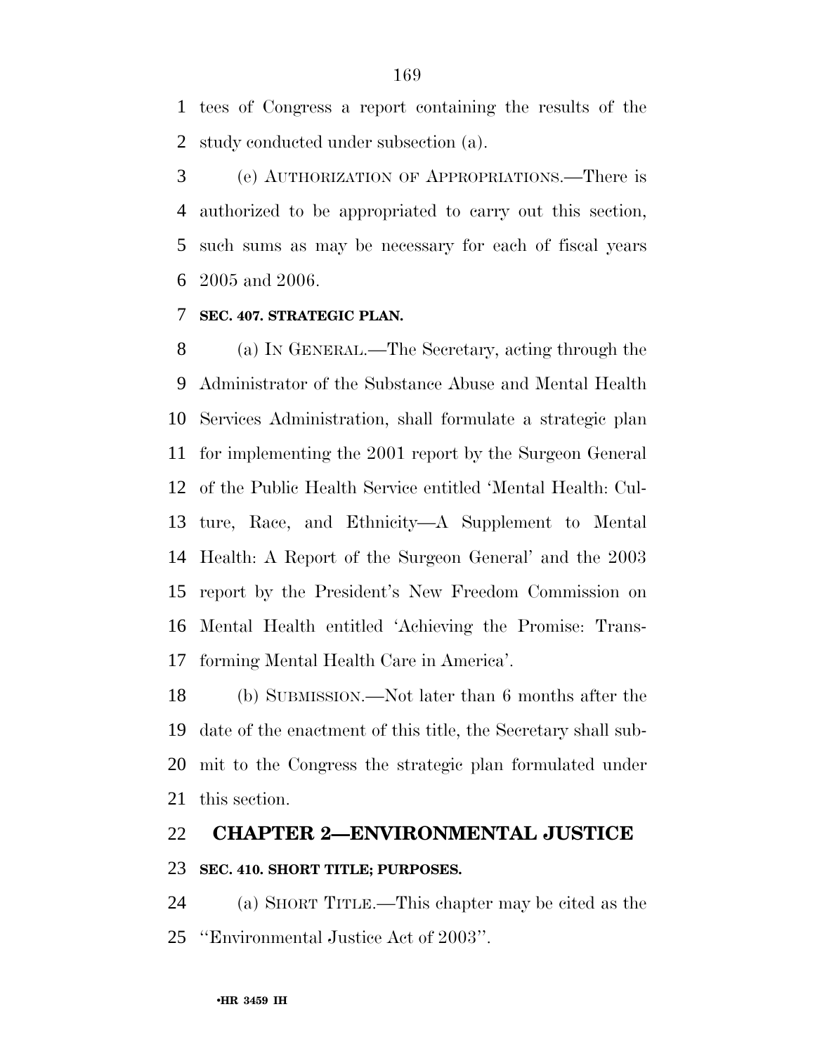tees of Congress a report containing the results of the study conducted under subsection (a).

(e) AUTHORIZATION OF APPROPRIATIONS.—There is authorized to be appropriated to carry out this section, such sums as may be necessary for each of fiscal years 2005 and 2006.

**SEC. 407. STRATEGIC PLAN.**

(a) IN GENERAL.—The Secretary, acting through the Administrator of the Substance Abuse and Mental Health Services Administration, shall formulate a strategic plan for implementing the 2001 report by the Surgeon General of the Public Health Service entitled 'Mental Health: Culture, Race, and Ethnicity—A Supplement to Mental Health: A Report of the Surgeon General' and the 2003 report by the President's New Freedom Commission on Mental Health entitled 'Achieving the Promise: Transforming Mental Health Care in America'.

(b) SUBMISSION.—Not later than 6 months after the date of the enactment of this title, the Secretary shall submit to the Congress the strategic plan formulated under this section.

## CHAPTER 2—ENVIRONMENTAL JUSTICE

**SEC. 410. SHORT TITLE; PURPOSES.**

(a) SHORT TITLE.—This chapter may be cited as the ''Environmental Justice Act of 2003''.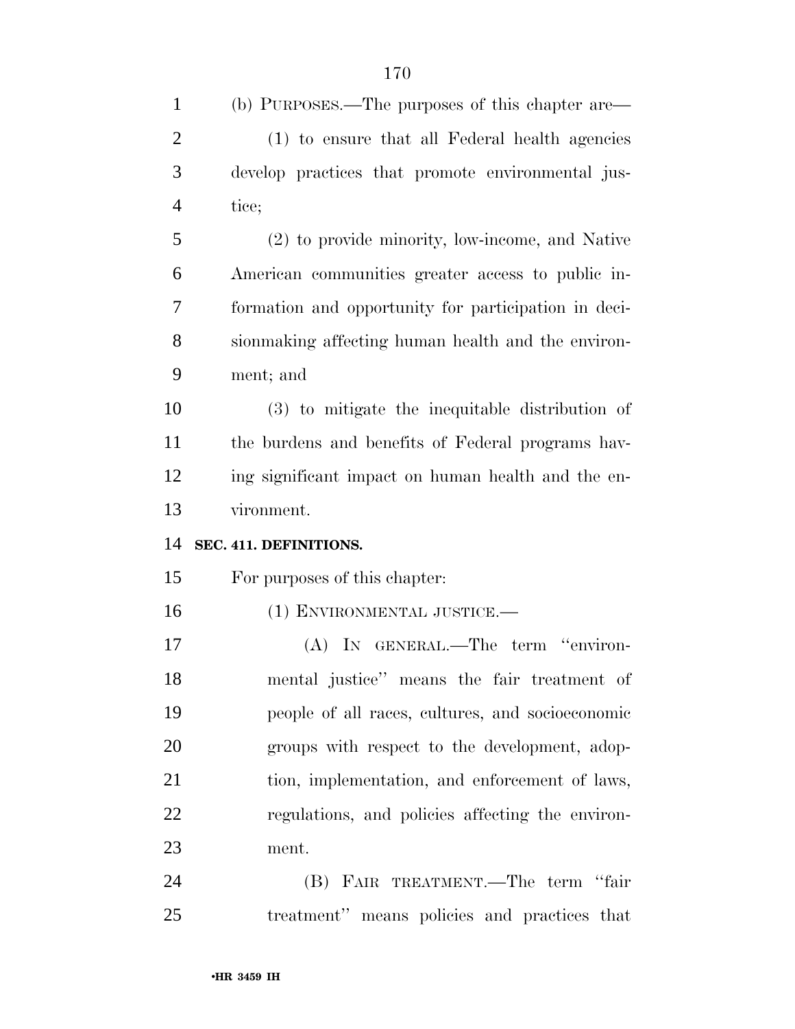(b) PURPOSES.—The purposes of this chapter are—

(1) to ensure that all Federal health agencies develop practices that promote environmental justice;

(2) to provide minority, low-income, and Native American communities greater access to public information and opportunity for participation in decisionmaking affecting human health and the environment; and

(3) to mitigate the inequitable distribution of the burdens and benefits of Federal programs having significant impact on human health and the environment.

**SEC. 411. DEFINITIONS.**

For purposes of this chapter:

(1) ENVIRONMENTAL JUSTICE.—

(A) IN GENERAL.—The term ''environmental justice'' means the fair treatment of people of all races, cultures, and socioeconomic groups with respect to the development, adoption, implementation, and enforcement of laws, regulations, and policies affecting the environment.

(B) FAIR TREATMENT.—The term ''fair treatment'' means policies and practices that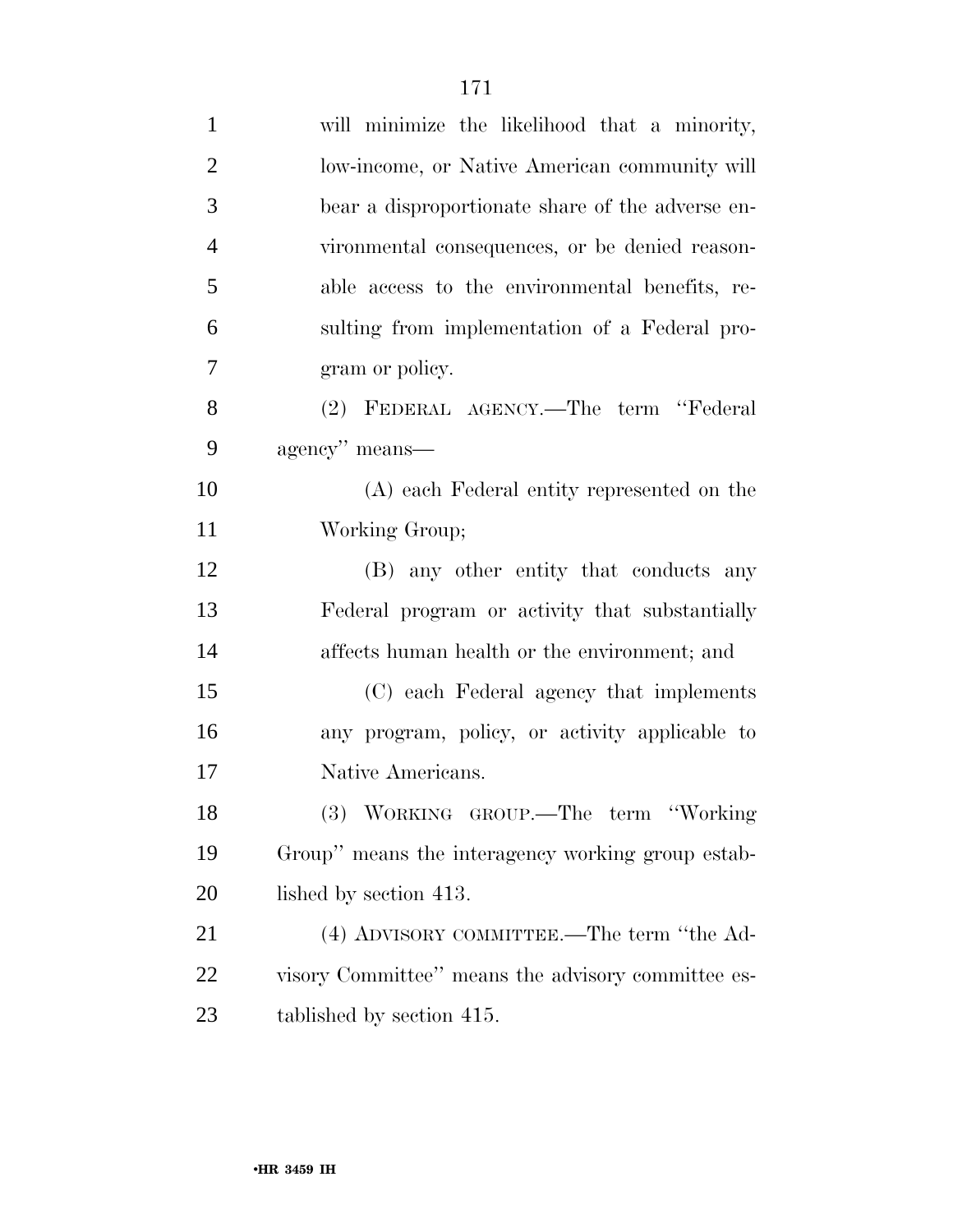will minimize the likelihood that a minority, low-income, or Native American community will bear a disproportionate share of the adverse environmental consequences, or be denied reasonable access to the environmental benefits, resulting from implementation of a Federal program or policy.

(2) FEDERAL AGENCY.—The term ''Federal agency'' means—

(A) each Federal entity represented on the Working Group;

(B) any other entity that conducts any Federal program or activity that substantially affects human health or the environment; and

(C) each Federal agency that implements any program, policy, or activity applicable to Native Americans.

(3) WORKING GROUP.—The term ''Working Group'' means the interagency working group established by section 413.

(4) ADVISORY COMMITTEE.—The term ''the Advisory Committee'' means the advisory committee established by section 415.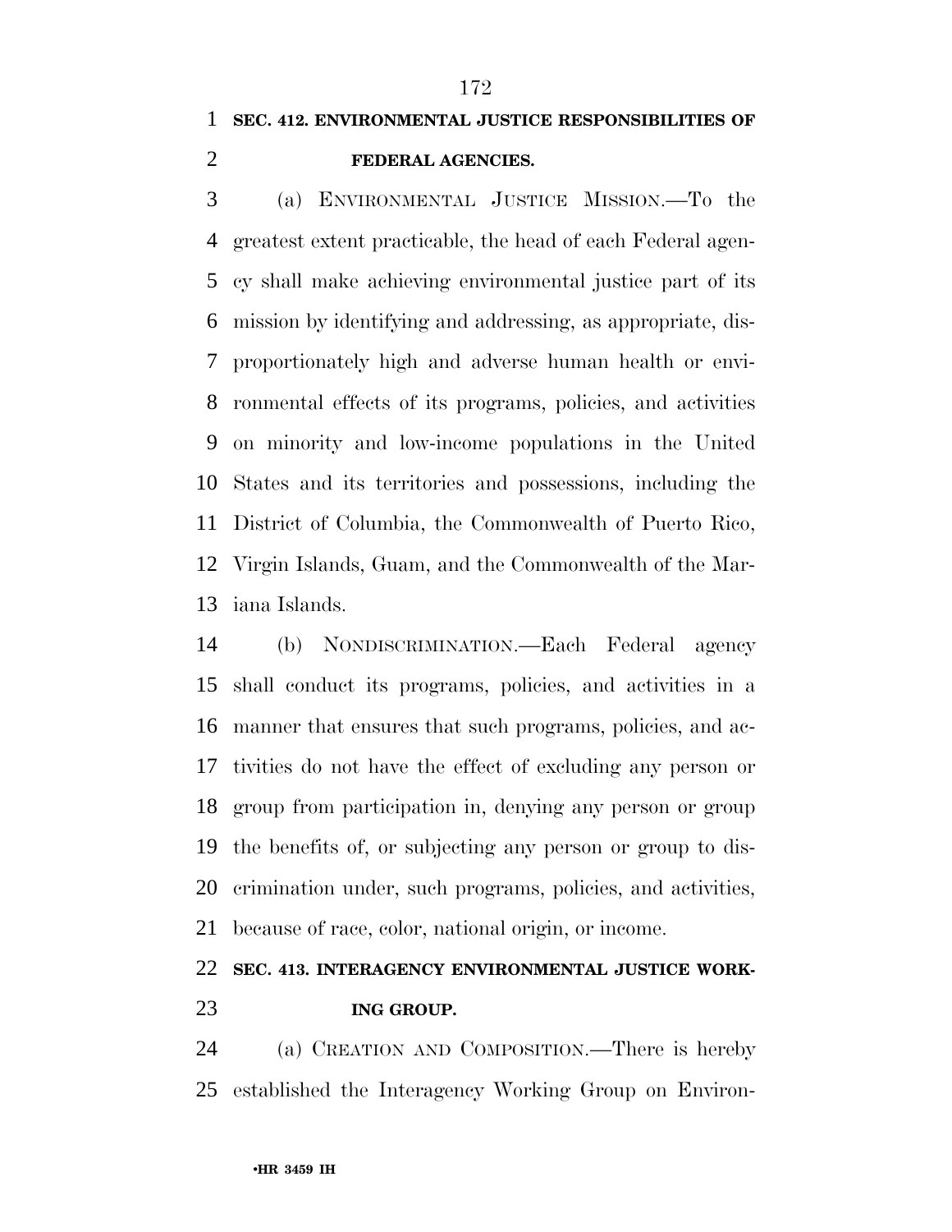## SEC. 412. ENVIRONMENTAL JUSTICE RESPONSIBILITIES OF FEDERAL AGENCIES.

(a) ENVIRONMENTAL JUSTICE MISSION.—To the greatest extent practicable, the head of each Federal agency shall make achieving environmental justice part of its mission by identifying and addressing, as appropriate, disproportionately high and adverse human health or environmental effects of its programs, policies, and activities on minority and low-income populations in the United States and its territories and possessions, including the District of Columbia, the Commonwealth of Puerto Rico, Virgin Islands, Guam, and the Commonwealth of the Mariana Islands.

(b) NONDISCRIMINATION.—Each Federal agency shall conduct its programs, policies, and activities in a manner that ensures that such programs, policies, and activities do not have the effect of excluding any person or group from participation in, denying any person or group the benefits of, or subjecting any person or group to discrimination under, such programs, policies, and activities, because of race, color, national origin, or income.

## SEC. 413. INTERAGENCY ENVIRONMENTAL JUSTICE WORKING GROUP.

(a) CREATION AND COMPOSITION.—There is hereby established the Interagency Working Group on Environ-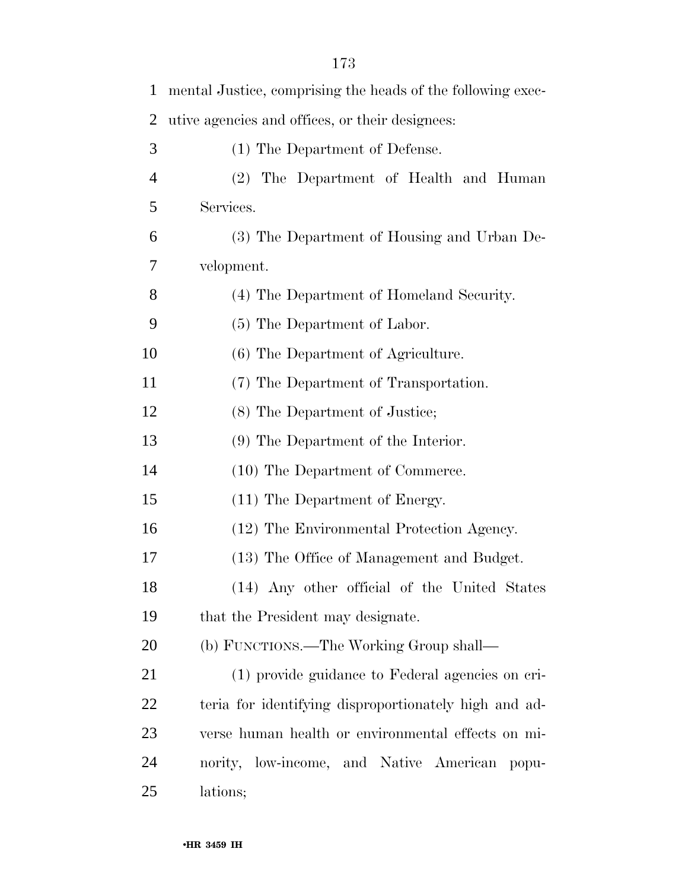mental Justice, comprising the heads of the following executive agencies and offices, or their designees:

(1) The Department of Defense.

(2) The Department of Health and Human Services.

(3) The Department of Housing and Urban Development.

(4) The Department of Homeland Security.

(5) The Department of Labor.

(6) The Department of Agriculture.

(7) The Department of Transportation.

(8) The Department of Justice;

(9) The Department of the Interior.

(10) The Department of Commerce.

(11) The Department of Energy.

(12) The Environmental Protection Agency.

(13) The Office of Management and Budget.

(14) Any other official of the United States that the President may designate.

(b) FUNCTIONS.—The Working Group shall—

(1) provide guidance to Federal agencies on criteria for identifying disproportionately high and adverse human health or environmental effects on minority, low-income, and Native American populations;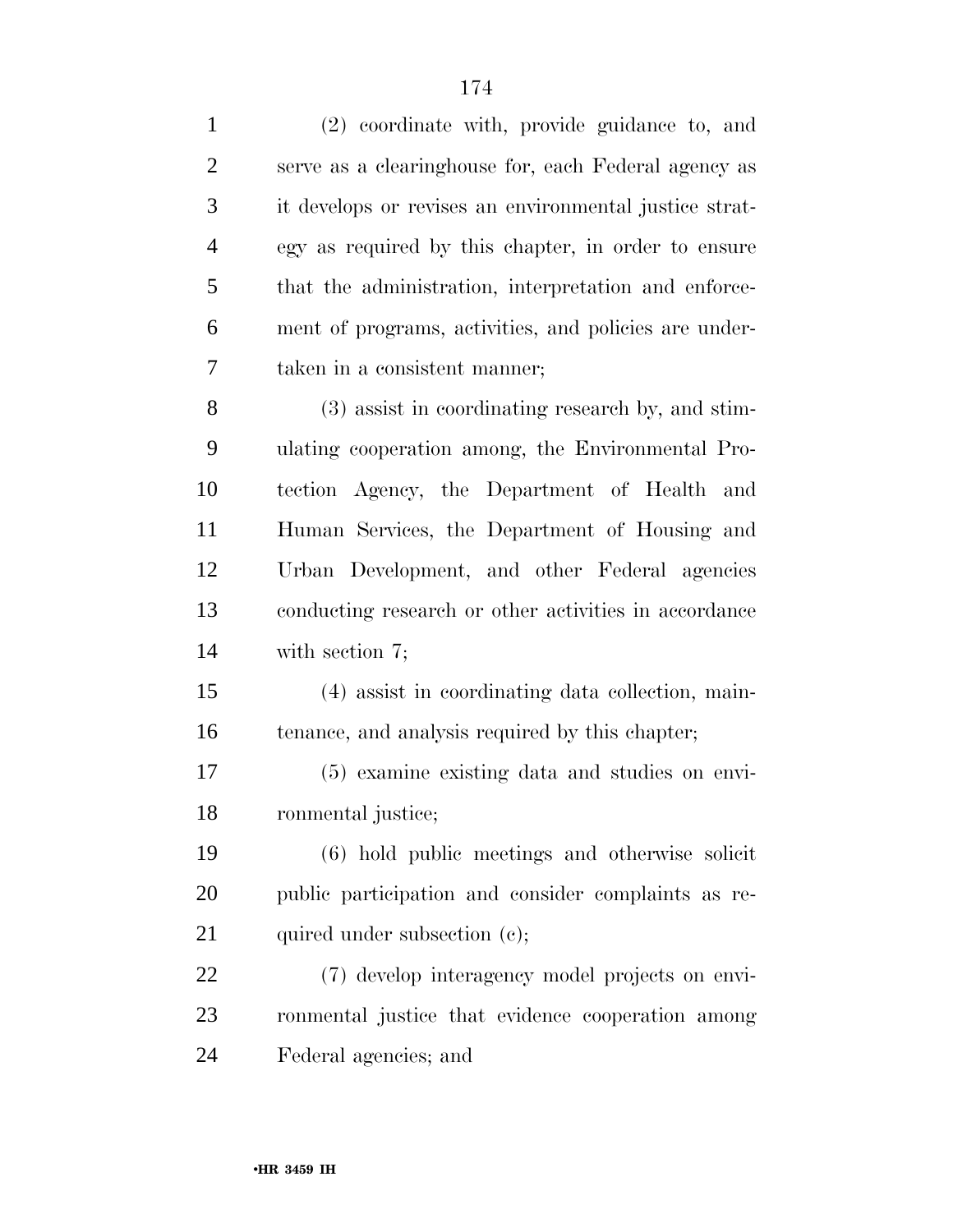(2) coordinate with, provide guidance to, and serve as a clearinghouse for, each Federal agency as it develops or revises an environmental justice strategy as required by this chapter, in order to ensure that the administration, interpretation and enforcement of programs, activities, and policies are undertaken in a consistent manner;

(3) assist in coordinating research by, and stimulating cooperation among, the Environmental Protection Agency, the Department of Health and Human Services, the Department of Housing and Urban Development, and other Federal agencies conducting research or other activities in accordance with section 7;

(4) assist in coordinating data collection, maintenance, and analysis required by this chapter;

(5) examine existing data and studies on environmental justice;

(6) hold public meetings and otherwise solicit public participation and consider complaints as required under subsection (c);

(7) develop interagency model projects on environmental justice that evidence cooperation among Federal agencies; and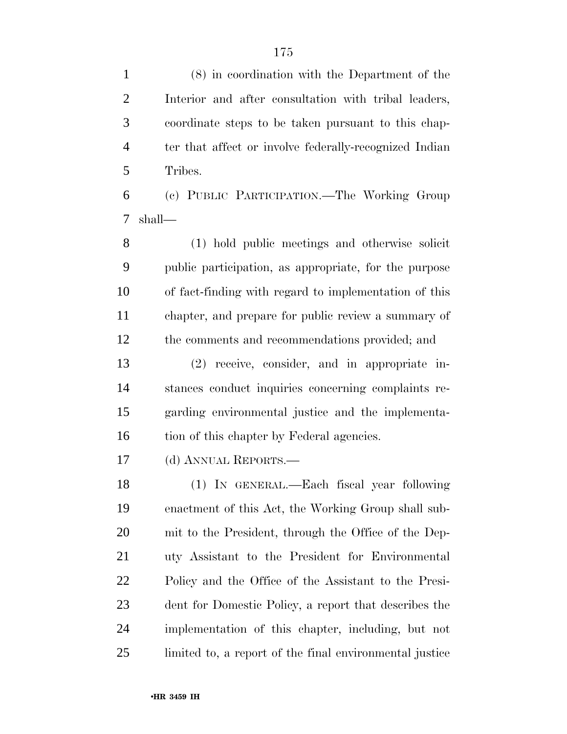(8) in coordination with the Department of the Interior and after consultation with tribal leaders, coordinate steps to be taken pursuant to this chapter that affect or involve federally-recognized Indian Tribes.

(c) PUBLIC PARTICIPATION.—The Working Group shall—

(1) hold public meetings and otherwise solicit public participation, as appropriate, for the purpose of fact-finding with regard to implementation of this chapter, and prepare for public review a summary of the comments and recommendations provided; and

(2) receive, consider, and in appropriate instances conduct inquiries concerning complaints regarding environmental justice and the implementation of this chapter by Federal agencies.

(d) ANNUAL REPORTS.—

(1) IN GENERAL.—Each fiscal year following enactment of this Act, the Working Group shall submit to the President, through the Office of the Deputy Assistant to the President for Environmental Policy and the Office of the Assistant to the President for Domestic Policy, a report that describes the implementation of this chapter, including, but not limited to, a report of the final environmental justice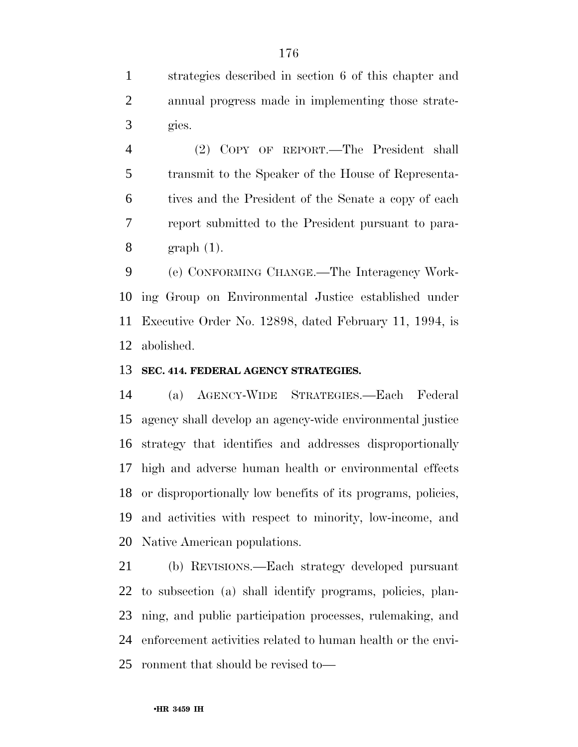strategies described in section 6 of this chapter and annual progress made in implementing those strategies.

(2) COPY OF REPORT.—The President shall transmit to the Speaker of the House of Representatives and the President of the Senate a copy of each report submitted to the President pursuant to paragraph (1).

(e) CONFORMING CHANGE.—The Interagency Working Group on Environmental Justice established under Executive Order No. 12898, dated February 11, 1994, is abolished.

**SEC. 414. FEDERAL AGENCY STRATEGIES.**

(a) AGENCY-WIDE STRATEGIES.—Each Federal agency shall develop an agency-wide environmental justice strategy that identifies and addresses disproportionally high and adverse human health or environmental effects or disproportionally low benefits of its programs, policies, and activities with respect to minority, low-income, and Native American populations.

(b) REVISIONS.—Each strategy developed pursuant to subsection (a) shall identify programs, policies, planning, and public participation processes, rulemaking, and enforcement activities related to human health or the environment that should be revised to—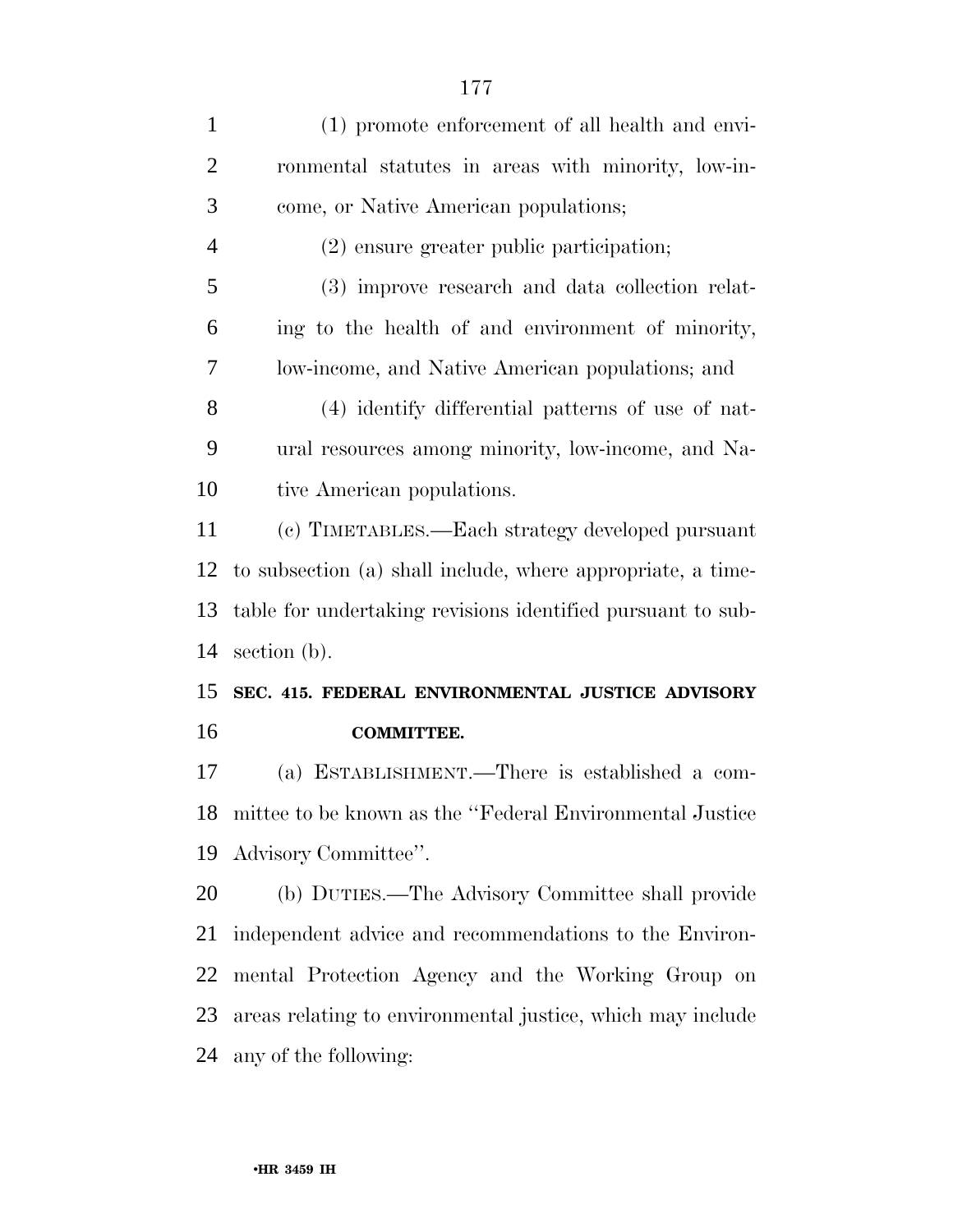(1) promote enforcement of all health and environmental statutes in areas with minority, low-income, or Native American populations;

(2) ensure greater public participation;

(3) improve research and data collection relating to the health of and environment of minority, low-income, and Native American populations; and

(4) identify differential patterns of use of natural resources among minority, low-income, and Native American populations.

(c) TIMETABLES.—Each strategy developed pursuant to subsection (a) shall include, where appropriate, a timetable for undertaking revisions identified pursuant to subsection (b).

**SEC. 415. FEDERAL ENVIRONMENTAL JUSTICE ADVISORY COMMITTEE.**

(a) ESTABLISHMENT.—There is established a committee to be known as the ''Federal Environmental Justice Advisory Committee''.

(b) DUTIES.—The Advisory Committee shall provide independent advice and recommendations to the Environmental Protection Agency and the Working Group on areas relating to environmental justice, which may include any of the following: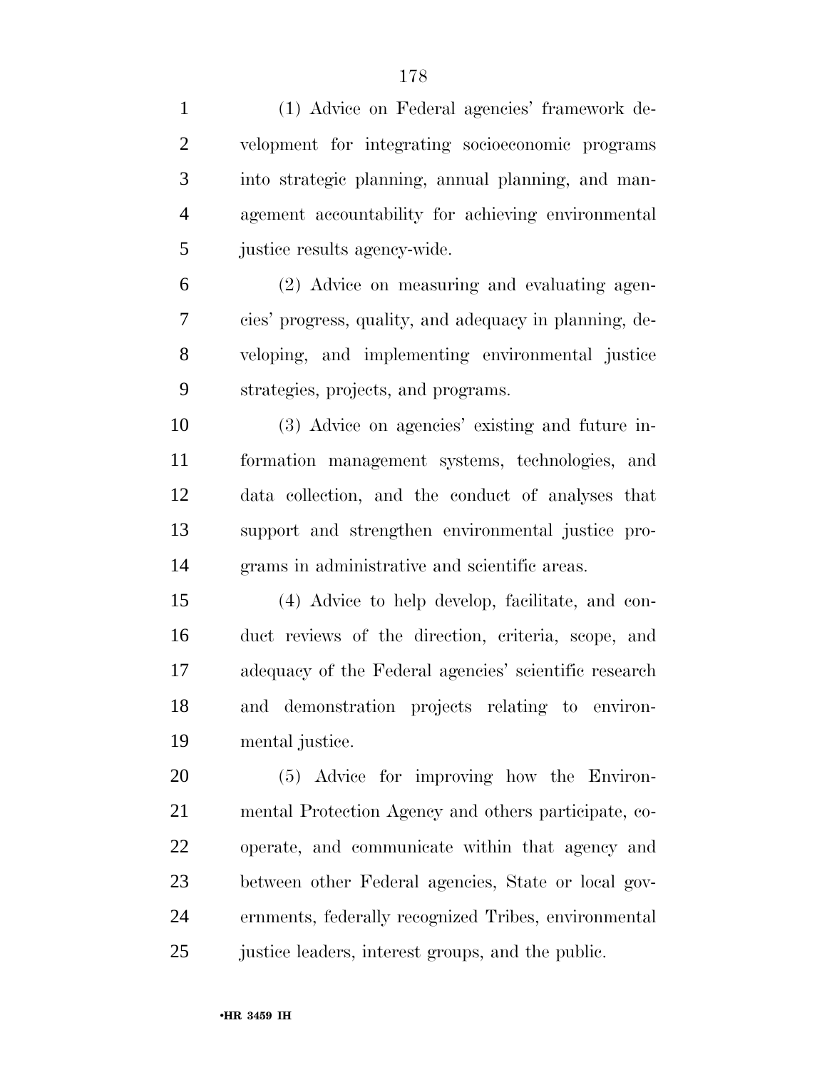(1) Advice on Federal agencies' framework development for integrating socioeconomic programs into strategic planning, annual planning, and management accountability for achieving environmental justice results agency-wide.

(2) Advice on measuring and evaluating agencies' progress, quality, and adequacy in planning, developing, and implementing environmental justice strategies, projects, and programs.

(3) Advice on agencies' existing and future information management systems, technologies, and data collection, and the conduct of analyses that support and strengthen environmental justice programs in administrative and scientific areas.

(4) Advice to help develop, facilitate, and conduct reviews of the direction, criteria, scope, and adequacy of the Federal agencies' scientific research and demonstration projects relating to environmental justice.

(5) Advice for improving how the Environmental Protection Agency and others participate, cooperate, and communicate within that agency and between other Federal agencies, State or local governments, federally recognized Tribes, environmental justice leaders, interest groups, and the public.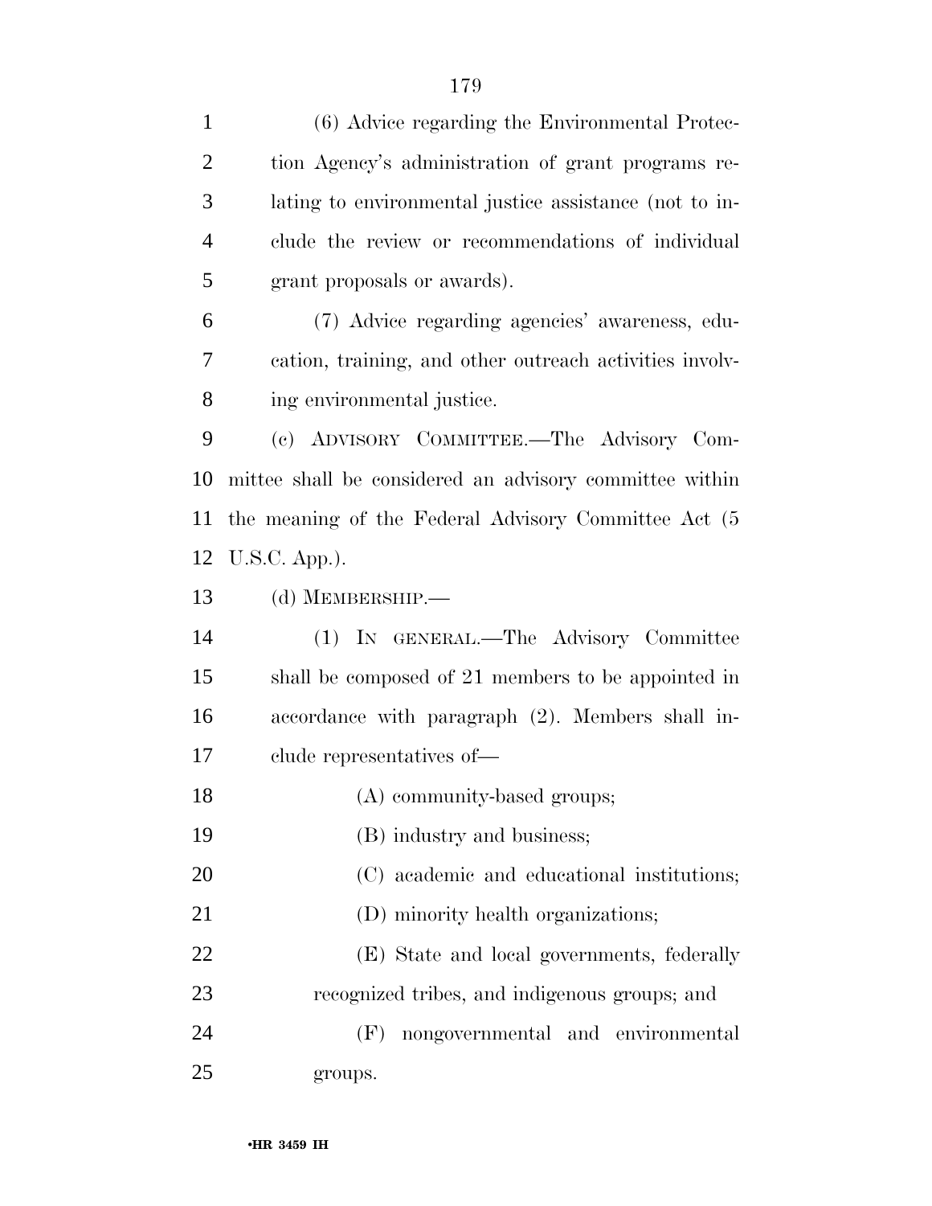(6) Advice regarding the Environmental Protection Agency's administration of grant programs relating to environmental justice assistance (not to include the review or recommendations of individual grant proposals or awards).

(7) Advice regarding agencies' awareness, education, training, and other outreach activities involving environmental justice.

(c) ADVISORY COMMITTEE.—The Advisory Committee shall be considered an advisory committee within the meaning of the Federal Advisory Committee Act (5 U.S.C. App.).

(d) MEMBERSHIP.—

(1) IN GENERAL.—The Advisory Committee shall be composed of 21 members to be appointed in accordance with paragraph (2). Members shall include representatives of—

(A) community-based groups;

(B) industry and business;

(C) academic and educational institutions;

(D) minority health organizations;

(E) State and local governments, federally recognized tribes, and indigenous groups; and

(F) nongovernmental and environmental groups.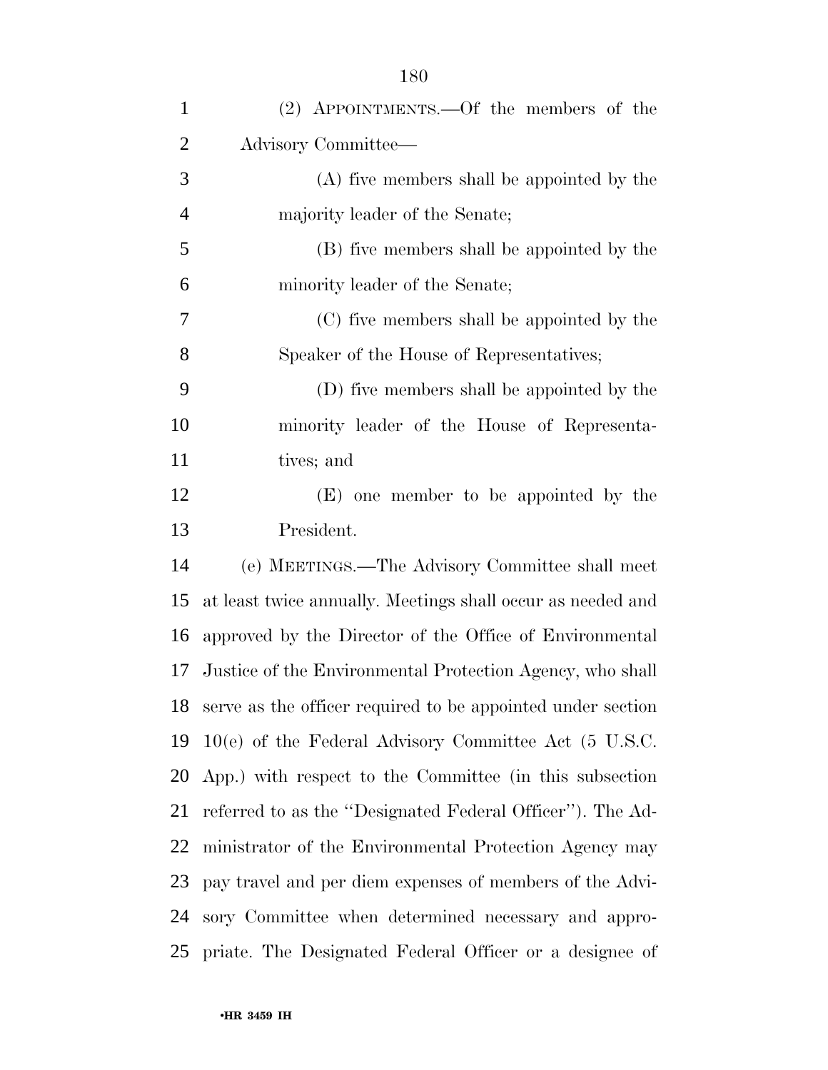(2) APPOINTMENTS.—Of the members of the Advisory Committee—

(A) five members shall be appointed by the majority leader of the Senate;

(B) five members shall be appointed by the minority leader of the Senate;

(C) five members shall be appointed by the Speaker of the House of Representatives;

(D) five members shall be appointed by the minority leader of the House of Representatives; and

(E) one member to be appointed by the President.

(e) MEETINGS.—The Advisory Committee shall meet at least twice annually. Meetings shall occur as needed and approved by the Director of the Office of Environmental Justice of the Environmental Protection Agency, who shall serve as the officer required to be appointed under section 10(e) of the Federal Advisory Committee Act (5 U.S.C. App.) with respect to the Committee (in this subsection referred to as the ''Designated Federal Officer''). The Administrator of the Environmental Protection Agency may pay travel and per diem expenses of members of the Advisory Committee when determined necessary and appropriate. The Designated Federal Officer or a designee of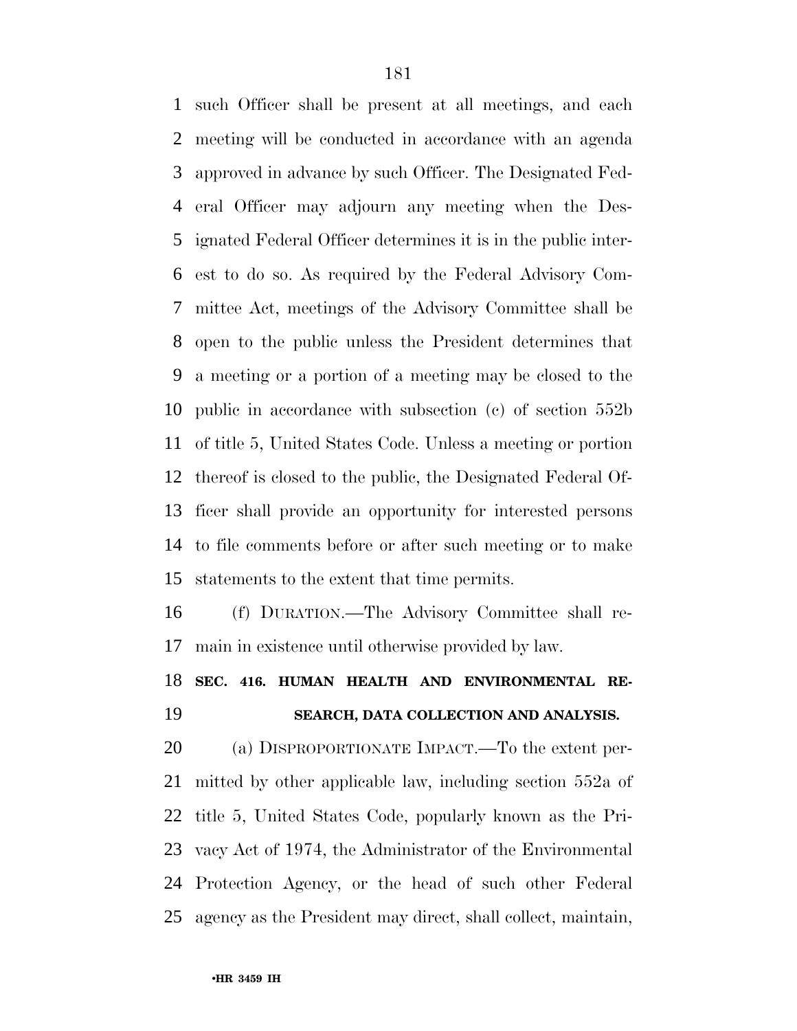such Officer shall be present at all meetings, and each meeting will be conducted in accordance with an agenda approved in advance by such Officer. The Designated Federal Officer may adjourn any meeting when the Designated Federal Officer determines it is in the public interest to do so. As required by the Federal Advisory Committee Act, meetings of the Advisory Committee shall be open to the public unless the President determines that a meeting or a portion of a meeting may be closed to the public in accordance with subsection (c) of section 552b of title 5, United States Code. Unless a meeting or portion thereof is closed to the public, the Designated Federal Officer shall provide an opportunity for interested persons to file comments before or after such meeting or to make statements to the extent that time permits.

(f) DURATION.—The Advisory Committee shall remain in existence until otherwise provided by law.

**SEC. 416. HUMAN HEALTH AND ENVIRONMENTAL RESEARCH, DATA COLLECTION AND ANALYSIS.**

(a) DISPROPORTIONATE IMPACT.—To the extent permitted by other applicable law, including section 552a of title 5, United States Code, popularly known as the Privacy Act of 1974, the Administrator of the Environmental Protection Agency, or the head of such other Federal agency as the President may direct, shall collect, maintain,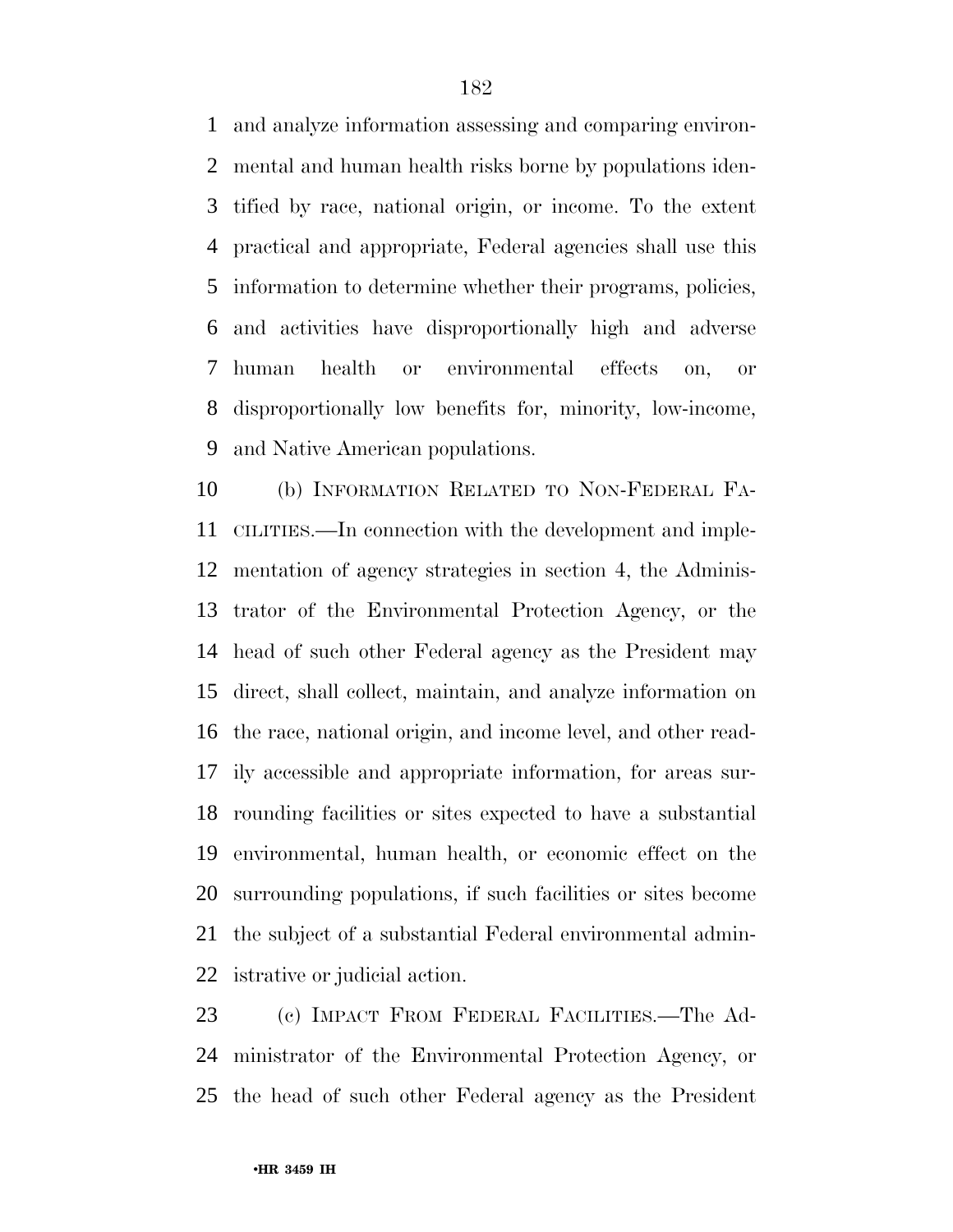and analyze information assessing and comparing environmental and human health risks borne by populations identified by race, national origin, or income. To the extent practical and appropriate, Federal agencies shall use this information to determine whether their programs, policies, and activities have disproportionally high and adverse human health or environmental effects on, or disproportionally low benefits for, minority, low-income, and Native American populations.

(b) INFORMATION RELATED TO NON-FEDERAL FACILITIES.—In connection with the development and implementation of agency strategies in section 4, the Administrator of the Environmental Protection Agency, or the head of such other Federal agency as the President may direct, shall collect, maintain, and analyze information on the race, national origin, and income level, and other readily accessible and appropriate information, for areas surrounding facilities or sites expected to have a substantial environmental, human health, or economic effect on the surrounding populations, if such facilities or sites become the subject of a substantial Federal environmental administrative or judicial action.

(c) IMPACT FROM FEDERAL FACILITIES.—The Administrator of the Environmental Protection Agency, or the head of such other Federal agency as the President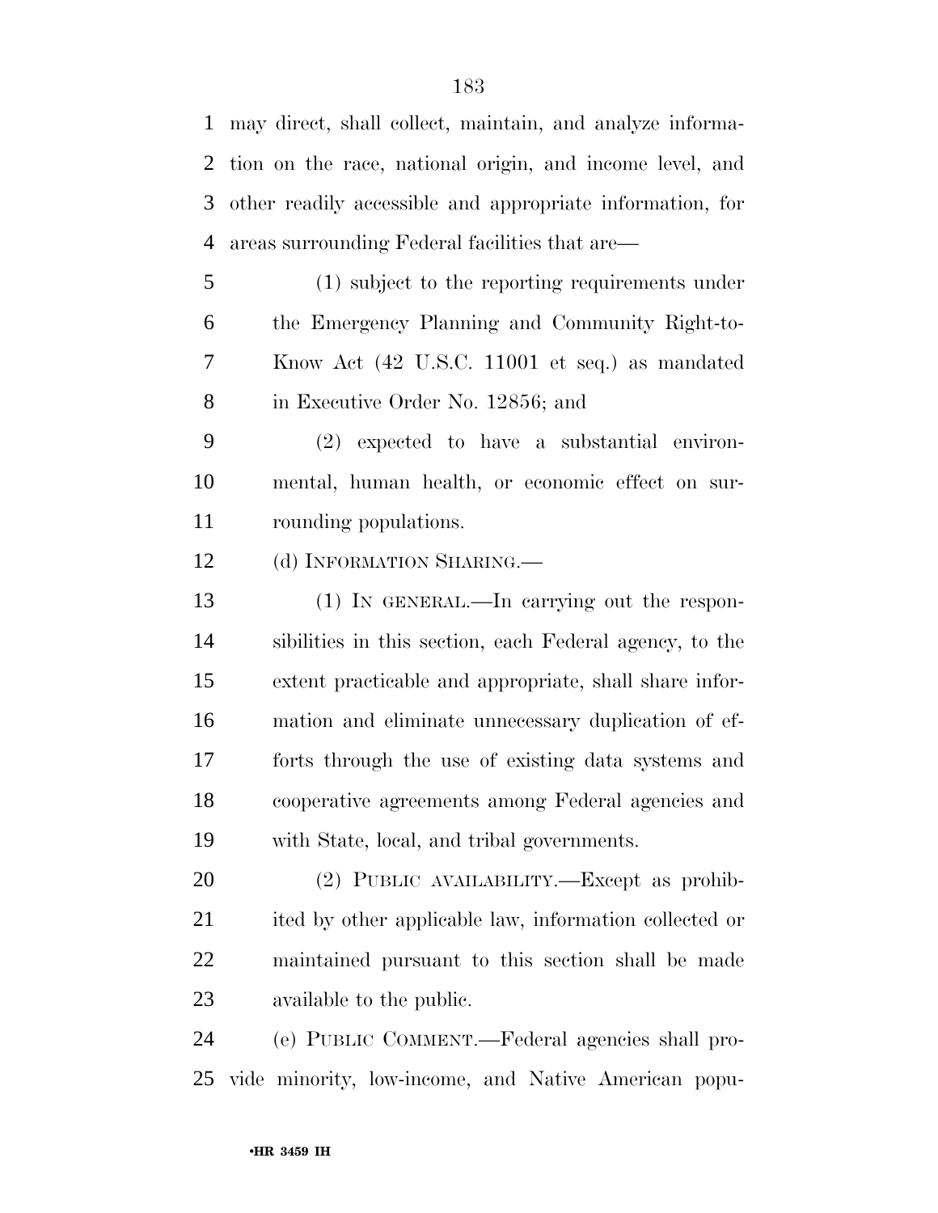may direct, shall collect, maintain, and analyze information on the race, national origin, and income level, and other readily accessible and appropriate information, for areas surrounding Federal facilities that are—

(1) subject to the reporting requirements under the Emergency Planning and Community Right-to-Know Act (42 U.S.C. 11001 et seq.) as mandated in Executive Order No. 12856; and

(2) expected to have a substantial environmental, human health, or economic effect on surrounding populations.

(d) INFORMATION SHARING.—

(1) IN GENERAL.—In carrying out the responsibilities in this section, each Federal agency, to the extent practicable and appropriate, shall share information and eliminate unnecessary duplication of efforts through the use of existing data systems and cooperative agreements among Federal agencies and with State, local, and tribal governments.

(2) PUBLIC AVAILABILITY.—Except as prohibited by other applicable law, information collected or maintained pursuant to this section shall be made available to the public.

(e) PUBLIC COMMENT.—Federal agencies shall provide minority, low-income, and Native American popu-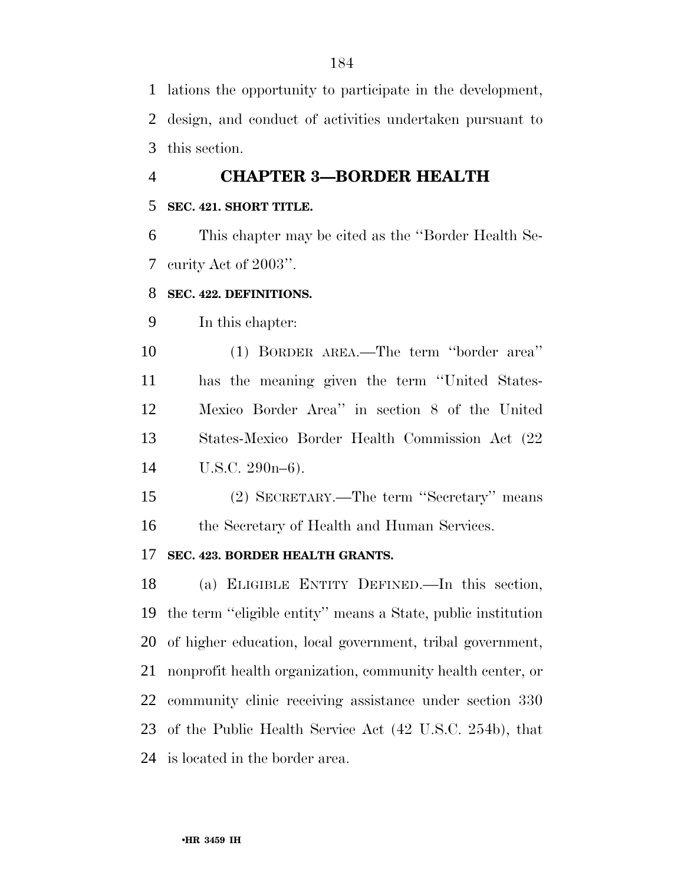lations the opportunity to participate in the development, design, and conduct of activities undertaken pursuant to this section.

## CHAPTER 3—BORDER HEALTH

**SEC. 421. SHORT TITLE.**

This chapter may be cited as the ''Border Health Security Act of 2003''.

**SEC. 422. DEFINITIONS.**

In this chapter:

(1) BORDER AREA.—The term ''border area'' has the meaning given the term ''United States-Mexico Border Area'' in section 8 of the United States-Mexico Border Health Commission Act (22 U.S.C. 290n–6).

(2) SECRETARY.—The term ''Secretary'' means the Secretary of Health and Human Services.

**SEC. 423. BORDER HEALTH GRANTS.**

(a) ELIGIBLE ENTITY DEFINED.—In this section, the term ''eligible entity'' means a State, public institution of higher education, local government, tribal government, nonprofit health organization, community health center, or community clinic receiving assistance under section 330 of the Public Health Service Act (42 U.S.C. 254b), that is located in the border area.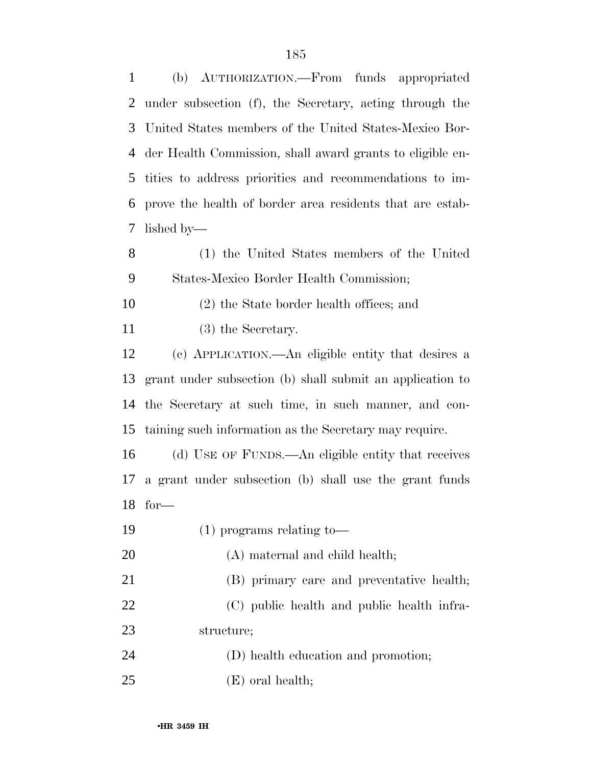(b) AUTHORIZATION.—From funds appropriated under subsection (f), the Secretary, acting through the United States members of the United States-Mexico Border Health Commission, shall award grants to eligible entities to address priorities and recommendations to improve the health of border area residents that are established by—

(1) the United States members of the United States-Mexico Border Health Commission;

(2) the State border health offices; and

(3) the Secretary.

(c) APPLICATION.—An eligible entity that desires a grant under subsection (b) shall submit an application to the Secretary at such time, in such manner, and containing such information as the Secretary may require.

(d) USE OF FUNDS.—An eligible entity that receives a grant under subsection (b) shall use the grant funds for—

(1) programs relating to—

(A) maternal and child health;

(B) primary care and preventative health;

(C) public health and public health infrastructure;

(D) health education and promotion;

(E) oral health;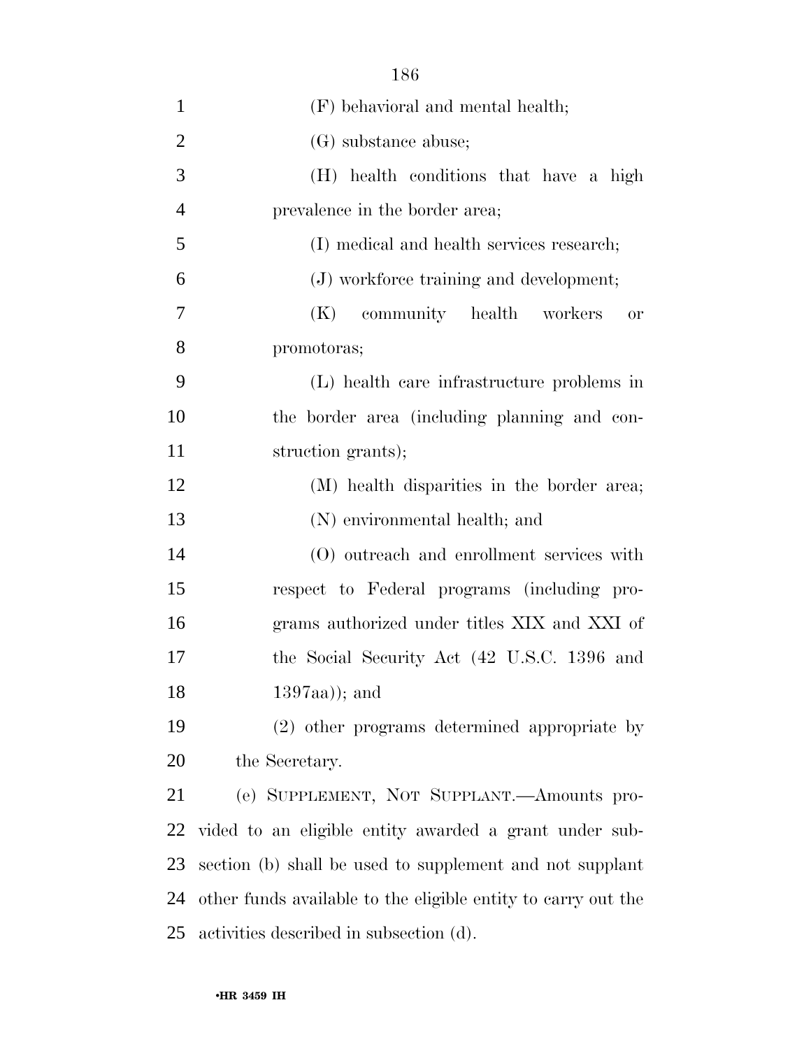(F) behavioral and mental health;

(G) substance abuse;

(H) health conditions that have a high prevalence in the border area;

(I) medical and health services research;

(J) workforce training and development;

(K) community health workers or promotoras;

(L) health care infrastructure problems in the border area (including planning and construction grants);

(M) health disparities in the border area;

(N) environmental health; and

(O) outreach and enrollment services with respect to Federal programs (including programs authorized under titles XIX and XXI of the Social Security Act (42 U.S.C. 1396 and 1397aa)); and

(2) other programs determined appropriate by the Secretary.

(e) SUPPLEMENT, NOT SUPPLANT.—Amounts provided to an eligible entity awarded a grant under subsection (b) shall be used to supplement and not supplant other funds available to the eligible entity to carry out the activities described in subsection (d).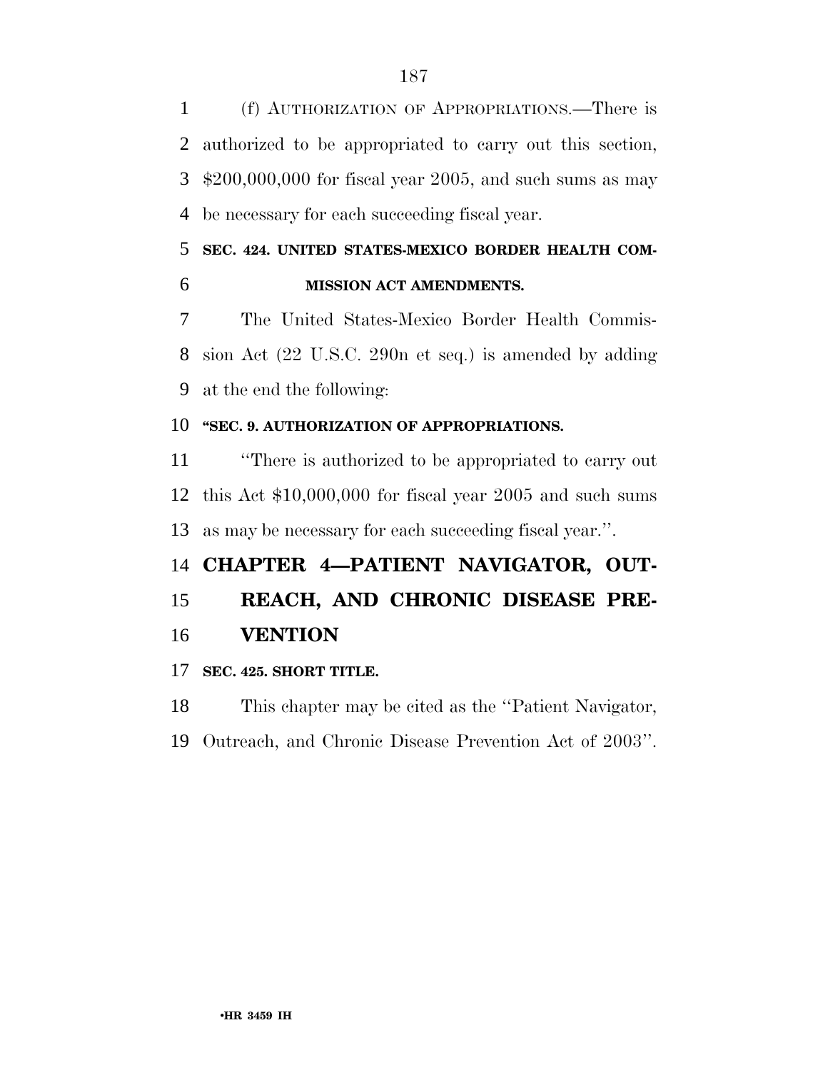(f) AUTHORIZATION OF APPROPRIATIONS.—There is authorized to be appropriated to carry out this section, $200,000,000 for fiscal year 2005, and such sums as may be necessary for each succeeding fiscal year.

### SEC. 424. UNITED STATES-MEXICO BORDER HEALTH COMMISSION ACT AMENDMENTS.

The United States-Mexico Border Health Commission Act (22 U.S.C. 290n et seq.) is amended by adding at the end the following:

**"SEC. 9. AUTHORIZATION OF APPROPRIATIONS.**

"There is authorized to be appropriated to carry out this Act $10,000,000 for fiscal year 2005 and such sums as may be necessary for each succeeding fiscal year.".

## CHAPTER 4—PATIENT NAVIGATOR, OUTREACH, AND CHRONIC DISEASE PREVENTION

### SEC. 425. SHORT TITLE.

This chapter may be cited as the "Patient Navigator, Outreach, and Chronic Disease Prevention Act of 2003".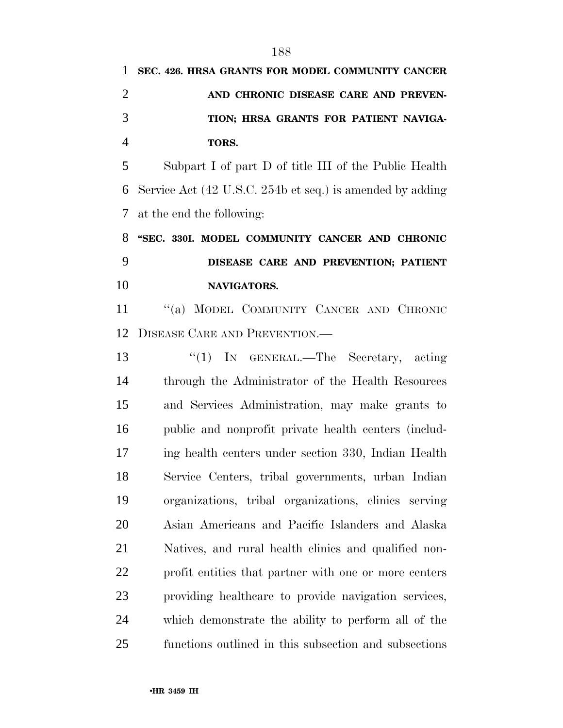**SEC. 426. HRSA GRANTS FOR MODEL COMMUNITY CANCER AND CHRONIC DISEASE CARE AND PREVENTION; HRSA GRANTS FOR PATIENT NAVIGATORS.**

Subpart I of part D of title III of the Public Health Service Act (42 U.S.C. 254b et seq.) is amended by adding at the end the following:

**"SEC. 330I. MODEL COMMUNITY CANCER AND CHRONIC DISEASE CARE AND PREVENTION; PATIENT NAVIGATORS.**

"(a) MODEL COMMUNITY CANCER AND CHRONIC DISEASE CARE AND PREVENTION.—

"(1) IN GENERAL.—The Secretary, acting through the Administrator of the Health Resources and Services Administration, may make grants to public and nonprofit private health centers (including health centers under section 330, Indian Health Service Centers, tribal governments, urban Indian organizations, tribal organizations, clinics serving Asian Americans and Pacific Islanders and Alaska Natives, and rural health clinics and qualified nonprofit entities that partner with one or more centers providing healthcare to provide navigation services, which demonstrate the ability to perform all of the functions outlined in this subsection and subsections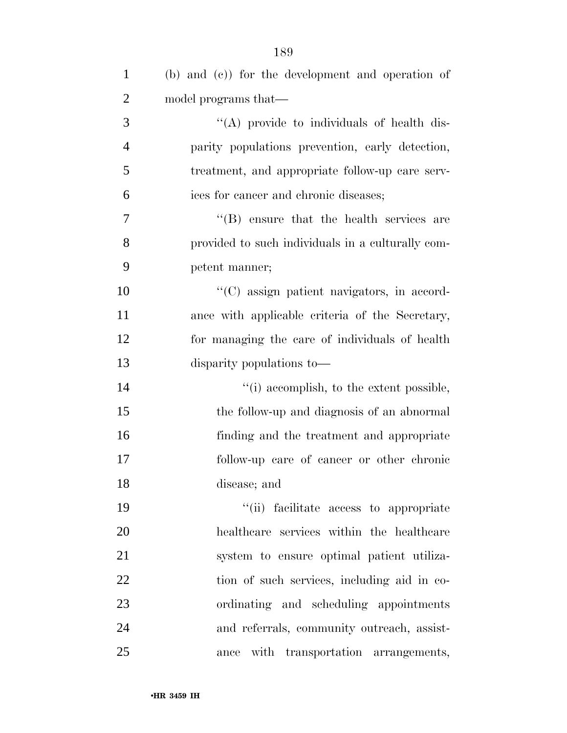(b) and (c)) for the development and operation of model programs that—

''(A) provide to individuals of health disparity populations prevention, early detection, treatment, and appropriate follow-up care services for cancer and chronic diseases;

''(B) ensure that the health services are provided to such individuals in a culturally competent manner;

''(C) assign patient navigators, in accordance with applicable criteria of the Secretary, for managing the care of individuals of health disparity populations to—

''(i) accomplish, to the extent possible, the follow-up and diagnosis of an abnormal finding and the treatment and appropriate follow-up care of cancer or other chronic disease; and

''(ii) facilitate access to appropriate healthcare services within the healthcare system to ensure optimal patient utilization of such services, including aid in coordinating and scheduling appointments and referrals, community outreach, assistance with transportation arrangements,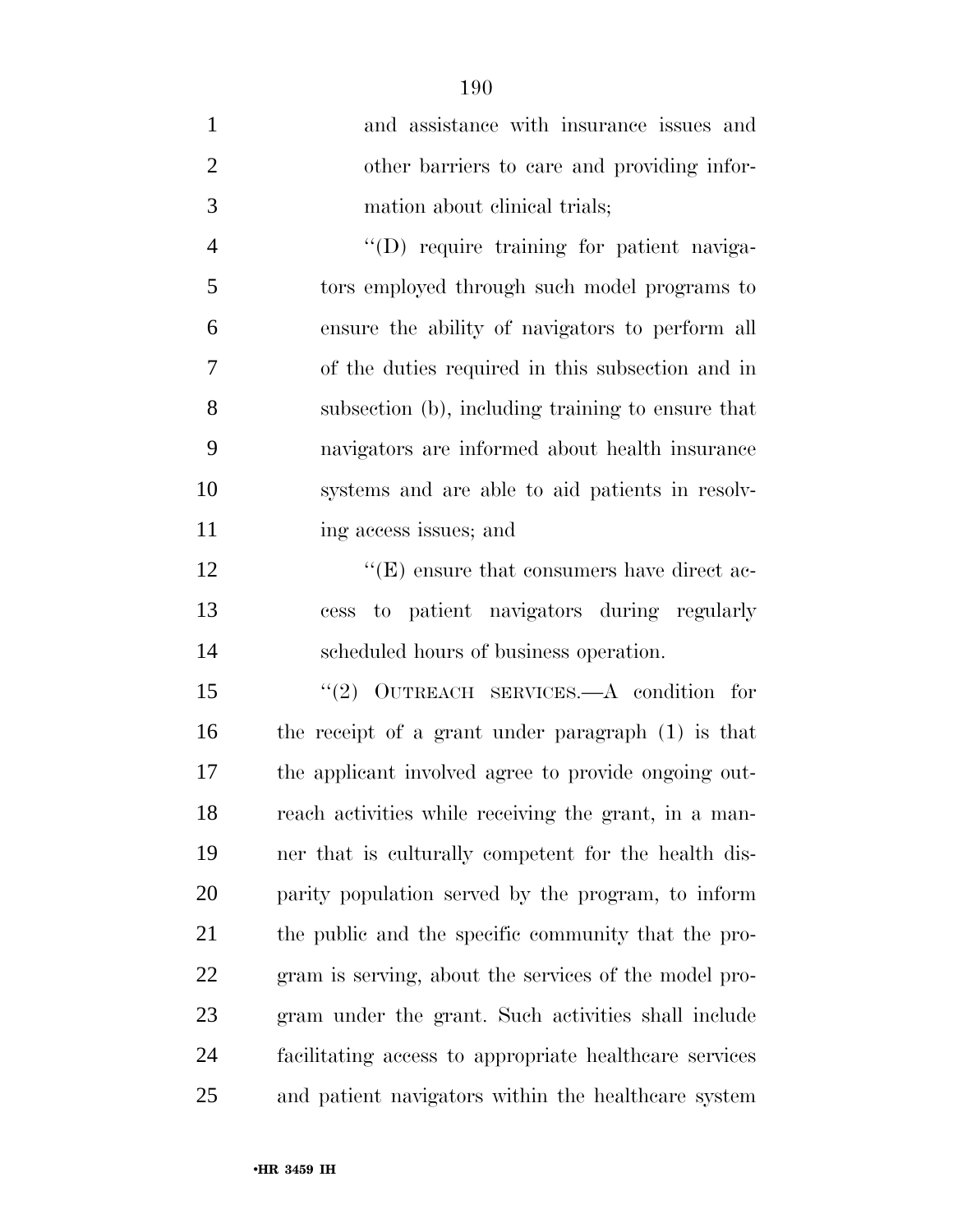and assistance with insurance issues and other barriers to care and providing information about clinical trials;

''(D) require training for patient navigators employed through such model programs to ensure the ability of navigators to perform all of the duties required in this subsection and in subsection (b), including training to ensure that navigators are informed about health insurance systems and are able to aid patients in resolving access issues; and

''(E) ensure that consumers have direct access to patient navigators during regularly scheduled hours of business operation.

''(2) OUTREACH SERVICES.—A condition for the receipt of a grant under paragraph (1) is that the applicant involved agree to provide ongoing outreach activities while receiving the grant, in a manner that is culturally competent for the health disparity population served by the program, to inform the public and the specific community that the program is serving, about the services of the model program under the grant. Such activities shall include facilitating access to appropriate healthcare services and patient navigators within the healthcare system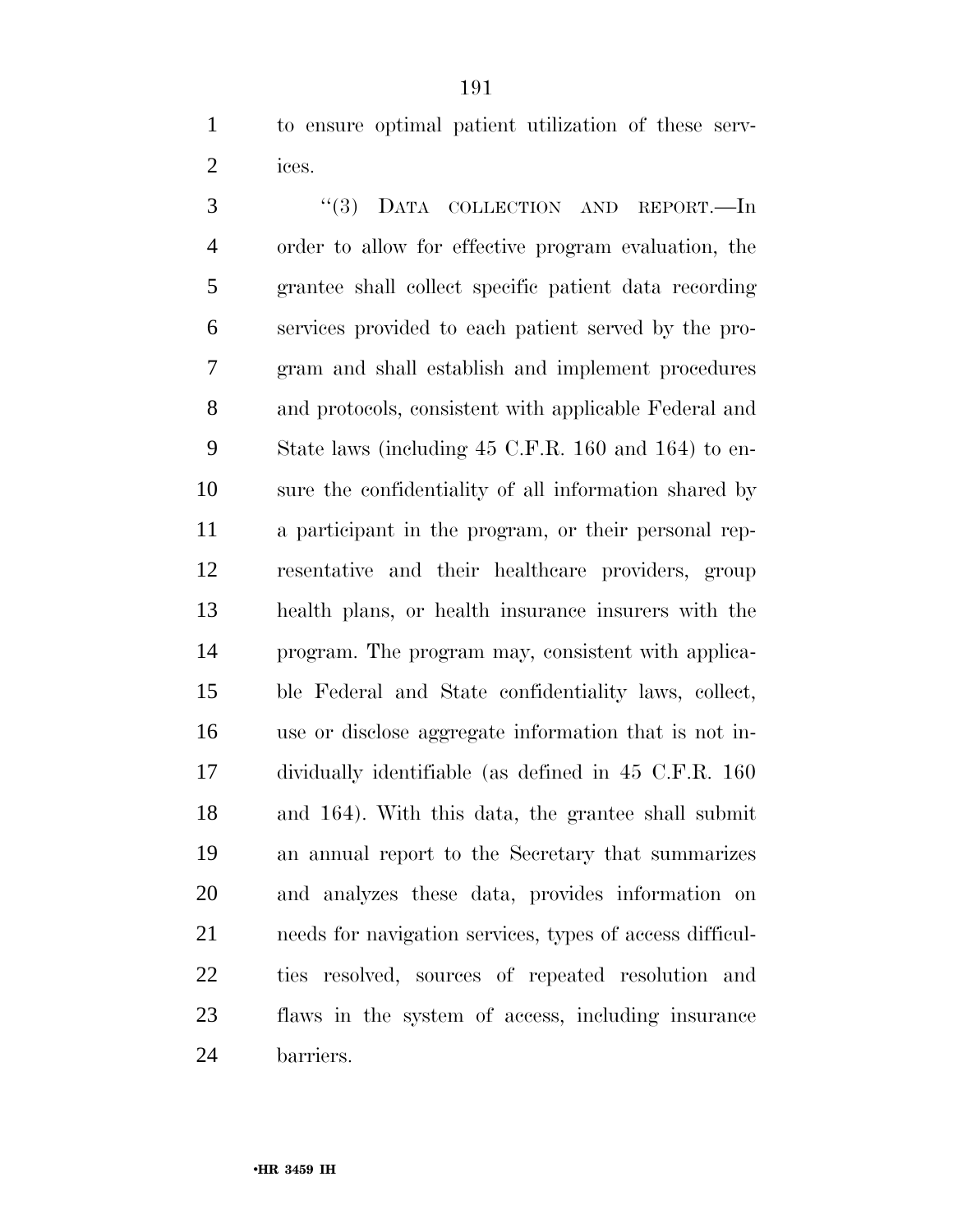to ensure optimal patient utilization of these services.

"(3) DATA COLLECTION AND REPORT.—In order to allow for effective program evaluation, the grantee shall collect specific patient data recording services provided to each patient served by the program and shall establish and implement procedures and protocols, consistent with applicable Federal and State laws (including 45 C.F.R. 160 and 164) to ensure the confidentiality of all information shared by a participant in the program, or their personal representative and their healthcare providers, group health plans, or health insurance insurers with the program. The program may, consistent with applicable Federal and State confidentiality laws, collect, use or disclose aggregate information that is not individually identifiable (as defined in 45 C.F.R. 160 and 164). With this data, the grantee shall submit an annual report to the Secretary that summarizes and analyzes these data, provides information on needs for navigation services, types of access difficulties resolved, sources of repeated resolution and flaws in the system of access, including insurance barriers.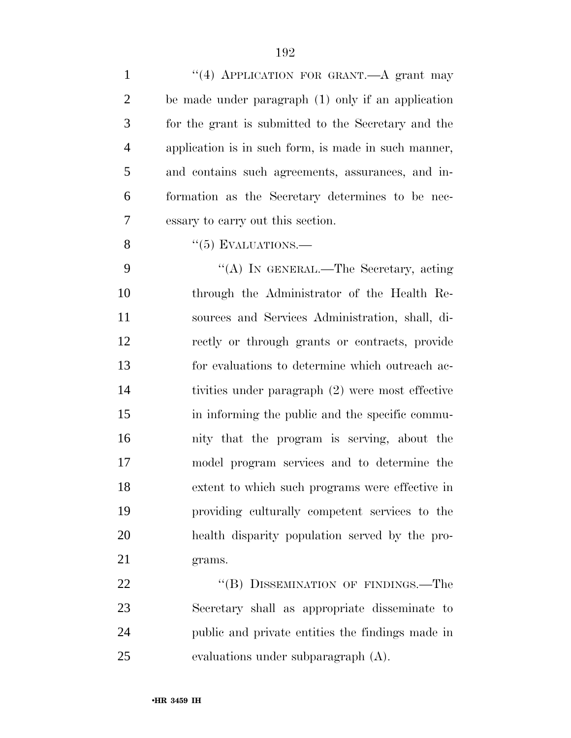"(4) APPLICATION FOR GRANT.—A grant may be made under paragraph (1) only if an application for the grant is submitted to the Secretary and the application is in such form, is made in such manner, and contains such agreements, assurances, and information as the Secretary determines to be necessary to carry out this section.

"(5) EVALUATIONS.—

"(A) IN GENERAL.—The Secretary, acting through the Administrator of the Health Resources and Services Administration, shall, directly or through grants or contracts, provide for evaluations to determine which outreach activities under paragraph (2) were most effective in informing the public and the specific community that the program is serving, about the model program services and to determine the extent to which such programs were effective in providing culturally competent services to the health disparity population served by the programs.

"(B) DISSEMINATION OF FINDINGS.—The Secretary shall as appropriate disseminate to public and private entities the findings made in evaluations under subparagraph (A).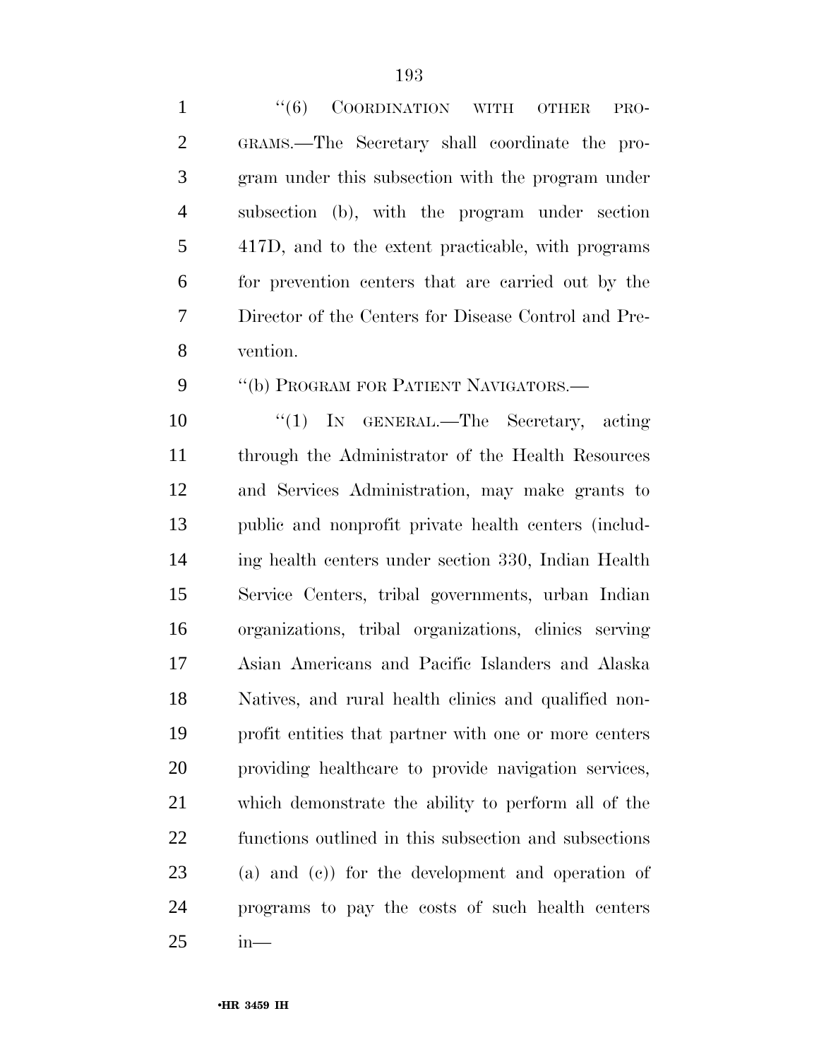"(6) COORDINATION WITH OTHER PROGRAMS.—The Secretary shall coordinate the program under this subsection with the program under subsection (b), with the program under section 417D, and to the extent practicable, with programs for prevention centers that are carried out by the Director of the Centers for Disease Control and Prevention.

"(b) PROGRAM FOR PATIENT NAVIGATORS.—

"(1) IN GENERAL.—The Secretary, acting through the Administrator of the Health Resources and Services Administration, may make grants to public and nonprofit private health centers (including health centers under section 330, Indian Health Service Centers, tribal governments, urban Indian organizations, tribal organizations, clinics serving Asian Americans and Pacific Islanders and Alaska Natives, and rural health clinics and qualified nonprofit entities that partner with one or more centers providing healthcare to provide navigation services, which demonstrate the ability to perform all of the functions outlined in this subsection and subsections (a) and (c)) for the development and operation of programs to pay the costs of such health centers in—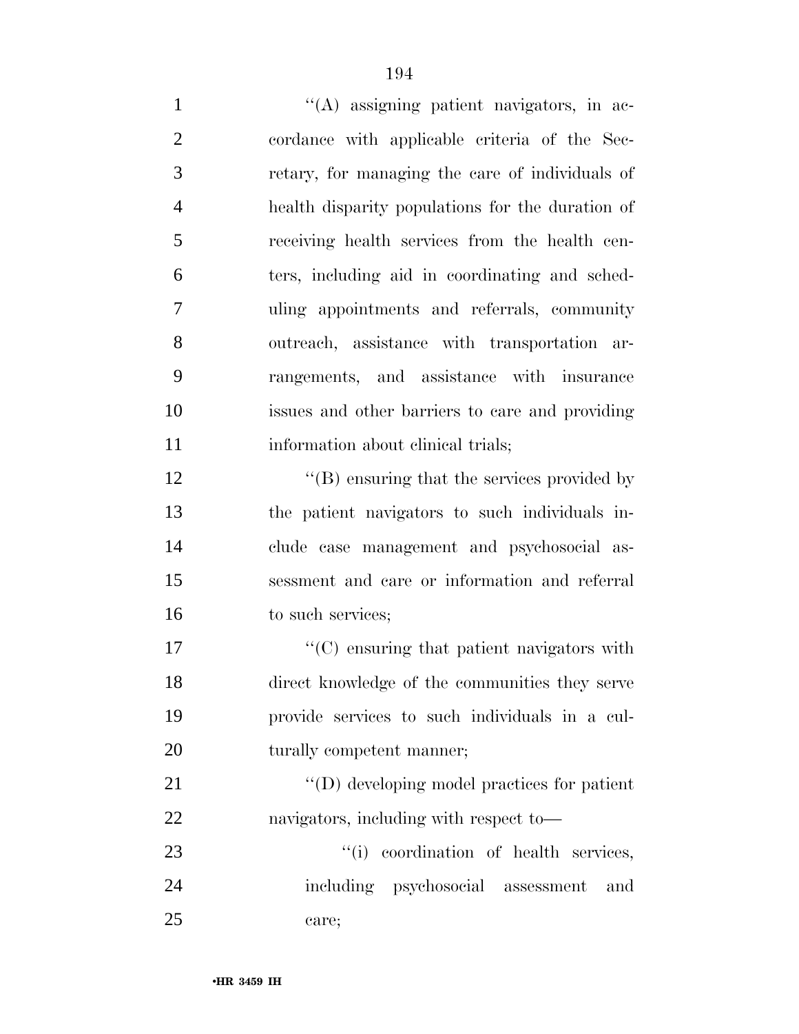''(A) assigning patient navigators, in accordance with applicable criteria of the Secretary, for managing the care of individuals of health disparity populations for the duration of receiving health services from the health centers, including aid in coordinating and scheduling appointments and referrals, community outreach, assistance with transportation arrangements, and assistance with insurance issues and other barriers to care and providing information about clinical trials;

''(B) ensuring that the services provided by the patient navigators to such individuals include case management and psychosocial assessment and care or information and referral to such services;

''(C) ensuring that patient navigators with direct knowledge of the communities they serve provide services to such individuals in a culturally competent manner;

''(D) developing model practices for patient navigators, including with respect to—

''(i) coordination of health services, including psychosocial assessment and care;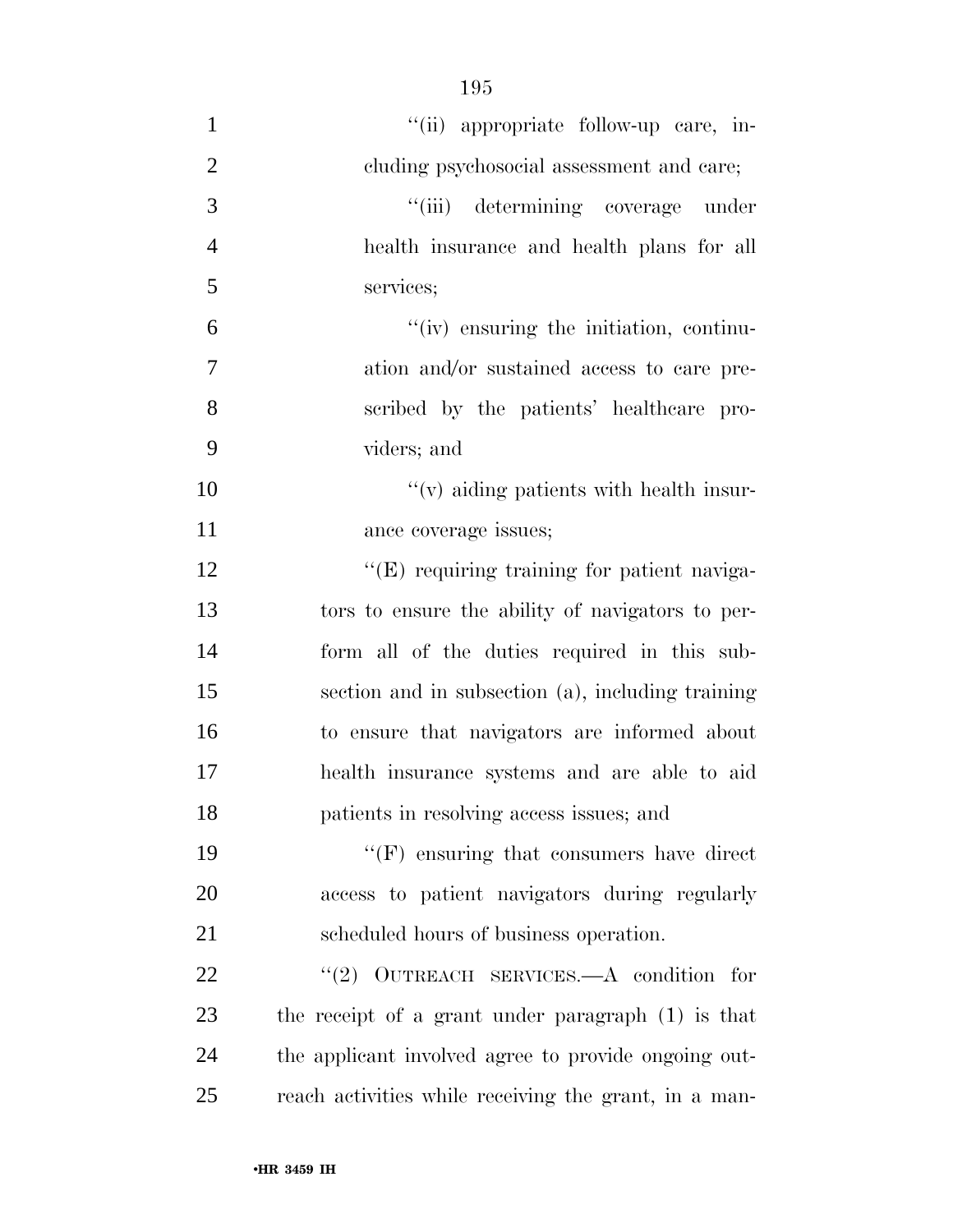''(ii) appropriate follow-up care, including psychosocial assessment and care;

''(iii) determining coverage under health insurance and health plans for all services;

''(iv) ensuring the initiation, continuation and/or sustained access to care prescribed by the patients' healthcare providers; and

''(v) aiding patients with health insurance coverage issues;

''(E) requiring training for patient navigators to ensure the ability of navigators to perform all of the duties required in this subsection and in subsection (a), including training to ensure that navigators are informed about health insurance systems and are able to aid patients in resolving access issues; and

''(F) ensuring that consumers have direct access to patient navigators during regularly scheduled hours of business operation.

''(2) OUTREACH SERVICES.—A condition for the receipt of a grant under paragraph (1) is that the applicant involved agree to provide ongoing outreach activities while receiving the grant, in a man-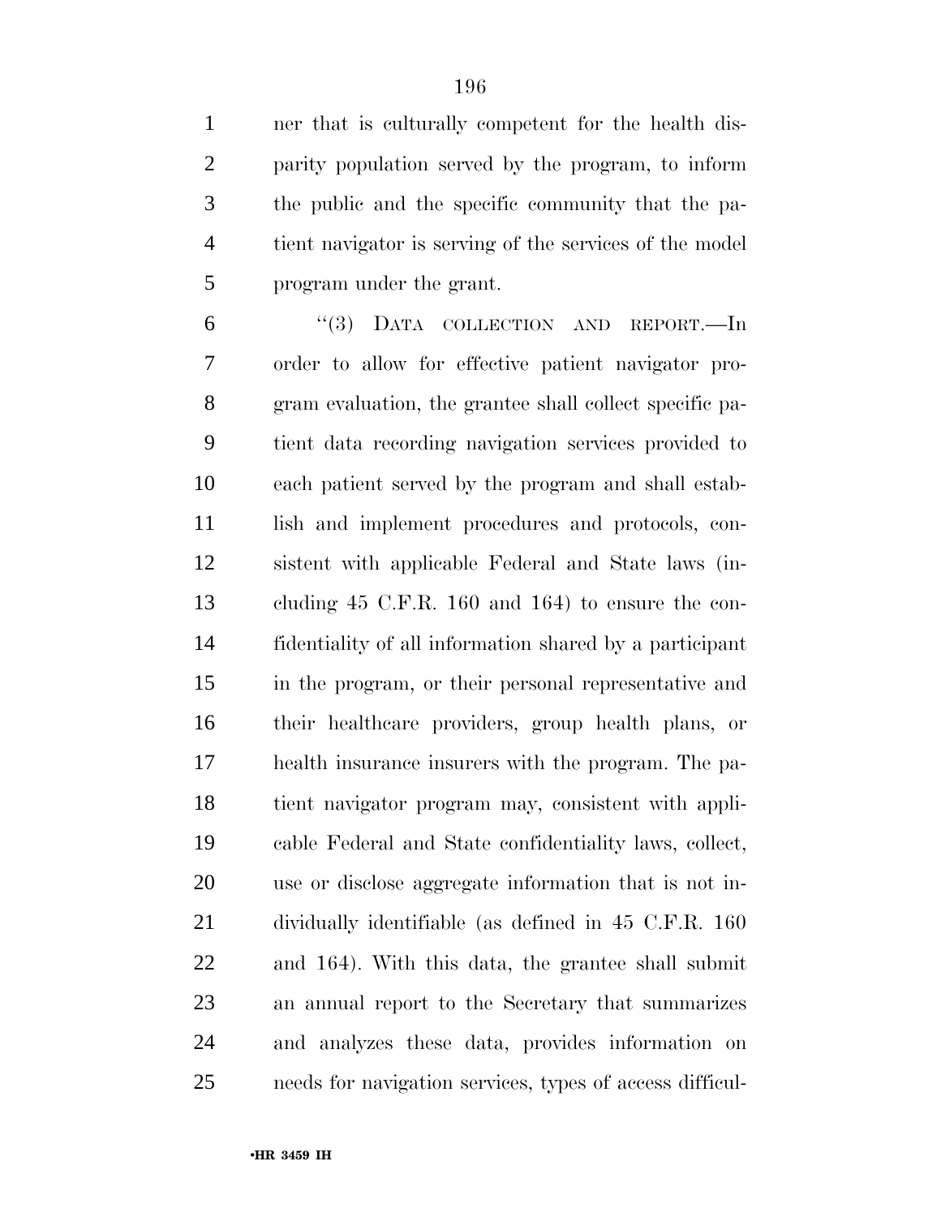ner that is culturally competent for the health disparity population served by the program, to inform the public and the specific community that the patient navigator is serving of the services of the model program under the grant.

"(3) DATA COLLECTION AND REPORT.—In order to allow for effective patient navigator program evaluation, the grantee shall collect specific patient data recording navigation services provided to each patient served by the program and shall establish and implement procedures and protocols, consistent with applicable Federal and State laws (including 45 C.F.R. 160 and 164) to ensure the confidentiality of all information shared by a participant in the program, or their personal representative and their healthcare providers, group health plans, or health insurance insurers with the program. The patient navigator program may, consistent with applicable Federal and State confidentiality laws, collect, use or disclose aggregate information that is not individually identifiable (as defined in 45 C.F.R. 160 and 164). With this data, the grantee shall submit an annual report to the Secretary that summarizes and analyzes these data, provides information on needs for navigation services, types of access difficul-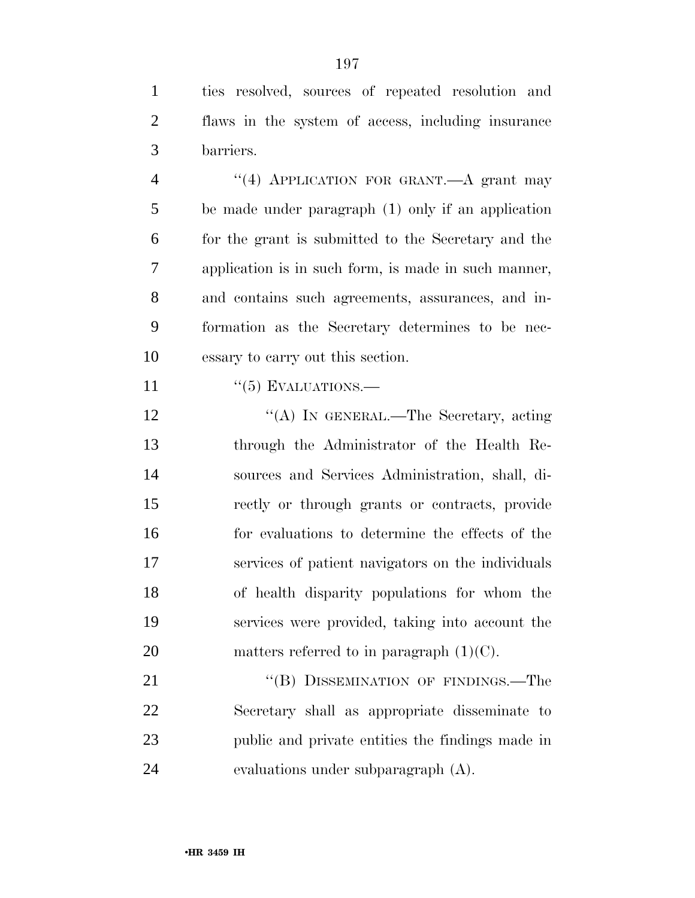ties resolved, sources of repeated resolution and flaws in the system of access, including insurance barriers.

"(4) APPLICATION FOR GRANT.—A grant may be made under paragraph (1) only if an application for the grant is submitted to the Secretary and the application is in such form, is made in such manner, and contains such agreements, assurances, and information as the Secretary determines to be necessary to carry out this section.

"(5) EVALUATIONS.—

"(A) IN GENERAL.—The Secretary, acting through the Administrator of the Health Resources and Services Administration, shall, directly or through grants or contracts, provide for evaluations to determine the effects of the services of patient navigators on the individuals of health disparity populations for whom the services were provided, taking into account the matters referred to in paragraph (1)(C).

"(B) DISSEMINATION OF FINDINGS.—The Secretary shall as appropriate disseminate to public and private entities the findings made in evaluations under subparagraph (A).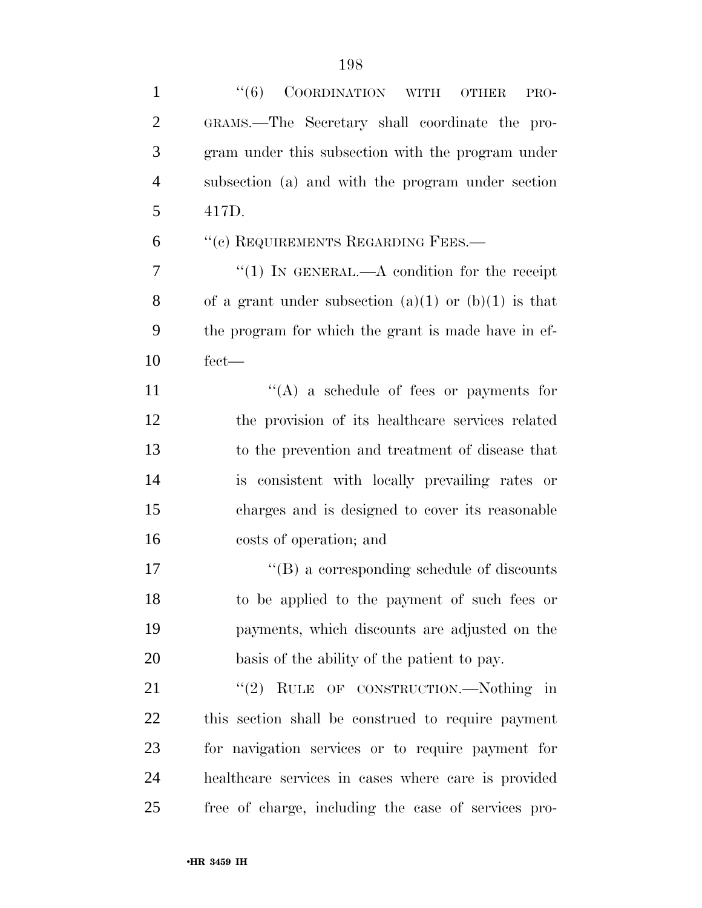"(6) COORDINATION WITH OTHER PROGRAMS.—The Secretary shall coordinate the program under this subsection with the program under subsection (a) and with the program under section 417D.

"(c) REQUIREMENTS REGARDING FEES.—

"(1) IN GENERAL.—A condition for the receipt of a grant under subsection (a)(1) or (b)(1) is that the program for which the grant is made have in effect—

"(A) a schedule of fees or payments for the provision of its healthcare services related to the prevention and treatment of disease that is consistent with locally prevailing rates or charges and is designed to cover its reasonable costs of operation; and

"(B) a corresponding schedule of discounts to be applied to the payment of such fees or payments, which discounts are adjusted on the basis of the ability of the patient to pay.

"(2) RULE OF CONSTRUCTION.—Nothing in this section shall be construed to require payment for navigation services or to require payment for healthcare services in cases where care is provided free of charge, including the case of services pro-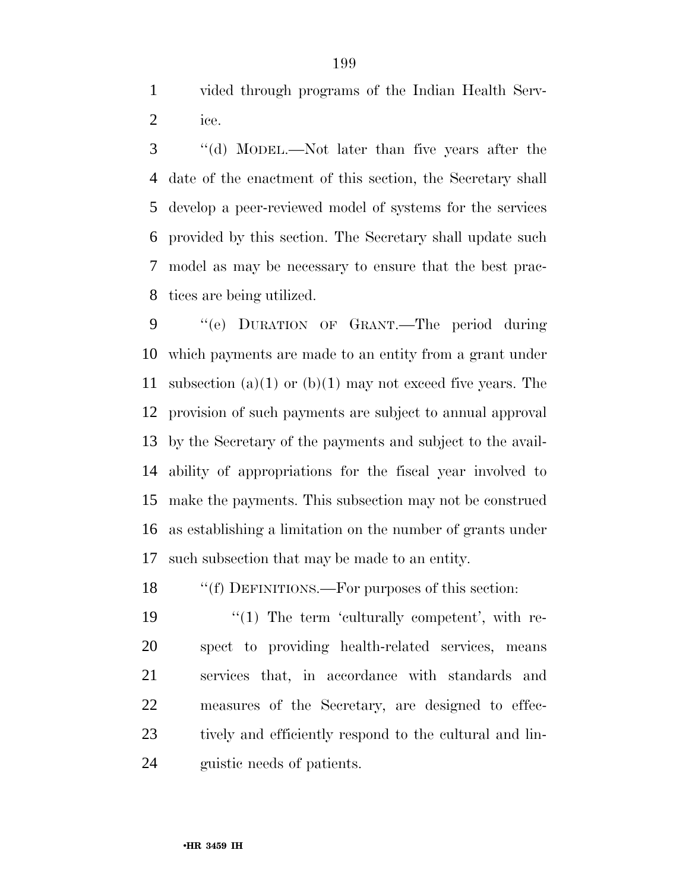vided through programs of the Indian Health Service.

''(d) MODEL.—Not later than five years after the date of the enactment of this section, the Secretary shall develop a peer-reviewed model of systems for the services provided by this section. The Secretary shall update such model as may be necessary to ensure that the best practices are being utilized.

''(e) DURATION OF GRANT.—The period during which payments are made to an entity from a grant under subsection (a)(1) or (b)(1) may not exceed five years. The provision of such payments are subject to annual approval by the Secretary of the payments and subject to the availability of appropriations for the fiscal year involved to make the payments. This subsection may not be construed as establishing a limitation on the number of grants under such subsection that may be made to an entity.

''(f) DEFINITIONS.—For purposes of this section:

''(1) The term 'culturally competent', with respect to providing health-related services, means services that, in accordance with standards and measures of the Secretary, are designed to effectively and efficiently respond to the cultural and linguistic needs of patients.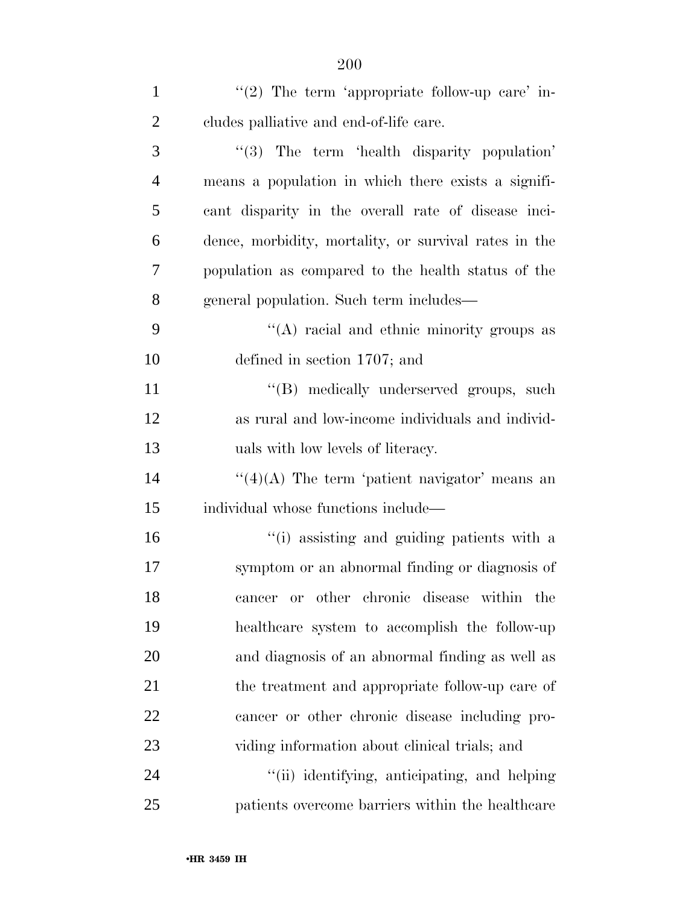''(2) The term 'appropriate follow-up care' includes palliative and end-of-life care.

''(3) The term 'health disparity population' means a population in which there exists a significant disparity in the overall rate of disease incidence, morbidity, mortality, or survival rates in the population as compared to the health status of the general population. Such term includes—

''(A) racial and ethnic minority groups as defined in section 1707; and

''(B) medically underserved groups, such as rural and low-income individuals and individuals with low levels of literacy.

''(4)(A) The term 'patient navigator' means an individual whose functions include—

''(i) assisting and guiding patients with a symptom or an abnormal finding or diagnosis of cancer or other chronic disease within the healthcare system to accomplish the follow-up and diagnosis of an abnormal finding as well as the treatment and appropriate follow-up care of cancer or other chronic disease including providing information about clinical trials; and

''(ii) identifying, anticipating, and helping patients overcome barriers within the healthcare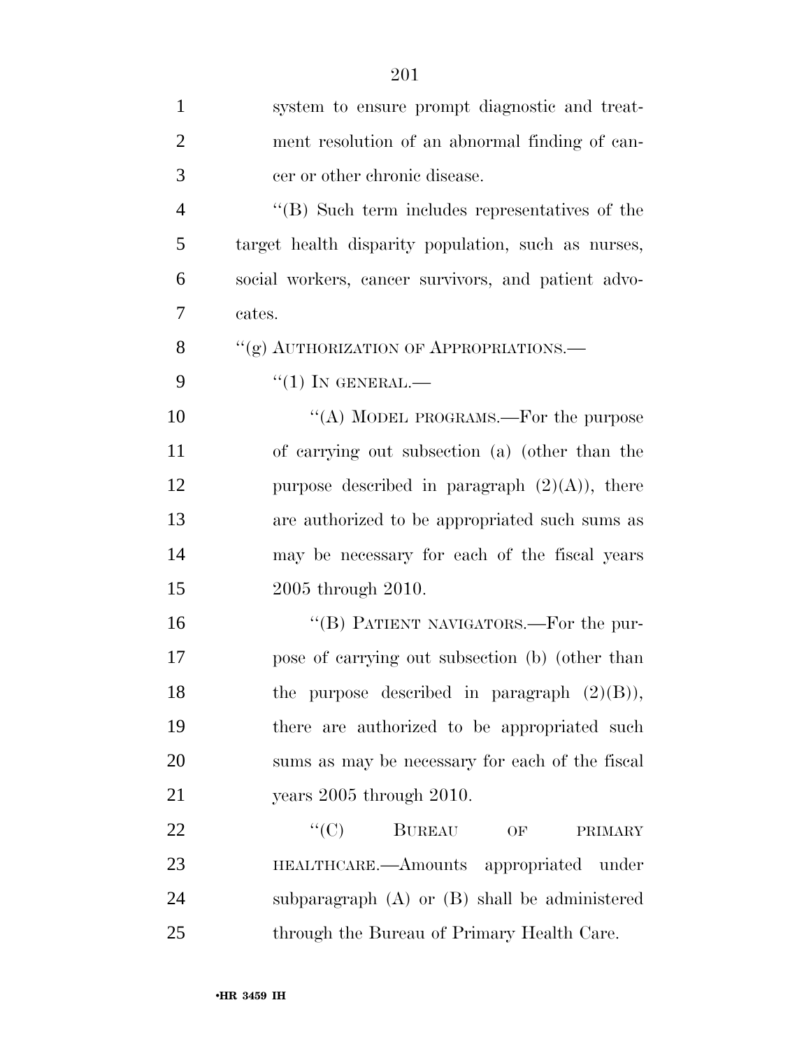system to ensure prompt diagnostic and treatment resolution of an abnormal finding of cancer or other chronic disease.

''(B) Such term includes representatives of the target health disparity population, such as nurses, social workers, cancer survivors, and patient advocates.

''(g) AUTHORIZATION OF APPROPRIATIONS.—

''(1) IN GENERAL.—

''(A) MODEL PROGRAMS.—For the purpose of carrying out subsection (a) (other than the purpose described in paragraph (2)(A)), there are authorized to be appropriated such sums as may be necessary for each of the fiscal years 2005 through 2010.

''(B) PATIENT NAVIGATORS.—For the purpose of carrying out subsection (b) (other than the purpose described in paragraph (2)(B)), there are authorized to be appropriated such sums as may be necessary for each of the fiscal years 2005 through 2010.

''(C) BUREAU OF PRIMARY HEALTHCARE.—Amounts appropriated under subparagraph (A) or (B) shall be administered through the Bureau of Primary Health Care.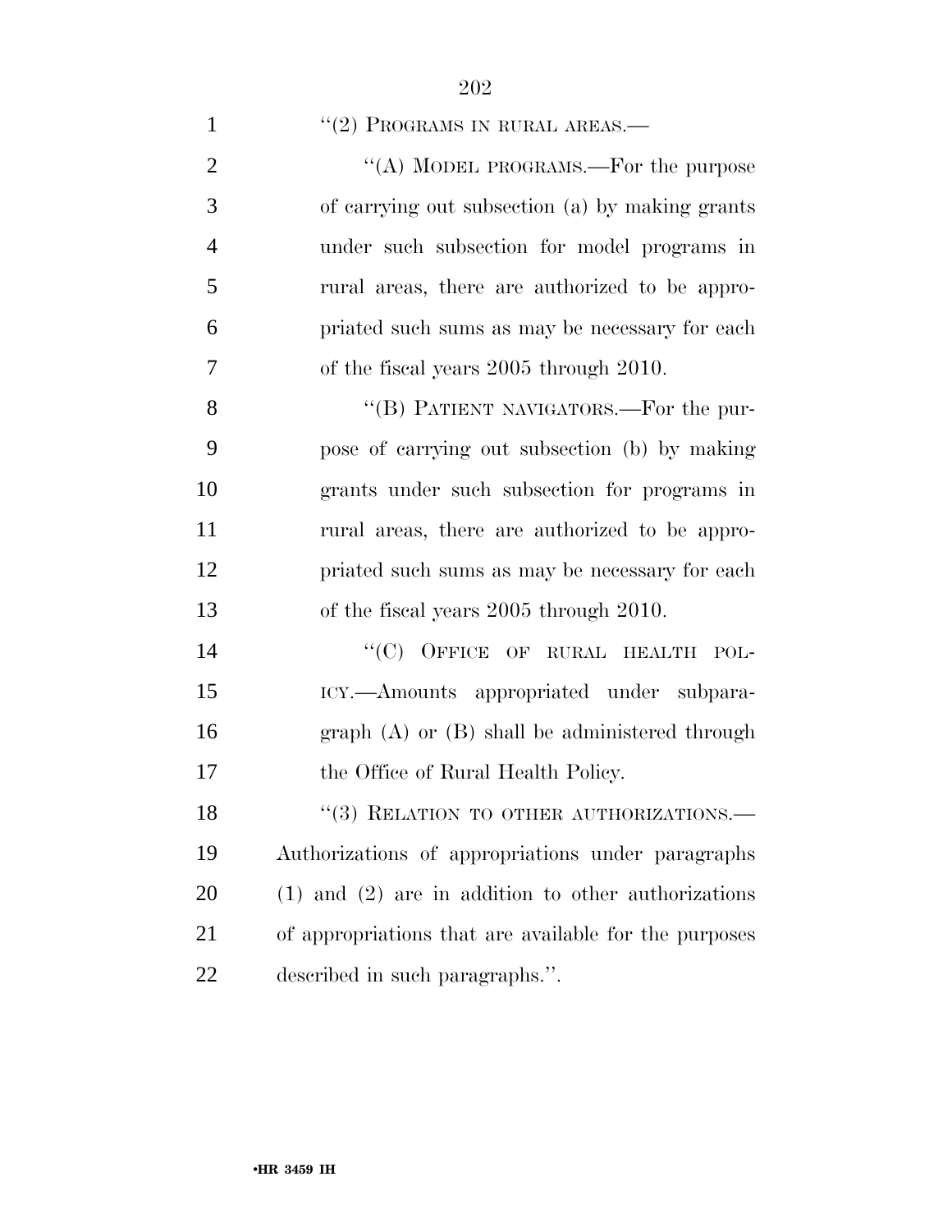''(2) PROGRAMS IN RURAL AREAS.—

''(A) MODEL PROGRAMS.—For the purpose of carrying out subsection (a) by making grants under such subsection for model programs in rural areas, there are authorized to be appropriated such sums as may be necessary for each of the fiscal years 2005 through 2010.

''(B) PATIENT NAVIGATORS.—For the purpose of carrying out subsection (b) by making grants under such subsection for programs in rural areas, there are authorized to be appropriated such sums as may be necessary for each of the fiscal years 2005 through 2010.

''(C) OFFICE OF RURAL HEALTH POLICY.—Amounts appropriated under subparagraph (A) or (B) shall be administered through the Office of Rural Health Policy.

''(3) RELATION TO OTHER AUTHORIZATIONS.—Authorizations of appropriations under paragraphs (1) and (2) are in addition to other authorizations of appropriations that are available for the purposes described in such paragraphs.''.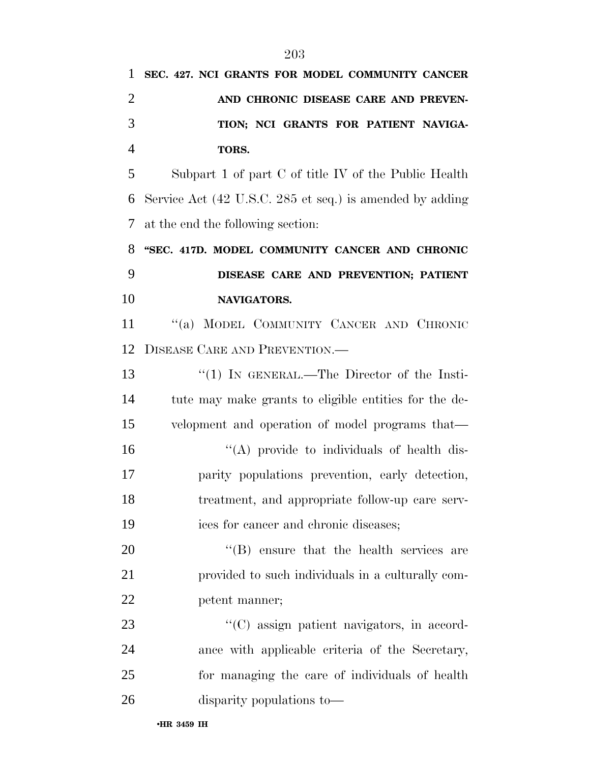**SEC. 427. NCI GRANTS FOR MODEL COMMUNITY CANCER AND CHRONIC DISEASE CARE AND PREVENTION; NCI GRANTS FOR PATIENT NAVIGATORS.**

Subpart 1 of part C of title IV of the Public Health Service Act (42 U.S.C. 285 et seq.) is amended by adding at the end the following section:

**"SEC. 417D. MODEL COMMUNITY CANCER AND CHRONIC DISEASE CARE AND PREVENTION; PATIENT NAVIGATORS.**

"(a) MODEL COMMUNITY CANCER AND CHRONIC DISEASE CARE AND PREVENTION.—

"(1) IN GENERAL.—The Director of the Institute may make grants to eligible entities for the development and operation of model programs that—

"(A) provide to individuals of health disparity populations prevention, early detection, treatment, and appropriate follow-up care services for cancer and chronic diseases;

"(B) ensure that the health services are provided to such individuals in a culturally competent manner;

"(C) assign patient navigators, in accordance with applicable criteria of the Secretary, for managing the care of individuals of health disparity populations to—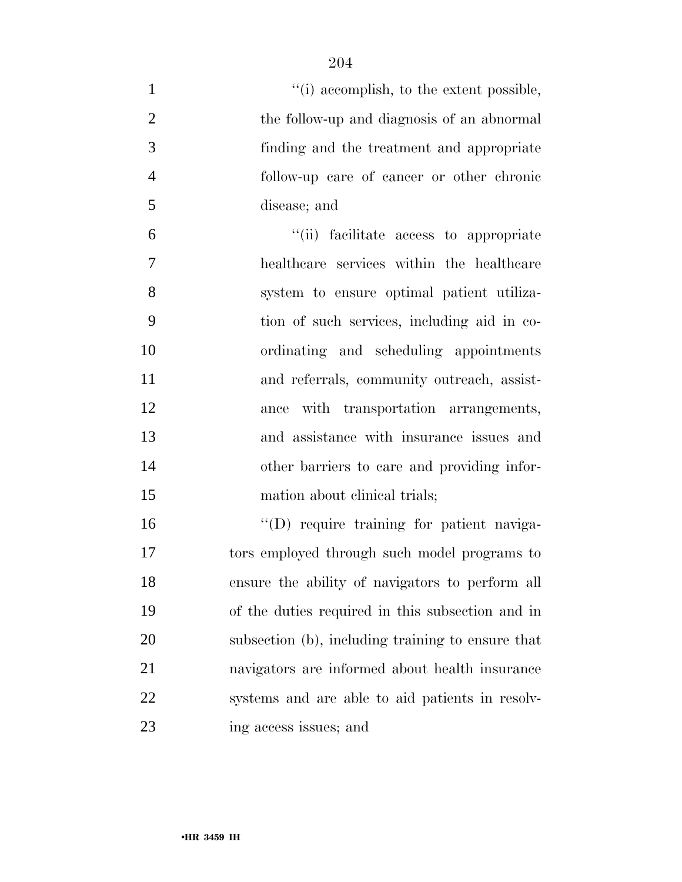"(i) accomplish, to the extent possible, the follow-up and diagnosis of an abnormal finding and the treatment and appropriate follow-up care of cancer or other chronic disease; and

"(ii) facilitate access to appropriate healthcare services within the healthcare system to ensure optimal patient utilization of such services, including aid in coordinating and scheduling appointments and referrals, community outreach, assistance with transportation arrangements, and assistance with insurance issues and other barriers to care and providing information about clinical trials;

"(D) require training for patient navigators employed through such model programs to ensure the ability of navigators to perform all of the duties required in this subsection and in subsection (b), including training to ensure that navigators are informed about health insurance systems and are able to aid patients in resolving access issues; and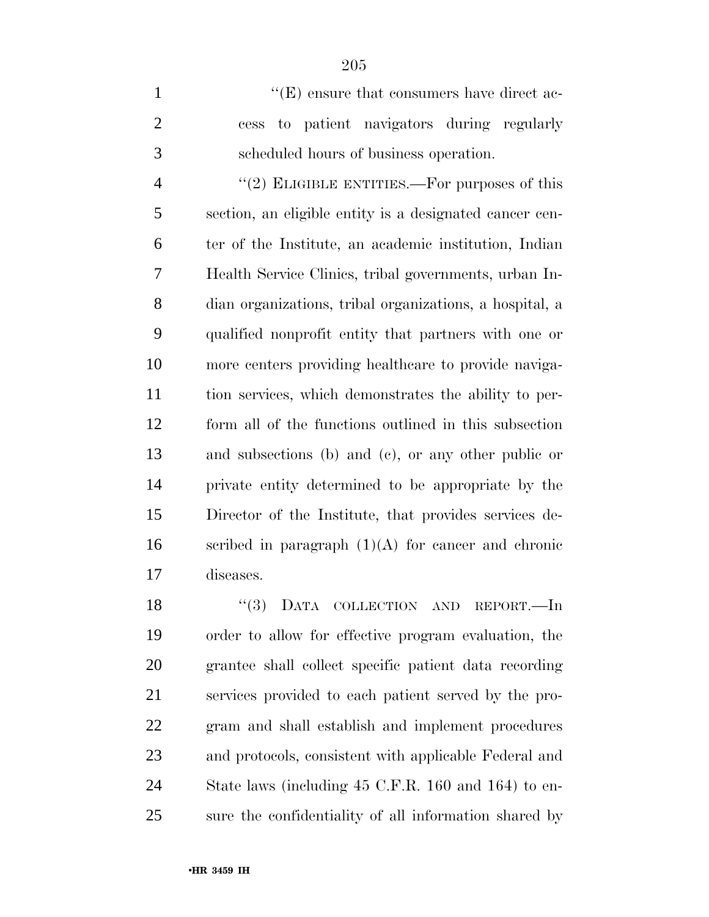"(E) ensure that consumers have direct access to patient navigators during regularly scheduled hours of business operation.

"(2) ELIGIBLE ENTITIES.—For purposes of this section, an eligible entity is a designated cancer center of the Institute, an academic institution, Indian Health Service Clinics, tribal governments, urban Indian organizations, tribal organizations, a hospital, a qualified nonprofit entity that partners with one or more centers providing healthcare to provide navigation services, which demonstrates the ability to perform all of the functions outlined in this subsection and subsections (b) and (c), or any other public or private entity determined to be appropriate by the Director of the Institute, that provides services described in paragraph (1)(A) for cancer and chronic diseases.

"(3) DATA COLLECTION AND REPORT.—In order to allow for effective program evaluation, the grantee shall collect specific patient data recording services provided to each patient served by the program and shall establish and implement procedures and protocols, consistent with applicable Federal and State laws (including 45 C.F.R. 160 and 164) to ensure the confidentiality of all information shared by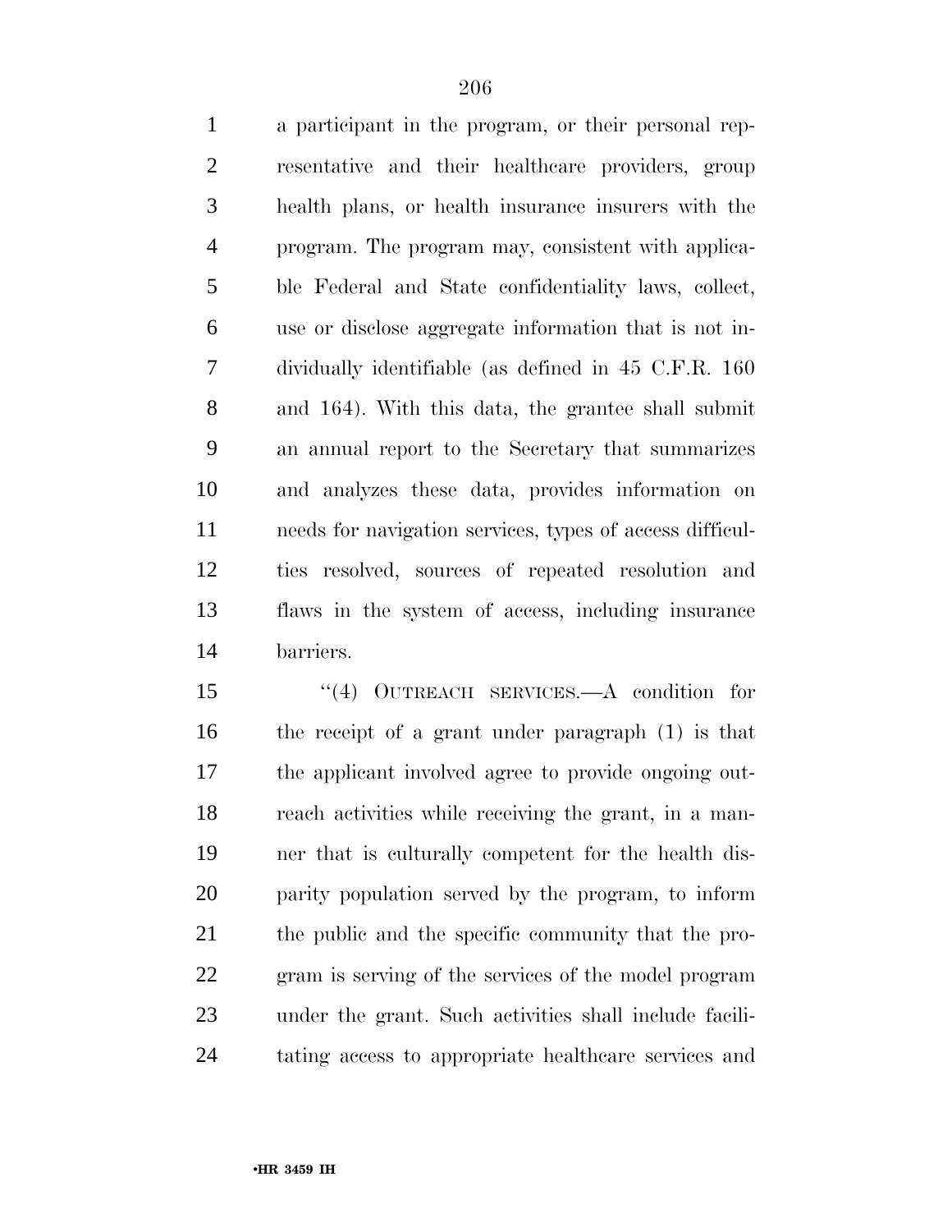a participant in the program, or their personal representative and their healthcare providers, group health plans, or health insurance insurers with the program. The program may, consistent with applicable Federal and State confidentiality laws, collect, use or disclose aggregate information that is not individually identifiable (as defined in 45 C.F.R. 160 and 164). With this data, the grantee shall submit an annual report to the Secretary that summarizes and analyzes these data, provides information on needs for navigation services, types of access difficulties resolved, sources of repeated resolution and flaws in the system of access, including insurance barriers.

"(4) OUTREACH SERVICES.—A condition for the receipt of a grant under paragraph (1) is that the applicant involved agree to provide ongoing outreach activities while receiving the grant, in a manner that is culturally competent for the health disparity population served by the program, to inform the public and the specific community that the program is serving of the services of the model program under the grant. Such activities shall include facilitating access to appropriate healthcare services and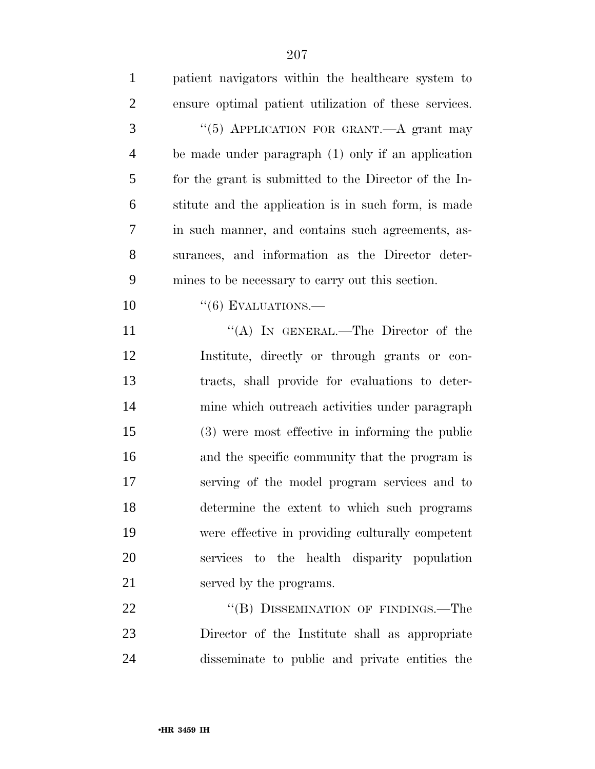patient navigators within the healthcare system to ensure optimal patient utilization of these services.

"(5) APPLICATION FOR GRANT.—A grant may be made under paragraph (1) only if an application for the grant is submitted to the Director of the Institute and the application is in such form, is made in such manner, and contains such agreements, assurances, and information as the Director determines to be necessary to carry out this section.

"(6) EVALUATIONS.—

"(A) IN GENERAL.—The Director of the Institute, directly or through grants or contracts, shall provide for evaluations to determine which outreach activities under paragraph (3) were most effective in informing the public and the specific community that the program is serving of the model program services and to determine the extent to which such programs were effective in providing culturally competent services to the health disparity population served by the programs.

"(B) DISSEMINATION OF FINDINGS.—The Director of the Institute shall as appropriate disseminate to public and private entities the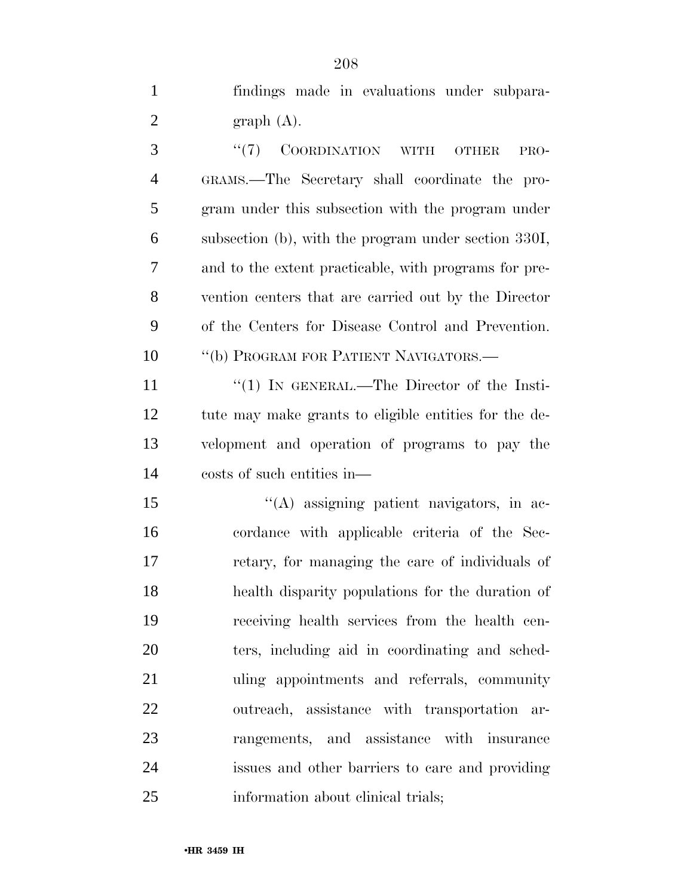findings made in evaluations under subparagraph (A).

"(7) COORDINATION WITH OTHER PROGRAMS.—The Secretary shall coordinate the program under this subsection with the program under subsection (b), with the program under section 330I, and to the extent practicable, with programs for prevention centers that are carried out by the Director of the Centers for Disease Control and Prevention.

"(b) PROGRAM FOR PATIENT NAVIGATORS.—

"(1) IN GENERAL.—The Director of the Institute may make grants to eligible entities for the development and operation of programs to pay the costs of such entities in—

"(A) assigning patient navigators, in accordance with applicable criteria of the Secretary, for managing the care of individuals of health disparity populations for the duration of receiving health services from the health centers, including aid in coordinating and scheduling appointments and referrals, community outreach, assistance with transportation arrangements, and assistance with insurance issues and other barriers to care and providing information about clinical trials;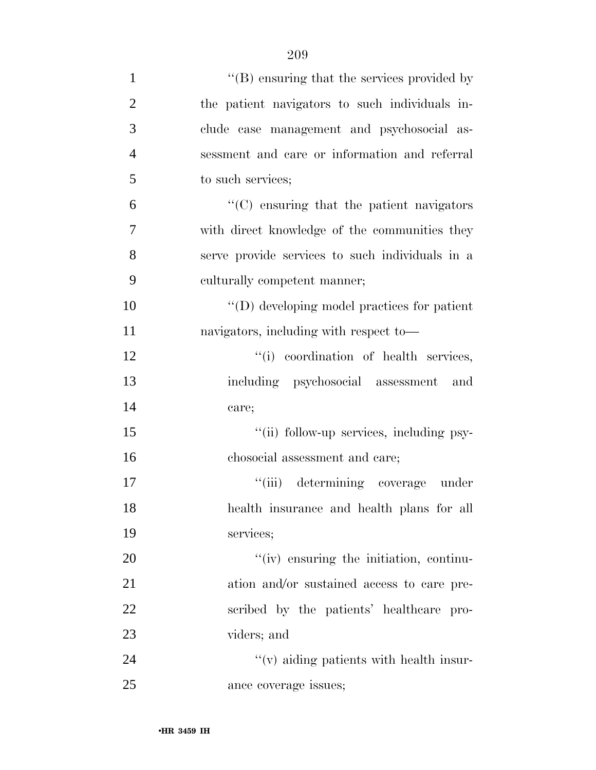''(B) ensuring that the services provided by the patient navigators to such individuals include case management and psychosocial assessment and care or information and referral to such services;

''(C) ensuring that the patient navigators with direct knowledge of the communities they serve provide services to such individuals in a culturally competent manner;

''(D) developing model practices for patient navigators, including with respect to—

''(i) coordination of health services, including psychosocial assessment and care;

''(ii) follow-up services, including psychosocial assessment and care;

''(iii) determining coverage under health insurance and health plans for all services;

''(iv) ensuring the initiation, continuation and/or sustained access to care prescribed by the patients' healthcare providers; and

''(v) aiding patients with health insurance coverage issues;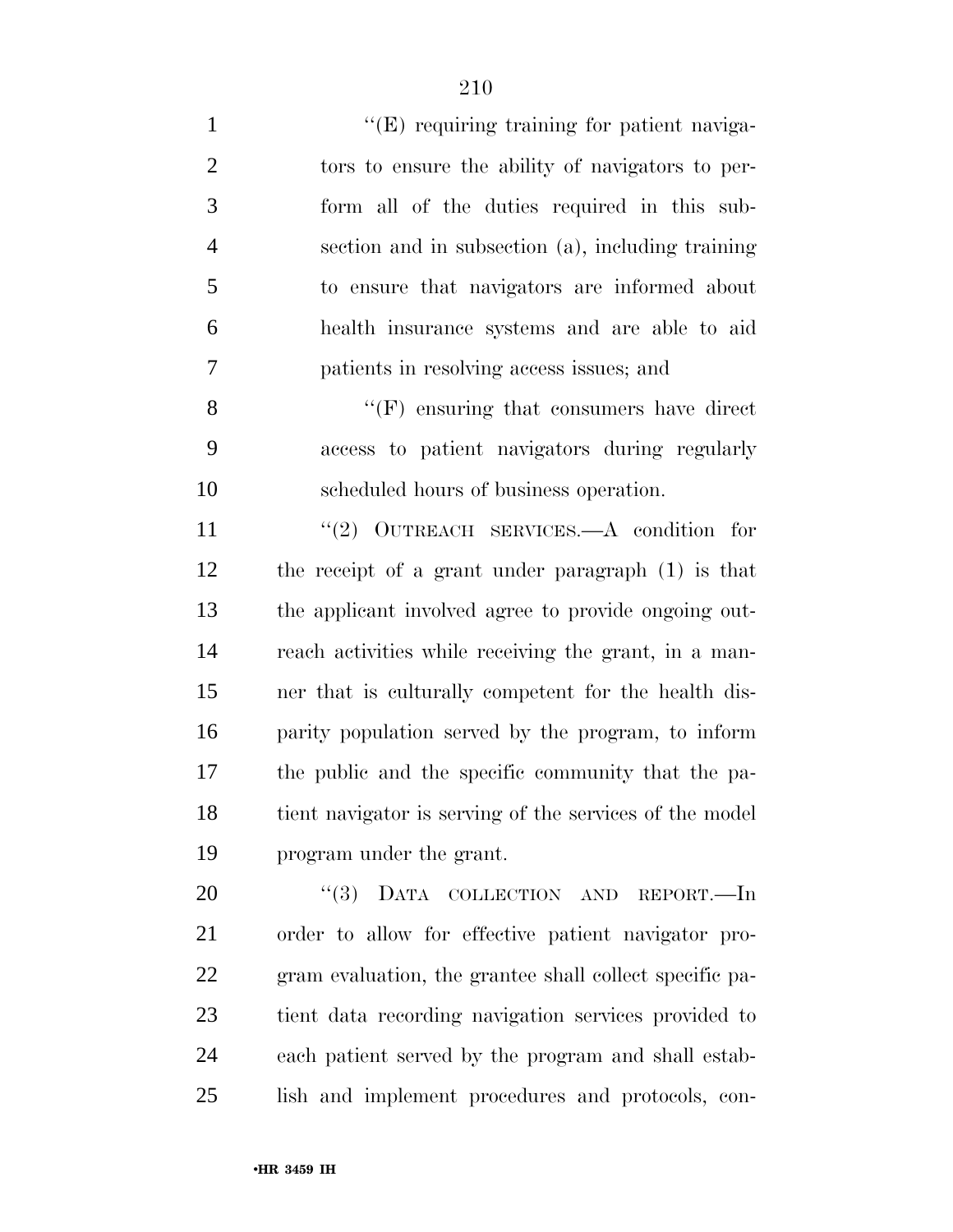''(E) requiring training for patient navigators to ensure the ability of navigators to perform all of the duties required in this subsection and in subsection (a), including training to ensure that navigators are informed about health insurance systems and are able to aid patients in resolving access issues; and

''(F) ensuring that consumers have direct access to patient navigators during regularly scheduled hours of business operation.

''(2) OUTREACH SERVICES.—A condition for the receipt of a grant under paragraph (1) is that the applicant involved agree to provide ongoing outreach activities while receiving the grant, in a manner that is culturally competent for the health disparity population served by the program, to inform the public and the specific community that the patient navigator is serving of the services of the model program under the grant.

''(3) DATA COLLECTION AND REPORT.—In order to allow for effective patient navigator program evaluation, the grantee shall collect specific patient data recording navigation services provided to each patient served by the program and shall establish and implement procedures and protocols, con-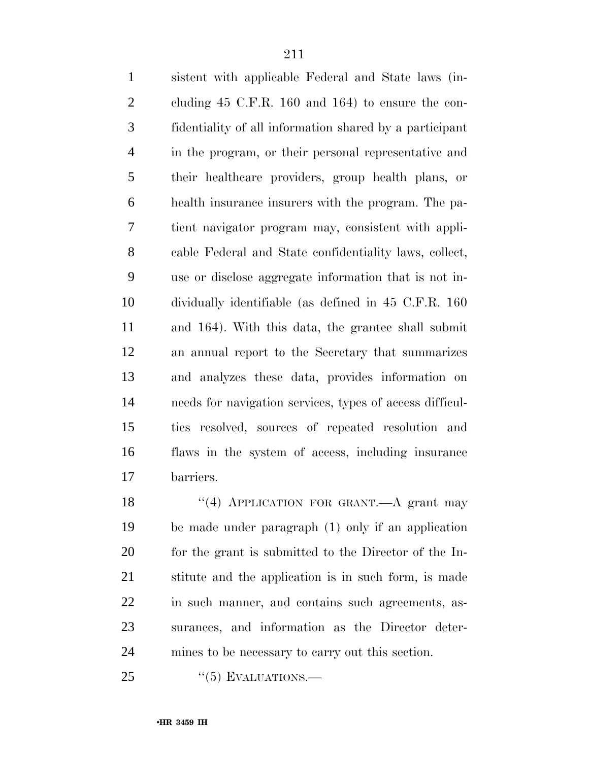sistent with applicable Federal and State laws (including 45 C.F.R. 160 and 164) to ensure the confidentiality of all information shared by a participant in the program, or their personal representative and their healthcare providers, group health plans, or health insurance insurers with the program. The patient navigator program may, consistent with applicable Federal and State confidentiality laws, collect, use or disclose aggregate information that is not individually identifiable (as defined in 45 C.F.R. 160 and 164). With this data, the grantee shall submit an annual report to the Secretary that summarizes and analyzes these data, provides information on needs for navigation services, types of access difficulties resolved, sources of repeated resolution and flaws in the system of access, including insurance barriers.

"(4) APPLICATION FOR GRANT.—A grant may be made under paragraph (1) only if an application for the grant is submitted to the Director of the Institute and the application is in such form, is made in such manner, and contains such agreements, assurances, and information as the Director determines to be necessary to carry out this section.

"(5) EVALUATIONS.—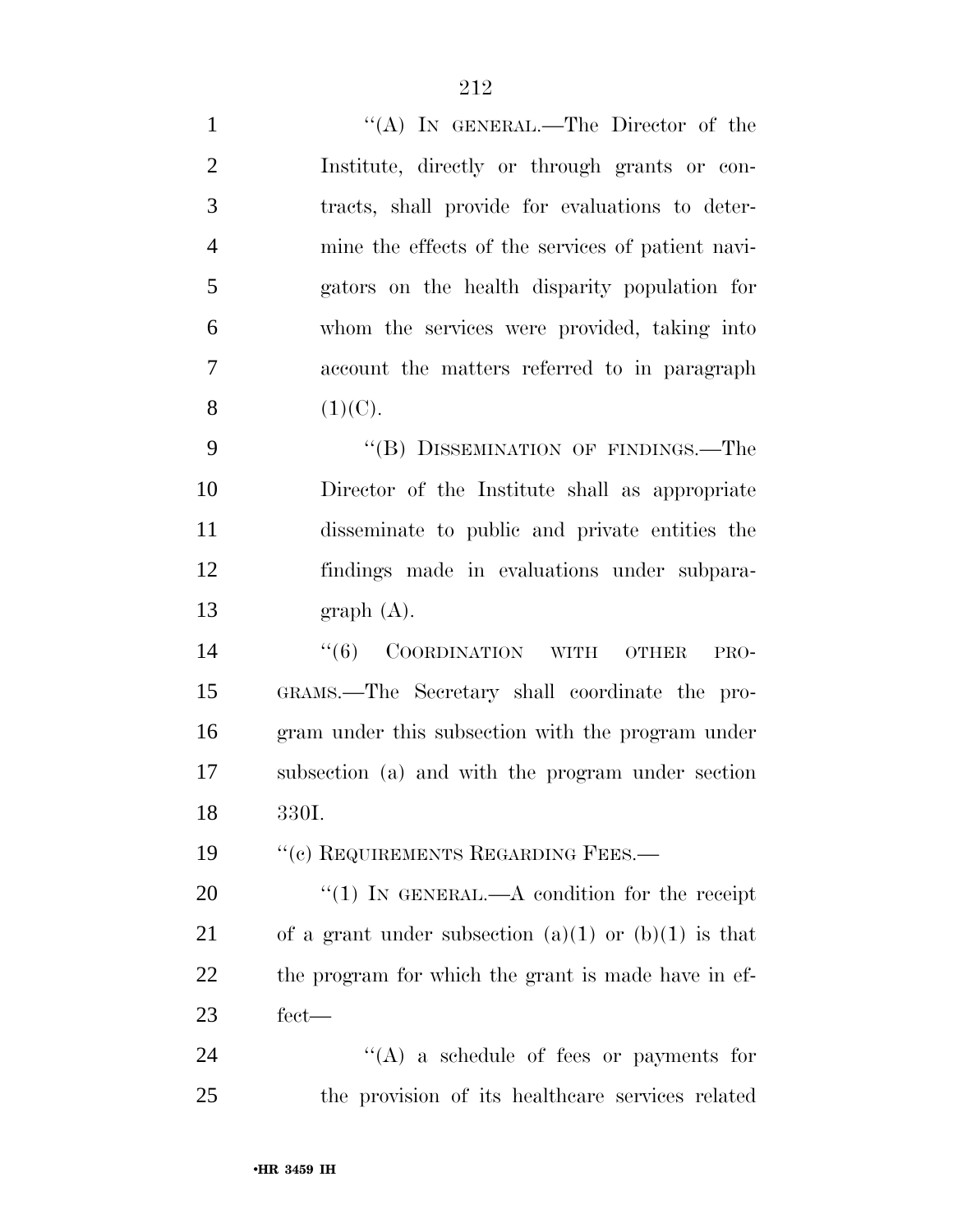"(A) IN GENERAL.—The Director of the Institute, directly or through grants or contracts, shall provide for evaluations to determine the effects of the services of patient navigators on the health disparity population for whom the services were provided, taking into account the matters referred to in paragraph (1)(C).

"(B) DISSEMINATION OF FINDINGS.—The Director of the Institute shall as appropriate disseminate to public and private entities the findings made in evaluations under subparagraph (A).

"(6) COORDINATION WITH OTHER PROGRAMS.—The Secretary shall coordinate the program under this subsection with the program under subsection (a) and with the program under section 330I.

"(c) REQUIREMENTS REGARDING FEES.—

"(1) IN GENERAL.—A condition for the receipt of a grant under subsection (a)(1) or (b)(1) is that the program for which the grant is made have in effect—

"(A) a schedule of fees or payments for the provision of its healthcare services related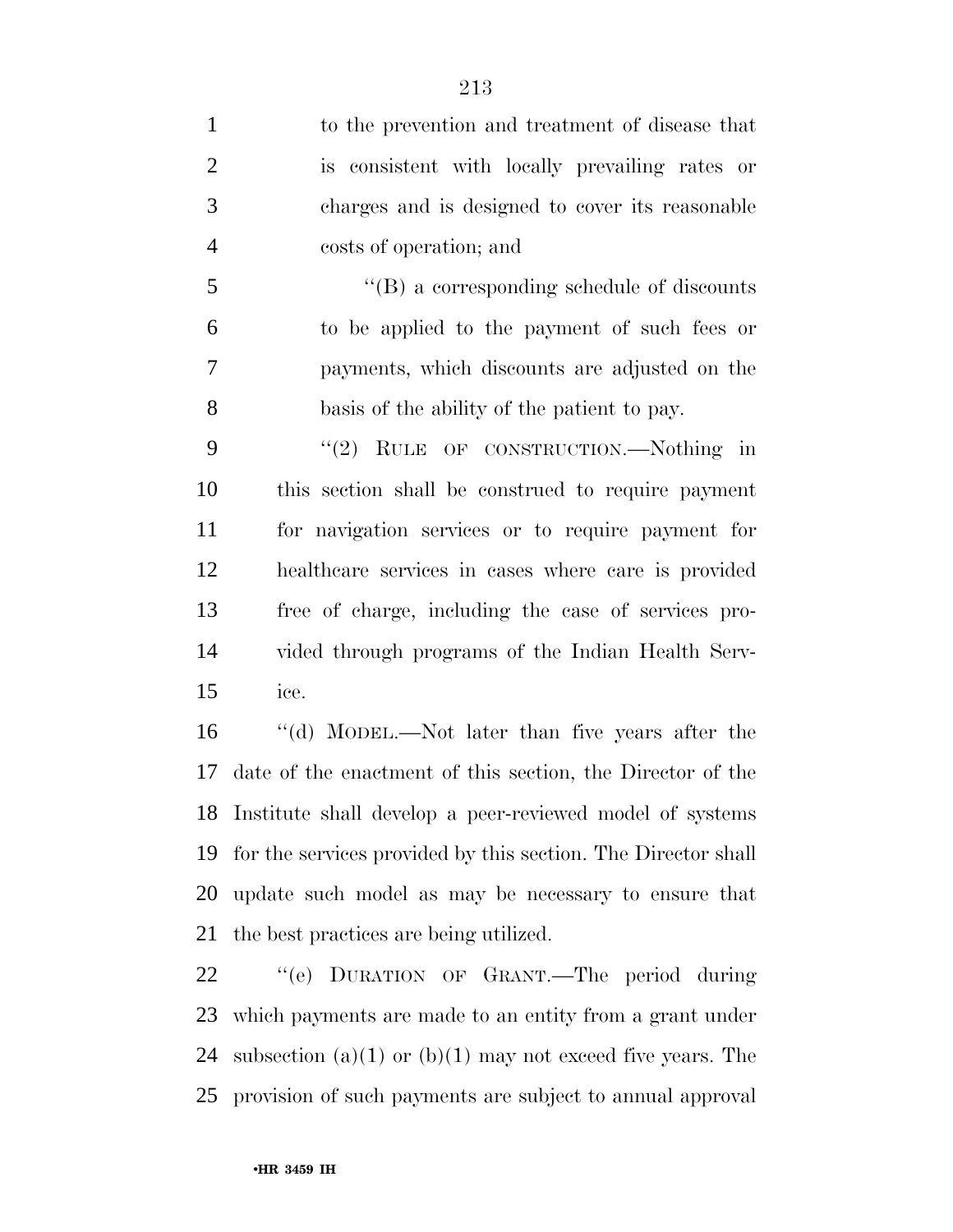to the prevention and treatment of disease that is consistent with locally prevailing rates or charges and is designed to cover its reasonable costs of operation; and

"(B) a corresponding schedule of discounts to be applied to the payment of such fees or payments, which discounts are adjusted on the basis of the ability of the patient to pay.

"(2) RULE OF CONSTRUCTION.—Nothing in this section shall be construed to require payment for navigation services or to require payment for healthcare services in cases where care is provided free of charge, including the case of services provided through programs of the Indian Health Service.

"(d) MODEL.—Not later than five years after the date of the enactment of this section, the Director of the Institute shall develop a peer-reviewed model of systems for the services provided by this section. The Director shall update such model as may be necessary to ensure that the best practices are being utilized.

"(e) DURATION OF GRANT.—The period during which payments are made to an entity from a grant under subsection (a)(1) or (b)(1) may not exceed five years. The provision of such payments are subject to annual approval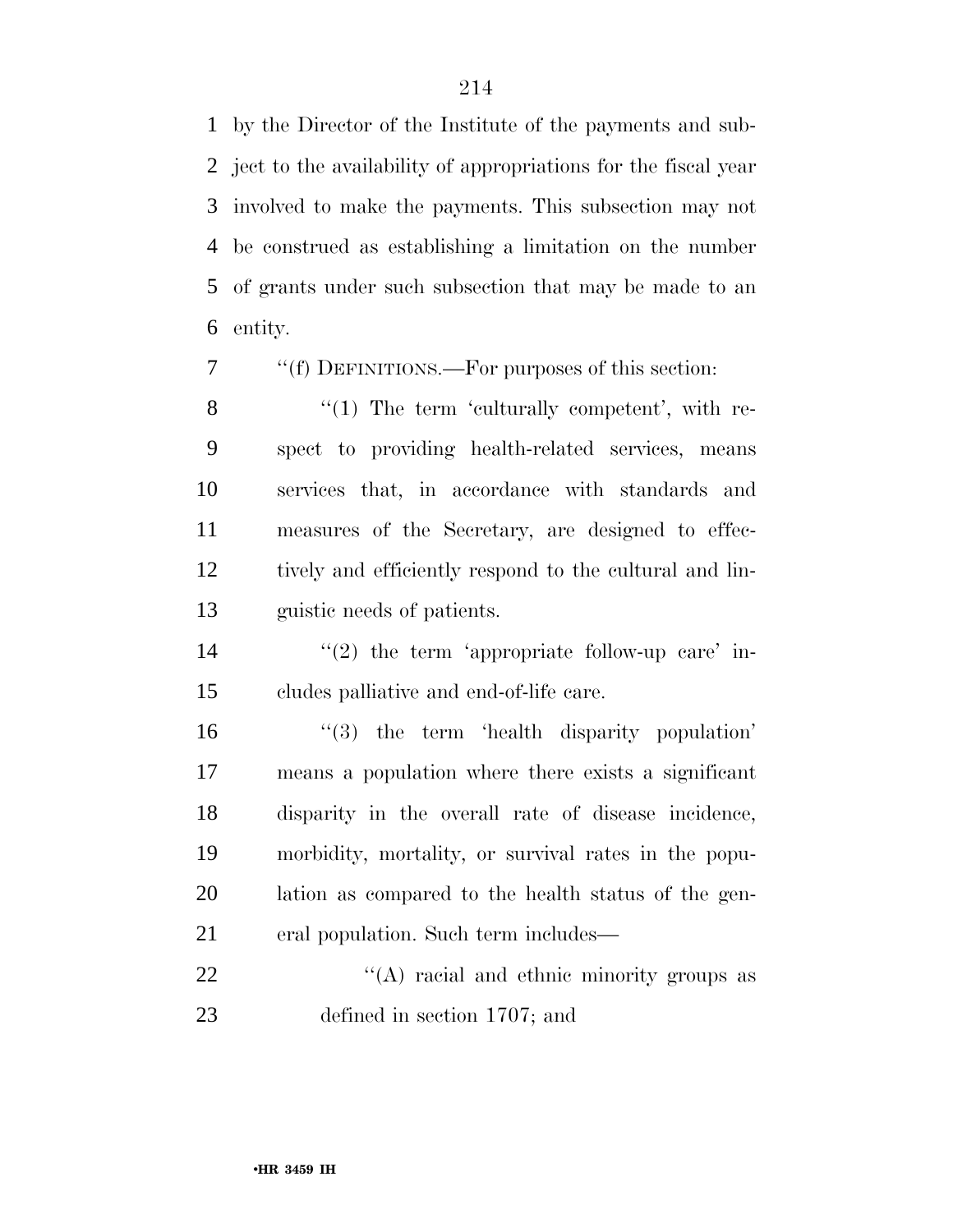by the Director of the Institute of the payments and subject to the availability of appropriations for the fiscal year involved to make the payments. This subsection may not be construed as establishing a limitation on the number of grants under such subsection that may be made to an entity.

''(f) DEFINITIONS.—For purposes of this section:

''(1) The term 'culturally competent', with respect to providing health-related services, means services that, in accordance with standards and measures of the Secretary, are designed to effectively and efficiently respond to the cultural and linguistic needs of patients.

''(2) the term 'appropriate follow-up care' includes palliative and end-of-life care.

''(3) the term 'health disparity population' means a population where there exists a significant disparity in the overall rate of disease incidence, morbidity, mortality, or survival rates in the population as compared to the health status of the general population. Such term includes—

''(A) racial and ethnic minority groups as defined in section 1707; and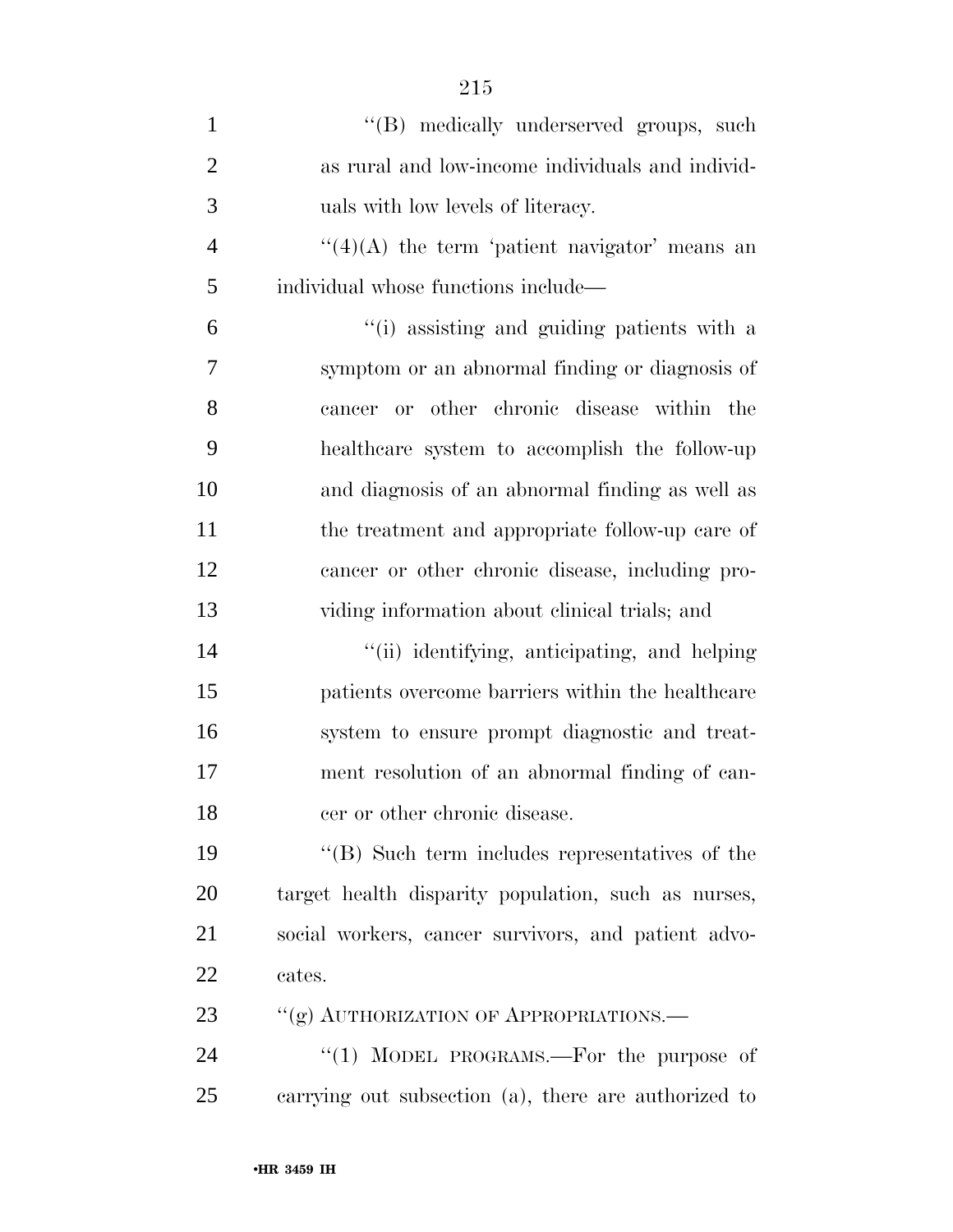''(B) medically underserved groups, such as rural and low-income individuals and individuals with low levels of literacy.

''(4)(A) the term 'patient navigator' means an individual whose functions include—

''(i) assisting and guiding patients with a symptom or an abnormal finding or diagnosis of cancer or other chronic disease within the healthcare system to accomplish the follow-up and diagnosis of an abnormal finding as well as the treatment and appropriate follow-up care of cancer or other chronic disease, including providing information about clinical trials; and

''(ii) identifying, anticipating, and helping patients overcome barriers within the healthcare system to ensure prompt diagnostic and treatment resolution of an abnormal finding of cancer or other chronic disease.

''(B) Such term includes representatives of the target health disparity population, such as nurses, social workers, cancer survivors, and patient advocates.

''(g) AUTHORIZATION OF APPROPRIATIONS.—

''(1) MODEL PROGRAMS.—For the purpose of carrying out subsection (a), there are authorized to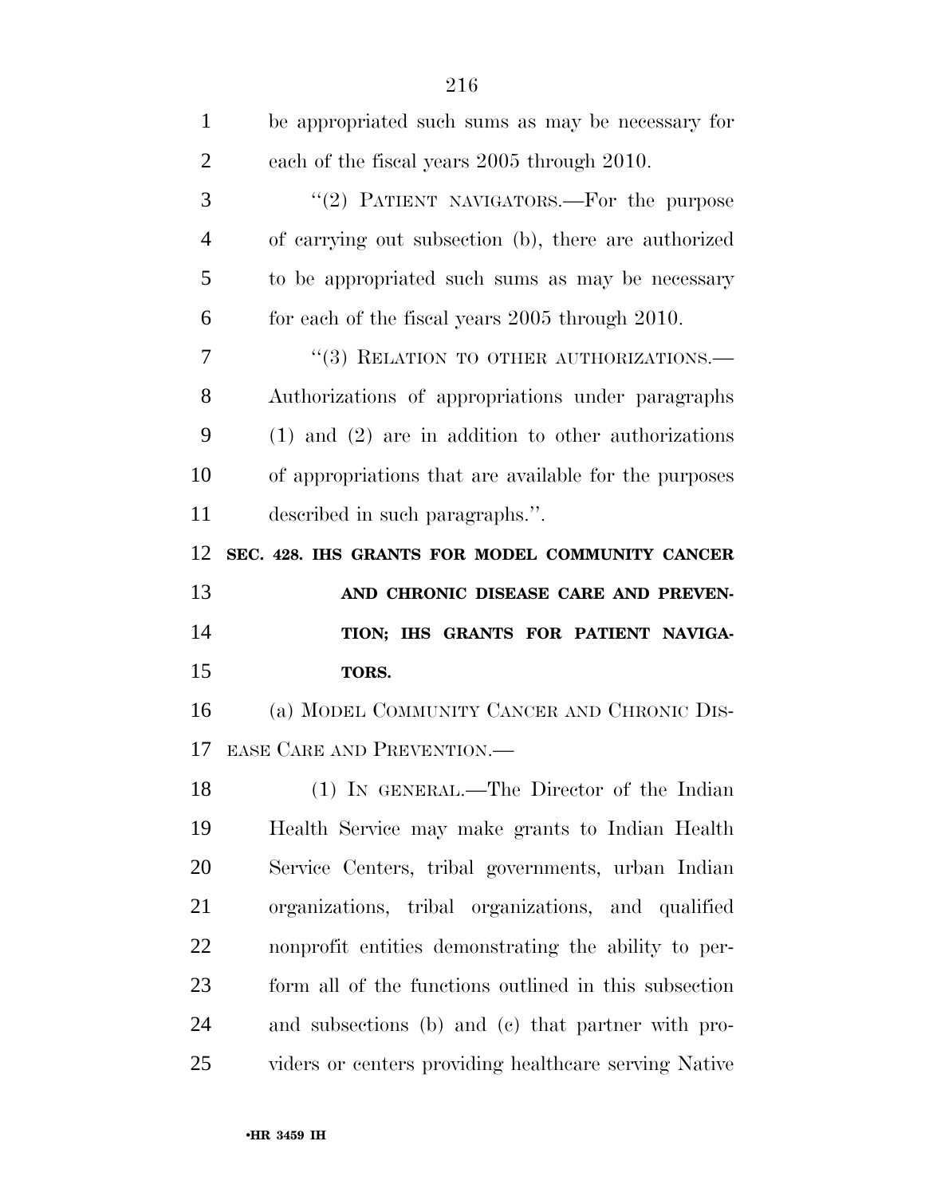be appropriated such sums as may be necessary for each of the fiscal years 2005 through 2010.

"(2) PATIENT NAVIGATORS.—For the purpose of carrying out subsection (b), there are authorized to be appropriated such sums as may be necessary for each of the fiscal years 2005 through 2010.

"(3) RELATION TO OTHER AUTHORIZATIONS.—Authorizations of appropriations under paragraphs (1) and (2) are in addition to other authorizations of appropriations that are available for the purposes described in such paragraphs.".

**SEC. 428. IHS GRANTS FOR MODEL COMMUNITY CANCER AND CHRONIC DISEASE CARE AND PREVENTION; IHS GRANTS FOR PATIENT NAVIGATORS.**

(a) MODEL COMMUNITY CANCER AND CHRONIC DISEASE CARE AND PREVENTION.—

(1) IN GENERAL.—The Director of the Indian Health Service may make grants to Indian Health Service Centers, tribal governments, urban Indian organizations, tribal organizations, and qualified nonprofit entities demonstrating the ability to perform all of the functions outlined in this subsection and subsections (b) and (c) that partner with providers or centers providing healthcare serving Native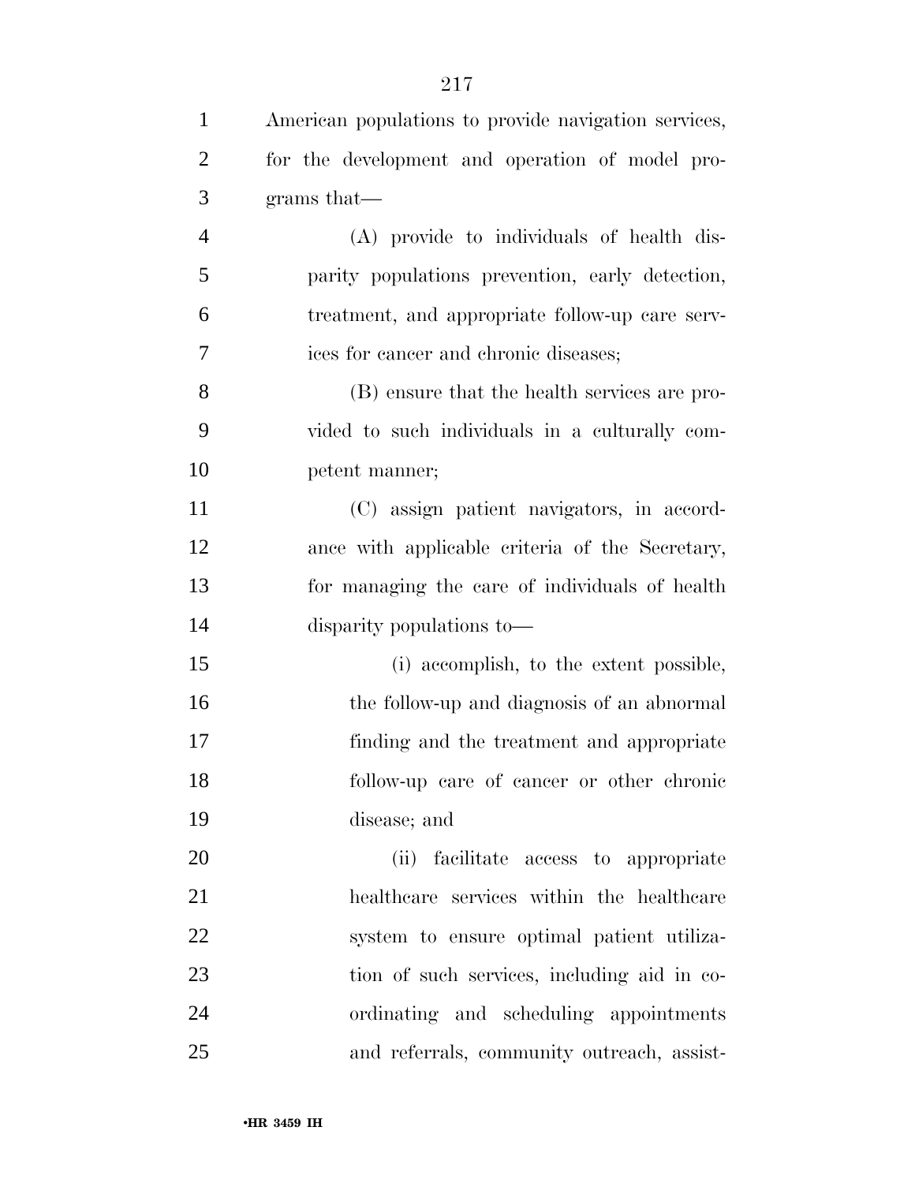American populations to provide navigation services, for the development and operation of model programs that—

(A) provide to individuals of health disparity populations prevention, early detection, treatment, and appropriate follow-up care services for cancer and chronic diseases;

(B) ensure that the health services are provided to such individuals in a culturally competent manner;

(C) assign patient navigators, in accordance with applicable criteria of the Secretary, for managing the care of individuals of health disparity populations to—

(i) accomplish, to the extent possible, the follow-up and diagnosis of an abnormal finding and the treatment and appropriate follow-up care of cancer or other chronic disease; and

(ii) facilitate access to appropriate healthcare services within the healthcare system to ensure optimal patient utilization of such services, including aid in coordinating and scheduling appointments and referrals, community outreach, assist-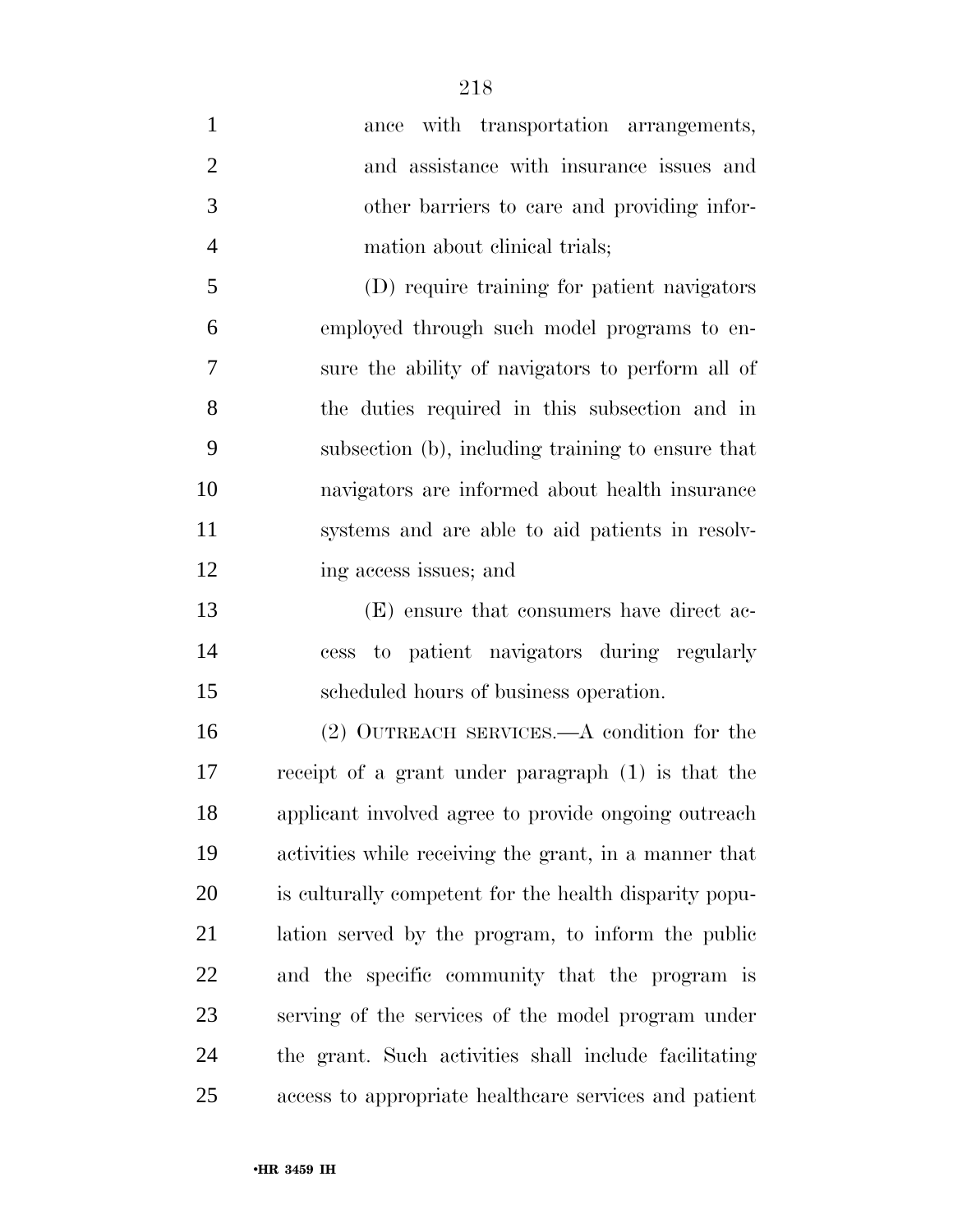ance with transportation arrangements, and assistance with insurance issues and other barriers to care and providing information about clinical trials;

(D) require training for patient navigators employed through such model programs to ensure the ability of navigators to perform all of the duties required in this subsection and in subsection (b), including training to ensure that navigators are informed about health insurance systems and are able to aid patients in resolving access issues; and

(E) ensure that consumers have direct access to patient navigators during regularly scheduled hours of business operation.

(2) OUTREACH SERVICES.—A condition for the receipt of a grant under paragraph (1) is that the applicant involved agree to provide ongoing outreach activities while receiving the grant, in a manner that is culturally competent for the health disparity population served by the program, to inform the public and the specific community that the program is serving of the services of the model program under the grant. Such activities shall include facilitating access to appropriate healthcare services and patient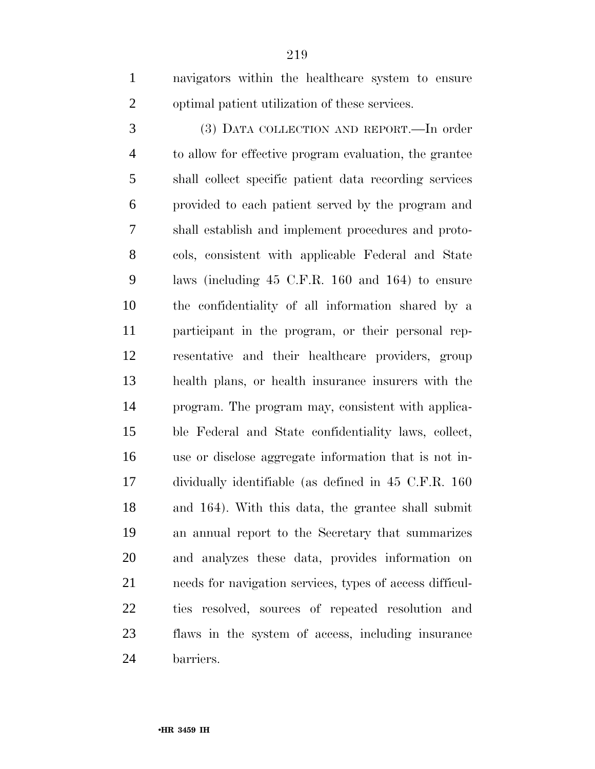navigators within the healthcare system to ensure optimal patient utilization of these services.

(3) DATA COLLECTION AND REPORT.—In order to allow for effective program evaluation, the grantee shall collect specific patient data recording services provided to each patient served by the program and shall establish and implement procedures and protocols, consistent with applicable Federal and State laws (including 45 C.F.R. 160 and 164) to ensure the confidentiality of all information shared by a participant in the program, or their personal representative and their healthcare providers, group health plans, or health insurance insurers with the program. The program may, consistent with applicable Federal and State confidentiality laws, collect, use or disclose aggregate information that is not individually identifiable (as defined in 45 C.F.R. 160 and 164). With this data, the grantee shall submit an annual report to the Secretary that summarizes and analyzes these data, provides information on needs for navigation services, types of access difficulties resolved, sources of repeated resolution and flaws in the system of access, including insurance barriers.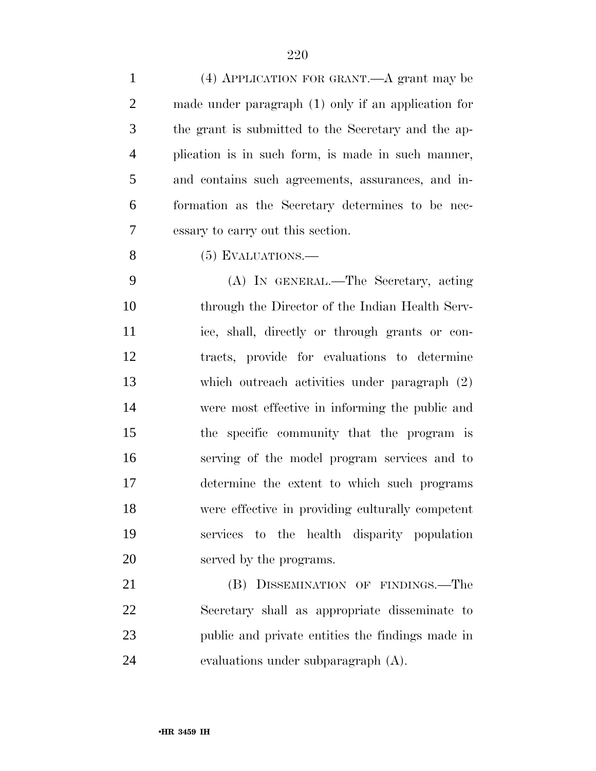(4) APPLICATION FOR GRANT.—A grant may be made under paragraph (1) only if an application for the grant is submitted to the Secretary and the application is in such form, is made in such manner, and contains such agreements, assurances, and information as the Secretary determines to be necessary to carry out this section.

(5) EVALUATIONS.—

(A) IN GENERAL.—The Secretary, acting through the Director of the Indian Health Service, shall, directly or through grants or contracts, provide for evaluations to determine which outreach activities under paragraph (2) were most effective in informing the public and the specific community that the program is serving of the model program services and to determine the extent to which such programs were effective in providing culturally competent services to the health disparity population served by the programs.

(B) DISSEMINATION OF FINDINGS.—The Secretary shall as appropriate disseminate to public and private entities the findings made in evaluations under subparagraph (A).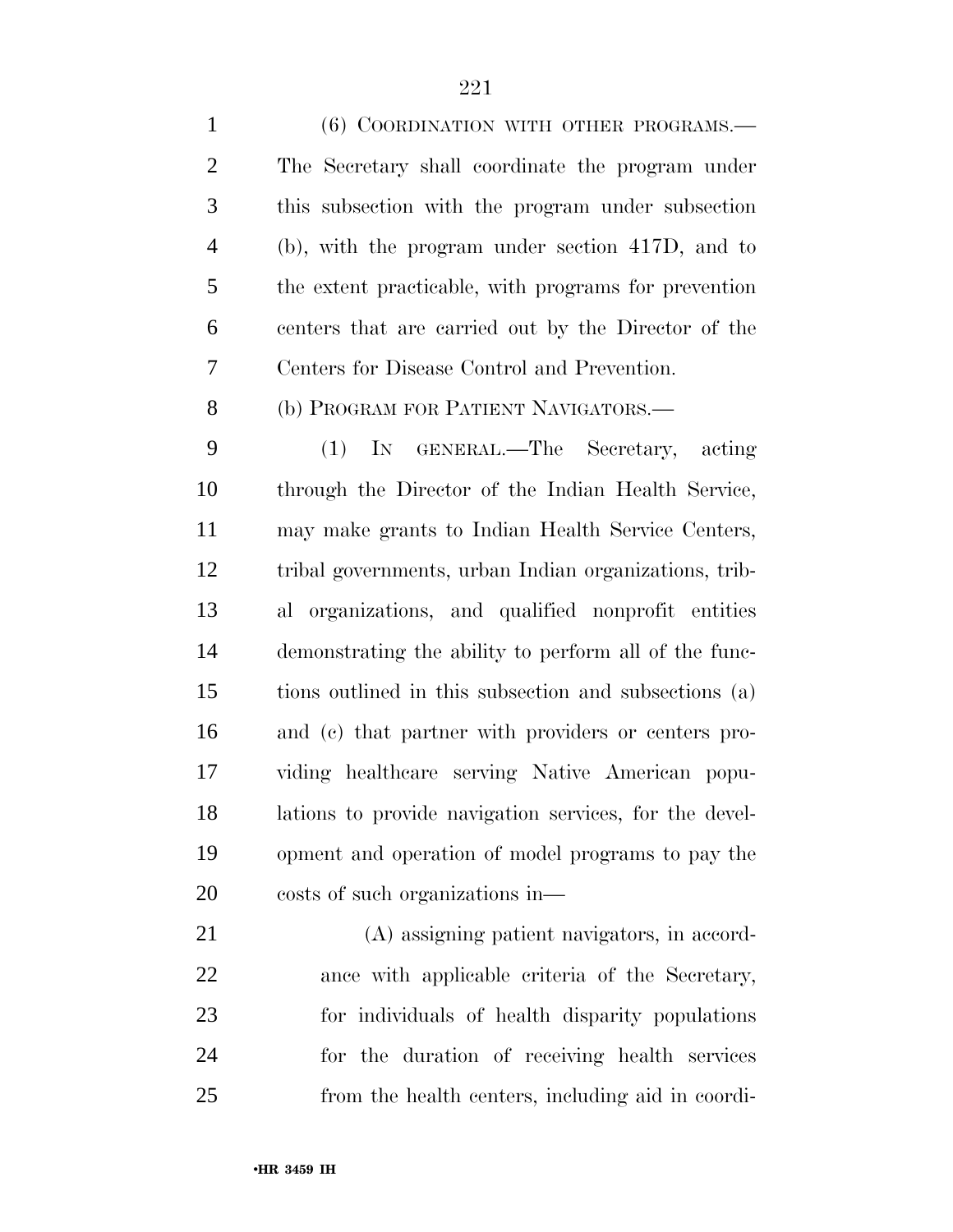(6) COORDINATION WITH OTHER PROGRAMS.—The Secretary shall coordinate the program under this subsection with the program under subsection (b), with the program under section 417D, and to the extent practicable, with programs for prevention centers that are carried out by the Director of the Centers for Disease Control and Prevention.

(b) PROGRAM FOR PATIENT NAVIGATORS.—

(1) IN GENERAL.—The Secretary, acting through the Director of the Indian Health Service, may make grants to Indian Health Service Centers, tribal governments, urban Indian organizations, tribal organizations, and qualified nonprofit entities demonstrating the ability to perform all of the functions outlined in this subsection and subsections (a) and (c) that partner with providers or centers providing healthcare serving Native American populations to provide navigation services, for the development and operation of model programs to pay the costs of such organizations in—

(A) assigning patient navigators, in accordance with applicable criteria of the Secretary, for individuals of health disparity populations for the duration of receiving health services from the health centers, including aid in coordi-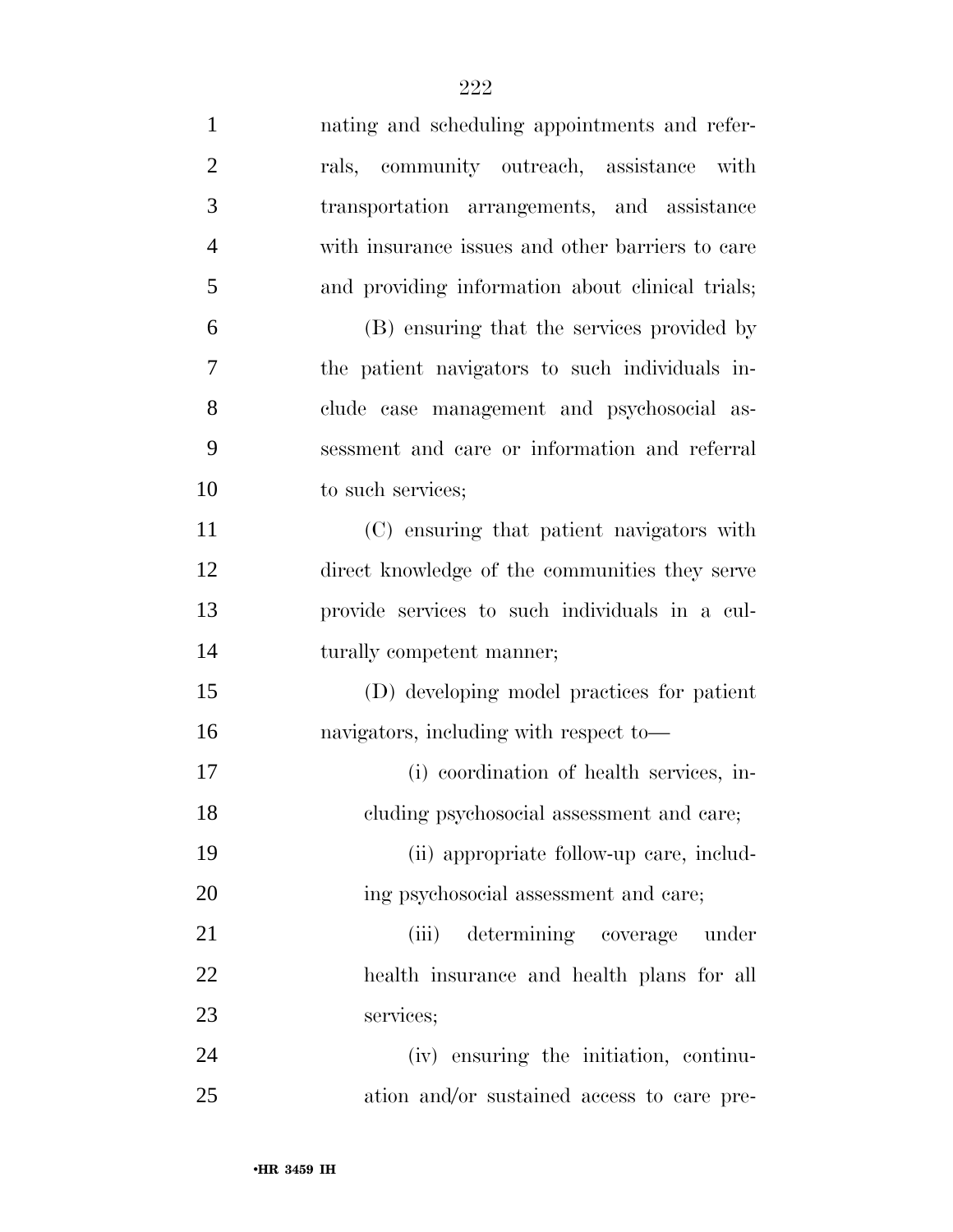nating and scheduling appointments and referrals, community outreach, assistance with transportation arrangements, and assistance with insurance issues and other barriers to care and providing information about clinical trials;

(B) ensuring that the services provided by the patient navigators to such individuals include case management and psychosocial assessment and care or information and referral to such services;

(C) ensuring that patient navigators with direct knowledge of the communities they serve provide services to such individuals in a culturally competent manner;

(D) developing model practices for patient navigators, including with respect to—

(i) coordination of health services, including psychosocial assessment and care;

(ii) appropriate follow-up care, including psychosocial assessment and care;

(iii) determining coverage under health insurance and health plans for all services;

(iv) ensuring the initiation, continuation and/or sustained access to care pre-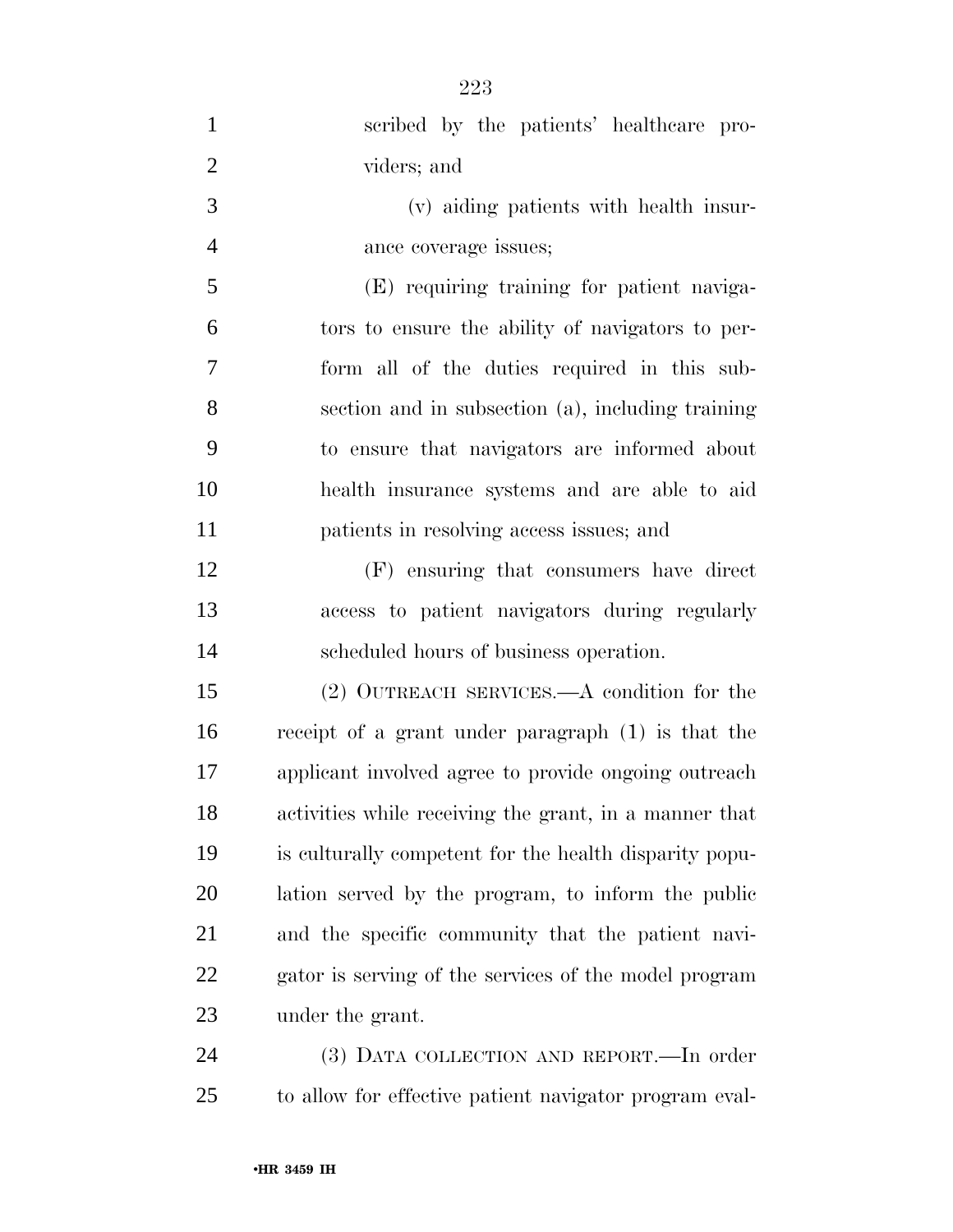scribed by the patients' healthcare providers; and

(v) aiding patients with health insurance coverage issues;

(E) requiring training for patient navigators to ensure the ability of navigators to perform all of the duties required in this subsection and in subsection (a), including training to ensure that navigators are informed about health insurance systems and are able to aid patients in resolving access issues; and

(F) ensuring that consumers have direct access to patient navigators during regularly scheduled hours of business operation.

(2) OUTREACH SERVICES.—A condition for the receipt of a grant under paragraph (1) is that the applicant involved agree to provide ongoing outreach activities while receiving the grant, in a manner that is culturally competent for the health disparity population served by the program, to inform the public and the specific community that the patient navigator is serving of the services of the model program under the grant.

(3) DATA COLLECTION AND REPORT.—In order to allow for effective patient navigator program eval-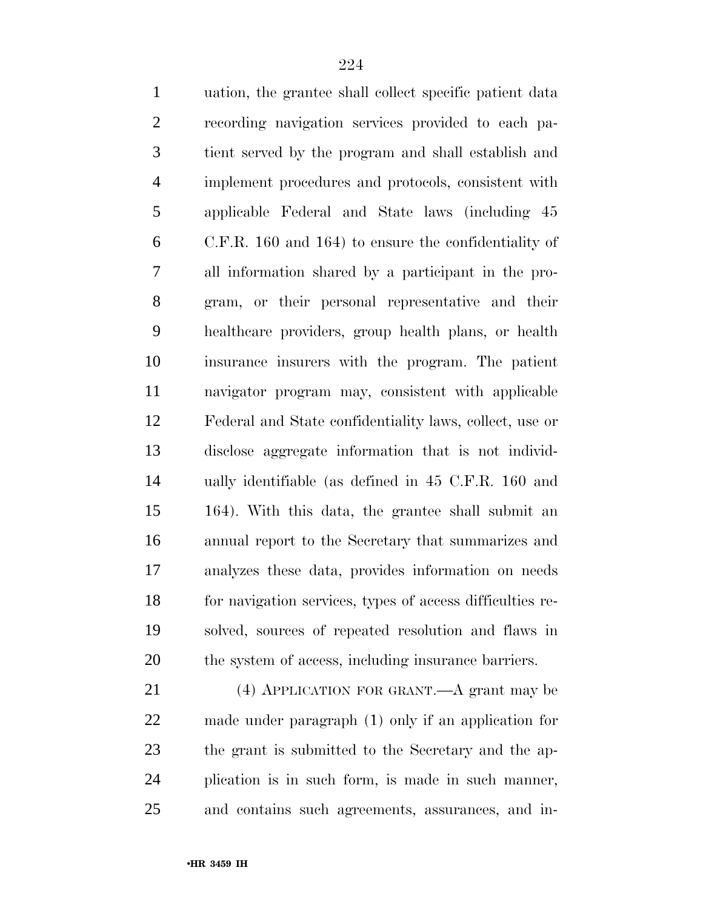uation, the grantee shall collect specific patient data recording navigation services provided to each patient served by the program and shall establish and implement procedures and protocols, consistent with applicable Federal and State laws (including 45 C.F.R. 160 and 164) to ensure the confidentiality of all information shared by a participant in the program, or their personal representative and their healthcare providers, group health plans, or health insurance insurers with the program. The patient navigator program may, consistent with applicable Federal and State confidentiality laws, collect, use or disclose aggregate information that is not individually identifiable (as defined in 45 C.F.R. 160 and 164). With this data, the grantee shall submit an annual report to the Secretary that summarizes and analyzes these data, provides information on needs for navigation services, types of access difficulties resolved, sources of repeated resolution and flaws in the system of access, including insurance barriers.

(4) APPLICATION FOR GRANT.—A grant may be made under paragraph (1) only if an application for the grant is submitted to the Secretary and the application is in such form, is made in such manner, and contains such agreements, assurances, and in-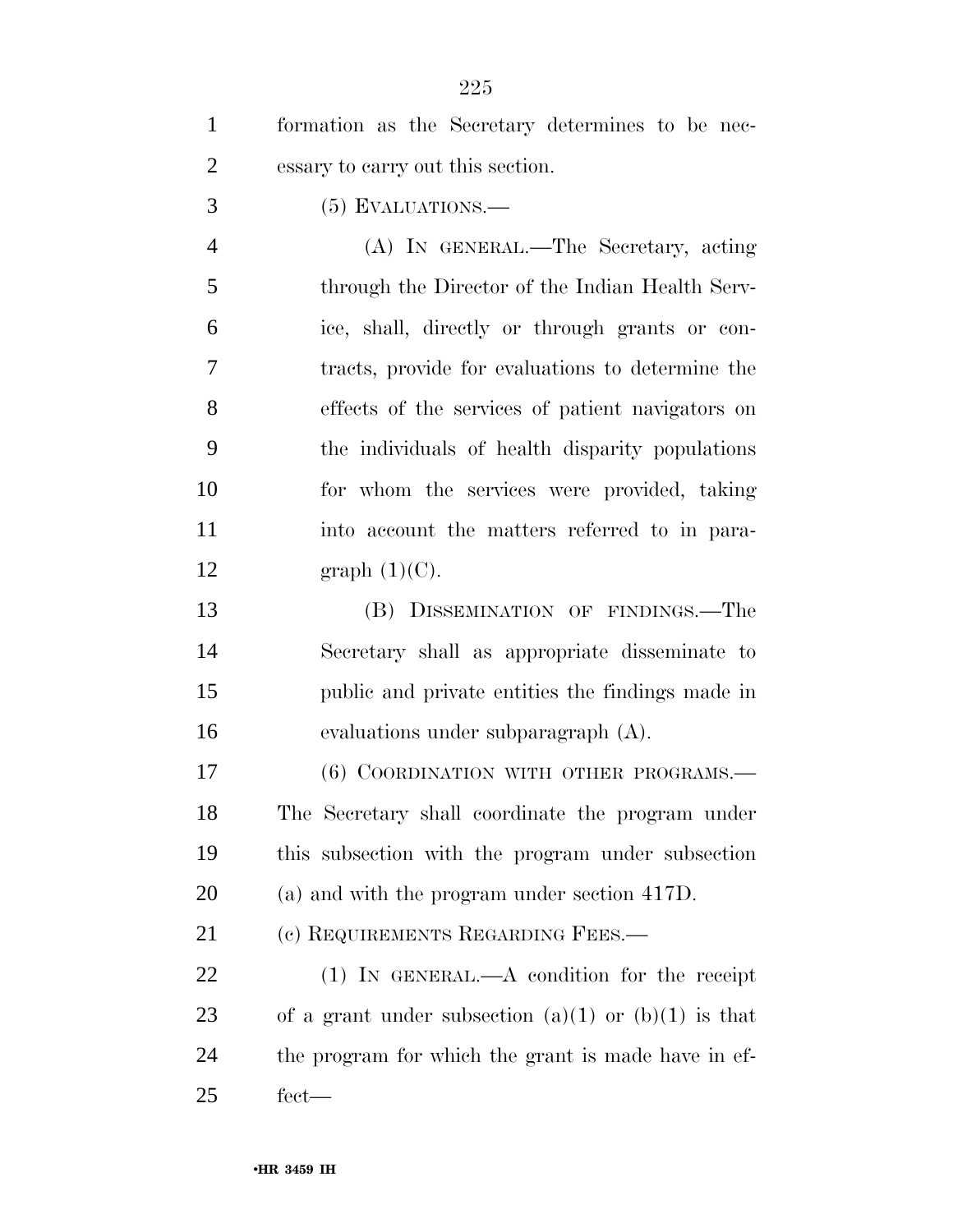formation as the Secretary determines to be necessary to carry out this section.

(5) EVALUATIONS.—

(A) IN GENERAL.—The Secretary, acting through the Director of the Indian Health Service, shall, directly or through grants or contracts, provide for evaluations to determine the effects of the services of patient navigators on the individuals of health disparity populations for whom the services were provided, taking into account the matters referred to in paragraph (1)(C).

(B) DISSEMINATION OF FINDINGS.—The Secretary shall as appropriate disseminate to public and private entities the findings made in evaluations under subparagraph (A).

(6) COORDINATION WITH OTHER PROGRAMS.—The Secretary shall coordinate the program under this subsection with the program under subsection (a) and with the program under section 417D.

(c) REQUIREMENTS REGARDING FEES.—

(1) IN GENERAL.—A condition for the receipt of a grant under subsection (a)(1) or (b)(1) is that the program for which the grant is made have in effect—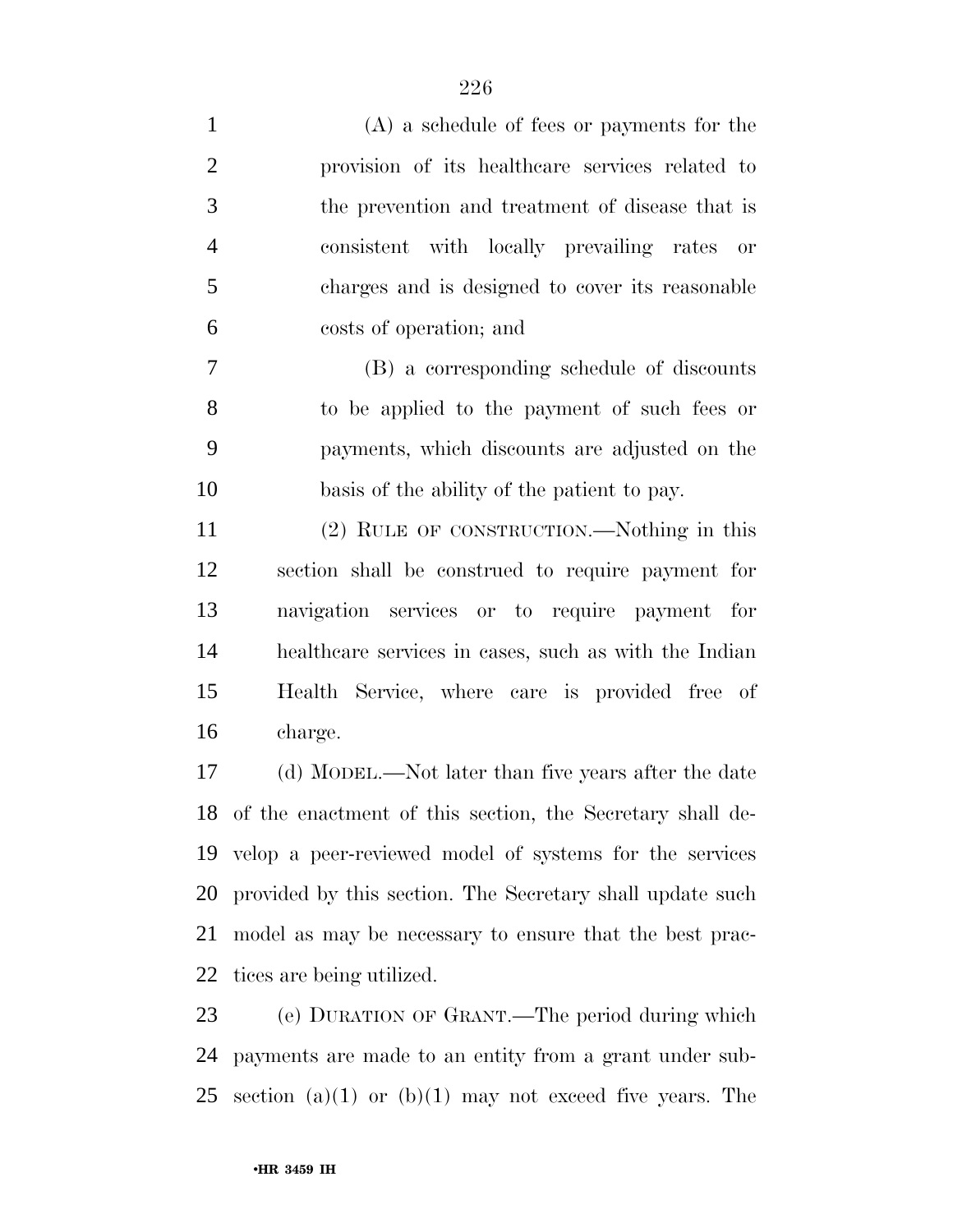(A) a schedule of fees or payments for the provision of its healthcare services related to the prevention and treatment of disease that is consistent with locally prevailing rates or charges and is designed to cover its reasonable costs of operation; and

(B) a corresponding schedule of discounts to be applied to the payment of such fees or payments, which discounts are adjusted on the basis of the ability of the patient to pay.

(2) RULE OF CONSTRUCTION.—Nothing in this section shall be construed to require payment for navigation services or to require payment for healthcare services in cases, such as with the Indian Health Service, where care is provided free of charge.

(d) MODEL.—Not later than five years after the date of the enactment of this section, the Secretary shall develop a peer-reviewed model of systems for the services provided by this section. The Secretary shall update such model as may be necessary to ensure that the best practices are being utilized.

(e) DURATION OF GRANT.—The period during which payments are made to an entity from a grant under subsection (a)(1) or (b)(1) may not exceed five years. The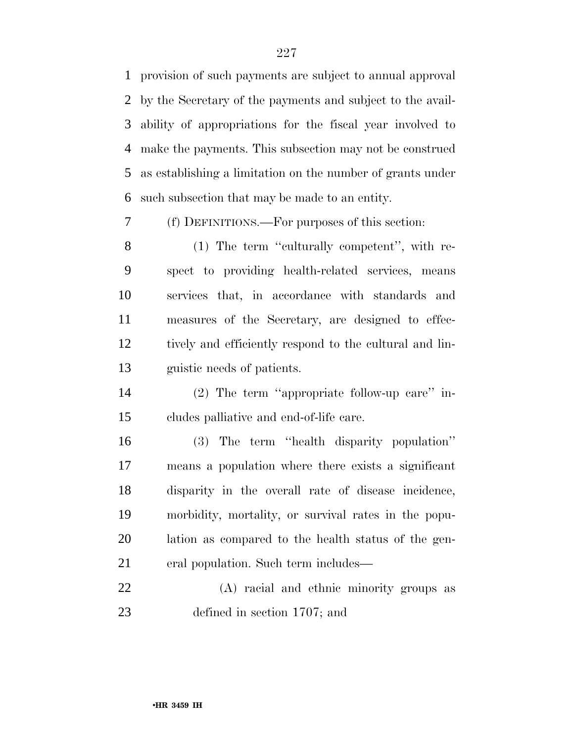provision of such payments are subject to annual approval by the Secretary of the payments and subject to the availability of appropriations for the fiscal year involved to make the payments. This subsection may not be construed as establishing a limitation on the number of grants under such subsection that may be made to an entity.

(f) DEFINITIONS.—For purposes of this section:

(1) The term ''culturally competent'', with respect to providing health-related services, means services that, in accordance with standards and measures of the Secretary, are designed to effectively and efficiently respond to the cultural and linguistic needs of patients.

(2) The term ''appropriate follow-up care'' includes palliative and end-of-life care.

(3) The term ''health disparity population'' means a population where there exists a significant disparity in the overall rate of disease incidence, morbidity, mortality, or survival rates in the population as compared to the health status of the general population. Such term includes—

(A) racial and ethnic minority groups as defined in section 1707; and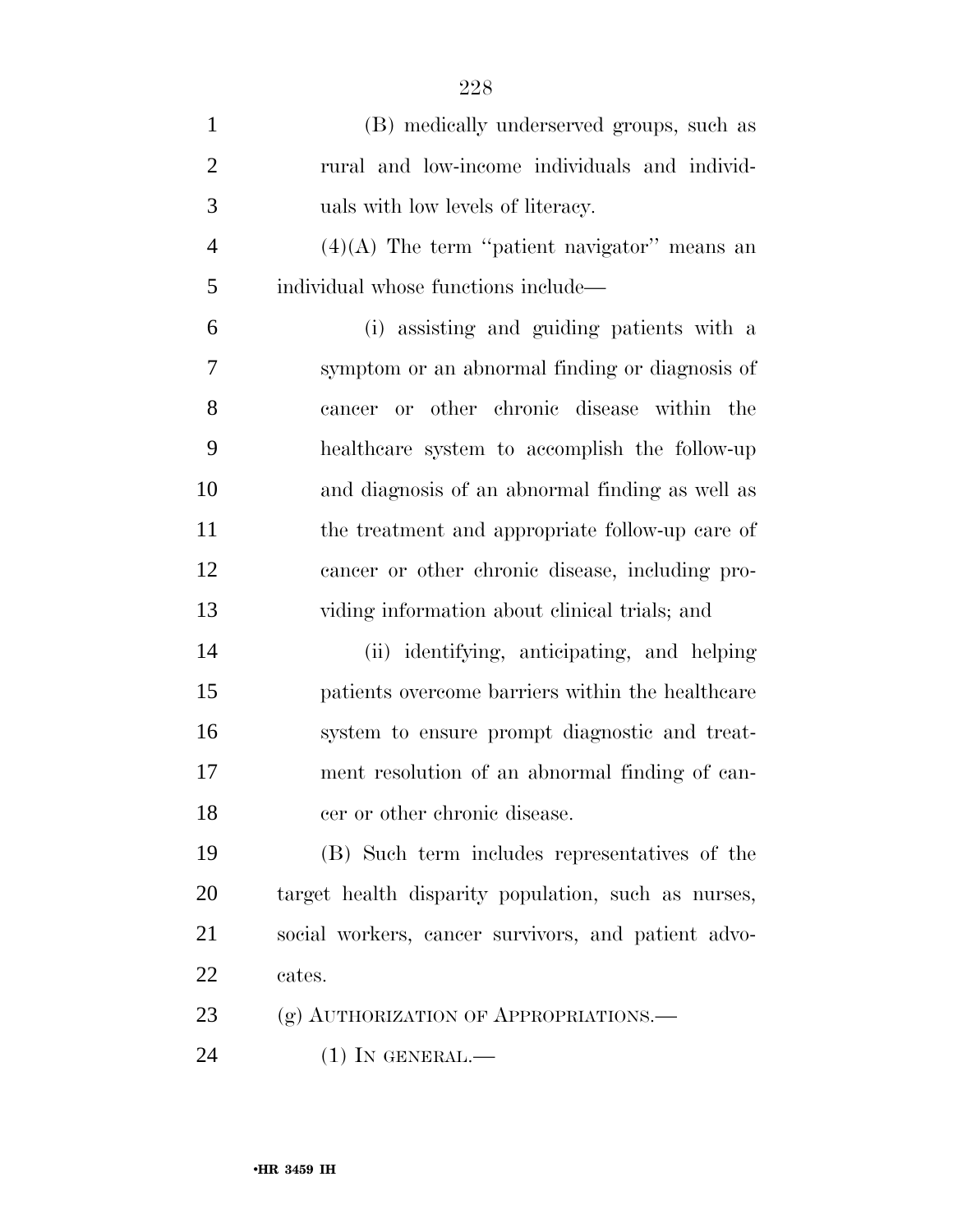(B) medically underserved groups, such as rural and low-income individuals and individuals with low levels of literacy.

(4)(A) The term "patient navigator" means an individual whose functions include—

(i) assisting and guiding patients with a symptom or an abnormal finding or diagnosis of cancer or other chronic disease within the healthcare system to accomplish the follow-up and diagnosis of an abnormal finding as well as the treatment and appropriate follow-up care of cancer or other chronic disease, including providing information about clinical trials; and

(ii) identifying, anticipating, and helping patients overcome barriers within the healthcare system to ensure prompt diagnostic and treatment resolution of an abnormal finding of cancer or other chronic disease.

(B) Such term includes representatives of the target health disparity population, such as nurses, social workers, cancer survivors, and patient advocates.

(g) AUTHORIZATION OF APPROPRIATIONS.—

(1) IN GENERAL.—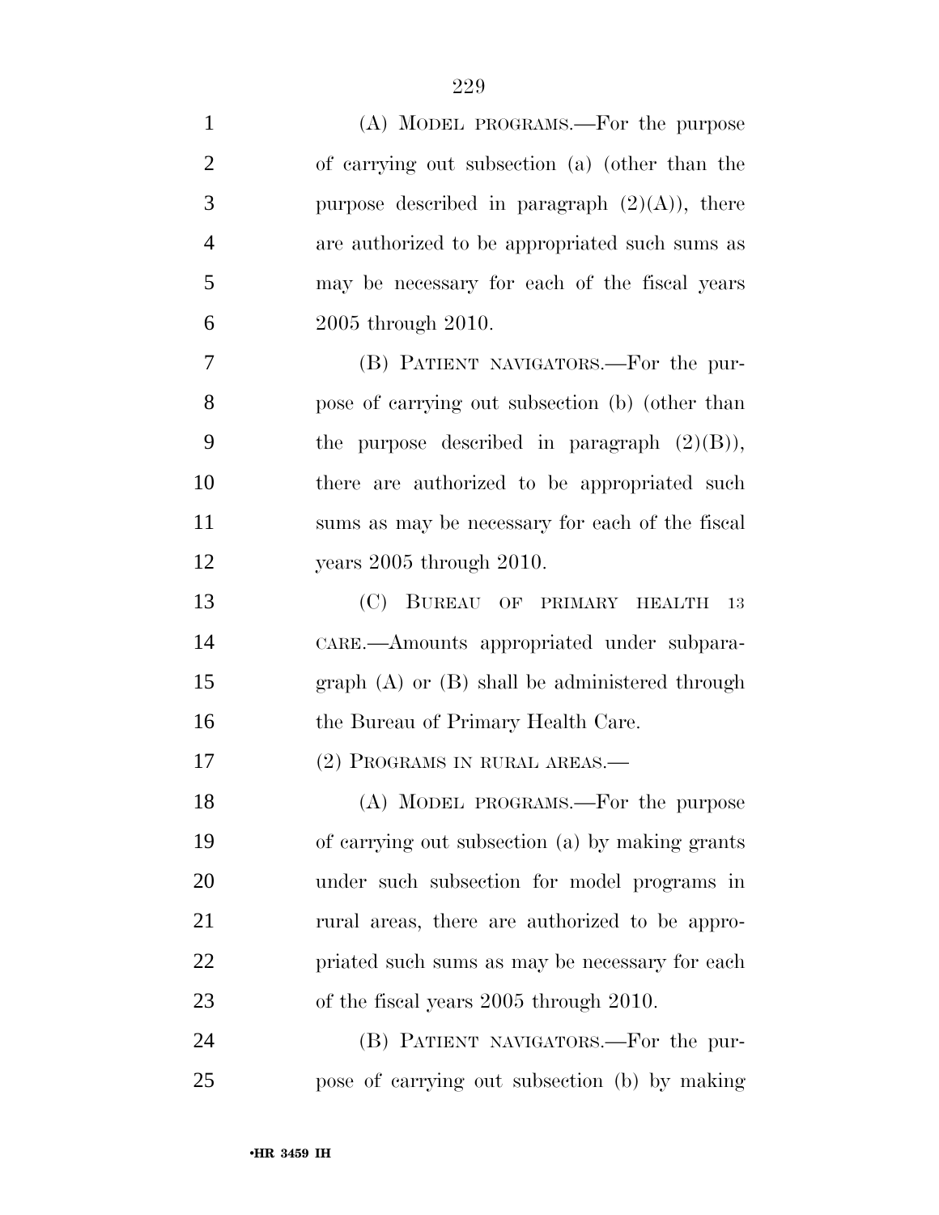(A) MODEL PROGRAMS.—For the purpose of carrying out subsection (a) (other than the purpose described in paragraph (2)(A)), there are authorized to be appropriated such sums as may be necessary for each of the fiscal years 2005 through 2010.

(B) PATIENT NAVIGATORS.—For the purpose of carrying out subsection (b) (other than the purpose described in paragraph (2)(B)), there are authorized to be appropriated such sums as may be necessary for each of the fiscal years 2005 through 2010.

(C) BUREAU OF PRIMARY HEALTH CARE.—Amounts appropriated under subparagraph (A) or (B) shall be administered through the Bureau of Primary Health Care.

(2) PROGRAMS IN RURAL AREAS.—

(A) MODEL PROGRAMS.—For the purpose of carrying out subsection (a) by making grants under such subsection for model programs in rural areas, there are authorized to be appropriated such sums as may be necessary for each of the fiscal years 2005 through 2010.

(B) PATIENT NAVIGATORS.—For the purpose of carrying out subsection (b) by making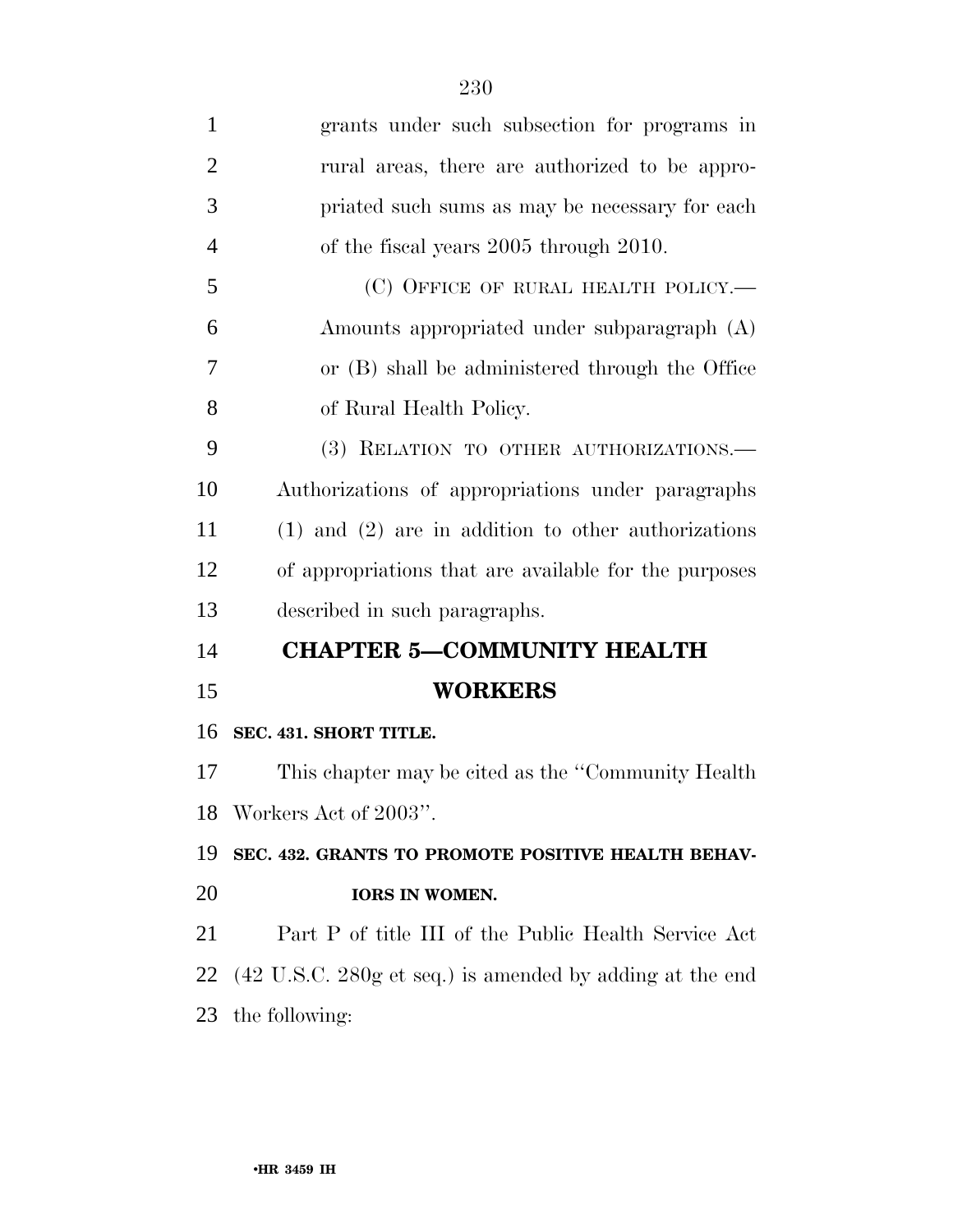grants under such subsection for programs in rural areas, there are authorized to be appropriated such sums as may be necessary for each of the fiscal years 2005 through 2010.

(C) OFFICE OF RURAL HEALTH POLICY.—Amounts appropriated under subparagraph (A) or (B) shall be administered through the Office of Rural Health Policy.

(3) RELATION TO OTHER AUTHORIZATIONS.—Authorizations of appropriations under paragraphs (1) and (2) are in addition to other authorizations of appropriations that are available for the purposes described in such paragraphs.

## CHAPTER 5—COMMUNITY HEALTH WORKERS

### SEC. 431. SHORT TITLE.

This chapter may be cited as the ''Community Health Workers Act of 2003''.

### SEC. 432. GRANTS TO PROMOTE POSITIVE HEALTH BEHAVIORS IN WOMEN.

Part P of title III of the Public Health Service Act (42 U.S.C. 280g et seq.) is amended by adding at the end the following: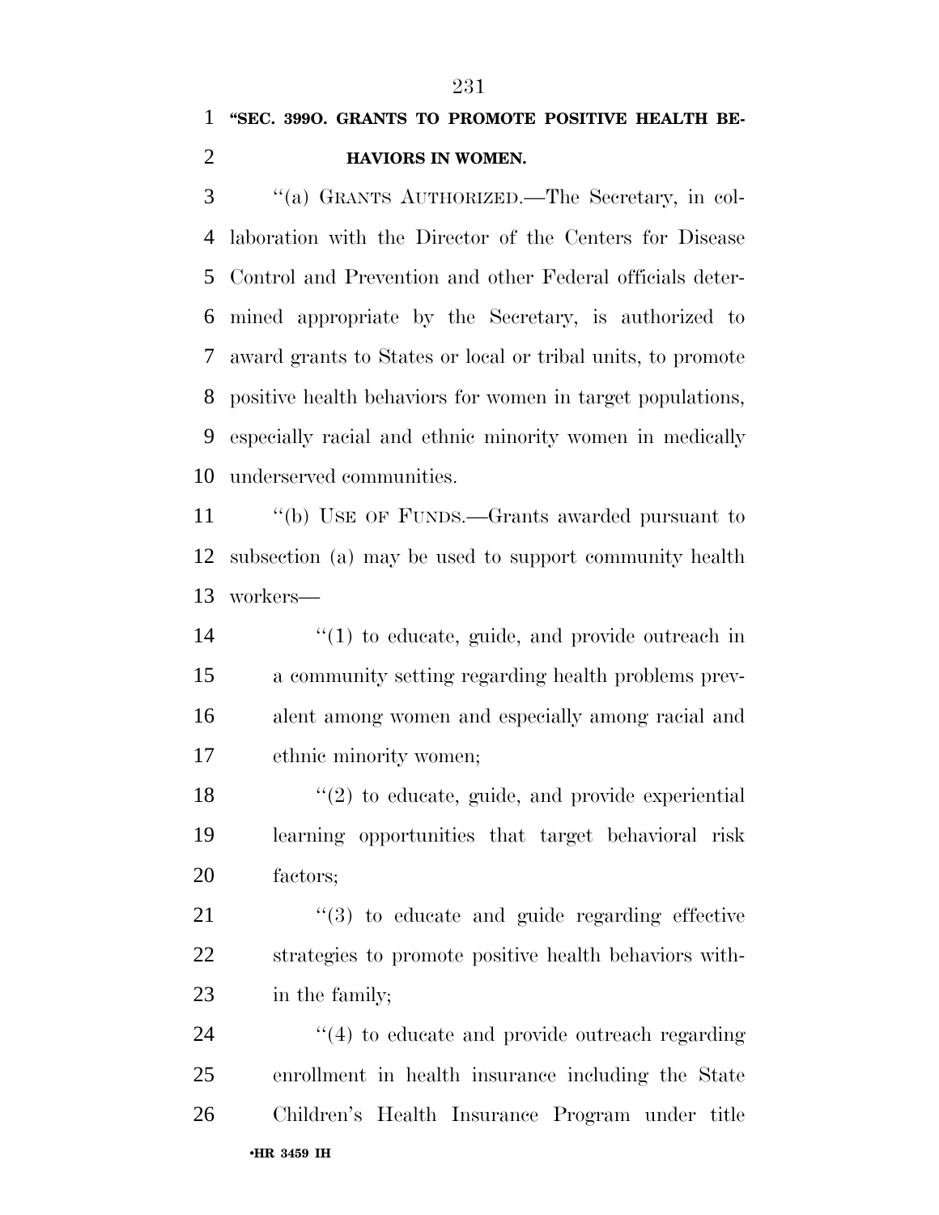**"SEC. 399O. GRANTS TO PROMOTE POSITIVE HEALTH BEHAVIORS IN WOMEN.**

"(a) GRANTS AUTHORIZED.—The Secretary, in collaboration with the Director of the Centers for Disease Control and Prevention and other Federal officials determined appropriate by the Secretary, is authorized to award grants to States or local or tribal units, to promote positive health behaviors for women in target populations, especially racial and ethnic minority women in medically underserved communities.

"(b) USE OF FUNDS.—Grants awarded pursuant to subsection (a) may be used to support community health workers—

"(1) to educate, guide, and provide outreach in a community setting regarding health problems prevalent among women and especially among racial and ethnic minority women;

"(2) to educate, guide, and provide experiential learning opportunities that target behavioral risk factors;

"(3) to educate and guide regarding effective strategies to promote positive health behaviors within the family;

"(4) to educate and provide outreach regarding enrollment in health insurance including the State Children's Health Insurance Program under title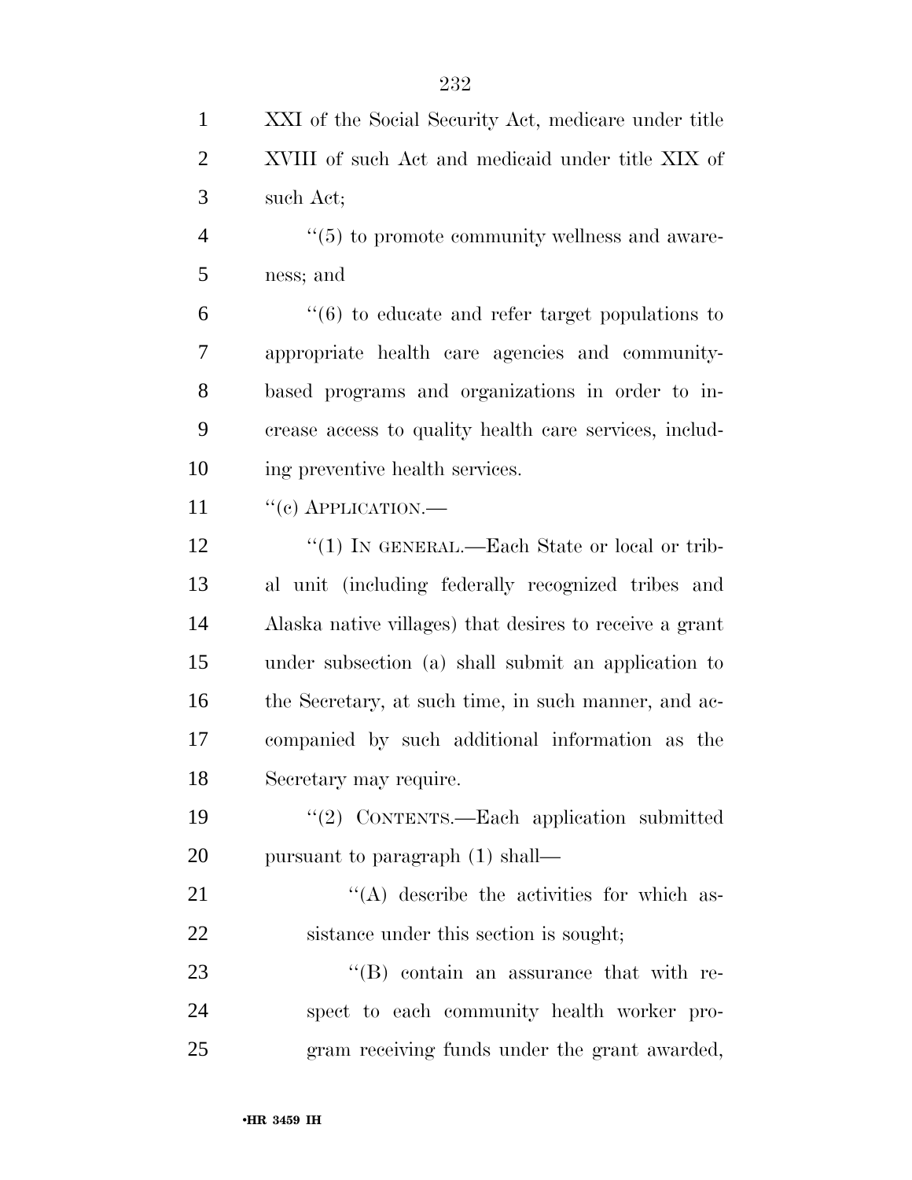XXI of the Social Security Act, medicare under title XVIII of such Act and medicaid under title XIX of such Act;

"(5) to promote community wellness and awareness; and

"(6) to educate and refer target populations to appropriate health care agencies and community-based programs and organizations in order to increase access to quality health care services, including preventive health services.

"(c) APPLICATION.—

"(1) IN GENERAL.—Each State or local or tribal unit (including federally recognized tribes and Alaska native villages) that desires to receive a grant under subsection (a) shall submit an application to the Secretary, at such time, in such manner, and accompanied by such additional information as the Secretary may require.

"(2) CONTENTS.—Each application submitted pursuant to paragraph (1) shall—

"(A) describe the activities for which assistance under this section is sought;

"(B) contain an assurance that with respect to each community health worker program receiving funds under the grant awarded,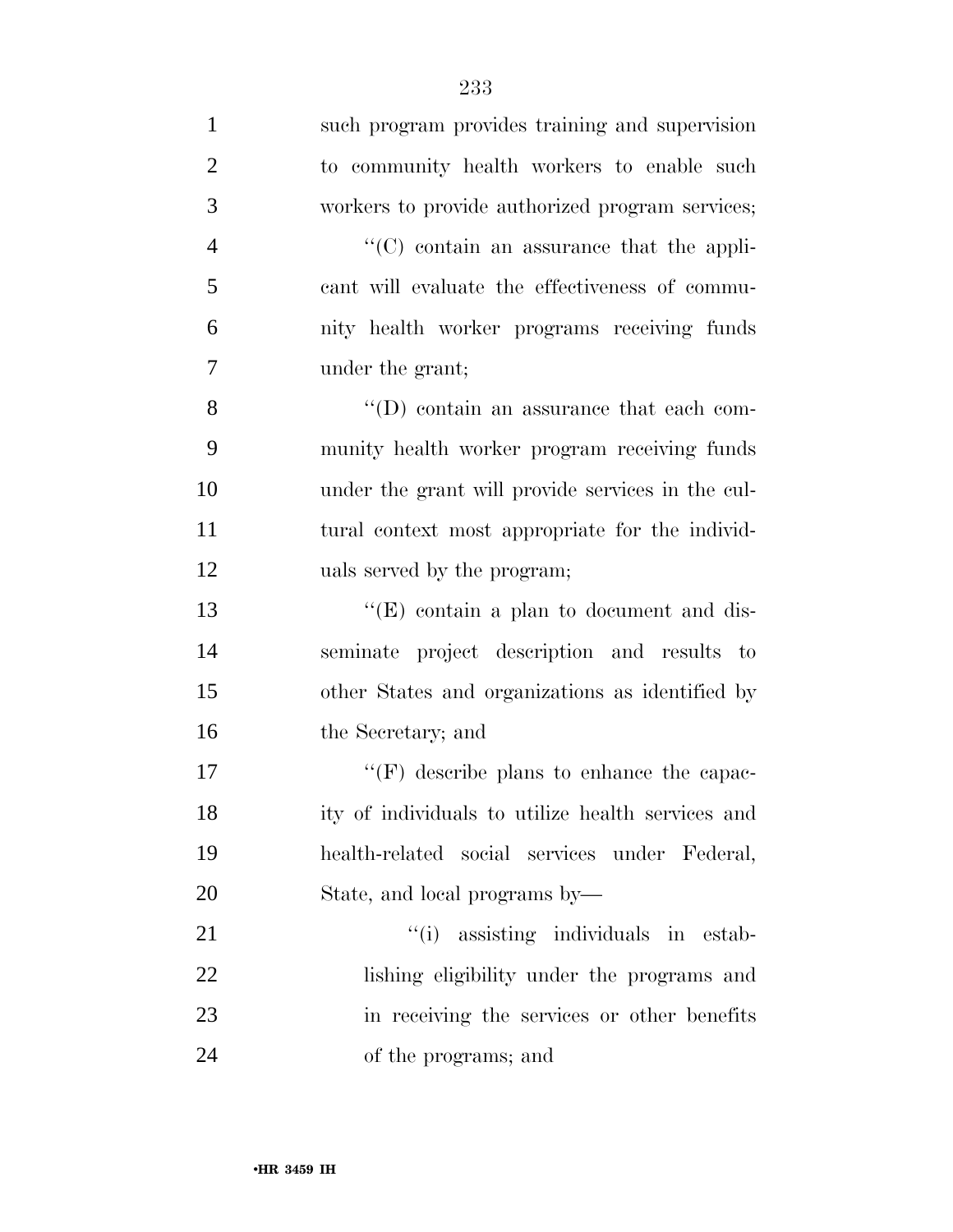such program provides training and supervision to community health workers to enable such workers to provide authorized program services;

''(C) contain an assurance that the applicant will evaluate the effectiveness of community health worker programs receiving funds under the grant;

''(D) contain an assurance that each community health worker program receiving funds under the grant will provide services in the cultural context most appropriate for the individuals served by the program;

''(E) contain a plan to document and disseminate project description and results to other States and organizations as identified by the Secretary; and

''(F) describe plans to enhance the capacity of individuals to utilize health services and health-related social services under Federal, State, and local programs by—

''(i) assisting individuals in establishing eligibility under the programs and in receiving the services or other benefits of the programs; and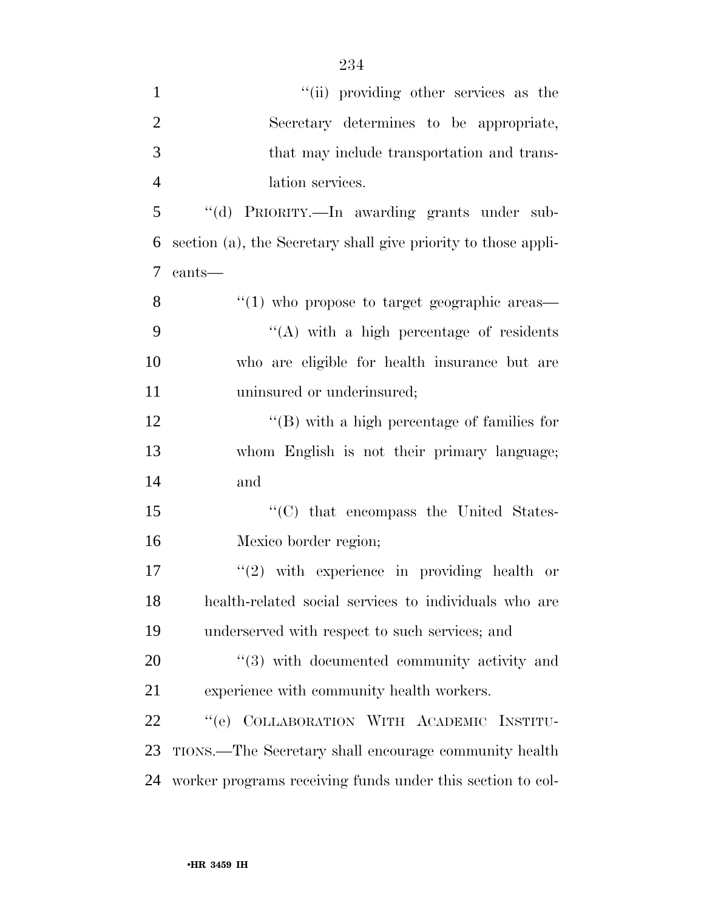“(ii) providing other services as the Secretary determines to be appropriate, that may include transportation and translation services.

“(d) PRIORITY.—In awarding grants under subsection (a), the Secretary shall give priority to those applicants—

“(1) who propose to target geographic areas—

“(A) with a high percentage of residents who are eligible for health insurance but are uninsured or underinsured;

“(B) with a high percentage of families for whom English is not their primary language; and

“(C) that encompass the United States-Mexico border region;

“(2) with experience in providing health or health-related social services to individuals who are underserved with respect to such services; and

“(3) with documented community activity and experience with community health workers.

“(e) COLLABORATION WITH ACADEMIC INSTITUTIONS.—The Secretary shall encourage community health worker programs receiving funds under this section to col-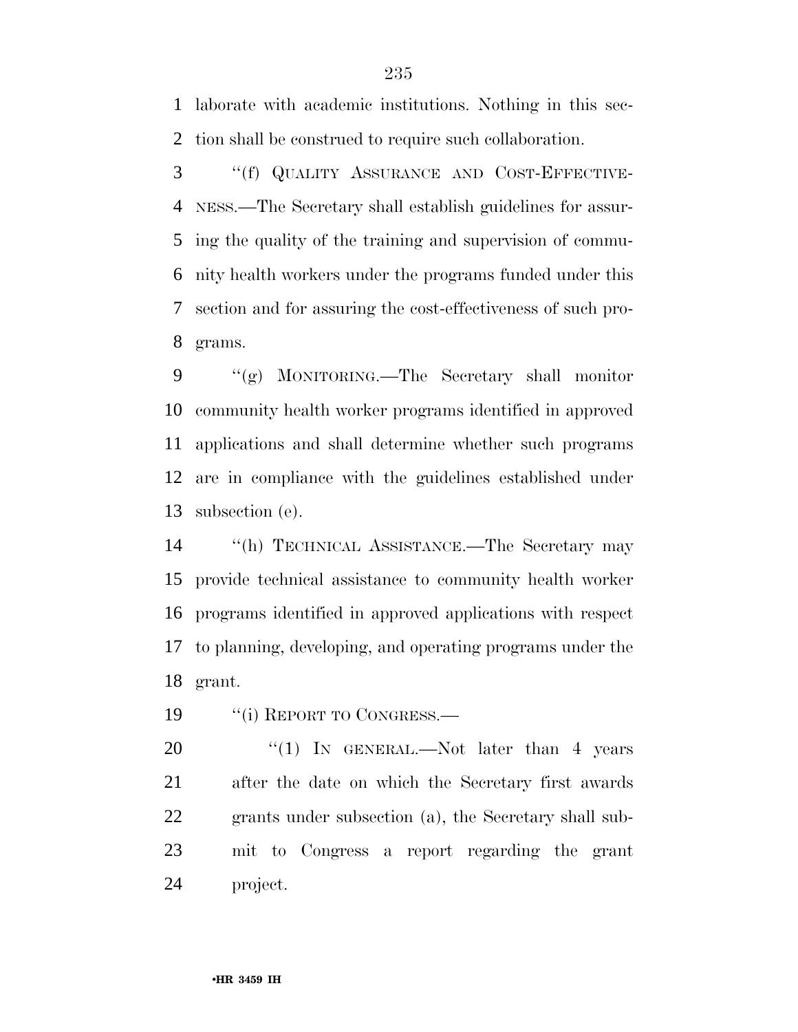laborate with academic institutions. Nothing in this section shall be construed to require such collaboration.

''(f) QUALITY ASSURANCE AND COST-EFFECTIVENESS.—The Secretary shall establish guidelines for assuring the quality of the training and supervision of community health workers under the programs funded under this section and for assuring the cost-effectiveness of such programs.

''(g) MONITORING.—The Secretary shall monitor community health worker programs identified in approved applications and shall determine whether such programs are in compliance with the guidelines established under subsection (e).

''(h) TECHNICAL ASSISTANCE.—The Secretary may provide technical assistance to community health worker programs identified in approved applications with respect to planning, developing, and operating programs under the grant.

''(i) REPORT TO CONGRESS.—

''(1) IN GENERAL.—Not later than 4 years after the date on which the Secretary first awards grants under subsection (a), the Secretary shall submit to Congress a report regarding the grant project.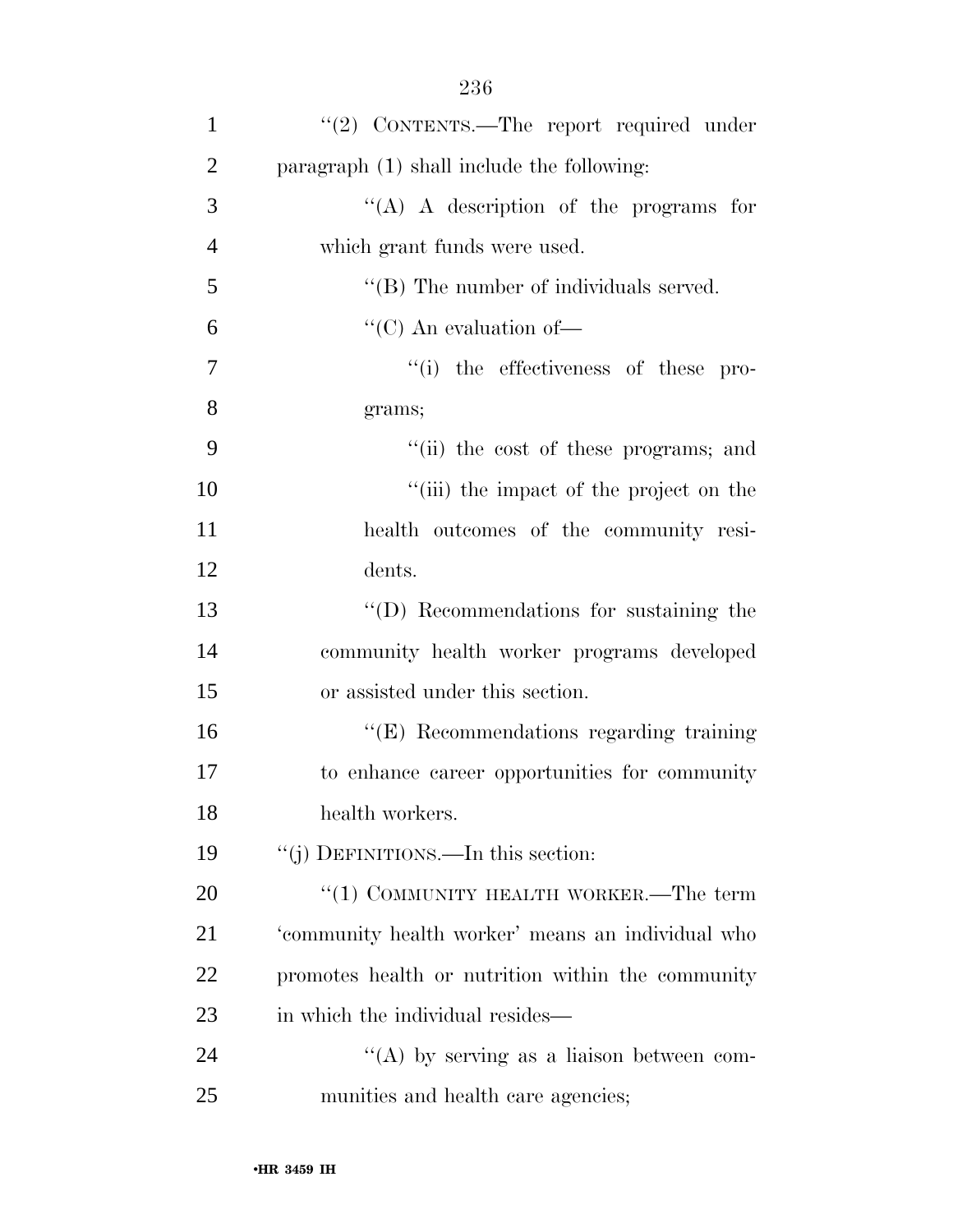''(2) CONTENTS.—The report required under paragraph (1) shall include the following:

''(A) A description of the programs for which grant funds were used.

''(B) The number of individuals served.

''(C) An evaluation of—

''(i) the effectiveness of these programs;

''(ii) the cost of these programs; and

''(iii) the impact of the project on the health outcomes of the community residents.

''(D) Recommendations for sustaining the community health worker programs developed or assisted under this section.

''(E) Recommendations regarding training to enhance career opportunities for community health workers.

''(j) DEFINITIONS.—In this section:

''(1) COMMUNITY HEALTH WORKER.—The term 'community health worker' means an individual who promotes health or nutrition within the community in which the individual resides—

''(A) by serving as a liaison between communities and health care agencies;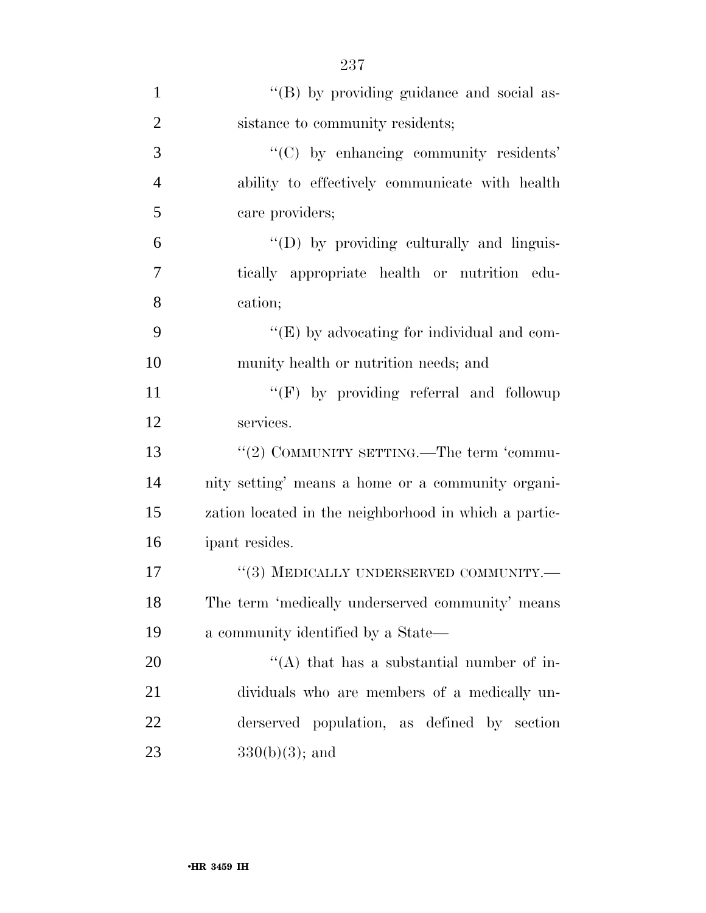''(B) by providing guidance and social assistance to community residents;

''(C) by enhancing community residents' ability to effectively communicate with health care providers;

''(D) by providing culturally and linguistically appropriate health or nutrition education;

''(E) by advocating for individual and community health or nutrition needs; and

''(F) by providing referral and followup services.

''(2) COMMUNITY SETTING.—The term 'community setting' means a home or a community organization located in the neighborhood in which a participant resides.

''(3) MEDICALLY UNDERSERVED COMMUNITY.— The term 'medically underserved community' means a community identified by a State—

''(A) that has a substantial number of individuals who are members of a medically underserved population, as defined by section 330(b)(3); and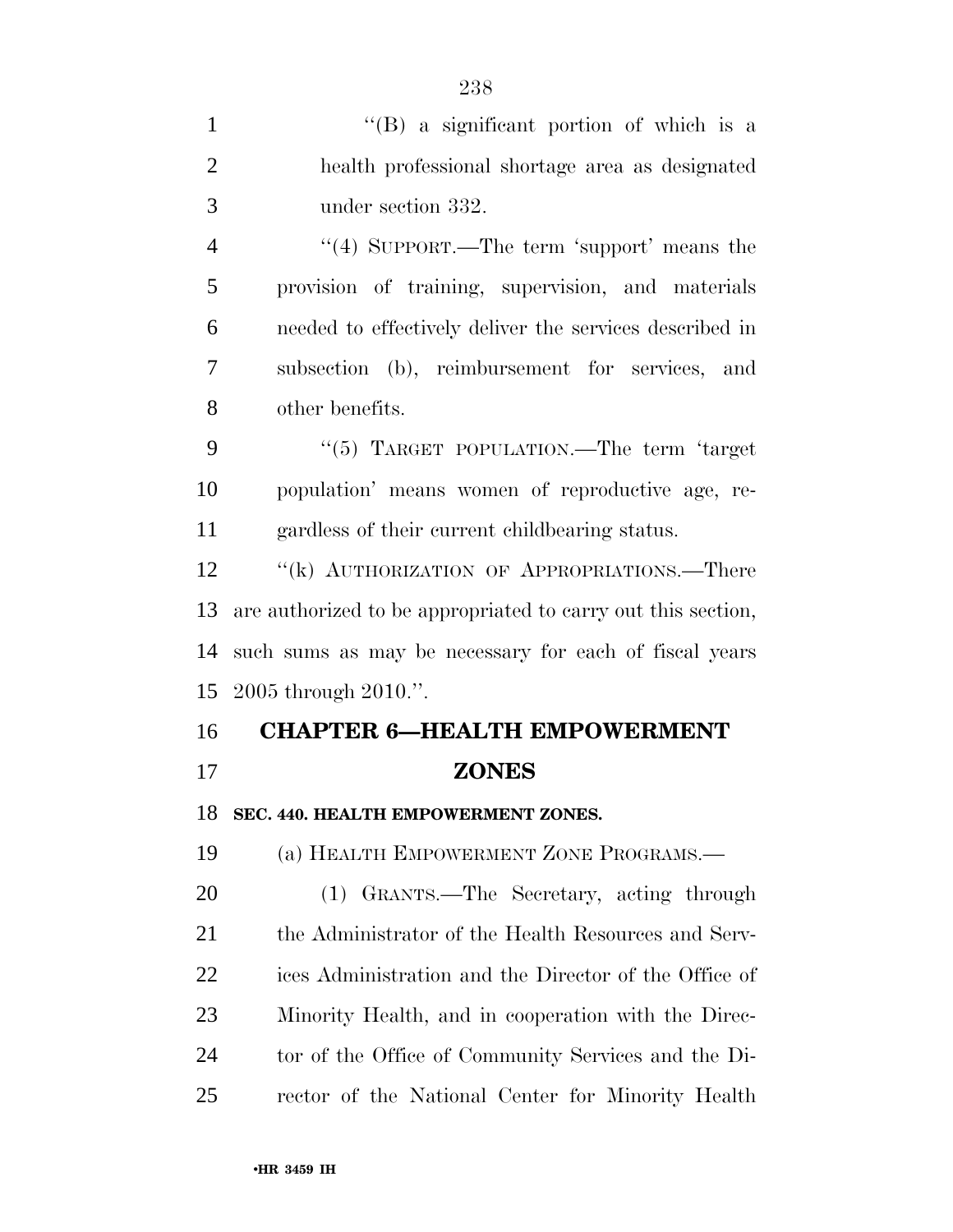''(B) a significant portion of which is a health professional shortage area as designated under section 332.

''(4) SUPPORT.—The term 'support' means the provision of training, supervision, and materials needed to effectively deliver the services described in subsection (b), reimbursement for services, and other benefits.

''(5) TARGET POPULATION.—The term 'target population' means women of reproductive age, regardless of their current childbearing status.

''(k) AUTHORIZATION OF APPROPRIATIONS.—There are authorized to be appropriated to carry out this section, such sums as may be necessary for each of fiscal years 2005 through 2010.''.

## CHAPTER 6—HEALTH EMPOWERMENT ZONES

**SEC. 440. HEALTH EMPOWERMENT ZONES.**

(a) HEALTH EMPOWERMENT ZONE PROGRAMS.—

(1) GRANTS.—The Secretary, acting through the Administrator of the Health Resources and Services Administration and the Director of the Office of Minority Health, and in cooperation with the Director of the Office of Community Services and the Director of the National Center for Minority Health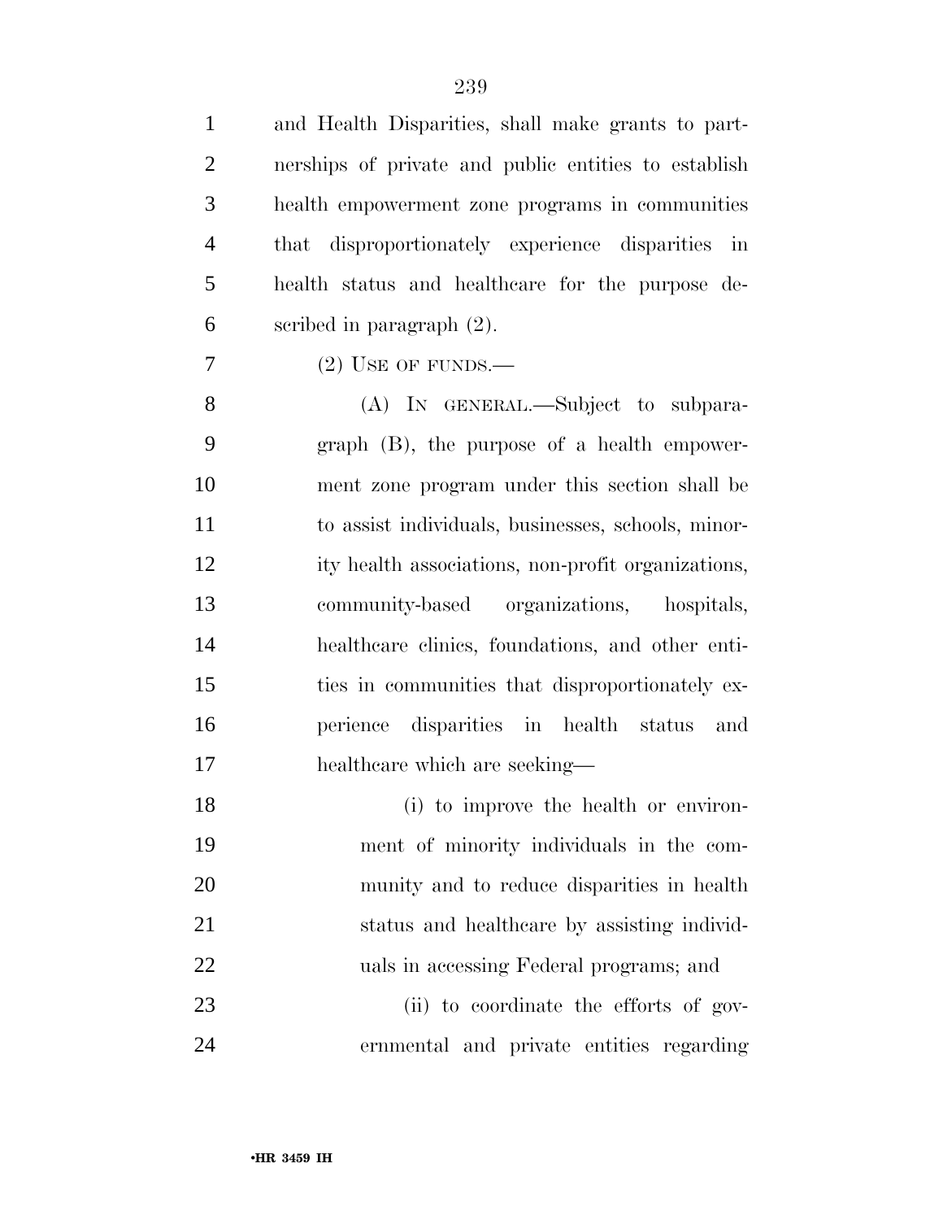and Health Disparities, shall make grants to partnerships of private and public entities to establish health empowerment zone programs in communities that disproportionately experience disparities in health status and healthcare for the purpose described in paragraph (2).

(2) USE OF FUNDS.—

(A) IN GENERAL.—Subject to subparagraph (B), the purpose of a health empowerment zone program under this section shall be to assist individuals, businesses, schools, minority health associations, non-profit organizations, community-based organizations, hospitals, healthcare clinics, foundations, and other entities in communities that disproportionately experience disparities in health status and healthcare which are seeking—

(i) to improve the health or environment of minority individuals in the community and to reduce disparities in health status and healthcare by assisting individuals in accessing Federal programs; and

(ii) to coordinate the efforts of governmental and private entities regarding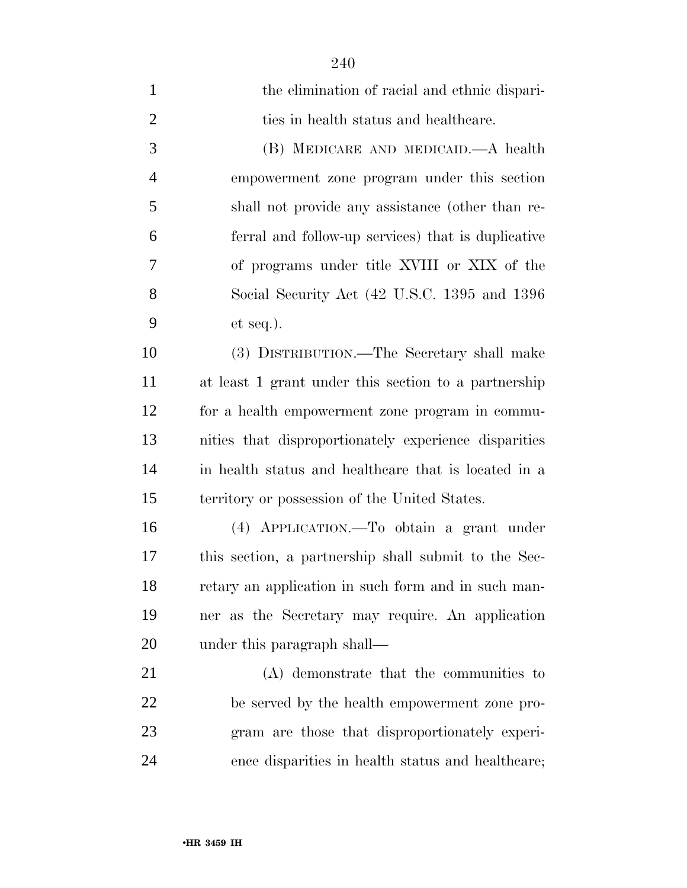the elimination of racial and ethnic disparities in health status and healthcare.

(B) MEDICARE AND MEDICAID.—A health empowerment zone program under this section shall not provide any assistance (other than referral and follow-up services) that is duplicative of programs under title XVIII or XIX of the Social Security Act (42 U.S.C. 1395 and 1396 et seq.).

(3) DISTRIBUTION.—The Secretary shall make at least 1 grant under this section to a partnership for a health empowerment zone program in communities that disproportionately experience disparities in health status and healthcare that is located in a territory or possession of the United States.

(4) APPLICATION.—To obtain a grant under this section, a partnership shall submit to the Secretary an application in such form and in such manner as the Secretary may require. An application under this paragraph shall—

(A) demonstrate that the communities to be served by the health empowerment zone program are those that disproportionately experience disparities in health status and healthcare;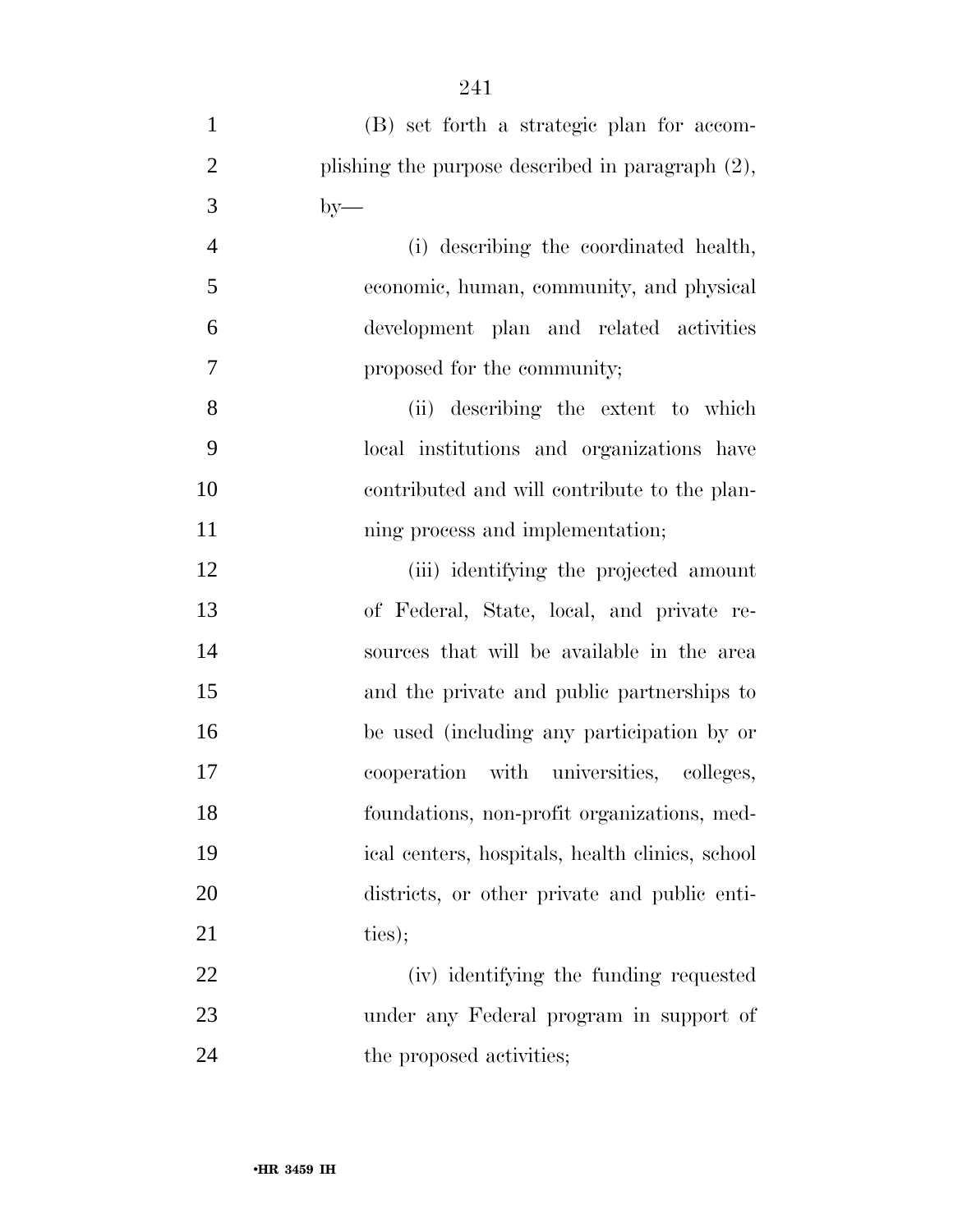(B) set forth a strategic plan for accomplishing the purpose described in paragraph (2), by—

(i) describing the coordinated health, economic, human, community, and physical development plan and related activities proposed for the community;

(ii) describing the extent to which local institutions and organizations have contributed and will contribute to the planning process and implementation;

(iii) identifying the projected amount of Federal, State, local, and private resources that will be available in the area and the private and public partnerships to be used (including any participation by or cooperation with universities, colleges, foundations, non-profit organizations, medical centers, hospitals, health clinics, school districts, or other private and public entities);

(iv) identifying the funding requested under any Federal program in support of the proposed activities;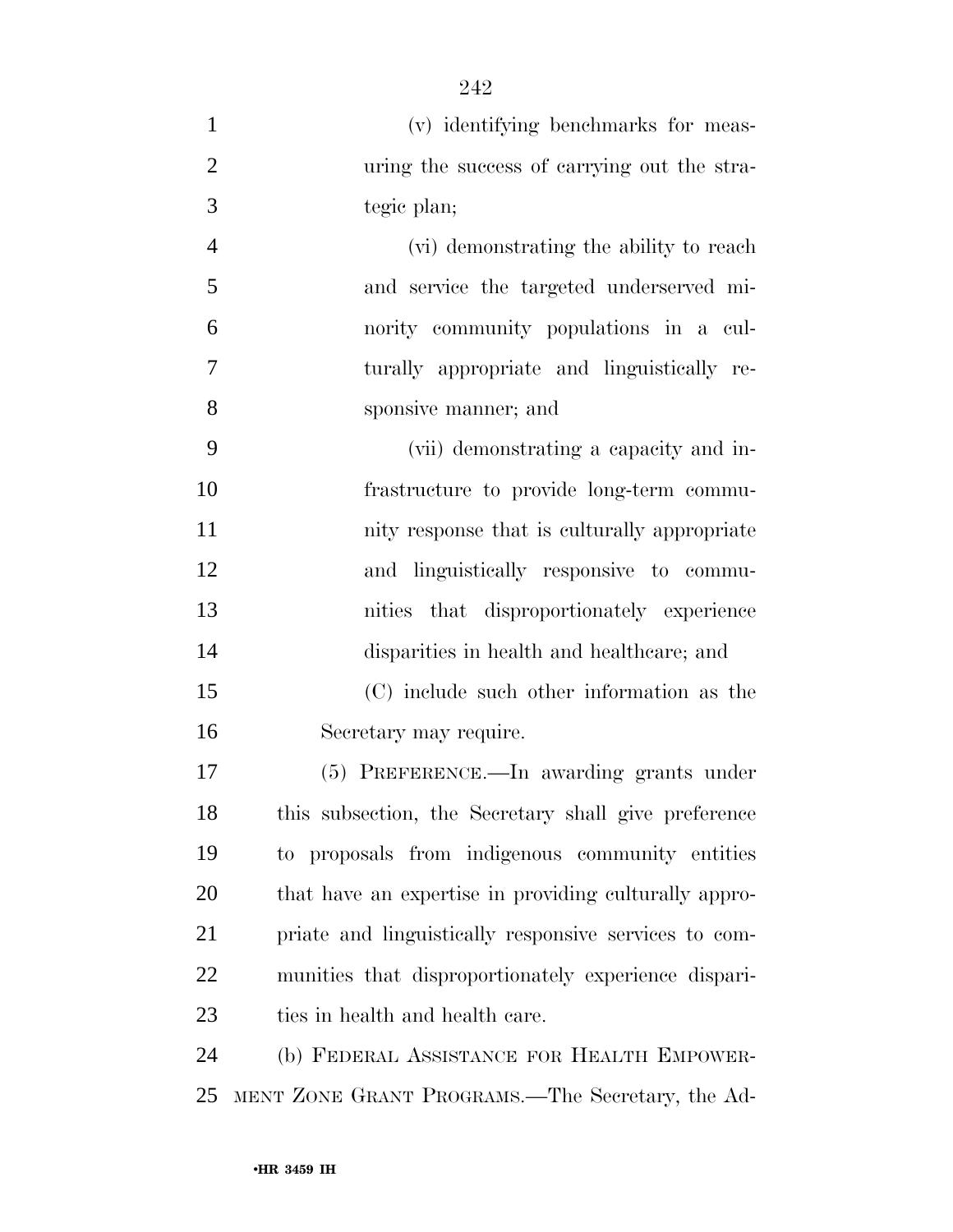(v) identifying benchmarks for measuring the success of carrying out the strategic plan;

(vi) demonstrating the ability to reach and service the targeted underserved minority community populations in a culturally appropriate and linguistically responsive manner; and

(vii) demonstrating a capacity and infrastructure to provide long-term community response that is culturally appropriate and linguistically responsive to communities that disproportionately experience disparities in health and healthcare; and

(C) include such other information as the Secretary may require.

(5) PREFERENCE.—In awarding grants under this subsection, the Secretary shall give preference to proposals from indigenous community entities that have an expertise in providing culturally appropriate and linguistically responsive services to communities that disproportionately experience disparities in health and health care.

(b) FEDERAL ASSISTANCE FOR HEALTH EMPOWERMENT ZONE GRANT PROGRAMS.—The Secretary, the Ad-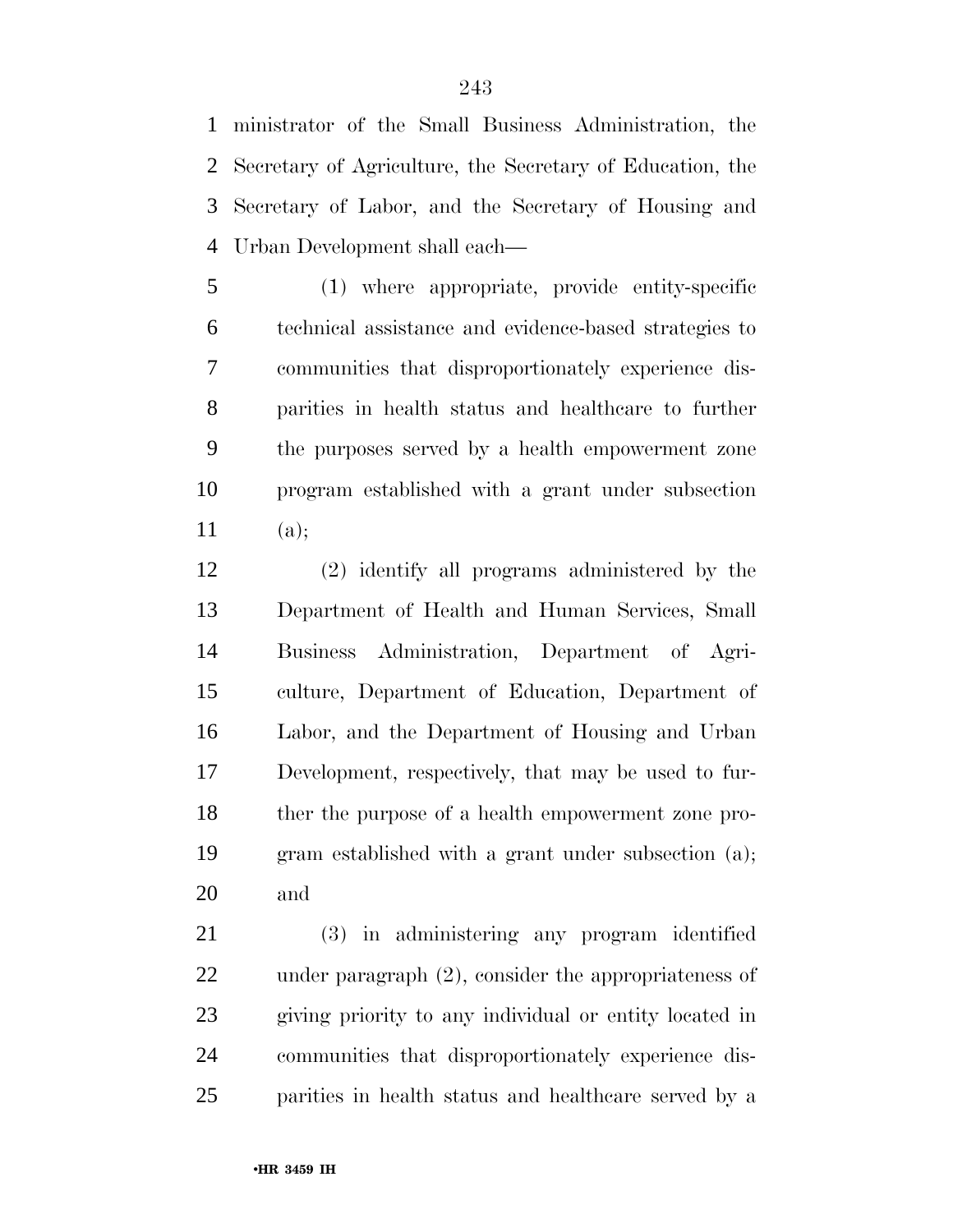ministrator of the Small Business Administration, the Secretary of Agriculture, the Secretary of Education, the Secretary of Labor, and the Secretary of Housing and Urban Development shall each—

(1) where appropriate, provide entity-specific technical assistance and evidence-based strategies to communities that disproportionately experience disparities in health status and healthcare to further the purposes served by a health empowerment zone program established with a grant under subsection (a);

(2) identify all programs administered by the Department of Health and Human Services, Small Business Administration, Department of Agriculture, Department of Education, Department of Labor, and the Department of Housing and Urban Development, respectively, that may be used to further the purpose of a health empowerment zone program established with a grant under subsection (a); and

(3) in administering any program identified under paragraph (2), consider the appropriateness of giving priority to any individual or entity located in communities that disproportionately experience disparities in health status and healthcare served by a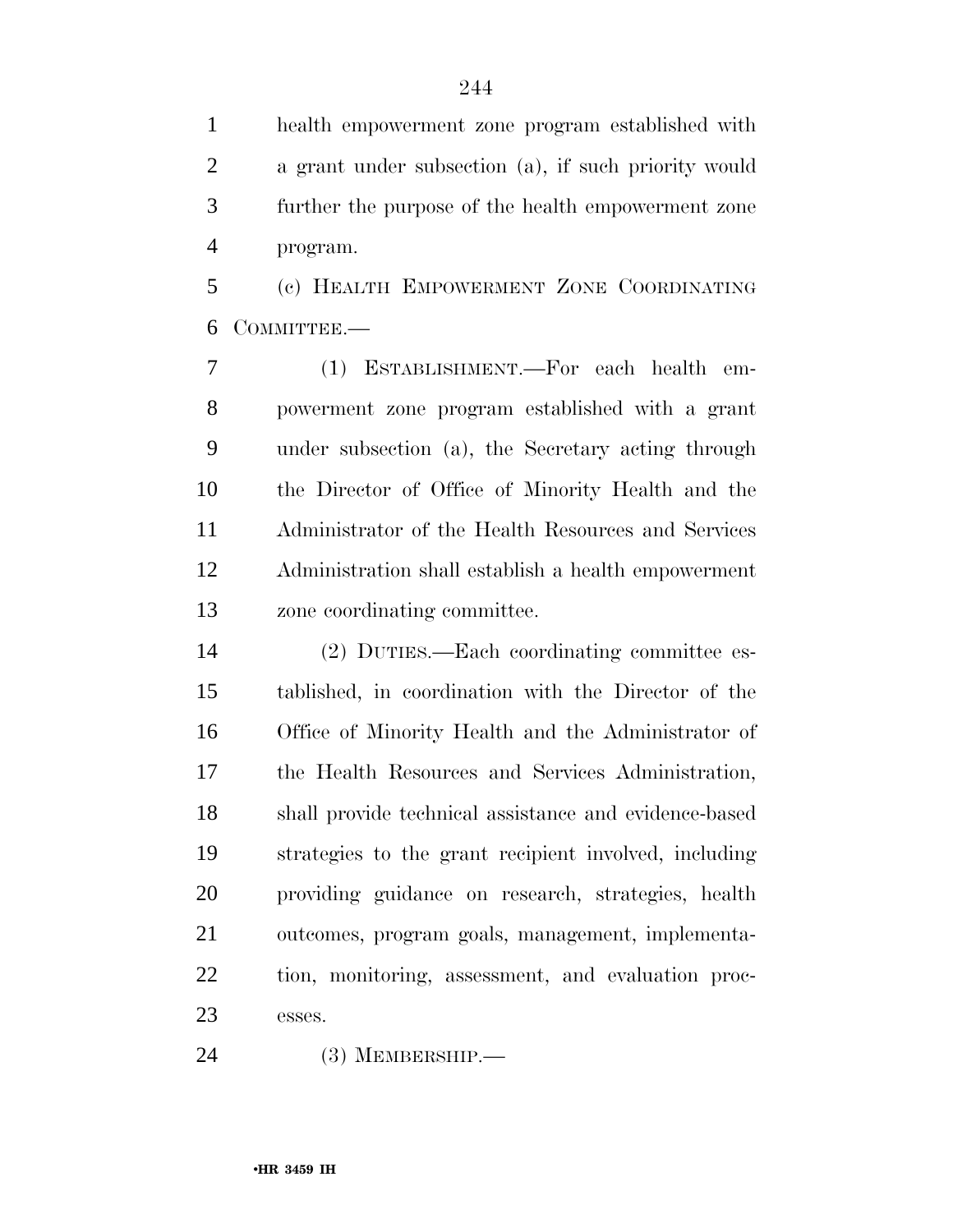health empowerment zone program established with a grant under subsection (a), if such priority would further the purpose of the health empowerment zone program.

(c) HEALTH EMPOWERMENT ZONE COORDINATING COMMITTEE.—

(1) ESTABLISHMENT.—For each health empowerment zone program established with a grant under subsection (a), the Secretary acting through the Director of Office of Minority Health and the Administrator of the Health Resources and Services Administration shall establish a health empowerment zone coordinating committee.

(2) DUTIES.—Each coordinating committee established, in coordination with the Director of the Office of Minority Health and the Administrator of the Health Resources and Services Administration, shall provide technical assistance and evidence-based strategies to the grant recipient involved, including providing guidance on research, strategies, health outcomes, program goals, management, implementation, monitoring, assessment, and evaluation processes.

(3) MEMBERSHIP.—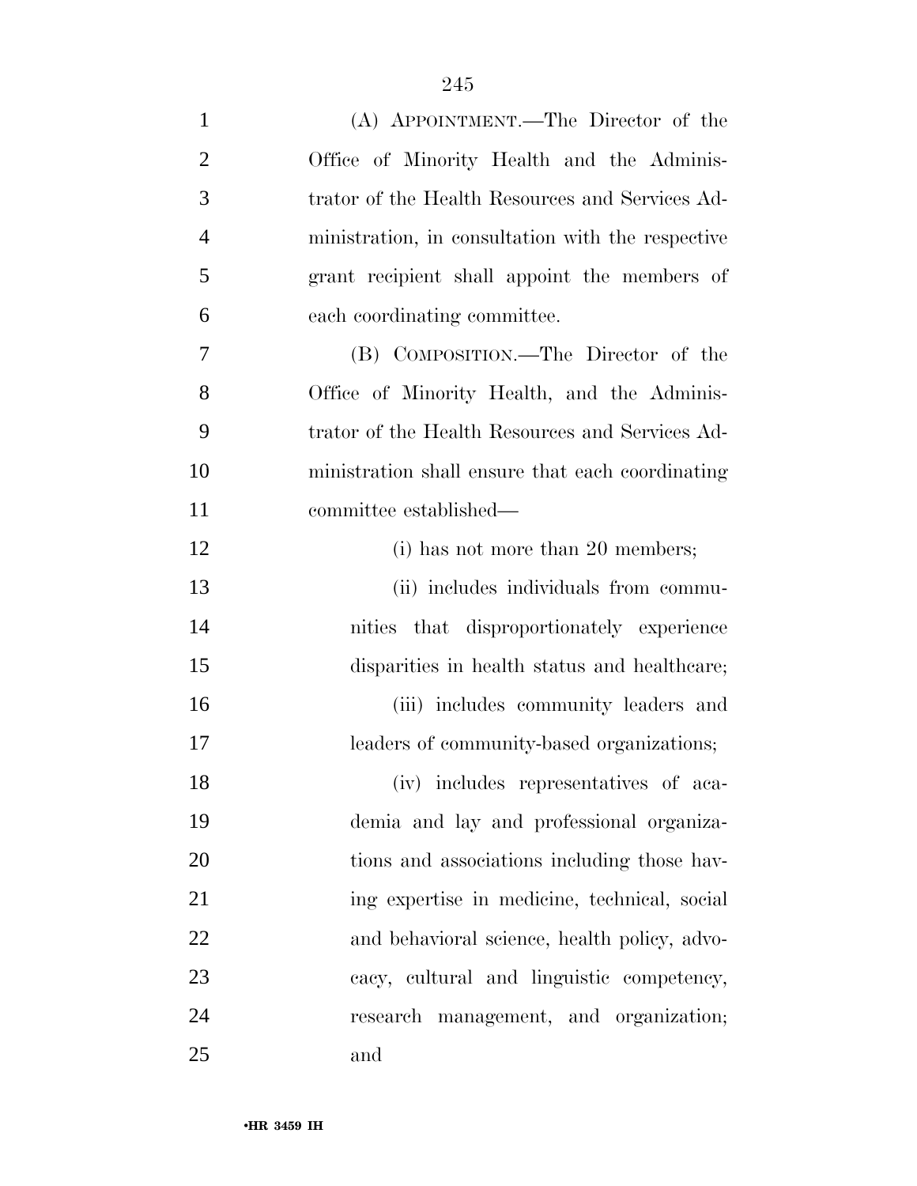(A) APPOINTMENT.—The Director of the Office of Minority Health and the Administrator of the Health Resources and Services Administration, in consultation with the respective grant recipient shall appoint the members of each coordinating committee.

(B) COMPOSITION.—The Director of the Office of Minority Health, and the Administrator of the Health Resources and Services Administration shall ensure that each coordinating committee established—

(i) has not more than 20 members;

(ii) includes individuals from communities that disproportionately experience disparities in health status and healthcare;

(iii) includes community leaders and leaders of community-based organizations;

(iv) includes representatives of academia and lay and professional organizations and associations including those having expertise in medicine, technical, social and behavioral science, health policy, advocacy, cultural and linguistic competency, research management, and organization; and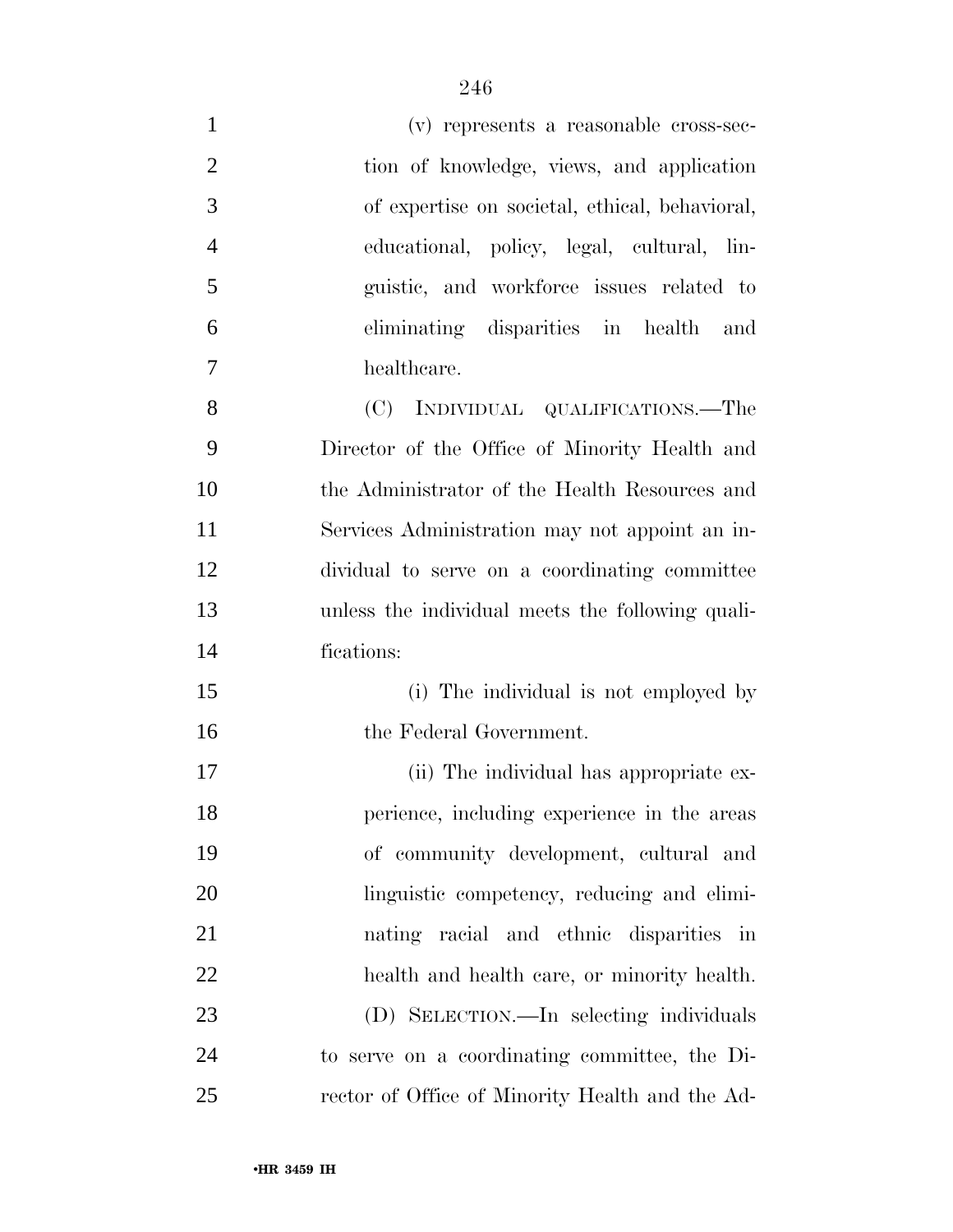(v) represents a reasonable cross-section of knowledge, views, and application of expertise on societal, ethical, behavioral, educational, policy, legal, cultural, linguistic, and workforce issues related to eliminating disparities in health and healthcare.

(C) INDIVIDUAL QUALIFICATIONS.—The Director of the Office of Minority Health and the Administrator of the Health Resources and Services Administration may not appoint an individual to serve on a coordinating committee unless the individual meets the following qualifications:

(i) The individual is not employed by the Federal Government.

(ii) The individual has appropriate experience, including experience in the areas of community development, cultural and linguistic competency, reducing and eliminating racial and ethnic disparities in health and health care, or minority health.

(D) SELECTION.—In selecting individuals to serve on a coordinating committee, the Director of Office of Minority Health and the Ad-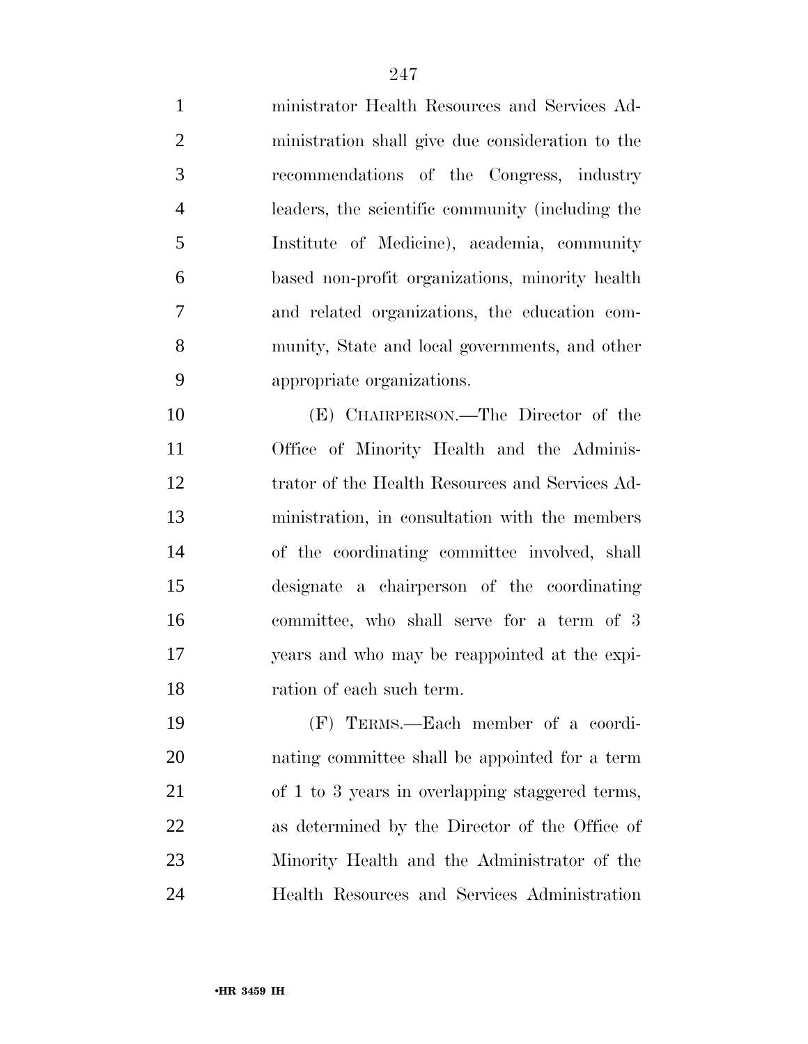ministrator Health Resources and Services Administration shall give due consideration to the recommendations of the Congress, industry leaders, the scientific community (including the Institute of Medicine), academia, community based non-profit organizations, minority health and related organizations, the education community, State and local governments, and other appropriate organizations.

(E) CHAIRPERSON.—The Director of the Office of Minority Health and the Administrator of the Health Resources and Services Administration, in consultation with the members of the coordinating committee involved, shall designate a chairperson of the coordinating committee, who shall serve for a term of 3 years and who may be reappointed at the expiration of each such term.

(F) TERMS.—Each member of a coordinating committee shall be appointed for a term of 1 to 3 years in overlapping staggered terms, as determined by the Director of the Office of Minority Health and the Administrator of the Health Resources and Services Administration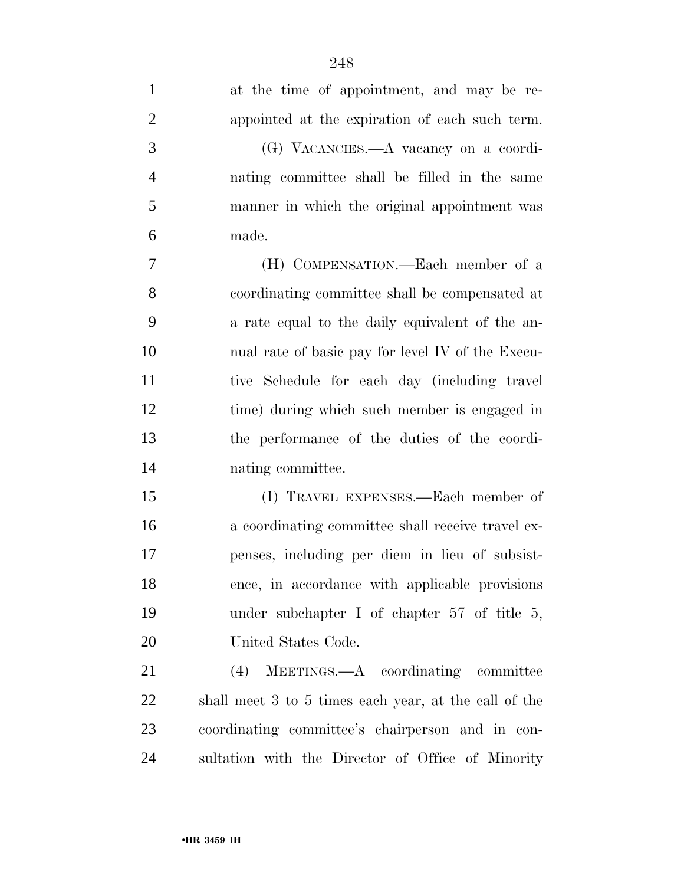at the time of appointment, and may be reappointed at the expiration of each such term.

(G) VACANCIES.—A vacancy on a coordinating committee shall be filled in the same manner in which the original appointment was made.

(H) COMPENSATION.—Each member of a coordinating committee shall be compensated at a rate equal to the daily equivalent of the annual rate of basic pay for level IV of the Executive Schedule for each day (including travel time) during which such member is engaged in the performance of the duties of the coordinating committee.

(I) TRAVEL EXPENSES.—Each member of a coordinating committee shall receive travel expenses, including per diem in lieu of subsistence, in accordance with applicable provisions under subchapter I of chapter 57 of title 5, United States Code.

(4) MEETINGS.—A coordinating committee shall meet 3 to 5 times each year, at the call of the coordinating committee's chairperson and in consultation with the Director of Office of Minority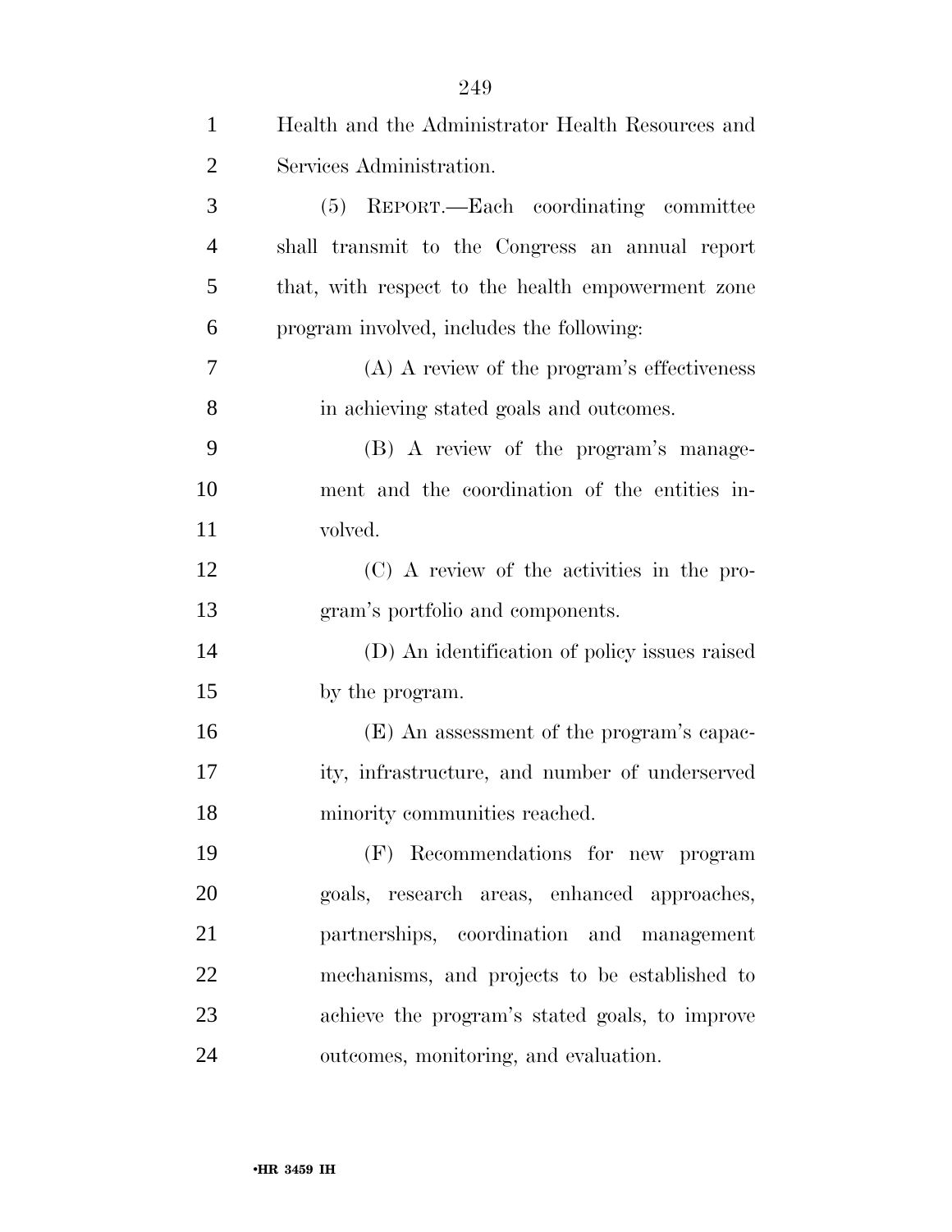Health and the Administrator Health Resources and Services Administration.

(5) REPORT.—Each coordinating committee shall transmit to the Congress an annual report that, with respect to the health empowerment zone program involved, includes the following:

(A) A review of the program's effectiveness in achieving stated goals and outcomes.

(B) A review of the program's management and the coordination of the entities involved.

(C) A review of the activities in the program's portfolio and components.

(D) An identification of policy issues raised by the program.

(E) An assessment of the program's capacity, infrastructure, and number of underserved minority communities reached.

(F) Recommendations for new program goals, research areas, enhanced approaches, partnerships, coordination and management mechanisms, and projects to be established to achieve the program's stated goals, to improve outcomes, monitoring, and evaluation.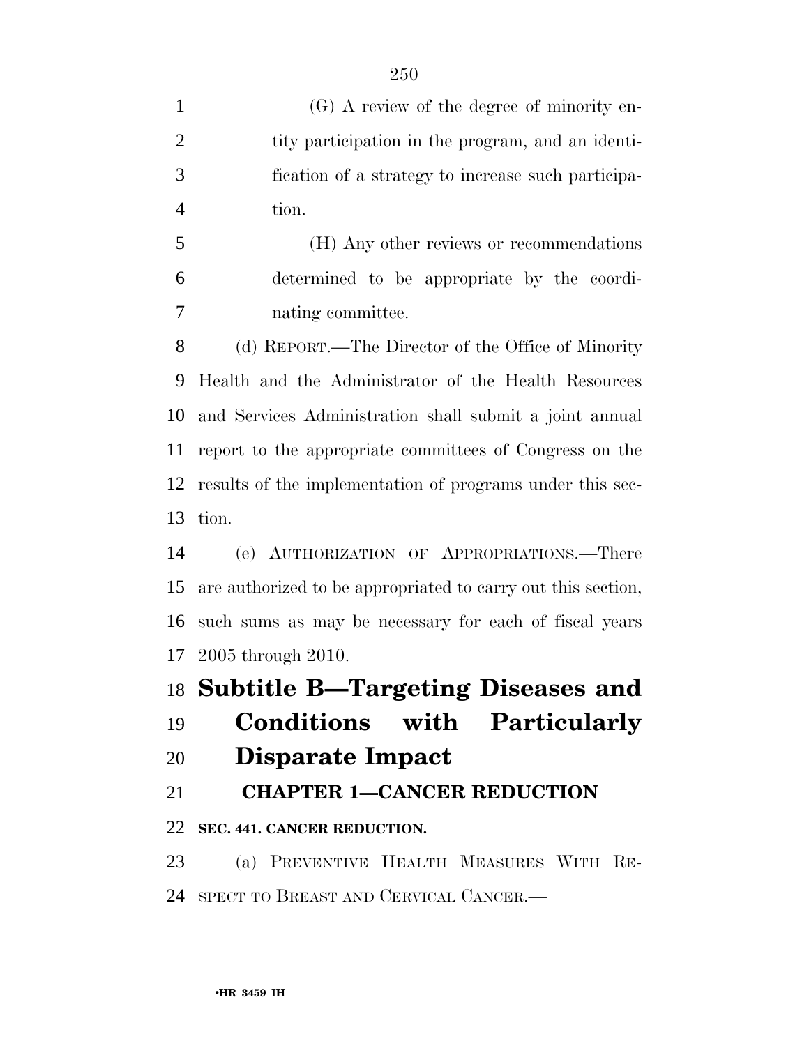(G) A review of the degree of minority entity participation in the program, and an identification of a strategy to increase such participation.

(H) Any other reviews or recommendations determined to be appropriate by the coordinating committee.

(d) REPORT.—The Director of the Office of Minority Health and the Administrator of the Health Resources and Services Administration shall submit a joint annual report to the appropriate committees of Congress on the results of the implementation of programs under this section.

(e) AUTHORIZATION OF APPROPRIATIONS.—There are authorized to be appropriated to carry out this section, such sums as may be necessary for each of fiscal years 2005 through 2010.

# Subtitle B—Targeting Diseases and Conditions with Particularly Disparate Impact

## CHAPTER 1—CANCER REDUCTION

### SEC. 441. CANCER REDUCTION.

(a) PREVENTIVE HEALTH MEASURES WITH RESPECT TO BREAST AND CERVICAL CANCER.—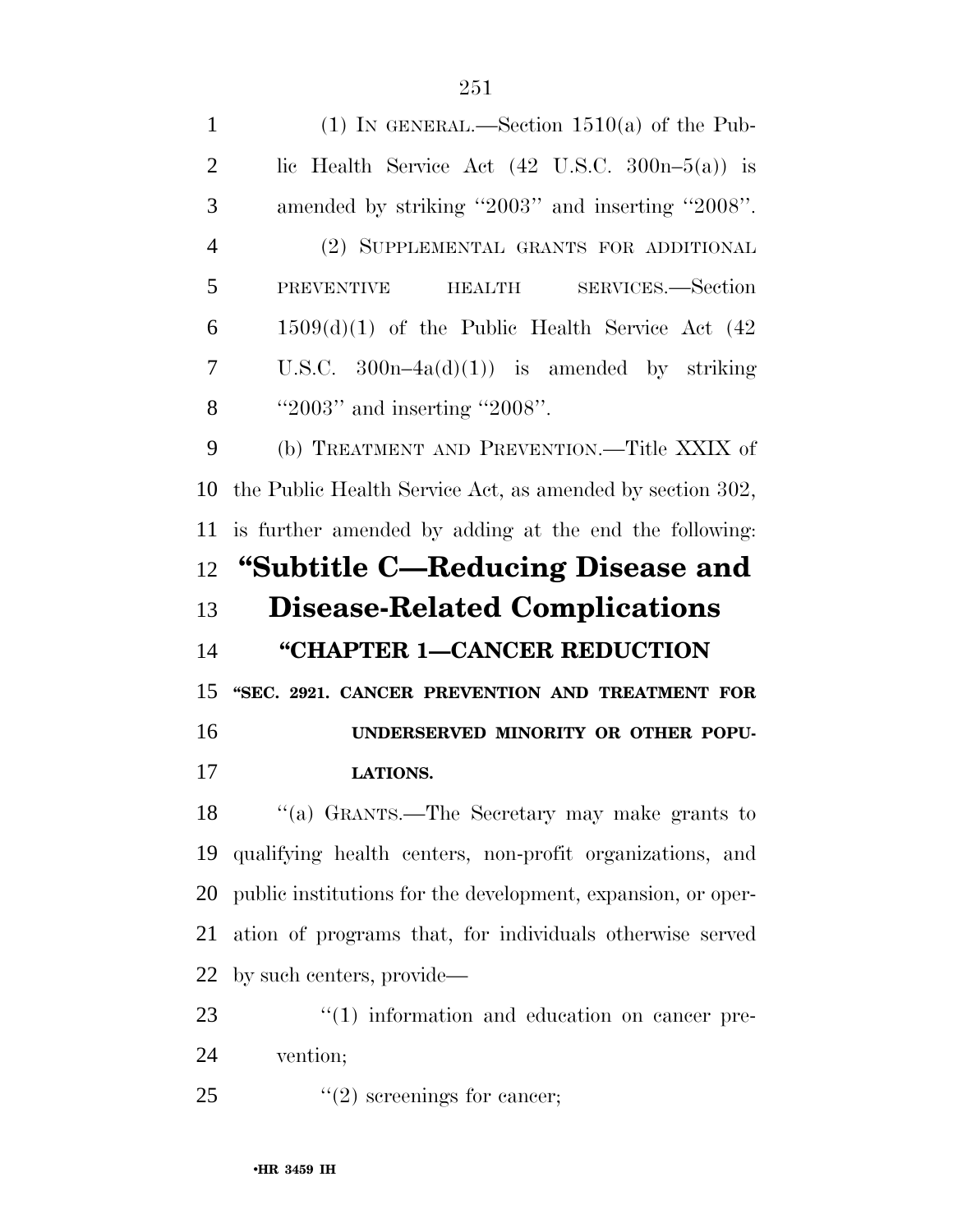(1) IN GENERAL.—Section 1510(a) of the Public Health Service Act (42 U.S.C. 300n–5(a)) is amended by striking ''2003'' and inserting ''2008''.

(2) SUPPLEMENTAL GRANTS FOR ADDITIONAL PREVENTIVE HEALTH SERVICES.—Section 1509(d)(1) of the Public Health Service Act (42 U.S.C. 300n–4a(d)(1)) is amended by striking ''2003'' and inserting ''2008''.

(b) TREATMENT AND PREVENTION.—Title XXIX of the Public Health Service Act, as amended by section 302, is further amended by adding at the end the following:

# ''Subtitle C—Reducing Disease and Disease-Related Complications

## ''CHAPTER 1—CANCER REDUCTION

### ''SEC. 2921. CANCER PREVENTION AND TREATMENT FOR UNDERSERVED MINORITY OR OTHER POPULATIONS.

''(a) GRANTS.—The Secretary may make grants to qualifying health centers, non-profit organizations, and public institutions for the development, expansion, or operation of programs that, for individuals otherwise served by such centers, provide—

''(1) information and education on cancer prevention;

''(2) screenings for cancer;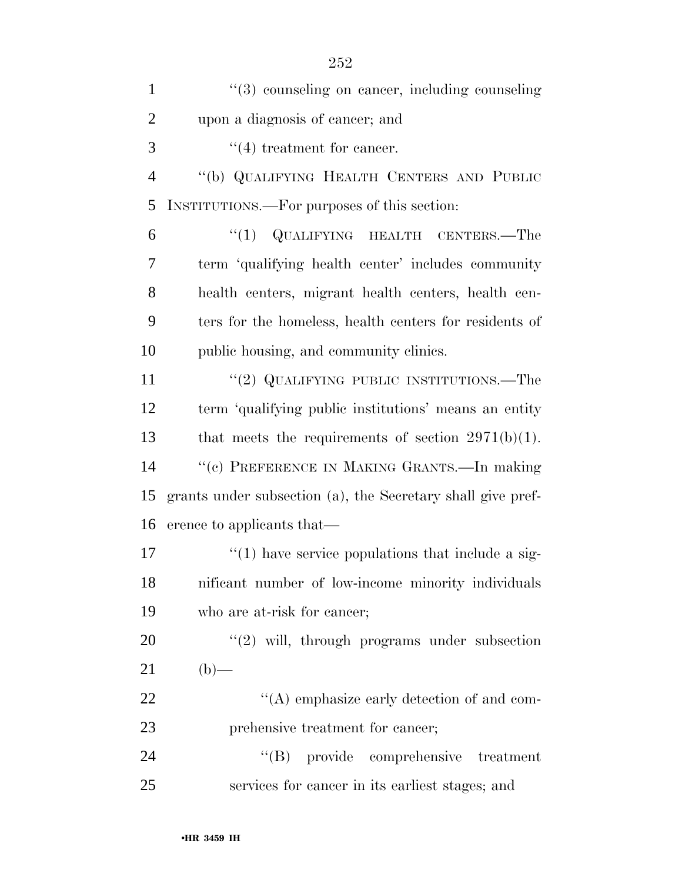"(3) counseling on cancer, including counseling upon a diagnosis of cancer; and

"(4) treatment for cancer.

"(b) QUALIFYING HEALTH CENTERS AND PUBLIC INSTITUTIONS.—For purposes of this section:

"(1) QUALIFYING HEALTH CENTERS.—The term 'qualifying health center' includes community health centers, migrant health centers, health centers for the homeless, health centers for residents of public housing, and community clinics.

"(2) QUALIFYING PUBLIC INSTITUTIONS.—The term 'qualifying public institutions' means an entity that meets the requirements of section 2971(b)(1).

"(c) PREFERENCE IN MAKING GRANTS.—In making grants under subsection (a), the Secretary shall give preference to applicants that—

"(1) have service populations that include a significant number of low-income minority individuals who are at-risk for cancer;

"(2) will, through programs under subsection (b)—

"(A) emphasize early detection of and comprehensive treatment for cancer;

"(B) provide comprehensive treatment services for cancer in its earliest stages; and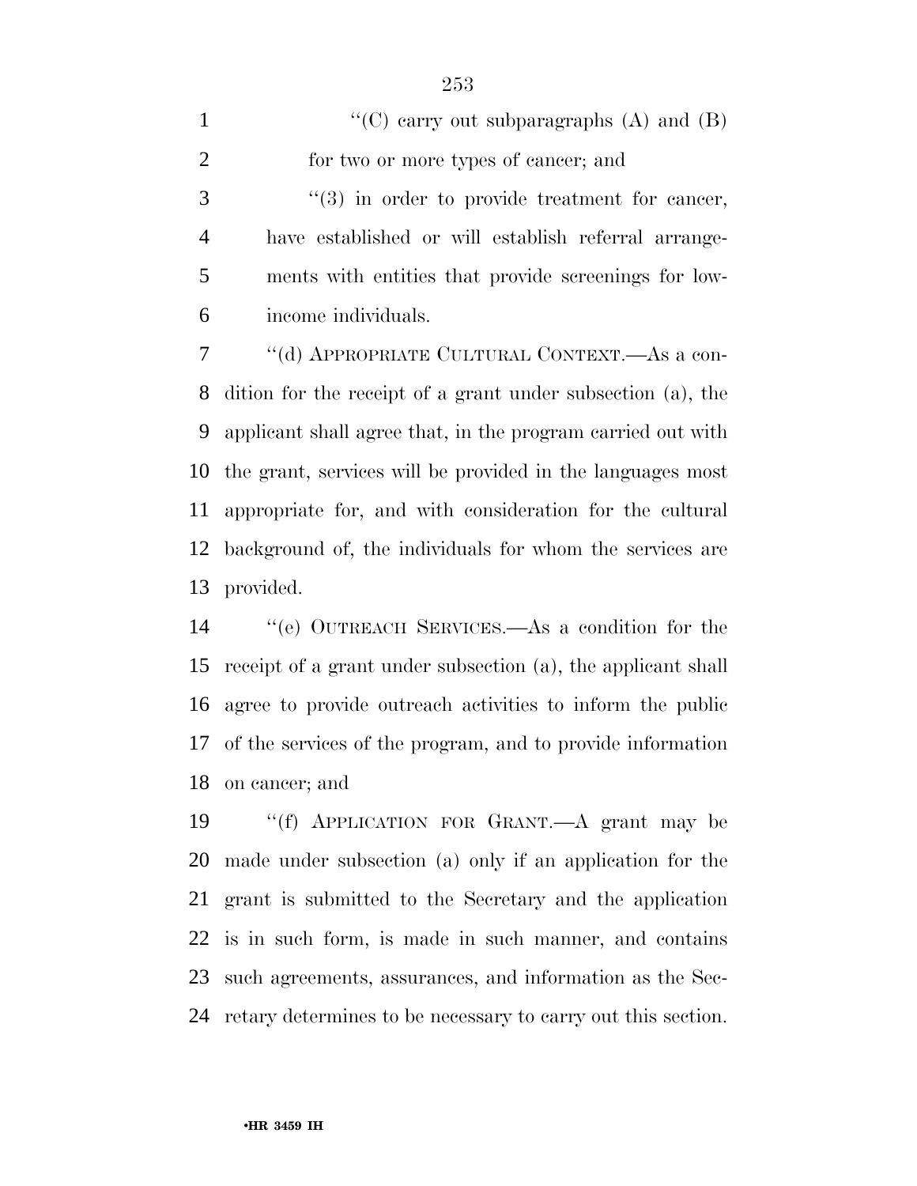''(C) carry out subparagraphs (A) and (B) for two or more types of cancer; and

''(3) in order to provide treatment for cancer, have established or will establish referral arrangements with entities that provide screenings for low-income individuals.

''(d) APPROPRIATE CULTURAL CONTEXT.—As a condition for the receipt of a grant under subsection (a), the applicant shall agree that, in the program carried out with the grant, services will be provided in the languages most appropriate for, and with consideration for the cultural background of, the individuals for whom the services are provided.

''(e) OUTREACH SERVICES.—As a condition for the receipt of a grant under subsection (a), the applicant shall agree to provide outreach activities to inform the public of the services of the program, and to provide information on cancer; and

''(f) APPLICATION FOR GRANT.—A grant may be made under subsection (a) only if an application for the grant is submitted to the Secretary and the application is in such form, is made in such manner, and contains such agreements, assurances, and information as the Secretary determines to be necessary to carry out this section.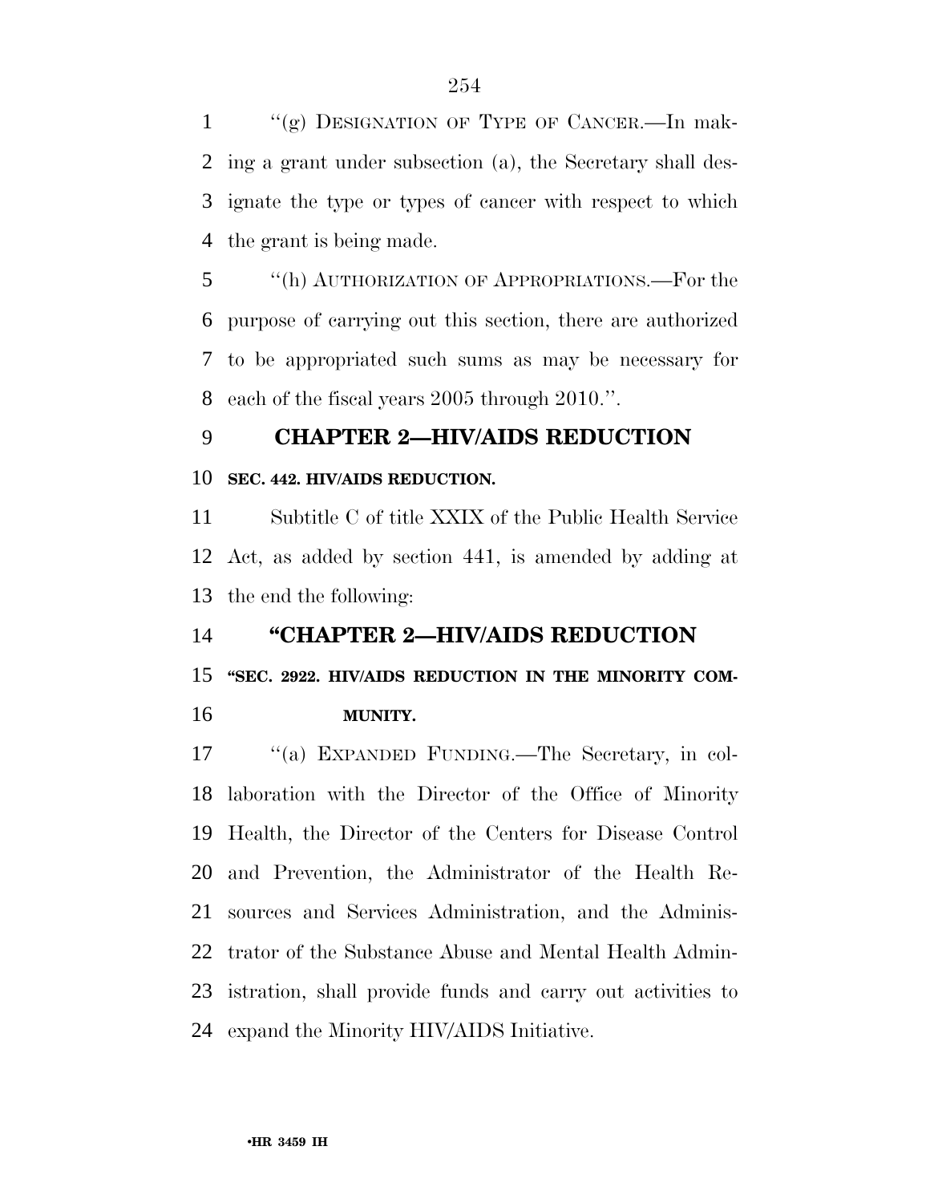''(g) DESIGNATION OF TYPE OF CANCER.—In making a grant under subsection (a), the Secretary shall designate the type or types of cancer with respect to which the grant is being made.

''(h) AUTHORIZATION OF APPROPRIATIONS.—For the purpose of carrying out this section, there are authorized to be appropriated such sums as may be necessary for each of the fiscal years 2005 through 2010.''.

## CHAPTER 2—HIV/AIDS REDUCTION

### SEC. 442. HIV/AIDS REDUCTION.

Subtitle C of title XXIX of the Public Health Service Act, as added by section 441, is amended by adding at the end the following:

## ''CHAPTER 2—HIV/AIDS REDUCTION

### ''SEC. 2922. HIV/AIDS REDUCTION IN THE MINORITY COMMUNITY.

''(a) EXPANDED FUNDING.—The Secretary, in collaboration with the Director of the Office of Minority Health, the Director of the Centers for Disease Control and Prevention, the Administrator of the Health Resources and Services Administration, and the Administrator of the Substance Abuse and Mental Health Administration, shall provide funds and carry out activities to expand the Minority HIV/AIDS Initiative.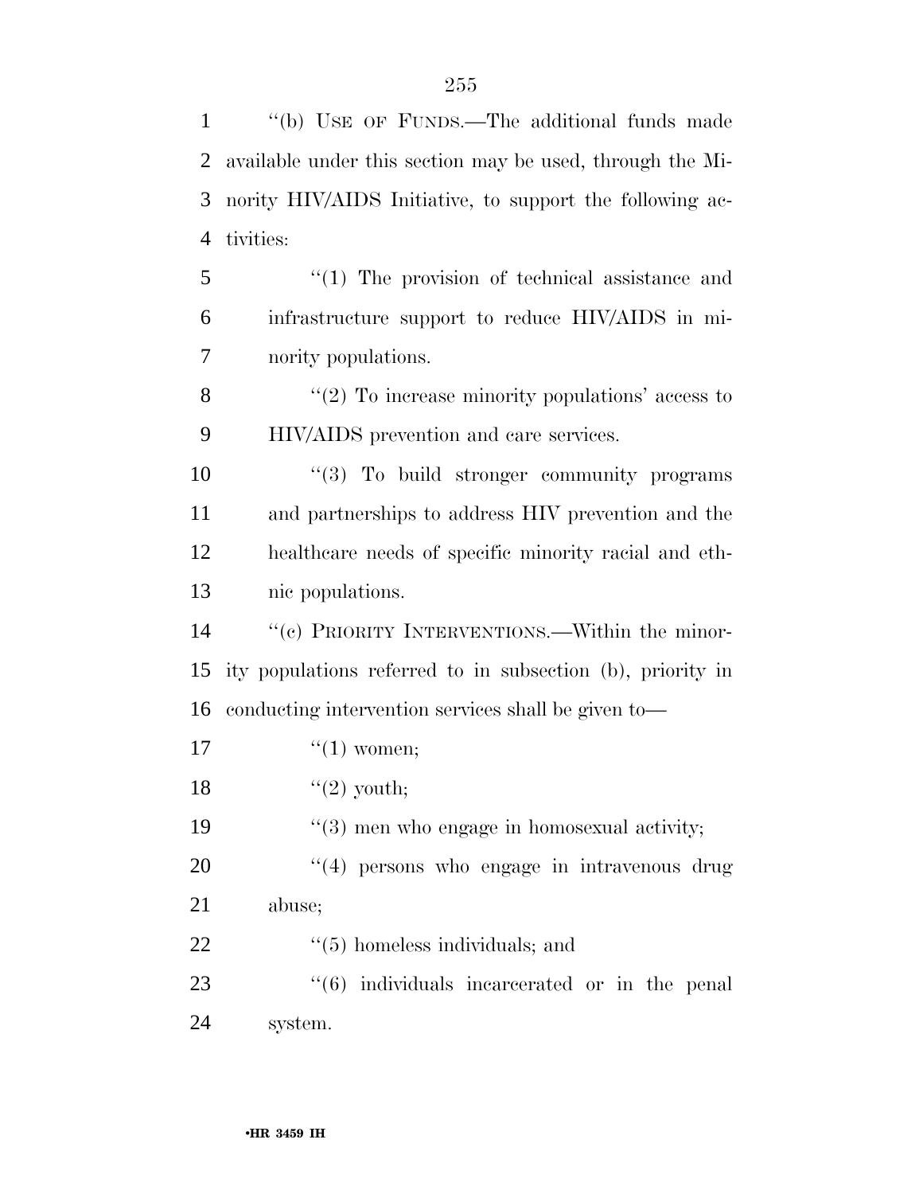"(b) USE OF FUNDS.—The additional funds made available under this section may be used, through the Minority HIV/AIDS Initiative, to support the following activities:

"(1) The provision of technical assistance and infrastructure support to reduce HIV/AIDS in minority populations.

"(2) To increase minority populations' access to HIV/AIDS prevention and care services.

"(3) To build stronger community programs and partnerships to address HIV prevention and the healthcare needs of specific minority racial and ethnic populations.

"(c) PRIORITY INTERVENTIONS.—Within the minority populations referred to in subsection (b), priority in conducting intervention services shall be given to—

"(1) women;

"(2) youth;

"(3) men who engage in homosexual activity;

"(4) persons who engage in intravenous drug abuse;

"(5) homeless individuals; and

"(6) individuals incarcerated or in the penal system.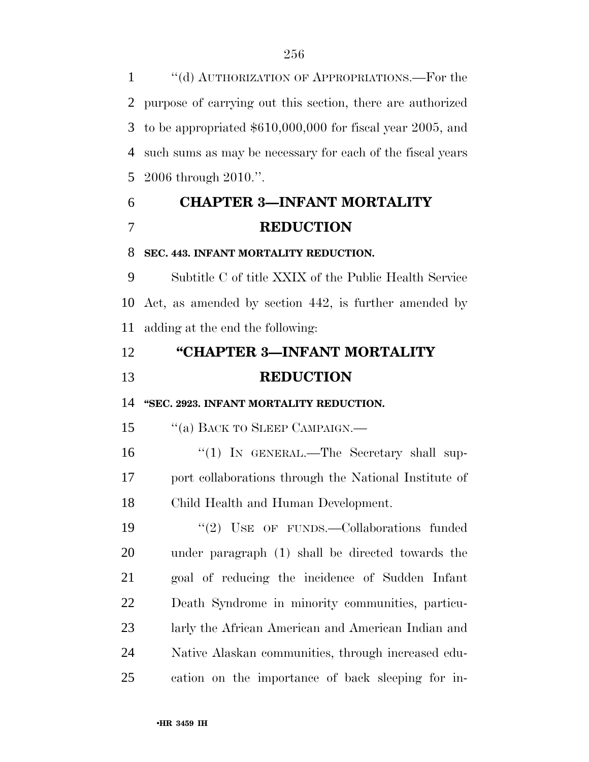"(d) AUTHORIZATION OF APPROPRIATIONS.—For the purpose of carrying out this section, there are authorized to be appropriated $610,000,000 for fiscal year 2005, and such sums as may be necessary for each of the fiscal years 2006 through 2010.".

## CHAPTER 3—INFANT MORTALITY REDUCTION

**SEC. 443. INFANT MORTALITY REDUCTION.**

Subtitle C of title XXIX of the Public Health Service Act, as amended by section 442, is further amended by adding at the end the following:

## "CHAPTER 3—INFANT MORTALITY REDUCTION

**"SEC. 2923. INFANT MORTALITY REDUCTION.**

"(a) BACK TO SLEEP CAMPAIGN.—

"(1) IN GENERAL.—The Secretary shall support collaborations through the National Institute of Child Health and Human Development.

"(2) USE OF FUNDS.—Collaborations funded under paragraph (1) shall be directed towards the goal of reducing the incidence of Sudden Infant Death Syndrome in minority communities, particularly the African American and American Indian and Native Alaskan communities, through increased education on the importance of back sleeping for in-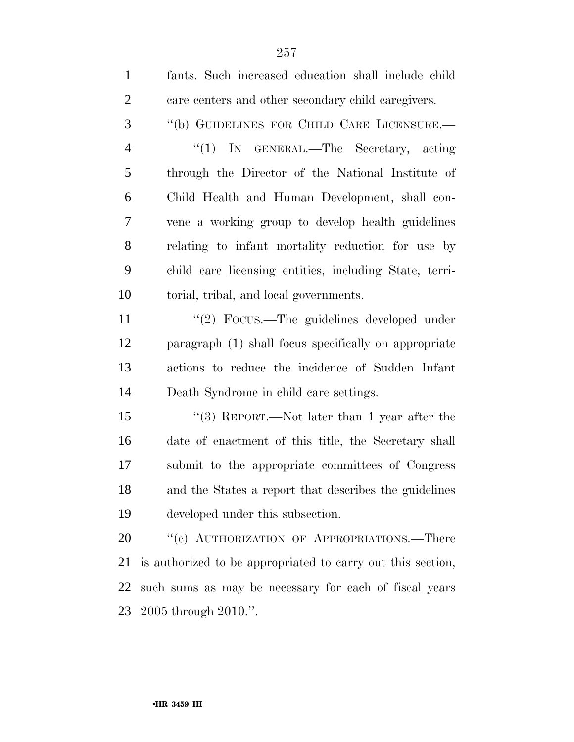fants. Such increased education shall include child care centers and other secondary child caregivers.

"(b) GUIDELINES FOR CHILD CARE LICENSURE.—

"(1) IN GENERAL.—The Secretary, acting through the Director of the National Institute of Child Health and Human Development, shall convene a working group to develop health guidelines relating to infant mortality reduction for use by child care licensing entities, including State, territorial, tribal, and local governments.

"(2) FOCUS.—The guidelines developed under paragraph (1) shall focus specifically on appropriate actions to reduce the incidence of Sudden Infant Death Syndrome in child care settings.

"(3) REPORT.—Not later than 1 year after the date of enactment of this title, the Secretary shall submit to the appropriate committees of Congress and the States a report that describes the guidelines developed under this subsection.

"(c) AUTHORIZATION OF APPROPRIATIONS.—There is authorized to be appropriated to carry out this section, such sums as may be necessary for each of fiscal years 2005 through 2010.".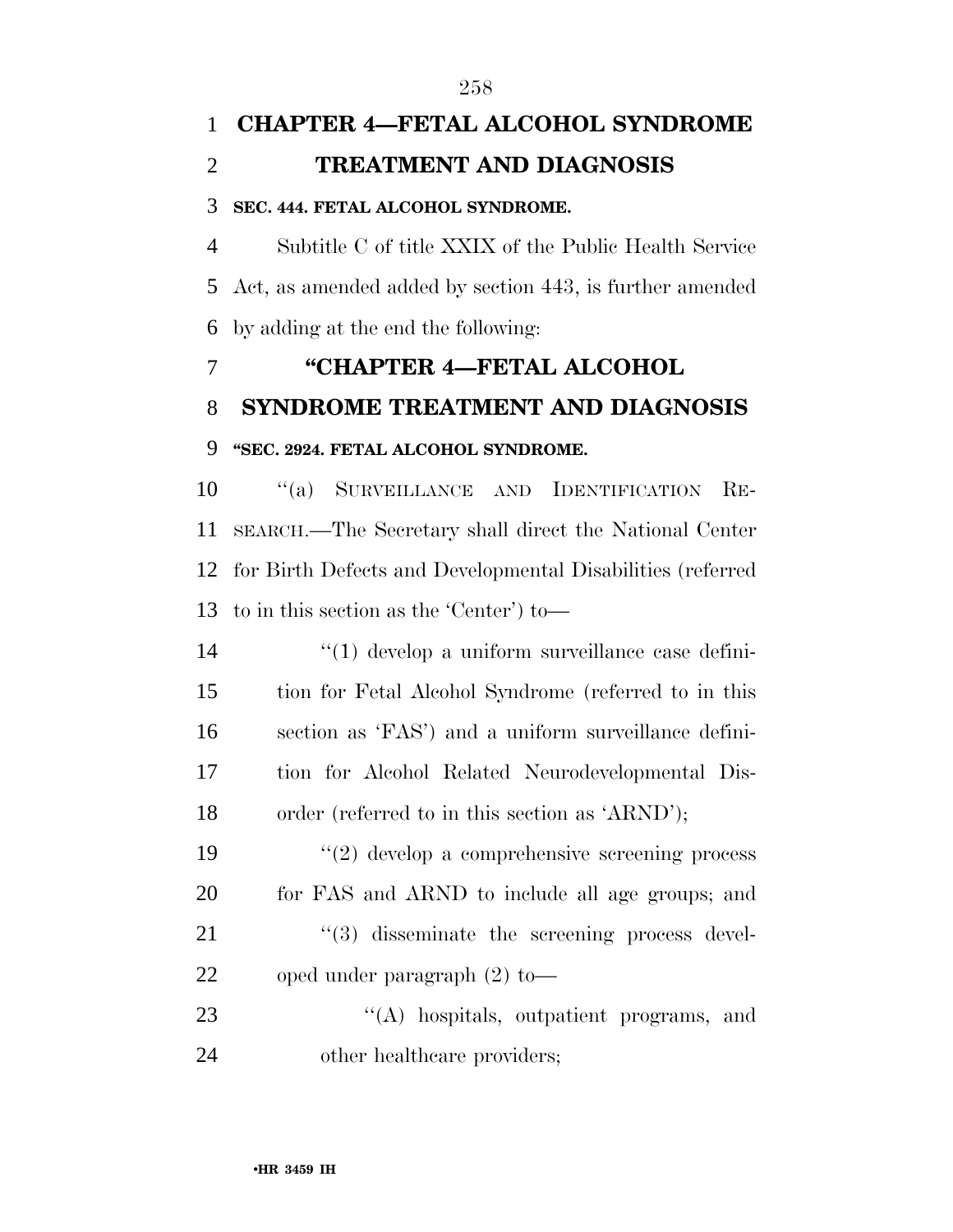## CHAPTER 4—FETAL ALCOHOL SYNDROME TREATMENT AND DIAGNOSIS

**SEC. 444. FETAL ALCOHOL SYNDROME.**

Subtitle C of title XXIX of the Public Health Service Act, as amended added by section 443, is further amended by adding at the end the following:

## "CHAPTER 4—FETAL ALCOHOL SYNDROME TREATMENT AND DIAGNOSIS

**"SEC. 2924. FETAL ALCOHOL SYNDROME.**

"(a) SURVEILLANCE AND IDENTIFICATION RESEARCH.—The Secretary shall direct the National Center for Birth Defects and Developmental Disabilities (referred to in this section as the 'Center') to—

"(1) develop a uniform surveillance case definition for Fetal Alcohol Syndrome (referred to in this section as 'FAS') and a uniform surveillance definition for Alcohol Related Neurodevelopmental Disorder (referred to in this section as 'ARND');

"(2) develop a comprehensive screening process for FAS and ARND to include all age groups; and

"(3) disseminate the screening process developed under paragraph (2) to—

"(A) hospitals, outpatient programs, and other healthcare providers;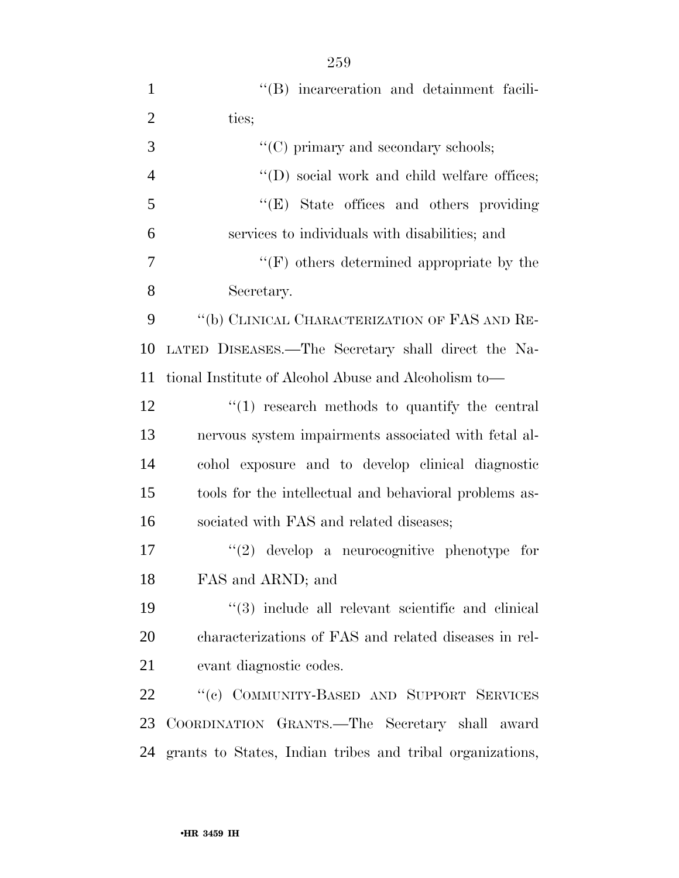"(B) incarceration and detainment facilities;

"(C) primary and secondary schools;

"(D) social work and child welfare offices;

"(E) State offices and others providing services to individuals with disabilities; and

"(F) others determined appropriate by the Secretary.

"(b) CLINICAL CHARACTERIZATION OF FAS AND RELATED DISEASES.—The Secretary shall direct the National Institute of Alcohol Abuse and Alcoholism to—

"(1) research methods to quantify the central nervous system impairments associated with fetal alcohol exposure and to develop clinical diagnostic tools for the intellectual and behavioral problems associated with FAS and related diseases;

"(2) develop a neurocognitive phenotype for FAS and ARND; and

"(3) include all relevant scientific and clinical characterizations of FAS and related diseases in relevant diagnostic codes.

"(c) COMMUNITY-BASED AND SUPPORT SERVICES COORDINATION GRANTS.—The Secretary shall award grants to States, Indian tribes and tribal organizations,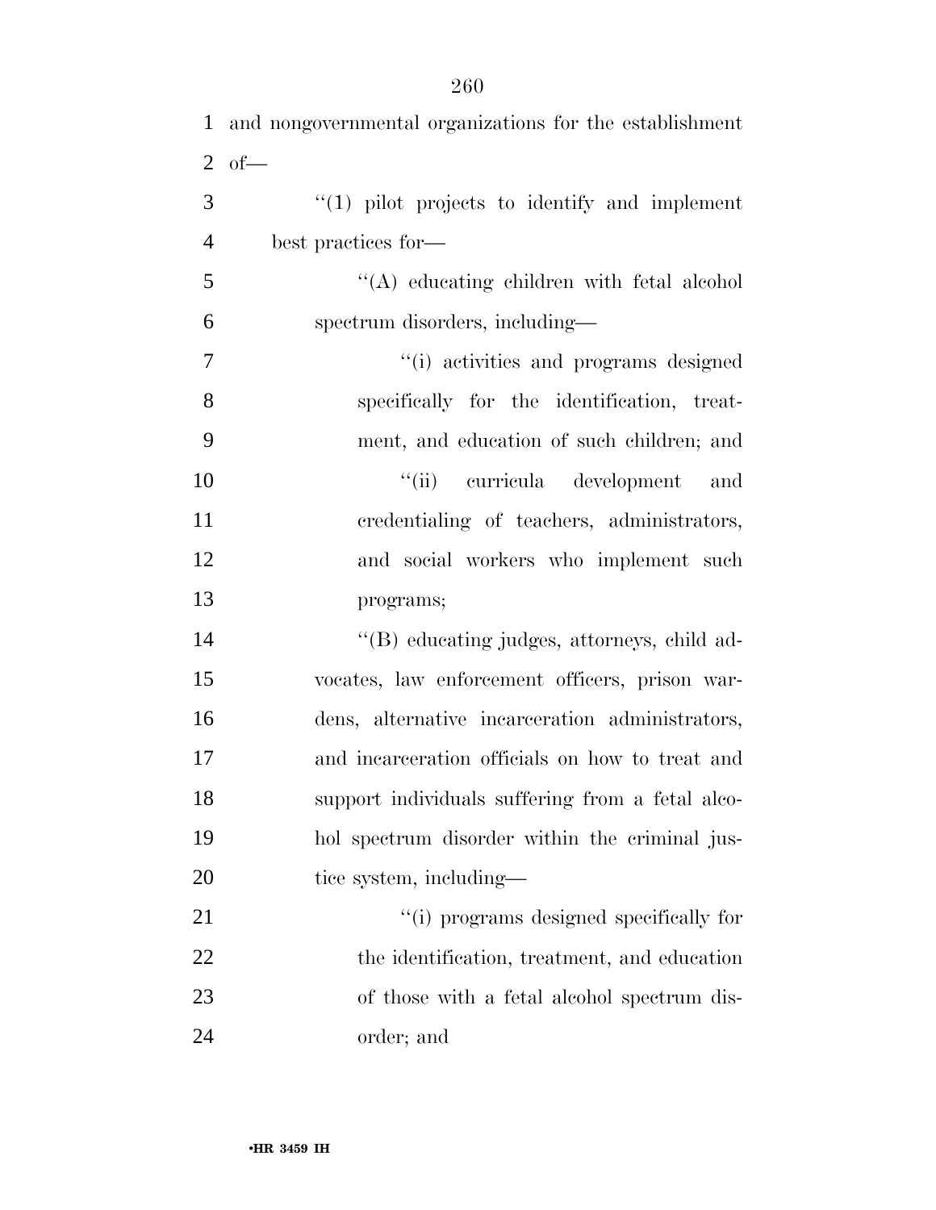and nongovernmental organizations for the establishment of—

> ''(1) pilot projects to identify and implement best practices for—
>
> > ''(A) educating children with fetal alcohol spectrum disorders, including—
> >
> > > ''(i) activities and programs designed specifically for the identification, treatment, and education of such children; and
> > >
> > > ''(ii) curricula development and credentialing of teachers, administrators, and social workers who implement such programs;
> >
> > ''(B) educating judges, attorneys, child advocates, law enforcement officers, prison wardens, alternative incarceration administrators, and incarceration officials on how to treat and support individuals suffering from a fetal alcohol spectrum disorder within the criminal justice system, including—
> >
> > > ''(i) programs designed specifically for the identification, treatment, and education of those with a fetal alcohol spectrum disorder; and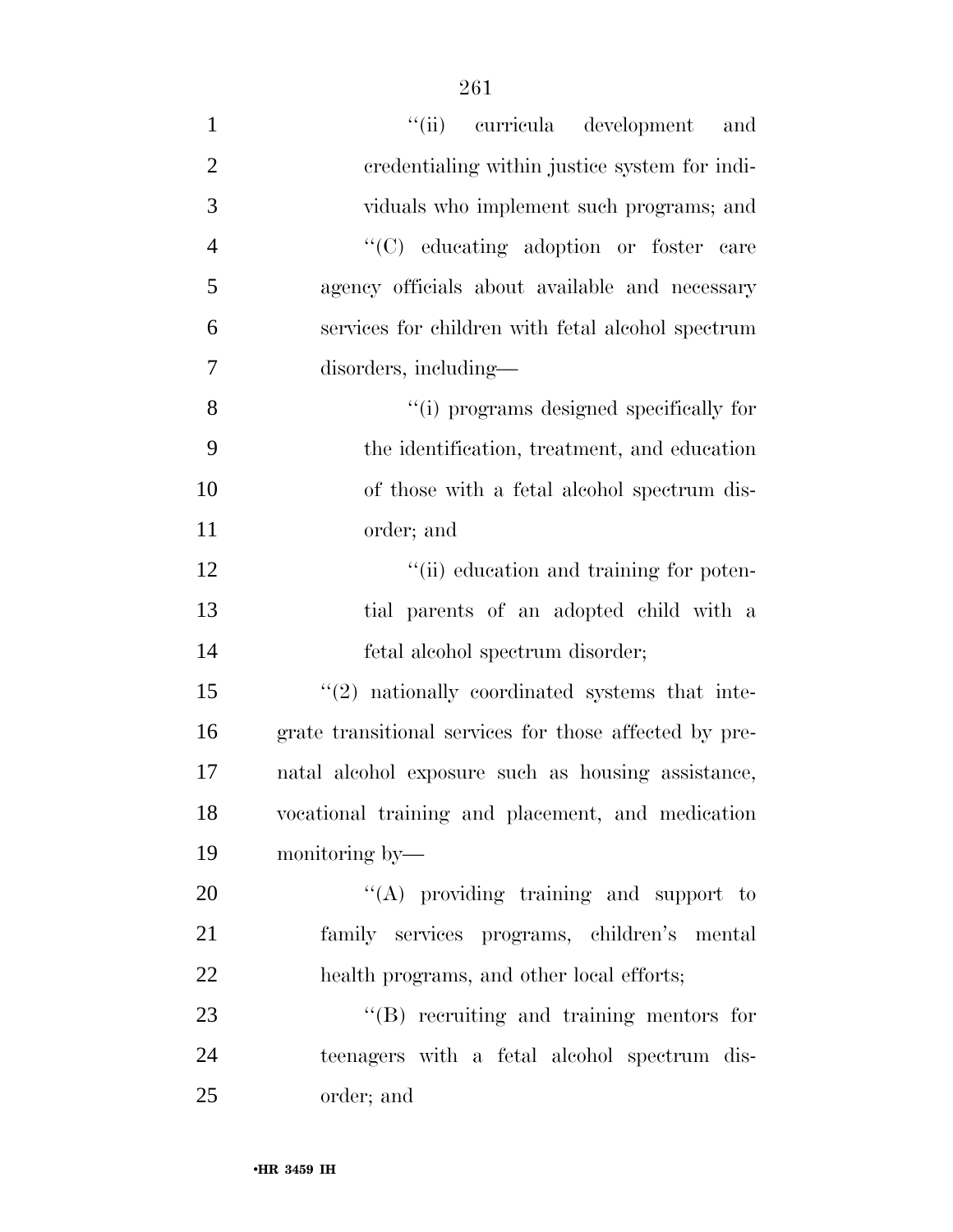''(ii) curricula development and credentialing within justice system for individuals who implement such programs; and

''(C) educating adoption or foster care agency officials about available and necessary services for children with fetal alcohol spectrum disorders, including—

''(i) programs designed specifically for the identification, treatment, and education of those with a fetal alcohol spectrum disorder; and

''(ii) education and training for potential parents of an adopted child with a fetal alcohol spectrum disorder;

''(2) nationally coordinated systems that integrate transitional services for those affected by prenatal alcohol exposure such as housing assistance, vocational training and placement, and medication monitoring by—

''(A) providing training and support to family services programs, children's mental health programs, and other local efforts;

''(B) recruiting and training mentors for teenagers with a fetal alcohol spectrum disorder; and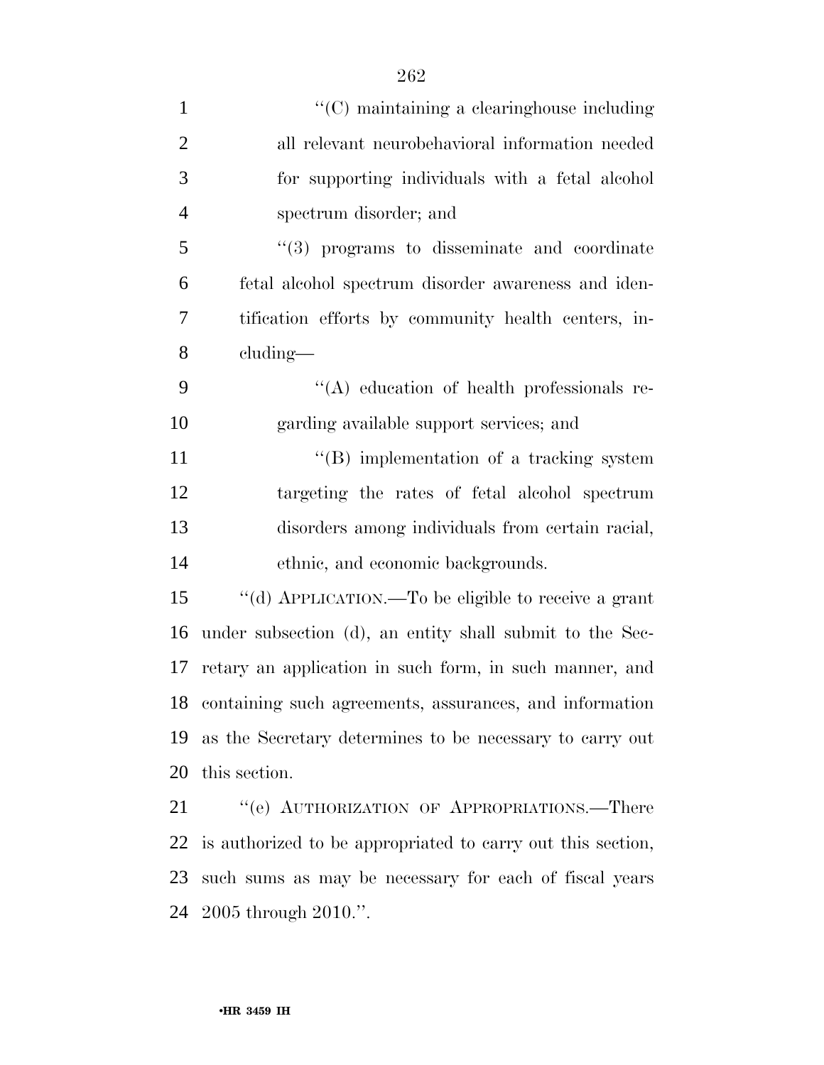''(C) maintaining a clearinghouse including all relevant neurobehavioral information needed for supporting individuals with a fetal alcohol spectrum disorder; and

''(3) programs to disseminate and coordinate fetal alcohol spectrum disorder awareness and identification efforts by community health centers, including—

''(A) education of health professionals regarding available support services; and

''(B) implementation of a tracking system targeting the rates of fetal alcohol spectrum disorders among individuals from certain racial, ethnic, and economic backgrounds.

''(d) APPLICATION.—To be eligible to receive a grant under subsection (d), an entity shall submit to the Secretary an application in such form, in such manner, and containing such agreements, assurances, and information as the Secretary determines to be necessary to carry out this section.

''(e) AUTHORIZATION OF APPROPRIATIONS.—There is authorized to be appropriated to carry out this section, such sums as may be necessary for each of fiscal years 2005 through 2010.''.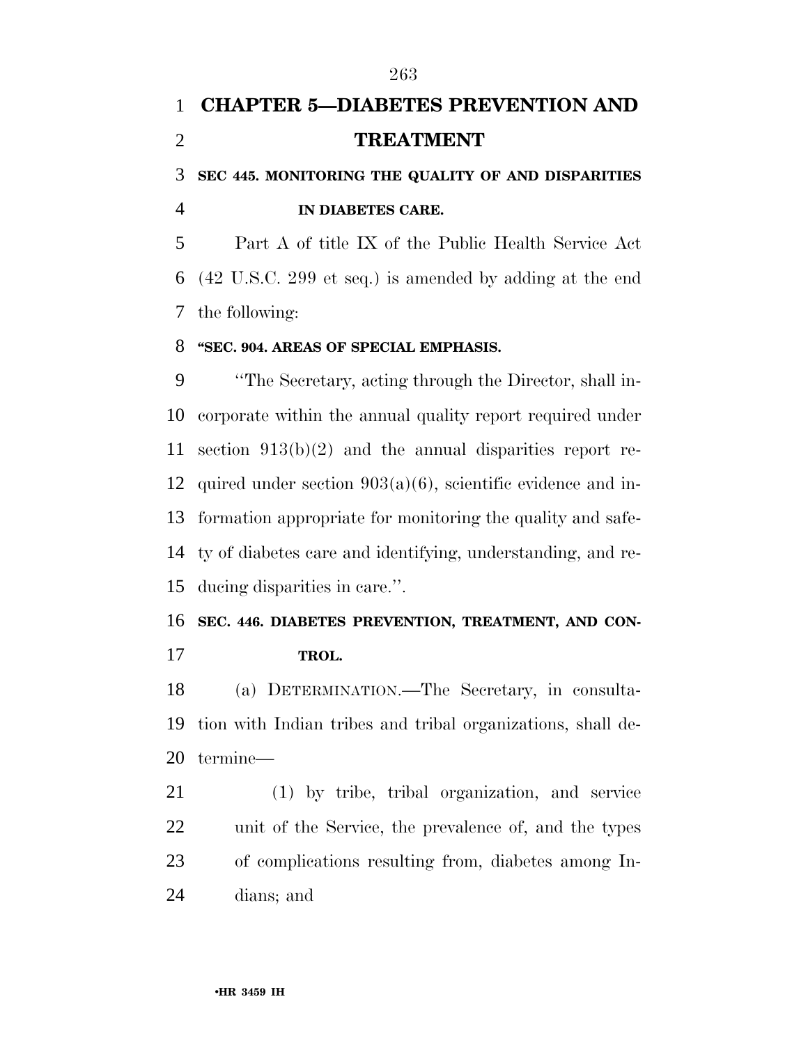# CHAPTER 5—DIABETES PREVENTION AND TREATMENT

## SEC 445. MONITORING THE QUALITY OF AND DISPARITIES IN DIABETES CARE.

Part A of title IX of the Public Health Service Act (42 U.S.C. 299 et seq.) is amended by adding at the end the following:

**"SEC. 904. AREAS OF SPECIAL EMPHASIS.**

"The Secretary, acting through the Director, shall incorporate within the annual quality report required under section 913(b)(2) and the annual disparities report required under section 903(a)(6), scientific evidence and information appropriate for monitoring the quality and safety of diabetes care and identifying, understanding, and reducing disparities in care.".

## SEC. 446. DIABETES PREVENTION, TREATMENT, AND CONTROL.

(a) DETERMINATION.—The Secretary, in consultation with Indian tribes and tribal organizations, shall determine—

(1) by tribe, tribal organization, and service unit of the Service, the prevalence of, and the types of complications resulting from, diabetes among Indians; and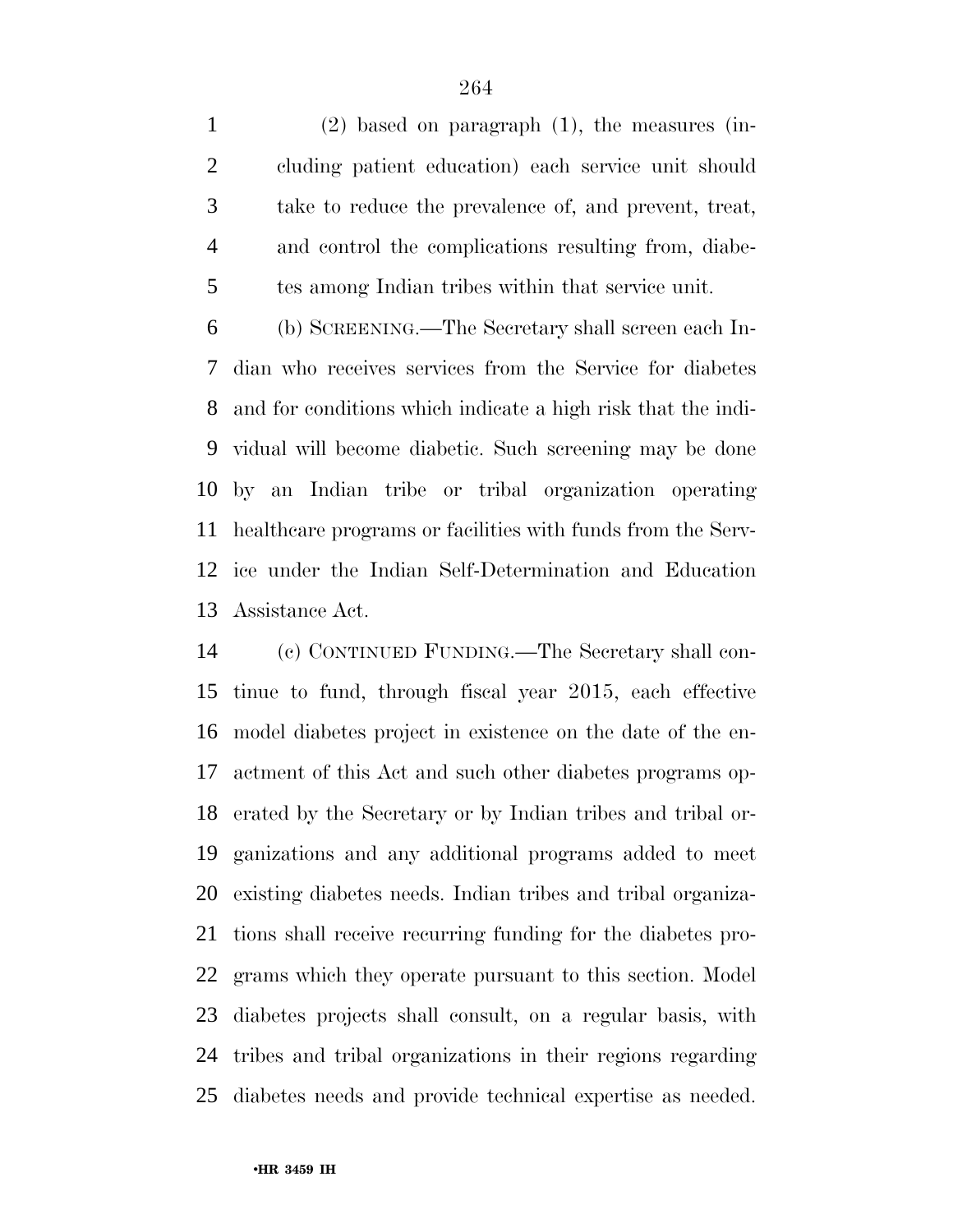(2) based on paragraph (1), the measures (including patient education) each service unit should take to reduce the prevalence of, and prevent, treat, and control the complications resulting from, diabetes among Indian tribes within that service unit.

(b) SCREENING.—The Secretary shall screen each Indian who receives services from the Service for diabetes and for conditions which indicate a high risk that the individual will become diabetic. Such screening may be done by an Indian tribe or tribal organization operating healthcare programs or facilities with funds from the Service under the Indian Self-Determination and Education Assistance Act.

(c) CONTINUED FUNDING.—The Secretary shall continue to fund, through fiscal year 2015, each effective model diabetes project in existence on the date of the enactment of this Act and such other diabetes programs operated by the Secretary or by Indian tribes and tribal organizations and any additional programs added to meet existing diabetes needs. Indian tribes and tribal organizations shall receive recurring funding for the diabetes programs which they operate pursuant to this section. Model diabetes projects shall consult, on a regular basis, with tribes and tribal organizations in their regions regarding diabetes needs and provide technical expertise as needed.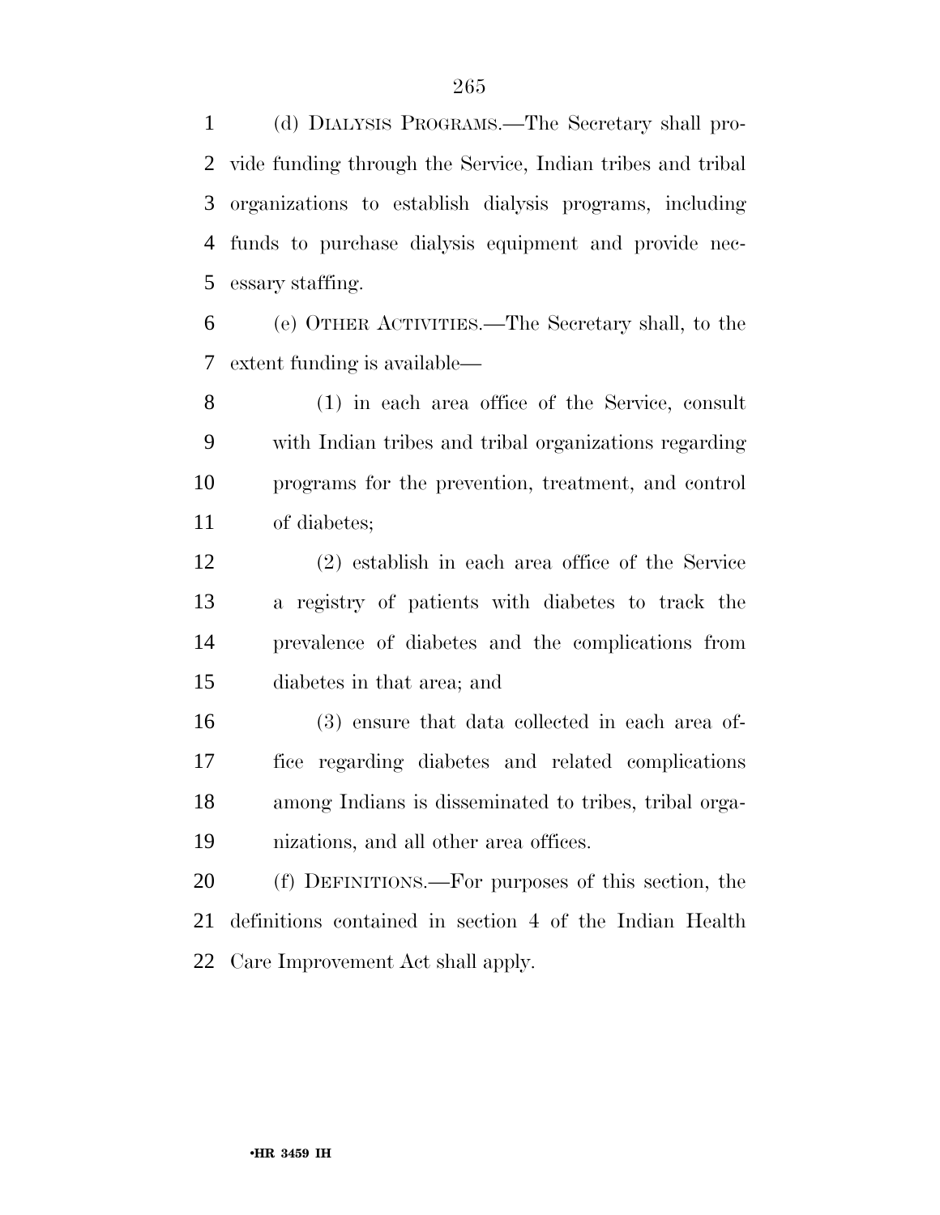(d) DIALYSIS PROGRAMS.—The Secretary shall provide funding through the Service, Indian tribes and tribal organizations to establish dialysis programs, including funds to purchase dialysis equipment and provide necessary staffing.

(e) OTHER ACTIVITIES.—The Secretary shall, to the extent funding is available—

(1) in each area office of the Service, consult with Indian tribes and tribal organizations regarding programs for the prevention, treatment, and control of diabetes;

(2) establish in each area office of the Service a registry of patients with diabetes to track the prevalence of diabetes and the complications from diabetes in that area; and

(3) ensure that data collected in each area office regarding diabetes and related complications among Indians is disseminated to tribes, tribal organizations, and all other area offices.

(f) DEFINITIONS.—For purposes of this section, the definitions contained in section 4 of the Indian Health Care Improvement Act shall apply.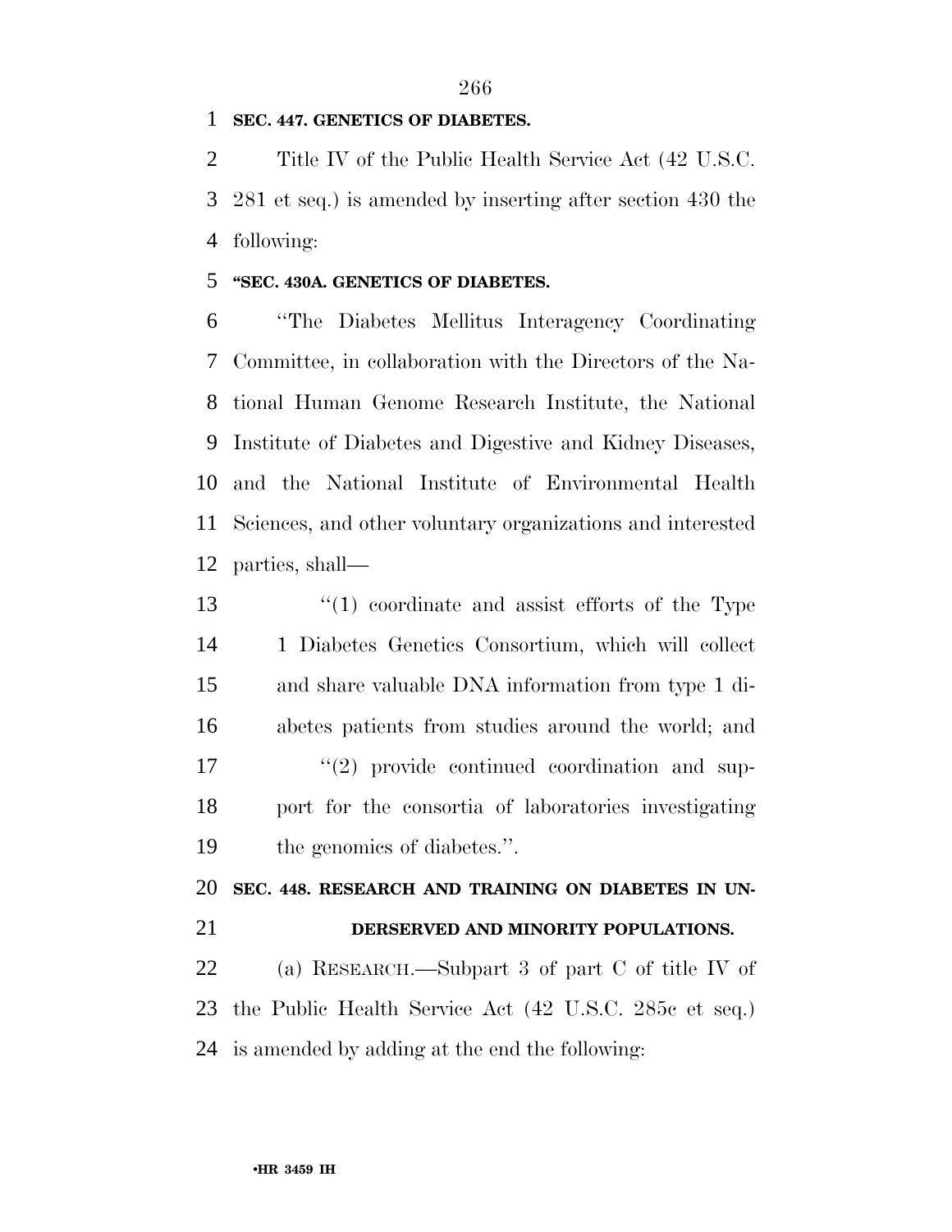**SEC. 447. GENETICS OF DIABETES.**

Title IV of the Public Health Service Act (42 U.S.C. 281 et seq.) is amended by inserting after section 430 the following:

**"SEC. 430A. GENETICS OF DIABETES.**

"The Diabetes Mellitus Interagency Coordinating Committee, in collaboration with the Directors of the National Human Genome Research Institute, the National Institute of Diabetes and Digestive and Kidney Diseases, and the National Institute of Environmental Health Sciences, and other voluntary organizations and interested parties, shall—

"(1) coordinate and assist efforts of the Type 1 Diabetes Genetics Consortium, which will collect and share valuable DNA information from type 1 diabetes patients from studies around the world; and

"(2) provide continued coordination and support for the consortia of laboratories investigating the genomics of diabetes.".

**SEC. 448. RESEARCH AND TRAINING ON DIABETES IN UNDERSERVED AND MINORITY POPULATIONS.**

(a) RESEARCH.—Subpart 3 of part C of title IV of the Public Health Service Act (42 U.S.C. 285c et seq.) is amended by adding at the end the following: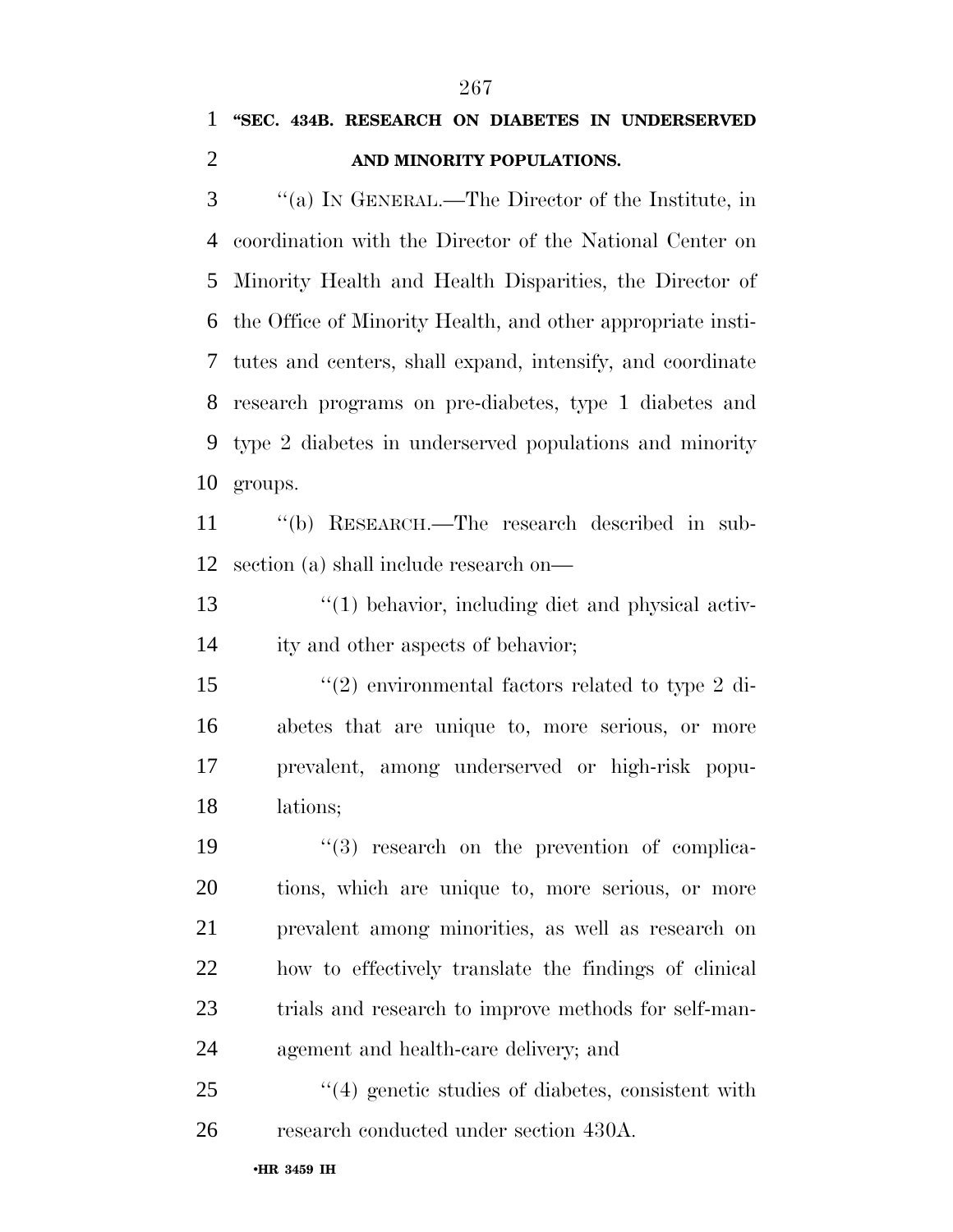**"SEC. 434B. RESEARCH ON DIABETES IN UNDERSERVED AND MINORITY POPULATIONS.**

"(a) IN GENERAL.—The Director of the Institute, in coordination with the Director of the National Center on Minority Health and Health Disparities, the Director of the Office of Minority Health, and other appropriate institutes and centers, shall expand, intensify, and coordinate research programs on pre-diabetes, type 1 diabetes and type 2 diabetes in underserved populations and minority groups.

"(b) RESEARCH.—The research described in subsection (a) shall include research on—

"(1) behavior, including diet and physical activity and other aspects of behavior;

"(2) environmental factors related to type 2 diabetes that are unique to, more serious, or more prevalent, among underserved or high-risk populations;

"(3) research on the prevention of complications, which are unique to, more serious, or more prevalent among minorities, as well as research on how to effectively translate the findings of clinical trials and research to improve methods for self-management and health-care delivery; and

"(4) genetic studies of diabetes, consistent with research conducted under section 430A.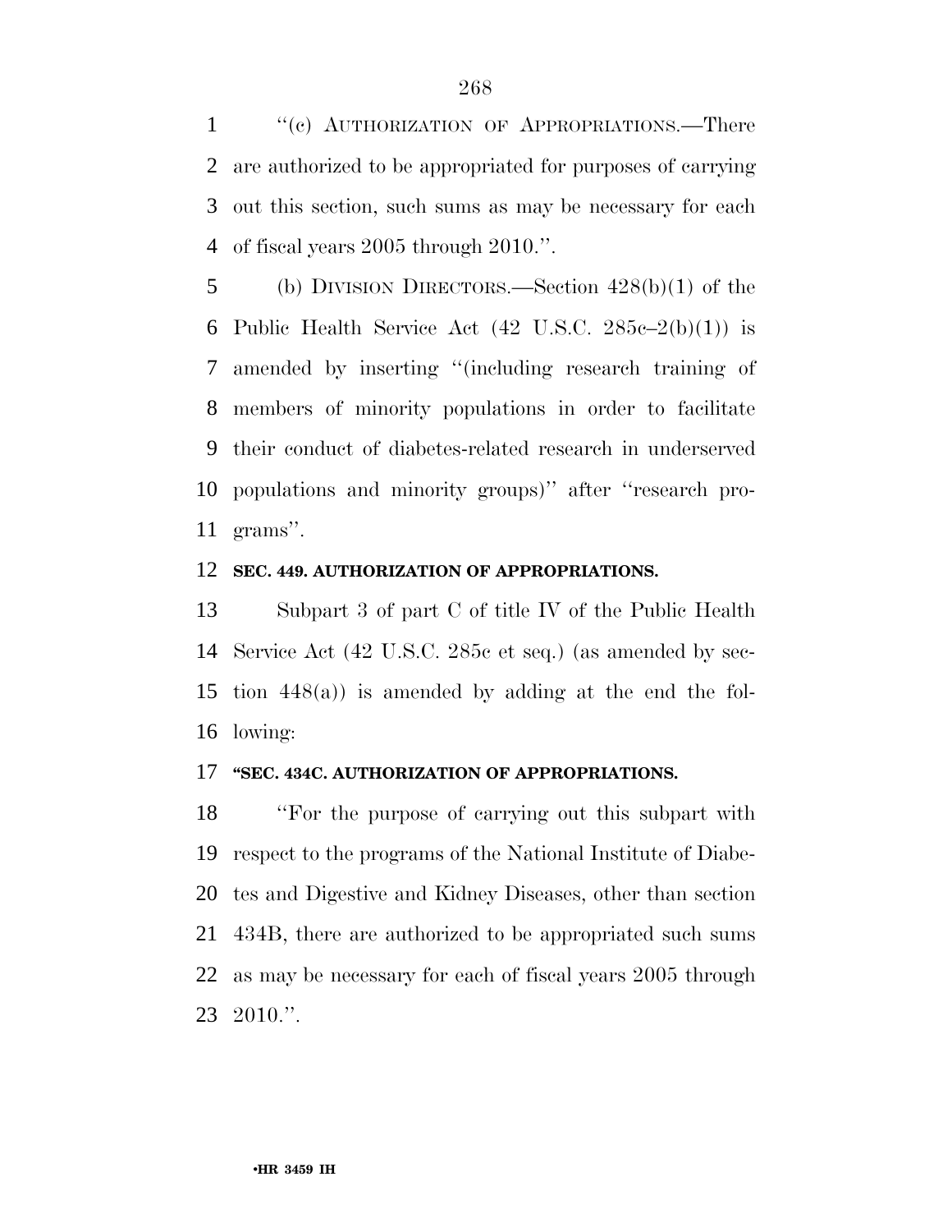"(c) AUTHORIZATION OF APPROPRIATIONS.—There are authorized to be appropriated for purposes of carrying out this section, such sums as may be necessary for each of fiscal years 2005 through 2010.".

(b) DIVISION DIRECTORS.—Section 428(b)(1) of the Public Health Service Act (42 U.S.C. 285c–2(b)(1)) is amended by inserting "(including research training of members of minority populations in order to facilitate their conduct of diabetes-related research in underserved populations and minority groups)" after "research programs".

**SEC. 449. AUTHORIZATION OF APPROPRIATIONS.**

Subpart 3 of part C of title IV of the Public Health Service Act (42 U.S.C. 285c et seq.) (as amended by section 448(a)) is amended by adding at the end the following:

**"SEC. 434C. AUTHORIZATION OF APPROPRIATIONS.**

"For the purpose of carrying out this subpart with respect to the programs of the National Institute of Diabetes and Digestive and Kidney Diseases, other than section 434B, there are authorized to be appropriated such sums as may be necessary for each of fiscal years 2005 through 2010.".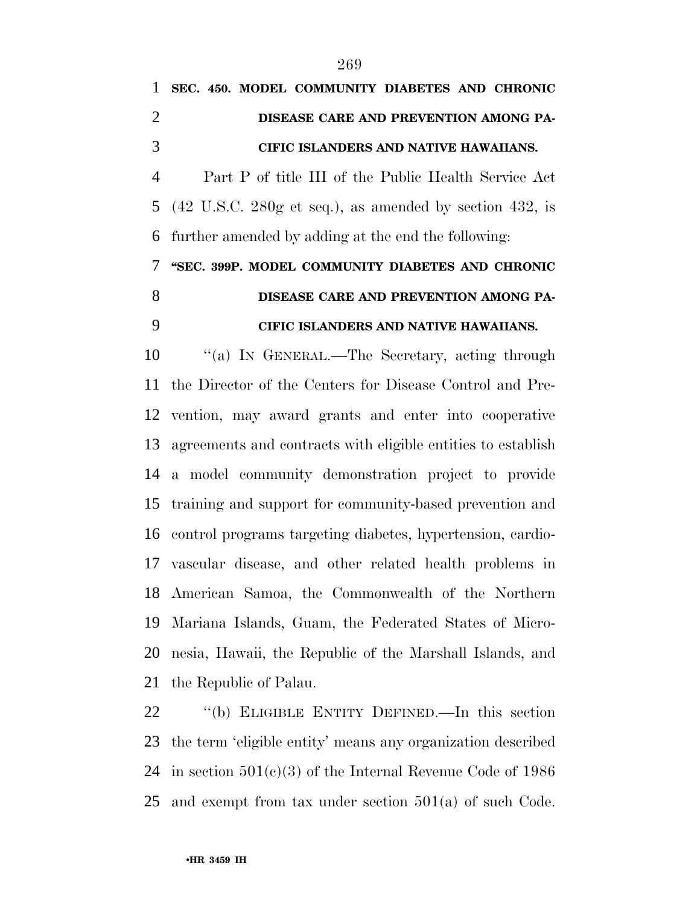**SEC. 450. MODEL COMMUNITY DIABETES AND CHRONIC DISEASE CARE AND PREVENTION AMONG PACIFIC ISLANDERS AND NATIVE HAWAIIANS.**

Part P of title III of the Public Health Service Act (42 U.S.C. 280g et seq.), as amended by section 432, is further amended by adding at the end the following:

**"SEC. 399P. MODEL COMMUNITY DIABETES AND CHRONIC DISEASE CARE AND PREVENTION AMONG PACIFIC ISLANDERS AND NATIVE HAWAIIANS.**

"(a) IN GENERAL.—The Secretary, acting through the Director of the Centers for Disease Control and Prevention, may award grants and enter into cooperative agreements and contracts with eligible entities to establish a model community demonstration project to provide training and support for community-based prevention and control programs targeting diabetes, hypertension, cardiovascular disease, and other related health problems in American Samoa, the Commonwealth of the Northern Mariana Islands, Guam, the Federated States of Micronesia, Hawaii, the Republic of the Marshall Islands, and the Republic of Palau.

"(b) ELIGIBLE ENTITY DEFINED.—In this section the term 'eligible entity' means any organization described in section 501(c)(3) of the Internal Revenue Code of 1986 and exempt from tax under section 501(a) of such Code.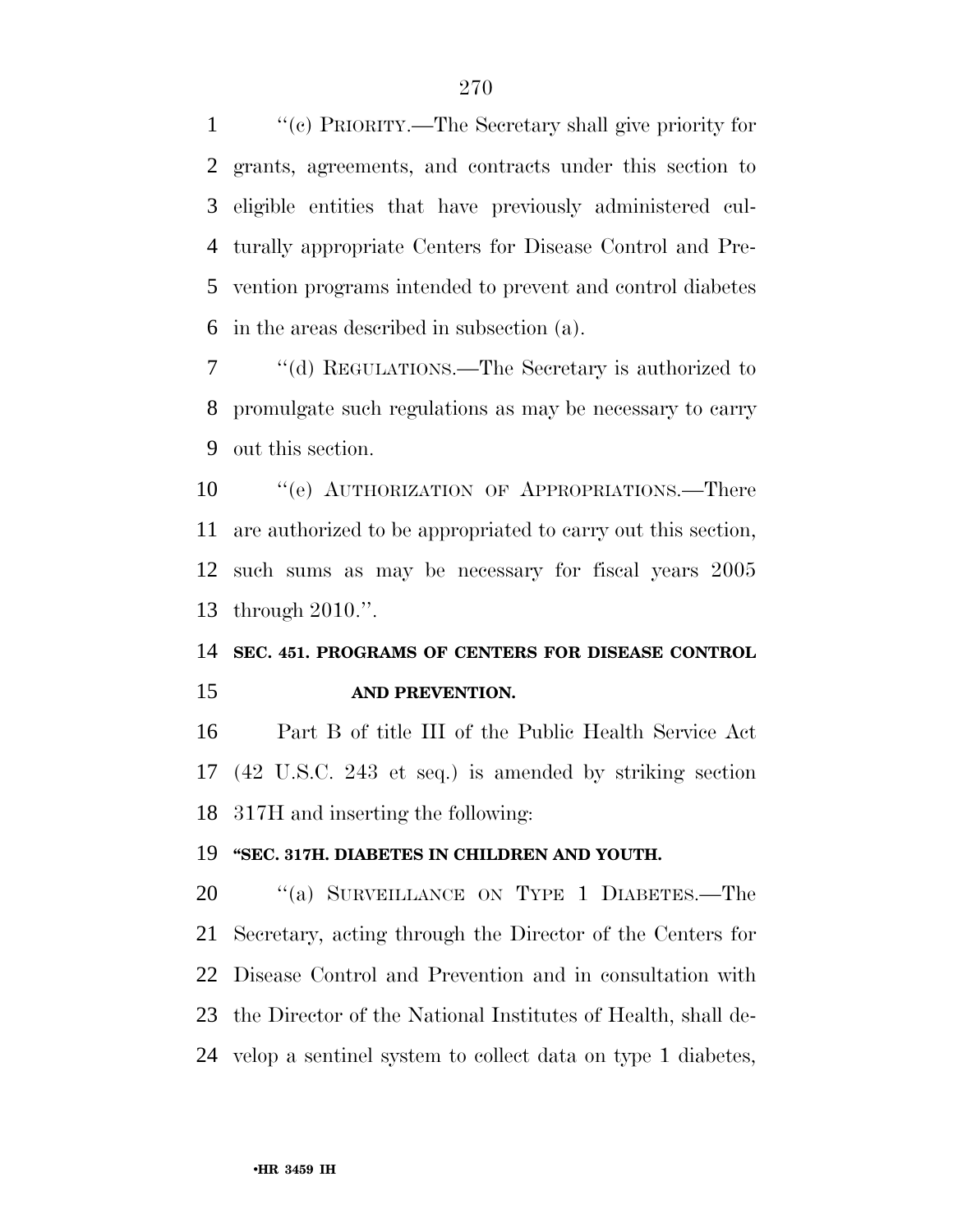"(c) PRIORITY.—The Secretary shall give priority for grants, agreements, and contracts under this section to eligible entities that have previously administered culturally appropriate Centers for Disease Control and Prevention programs intended to prevent and control diabetes in the areas described in subsection (a).

"(d) REGULATIONS.—The Secretary is authorized to promulgate such regulations as may be necessary to carry out this section.

"(e) AUTHORIZATION OF APPROPRIATIONS.—There are authorized to be appropriated to carry out this section, such sums as may be necessary for fiscal years 2005 through 2010.".

**SEC. 451. PROGRAMS OF CENTERS FOR DISEASE CONTROL AND PREVENTION.**

Part B of title III of the Public Health Service Act (42 U.S.C. 243 et seq.) is amended by striking section 317H and inserting the following:

**"SEC. 317H. DIABETES IN CHILDREN AND YOUTH.**

"(a) SURVEILLANCE ON TYPE 1 DIABETES.—The Secretary, acting through the Director of the Centers for Disease Control and Prevention and in consultation with the Director of the National Institutes of Health, shall develop a sentinel system to collect data on type 1 diabetes,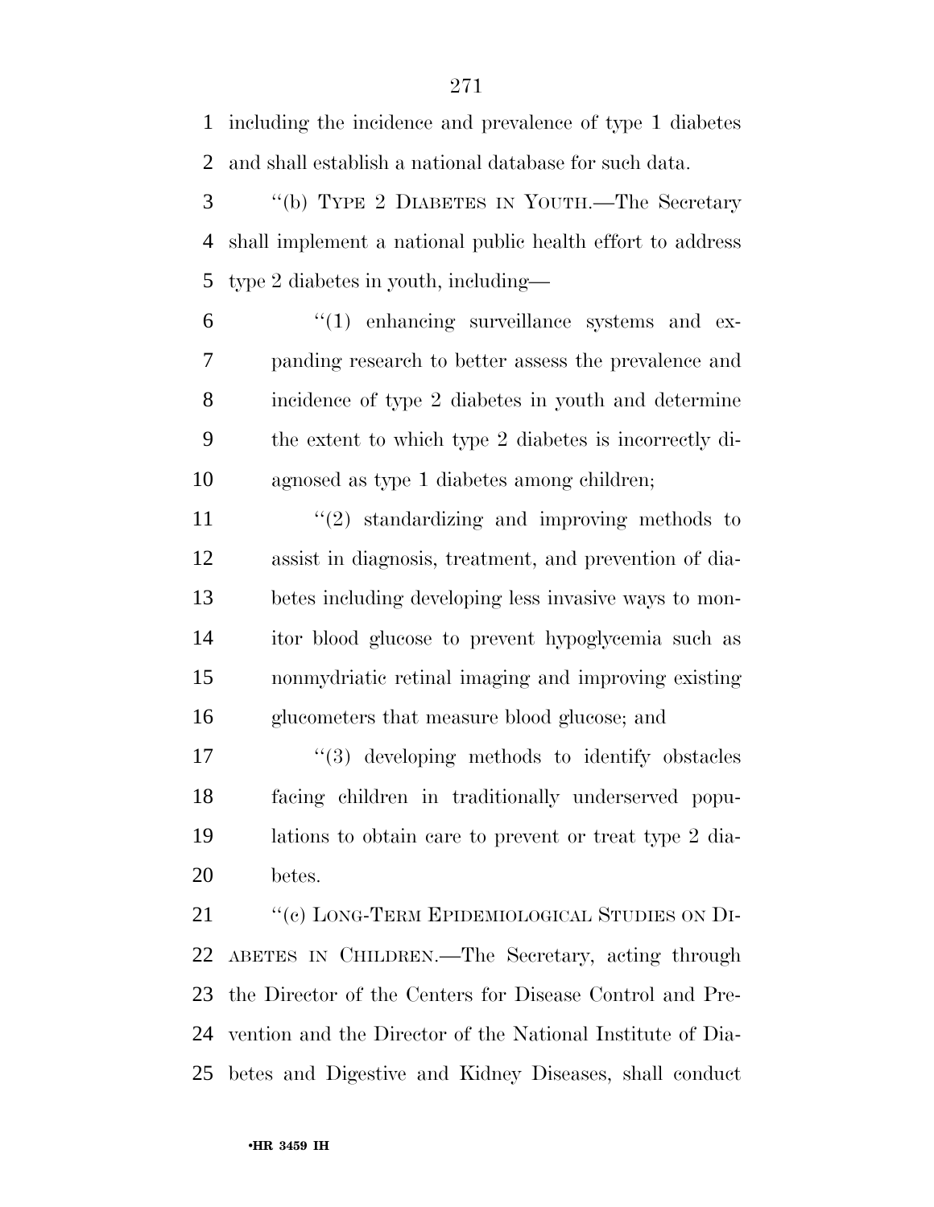including the incidence and prevalence of type 1 diabetes and shall establish a national database for such data.

"(b) TYPE 2 DIABETES IN YOUTH.—The Secretary shall implement a national public health effort to address type 2 diabetes in youth, including—

"(1) enhancing surveillance systems and expanding research to better assess the prevalence and incidence of type 2 diabetes in youth and determine the extent to which type 2 diabetes is incorrectly diagnosed as type 1 diabetes among children;

"(2) standardizing and improving methods to assist in diagnosis, treatment, and prevention of diabetes including developing less invasive ways to monitor blood glucose to prevent hypoglycemia such as nonmydriatic retinal imaging and improving existing glucometers that measure blood glucose; and

"(3) developing methods to identify obstacles facing children in traditionally underserved populations to obtain care to prevent or treat type 2 diabetes.

"(c) LONG-TERM EPIDEMIOLOGICAL STUDIES ON DIABETES IN CHILDREN.—The Secretary, acting through the Director of the Centers for Disease Control and Prevention and the Director of the National Institute of Diabetes and Digestive and Kidney Diseases, shall conduct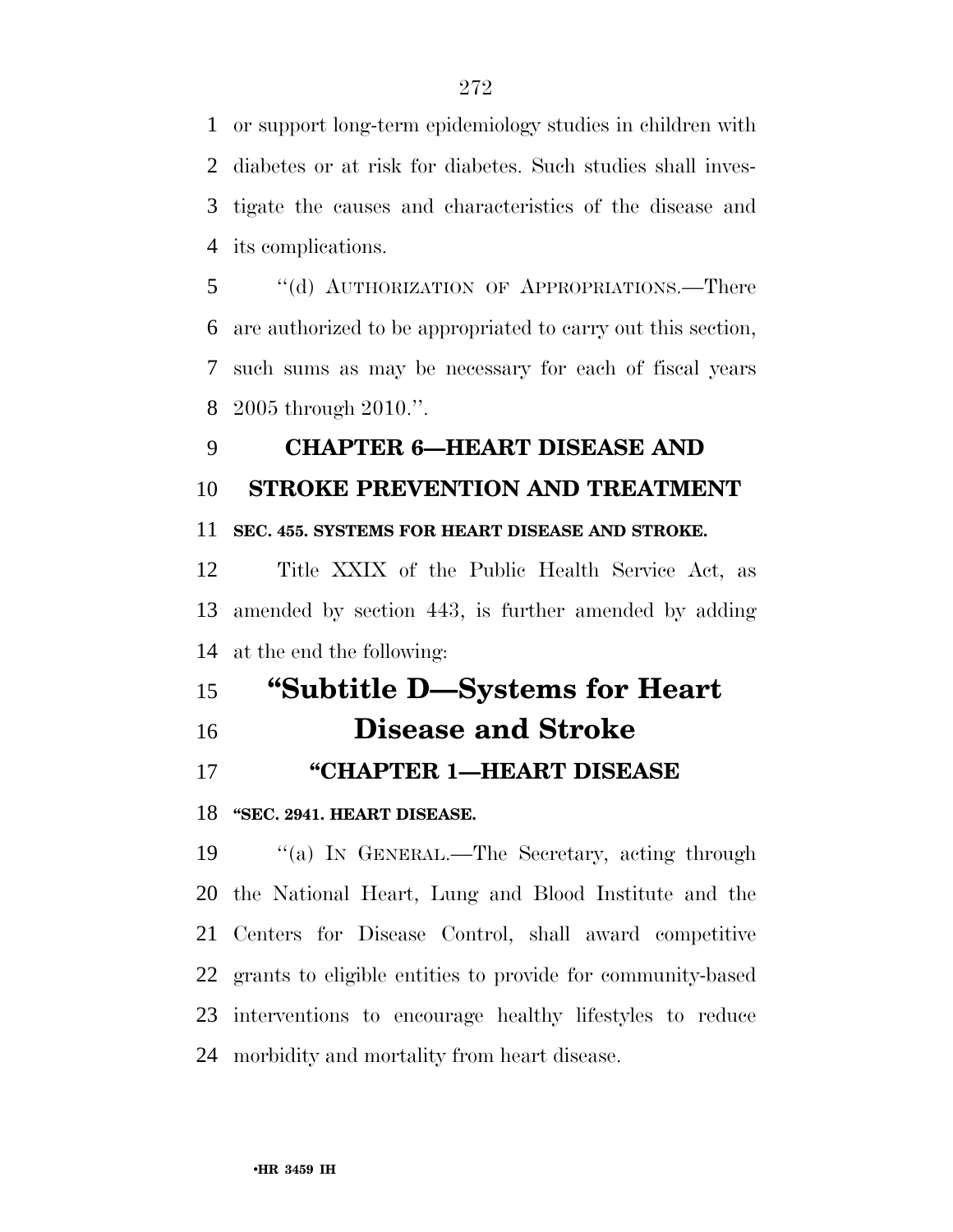or support long-term epidemiology studies in children with diabetes or at risk for diabetes. Such studies shall investigate the causes and characteristics of the disease and its complications.

''(d) AUTHORIZATION OF APPROPRIATIONS.—There are authorized to be appropriated to carry out this section, such sums as may be necessary for each of fiscal years 2005 through 2010.''.

## CHAPTER 6—HEART DISEASE AND STROKE PREVENTION AND TREATMENT

**SEC. 455. SYSTEMS FOR HEART DISEASE AND STROKE.**

Title XXIX of the Public Health Service Act, as amended by section 443, is further amended by adding at the end the following:

# "Subtitle D—Systems for Heart Disease and Stroke

## "CHAPTER 1—HEART DISEASE

**"SEC. 2941. HEART DISEASE.**

''(a) IN GENERAL.—The Secretary, acting through the National Heart, Lung and Blood Institute and the Centers for Disease Control, shall award competitive grants to eligible entities to provide for community-based interventions to encourage healthy lifestyles to reduce morbidity and mortality from heart disease.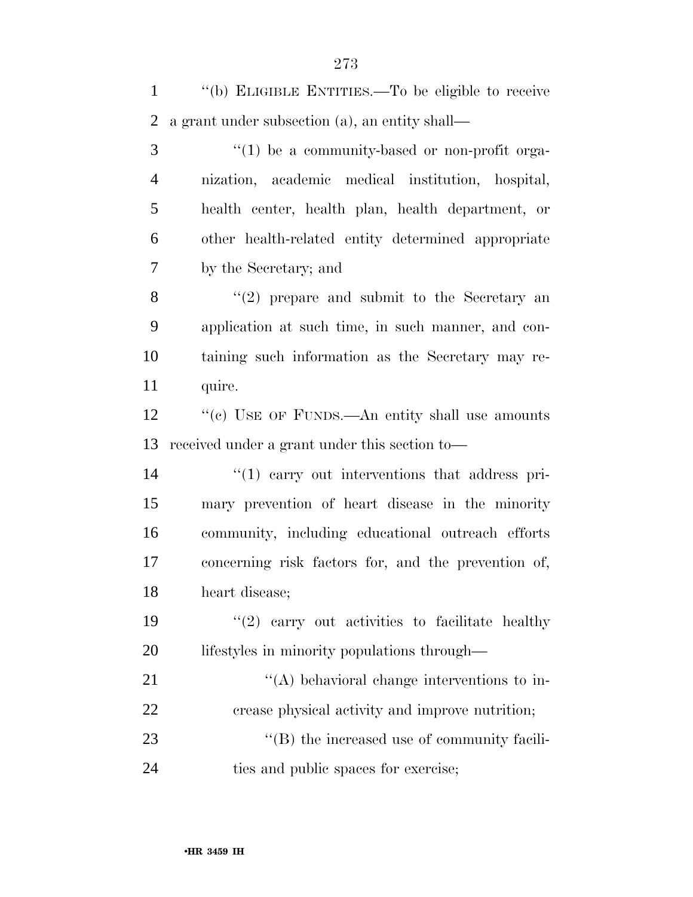"(b) ELIGIBLE ENTITIES.—To be eligible to receive a grant under subsection (a), an entity shall—

"(1) be a community-based or non-profit organization, academic medical institution, hospital, health center, health plan, health department, or other health-related entity determined appropriate by the Secretary; and

"(2) prepare and submit to the Secretary an application at such time, in such manner, and containing such information as the Secretary may require.

"(c) USE OF FUNDS.—An entity shall use amounts received under a grant under this section to—

"(1) carry out interventions that address primary prevention of heart disease in the minority community, including educational outreach efforts concerning risk factors for, and the prevention of, heart disease;

"(2) carry out activities to facilitate healthy lifestyles in minority populations through—

"(A) behavioral change interventions to increase physical activity and improve nutrition;

"(B) the increased use of community facilities and public spaces for exercise;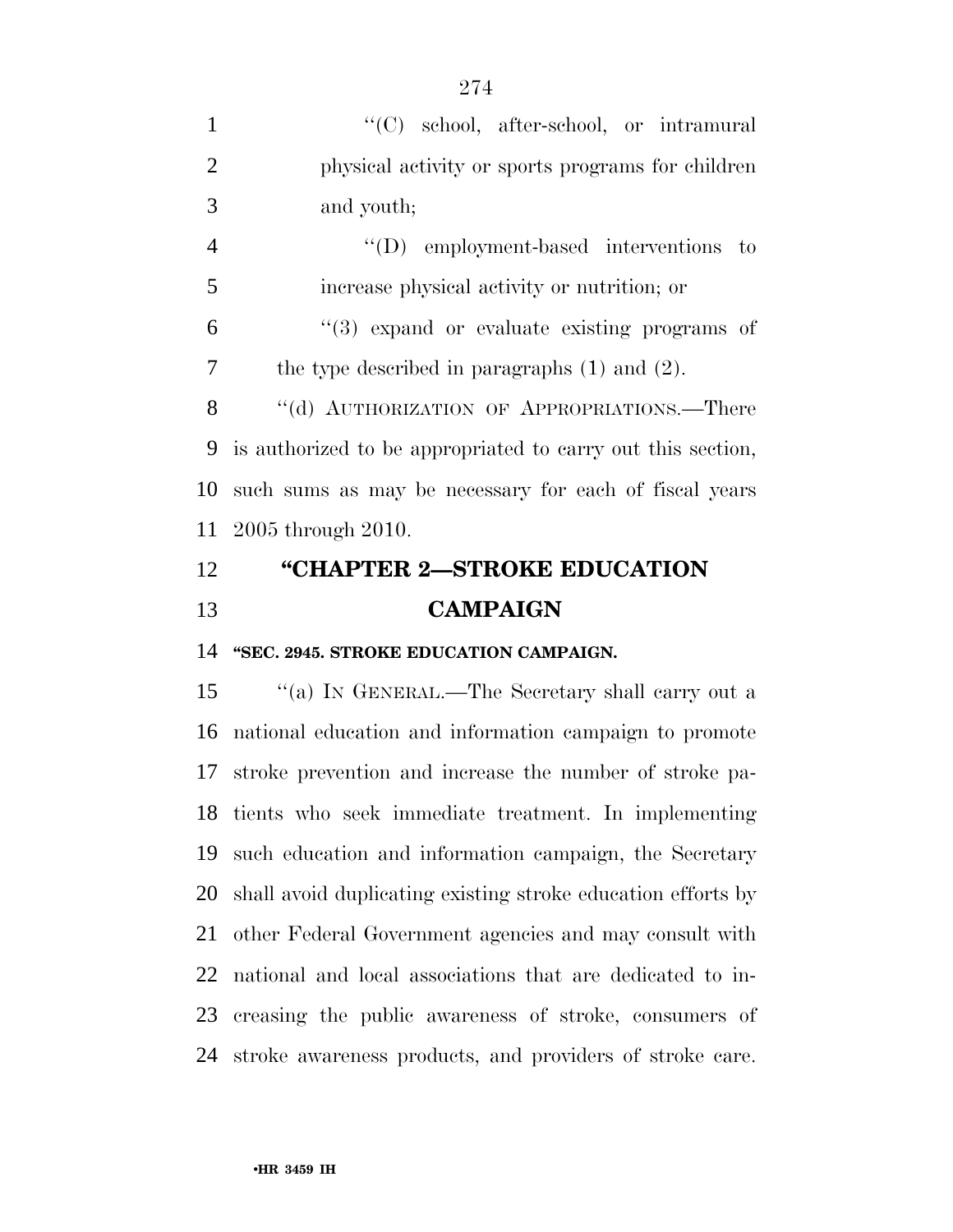''(C) school, after-school, or intramural physical activity or sports programs for children and youth;

''(D) employment-based interventions to increase physical activity or nutrition; or

''(3) expand or evaluate existing programs of the type described in paragraphs (1) and (2).

''(d) AUTHORIZATION OF APPROPRIATIONS.—There is authorized to be appropriated to carry out this section, such sums as may be necessary for each of fiscal years 2005 through 2010.

## "CHAPTER 2—STROKE EDUCATION CAMPAIGN

### "SEC. 2945. STROKE EDUCATION CAMPAIGN.

''(a) IN GENERAL.—The Secretary shall carry out a national education and information campaign to promote stroke prevention and increase the number of stroke patients who seek immediate treatment. In implementing such education and information campaign, the Secretary shall avoid duplicating existing stroke education efforts by other Federal Government agencies and may consult with national and local associations that are dedicated to increasing the public awareness of stroke, consumers of stroke awareness products, and providers of stroke care.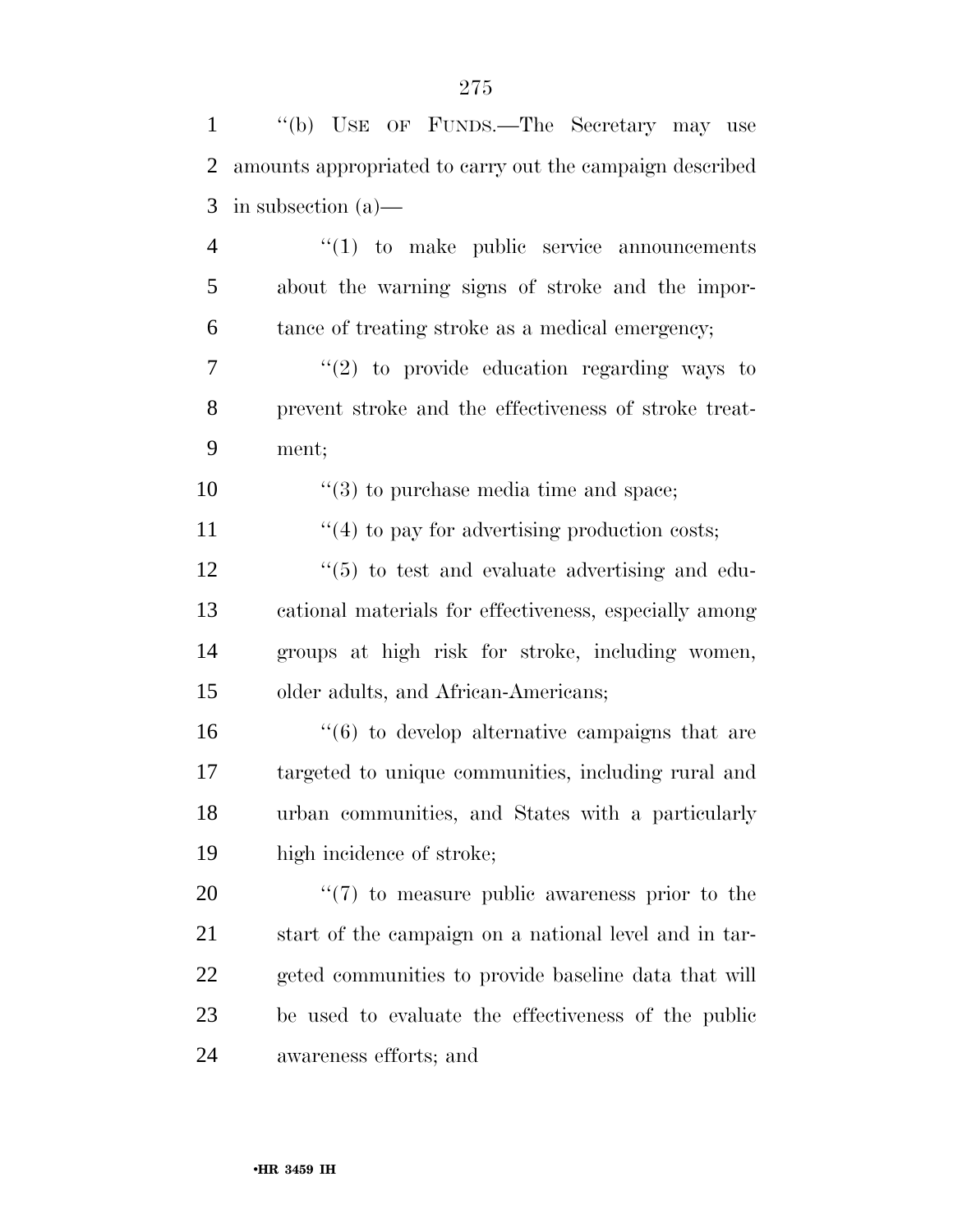''(b) USE OF FUNDS.—The Secretary may use amounts appropriated to carry out the campaign described in subsection (a)—

''(1) to make public service announcements about the warning signs of stroke and the importance of treating stroke as a medical emergency;

''(2) to provide education regarding ways to prevent stroke and the effectiveness of stroke treatment;

''(3) to purchase media time and space;

''(4) to pay for advertising production costs;

''(5) to test and evaluate advertising and educational materials for effectiveness, especially among groups at high risk for stroke, including women, older adults, and African-Americans;

''(6) to develop alternative campaigns that are targeted to unique communities, including rural and urban communities, and States with a particularly high incidence of stroke;

''(7) to measure public awareness prior to the start of the campaign on a national level and in targeted communities to provide baseline data that will be used to evaluate the effectiveness of the public awareness efforts; and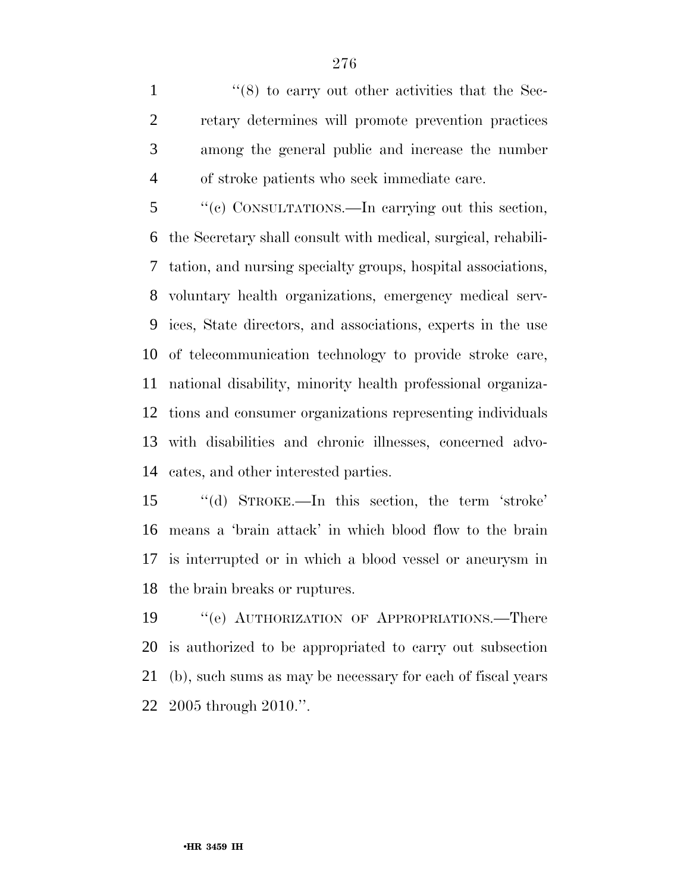''(8) to carry out other activities that the Secretary determines will promote prevention practices among the general public and increase the number of stroke patients who seek immediate care.

''(c) CONSULTATIONS.—In carrying out this section, the Secretary shall consult with medical, surgical, rehabilitation, and nursing specialty groups, hospital associations, voluntary health organizations, emergency medical services, State directors, and associations, experts in the use of telecommunication technology to provide stroke care, national disability, minority health professional organizations and consumer organizations representing individuals with disabilities and chronic illnesses, concerned advocates, and other interested parties.

''(d) STROKE.—In this section, the term 'stroke' means a 'brain attack' in which blood flow to the brain is interrupted or in which a blood vessel or aneurysm in the brain breaks or ruptures.

''(e) AUTHORIZATION OF APPROPRIATIONS.—There is authorized to be appropriated to carry out subsection (b), such sums as may be necessary for each of fiscal years 2005 through 2010.''.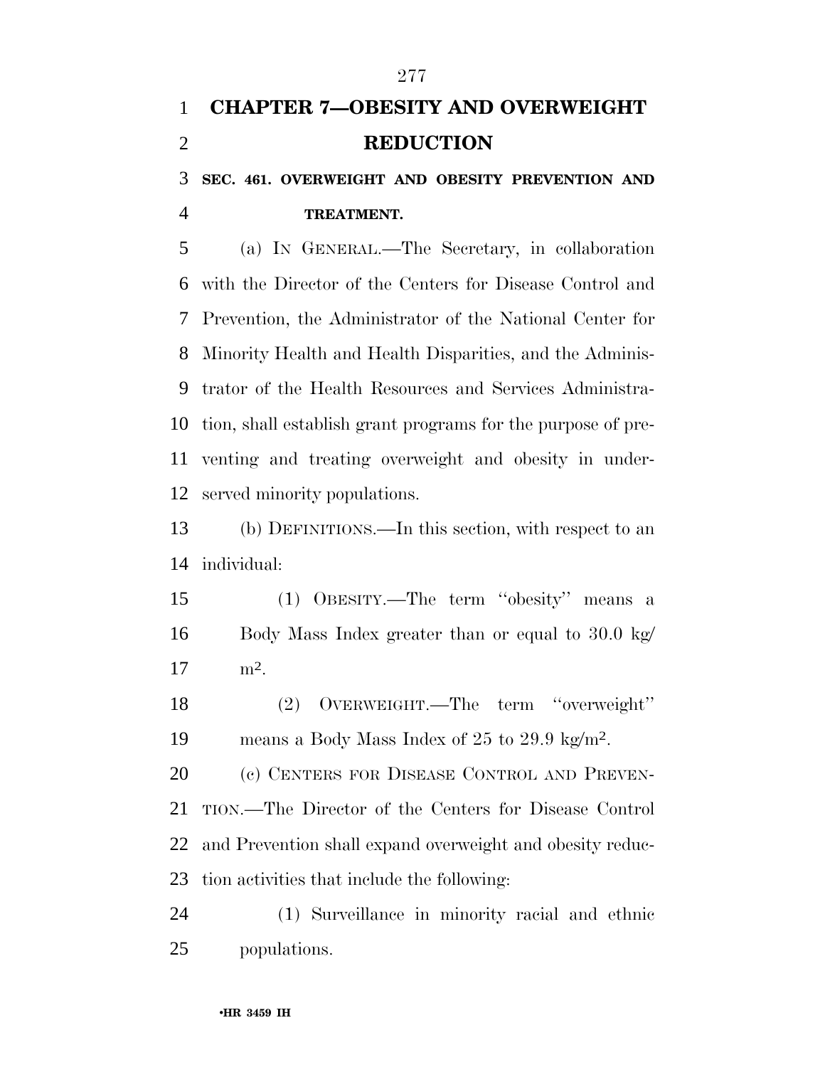# CHAPTER 7—OBESITY AND OVERWEIGHT REDUCTION

## SEC. 461. OVERWEIGHT AND OBESITY PREVENTION AND TREATMENT.

(a) IN GENERAL.—The Secretary, in collaboration with the Director of the Centers for Disease Control and Prevention, the Administrator of the National Center for Minority Health and Health Disparities, and the Administrator of the Health Resources and Services Administration, shall establish grant programs for the purpose of preventing and treating overweight and obesity in underserved minority populations.

(b) DEFINITIONS.—In this section, with respect to an individual:

(1) OBESITY.—The term ''obesity'' means a Body Mass Index greater than or equal to 30.0 $kg/m^2$.

(2) OVERWEIGHT.—The term ''overweight'' means a Body Mass Index of 25 to 29.9 $kg/m^2$.

(c) CENTERS FOR DISEASE CONTROL AND PREVENTION.—The Director of the Centers for Disease Control and Prevention shall expand overweight and obesity reduction activities that include the following:

(1) Surveillance in minority racial and ethnic populations.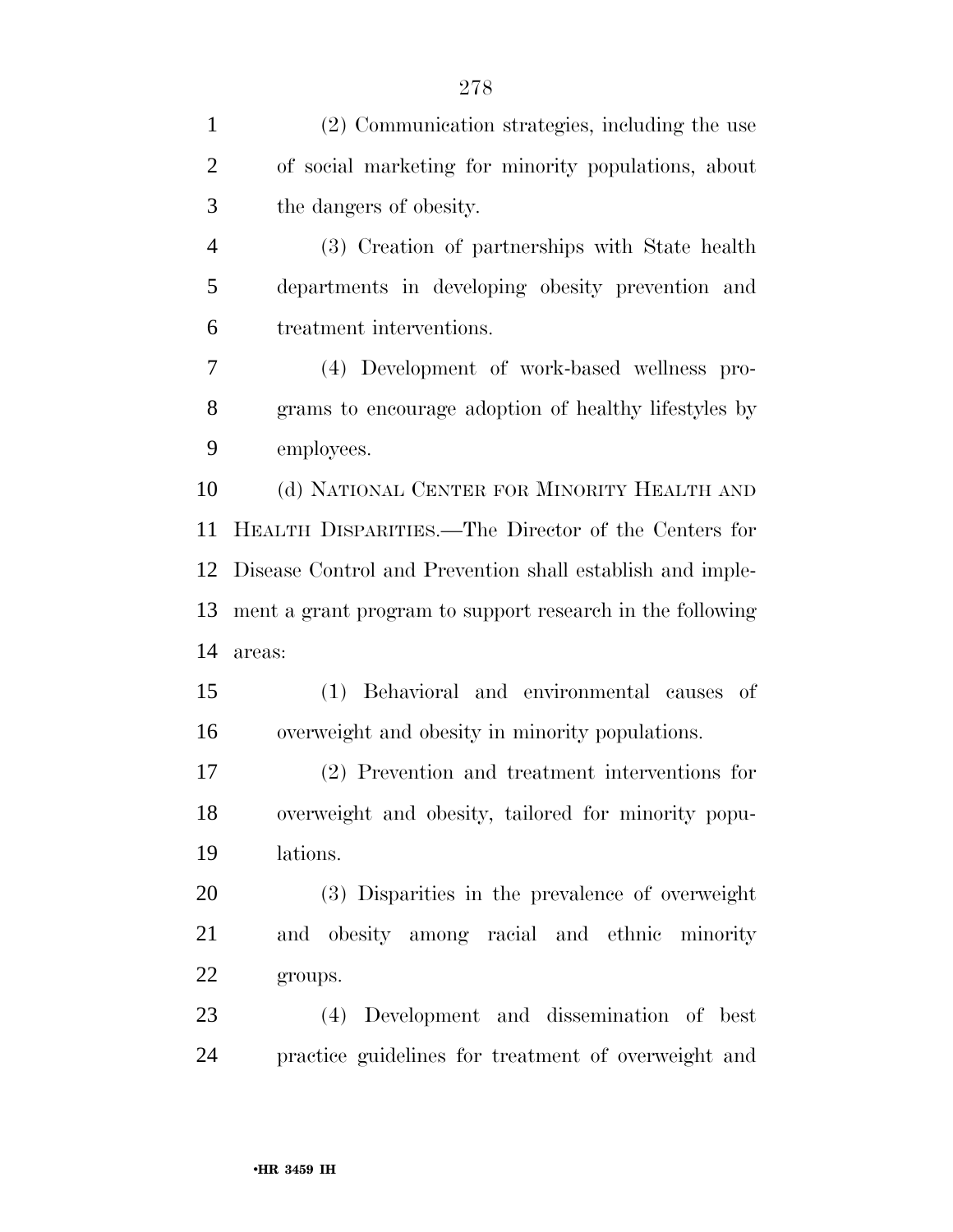(2) Communication strategies, including the use of social marketing for minority populations, about the dangers of obesity.

(3) Creation of partnerships with State health departments in developing obesity prevention and treatment interventions.

(4) Development of work-based wellness programs to encourage adoption of healthy lifestyles by employees.

(d) NATIONAL CENTER FOR MINORITY HEALTH AND HEALTH DISPARITIES.—The Director of the Centers for Disease Control and Prevention shall establish and implement a grant program to support research in the following areas:

(1) Behavioral and environmental causes of overweight and obesity in minority populations.

(2) Prevention and treatment interventions for overweight and obesity, tailored for minority populations.

(3) Disparities in the prevalence of overweight and obesity among racial and ethnic minority groups.

(4) Development and dissemination of best practice guidelines for treatment of overweight and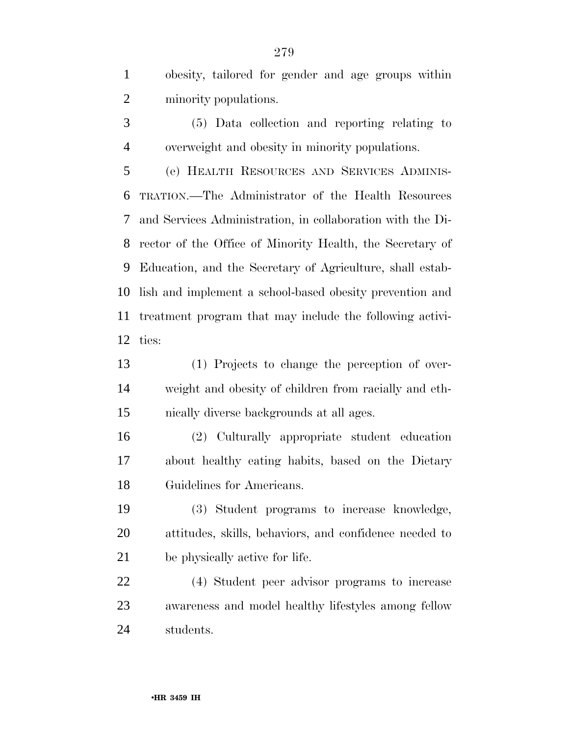obesity, tailored for gender and age groups within minority populations.

(5) Data collection and reporting relating to overweight and obesity in minority populations.

(e) HEALTH RESOURCES AND SERVICES ADMINISTRATION.—The Administrator of the Health Resources and Services Administration, in collaboration with the Director of the Office of Minority Health, the Secretary of Education, and the Secretary of Agriculture, shall establish and implement a school-based obesity prevention and treatment program that may include the following activities:

(1) Projects to change the perception of overweight and obesity of children from racially and ethnically diverse backgrounds at all ages.

(2) Culturally appropriate student education about healthy eating habits, based on the Dietary Guidelines for Americans.

(3) Student programs to increase knowledge, attitudes, skills, behaviors, and confidence needed to be physically active for life.

(4) Student peer advisor programs to increase awareness and model healthy lifestyles among fellow students.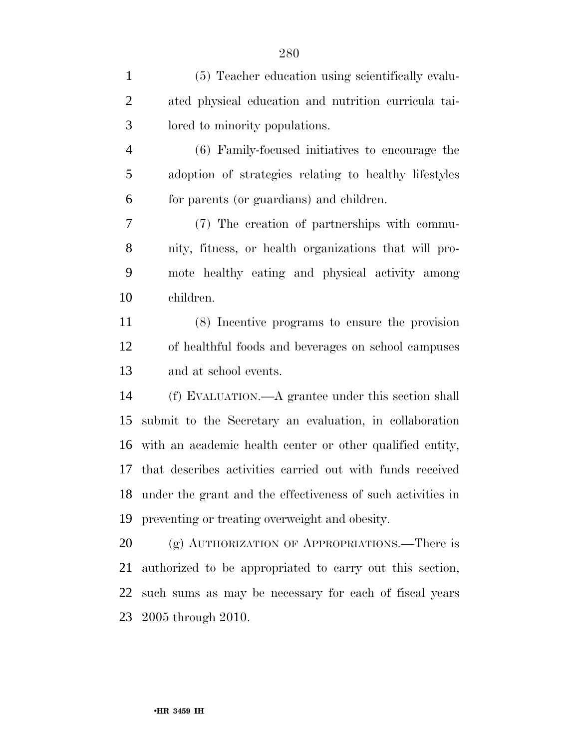(5) Teacher education using scientifically evaluated physical education and nutrition curricula tailored to minority populations.

(6) Family-focused initiatives to encourage the adoption of strategies relating to healthy lifestyles for parents (or guardians) and children.

(7) The creation of partnerships with community, fitness, or health organizations that will promote healthy eating and physical activity among children.

(8) Incentive programs to ensure the provision of healthful foods and beverages on school campuses and at school events.

(f) EVALUATION.—A grantee under this section shall submit to the Secretary an evaluation, in collaboration with an academic health center or other qualified entity, that describes activities carried out with funds received under the grant and the effectiveness of such activities in preventing or treating overweight and obesity.

(g) AUTHORIZATION OF APPROPRIATIONS.—There is authorized to be appropriated to carry out this section, such sums as may be necessary for each of fiscal years 2005 through 2010.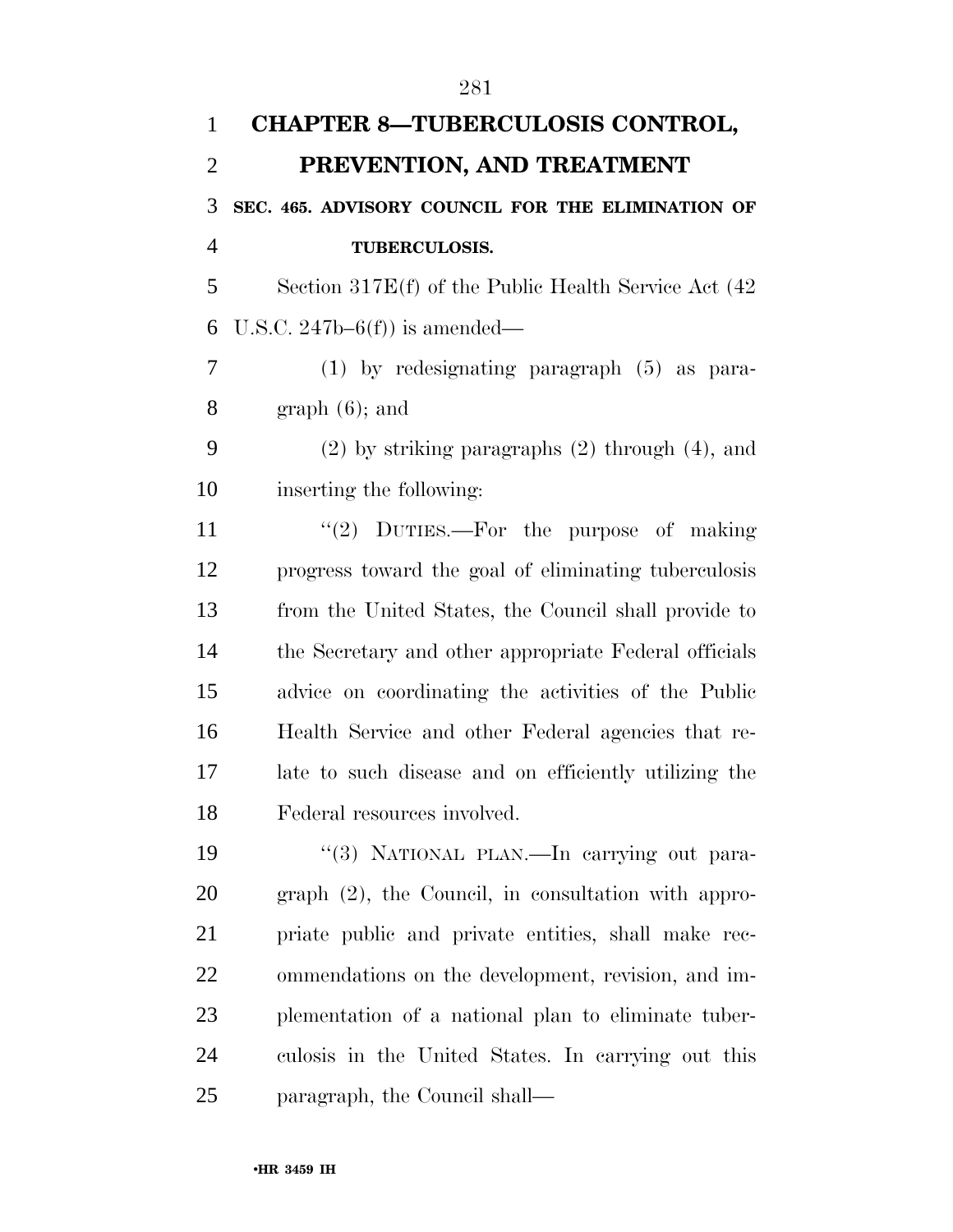## CHAPTER 8—TUBERCULOSIS CONTROL, PREVENTION, AND TREATMENT

### SEC. 465. ADVISORY COUNCIL FOR THE ELIMINATION OF TUBERCULOSIS.

Section 317E(f) of the Public Health Service Act (42 U.S.C. 247b–6(f)) is amended—

(1) by redesignating paragraph (5) as paragraph (6); and

(2) by striking paragraphs (2) through (4), and inserting the following:

''(2) DUTIES.—For the purpose of making progress toward the goal of eliminating tuberculosis from the United States, the Council shall provide to the Secretary and other appropriate Federal officials advice on coordinating the activities of the Public Health Service and other Federal agencies that relate to such disease and on efficiently utilizing the Federal resources involved.

''(3) NATIONAL PLAN.—In carrying out paragraph (2), the Council, in consultation with appropriate public and private entities, shall make recommendations on the development, revision, and implementation of a national plan to eliminate tuberculosis in the United States. In carrying out this paragraph, the Council shall—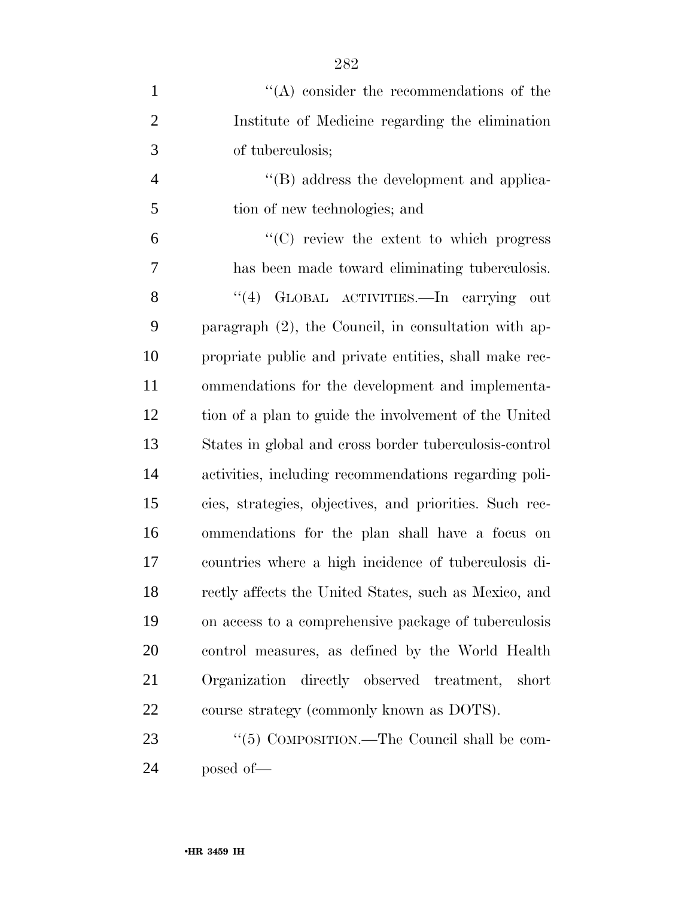''(A) consider the recommendations of the Institute of Medicine regarding the elimination of tuberculosis;

''(B) address the development and application of new technologies; and

''(C) review the extent to which progress has been made toward eliminating tuberculosis.

''(4) GLOBAL ACTIVITIES.—In carrying out paragraph (2), the Council, in consultation with appropriate public and private entities, shall make recommendations for the development and implementation of a plan to guide the involvement of the United States in global and cross border tuberculosis-control activities, including recommendations regarding policies, strategies, objectives, and priorities. Such recommendations for the plan shall have a focus on countries where a high incidence of tuberculosis directly affects the United States, such as Mexico, and on access to a comprehensive package of tuberculosis control measures, as defined by the World Health Organization directly observed treatment, short course strategy (commonly known as DOTS).

''(5) COMPOSITION.—The Council shall be composed of—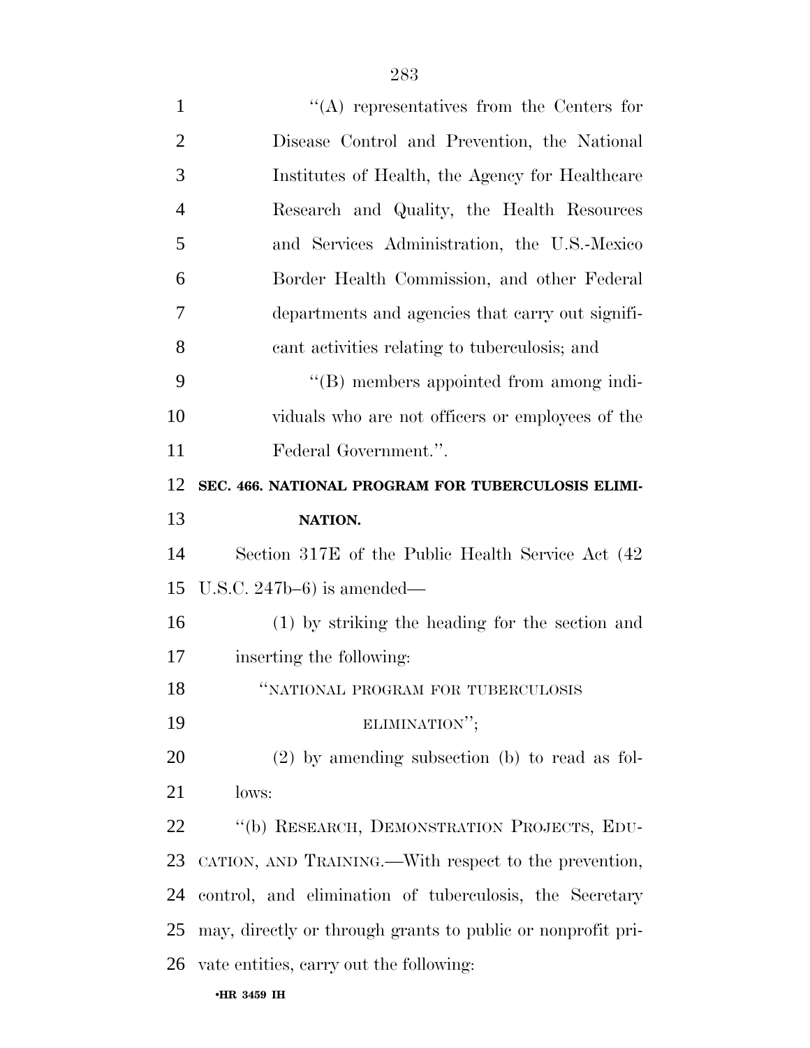''(A) representatives from the Centers for Disease Control and Prevention, the National Institutes of Health, the Agency for Healthcare Research and Quality, the Health Resources and Services Administration, the U.S.-Mexico Border Health Commission, and other Federal departments and agencies that carry out significant activities relating to tuberculosis; and

''(B) members appointed from among individuals who are not officers or employees of the Federal Government.''.

**SEC. 466. NATIONAL PROGRAM FOR TUBERCULOSIS ELIMINATION.**

Section 317E of the Public Health Service Act (42 U.S.C. 247b–6) is amended—

(1) by striking the heading for the section and inserting the following:

''NATIONAL PROGRAM FOR TUBERCULOSIS ELIMINATION'';

(2) by amending subsection (b) to read as follows:

''(b) RESEARCH, DEMONSTRATION PROJECTS, EDUCATION, AND TRAINING.—With respect to the prevention, control, and elimination of tuberculosis, the Secretary may, directly or through grants to public or nonprofit private entities, carry out the following: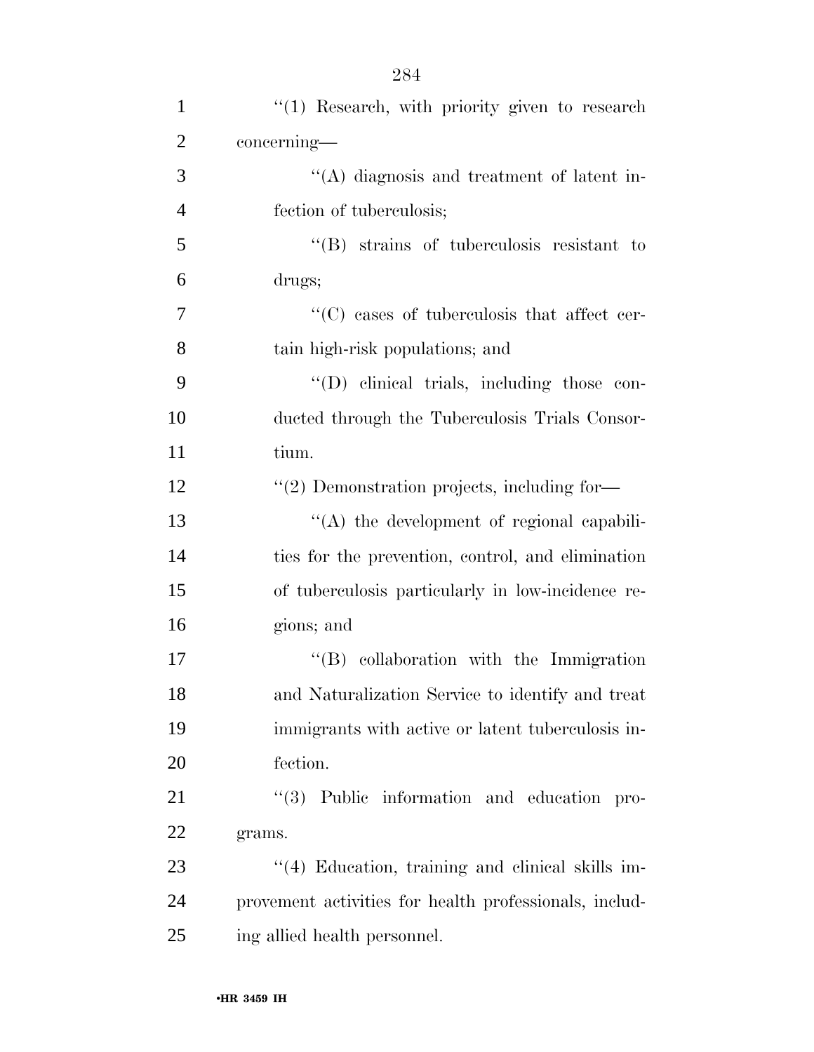''(1) Research, with priority given to research concerning—

''(A) diagnosis and treatment of latent infection of tuberculosis;

''(B) strains of tuberculosis resistant to drugs;

''(C) cases of tuberculosis that affect certain high-risk populations; and

''(D) clinical trials, including those conducted through the Tuberculosis Trials Consortium.

''(2) Demonstration projects, including for—

''(A) the development of regional capabilities for the prevention, control, and elimination of tuberculosis particularly in low-incidence regions; and

''(B) collaboration with the Immigration and Naturalization Service to identify and treat immigrants with active or latent tuberculosis infection.

''(3) Public information and education programs.

''(4) Education, training and clinical skills improvement activities for health professionals, including allied health personnel.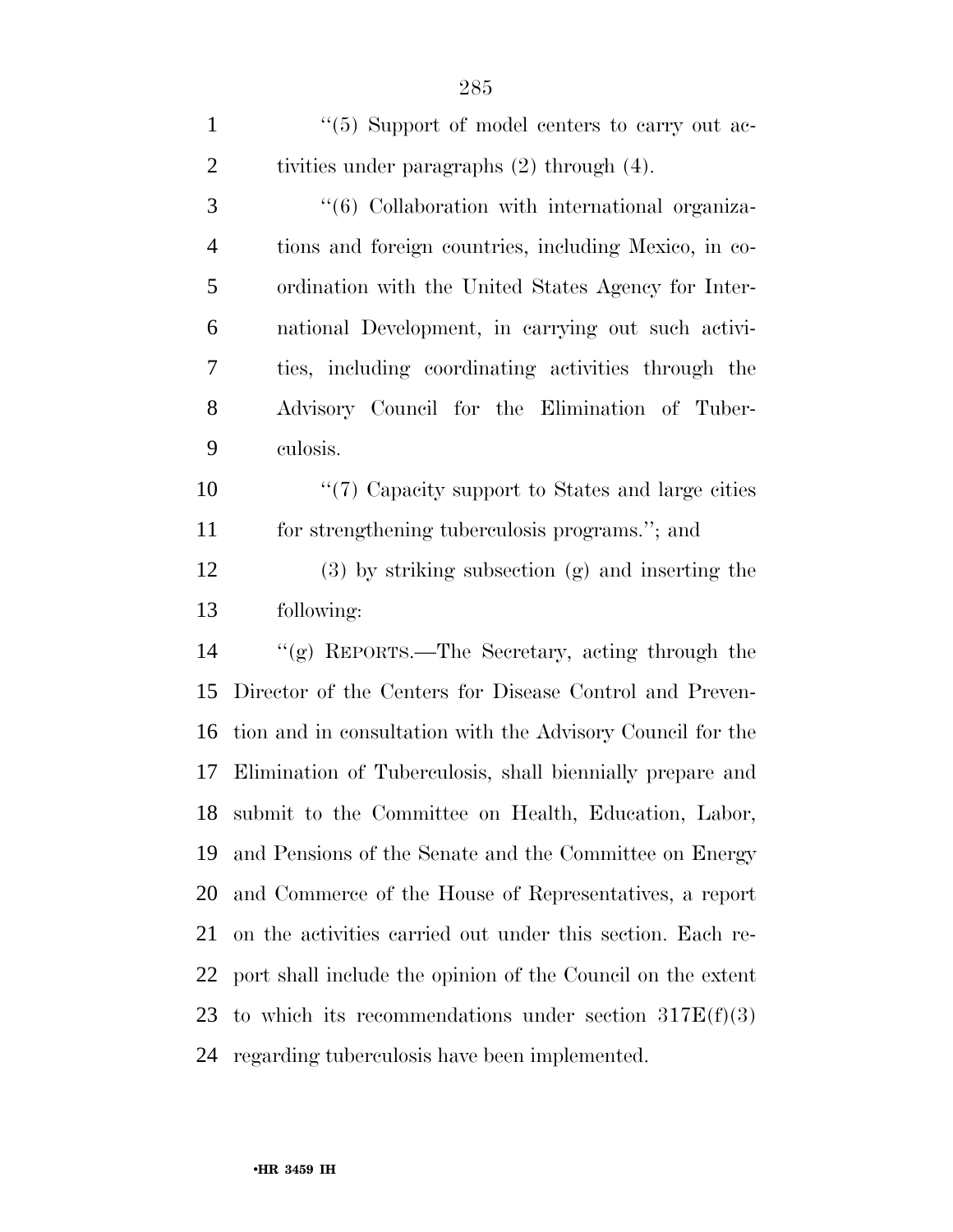''(5) Support of model centers to carry out activities under paragraphs (2) through (4).

''(6) Collaboration with international organizations and foreign countries, including Mexico, in coordination with the United States Agency for International Development, in carrying out such activities, including coordinating activities through the Advisory Council for the Elimination of Tuberculosis.

''(7) Capacity support to States and large cities for strengthening tuberculosis programs.''; and

(3) by striking subsection (g) and inserting the following:

''(g) REPORTS.—The Secretary, acting through the Director of the Centers for Disease Control and Prevention and in consultation with the Advisory Council for the Elimination of Tuberculosis, shall biennially prepare and submit to the Committee on Health, Education, Labor, and Pensions of the Senate and the Committee on Energy and Commerce of the House of Representatives, a report on the activities carried out under this section. Each report shall include the opinion of the Council on the extent to which its recommendations under section 317E(f)(3) regarding tuberculosis have been implemented.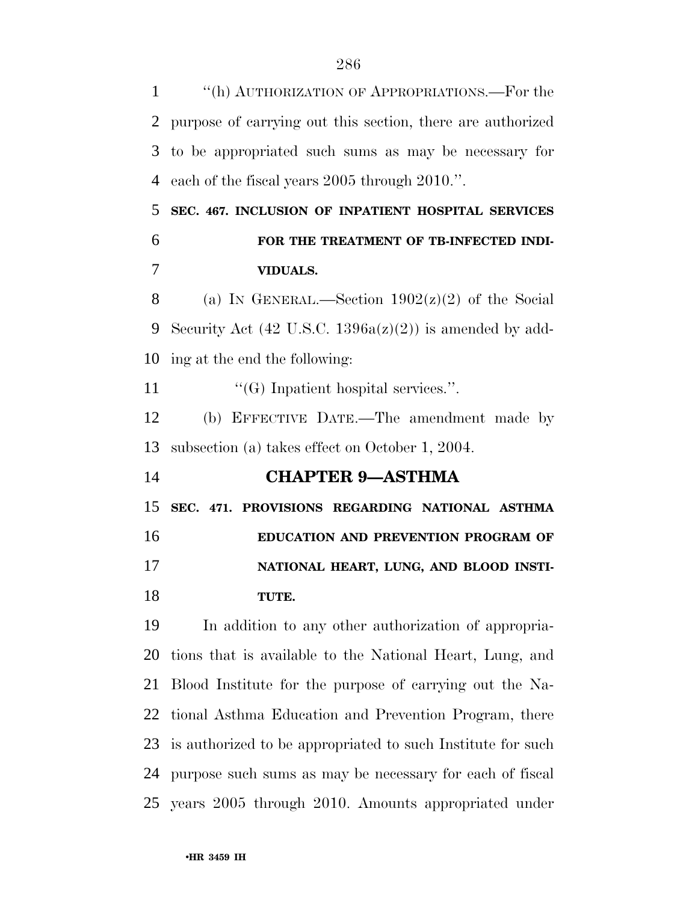"(h) AUTHORIZATION OF APPROPRIATIONS.—For the purpose of carrying out this section, there are authorized to be appropriated such sums as may be necessary for each of the fiscal years 2005 through 2010.".

**SEC. 467. INCLUSION OF INPATIENT HOSPITAL SERVICES FOR THE TREATMENT OF TB-INFECTED INDIVIDUALS.**

(a) IN GENERAL.—Section 1902(z)(2) of the Social Security Act (42 U.S.C. 1396a(z)(2)) is amended by adding at the end the following:

"(G) Inpatient hospital services.".

(b) EFFECTIVE DATE.—The amendment made by subsection (a) takes effect on October 1, 2004.

## CHAPTER 9—ASTHMA

**SEC. 471. PROVISIONS REGARDING NATIONAL ASTHMA EDUCATION AND PREVENTION PROGRAM OF NATIONAL HEART, LUNG, AND BLOOD INSTITUTE.**

In addition to any other authorization of appropriations that is available to the National Heart, Lung, and Blood Institute for the purpose of carrying out the National Asthma Education and Prevention Program, there is authorized to be appropriated to such Institute for such purpose such sums as may be necessary for each of fiscal years 2005 through 2010. Amounts appropriated under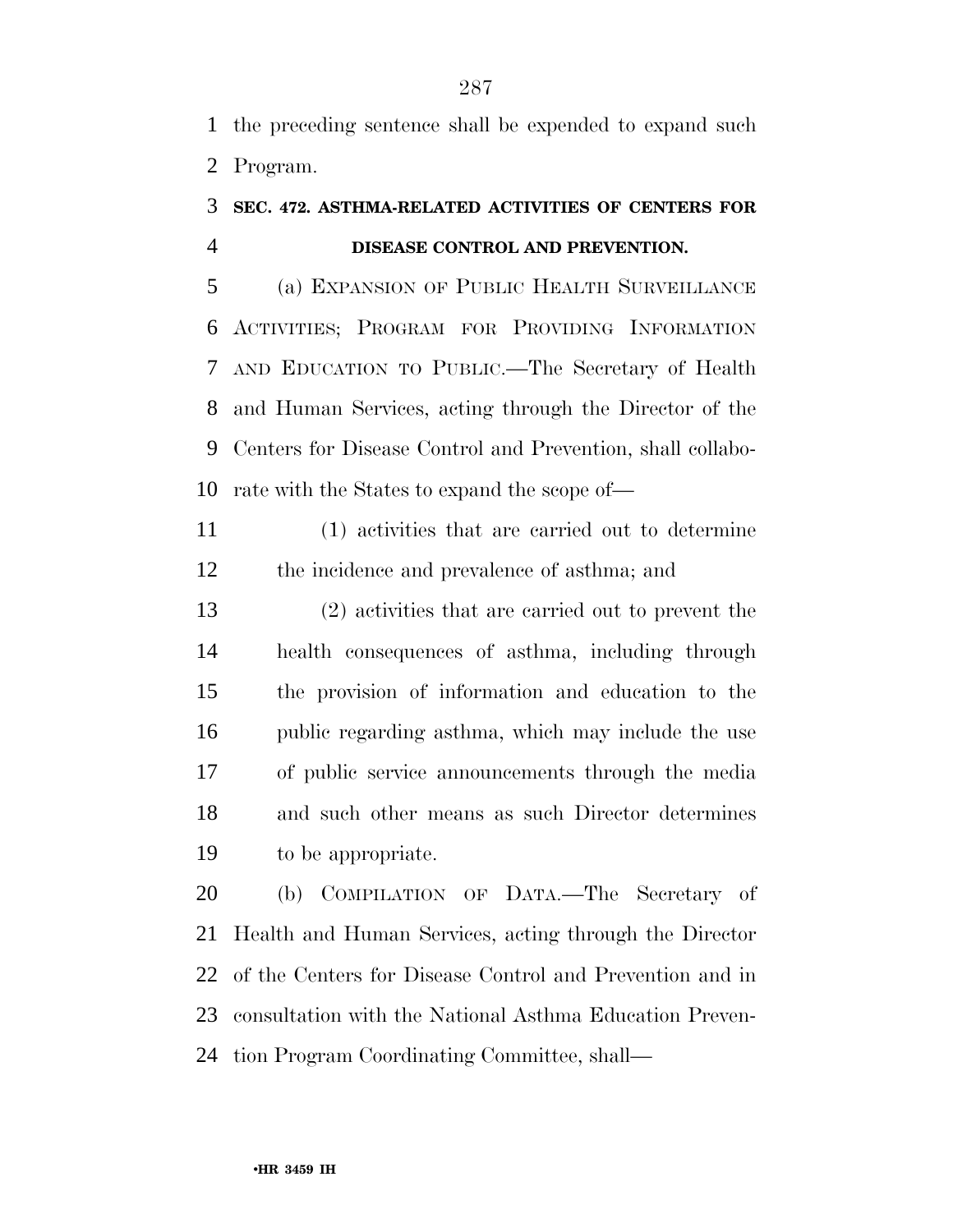the preceding sentence shall be expended to expand such Program.

### SEC. 472. ASTHMA-RELATED ACTIVITIES OF CENTERS FOR DISEASE CONTROL AND PREVENTION.

(a) EXPANSION OF PUBLIC HEALTH SURVEILLANCE ACTIVITIES; PROGRAM FOR PROVIDING INFORMATION AND EDUCATION TO PUBLIC.—The Secretary of Health and Human Services, acting through the Director of the Centers for Disease Control and Prevention, shall collaborate with the States to expand the scope of—

(1) activities that are carried out to determine the incidence and prevalence of asthma; and

(2) activities that are carried out to prevent the health consequences of asthma, including through the provision of information and education to the public regarding asthma, which may include the use of public service announcements through the media and such other means as such Director determines to be appropriate.

(b) COMPILATION OF DATA.—The Secretary of Health and Human Services, acting through the Director of the Centers for Disease Control and Prevention and in consultation with the National Asthma Education Prevention Program Coordinating Committee, shall—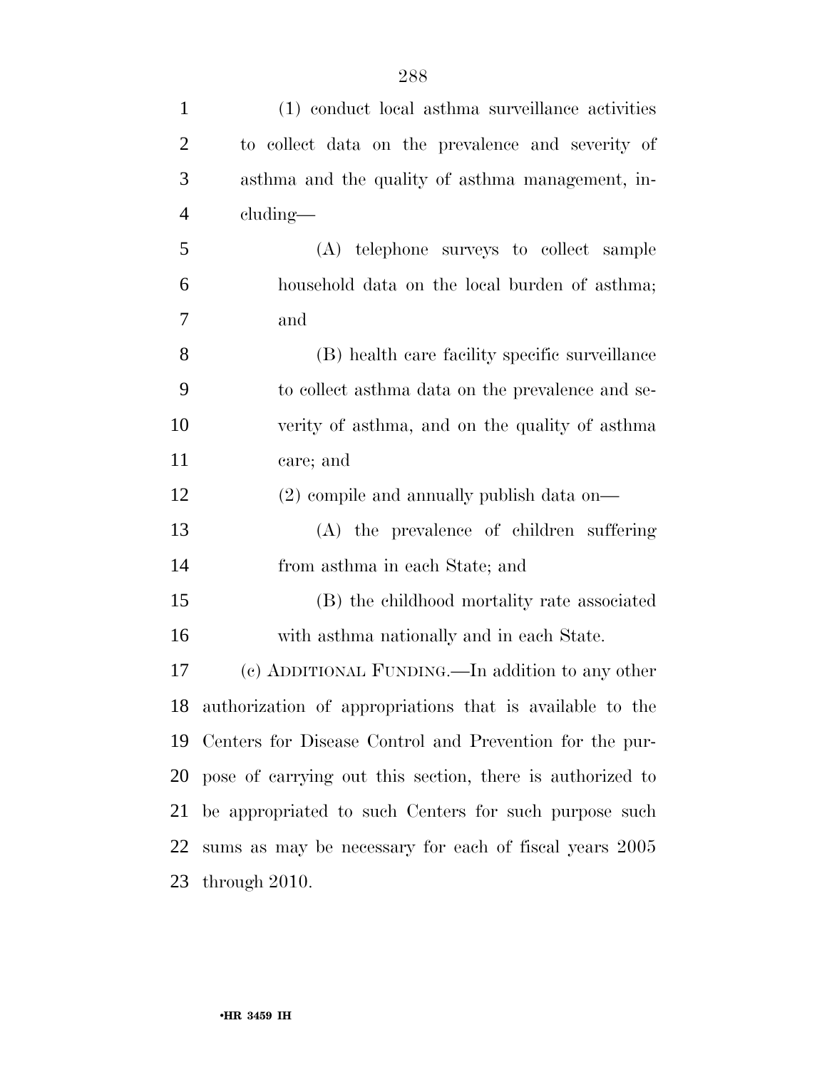(1) conduct local asthma surveillance activities to collect data on the prevalence and severity of asthma and the quality of asthma management, including—

(A) telephone surveys to collect sample household data on the local burden of asthma; and

(B) health care facility specific surveillance to collect asthma data on the prevalence and severity of asthma, and on the quality of asthma care; and

(2) compile and annually publish data on—

(A) the prevalence of children suffering from asthma in each State; and

(B) the childhood mortality rate associated with asthma nationally and in each State.

(c) ADDITIONAL FUNDING.—In addition to any other authorization of appropriations that is available to the Centers for Disease Control and Prevention for the purpose of carrying out this section, there is authorized to be appropriated to such Centers for such purpose such sums as may be necessary for each of fiscal years 2005 through 2010.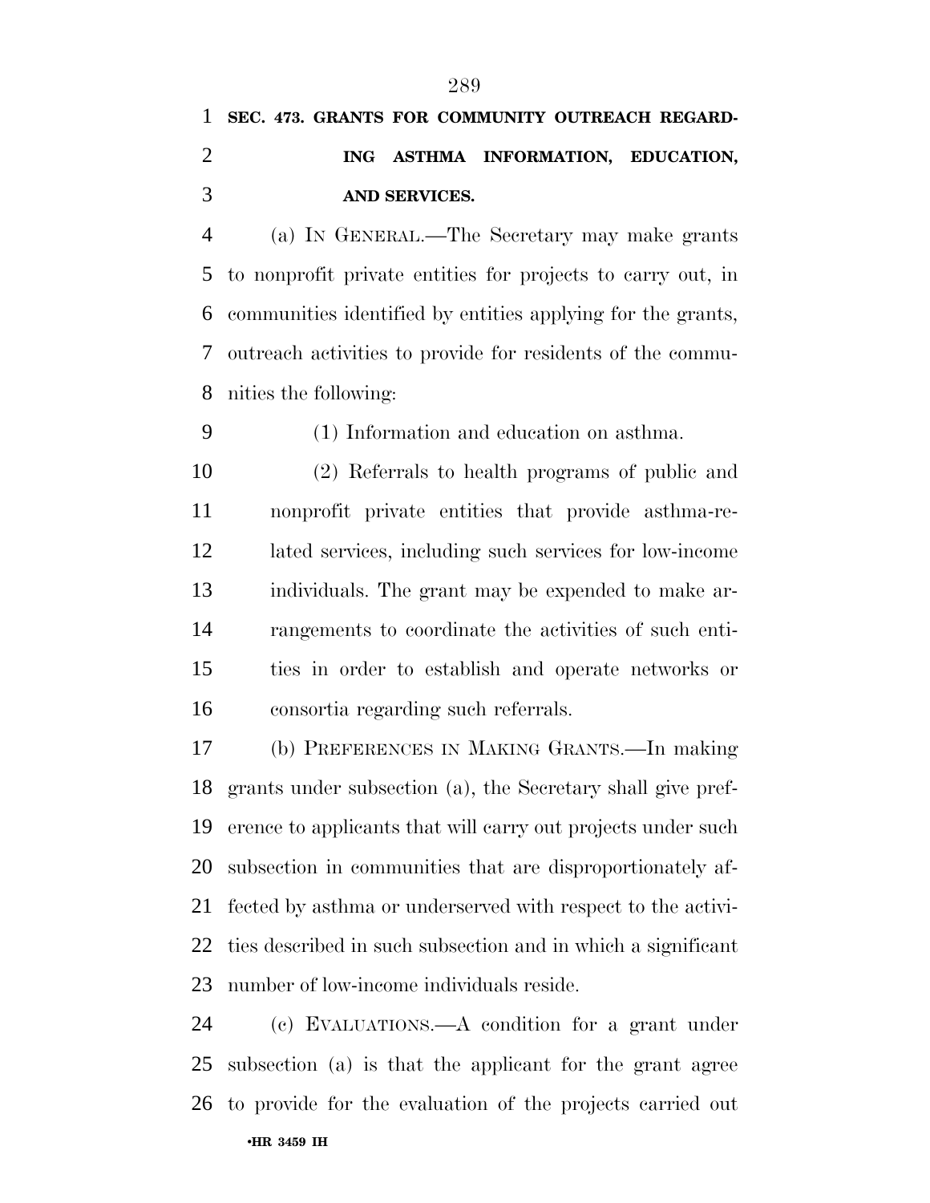**SEC. 473. GRANTS FOR COMMUNITY OUTREACH REGARDING ASTHMA INFORMATION, EDUCATION, AND SERVICES.**

(a) IN GENERAL.—The Secretary may make grants to nonprofit private entities for projects to carry out, in communities identified by entities applying for the grants, outreach activities to provide for residents of the communities the following:

(1) Information and education on asthma.

(2) Referrals to health programs of public and nonprofit private entities that provide asthma-related services, including such services for low-income individuals. The grant may be expended to make arrangements to coordinate the activities of such entities in order to establish and operate networks or consortia regarding such referrals.

(b) PREFERENCES IN MAKING GRANTS.—In making grants under subsection (a), the Secretary shall give preference to applicants that will carry out projects under such subsection in communities that are disproportionately affected by asthma or underserved with respect to the activities described in such subsection and in which a significant number of low-income individuals reside.

(c) EVALUATIONS.—A condition for a grant under subsection (a) is that the applicant for the grant agree to provide for the evaluation of the projects carried out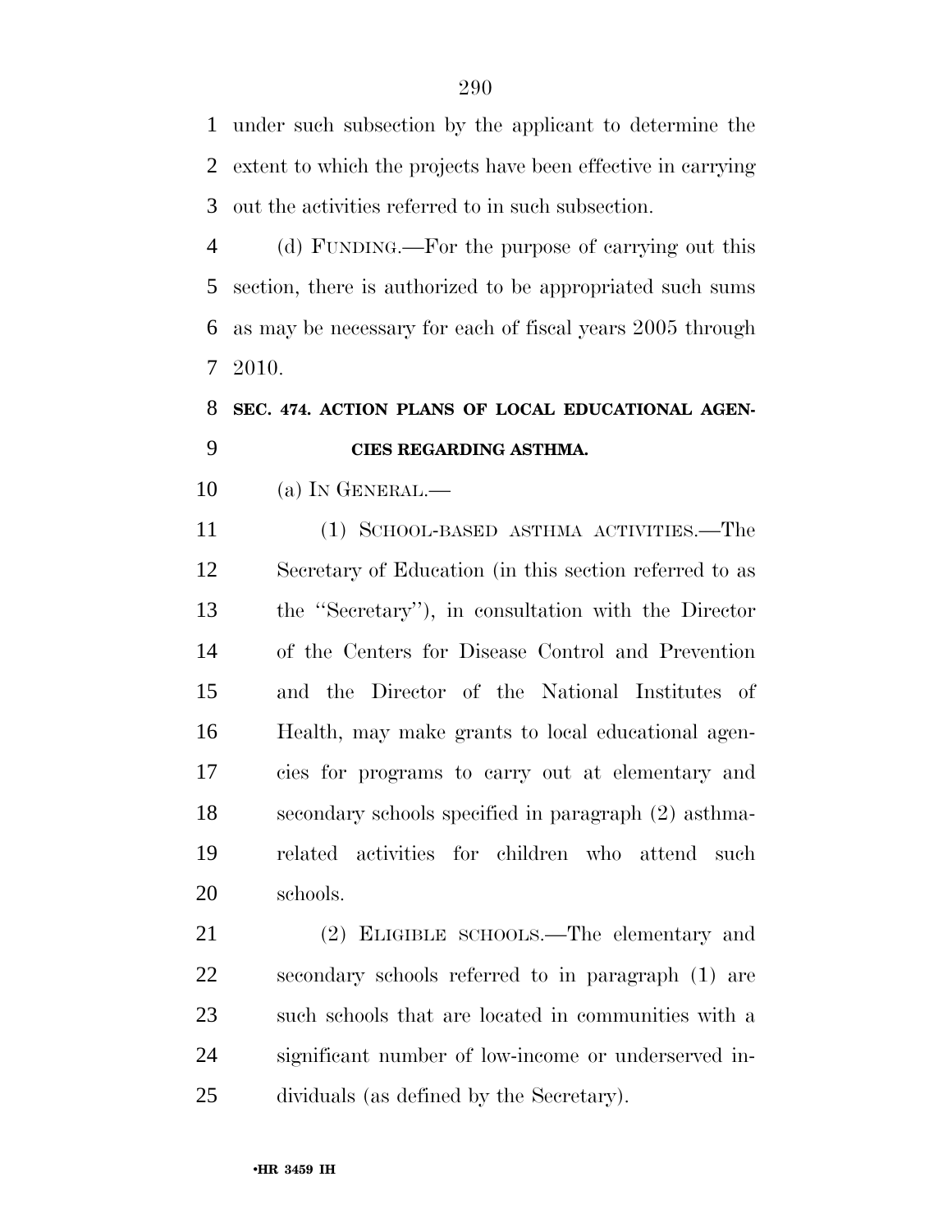under such subsection by the applicant to determine the extent to which the projects have been effective in carrying out the activities referred to in such subsection.

(d) FUNDING.—For the purpose of carrying out this section, there is authorized to be appropriated such sums as may be necessary for each of fiscal years 2005 through 2010.

**SEC. 474. ACTION PLANS OF LOCAL EDUCATIONAL AGENCIES REGARDING ASTHMA.**

(a) IN GENERAL.—

(1) SCHOOL-BASED ASTHMA ACTIVITIES.—The Secretary of Education (in this section referred to as the ''Secretary''), in consultation with the Director of the Centers for Disease Control and Prevention and the Director of the National Institutes of Health, may make grants to local educational agencies for programs to carry out at elementary and secondary schools specified in paragraph (2) asthma-related activities for children who attend such schools.

(2) ELIGIBLE SCHOOLS.—The elementary and secondary schools referred to in paragraph (1) are such schools that are located in communities with a significant number of low-income or underserved individuals (as defined by the Secretary).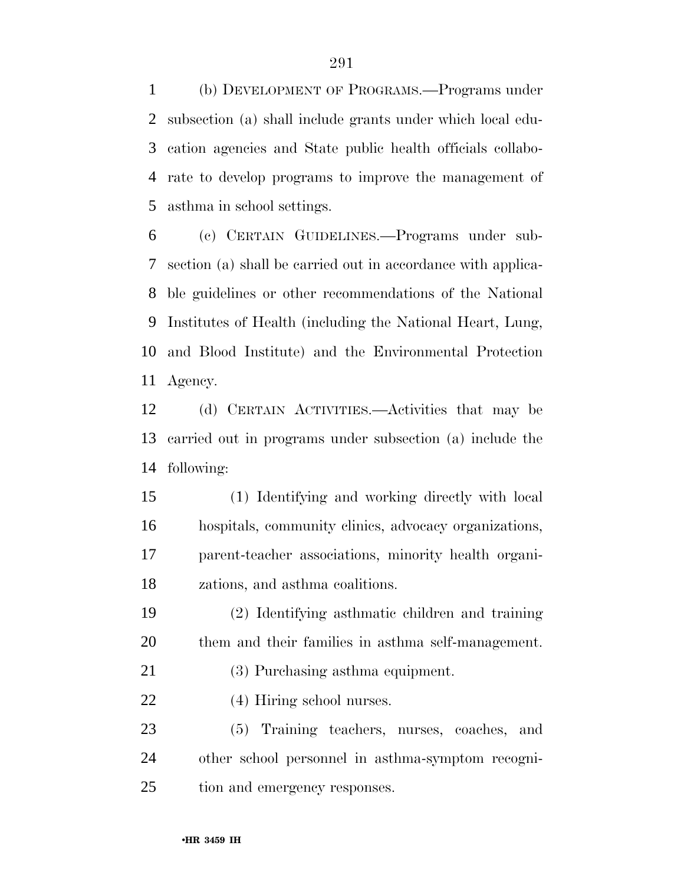(b) DEVELOPMENT OF PROGRAMS.—Programs under subsection (a) shall include grants under which local education agencies and State public health officials collaborate to develop programs to improve the management of asthma in school settings.

(c) CERTAIN GUIDELINES.—Programs under subsection (a) shall be carried out in accordance with applicable guidelines or other recommendations of the National Institutes of Health (including the National Heart, Lung, and Blood Institute) and the Environmental Protection Agency.

(d) CERTAIN ACTIVITIES.—Activities that may be carried out in programs under subsection (a) include the following:

(1) Identifying and working directly with local hospitals, community clinics, advocacy organizations, parent-teacher associations, minority health organizations, and asthma coalitions.

(2) Identifying asthmatic children and training them and their families in asthma self-management.

(3) Purchasing asthma equipment.

(4) Hiring school nurses.

(5) Training teachers, nurses, coaches, and other school personnel in asthma-symptom recognition and emergency responses.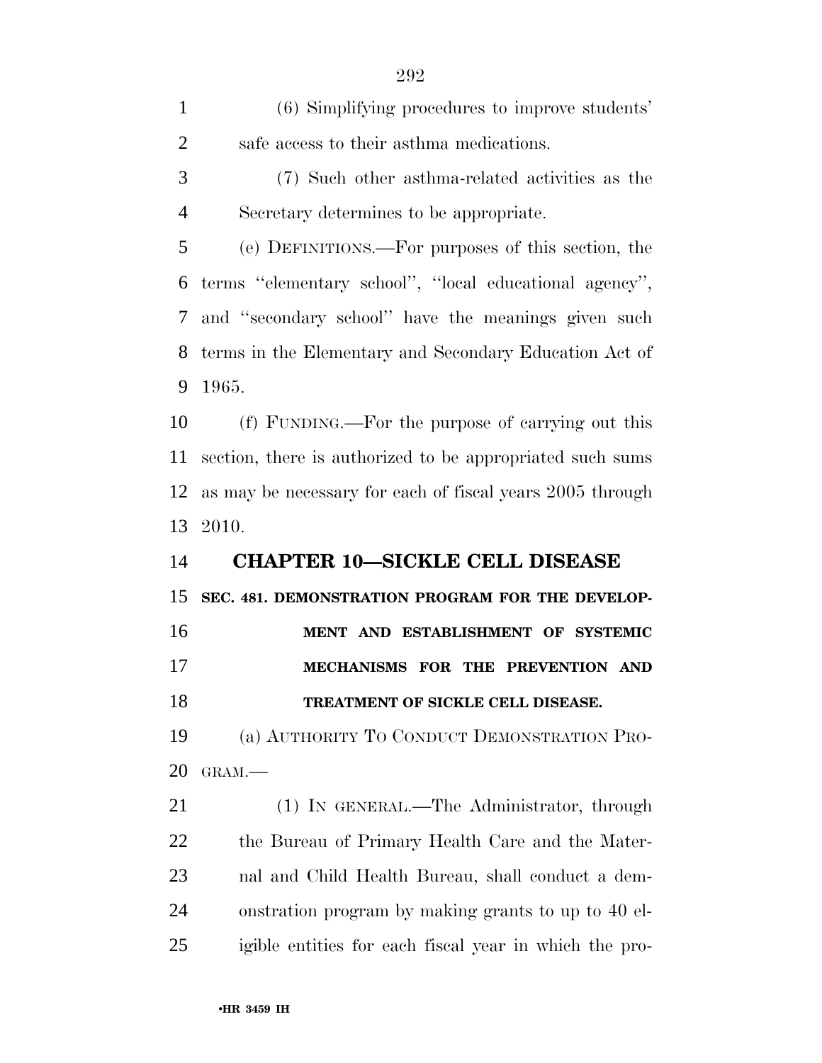(6) Simplifying procedures to improve students' safe access to their asthma medications.

(7) Such other asthma-related activities as the Secretary determines to be appropriate.

(e) DEFINITIONS.—For purposes of this section, the terms ''elementary school'', ''local educational agency'', and ''secondary school'' have the meanings given such terms in the Elementary and Secondary Education Act of 1965.

(f) FUNDING.—For the purpose of carrying out this section, there is authorized to be appropriated such sums as may be necessary for each of fiscal years 2005 through 2010.

## CHAPTER 10—SICKLE CELL DISEASE

### SEC. 481. DEMONSTRATION PROGRAM FOR THE DEVELOPMENT AND ESTABLISHMENT OF SYSTEMIC MECHANISMS FOR THE PREVENTION AND TREATMENT OF SICKLE CELL DISEASE.

(a) AUTHORITY TO CONDUCT DEMONSTRATION PROGRAM.—

(1) IN GENERAL.—The Administrator, through the Bureau of Primary Health Care and the Maternal and Child Health Bureau, shall conduct a demonstration program by making grants to up to 40 eligible entities for each fiscal year in which the pro-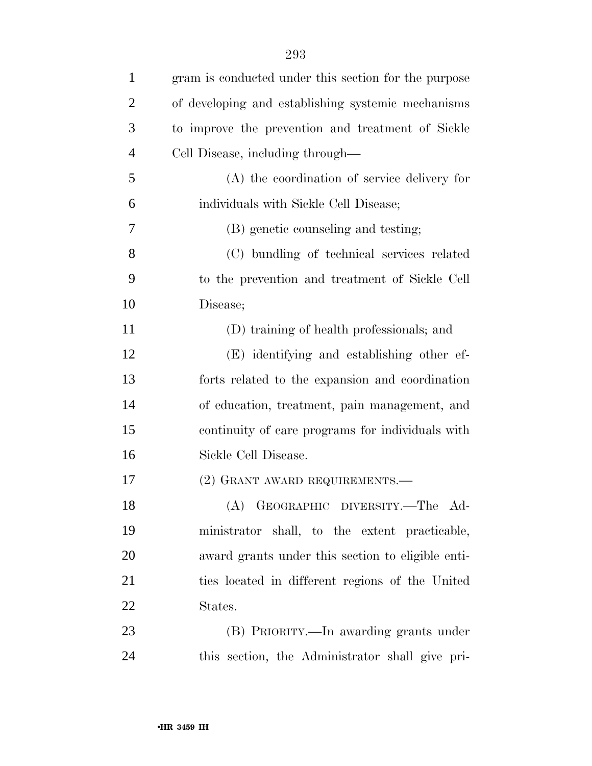gram is conducted under this section for the purpose of developing and establishing systemic mechanisms to improve the prevention and treatment of Sickle Cell Disease, including through—

(A) the coordination of service delivery for individuals with Sickle Cell Disease;

(B) genetic counseling and testing;

(C) bundling of technical services related to the prevention and treatment of Sickle Cell Disease;

(D) training of health professionals; and

(E) identifying and establishing other efforts related to the expansion and coordination of education, treatment, pain management, and continuity of care programs for individuals with Sickle Cell Disease.

(2) GRANT AWARD REQUIREMENTS.—

(A) GEOGRAPHIC DIVERSITY.—The Administrator shall, to the extent practicable, award grants under this section to eligible entities located in different regions of the United States.

(B) PRIORITY.—In awarding grants under this section, the Administrator shall give pri-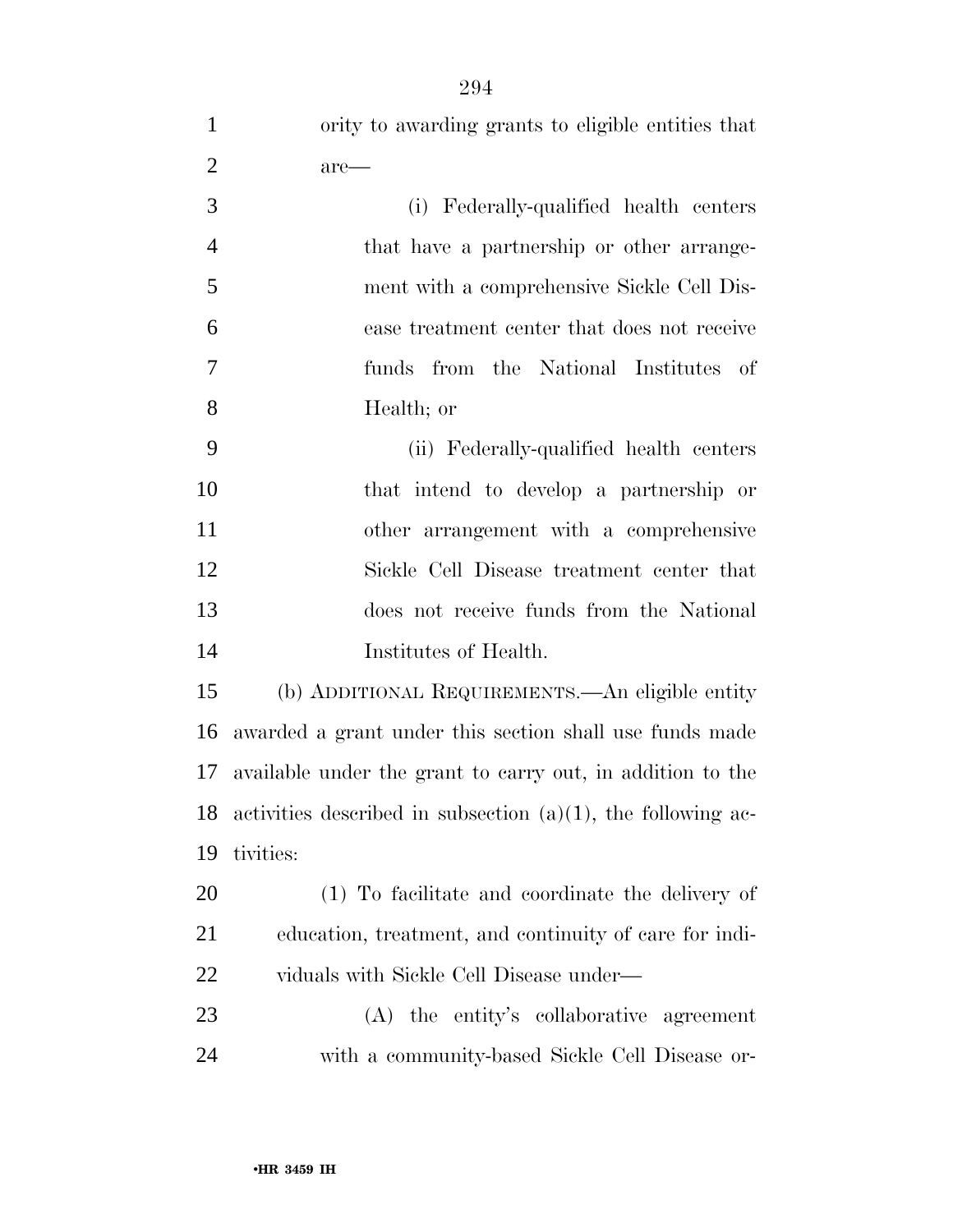ority to awarding grants to eligible entities that are—

(i) Federally-qualified health centers that have a partnership or other arrangement with a comprehensive Sickle Cell Disease treatment center that does not receive funds from the National Institutes of Health; or

(ii) Federally-qualified health centers that intend to develop a partnership or other arrangement with a comprehensive Sickle Cell Disease treatment center that does not receive funds from the National Institutes of Health.

(b) ADDITIONAL REQUIREMENTS.—An eligible entity awarded a grant under this section shall use funds made available under the grant to carry out, in addition to the activities described in subsection (a)(1), the following activities:

(1) To facilitate and coordinate the delivery of education, treatment, and continuity of care for individuals with Sickle Cell Disease under—

(A) the entity's collaborative agreement with a community-based Sickle Cell Disease or-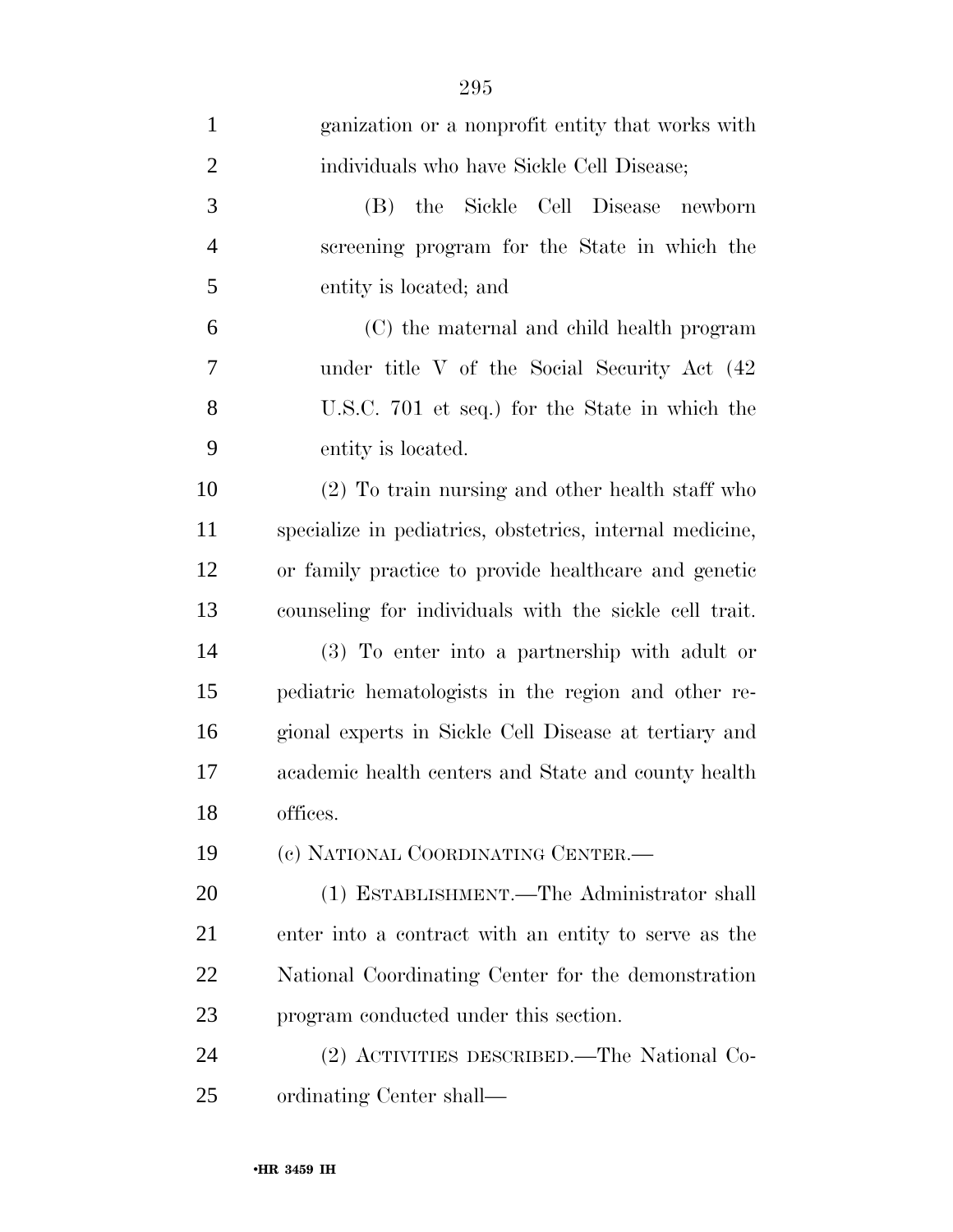ganization or a nonprofit entity that works with individuals who have Sickle Cell Disease;

(B) the Sickle Cell Disease newborn screening program for the State in which the entity is located; and

(C) the maternal and child health program under title V of the Social Security Act (42 U.S.C. 701 et seq.) for the State in which the entity is located.

(2) To train nursing and other health staff who specialize in pediatrics, obstetrics, internal medicine, or family practice to provide healthcare and genetic counseling for individuals with the sickle cell trait.

(3) To enter into a partnership with adult or pediatric hematologists in the region and other regional experts in Sickle Cell Disease at tertiary and academic health centers and State and county health offices.

(c) NATIONAL COORDINATING CENTER.—

(1) ESTABLISHMENT.—The Administrator shall enter into a contract with an entity to serve as the National Coordinating Center for the demonstration program conducted under this section.

(2) ACTIVITIES DESCRIBED.—The National Coordinating Center shall—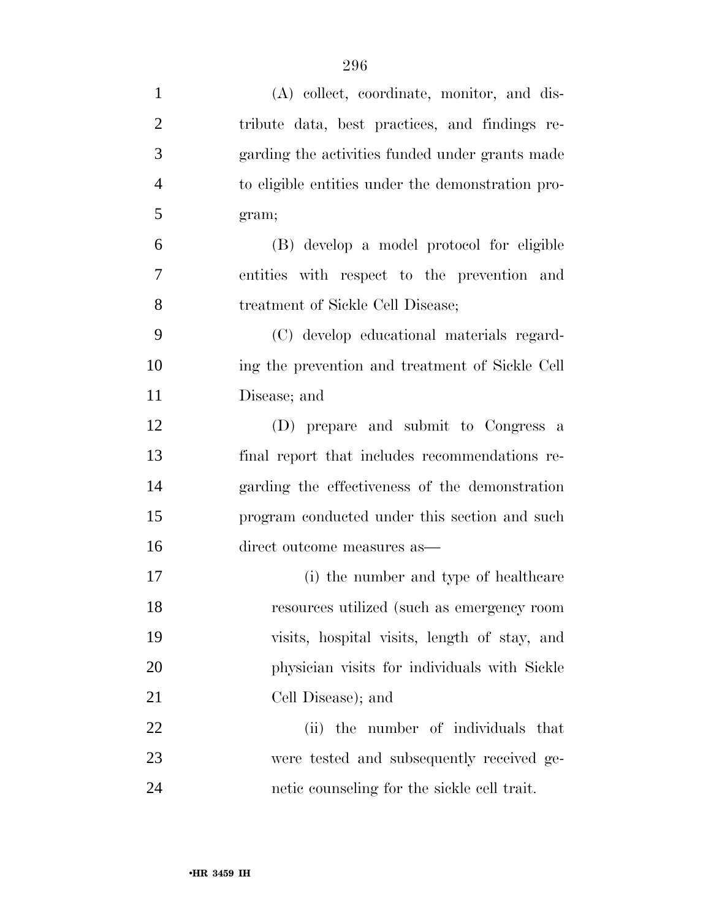(A) collect, coordinate, monitor, and distribute data, best practices, and findings regarding the activities funded under grants made to eligible entities under the demonstration program;

(B) develop a model protocol for eligible entities with respect to the prevention and treatment of Sickle Cell Disease;

(C) develop educational materials regarding the prevention and treatment of Sickle Cell Disease; and

(D) prepare and submit to Congress a final report that includes recommendations regarding the effectiveness of the demonstration program conducted under this section and such direct outcome measures as—

(i) the number and type of healthcare resources utilized (such as emergency room visits, hospital visits, length of stay, and physician visits for individuals with Sickle Cell Disease); and

(ii) the number of individuals that were tested and subsequently received genetic counseling for the sickle cell trait.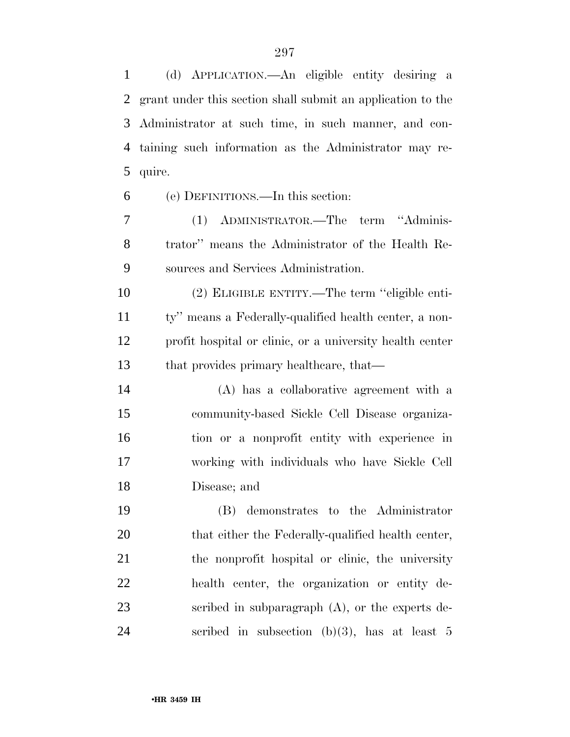(d) APPLICATION.—An eligible entity desiring a grant under this section shall submit an application to the Administrator at such time, in such manner, and containing such information as the Administrator may require.

(e) DEFINITIONS.—In this section:

(1) ADMINISTRATOR.—The term ''Administrator'' means the Administrator of the Health Resources and Services Administration.

(2) ELIGIBLE ENTITY.—The term ''eligible entity'' means a Federally-qualified health center, a nonprofit hospital or clinic, or a university health center that provides primary healthcare, that—

(A) has a collaborative agreement with a community-based Sickle Cell Disease organization or a nonprofit entity with experience in working with individuals who have Sickle Cell Disease; and

(B) demonstrates to the Administrator that either the Federally-qualified health center, the nonprofit hospital or clinic, the university health center, the organization or entity described in subparagraph (A), or the experts described in subsection (b)(3), has at least 5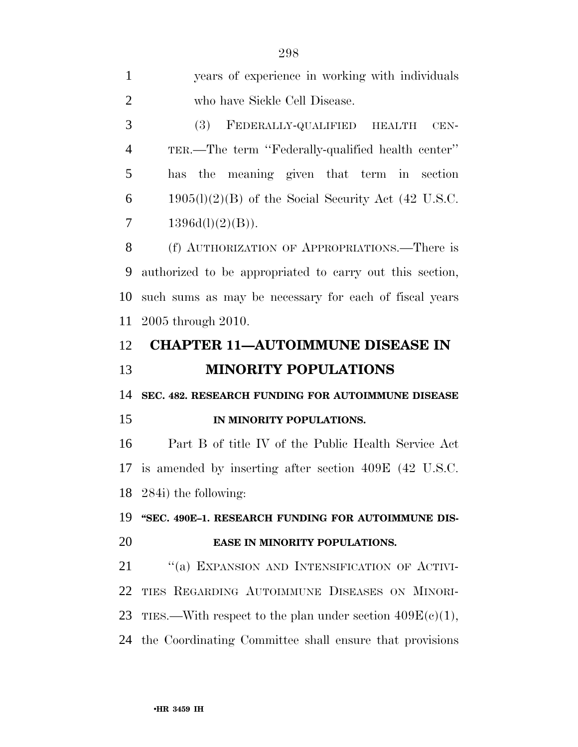years of experience in working with individuals who have Sickle Cell Disease.

(3) FEDERALLY-QUALIFIED HEALTH CENTER.—The term ''Federally-qualified health center'' has the meaning given that term in section 1905(l)(2)(B) of the Social Security Act (42 U.S.C. 1396d(l)(2)(B)).

(f) AUTHORIZATION OF APPROPRIATIONS.—There is authorized to be appropriated to carry out this section, such sums as may be necessary for each of fiscal years 2005 through 2010.

## CHAPTER 11—AUTOIMMUNE DISEASE IN MINORITY POPULATIONS

### SEC. 482. RESEARCH FUNDING FOR AUTOIMMUNE DISEASE IN MINORITY POPULATIONS.

Part B of title IV of the Public Health Service Act is amended by inserting after section 409E (42 U.S.C. 284i) the following:

### ''SEC. 490E–1. RESEARCH FUNDING FOR AUTOIMMUNE DISEASE IN MINORITY POPULATIONS.

''(a) EXPANSION AND INTENSIFICATION OF ACTIVITIES REGARDING AUTOIMMUNE DISEASES ON MINORITIES.—With respect to the plan under section 409E(c)(1), the Coordinating Committee shall ensure that provisions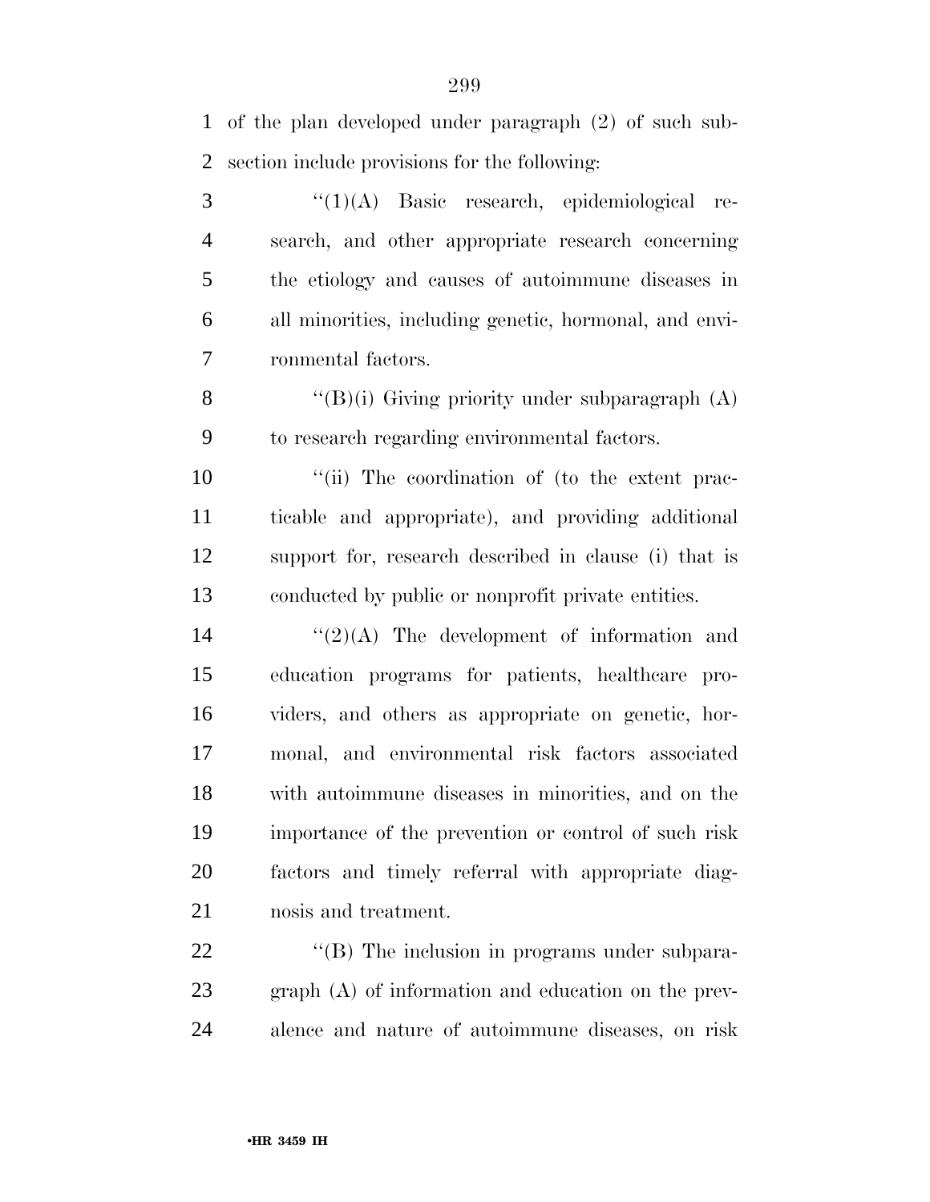of the plan developed under paragraph (2) of such subsection include provisions for the following:

''(1)(A) Basic research, epidemiological research, and other appropriate research concerning the etiology and causes of autoimmune diseases in all minorities, including genetic, hormonal, and environmental factors.

''(B)(i) Giving priority under subparagraph (A) to research regarding environmental factors.

''(ii) The coordination of (to the extent practicable and appropriate), and providing additional support for, research described in clause (i) that is conducted by public or nonprofit private entities.

''(2)(A) The development of information and education programs for patients, healthcare providers, and others as appropriate on genetic, hormonal, and environmental risk factors associated with autoimmune diseases in minorities, and on the importance of the prevention or control of such risk factors and timely referral with appropriate diagnosis and treatment.

''(B) The inclusion in programs under subparagraph (A) of information and education on the prevalence and nature of autoimmune diseases, on risk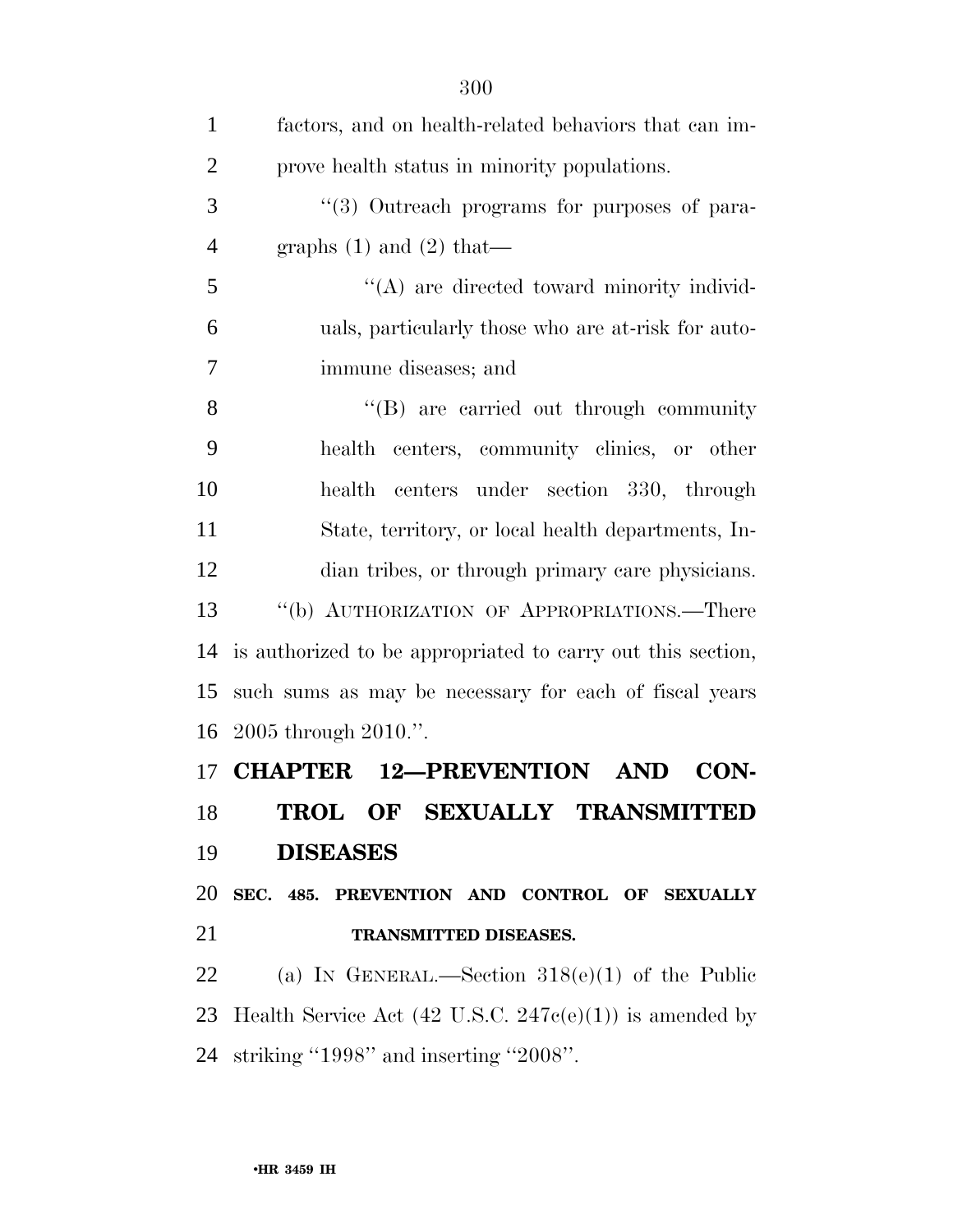factors, and on health-related behaviors that can improve health status in minority populations.

"(3) Outreach programs for purposes of paragraphs (1) and (2) that—

"(A) are directed toward minority individuals, particularly those who are at-risk for autoimmune diseases; and

"(B) are carried out through community health centers, community clinics, or other health centers under section 330, through State, territory, or local health departments, Indian tribes, or through primary care physicians.

"(b) AUTHORIZATION OF APPROPRIATIONS.—There is authorized to be appropriated to carry out this section, such sums as may be necessary for each of fiscal years 2005 through 2010.".

## CHAPTER 12—PREVENTION AND CONTROL OF SEXUALLY TRANSMITTED DISEASES

### SEC. 485. PREVENTION AND CONTROL OF SEXUALLY TRANSMITTED DISEASES.

(a) IN GENERAL.—Section 318(e)(1) of the Public Health Service Act (42 U.S.C. 247c(e)(1)) is amended by striking "1998" and inserting "2008".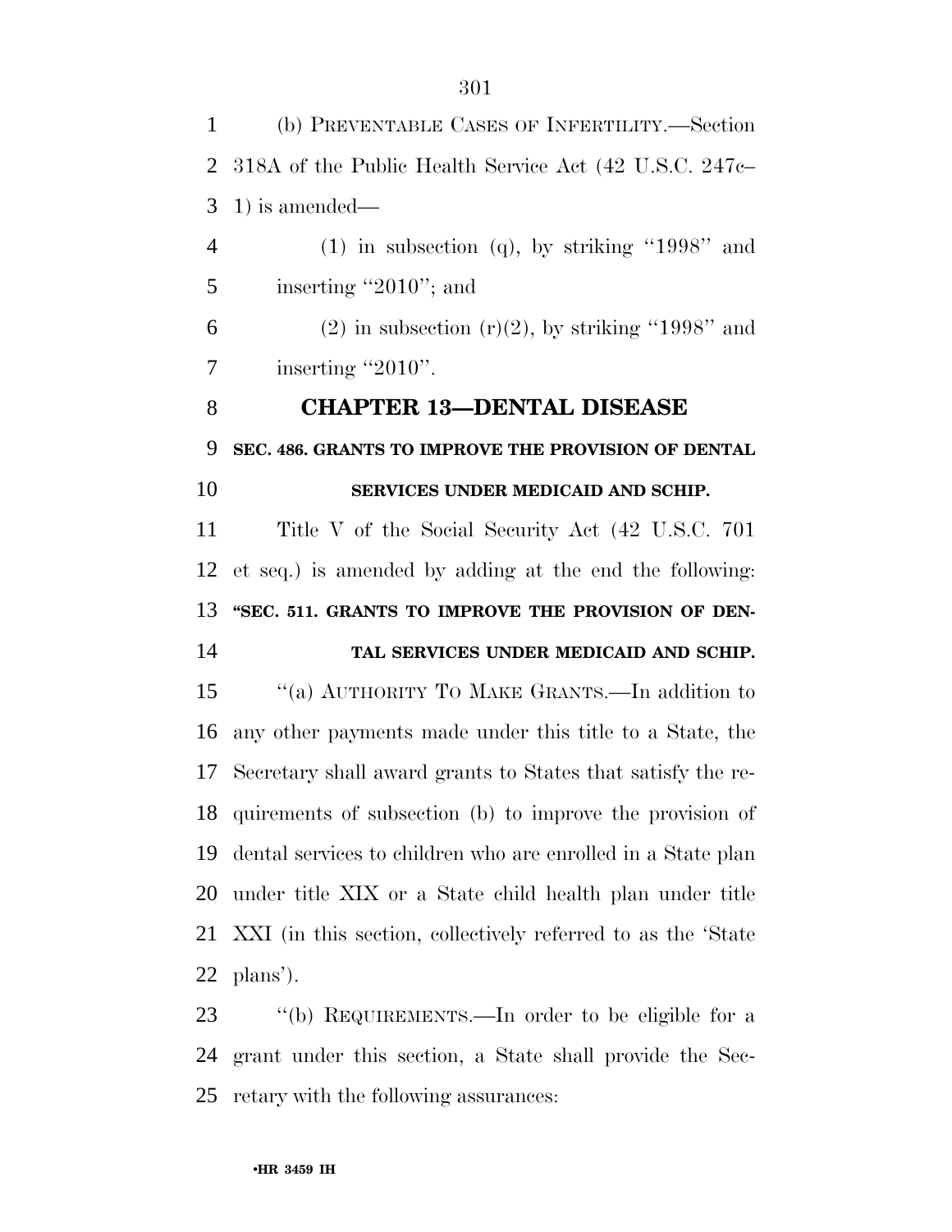(b) PREVENTABLE CASES OF INFERTILITY.—Section 318A of the Public Health Service Act (42 U.S.C. 247c–1) is amended—

(1) in subsection (q), by striking "1998" and inserting "2010"; and

(2) in subsection (r)(2), by striking "1998" and inserting "2010".

## CHAPTER 13—DENTAL DISEASE

### SEC. 486. GRANTS TO IMPROVE THE PROVISION OF DENTAL SERVICES UNDER MEDICAID AND SCHIP.

Title V of the Social Security Act (42 U.S.C. 701 et seq.) is amended by adding at the end the following:

### "SEC. 511. GRANTS TO IMPROVE THE PROVISION OF DENTAL SERVICES UNDER MEDICAID AND SCHIP.

"(a) AUTHORITY TO MAKE GRANTS.—In addition to any other payments made under this title to a State, the Secretary shall award grants to States that satisfy the requirements of subsection (b) to improve the provision of dental services to children who are enrolled in a State plan under title XIX or a State child health plan under title XXI (in this section, collectively referred to as the 'State plans').

"(b) REQUIREMENTS.—In order to be eligible for a grant under this section, a State shall provide the Secretary with the following assurances: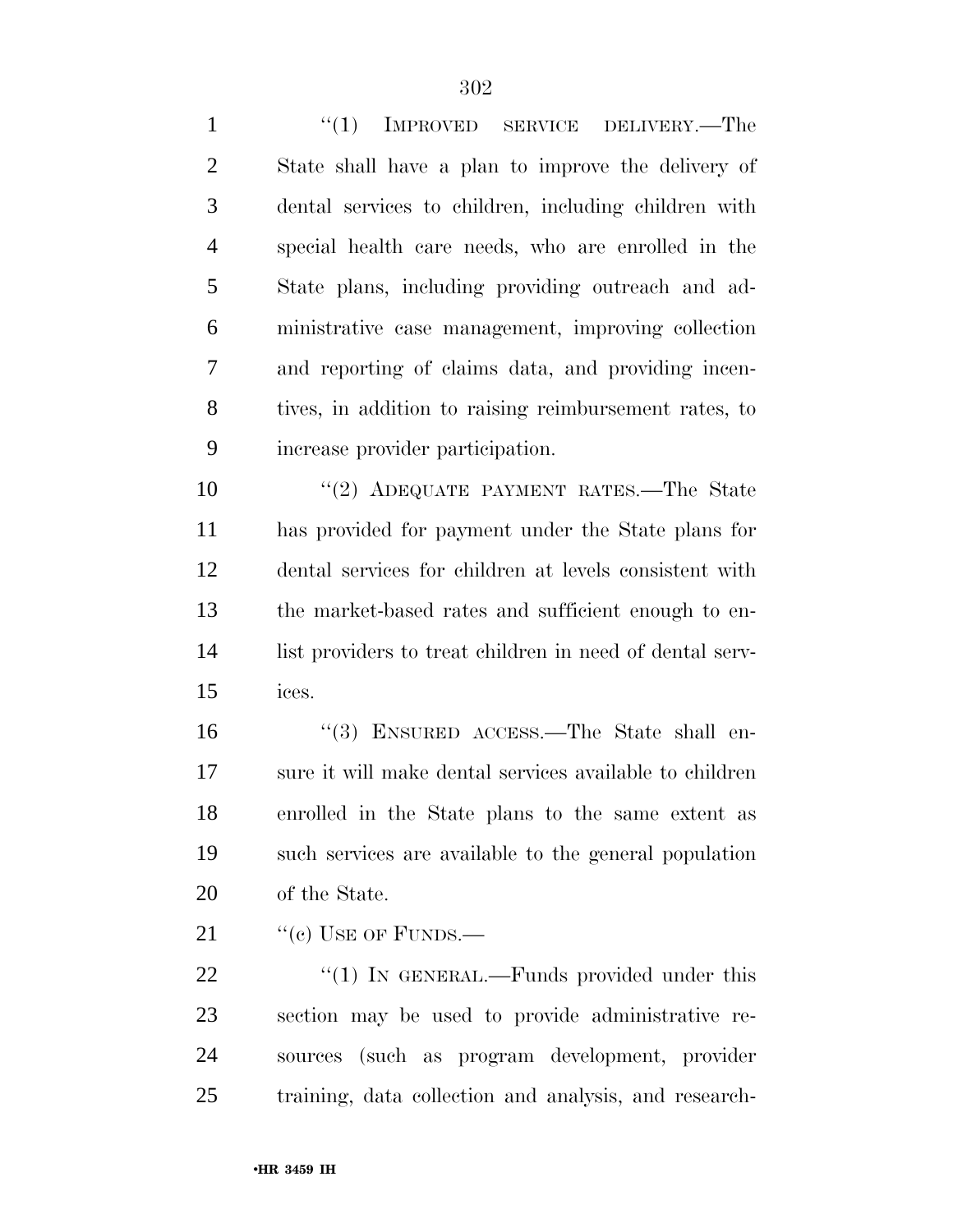"(1) IMPROVED SERVICE DELIVERY.—The State shall have a plan to improve the delivery of dental services to children, including children with special health care needs, who are enrolled in the State plans, including providing outreach and administrative case management, improving collection and reporting of claims data, and providing incentives, in addition to raising reimbursement rates, to increase provider participation.

"(2) ADEQUATE PAYMENT RATES.—The State has provided for payment under the State plans for dental services for children at levels consistent with the market-based rates and sufficient enough to enlist providers to treat children in need of dental services.

"(3) ENSURED ACCESS.—The State shall ensure it will make dental services available to children enrolled in the State plans to the same extent as such services are available to the general population of the State.

"(c) USE OF FUNDS.—

"(1) IN GENERAL.—Funds provided under this section may be used to provide administrative resources (such as program development, provider training, data collection and analysis, and research-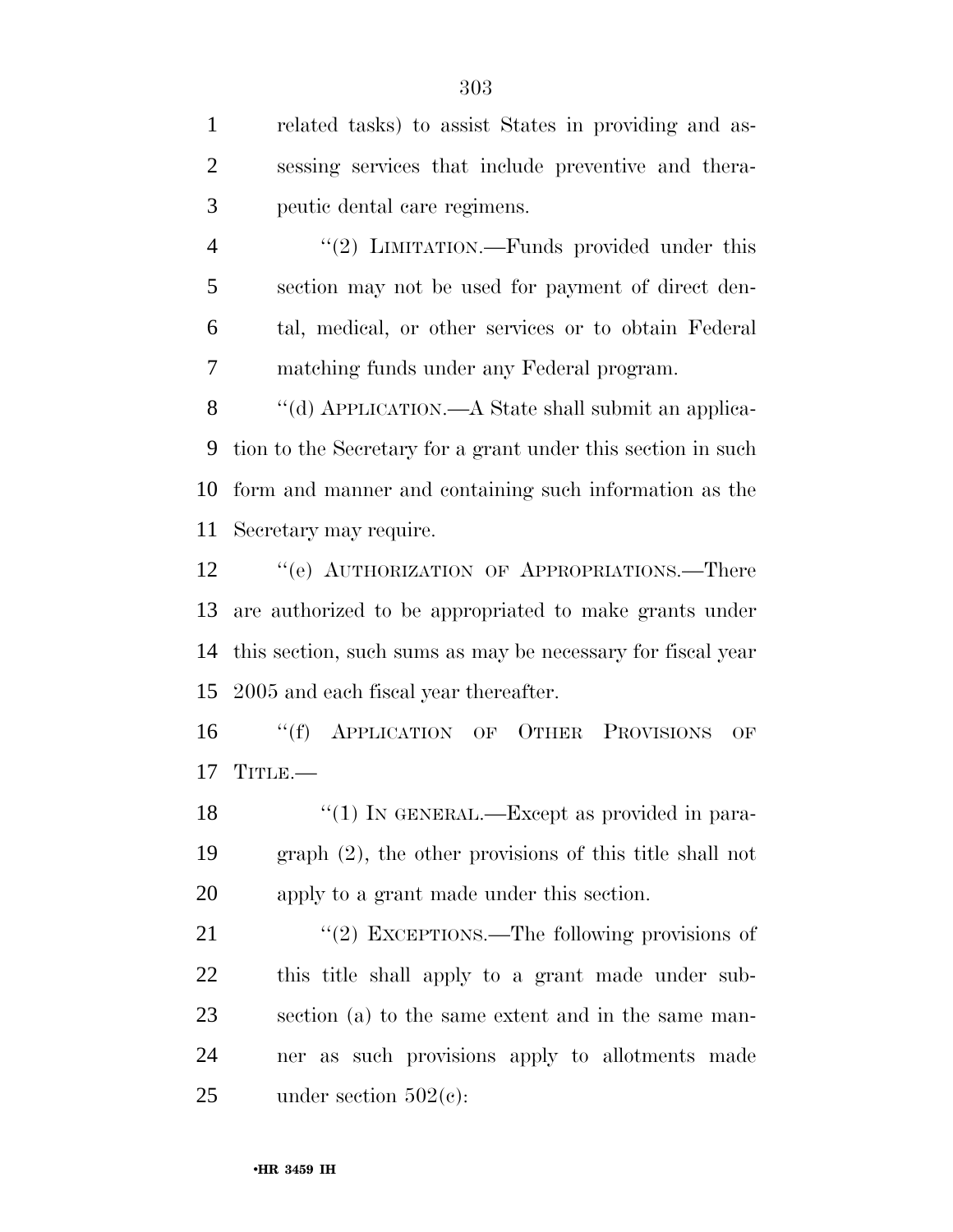related tasks) to assist States in providing and assessing services that include preventive and therapeutic dental care regimens.

"(2) LIMITATION.—Funds provided under this section may not be used for payment of direct dental, medical, or other services or to obtain Federal matching funds under any Federal program.

"(d) APPLICATION.—A State shall submit an application to the Secretary for a grant under this section in such form and manner and containing such information as the Secretary may require.

"(e) AUTHORIZATION OF APPROPRIATIONS.—There are authorized to be appropriated to make grants under this section, such sums as may be necessary for fiscal year 2005 and each fiscal year thereafter.

"(f) APPLICATION OF OTHER PROVISIONS OF TITLE.—

"(1) IN GENERAL.—Except as provided in paragraph (2), the other provisions of this title shall not apply to a grant made under this section.

"(2) EXCEPTIONS.—The following provisions of this title shall apply to a grant made under subsection (a) to the same extent and in the same manner as such provisions apply to allotments made under section 502(c):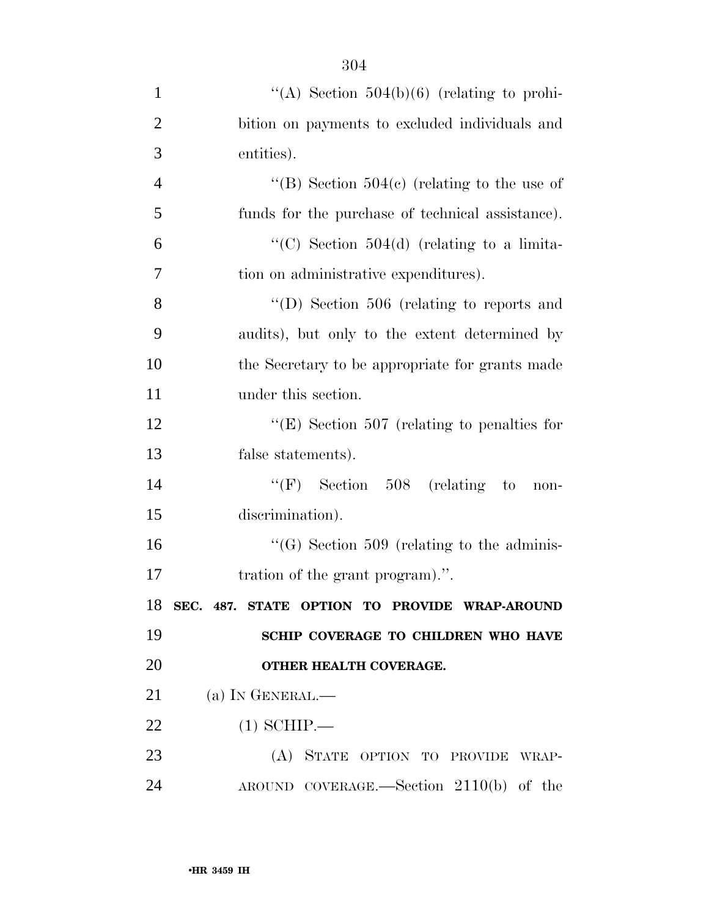"(A) Section 504(b)(6) (relating to prohibition on payments to excluded individuals and entities).

"(B) Section 504(c) (relating to the use of funds for the purchase of technical assistance).

"(C) Section 504(d) (relating to a limitation on administrative expenditures).

"(D) Section 506 (relating to reports and audits), but only to the extent determined by the Secretary to be appropriate for grants made under this section.

"(E) Section 507 (relating to penalties for false statements).

"(F) Section 508 (relating to nondiscrimination).

"(G) Section 509 (relating to the administration of the grant program).".

**SEC. 487. STATE OPTION TO PROVIDE WRAP-AROUND SCHIP COVERAGE TO CHILDREN WHO HAVE OTHER HEALTH COVERAGE.**

(a) IN GENERAL.—

(1) SCHIP.—

(A) STATE OPTION TO PROVIDE WRAP-AROUND COVERAGE.—Section 2110(b) of the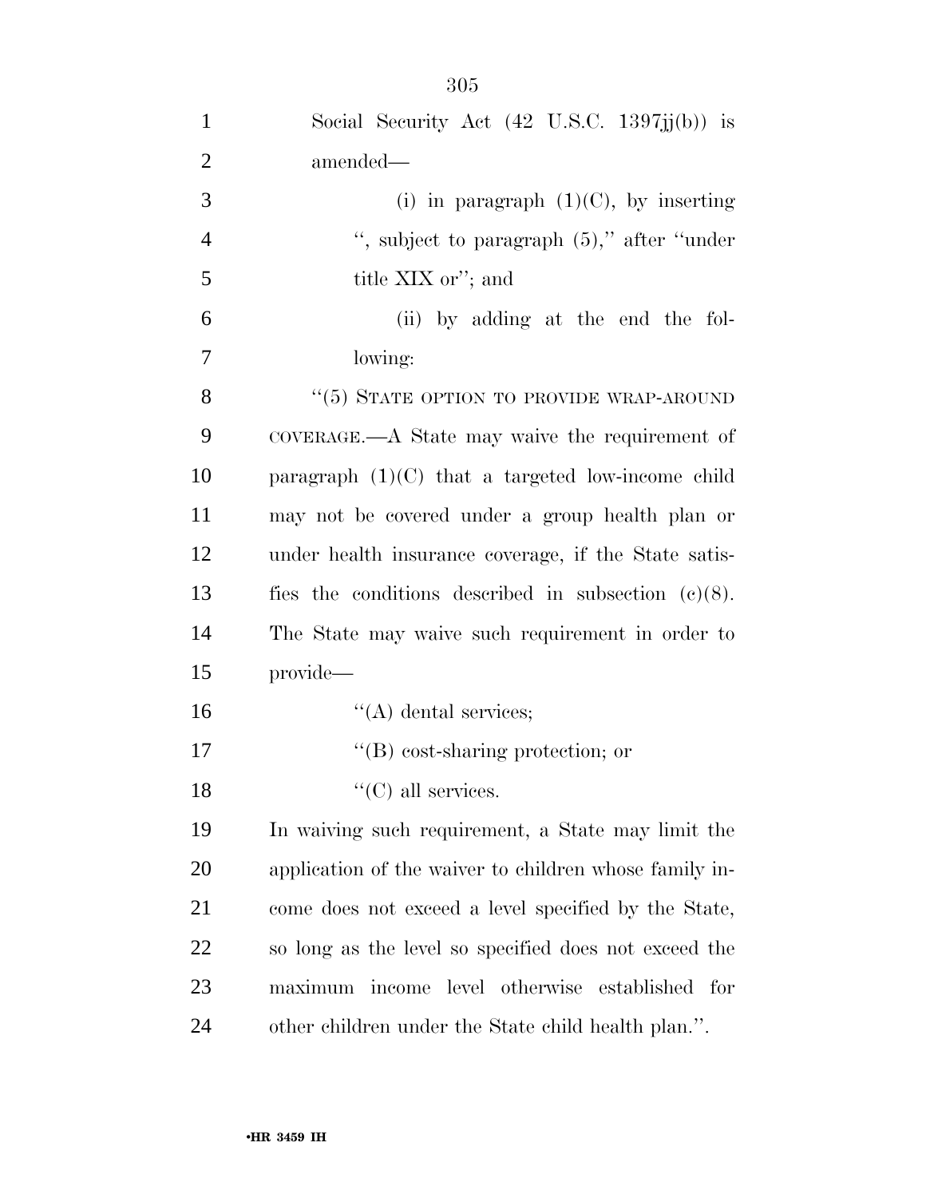Social Security Act (42 U.S.C. 1397jj(b)) is amended—

(i) in paragraph (1)(C), by inserting ", subject to paragraph (5)," after "under title XIX or"; and

(ii) by adding at the end the following:

"(5) STATE OPTION TO PROVIDE WRAP-AROUND COVERAGE.—A State may waive the requirement of paragraph (1)(C) that a targeted low-income child may not be covered under a group health plan or under health insurance coverage, if the State satisfies the conditions described in subsection (c)(8). The State may waive such requirement in order to provide—

"(A) dental services;

"(B) cost-sharing protection; or

"(C) all services.

In waiving such requirement, a State may limit the application of the waiver to children whose family income does not exceed a level specified by the State, so long as the level so specified does not exceed the maximum income level otherwise established for other children under the State child health plan.".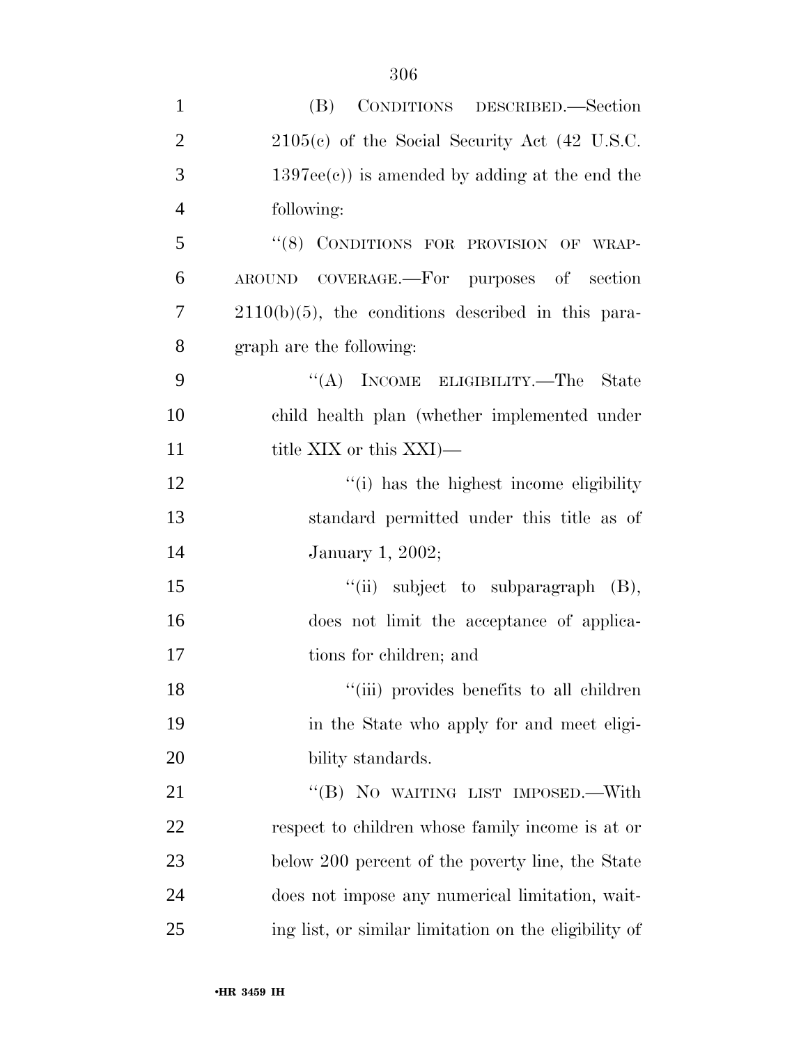(B) CONDITIONS DESCRIBED.—Section 2105(c) of the Social Security Act (42 U.S.C. 1397ee(c)) is amended by adding at the end the following:

"(8) CONDITIONS FOR PROVISION OF WRAP-AROUND COVERAGE.—For purposes of section 2110(b)(5), the conditions described in this paragraph are the following:

"(A) INCOME ELIGIBILITY.—The State child health plan (whether implemented under title XIX or this XXI)—

"(i) has the highest income eligibility standard permitted under this title as of January 1, 2002;

"(ii) subject to subparagraph (B), does not limit the acceptance of applications for children; and

"(iii) provides benefits to all children in the State who apply for and meet eligibility standards.

"(B) NO WAITING LIST IMPOSED.—With respect to children whose family income is at or below 200 percent of the poverty line, the State does not impose any numerical limitation, waiting list, or similar limitation on the eligibility of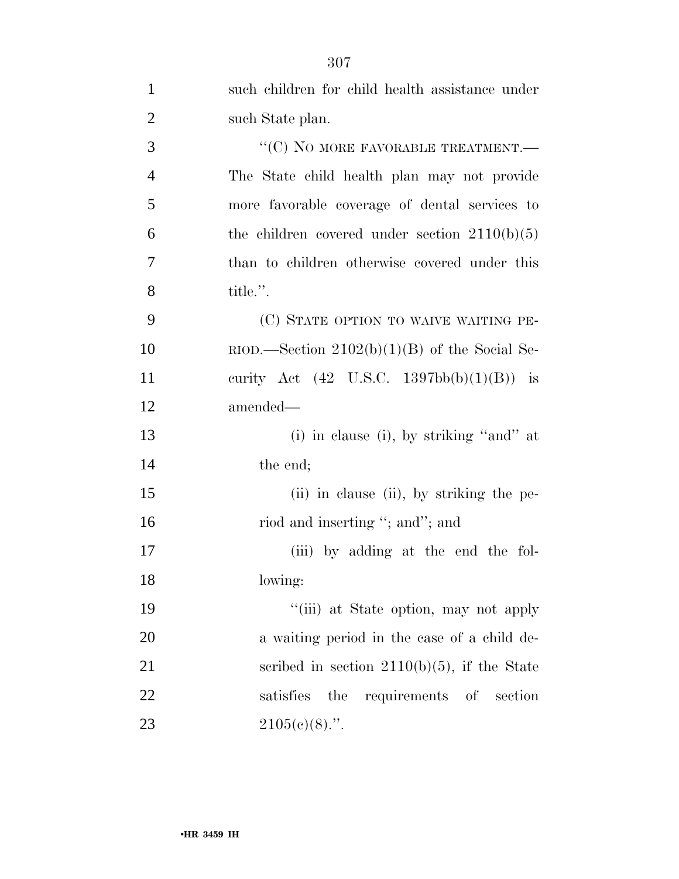such children for child health assistance under such State plan.

"(C) NO MORE FAVORABLE TREATMENT.—The State child health plan may not provide more favorable coverage of dental services to the children covered under section 2110(b)(5) than to children otherwise covered under this title.".

(C) STATE OPTION TO WAIVE WAITING PERIOD.—Section 2102(b)(1)(B) of the Social Security Act (42 U.S.C. 1397bb(b)(1)(B)) is amended—

(i) in clause (i), by striking "and" at the end;

(ii) in clause (ii), by striking the period and inserting "; and"; and

(iii) by adding at the end the following:

"(iii) at State option, may not apply a waiting period in the case of a child described in section 2110(b)(5), if the State satisfies the requirements of section 2105(c)(8).".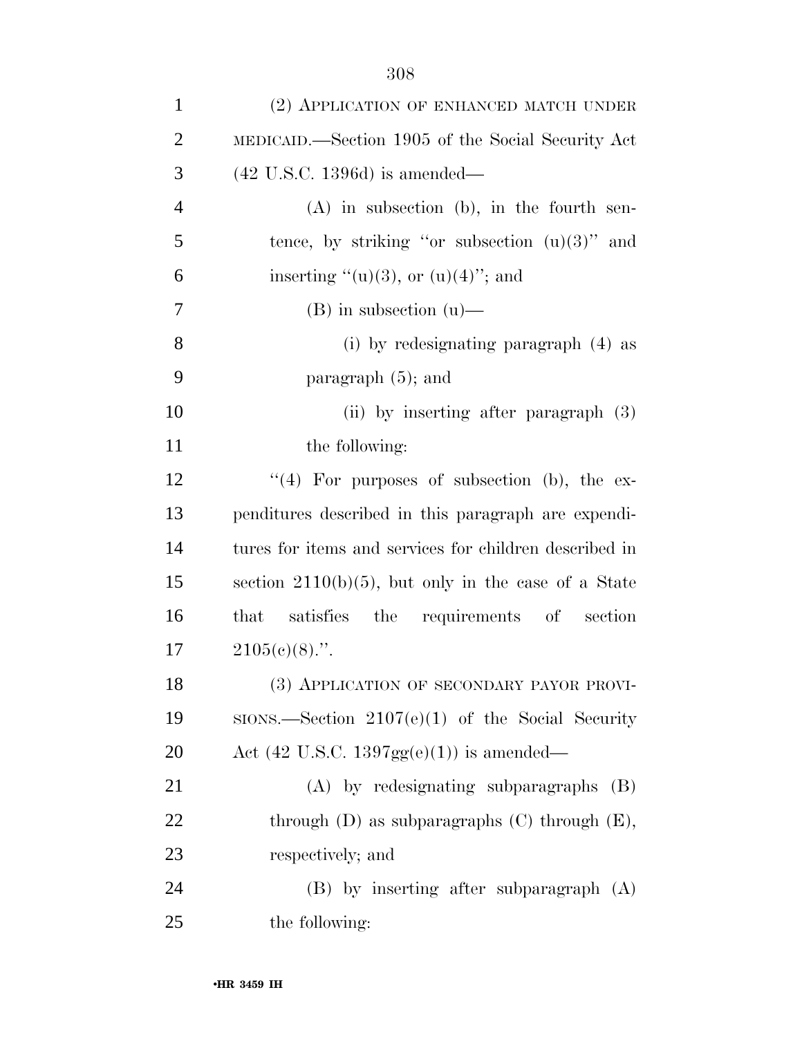(2) APPLICATION OF ENHANCED MATCH UNDER MEDICAID.—Section 1905 of the Social Security Act (42 U.S.C. 1396d) is amended—

(A) in subsection (b), in the fourth sentence, by striking "or subsection (u)(3)" and inserting "(u)(3), or (u)(4)"; and

(B) in subsection (u)—

(i) by redesignating paragraph (4) as paragraph (5); and

(ii) by inserting after paragraph (3) the following:

"(4) For purposes of subsection (b), the expenditures described in this paragraph are expenditures for items and services for children described in section 2110(b)(5), but only in the case of a State that satisfies the requirements of section 2105(c)(8).".

(3) APPLICATION OF SECONDARY PAYOR PROVISIONS.—Section 2107(e)(1) of the Social Security Act (42 U.S.C. 1397gg(e)(1)) is amended—

(A) by redesignating subparagraphs (B) through (D) as subparagraphs (C) through (E), respectively; and

(B) by inserting after subparagraph (A) the following: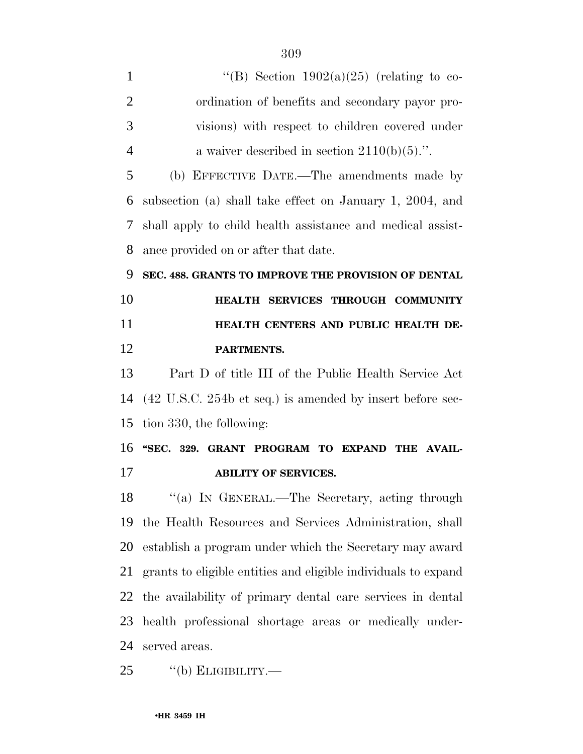''(B) Section 1902(a)(25) (relating to coordination of benefits and secondary payor provisions) with respect to children covered under a waiver described in section 2110(b)(5).''.

(b) EFFECTIVE DATE.—The amendments made by subsection (a) shall take effect on January 1, 2004, and shall apply to child health assistance and medical assistance provided on or after that date.

**SEC. 488. GRANTS TO IMPROVE THE PROVISION OF DENTAL HEALTH SERVICES THROUGH COMMUNITY HEALTH CENTERS AND PUBLIC HEALTH DEPARTMENTS.**

Part D of title III of the Public Health Service Act (42 U.S.C. 254b et seq.) is amended by insert before section 330, the following:

**''SEC. 329. GRANT PROGRAM TO EXPAND THE AVAILABILITY OF SERVICES.**

''(a) IN GENERAL.—The Secretary, acting through the Health Resources and Services Administration, shall establish a program under which the Secretary may award grants to eligible entities and eligible individuals to expand the availability of primary dental care services in dental health professional shortage areas or medically underserved areas.

''(b) ELIGIBILITY.—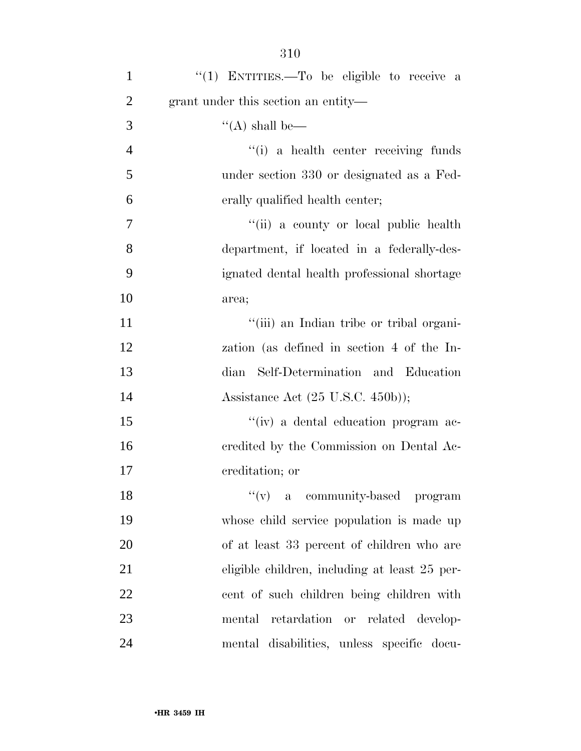''(1) ENTITIES.—To be eligible to receive a grant under this section an entity—

''(A) shall be—

''(i) a health center receiving funds under section 330 or designated as a Federally qualified health center;

''(ii) a county or local public health department, if located in a federally-designated dental health professional shortage area;

''(iii) an Indian tribe or tribal organization (as defined in section 4 of the Indian Self-Determination and Education Assistance Act (25 U.S.C. 450b));

''(iv) a dental education program accredited by the Commission on Dental Accreditation; or

''(v) a community-based program whose child service population is made up of at least 33 percent of children who are eligible children, including at least 25 percent of such children being children with mental retardation or related developmental disabilities, unless specific docu-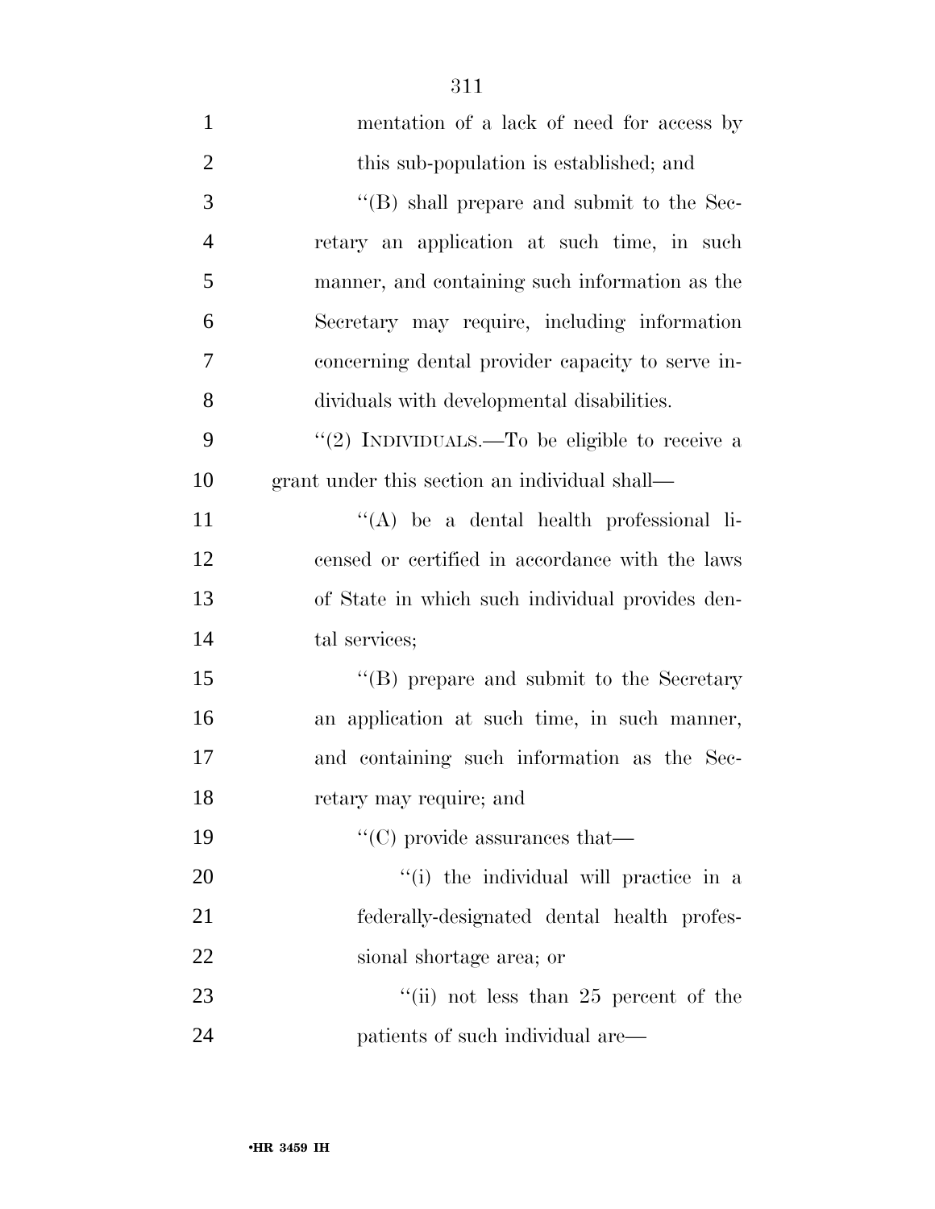mentation of a lack of need for access by this sub-population is established; and

''(B) shall prepare and submit to the Secretary an application at such time, in such manner, and containing such information as the Secretary may require, including information concerning dental provider capacity to serve individuals with developmental disabilities.

''(2) INDIVIDUALS.—To be eligible to receive a grant under this section an individual shall—

''(A) be a dental health professional licensed or certified in accordance with the laws of State in which such individual provides dental services;

''(B) prepare and submit to the Secretary an application at such time, in such manner, and containing such information as the Secretary may require; and

''(C) provide assurances that—

''(i) the individual will practice in a federally-designated dental health professional shortage area; or

''(ii) not less than 25 percent of the patients of such individual are—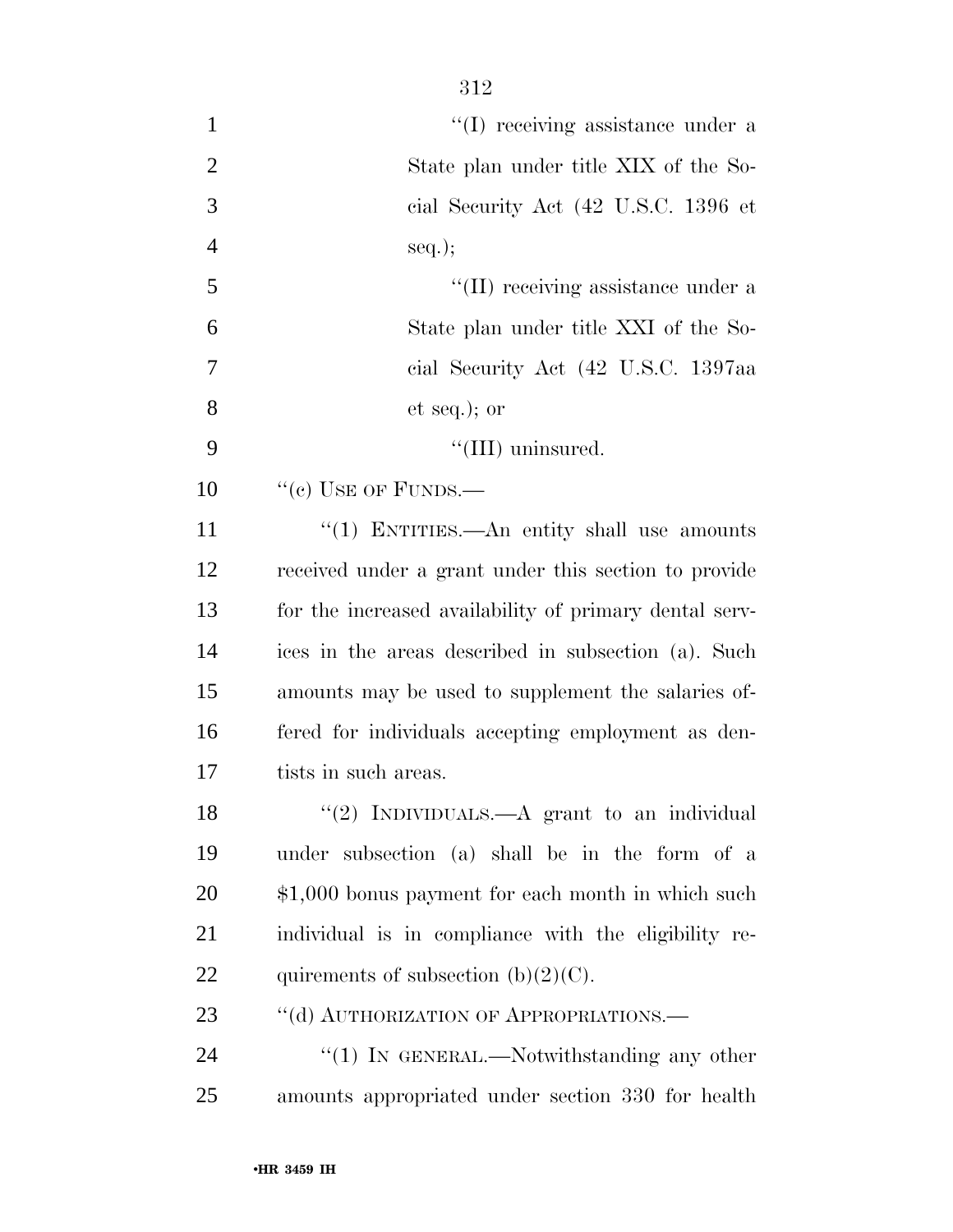''(I) receiving assistance under a State plan under title XIX of the Social Security Act (42 U.S.C. 1396 et seq.);

''(II) receiving assistance under a State plan under title XXI of the Social Security Act (42 U.S.C. 1397aa et seq.); or

''(III) uninsured.

''(c) USE OF FUNDS.—

''(1) ENTITIES.—An entity shall use amounts received under a grant under this section to provide for the increased availability of primary dental services in the areas described in subsection (a). Such amounts may be used to supplement the salaries offered for individuals accepting employment as dentists in such areas.

''(2) INDIVIDUALS.—A grant to an individual under subsection (a) shall be in the form of a $1,000 bonus payment for each month in which such individual is in compliance with the eligibility requirements of subsection (b)(2)(C).

''(d) AUTHORIZATION OF APPROPRIATIONS.—

''(1) IN GENERAL.—Notwithstanding any other amounts appropriated under section 330 for health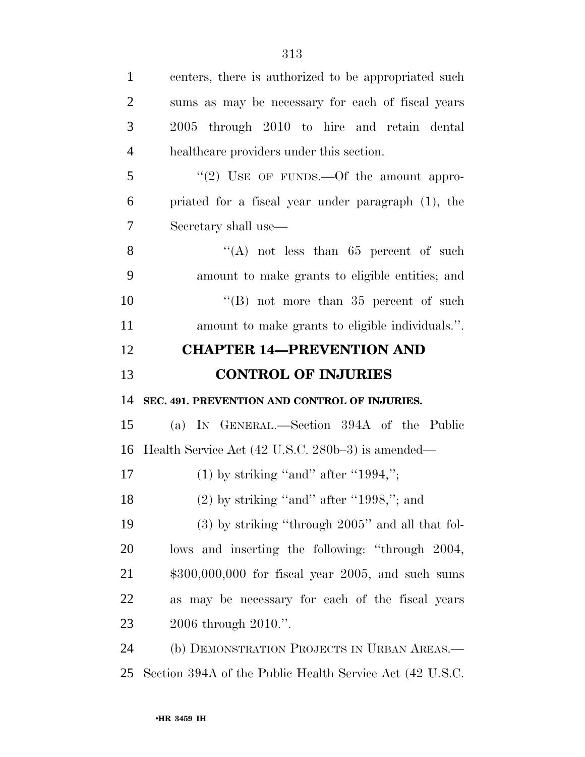centers, there is authorized to be appropriated such sums as may be necessary for each of fiscal years 2005 through 2010 to hire and retain dental healthcare providers under this section.

"(2) USE OF FUNDS.—Of the amount appropriated for a fiscal year under paragraph (1), the Secretary shall use—

"(A) not less than 65 percent of such amount to make grants to eligible entities; and

"(B) not more than 35 percent of such amount to make grants to eligible individuals.".

## CHAPTER 14—PREVENTION AND CONTROL OF INJURIES

### SEC. 491. PREVENTION AND CONTROL OF INJURIES.

(a) IN GENERAL.—Section 394A of the Public Health Service Act (42 U.S.C. 280b–3) is amended—

(1) by striking "and" after "1994,";

(2) by striking "and" after "1998,"; and

(3) by striking "through 2005" and all that follows and inserting the following: "through 2004, $300,000,000 for fiscal year 2005, and such sums as may be necessary for each of the fiscal years 2006 through 2010.".

(b) DEMONSTRATION PROJECTS IN URBAN AREAS.—Section 394A of the Public Health Service Act (42 U.S.C.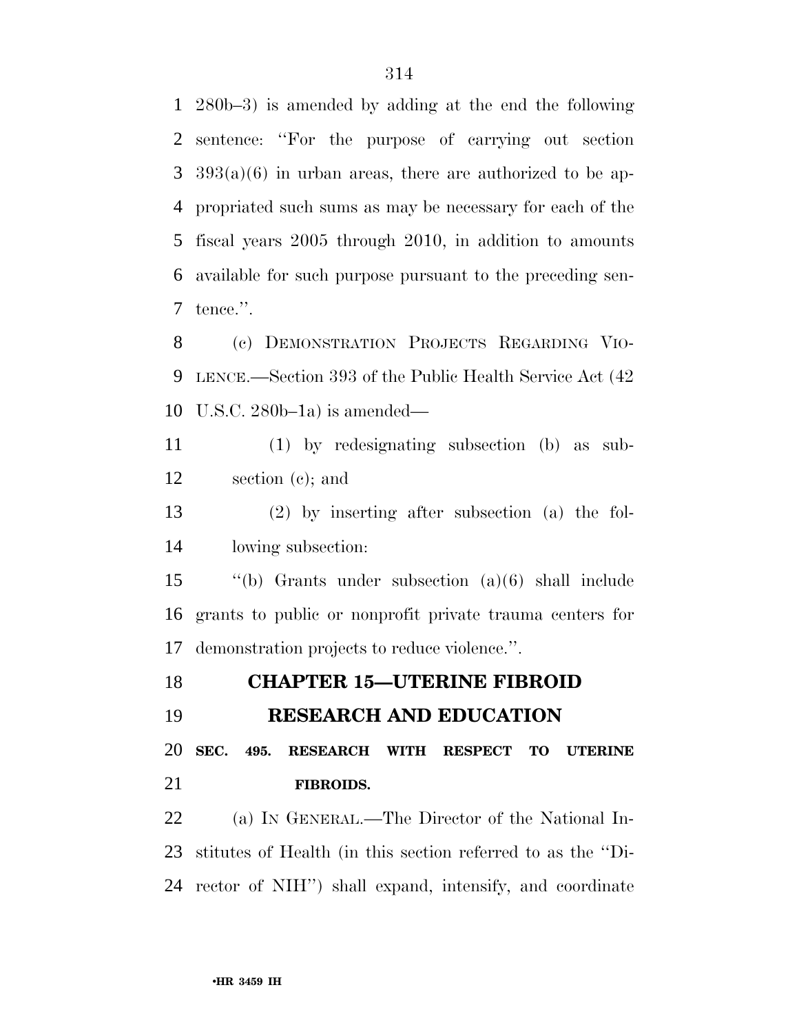280b–3) is amended by adding at the end the following sentence: ''For the purpose of carrying out section 393(a)(6) in urban areas, there are authorized to be appropriated such sums as may be necessary for each of the fiscal years 2005 through 2010, in addition to amounts available for such purpose pursuant to the preceding sentence.''.

(c) DEMONSTRATION PROJECTS REGARDING VIOLENCE.—Section 393 of the Public Health Service Act (42 U.S.C. 280b–1a) is amended—

(1) by redesignating subsection (b) as subsection (c); and

(2) by inserting after subsection (a) the following subsection:

''(b) Grants under subsection (a)(6) shall include grants to public or nonprofit private trauma centers for demonstration projects to reduce violence.''.

## CHAPTER 15—UTERINE FIBROID RESEARCH AND EDUCATION

### SEC. 495. RESEARCH WITH RESPECT TO UTERINE FIBROIDS.

(a) IN GENERAL.—The Director of the National Institutes of Health (in this section referred to as the ''Director of NIH'') shall expand, intensify, and coordinate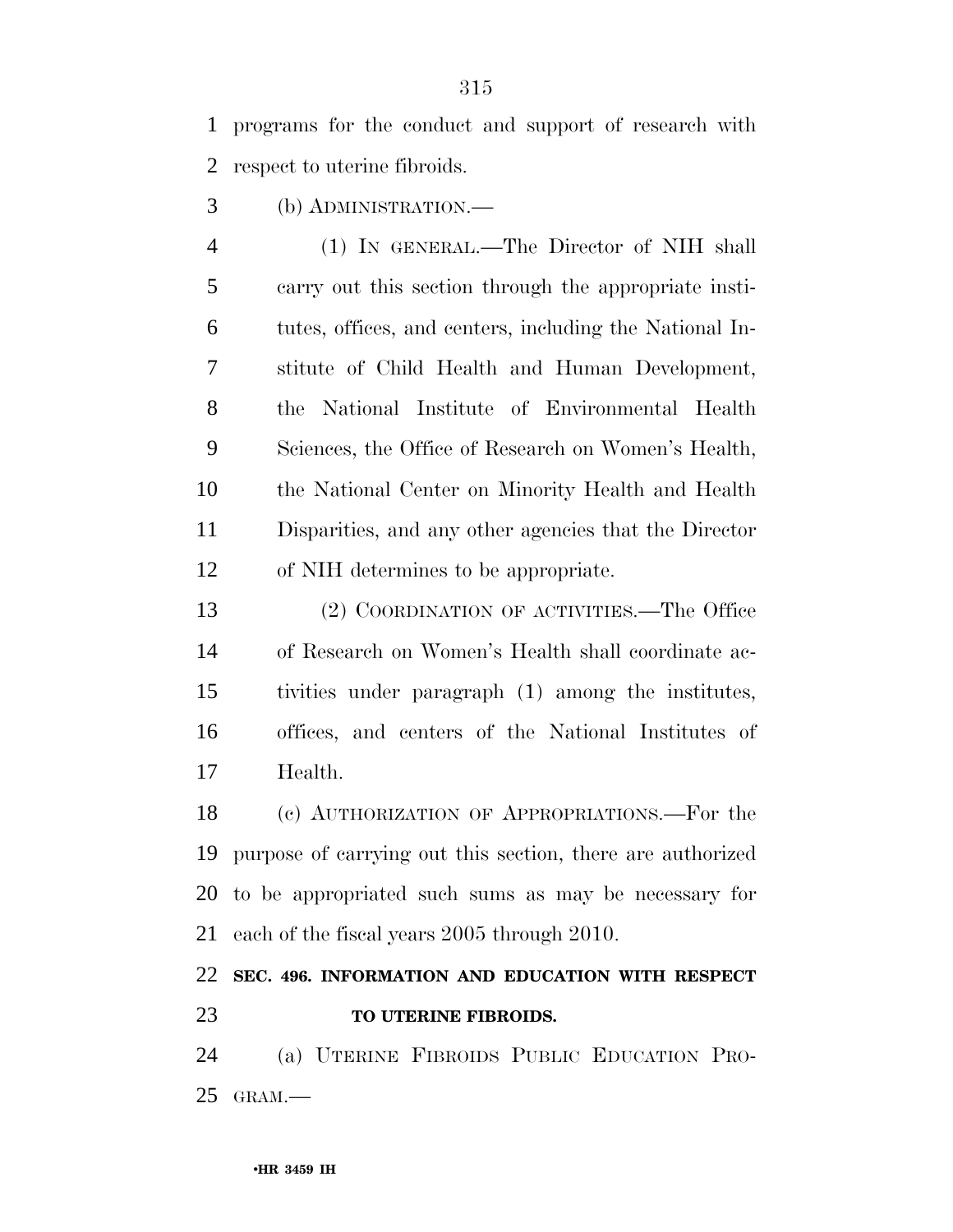programs for the conduct and support of research with respect to uterine fibroids.

(b) ADMINISTRATION.—

(1) IN GENERAL.—The Director of NIH shall carry out this section through the appropriate institutes, offices, and centers, including the National Institute of Child Health and Human Development, the National Institute of Environmental Health Sciences, the Office of Research on Women's Health, the National Center on Minority Health and Health Disparities, and any other agencies that the Director of NIH determines to be appropriate.

(2) COORDINATION OF ACTIVITIES.—The Office of Research on Women's Health shall coordinate activities under paragraph (1) among the institutes, offices, and centers of the National Institutes of Health.

(c) AUTHORIZATION OF APPROPRIATIONS.—For the purpose of carrying out this section, there are authorized to be appropriated such sums as may be necessary for each of the fiscal years 2005 through 2010.

**SEC. 496. INFORMATION AND EDUCATION WITH RESPECT TO UTERINE FIBROIDS.**

(a) UTERINE FIBROIDS PUBLIC EDUCATION PROGRAM.—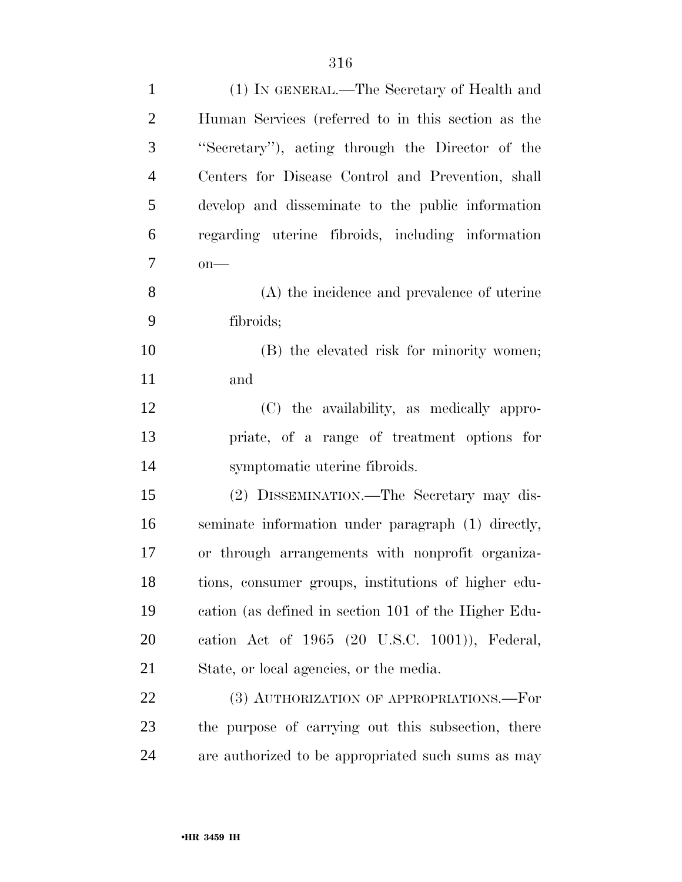(1) IN GENERAL.—The Secretary of Health and Human Services (referred to in this section as the "Secretary"), acting through the Director of the Centers for Disease Control and Prevention, shall develop and disseminate to the public information regarding uterine fibroids, including information on—

(A) the incidence and prevalence of uterine fibroids;

(B) the elevated risk for minority women; and

(C) the availability, as medically appropriate, of a range of treatment options for symptomatic uterine fibroids.

(2) DISSEMINATION.—The Secretary may disseminate information under paragraph (1) directly, or through arrangements with nonprofit organizations, consumer groups, institutions of higher education (as defined in section 101 of the Higher Education Act of 1965 (20 U.S.C. 1001)), Federal, State, or local agencies, or the media.

(3) AUTHORIZATION OF APPROPRIATIONS.—For the purpose of carrying out this subsection, there are authorized to be appropriated such sums as may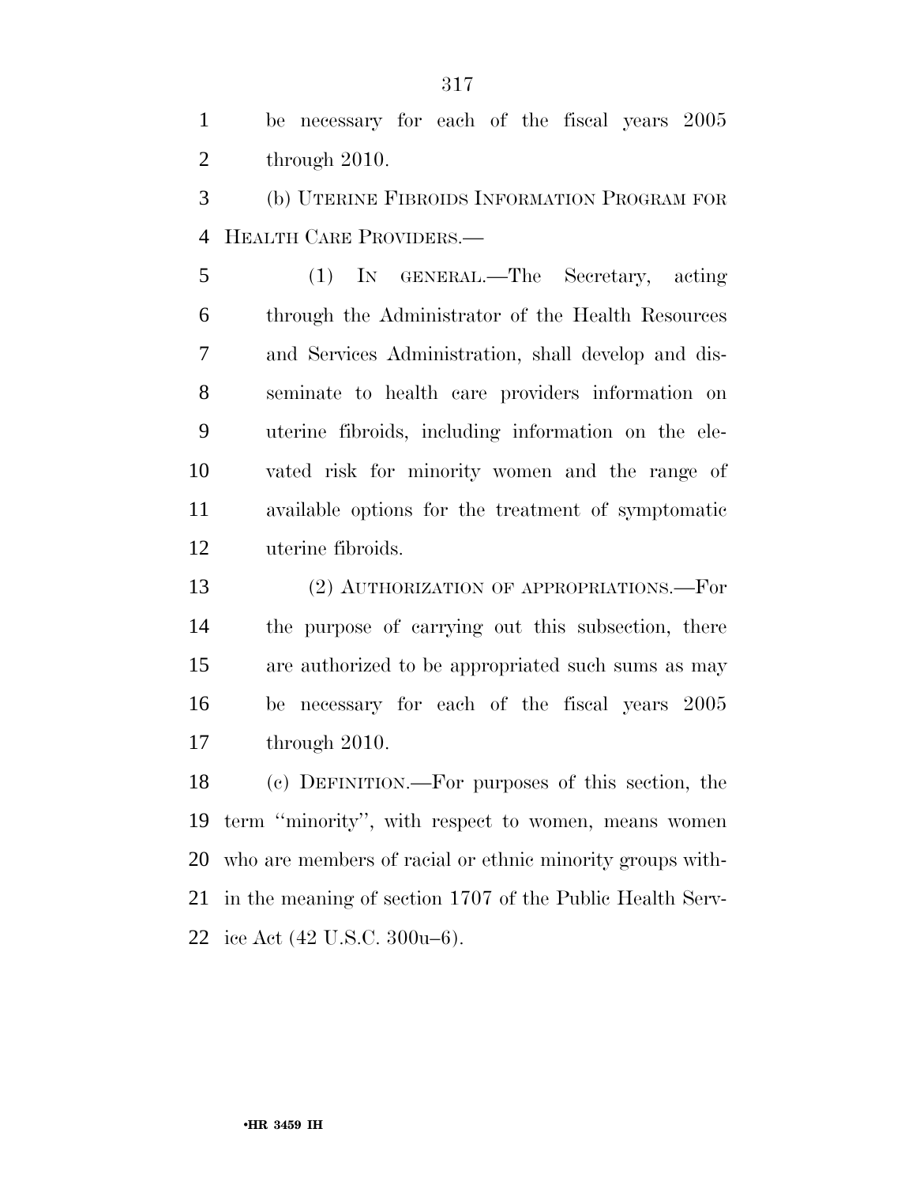be necessary for each of the fiscal years 2005 through 2010.

(b) UTERINE FIBROIDS INFORMATION PROGRAM FOR HEALTH CARE PROVIDERS.—

(1) IN GENERAL.—The Secretary, acting through the Administrator of the Health Resources and Services Administration, shall develop and disseminate to health care providers information on uterine fibroids, including information on the elevated risk for minority women and the range of available options for the treatment of symptomatic uterine fibroids.

(2) AUTHORIZATION OF APPROPRIATIONS.—For the purpose of carrying out this subsection, there are authorized to be appropriated such sums as may be necessary for each of the fiscal years 2005 through 2010.

(c) DEFINITION.—For purposes of this section, the term ''minority'', with respect to women, means women who are members of racial or ethnic minority groups within the meaning of section 1707 of the Public Health Service Act (42 U.S.C. 300u–6).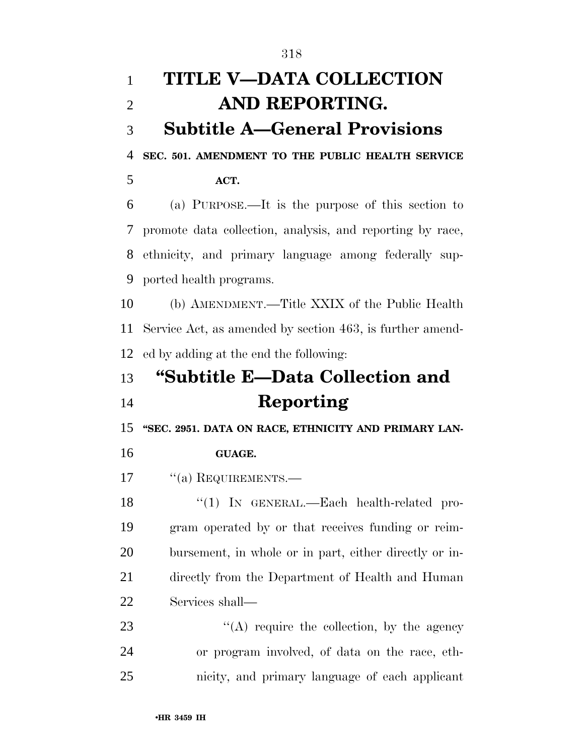# TITLE V—DATA COLLECTION AND REPORTING.

## Subtitle A—General Provisions

**SEC. 501. AMENDMENT TO THE PUBLIC HEALTH SERVICE ACT.**

(a) PURPOSE.—It is the purpose of this section to promote data collection, analysis, and reporting by race, ethnicity, and primary language among federally supported health programs.

(b) AMENDMENT.—Title XXIX of the Public Health Service Act, as amended by section 463, is further amended by adding at the end the following:

## "Subtitle E—Data Collection and Reporting

**"SEC. 2951. DATA ON RACE, ETHNICITY AND PRIMARY LANGUAGE.**

"(a) REQUIREMENTS.—

"(1) IN GENERAL.—Each health-related program operated by or that receives funding or reimbursement, in whole or in part, either directly or indirectly from the Department of Health and Human Services shall—

"(A) require the collection, by the agency or program involved, of data on the race, ethnicity, and primary language of each applicant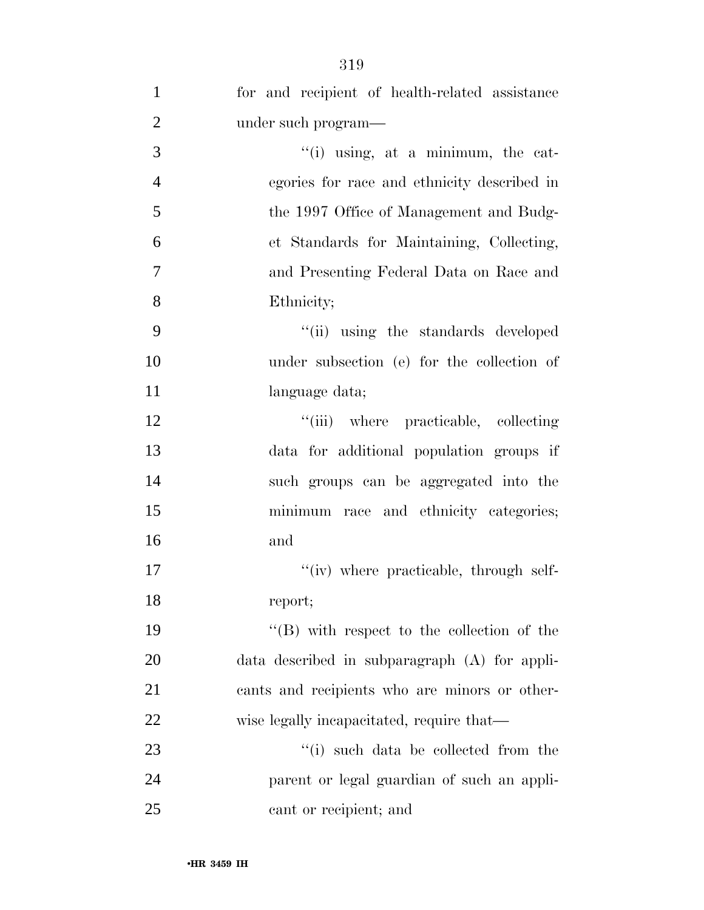for and recipient of health-related assistance under such program—

''(i) using, at a minimum, the categories for race and ethnicity described in the 1997 Office of Management and Budget Standards for Maintaining, Collecting, and Presenting Federal Data on Race and Ethnicity;

''(ii) using the standards developed under subsection (e) for the collection of language data;

''(iii) where practicable, collecting data for additional population groups if such groups can be aggregated into the minimum race and ethnicity categories; and

''(iv) where practicable, through self-report;

''(B) with respect to the collection of the data described in subparagraph (A) for applicants and recipients who are minors or otherwise legally incapacitated, require that—

''(i) such data be collected from the parent or legal guardian of such an applicant or recipient; and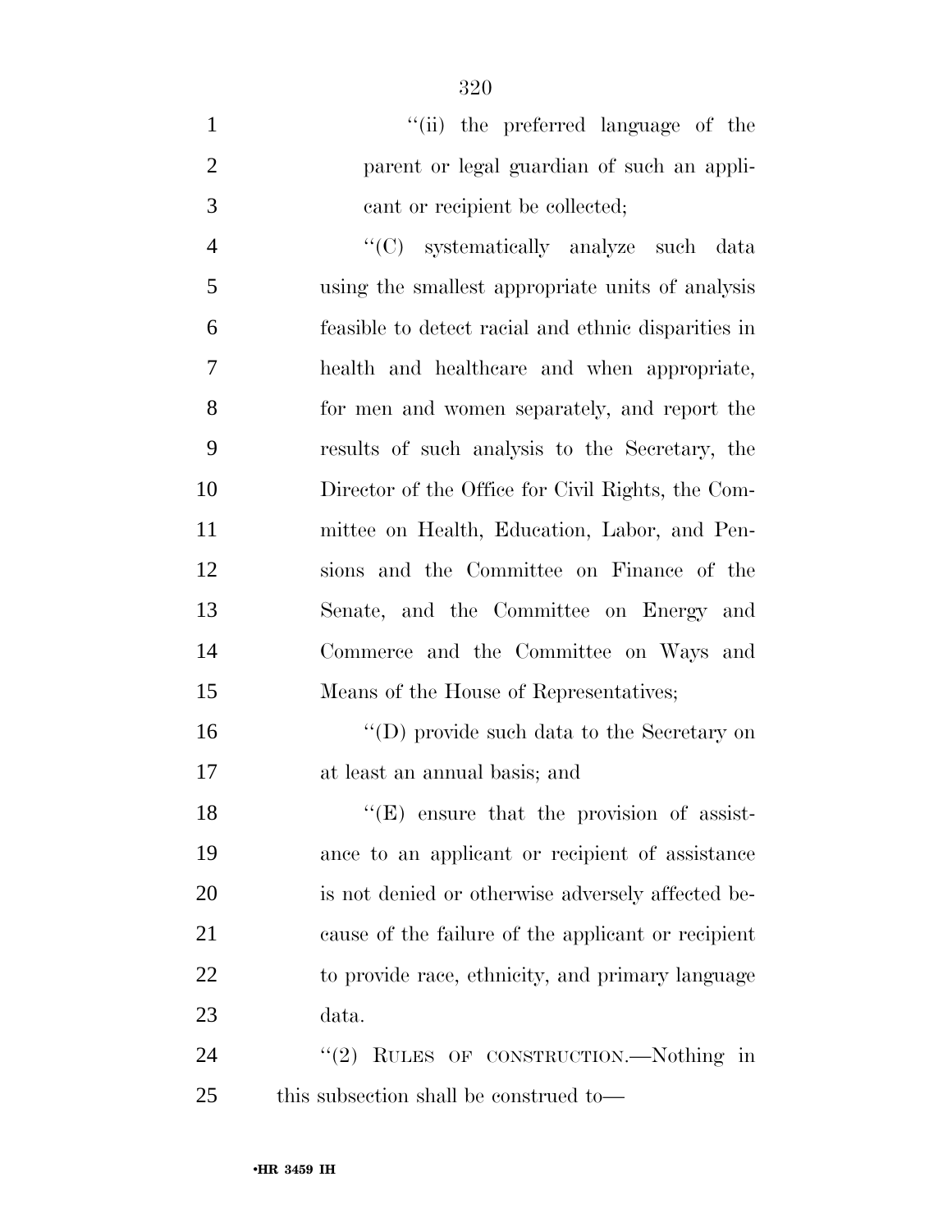''(ii) the preferred language of the parent or legal guardian of such an applicant or recipient be collected;

''(C) systematically analyze such data using the smallest appropriate units of analysis feasible to detect racial and ethnic disparities in health and healthcare and when appropriate, for men and women separately, and report the results of such analysis to the Secretary, the Director of the Office for Civil Rights, the Committee on Health, Education, Labor, and Pensions and the Committee on Finance of the Senate, and the Committee on Energy and Commerce and the Committee on Ways and Means of the House of Representatives;

''(D) provide such data to the Secretary on at least an annual basis; and

''(E) ensure that the provision of assistance to an applicant or recipient of assistance is not denied or otherwise adversely affected because of the failure of the applicant or recipient to provide race, ethnicity, and primary language data.

''(2) RULES OF CONSTRUCTION.—Nothing in this subsection shall be construed to—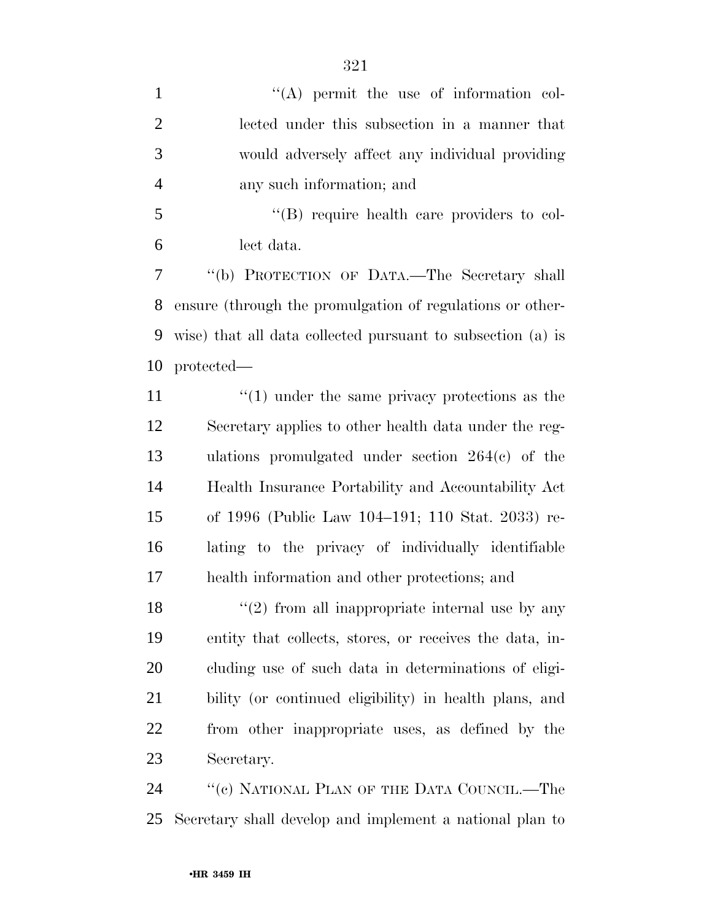''(A) permit the use of information collected under this subsection in a manner that would adversely affect any individual providing any such information; and

''(B) require health care providers to collect data.

''(b) PROTECTION OF DATA.—The Secretary shall ensure (through the promulgation of regulations or otherwise) that all data collected pursuant to subsection (a) is protected—

''(1) under the same privacy protections as the Secretary applies to other health data under the regulations promulgated under section 264(c) of the Health Insurance Portability and Accountability Act of 1996 (Public Law 104–191; 110 Stat. 2033) relating to the privacy of individually identifiable health information and other protections; and

''(2) from all inappropriate internal use by any entity that collects, stores, or receives the data, including use of such data in determinations of eligibility (or continued eligibility) in health plans, and from other inappropriate uses, as defined by the Secretary.

''(c) NATIONAL PLAN OF THE DATA COUNCIL.—The Secretary shall develop and implement a national plan to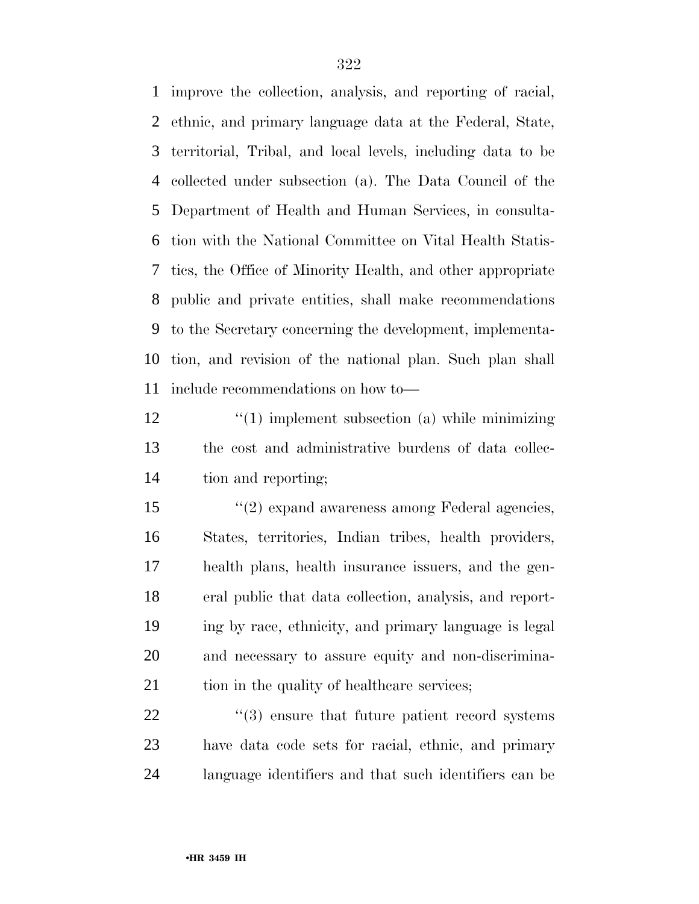improve the collection, analysis, and reporting of racial, ethnic, and primary language data at the Federal, State, territorial, Tribal, and local levels, including data to be collected under subsection (a). The Data Council of the Department of Health and Human Services, in consultation with the National Committee on Vital Health Statistics, the Office of Minority Health, and other appropriate public and private entities, shall make recommendations to the Secretary concerning the development, implementation, and revision of the national plan. Such plan shall include recommendations on how to—

''(1) implement subsection (a) while minimizing the cost and administrative burdens of data collection and reporting;

''(2) expand awareness among Federal agencies, States, territories, Indian tribes, health providers, health plans, health insurance issuers, and the general public that data collection, analysis, and reporting by race, ethnicity, and primary language is legal and necessary to assure equity and non-discrimination in the quality of healthcare services;

''(3) ensure that future patient record systems have data code sets for racial, ethnic, and primary language identifiers and that such identifiers can be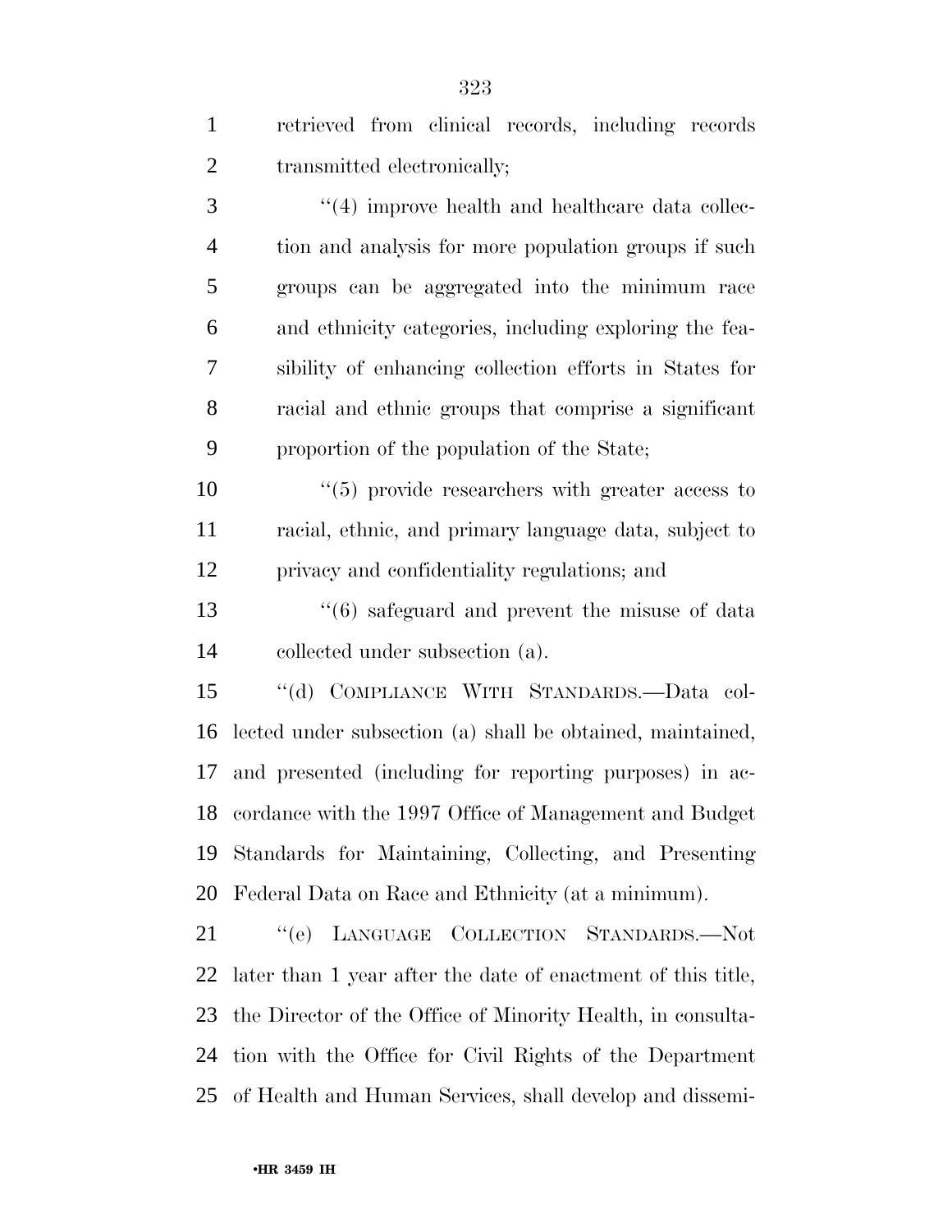retrieved from clinical records, including records transmitted electronically;

"(4) improve health and healthcare data collection and analysis for more population groups if such groups can be aggregated into the minimum race and ethnicity categories, including exploring the feasibility of enhancing collection efforts in States for racial and ethnic groups that comprise a significant proportion of the population of the State;

"(5) provide researchers with greater access to racial, ethnic, and primary language data, subject to privacy and confidentiality regulations; and

"(6) safeguard and prevent the misuse of data collected under subsection (a).

"(d) COMPLIANCE WITH STANDARDS.—Data collected under subsection (a) shall be obtained, maintained, and presented (including for reporting purposes) in accordance with the 1997 Office of Management and Budget Standards for Maintaining, Collecting, and Presenting Federal Data on Race and Ethnicity (at a minimum).

"(e) LANGUAGE COLLECTION STANDARDS.—Not later than 1 year after the date of enactment of this title, the Director of the Office of Minority Health, in consultation with the Office for Civil Rights of the Department of Health and Human Services, shall develop and dissemi-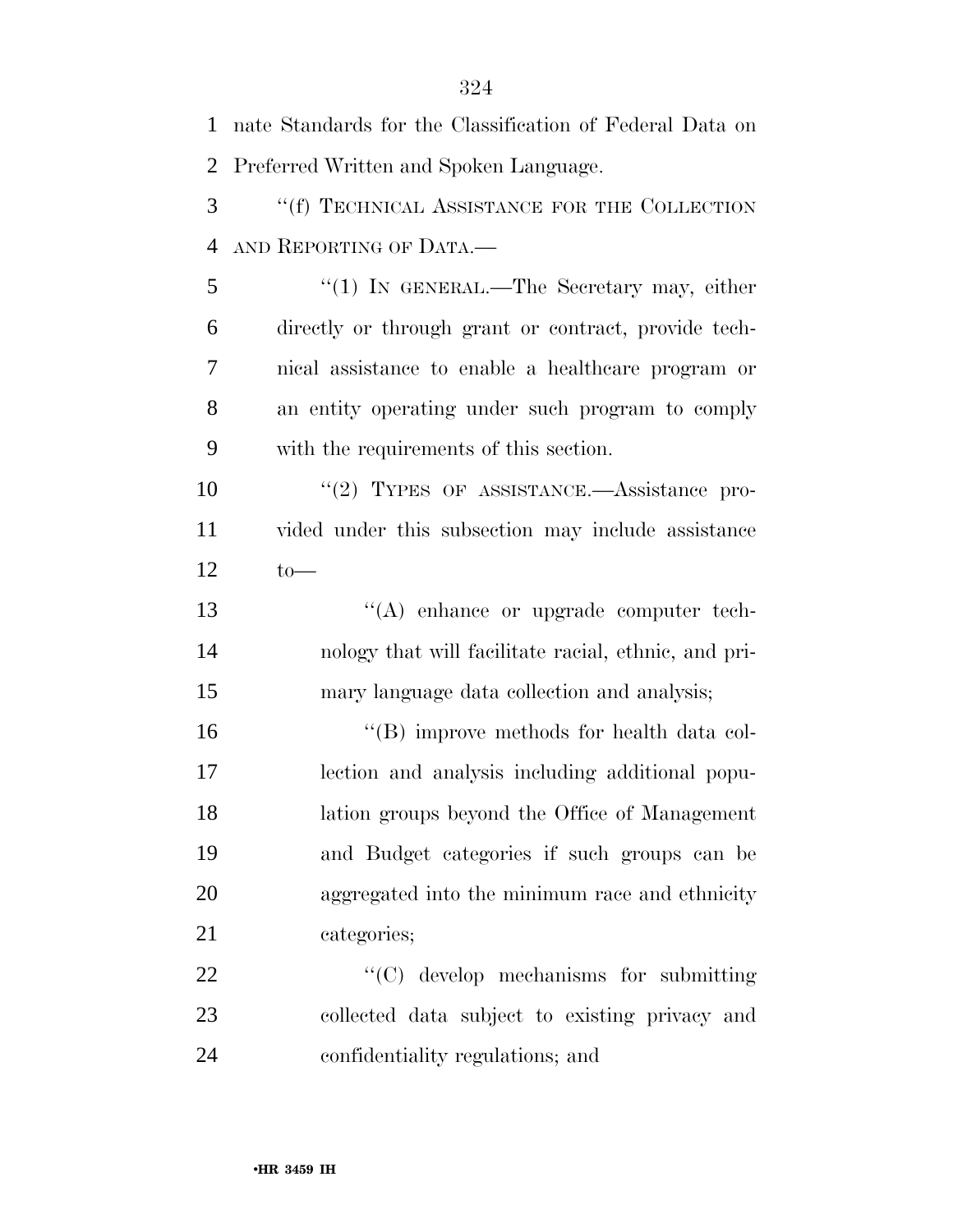nate Standards for the Classification of Federal Data on Preferred Written and Spoken Language.

"(f) TECHNICAL ASSISTANCE FOR THE COLLECTION AND REPORTING OF DATA.—

"(1) IN GENERAL.—The Secretary may, either directly or through grant or contract, provide technical assistance to enable a healthcare program or an entity operating under such program to comply with the requirements of this section.

"(2) TYPES OF ASSISTANCE.—Assistance provided under this subsection may include assistance to—

"(A) enhance or upgrade computer technology that will facilitate racial, ethnic, and primary language data collection and analysis;

"(B) improve methods for health data collection and analysis including additional population groups beyond the Office of Management and Budget categories if such groups can be aggregated into the minimum race and ethnicity categories;

"(C) develop mechanisms for submitting collected data subject to existing privacy and confidentiality regulations; and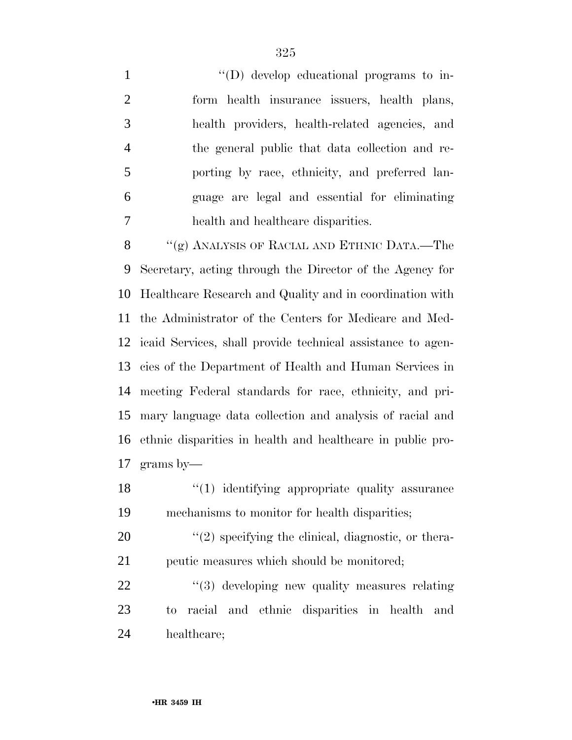''(D) develop educational programs to inform health insurance issuers, health plans, health providers, health-related agencies, and the general public that data collection and reporting by race, ethnicity, and preferred language are legal and essential for eliminating health and healthcare disparities.

''(g) ANALYSIS OF RACIAL AND ETHNIC DATA.—The Secretary, acting through the Director of the Agency for Healthcare Research and Quality and in coordination with the Administrator of the Centers for Medicare and Medicaid Services, shall provide technical assistance to agencies of the Department of Health and Human Services in meeting Federal standards for race, ethnicity, and primary language data collection and analysis of racial and ethnic disparities in health and healthcare in public programs by—

''(1) identifying appropriate quality assurance mechanisms to monitor for health disparities;

''(2) specifying the clinical, diagnostic, or therapeutic measures which should be monitored;

''(3) developing new quality measures relating to racial and ethnic disparities in health and healthcare;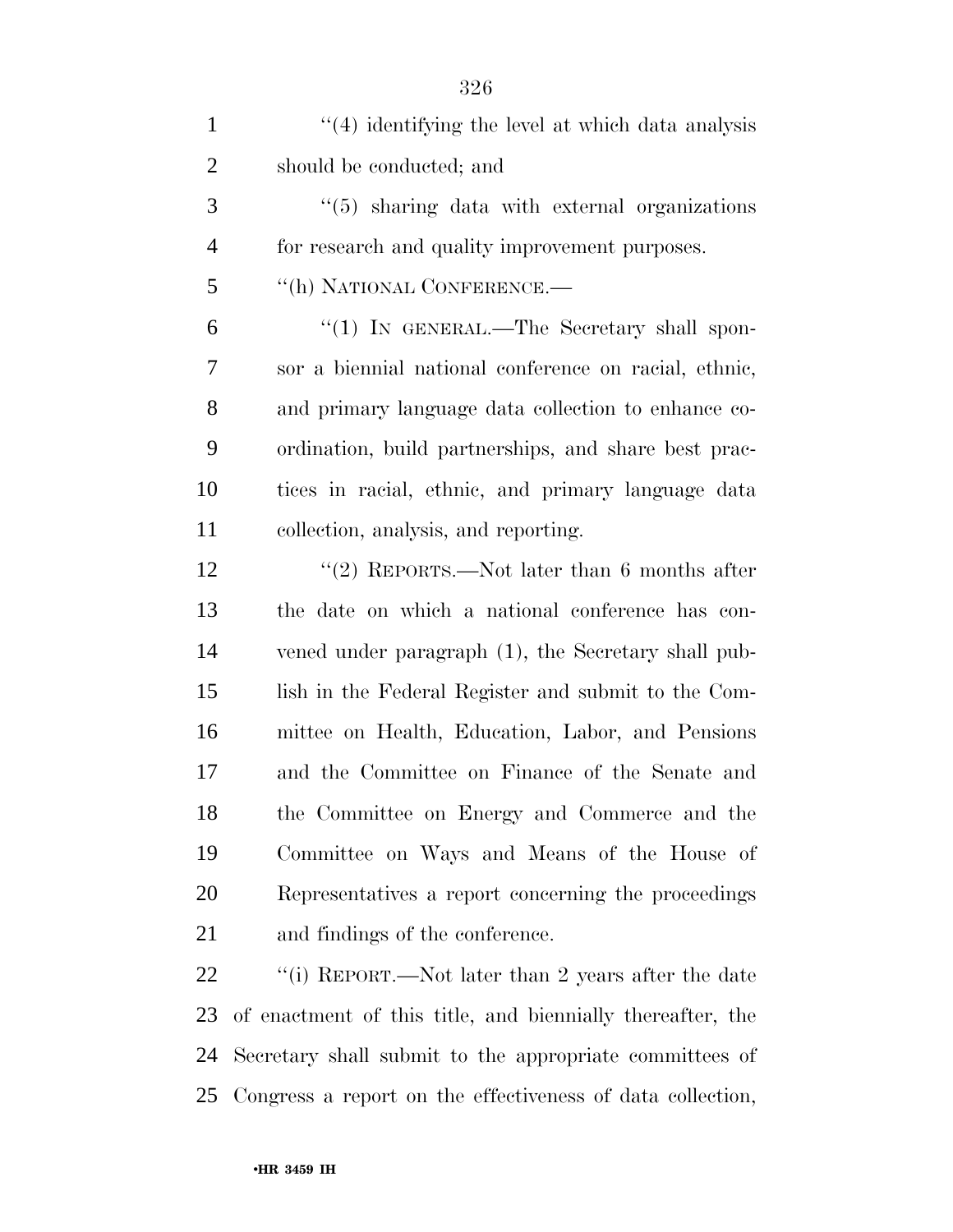"(4) identifying the level at which data analysis should be conducted; and

"(5) sharing data with external organizations for research and quality improvement purposes.

"(h) NATIONAL CONFERENCE.—

"(1) IN GENERAL.—The Secretary shall sponsor a biennial national conference on racial, ethnic, and primary language data collection to enhance coordination, build partnerships, and share best practices in racial, ethnic, and primary language data collection, analysis, and reporting.

"(2) REPORTS.—Not later than 6 months after the date on which a national conference has convened under paragraph (1), the Secretary shall publish in the Federal Register and submit to the Committee on Health, Education, Labor, and Pensions and the Committee on Finance of the Senate and the Committee on Energy and Commerce and the Committee on Ways and Means of the House of Representatives a report concerning the proceedings and findings of the conference.

"(i) REPORT.—Not later than 2 years after the date of enactment of this title, and biennially thereafter, the Secretary shall submit to the appropriate committees of Congress a report on the effectiveness of data collection,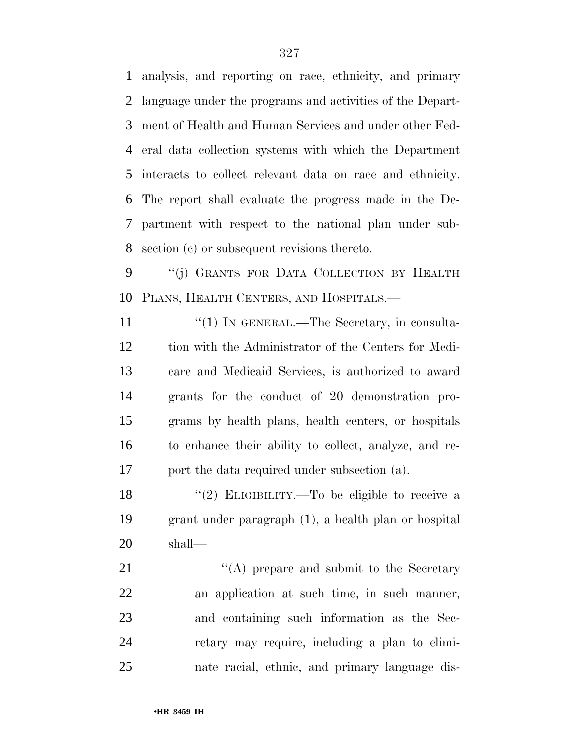analysis, and reporting on race, ethnicity, and primary language under the programs and activities of the Department of Health and Human Services and under other Federal data collection systems with which the Department interacts to collect relevant data on race and ethnicity. The report shall evaluate the progress made in the Department with respect to the national plan under subsection (c) or subsequent revisions thereto.

"(j) GRANTS FOR DATA COLLECTION BY HEALTH PLANS, HEALTH CENTERS, AND HOSPITALS.—

"(1) IN GENERAL.—The Secretary, in consultation with the Administrator of the Centers for Medicare and Medicaid Services, is authorized to award grants for the conduct of 20 demonstration programs by health plans, health centers, or hospitals to enhance their ability to collect, analyze, and report the data required under subsection (a).

"(2) ELIGIBILITY.—To be eligible to receive a grant under paragraph (1), a health plan or hospital shall—

"(A) prepare and submit to the Secretary an application at such time, in such manner, and containing such information as the Secretary may require, including a plan to eliminate racial, ethnic, and primary language dis-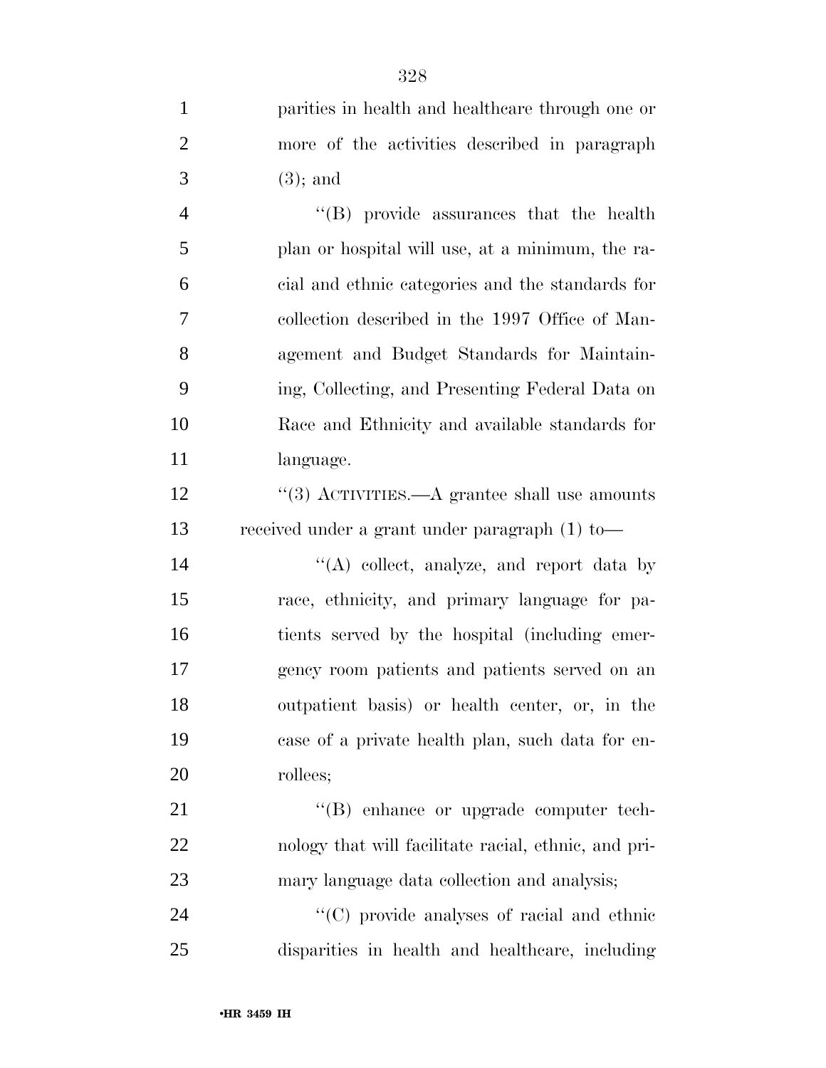parities in health and healthcare through one or more of the activities described in paragraph (3); and

''(B) provide assurances that the health plan or hospital will use, at a minimum, the racial and ethnic categories and the standards for collection described in the 1997 Office of Management and Budget Standards for Maintaining, Collecting, and Presenting Federal Data on Race and Ethnicity and available standards for language.

''(3) ACTIVITIES.—A grantee shall use amounts received under a grant under paragraph (1) to—

''(A) collect, analyze, and report data by race, ethnicity, and primary language for patients served by the hospital (including emergency room patients and patients served on an outpatient basis) or health center, or, in the case of a private health plan, such data for enrollees;

''(B) enhance or upgrade computer technology that will facilitate racial, ethnic, and primary language data collection and analysis;

''(C) provide analyses of racial and ethnic disparities in health and healthcare, including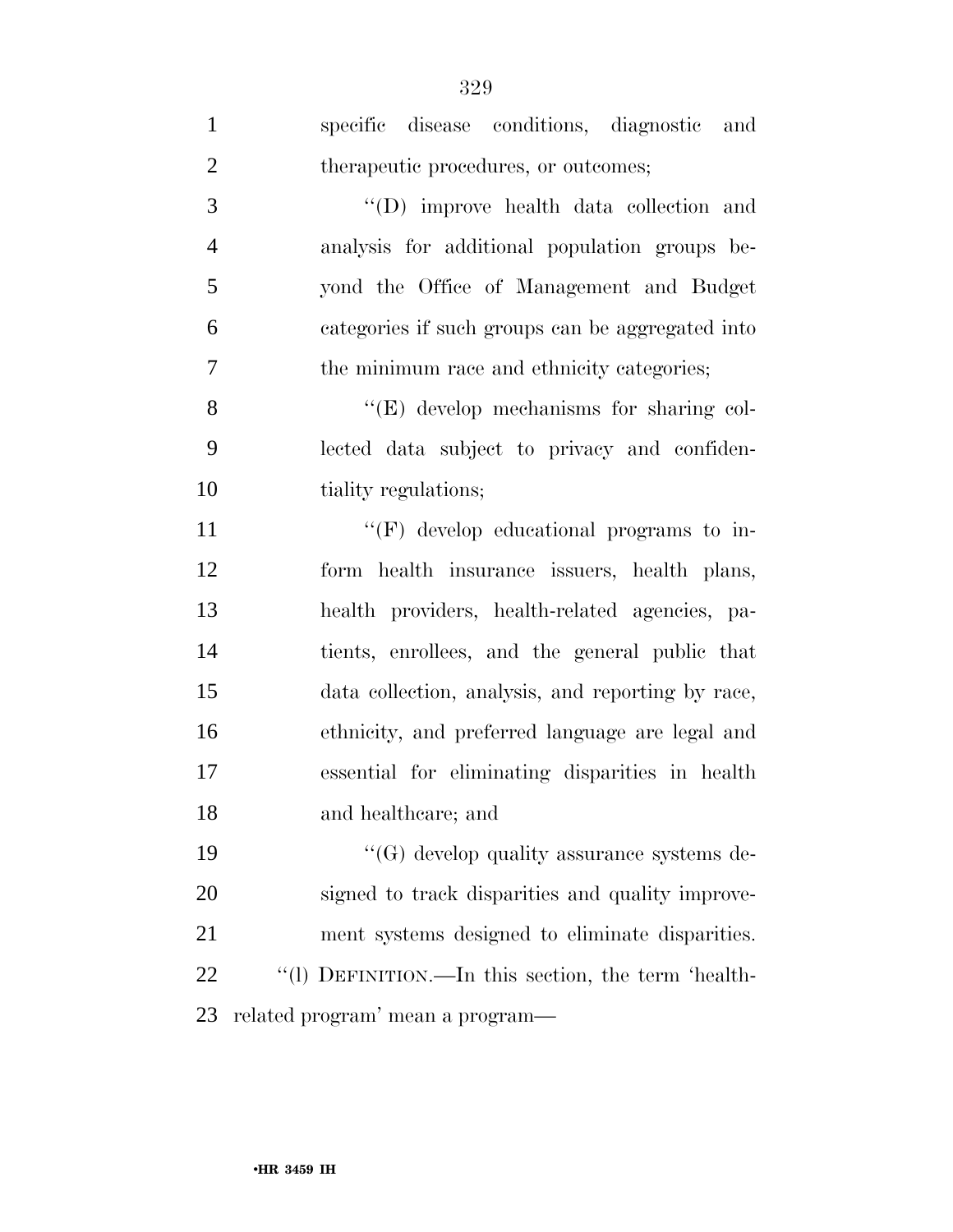specific disease conditions, diagnostic and therapeutic procedures, or outcomes;

"(D) improve health data collection and analysis for additional population groups beyond the Office of Management and Budget categories if such groups can be aggregated into the minimum race and ethnicity categories;

"(E) develop mechanisms for sharing collected data subject to privacy and confidentiality regulations;

"(F) develop educational programs to inform health insurance issuers, health plans, health providers, health-related agencies, patients, enrollees, and the general public that data collection, analysis, and reporting by race, ethnicity, and preferred language are legal and essential for eliminating disparities in health and healthcare; and

"(G) develop quality assurance systems designed to track disparities and quality improvement systems designed to eliminate disparities.

"(l) DEFINITION.—In this section, the term 'health-related program' mean a program—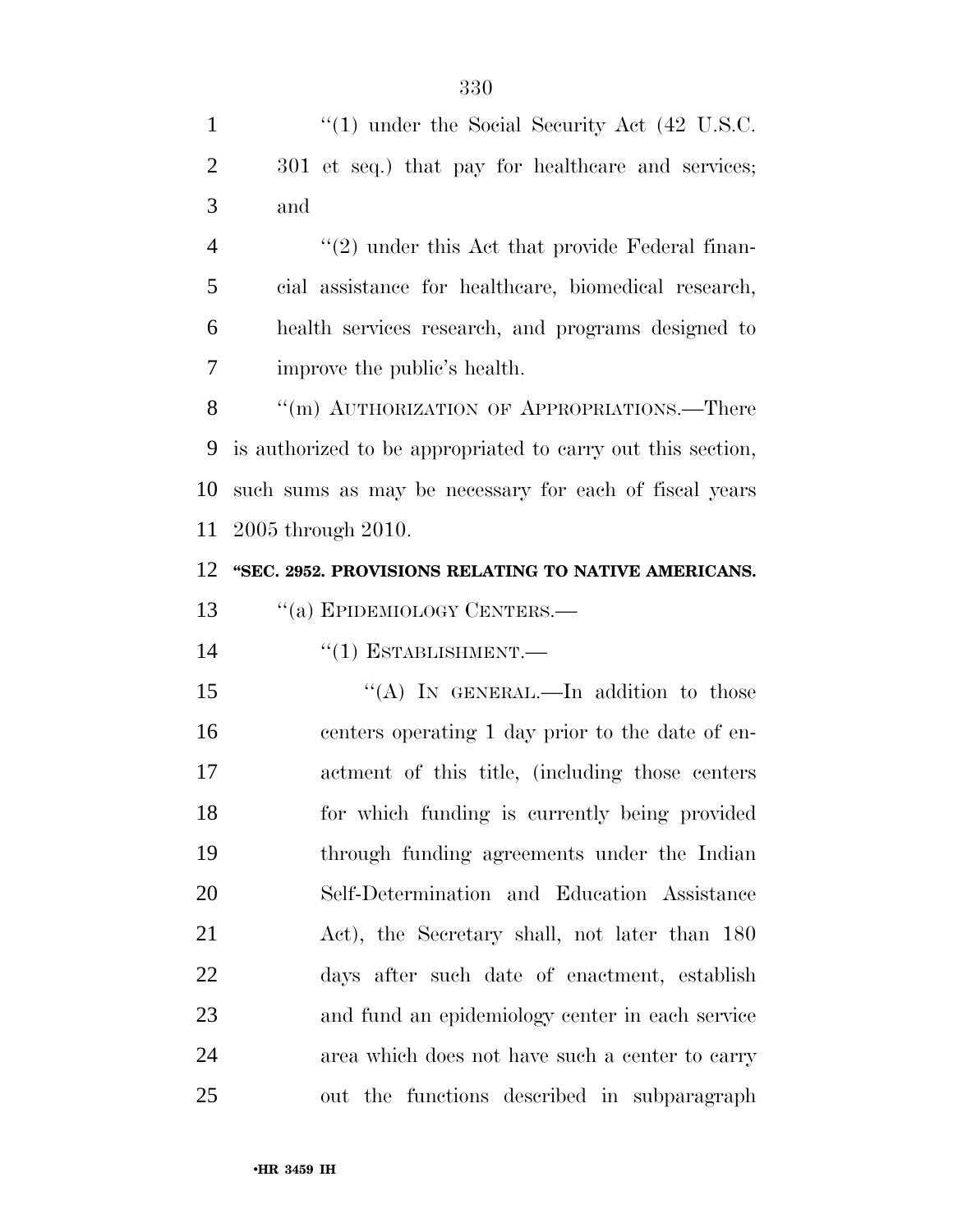"(1) under the Social Security Act (42 U.S.C. 301 et seq.) that pay for healthcare and services; and

"(2) under this Act that provide Federal financial assistance for healthcare, biomedical research, health services research, and programs designed to improve the public's health.

"(m) AUTHORIZATION OF APPROPRIATIONS.—There is authorized to be appropriated to carry out this section, such sums as may be necessary for each of fiscal years 2005 through 2010.

**"SEC. 2952. PROVISIONS RELATING TO NATIVE AMERICANS.**

"(a) EPIDEMIOLOGY CENTERS.—

"(1) ESTABLISHMENT.—

"(A) IN GENERAL.—In addition to those centers operating 1 day prior to the date of enactment of this title, (including those centers for which funding is currently being provided through funding agreements under the Indian Self-Determination and Education Assistance Act), the Secretary shall, not later than 180 days after such date of enactment, establish and fund an epidemiology center in each service area which does not have such a center to carry out the functions described in subparagraph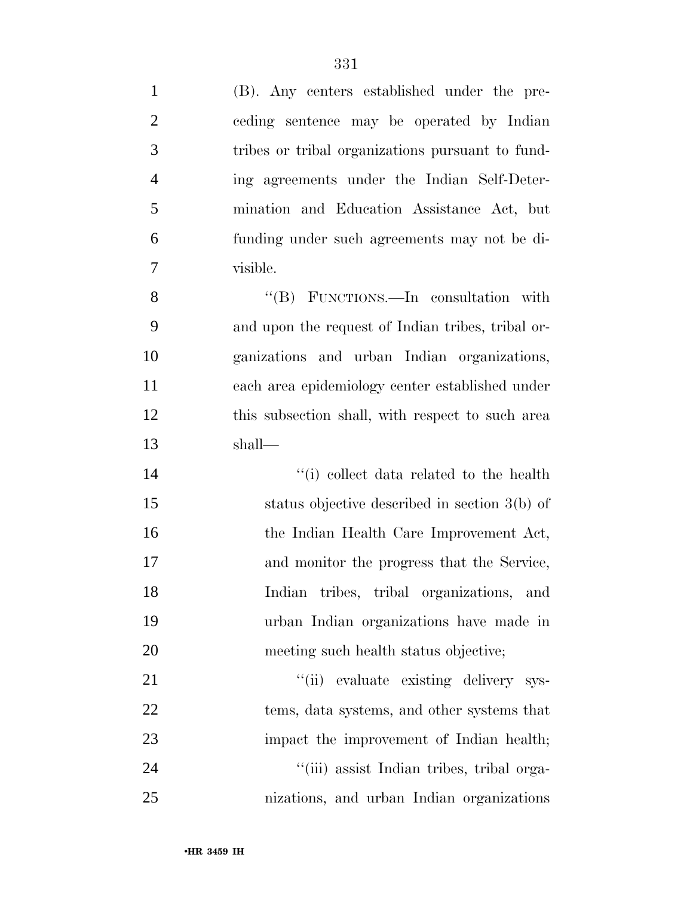(B). Any centers established under the preceding sentence may be operated by Indian tribes or tribal organizations pursuant to funding agreements under the Indian Self-Determination and Education Assistance Act, but funding under such agreements may not be divisible.

"(B) FUNCTIONS.—In consultation with and upon the request of Indian tribes, tribal organizations and urban Indian organizations, each area epidemiology center established under this subsection shall, with respect to such area shall—

"(i) collect data related to the health status objective described in section 3(b) of the Indian Health Care Improvement Act, and monitor the progress that the Service, Indian tribes, tribal organizations, and urban Indian organizations have made in meeting such health status objective;

"(ii) evaluate existing delivery systems, data systems, and other systems that impact the improvement of Indian health;

"(iii) assist Indian tribes, tribal organizations, and urban Indian organizations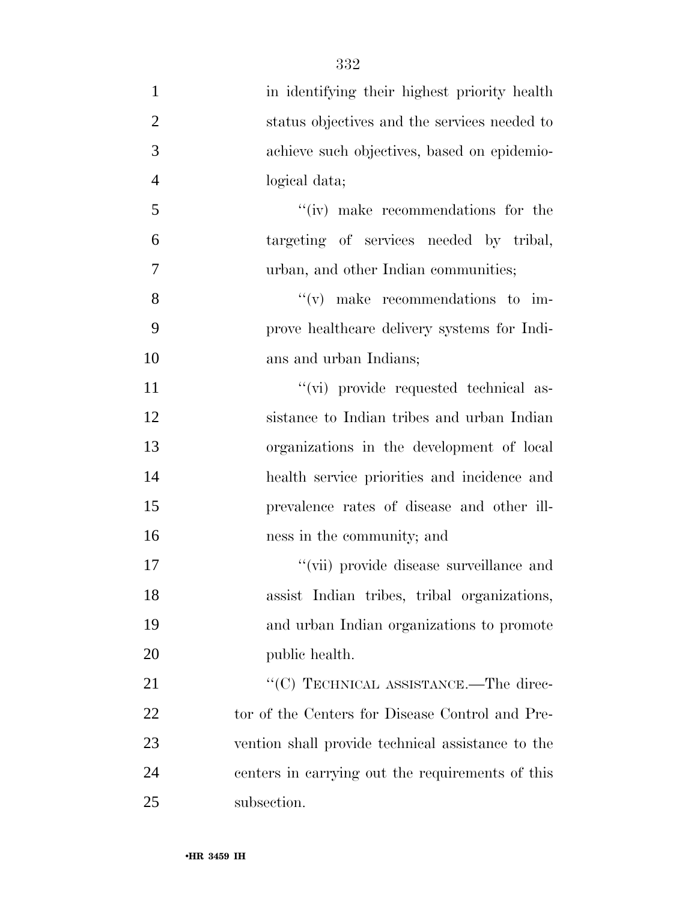in identifying their highest priority health status objectives and the services needed to achieve such objectives, based on epidemiological data;

''(iv) make recommendations for the targeting of services needed by tribal, urban, and other Indian communities;

''(v) make recommendations to improve healthcare delivery systems for Indians and urban Indians;

''(vi) provide requested technical assistance to Indian tribes and urban Indian organizations in the development of local health service priorities and incidence and prevalence rates of disease and other illness in the community; and

''(vii) provide disease surveillance and assist Indian tribes, tribal organizations, and urban Indian organizations to promote public health.

''(C) TECHNICAL ASSISTANCE.—The director of the Centers for Disease Control and Prevention shall provide technical assistance to the centers in carrying out the requirements of this subsection.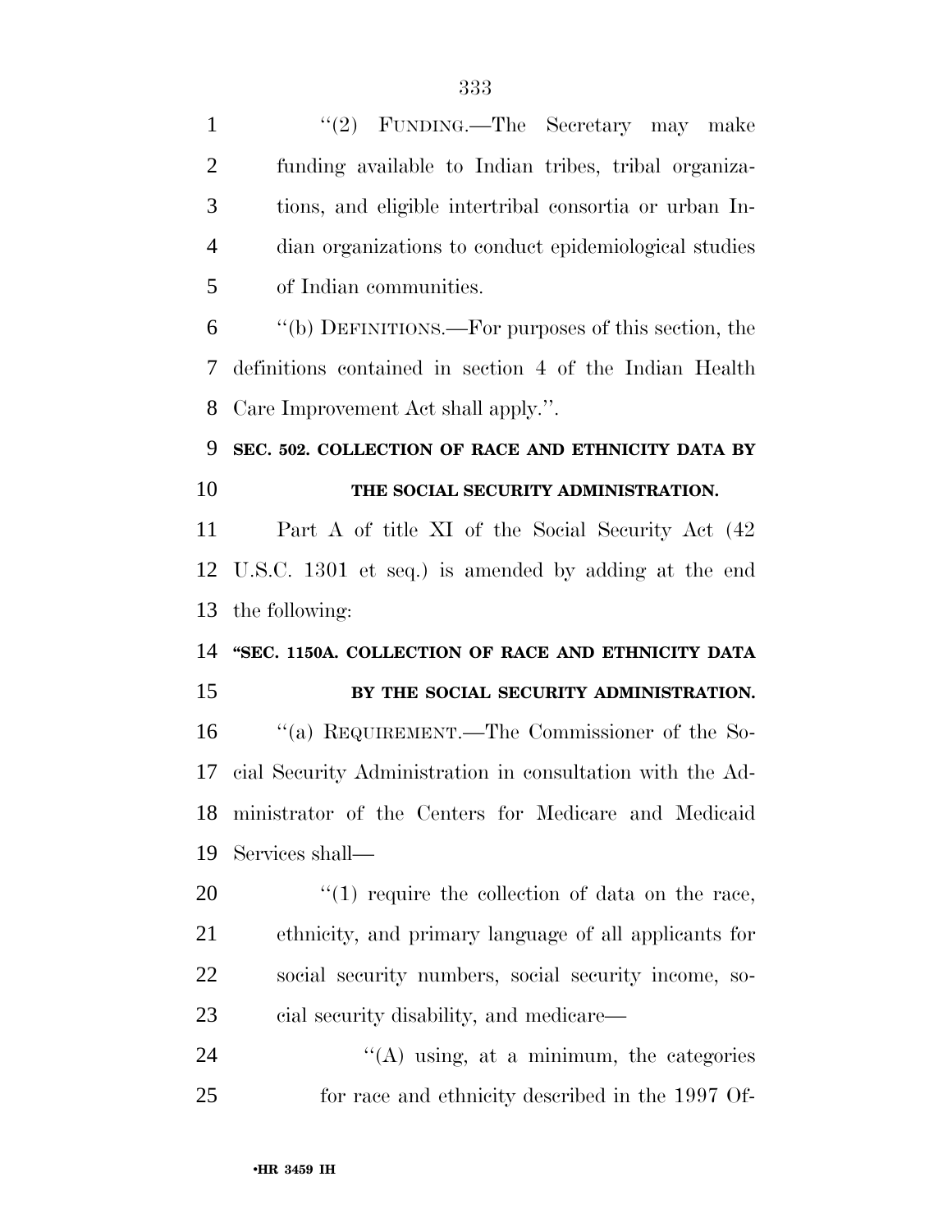"(2) FUNDING.—The Secretary may make funding available to Indian tribes, tribal organizations, and eligible intertribal consortia or urban Indian organizations to conduct epidemiological studies of Indian communities.

"(b) DEFINITIONS.—For purposes of this section, the definitions contained in section 4 of the Indian Health Care Improvement Act shall apply.".

**SEC. 502. COLLECTION OF RACE AND ETHNICITY DATA BY THE SOCIAL SECURITY ADMINISTRATION.**

Part A of title XI of the Social Security Act (42 U.S.C. 1301 et seq.) is amended by adding at the end the following:

**"SEC. 1150A. COLLECTION OF RACE AND ETHNICITY DATA BY THE SOCIAL SECURITY ADMINISTRATION.**

"(a) REQUIREMENT.—The Commissioner of the Social Security Administration in consultation with the Administrator of the Centers for Medicare and Medicaid Services shall—

"(1) require the collection of data on the race, ethnicity, and primary language of all applicants for social security numbers, social security income, social security disability, and medicare—

"(A) using, at a minimum, the categories for race and ethnicity described in the 1997 Of-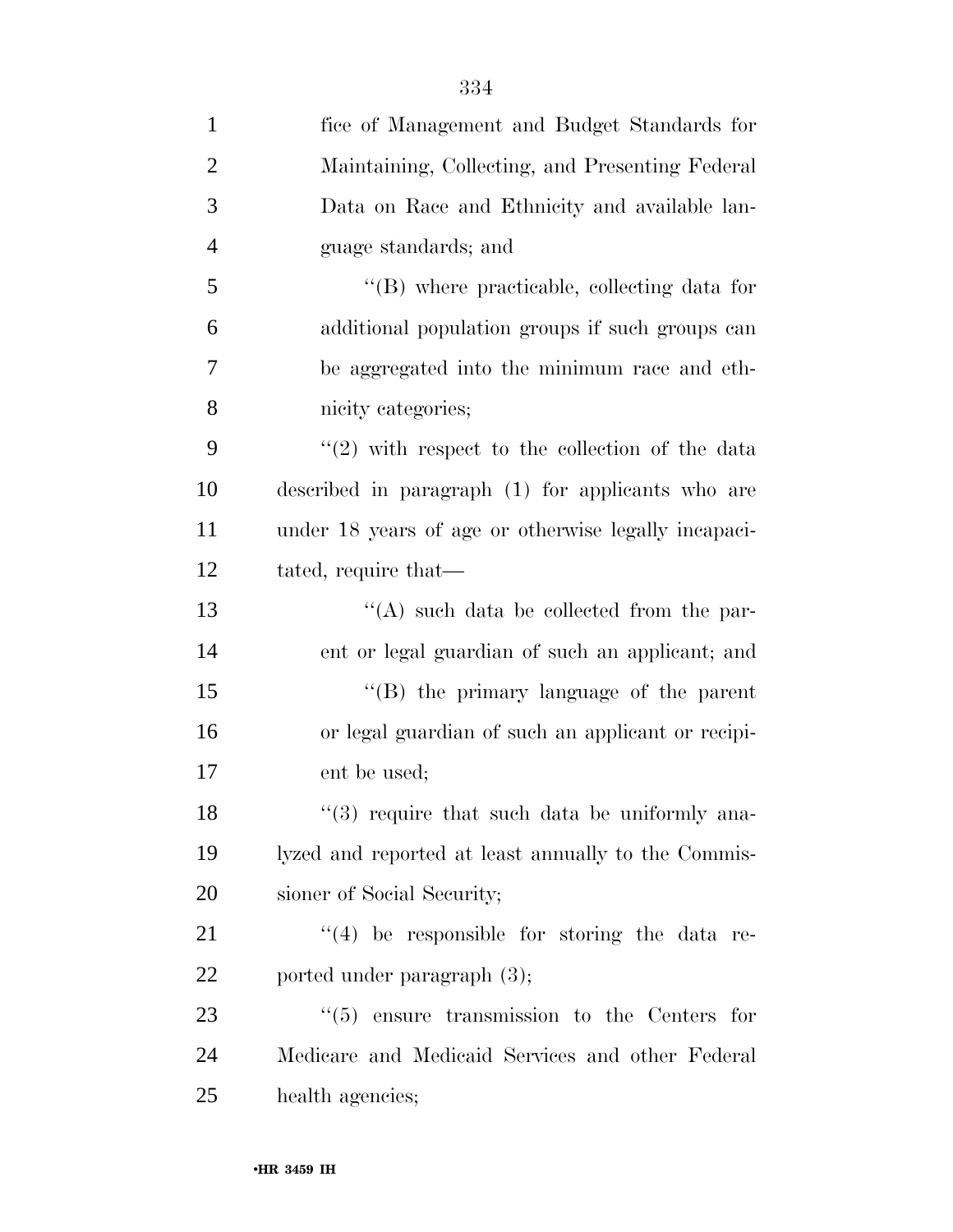fice of Management and Budget Standards for Maintaining, Collecting, and Presenting Federal Data on Race and Ethnicity and available language standards; and

''(B) where practicable, collecting data for additional population groups if such groups can be aggregated into the minimum race and ethnicity categories;

''(2) with respect to the collection of the data described in paragraph (1) for applicants who are under 18 years of age or otherwise legally incapacitated, require that—

''(A) such data be collected from the parent or legal guardian of such an applicant; and

''(B) the primary language of the parent or legal guardian of such an applicant or recipient be used;

''(3) require that such data be uniformly analyzed and reported at least annually to the Commissioner of Social Security;

''(4) be responsible for storing the data reported under paragraph (3);

''(5) ensure transmission to the Centers for Medicare and Medicaid Services and other Federal health agencies;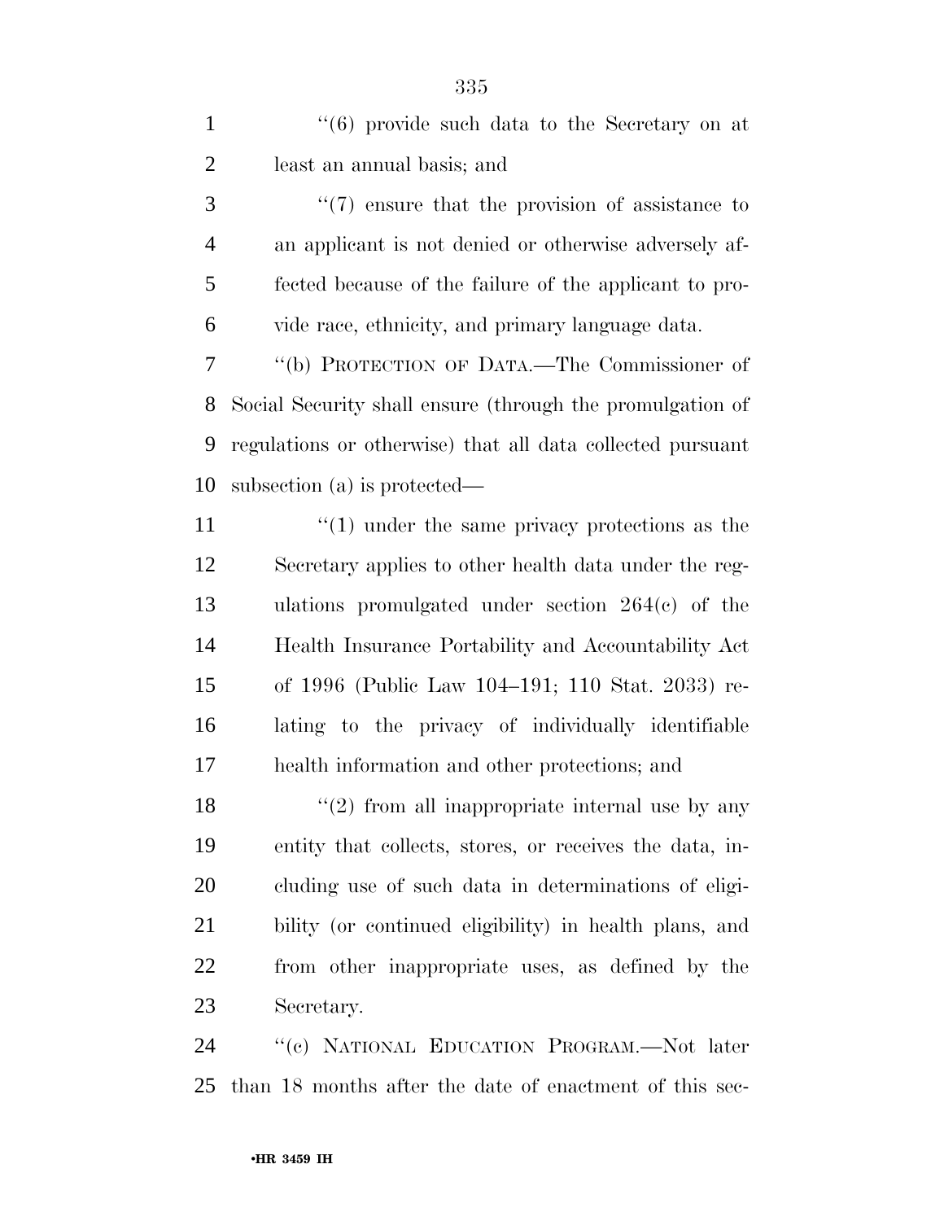''(6) provide such data to the Secretary on at least an annual basis; and

''(7) ensure that the provision of assistance to an applicant is not denied or otherwise adversely affected because of the failure of the applicant to provide race, ethnicity, and primary language data.

''(b) PROTECTION OF DATA.—The Commissioner of Social Security shall ensure (through the promulgation of regulations or otherwise) that all data collected pursuant subsection (a) is protected—

''(1) under the same privacy protections as the Secretary applies to other health data under the regulations promulgated under section 264(c) of the Health Insurance Portability and Accountability Act of 1996 (Public Law 104–191; 110 Stat. 2033) relating to the privacy of individually identifiable health information and other protections; and

''(2) from all inappropriate internal use by any entity that collects, stores, or receives the data, including use of such data in determinations of eligibility (or continued eligibility) in health plans, and from other inappropriate uses, as defined by the Secretary.

''(c) NATIONAL EDUCATION PROGRAM.—Not later than 18 months after the date of enactment of this sec-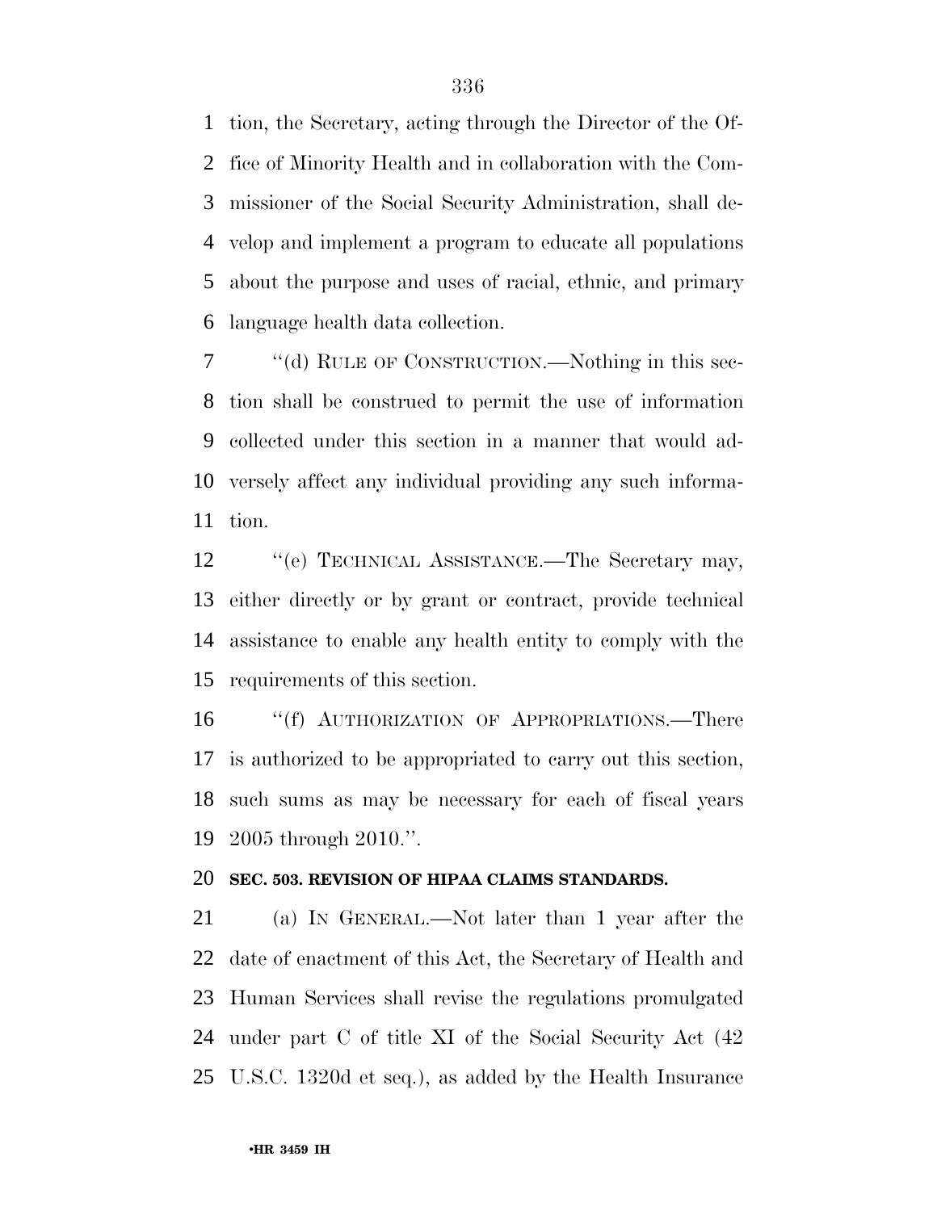tion, the Secretary, acting through the Director of the Office of Minority Health and in collaboration with the Commissioner of the Social Security Administration, shall develop and implement a program to educate all populations about the purpose and uses of racial, ethnic, and primary language health data collection.

''(d) RULE OF CONSTRUCTION.—Nothing in this section shall be construed to permit the use of information collected under this section in a manner that would adversely affect any individual providing any such information.

''(e) TECHNICAL ASSISTANCE.—The Secretary may, either directly or by grant or contract, provide technical assistance to enable any health entity to comply with the requirements of this section.

''(f) AUTHORIZATION OF APPROPRIATIONS.—There is authorized to be appropriated to carry out this section, such sums as may be necessary for each of fiscal years 2005 through 2010.''.

**SEC. 503. REVISION OF HIPAA CLAIMS STANDARDS.**

(a) IN GENERAL.—Not later than 1 year after the date of enactment of this Act, the Secretary of Health and Human Services shall revise the regulations promulgated under part C of title XI of the Social Security Act (42 U.S.C. 1320d et seq.), as added by the Health Insurance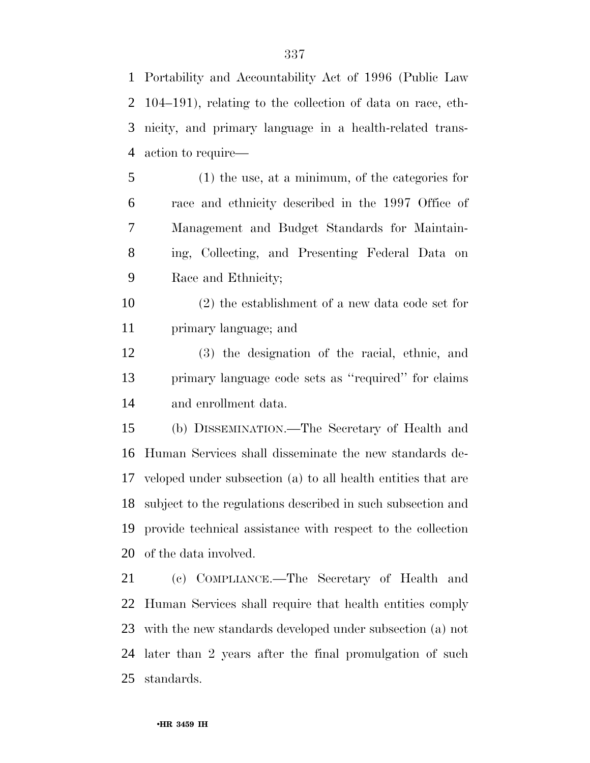Portability and Accountability Act of 1996 (Public Law 104–191), relating to the collection of data on race, ethnicity, and primary language in a health-related transaction to require—

(1) the use, at a minimum, of the categories for race and ethnicity described in the 1997 Office of Management and Budget Standards for Maintaining, Collecting, and Presenting Federal Data on Race and Ethnicity;

(2) the establishment of a new data code set for primary language; and

(3) the designation of the racial, ethnic, and primary language code sets as "required" for claims and enrollment data.

(b) DISSEMINATION.—The Secretary of Health and Human Services shall disseminate the new standards developed under subsection (a) to all health entities that are subject to the regulations described in such subsection and provide technical assistance with respect to the collection of the data involved.

(c) COMPLIANCE.—The Secretary of Health and Human Services shall require that health entities comply with the new standards developed under subsection (a) not later than 2 years after the final promulgation of such standards.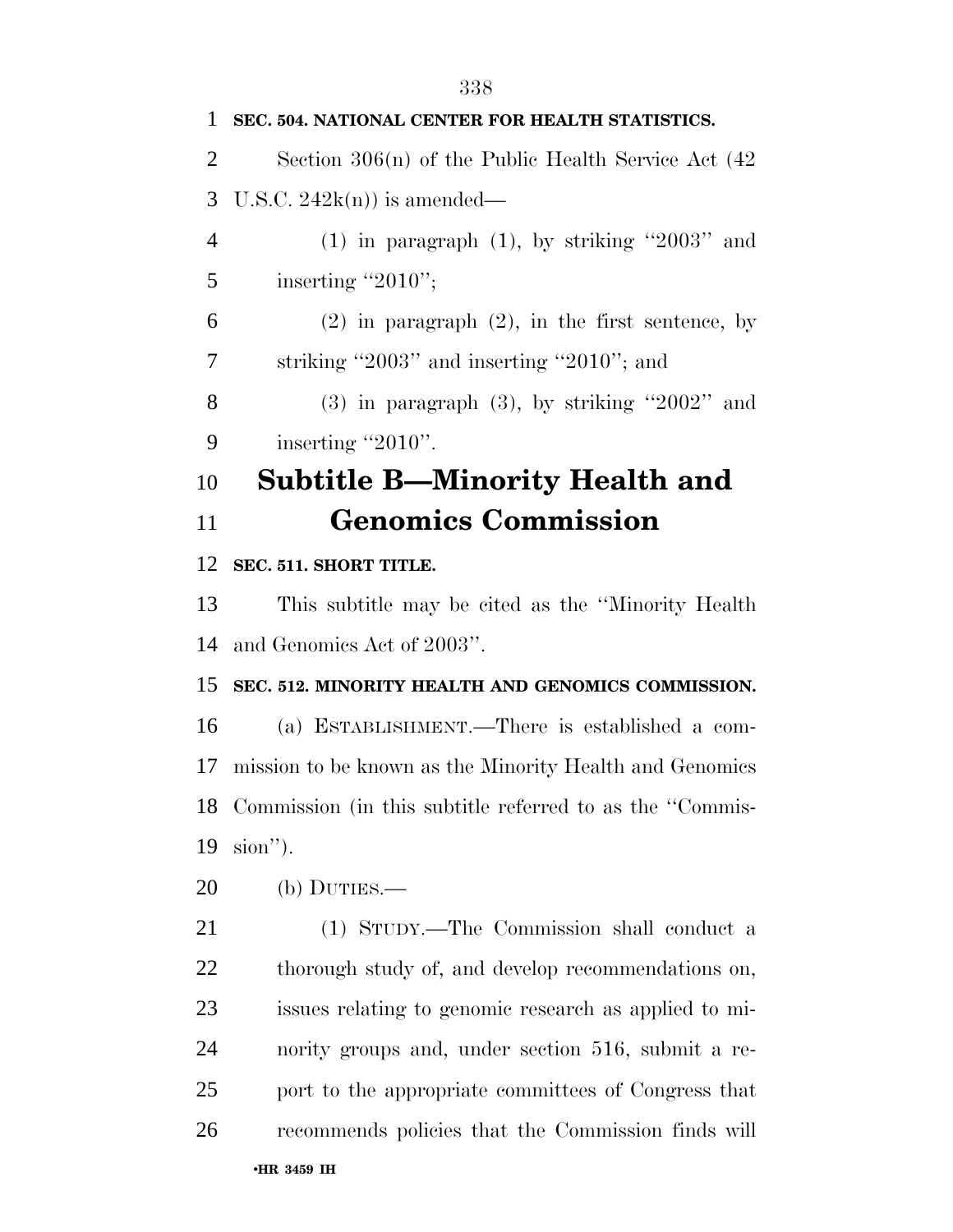**SEC. 504. NATIONAL CENTER FOR HEALTH STATISTICS.**

Section 306(n) of the Public Health Service Act (42 U.S.C. 242k(n)) is amended—

(1) in paragraph (1), by striking ''2003'' and inserting ''2010'';

(2) in paragraph (2), in the first sentence, by striking ''2003'' and inserting ''2010''; and

(3) in paragraph (3), by striking ''2002'' and inserting ''2010''.

# Subtitle B—Minority Health and Genomics Commission

**SEC. 511. SHORT TITLE.**

This subtitle may be cited as the ''Minority Health and Genomics Act of 2003''.

**SEC. 512. MINORITY HEALTH AND GENOMICS COMMISSION.**

(a) ESTABLISHMENT.—There is established a commission to be known as the Minority Health and Genomics Commission (in this subtitle referred to as the ''Commission'').

(b) DUTIES.—

(1) STUDY.—The Commission shall conduct a thorough study of, and develop recommendations on, issues relating to genomic research as applied to minority groups and, under section 516, submit a report to the appropriate committees of Congress that recommends policies that the Commission finds will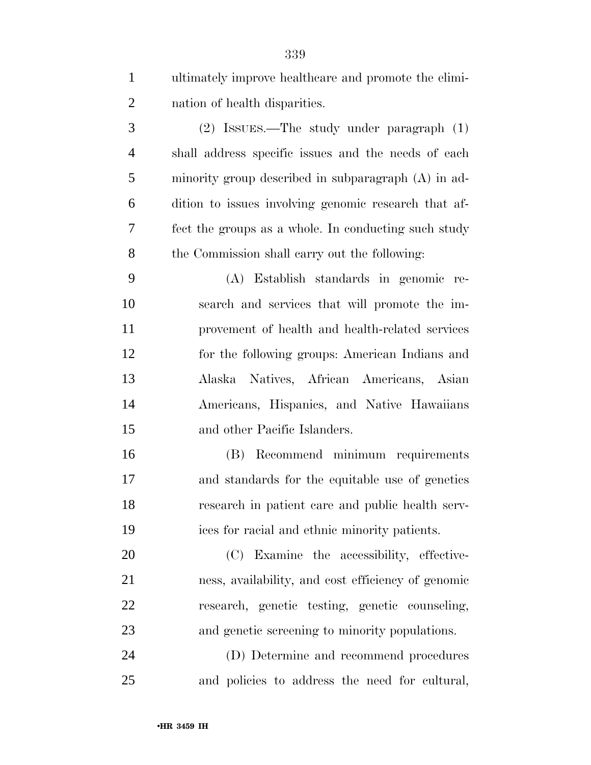ultimately improve healthcare and promote the elimination of health disparities.

(2) ISSUES.—The study under paragraph (1) shall address specific issues and the needs of each minority group described in subparagraph (A) in addition to issues involving genomic research that affect the groups as a whole. In conducting such study the Commission shall carry out the following:

(A) Establish standards in genomic research and services that will promote the improvement of health and health-related services for the following groups: American Indians and Alaska Natives, African Americans, Asian Americans, Hispanics, and Native Hawaiians and other Pacific Islanders.

(B) Recommend minimum requirements and standards for the equitable use of genetics research in patient care and public health services for racial and ethnic minority patients.

(C) Examine the accessibility, effectiveness, availability, and cost efficiency of genomic research, genetic testing, genetic counseling, and genetic screening to minority populations.

(D) Determine and recommend procedures and policies to address the need for cultural,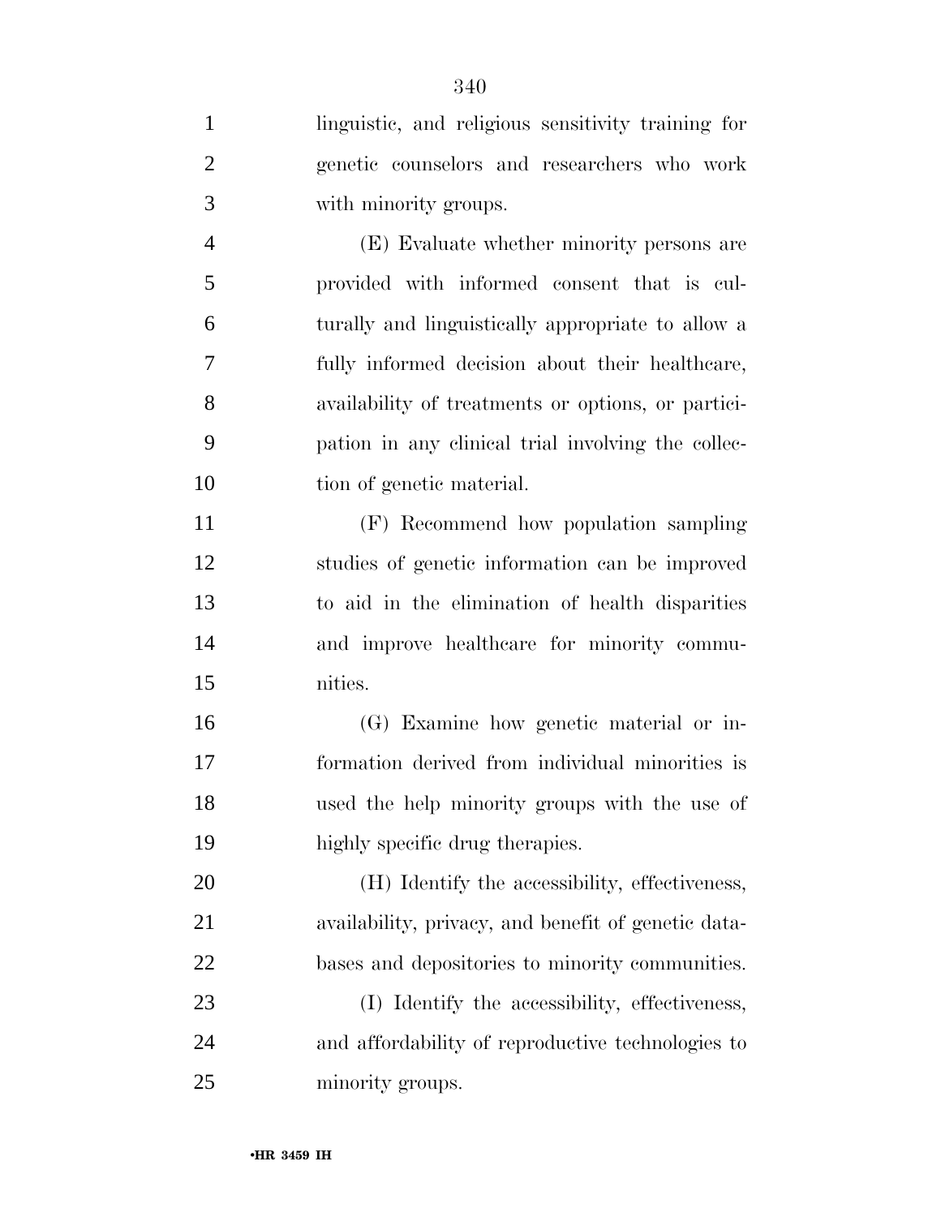linguistic, and religious sensitivity training for genetic counselors and researchers who work with minority groups.

(E) Evaluate whether minority persons are provided with informed consent that is culturally and linguistically appropriate to allow a fully informed decision about their healthcare, availability of treatments or options, or participation in any clinical trial involving the collection of genetic material.

(F) Recommend how population sampling studies of genetic information can be improved to aid in the elimination of health disparities and improve healthcare for minority communities.

(G) Examine how genetic material or information derived from individual minorities is used the help minority groups with the use of highly specific drug therapies.

(H) Identify the accessibility, effectiveness, availability, privacy, and benefit of genetic databases and depositories to minority communities.

(I) Identify the accessibility, effectiveness, and affordability of reproductive technologies to minority groups.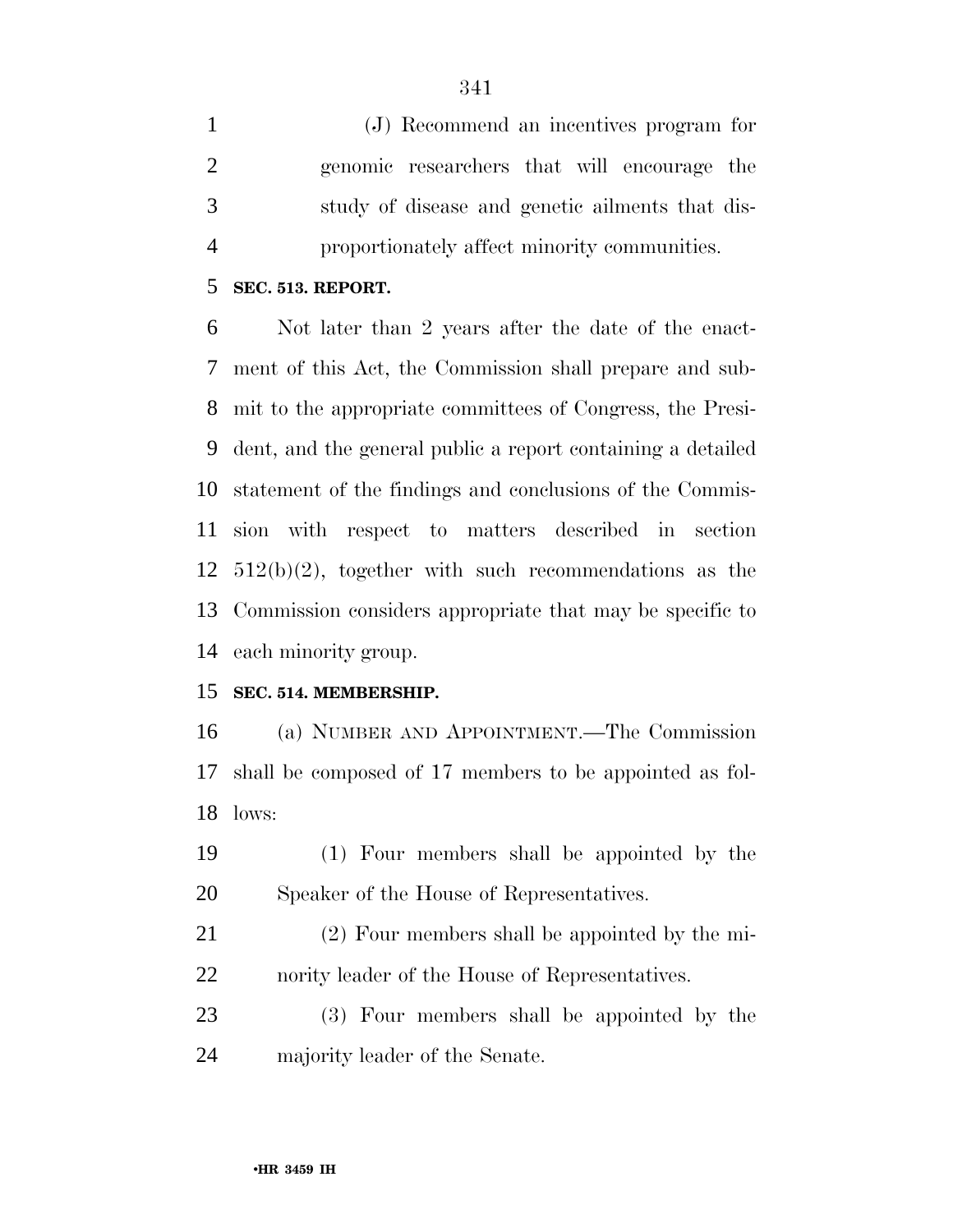(J) Recommend an incentives program for genomic researchers that will encourage the study of disease and genetic ailments that disproportionately affect minority communities.

**SEC. 513. REPORT.**

Not later than 2 years after the date of the enactment of this Act, the Commission shall prepare and submit to the appropriate committees of Congress, the President, and the general public a report containing a detailed statement of the findings and conclusions of the Commission with respect to matters described in section 512(b)(2), together with such recommendations as the Commission considers appropriate that may be specific to each minority group.

**SEC. 514. MEMBERSHIP.**

(a) NUMBER AND APPOINTMENT.—The Commission shall be composed of 17 members to be appointed as follows:

(1) Four members shall be appointed by the Speaker of the House of Representatives.

(2) Four members shall be appointed by the minority leader of the House of Representatives.

(3) Four members shall be appointed by the majority leader of the Senate.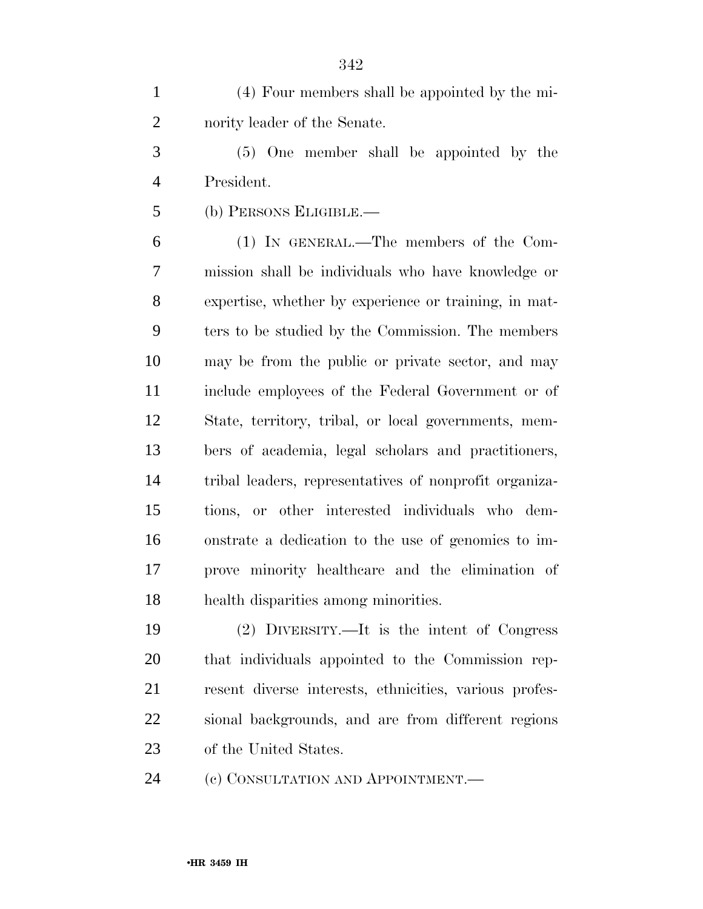(4) Four members shall be appointed by the minority leader of the Senate.

(5) One member shall be appointed by the President.

(b) PERSONS ELIGIBLE.—

(1) IN GENERAL.—The members of the Commission shall be individuals who have knowledge or expertise, whether by experience or training, in matters to be studied by the Commission. The members may be from the public or private sector, and may include employees of the Federal Government or of State, territory, tribal, or local governments, members of academia, legal scholars and practitioners, tribal leaders, representatives of nonprofit organizations, or other interested individuals who demonstrate a dedication to the use of genomics to improve minority healthcare and the elimination of health disparities among minorities.

(2) DIVERSITY.—It is the intent of Congress that individuals appointed to the Commission represent diverse interests, ethnicities, various professional backgrounds, and are from different regions of the United States.

(c) CONSULTATION AND APPOINTMENT.—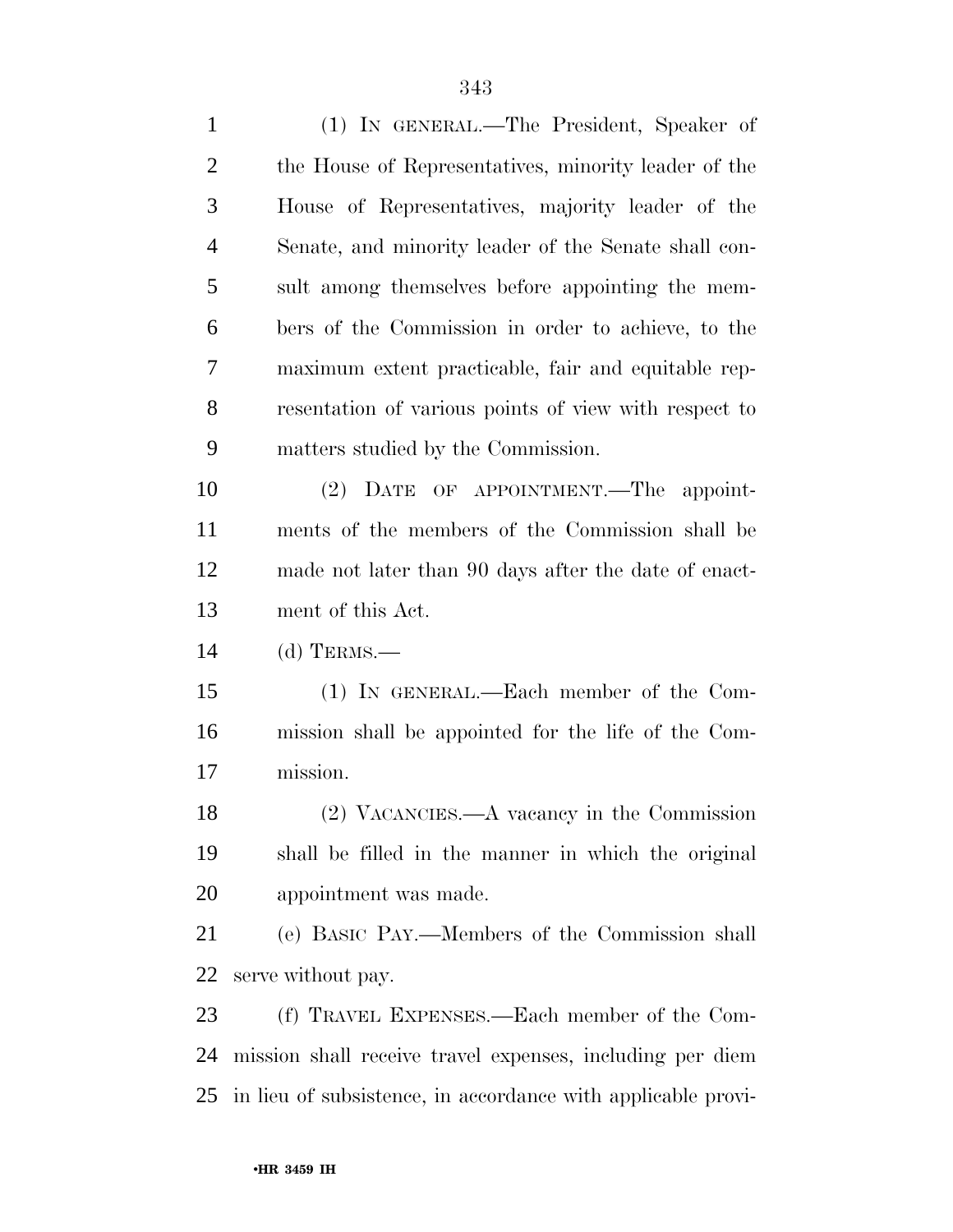(1) IN GENERAL.—The President, Speaker of the House of Representatives, minority leader of the House of Representatives, majority leader of the Senate, and minority leader of the Senate shall consult among themselves before appointing the members of the Commission in order to achieve, to the maximum extent practicable, fair and equitable representation of various points of view with respect to matters studied by the Commission.

(2) DATE OF APPOINTMENT.—The appointments of the members of the Commission shall be made not later than 90 days after the date of enactment of this Act.

(d) TERMS.—

(1) IN GENERAL.—Each member of the Commission shall be appointed for the life of the Commission.

(2) VACANCIES.—A vacancy in the Commission shall be filled in the manner in which the original appointment was made.

(e) BASIC PAY.—Members of the Commission shall serve without pay.

(f) TRAVEL EXPENSES.—Each member of the Commission shall receive travel expenses, including per diem in lieu of subsistence, in accordance with applicable provi-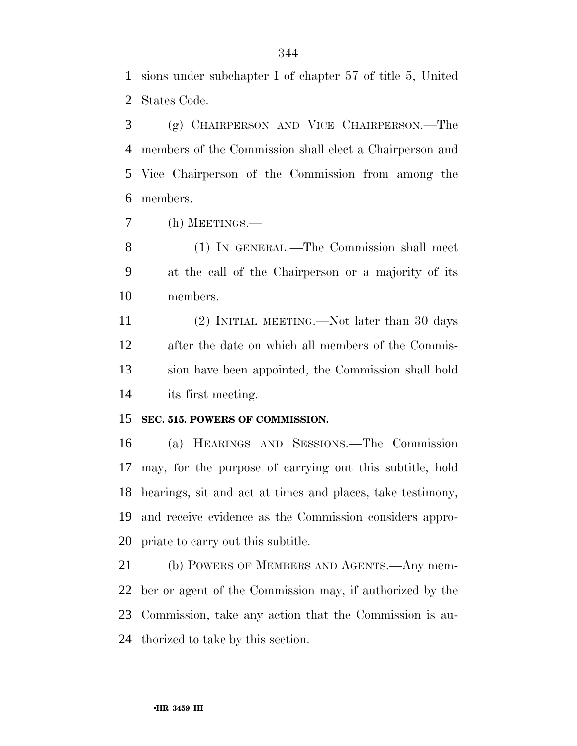sions under subchapter I of chapter 57 of title 5, United States Code.

(g) CHAIRPERSON AND VICE CHAIRPERSON.—The members of the Commission shall elect a Chairperson and Vice Chairperson of the Commission from among the members.

(h) MEETINGS.—

(1) IN GENERAL.—The Commission shall meet at the call of the Chairperson or a majority of its members.

(2) INITIAL MEETING.—Not later than 30 days after the date on which all members of the Commission have been appointed, the Commission shall hold its first meeting.

**SEC. 515. POWERS OF COMMISSION.**

(a) HEARINGS AND SESSIONS.—The Commission may, for the purpose of carrying out this subtitle, hold hearings, sit and act at times and places, take testimony, and receive evidence as the Commission considers appropriate to carry out this subtitle.

(b) POWERS OF MEMBERS AND AGENTS.—Any member or agent of the Commission may, if authorized by the Commission, take any action that the Commission is authorized to take by this section.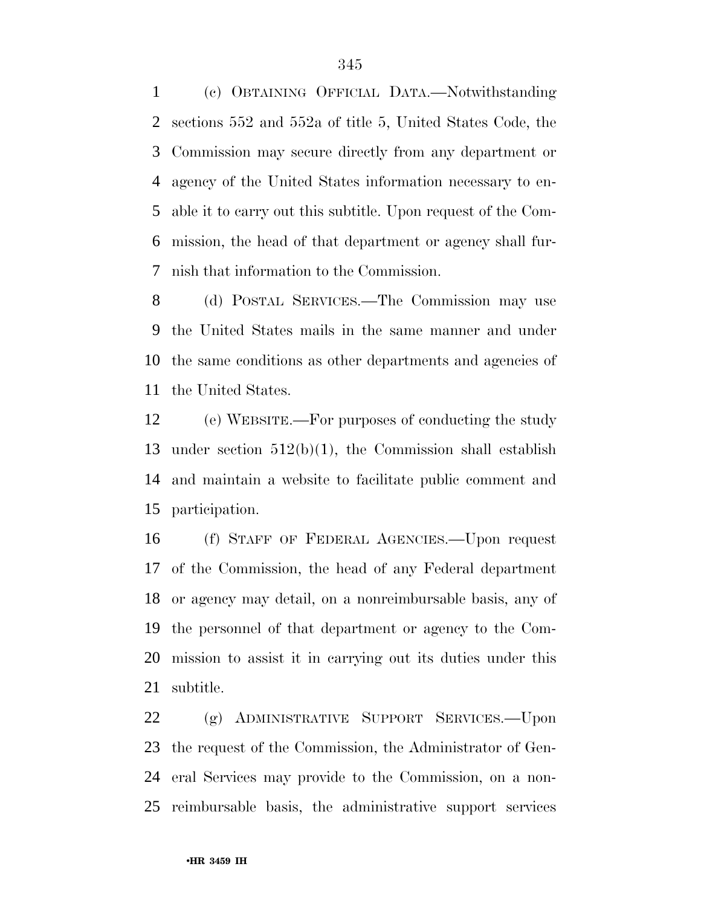(c) OBTAINING OFFICIAL DATA.—Notwithstanding sections 552 and 552a of title 5, United States Code, the Commission may secure directly from any department or agency of the United States information necessary to enable it to carry out this subtitle. Upon request of the Commission, the head of that department or agency shall furnish that information to the Commission.

(d) POSTAL SERVICES.—The Commission may use the United States mails in the same manner and under the same conditions as other departments and agencies of the United States.

(e) WEBSITE.—For purposes of conducting the study under section 512(b)(1), the Commission shall establish and maintain a website to facilitate public comment and participation.

(f) STAFF OF FEDERAL AGENCIES.—Upon request of the Commission, the head of any Federal department or agency may detail, on a nonreimbursable basis, any of the personnel of that department or agency to the Commission to assist it in carrying out its duties under this subtitle.

(g) ADMINISTRATIVE SUPPORT SERVICES.—Upon the request of the Commission, the Administrator of General Services may provide to the Commission, on a nonreimbursable basis, the administrative support services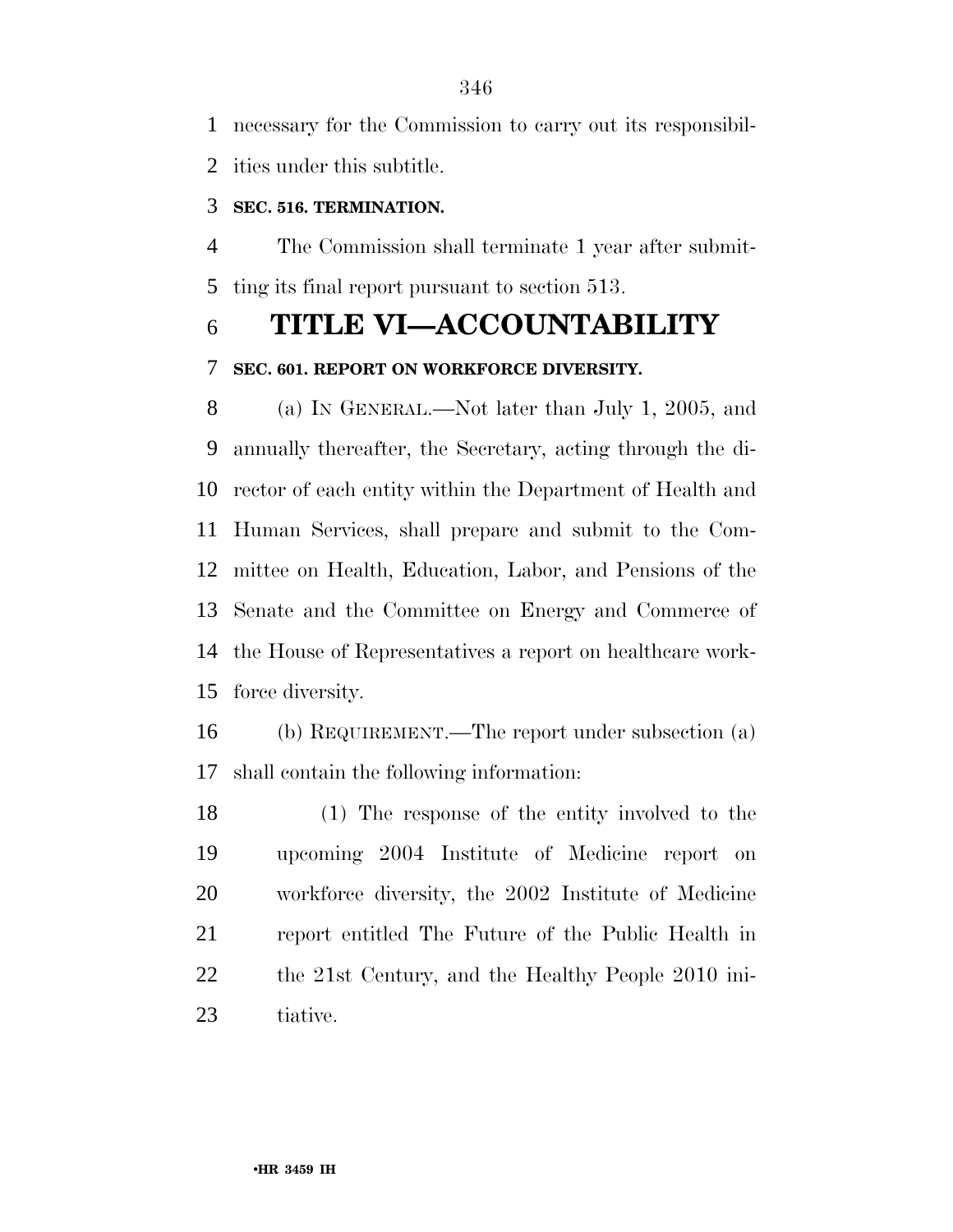necessary for the Commission to carry out its responsibilities under this subtitle.

**SEC. 516. TERMINATION.**

The Commission shall terminate 1 year after submitting its final report pursuant to section 513.

# TITLE VI—ACCOUNTABILITY

**SEC. 601. REPORT ON WORKFORCE DIVERSITY.**

(a) IN GENERAL.—Not later than July 1, 2005, and annually thereafter, the Secretary, acting through the director of each entity within the Department of Health and Human Services, shall prepare and submit to the Committee on Health, Education, Labor, and Pensions of the Senate and the Committee on Energy and Commerce of the House of Representatives a report on healthcare workforce diversity.

(b) REQUIREMENT.—The report under subsection (a) shall contain the following information:

(1) The response of the entity involved to the upcoming 2004 Institute of Medicine report on workforce diversity, the 2002 Institute of Medicine report entitled The Future of the Public Health in the 21st Century, and the Healthy People 2010 initiative.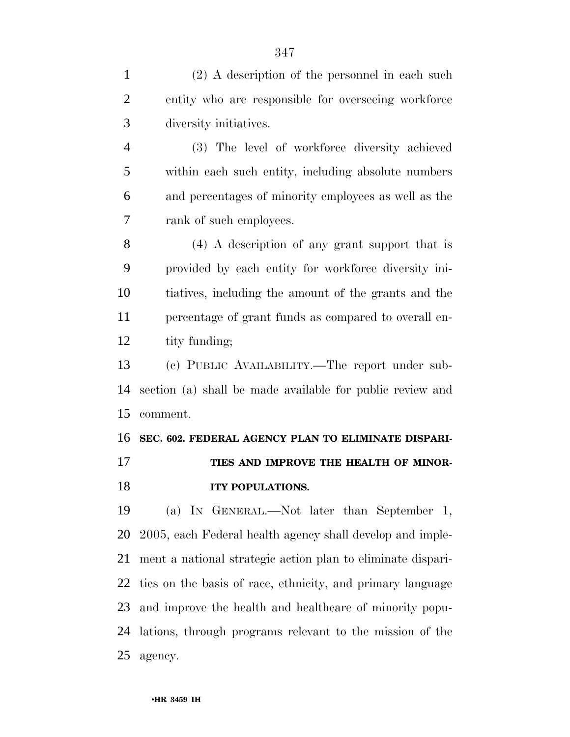(2) A description of the personnel in each such entity who are responsible for overseeing workforce diversity initiatives.

(3) The level of workforce diversity achieved within each such entity, including absolute numbers and percentages of minority employees as well as the rank of such employees.

(4) A description of any grant support that is provided by each entity for workforce diversity initiatives, including the amount of the grants and the percentage of grant funds as compared to overall entity funding;

(c) PUBLIC AVAILABILITY.—The report under subsection (a) shall be made available for public review and comment.

**SEC. 602. FEDERAL AGENCY PLAN TO ELIMINATE DISPARITIES AND IMPROVE THE HEALTH OF MINORITY POPULATIONS.**

(a) IN GENERAL.—Not later than September 1, 2005, each Federal health agency shall develop and implement a national strategic action plan to eliminate disparities on the basis of race, ethnicity, and primary language and improve the health and healthcare of minority populations, through programs relevant to the mission of the agency.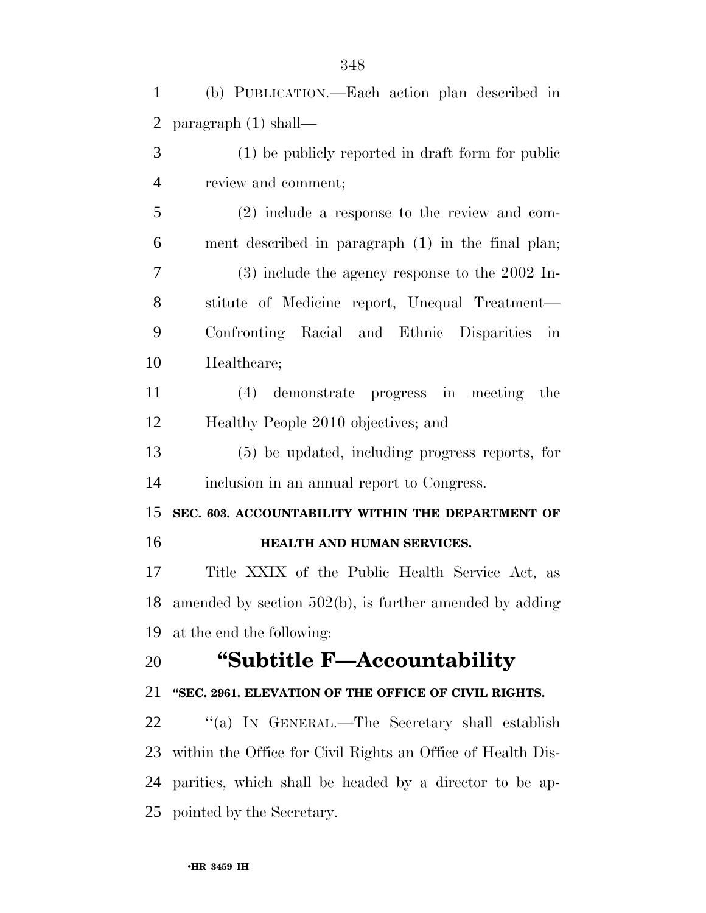(b) PUBLICATION.—Each action plan described in paragraph (1) shall—

(1) be publicly reported in draft form for public review and comment;

(2) include a response to the review and comment described in paragraph (1) in the final plan;

(3) include the agency response to the 2002 Institute of Medicine report, Unequal Treatment—Confronting Racial and Ethnic Disparities in Healthcare;

(4) demonstrate progress in meeting the Healthy People 2010 objectives; and

(5) be updated, including progress reports, for inclusion in an annual report to Congress.

**SEC. 603. ACCOUNTABILITY WITHIN THE DEPARTMENT OF HEALTH AND HUMAN SERVICES.**

Title XXIX of the Public Health Service Act, as amended by section 502(b), is further amended by adding at the end the following:

# "Subtitle F—Accountability

**"SEC. 2961. ELEVATION OF THE OFFICE OF CIVIL RIGHTS.**

"(a) IN GENERAL.—The Secretary shall establish within the Office for Civil Rights an Office of Health Disparities, which shall be headed by a director to be appointed by the Secretary.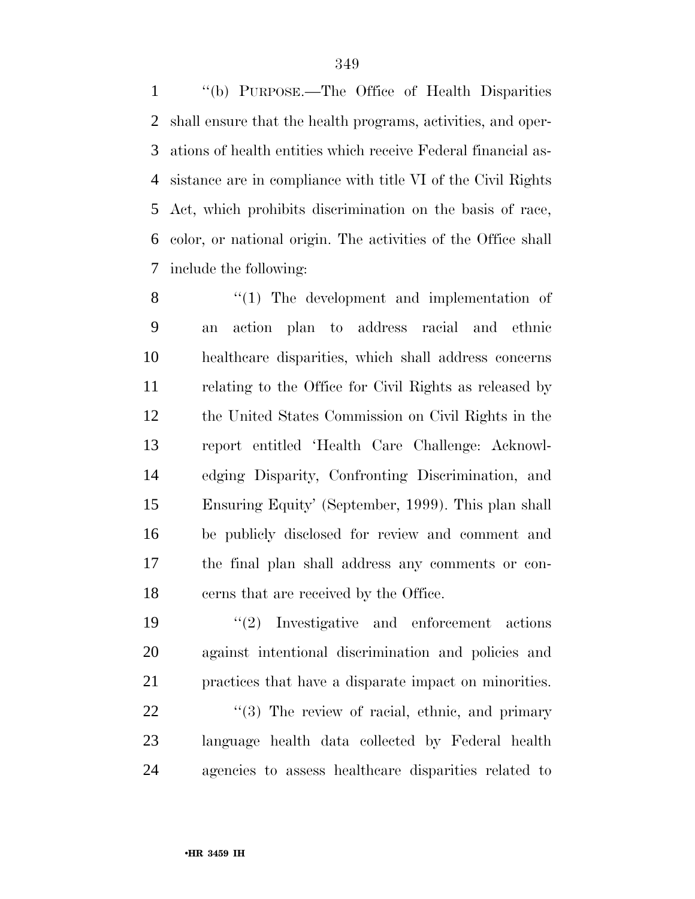''(b) PURPOSE.—The Office of Health Disparities shall ensure that the health programs, activities, and operations of health entities which receive Federal financial assistance are in compliance with title VI of the Civil Rights Act, which prohibits discrimination on the basis of race, color, or national origin. The activities of the Office shall include the following:

''(1) The development and implementation of an action plan to address racial and ethnic healthcare disparities, which shall address concerns relating to the Office for Civil Rights as released by the United States Commission on Civil Rights in the report entitled 'Health Care Challenge: Acknowledging Disparity, Confronting Discrimination, and Ensuring Equity' (September, 1999). This plan shall be publicly disclosed for review and comment and the final plan shall address any comments or concerns that are received by the Office.

''(2) Investigative and enforcement actions against intentional discrimination and policies and practices that have a disparate impact on minorities.

''(3) The review of racial, ethnic, and primary language health data collected by Federal health agencies to assess healthcare disparities related to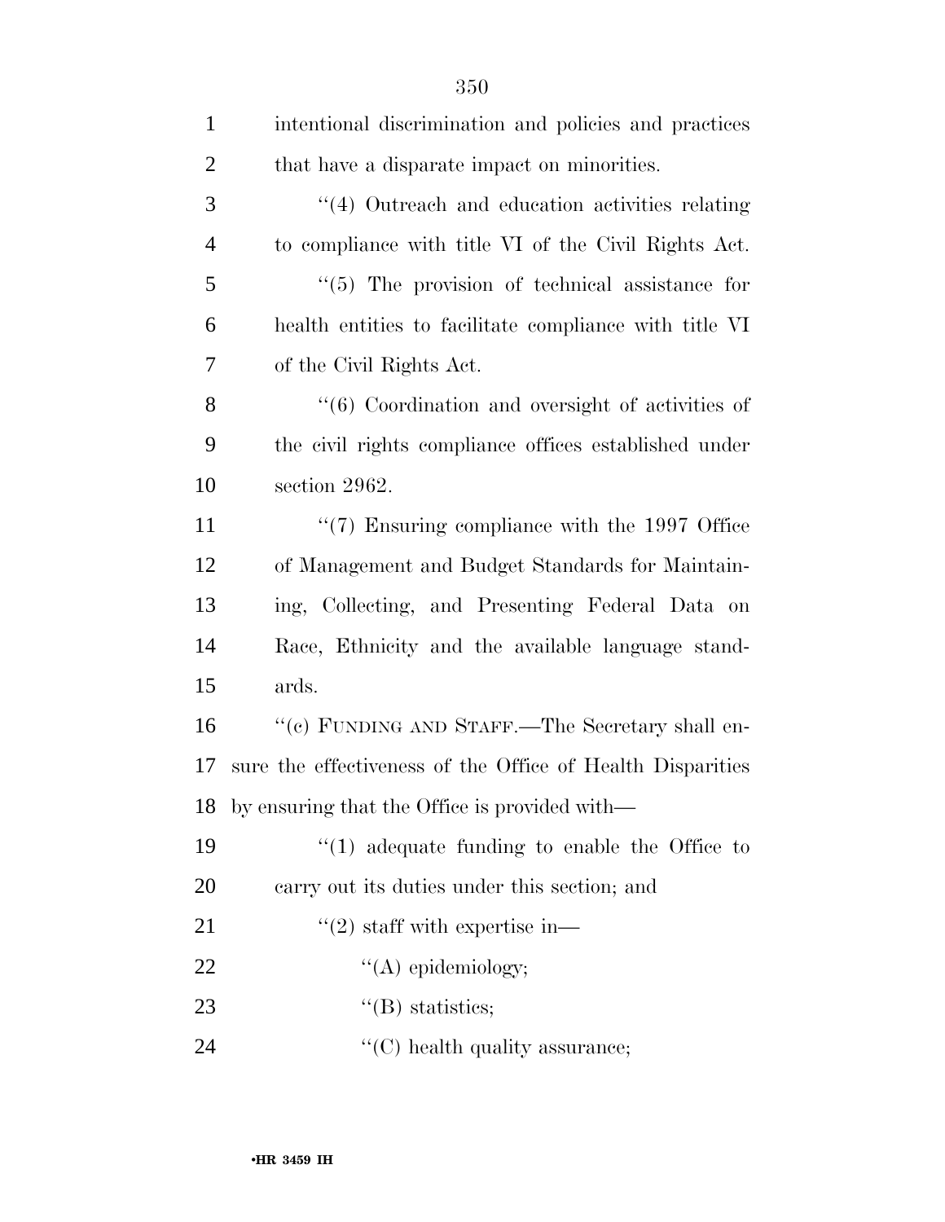intentional discrimination and policies and practices that have a disparate impact on minorities.

''(4) Outreach and education activities relating to compliance with title VI of the Civil Rights Act.

''(5) The provision of technical assistance for health entities to facilitate compliance with title VI of the Civil Rights Act.

''(6) Coordination and oversight of activities of the civil rights compliance offices established under section 2962.

''(7) Ensuring compliance with the 1997 Office of Management and Budget Standards for Maintaining, Collecting, and Presenting Federal Data on Race, Ethnicity and the available language standards.

''(c) FUNDING AND STAFF.—The Secretary shall ensure the effectiveness of the Office of Health Disparities by ensuring that the Office is provided with—

''(1) adequate funding to enable the Office to carry out its duties under this section; and

''(2) staff with expertise in—

''(A) epidemiology;

''(B) statistics;

''(C) health quality assurance;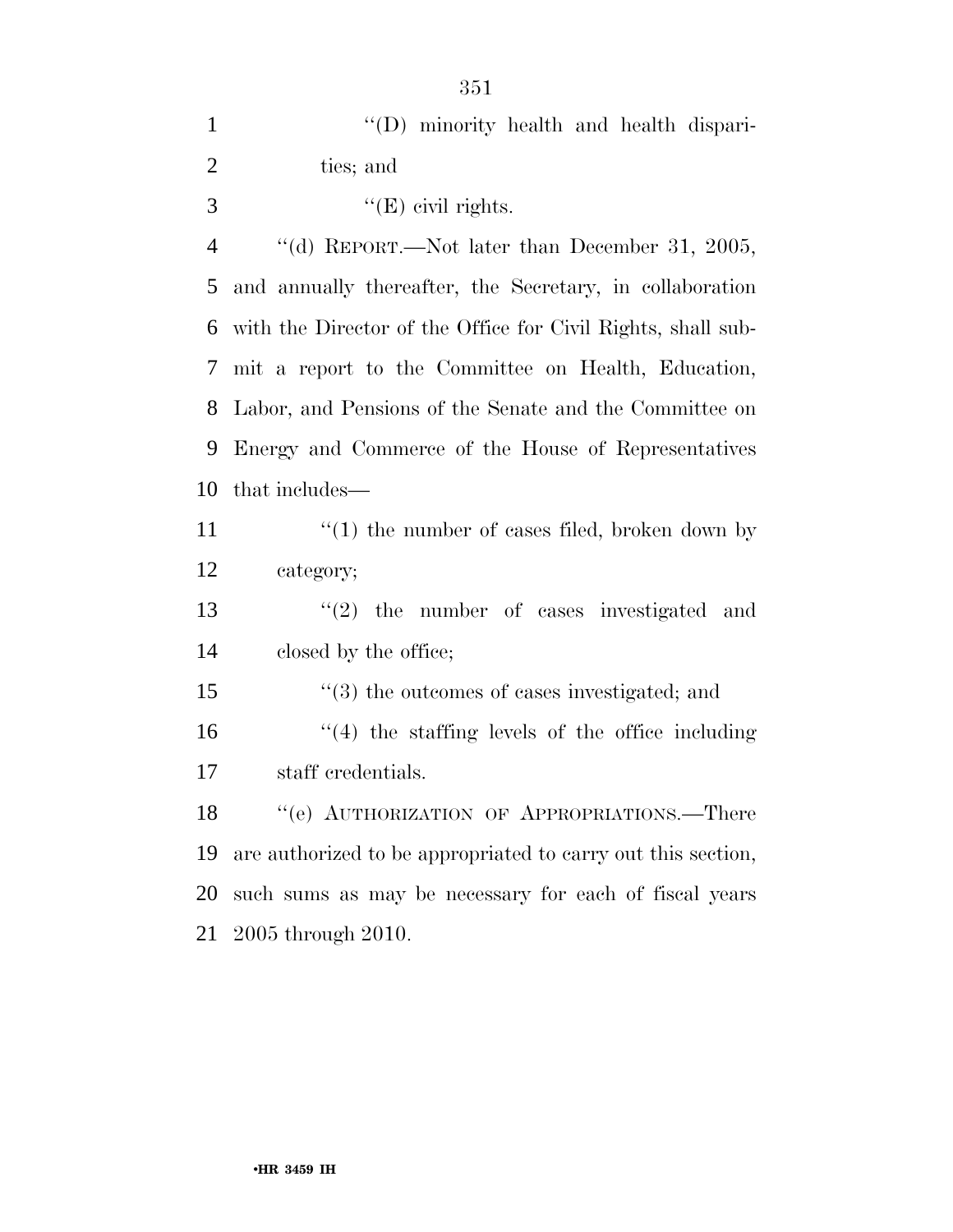''(D) minority health and health disparities; and

''(E) civil rights.

''(d) REPORT.—Not later than December 31, 2005, and annually thereafter, the Secretary, in collaboration with the Director of the Office for Civil Rights, shall submit a report to the Committee on Health, Education, Labor, and Pensions of the Senate and the Committee on Energy and Commerce of the House of Representatives that includes—

''(1) the number of cases filed, broken down by category;

''(2) the number of cases investigated and closed by the office;

''(3) the outcomes of cases investigated; and

''(4) the staffing levels of the office including staff credentials.

''(e) AUTHORIZATION OF APPROPRIATIONS.—There are authorized to be appropriated to carry out this section, such sums as may be necessary for each of fiscal years 2005 through 2010.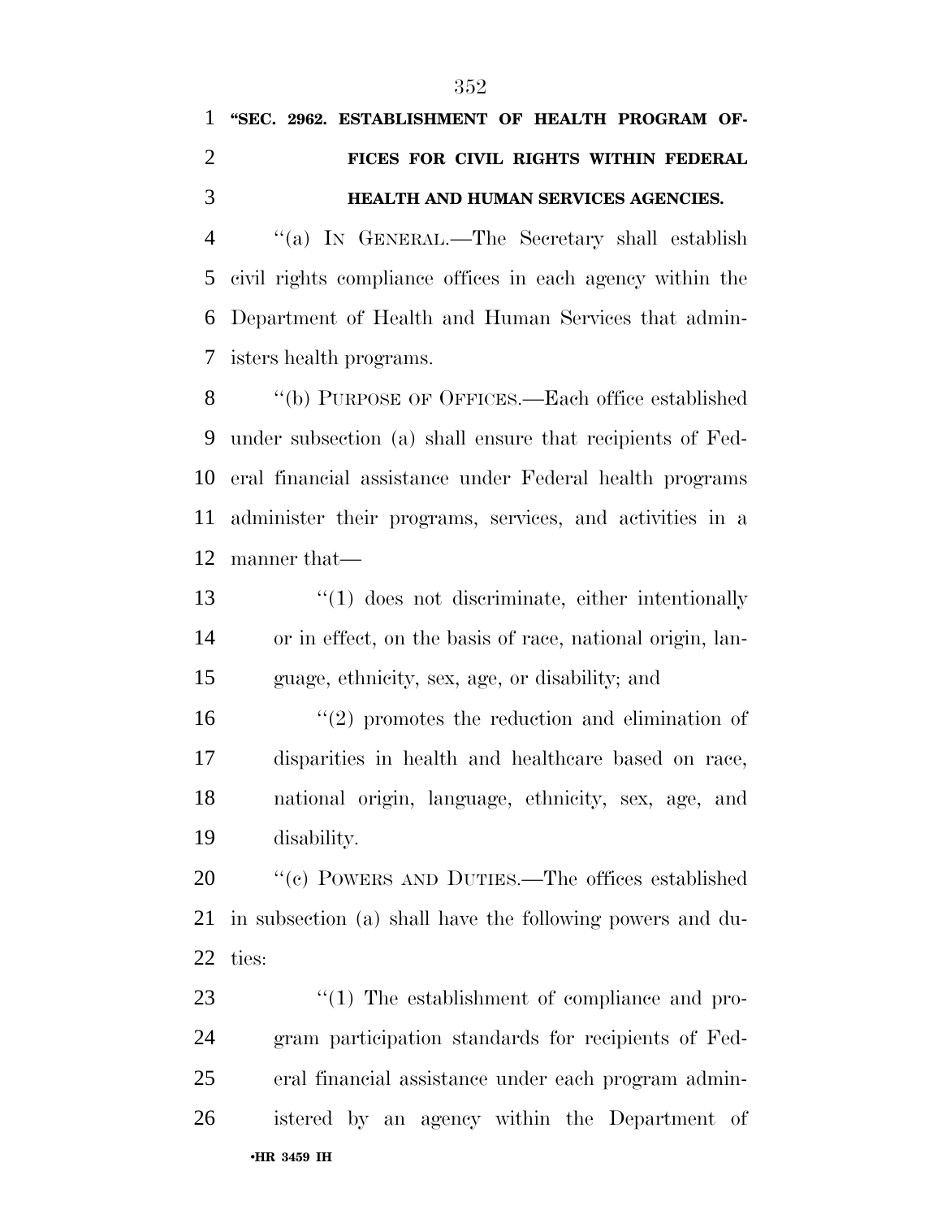**"SEC. 2962. ESTABLISHMENT OF HEALTH PROGRAM OFFICES FOR CIVIL RIGHTS WITHIN FEDERAL HEALTH AND HUMAN SERVICES AGENCIES.**

"(a) IN GENERAL.—The Secretary shall establish civil rights compliance offices in each agency within the Department of Health and Human Services that administers health programs.

"(b) PURPOSE OF OFFICES.—Each office established under subsection (a) shall ensure that recipients of Federal financial assistance under Federal health programs administer their programs, services, and activities in a manner that—

"(1) does not discriminate, either intentionally or in effect, on the basis of race, national origin, language, ethnicity, sex, age, or disability; and

"(2) promotes the reduction and elimination of disparities in health and healthcare based on race, national origin, language, ethnicity, sex, age, and disability.

"(c) POWERS AND DUTIES.—The offices established in subsection (a) shall have the following powers and duties:

"(1) The establishment of compliance and program participation standards for recipients of Federal financial assistance under each program administered by an agency within the Department of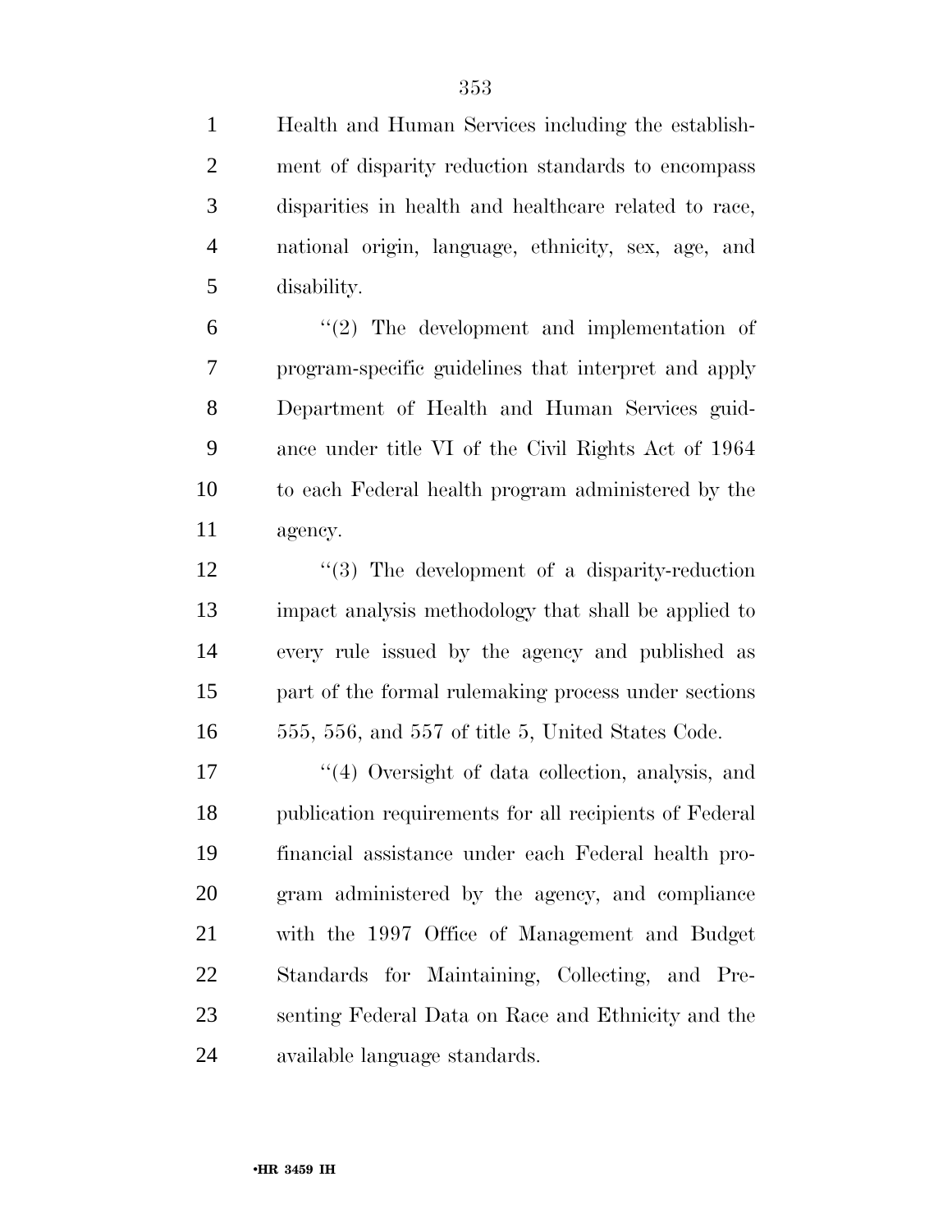Health and Human Services including the establishment of disparity reduction standards to encompass disparities in health and healthcare related to race, national origin, language, ethnicity, sex, age, and disability.

''(2) The development and implementation of program-specific guidelines that interpret and apply Department of Health and Human Services guidance under title VI of the Civil Rights Act of 1964 to each Federal health program administered by the agency.

''(3) The development of a disparity-reduction impact analysis methodology that shall be applied to every rule issued by the agency and published as part of the formal rulemaking process under sections 555, 556, and 557 of title 5, United States Code.

''(4) Oversight of data collection, analysis, and publication requirements for all recipients of Federal financial assistance under each Federal health program administered by the agency, and compliance with the 1997 Office of Management and Budget Standards for Maintaining, Collecting, and Presenting Federal Data on Race and Ethnicity and the available language standards.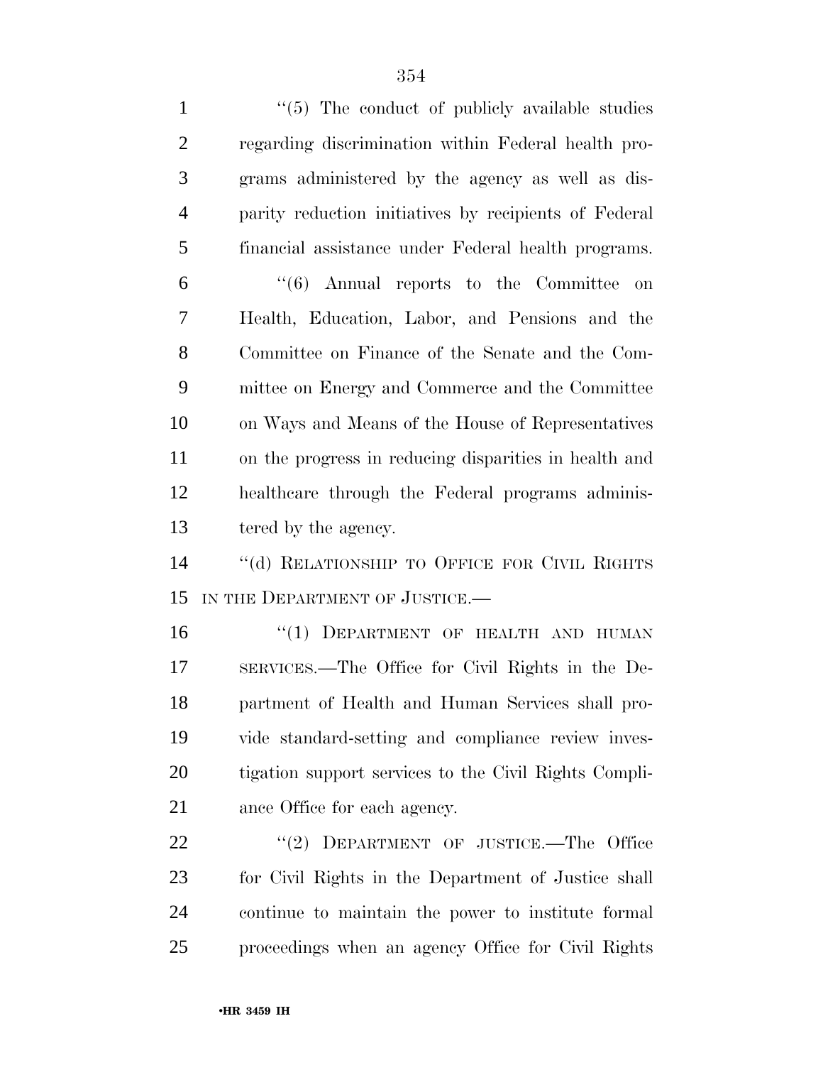''(5) The conduct of publicly available studies regarding discrimination within Federal health programs administered by the agency as well as disparity reduction initiatives by recipients of Federal financial assistance under Federal health programs.

''(6) Annual reports to the Committee on Health, Education, Labor, and Pensions and the Committee on Finance of the Senate and the Committee on Energy and Commerce and the Committee on Ways and Means of the House of Representatives on the progress in reducing disparities in health and healthcare through the Federal programs administered by the agency.

''(d) RELATIONSHIP TO OFFICE FOR CIVIL RIGHTS IN THE DEPARTMENT OF JUSTICE.—

''(1) DEPARTMENT OF HEALTH AND HUMAN SERVICES.—The Office for Civil Rights in the Department of Health and Human Services shall provide standard-setting and compliance review investigation support services to the Civil Rights Compliance Office for each agency.

''(2) DEPARTMENT OF JUSTICE.—The Office for Civil Rights in the Department of Justice shall continue to maintain the power to institute formal proceedings when an agency Office for Civil Rights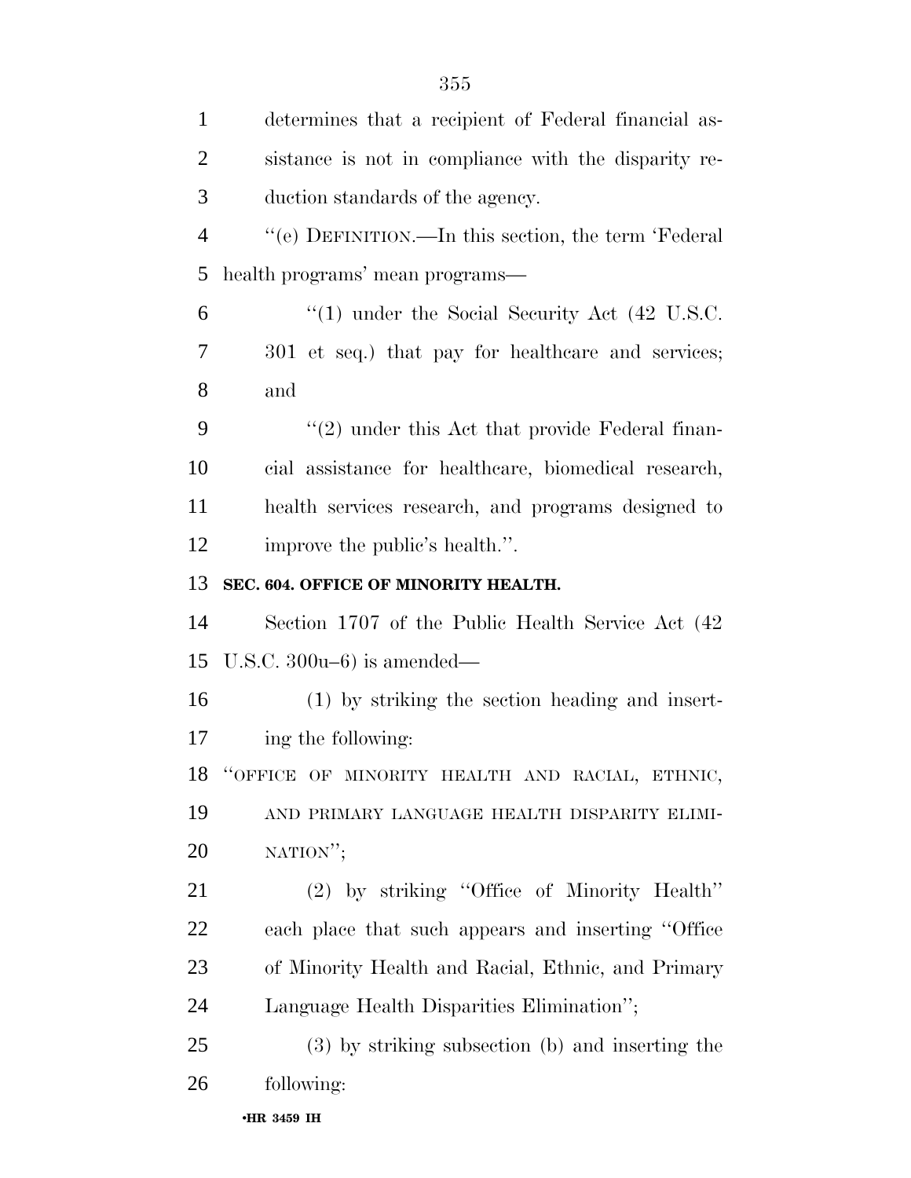determines that a recipient of Federal financial assistance is not in compliance with the disparity reduction standards of the agency.

''(e) DEFINITION.—In this section, the term 'Federal health programs' mean programs—

''(1) under the Social Security Act (42 U.S.C. 301 et seq.) that pay for healthcare and services; and

''(2) under this Act that provide Federal financial assistance for healthcare, biomedical research, health services research, and programs designed to improve the public's health.''.

**SEC. 604. OFFICE OF MINORITY HEALTH.**

Section 1707 of the Public Health Service Act (42 U.S.C. 300u–6) is amended—

(1) by striking the section heading and inserting the following:

''OFFICE OF MINORITY HEALTH AND RACIAL, ETHNIC, AND PRIMARY LANGUAGE HEALTH DISPARITY ELIMINATION'';

(2) by striking ''Office of Minority Health'' each place that such appears and inserting ''Office of Minority Health and Racial, Ethnic, and Primary Language Health Disparities Elimination'';

(3) by striking subsection (b) and inserting the following: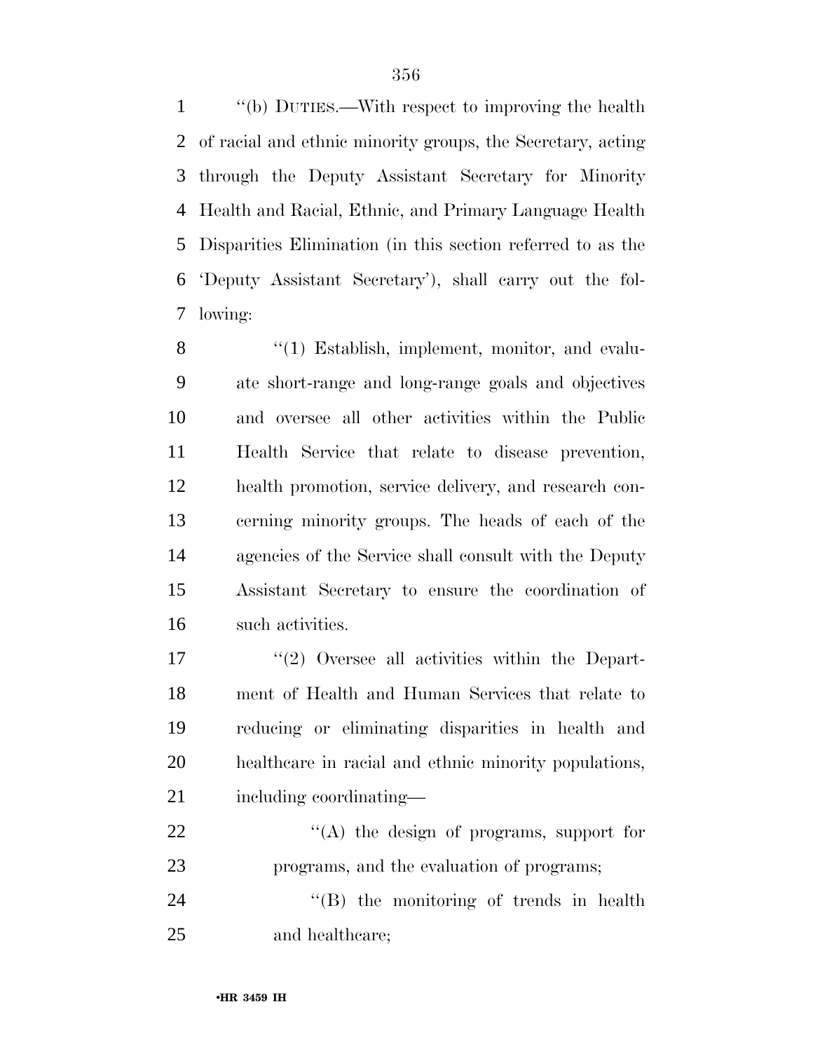''(b) DUTIES.—With respect to improving the health of racial and ethnic minority groups, the Secretary, acting through the Deputy Assistant Secretary for Minority Health and Racial, Ethnic, and Primary Language Health Disparities Elimination (in this section referred to as the 'Deputy Assistant Secretary'), shall carry out the following:

''(1) Establish, implement, monitor, and evaluate short-range and long-range goals and objectives and oversee all other activities within the Public Health Service that relate to disease prevention, health promotion, service delivery, and research concerning minority groups. The heads of each of the agencies of the Service shall consult with the Deputy Assistant Secretary to ensure the coordination of such activities.

''(2) Oversee all activities within the Department of Health and Human Services that relate to reducing or eliminating disparities in health and healthcare in racial and ethnic minority populations, including coordinating—

''(A) the design of programs, support for programs, and the evaluation of programs;

''(B) the monitoring of trends in health and healthcare;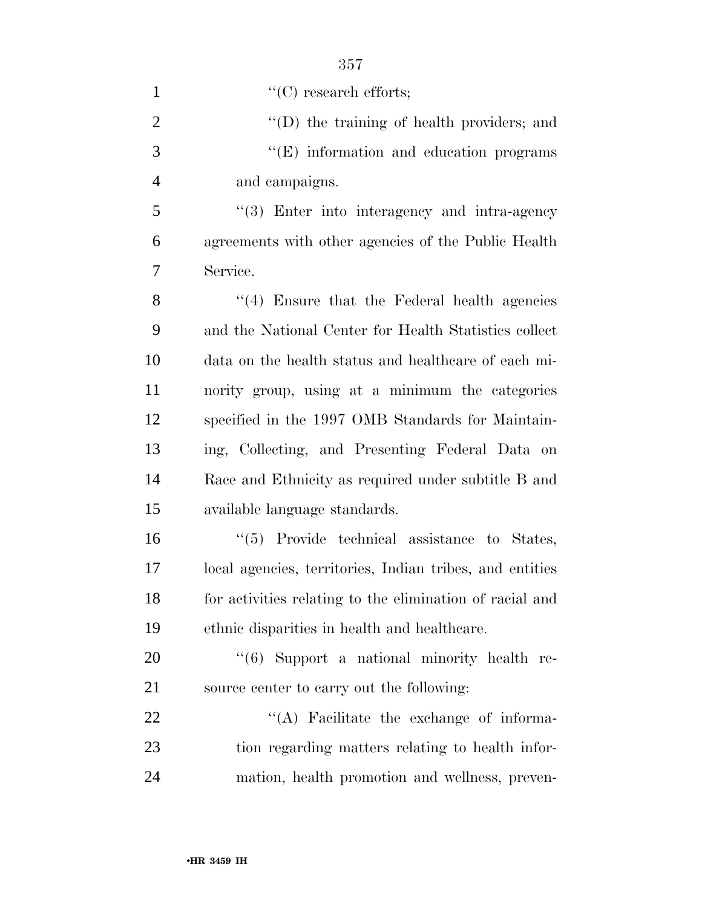''(C) research efforts;

''(D) the training of health providers; and

''(E) information and education programs and campaigns.

''(3) Enter into interagency and intra-agency agreements with other agencies of the Public Health Service.

''(4) Ensure that the Federal health agencies and the National Center for Health Statistics collect data on the health status and healthcare of each minority group, using at a minimum the categories specified in the 1997 OMB Standards for Maintaining, Collecting, and Presenting Federal Data on Race and Ethnicity as required under subtitle B and available language standards.

''(5) Provide technical assistance to States, local agencies, territories, Indian tribes, and entities for activities relating to the elimination of racial and ethnic disparities in health and healthcare.

''(6) Support a national minority health resource center to carry out the following:

''(A) Facilitate the exchange of information regarding matters relating to health information, health promotion and wellness, preven-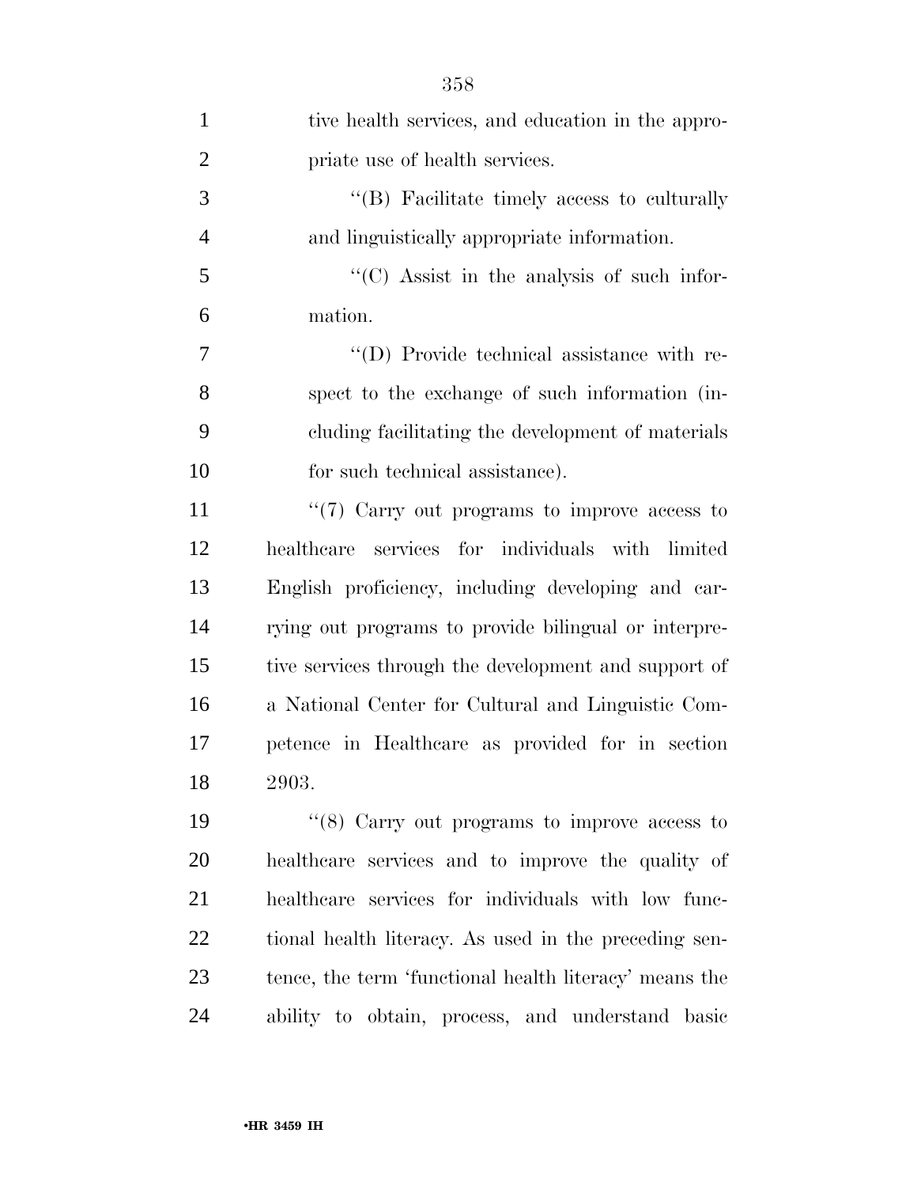tive health services, and education in the appropriate use of health services.

''(B) Facilitate timely access to culturally and linguistically appropriate information.

''(C) Assist in the analysis of such information.

''(D) Provide technical assistance with respect to the exchange of such information (including facilitating the development of materials for such technical assistance).

''(7) Carry out programs to improve access to healthcare services for individuals with limited English proficiency, including developing and carrying out programs to provide bilingual or interpretive services through the development and support of a National Center for Cultural and Linguistic Competence in Healthcare as provided for in section 2903.

''(8) Carry out programs to improve access to healthcare services and to improve the quality of healthcare services for individuals with low functional health literacy. As used in the preceding sentence, the term 'functional health literacy' means the ability to obtain, process, and understand basic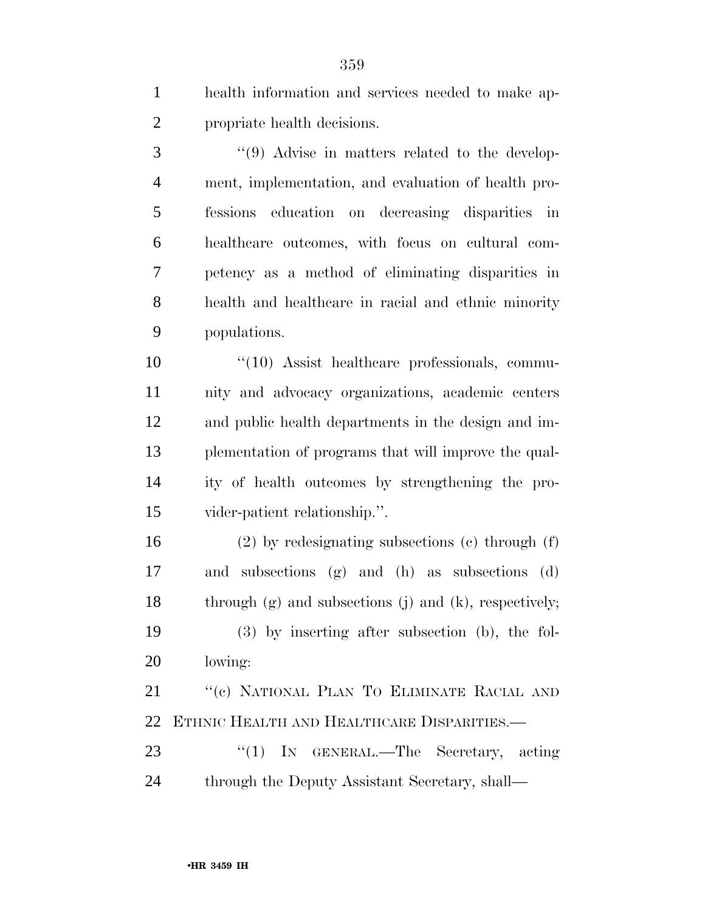health information and services needed to make appropriate health decisions.

"(9) Advise in matters related to the development, implementation, and evaluation of health professions education on decreasing disparities in healthcare outcomes, with focus on cultural competency as a method of eliminating disparities in health and healthcare in racial and ethnic minority populations.

"(10) Assist healthcare professionals, community and advocacy organizations, academic centers and public health departments in the design and implementation of programs that will improve the quality of health outcomes by strengthening the provider-patient relationship.".

(2) by redesignating subsections (c) through (f) and subsections (g) and (h) as subsections (d) through (g) and subsections (j) and (k), respectively;

(3) by inserting after subsection (b), the following:

"(c) NATIONAL PLAN TO ELIMINATE RACIAL AND ETHNIC HEALTH AND HEALTHCARE DISPARITIES.—

"(1) IN GENERAL.—The Secretary, acting through the Deputy Assistant Secretary, shall—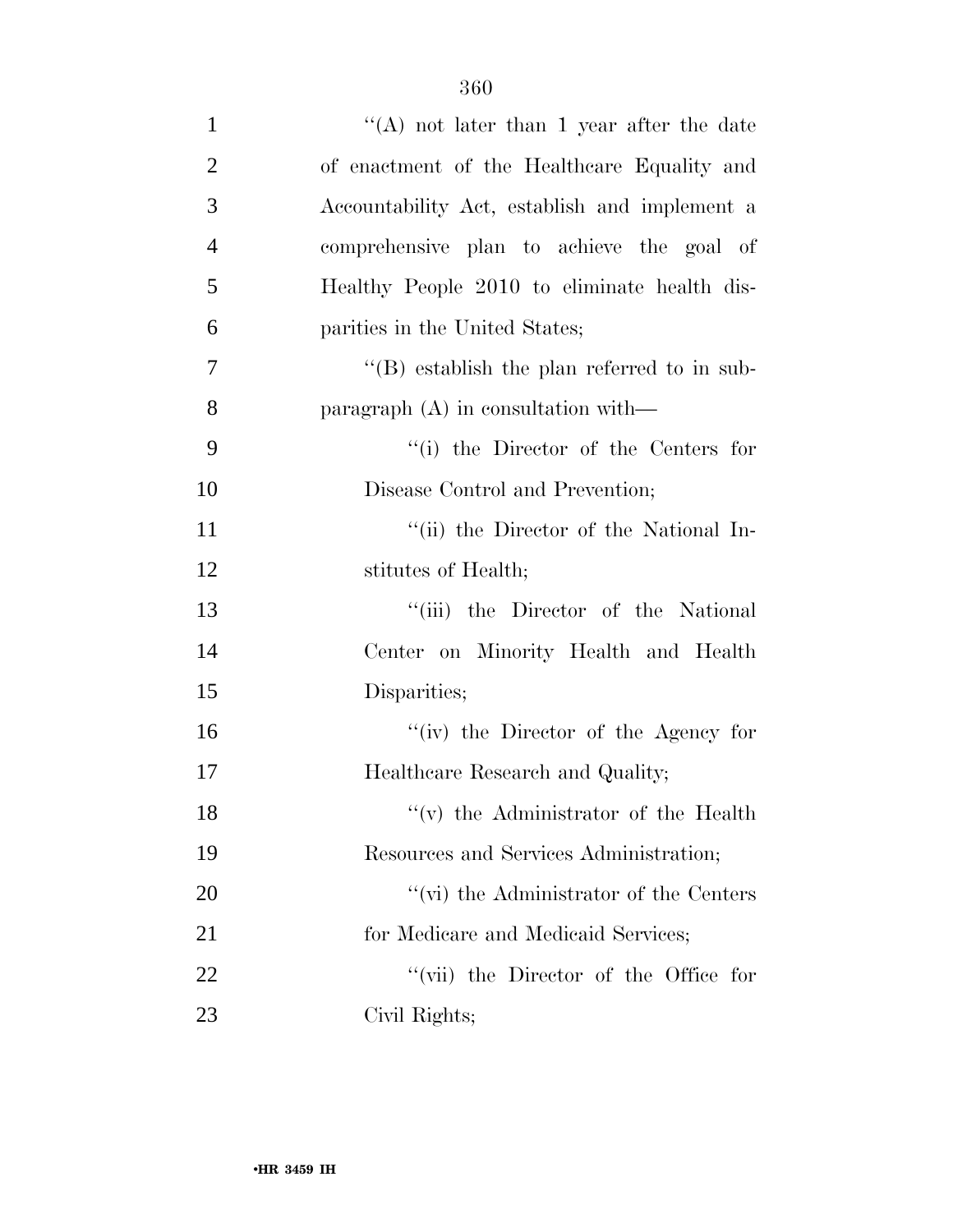''(A) not later than 1 year after the date of enactment of the Healthcare Equality and Accountability Act, establish and implement a comprehensive plan to achieve the goal of Healthy People 2010 to eliminate health disparities in the United States;

''(B) establish the plan referred to in subparagraph (A) in consultation with—

''(i) the Director of the Centers for Disease Control and Prevention;

''(ii) the Director of the National Institutes of Health;

''(iii) the Director of the National Center on Minority Health and Health Disparities;

''(iv) the Director of the Agency for Healthcare Research and Quality;

''(v) the Administrator of the Health Resources and Services Administration;

''(vi) the Administrator of the Centers for Medicare and Medicaid Services;

''(vii) the Director of the Office for Civil Rights;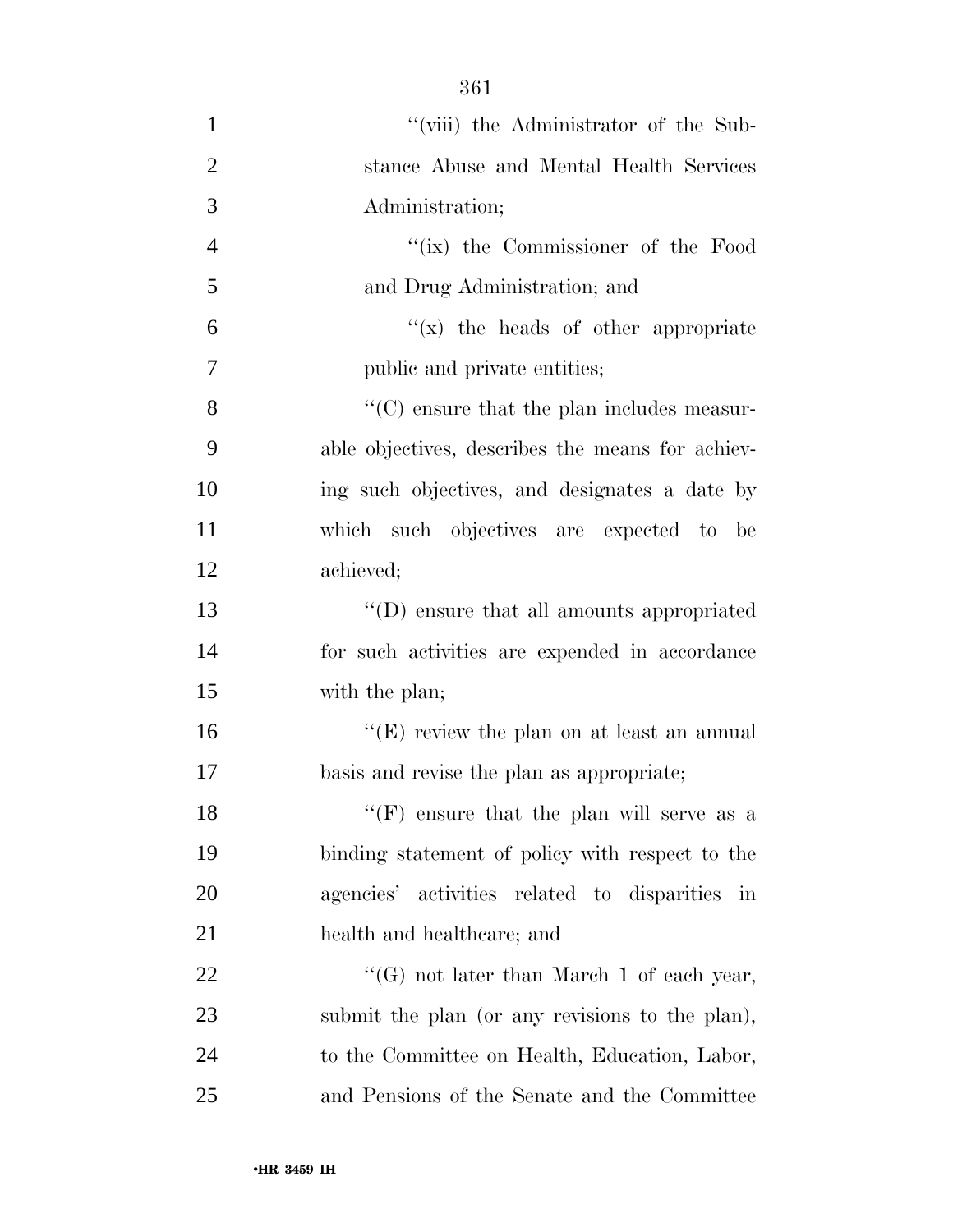''(viii) the Administrator of the Substance Abuse and Mental Health Services Administration;

''(ix) the Commissioner of the Food and Drug Administration; and

''(x) the heads of other appropriate public and private entities;

''(C) ensure that the plan includes measurable objectives, describes the means for achieving such objectives, and designates a date by which such objectives are expected to be achieved;

''(D) ensure that all amounts appropriated for such activities are expended in accordance with the plan;

''(E) review the plan on at least an annual basis and revise the plan as appropriate;

''(F) ensure that the plan will serve as a binding statement of policy with respect to the agencies' activities related to disparities in health and healthcare; and

''(G) not later than March 1 of each year, submit the plan (or any revisions to the plan), to the Committee on Health, Education, Labor, and Pensions of the Senate and the Committee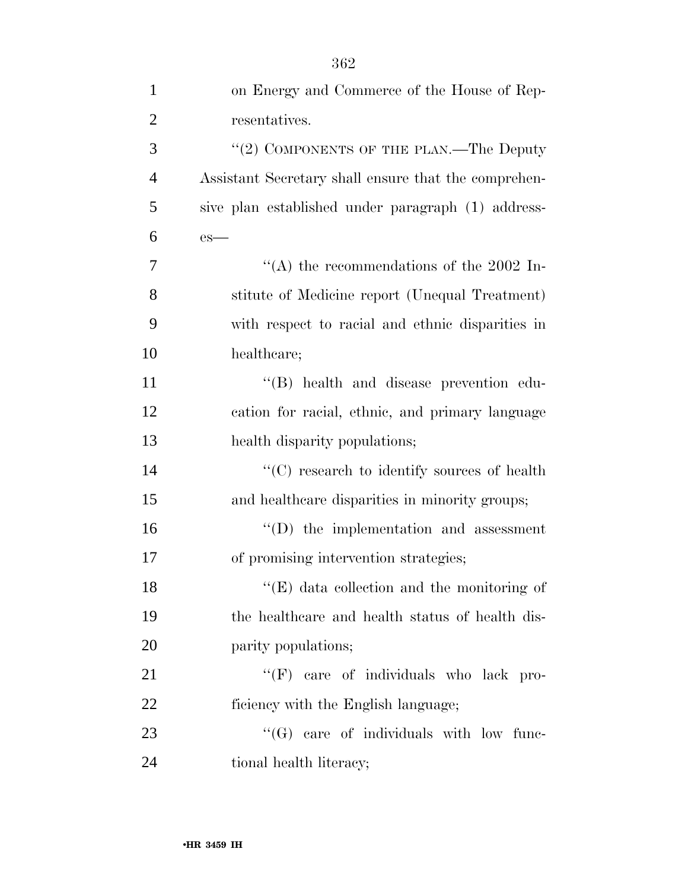on Energy and Commerce of the House of Representatives.

''(2) COMPONENTS OF THE PLAN.—The Deputy Assistant Secretary shall ensure that the comprehensive plan established under paragraph (1) addresses—

''(A) the recommendations of the 2002 Institute of Medicine report (Unequal Treatment) with respect to racial and ethnic disparities in healthcare;

''(B) health and disease prevention education for racial, ethnic, and primary language health disparity populations;

''(C) research to identify sources of health and healthcare disparities in minority groups;

''(D) the implementation and assessment of promising intervention strategies;

''(E) data collection and the monitoring of the healthcare and health status of health disparity populations;

''(F) care of individuals who lack proficiency with the English language;

''(G) care of individuals with low functional health literacy;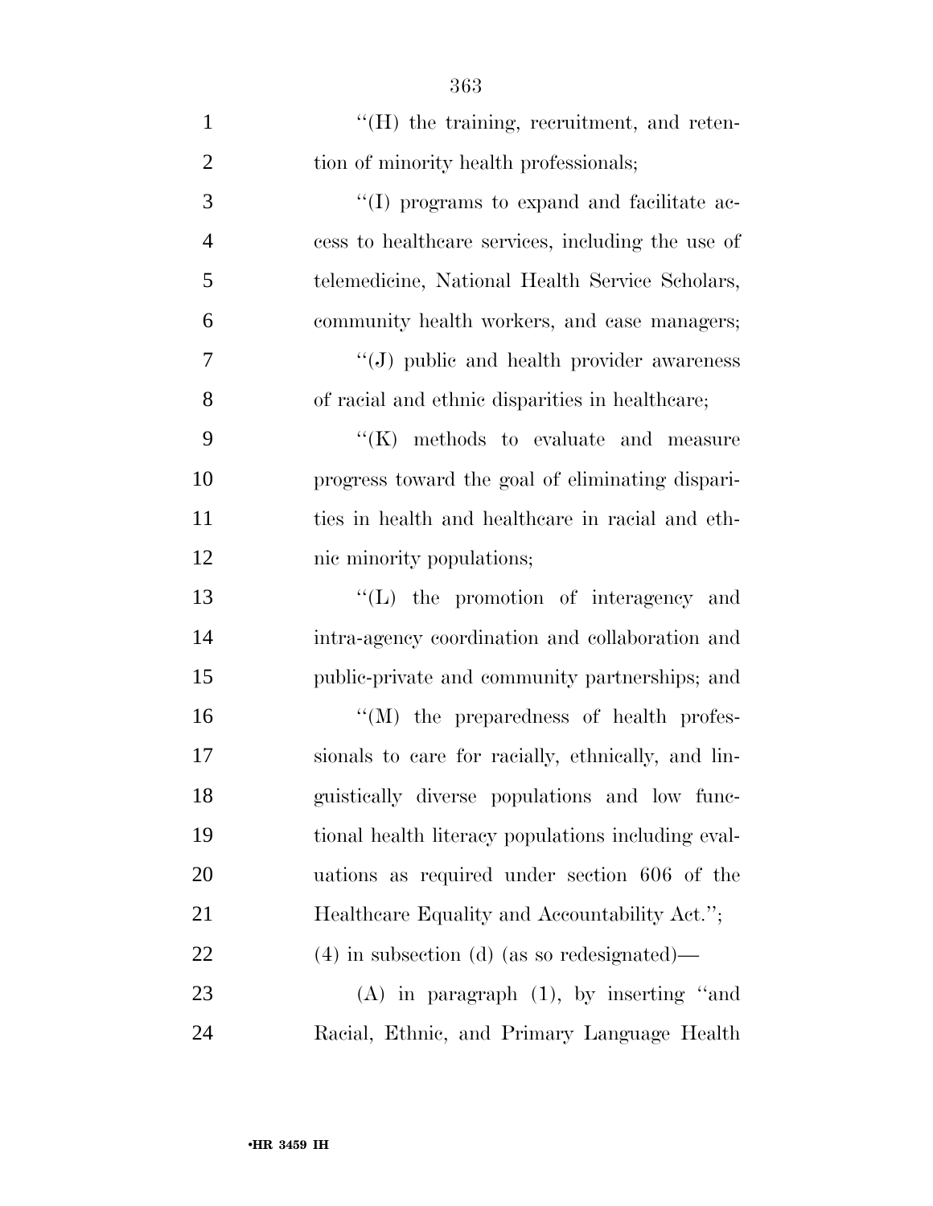''(H) the training, recruitment, and retention of minority health professionals;

''(I) programs to expand and facilitate access to healthcare services, including the use of telemedicine, National Health Service Scholars, community health workers, and case managers;

''(J) public and health provider awareness of racial and ethnic disparities in healthcare;

''(K) methods to evaluate and measure progress toward the goal of eliminating disparities in health and healthcare in racial and ethnic minority populations;

''(L) the promotion of interagency and intra-agency coordination and collaboration and public-private and community partnerships; and

''(M) the preparedness of health professionals to care for racially, ethnically, and linguistically diverse populations and low functional health literacy populations including evaluations as required under section 606 of the Healthcare Equality and Accountability Act.'';

(4) in subsection (d) (as so redesignated)—

(A) in paragraph (1), by inserting ''and Racial, Ethnic, and Primary Language Health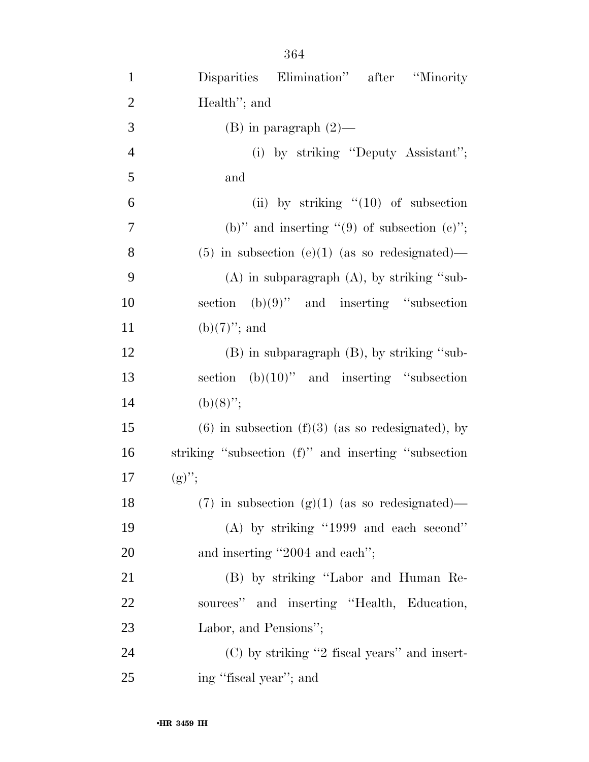Disparities Elimination'' after ''Minority Health''; and

(B) in paragraph (2)—

(i) by striking ''Deputy Assistant''; and

(ii) by striking ''(10) of subsection (b)'' and inserting ''(9) of subsection (c)'';

(5) in subsection (e)(1) (as so redesignated)—

(A) in subparagraph (A), by striking ''subsection (b)(9)'' and inserting ''subsection (b)(7)''; and

(B) in subparagraph (B), by striking ''subsection (b)(10)'' and inserting ''subsection (b)(8)'';

(6) in subsection (f)(3) (as so redesignated), by striking ''subsection (f)'' and inserting ''subsection (g)'';

(7) in subsection (g)(1) (as so redesignated)—

(A) by striking ''1999 and each second'' and inserting ''2004 and each'';

(B) by striking ''Labor and Human Resources'' and inserting ''Health, Education, Labor, and Pensions'';

(C) by striking ''2 fiscal years'' and inserting ''fiscal year''; and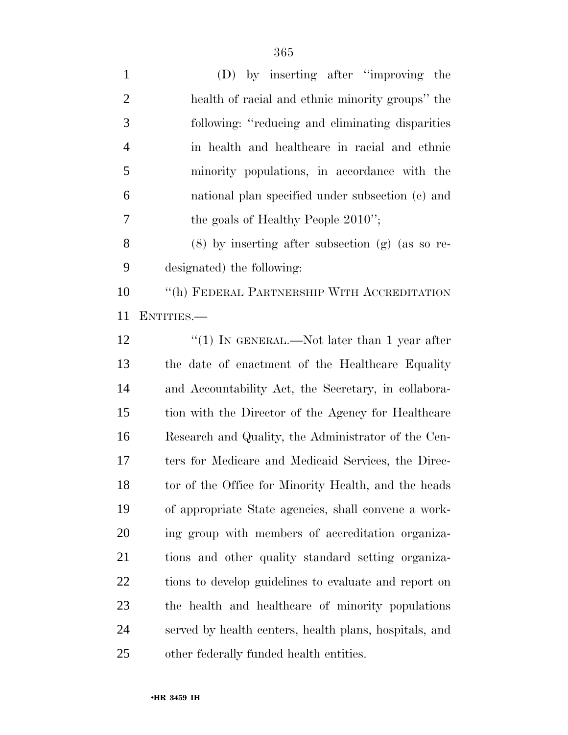(D) by inserting after ''improving the health of racial and ethnic minority groups'' the following: ''reducing and eliminating disparities in health and healthcare in racial and ethnic minority populations, in accordance with the national plan specified under subsection (c) and the goals of Healthy People 2010'';

(8) by inserting after subsection (g) (as so redesignated) the following:

''(h) FEDERAL PARTNERSHIP WITH ACCREDITATION ENTITIES.—

''(1) IN GENERAL.—Not later than 1 year after the date of enactment of the Healthcare Equality and Accountability Act, the Secretary, in collaboration with the Director of the Agency for Healthcare Research and Quality, the Administrator of the Centers for Medicare and Medicaid Services, the Director of the Office for Minority Health, and the heads of appropriate State agencies, shall convene a working group with members of accreditation organizations and other quality standard setting organizations to develop guidelines to evaluate and report on the health and healthcare of minority populations served by health centers, health plans, hospitals, and other federally funded health entities.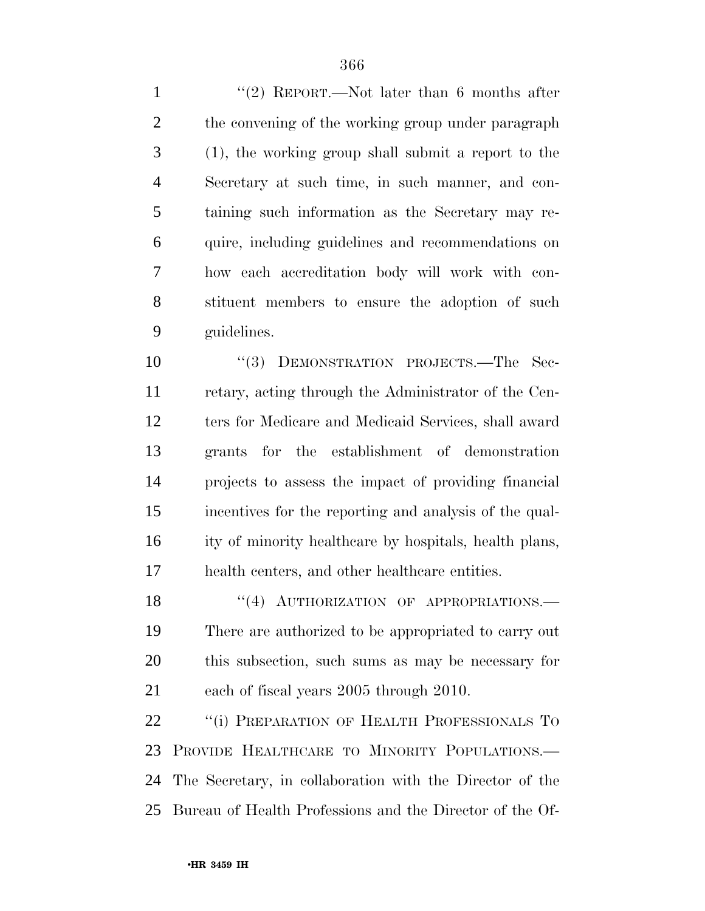"(2) REPORT.—Not later than 6 months after the convening of the working group under paragraph (1), the working group shall submit a report to the Secretary at such time, in such manner, and containing such information as the Secretary may require, including guidelines and recommendations on how each accreditation body will work with constituent members to ensure the adoption of such guidelines.

"(3) DEMONSTRATION PROJECTS.—The Secretary, acting through the Administrator of the Centers for Medicare and Medicaid Services, shall award grants for the establishment of demonstration projects to assess the impact of providing financial incentives for the reporting and analysis of the quality of minority healthcare by hospitals, health plans, health centers, and other healthcare entities.

"(4) AUTHORIZATION OF APPROPRIATIONS.— There are authorized to be appropriated to carry out this subsection, such sums as may be necessary for each of fiscal years 2005 through 2010.

"(i) PREPARATION OF HEALTH PROFESSIONALS TO PROVIDE HEALTHCARE TO MINORITY POPULATIONS.— The Secretary, in collaboration with the Director of the Bureau of Health Professions and the Director of the Of-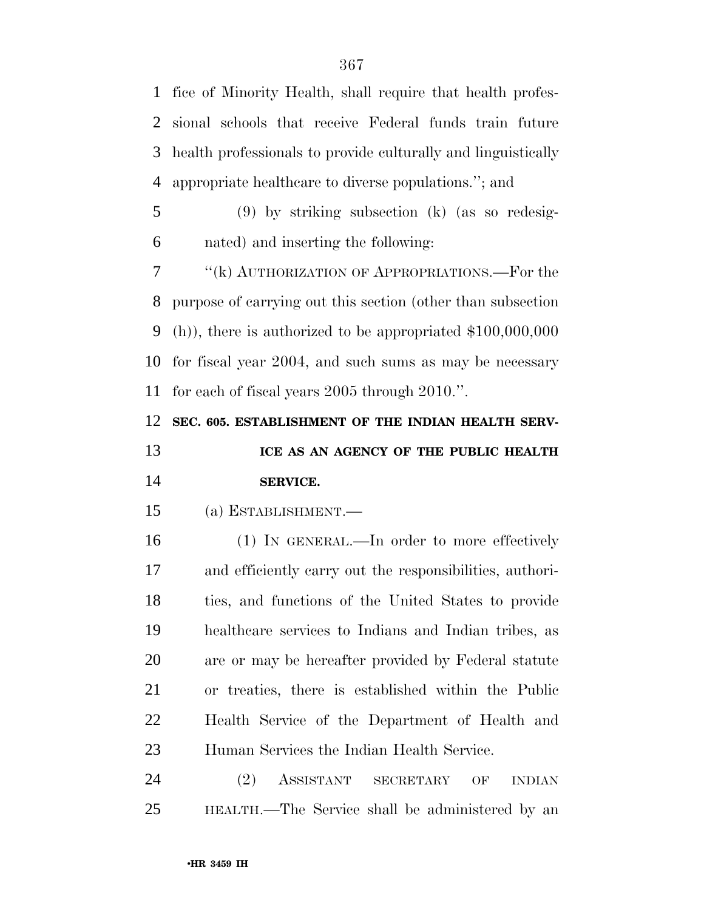fice of Minority Health, shall require that health professional schools that receive Federal funds train future health professionals to provide culturally and linguistically appropriate healthcare to diverse populations.''; and

(9) by striking subsection (k) (as so redesignated) and inserting the following:

''(k) AUTHORIZATION OF APPROPRIATIONS.—For the purpose of carrying out this section (other than subsection (h)), there is authorized to be appropriated $100,000,000 for fiscal year 2004, and such sums as may be necessary for each of fiscal years 2005 through 2010.''.

### SEC. 605. ESTABLISHMENT OF THE INDIAN HEALTH SERVICE AS AN AGENCY OF THE PUBLIC HEALTH SERVICE.

(a) ESTABLISHMENT.—

(1) IN GENERAL.—In order to more effectively and efficiently carry out the responsibilities, authorities, and functions of the United States to provide healthcare services to Indians and Indian tribes, as are or may be hereafter provided by Federal statute or treaties, there is established within the Public Health Service of the Department of Health and Human Services the Indian Health Service.

(2) ASSISTANT SECRETARY OF INDIAN HEALTH.—The Service shall be administered by an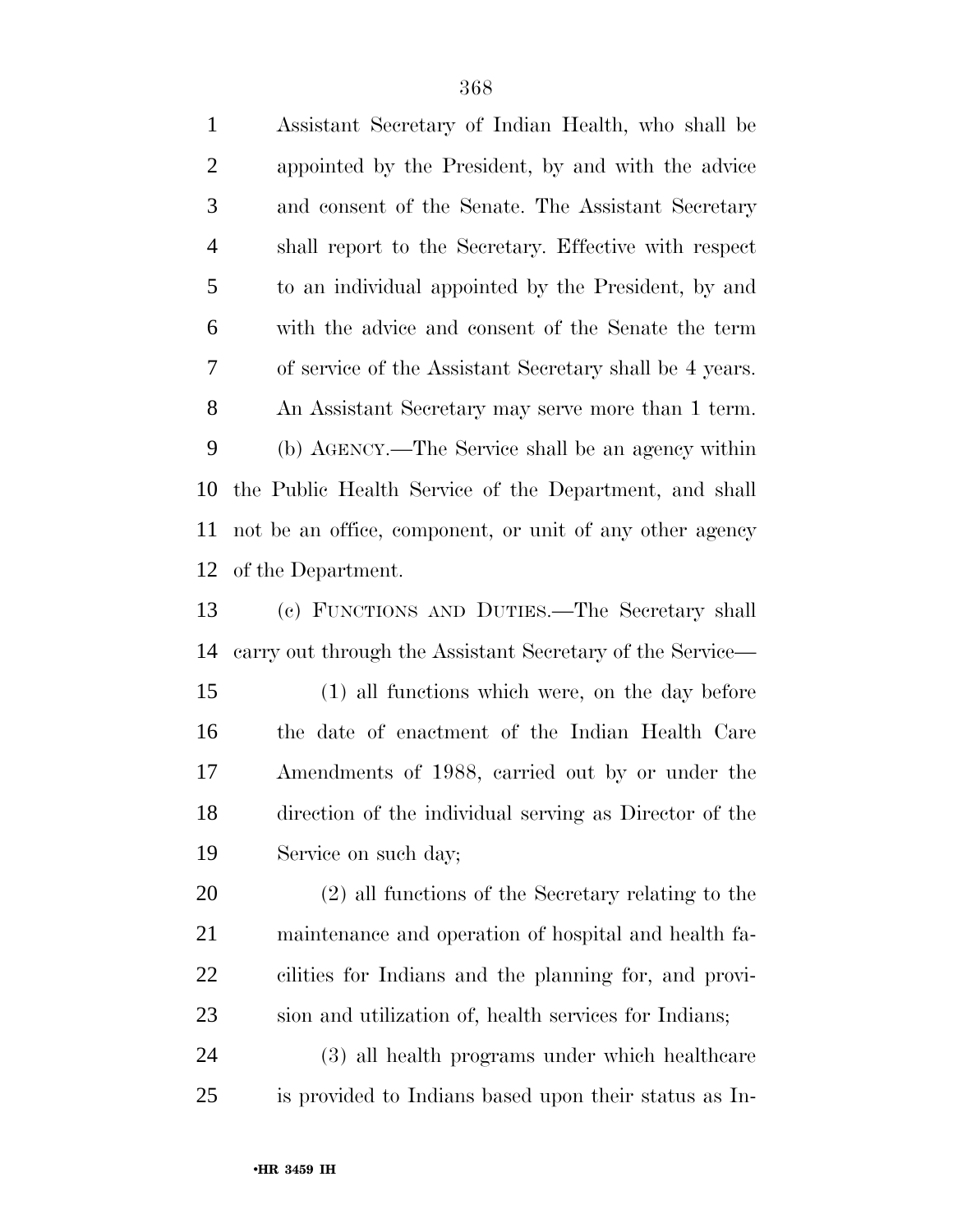Assistant Secretary of Indian Health, who shall be appointed by the President, by and with the advice and consent of the Senate. The Assistant Secretary shall report to the Secretary. Effective with respect to an individual appointed by the President, by and with the advice and consent of the Senate the term of service of the Assistant Secretary shall be 4 years. An Assistant Secretary may serve more than 1 term.

(b) AGENCY.—The Service shall be an agency within the Public Health Service of the Department, and shall not be an office, component, or unit of any other agency of the Department.

(c) FUNCTIONS AND DUTIES.—The Secretary shall carry out through the Assistant Secretary of the Service—

(1) all functions which were, on the day before the date of enactment of the Indian Health Care Amendments of 1988, carried out by or under the direction of the individual serving as Director of the Service on such day;

(2) all functions of the Secretary relating to the maintenance and operation of hospital and health facilities for Indians and the planning for, and provision and utilization of, health services for Indians;

(3) all health programs under which healthcare is provided to Indians based upon their status as In-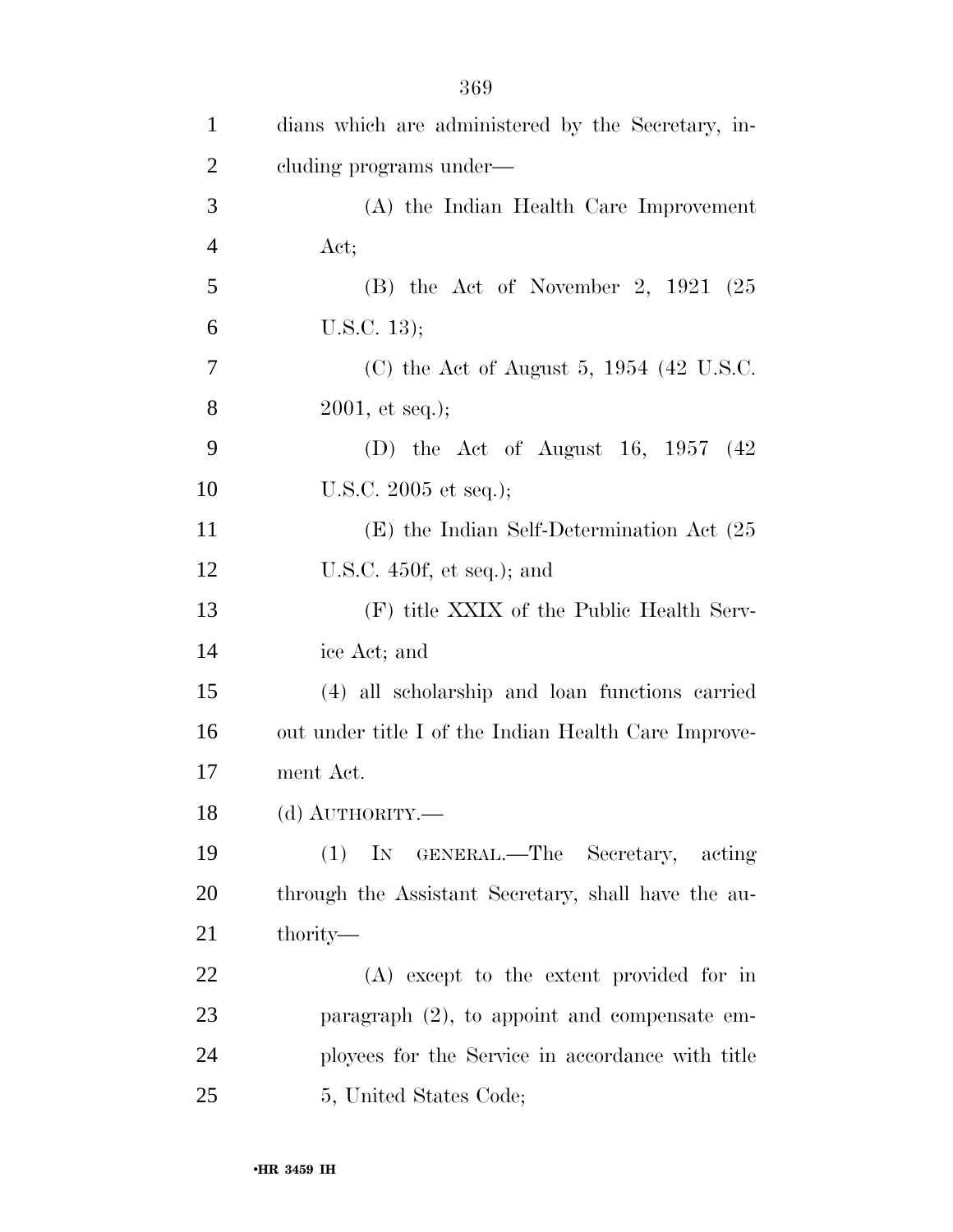dians which are administered by the Secretary, including programs under—

(A) the Indian Health Care Improvement Act;

(B) the Act of November 2, 1921 (25 U.S.C. 13);

(C) the Act of August 5, 1954 (42 U.S.C. 2001, et seq.);

(D) the Act of August 16, 1957 (42 U.S.C. 2005 et seq.);

(E) the Indian Self-Determination Act (25 U.S.C. 450f, et seq.); and

(F) title XXIX of the Public Health Service Act; and

(4) all scholarship and loan functions carried out under title I of the Indian Health Care Improvement Act.

(d) AUTHORITY.—

(1) IN GENERAL.—The Secretary, acting through the Assistant Secretary, shall have the authority—

(A) except to the extent provided for in paragraph (2), to appoint and compensate employees for the Service in accordance with title 5, United States Code;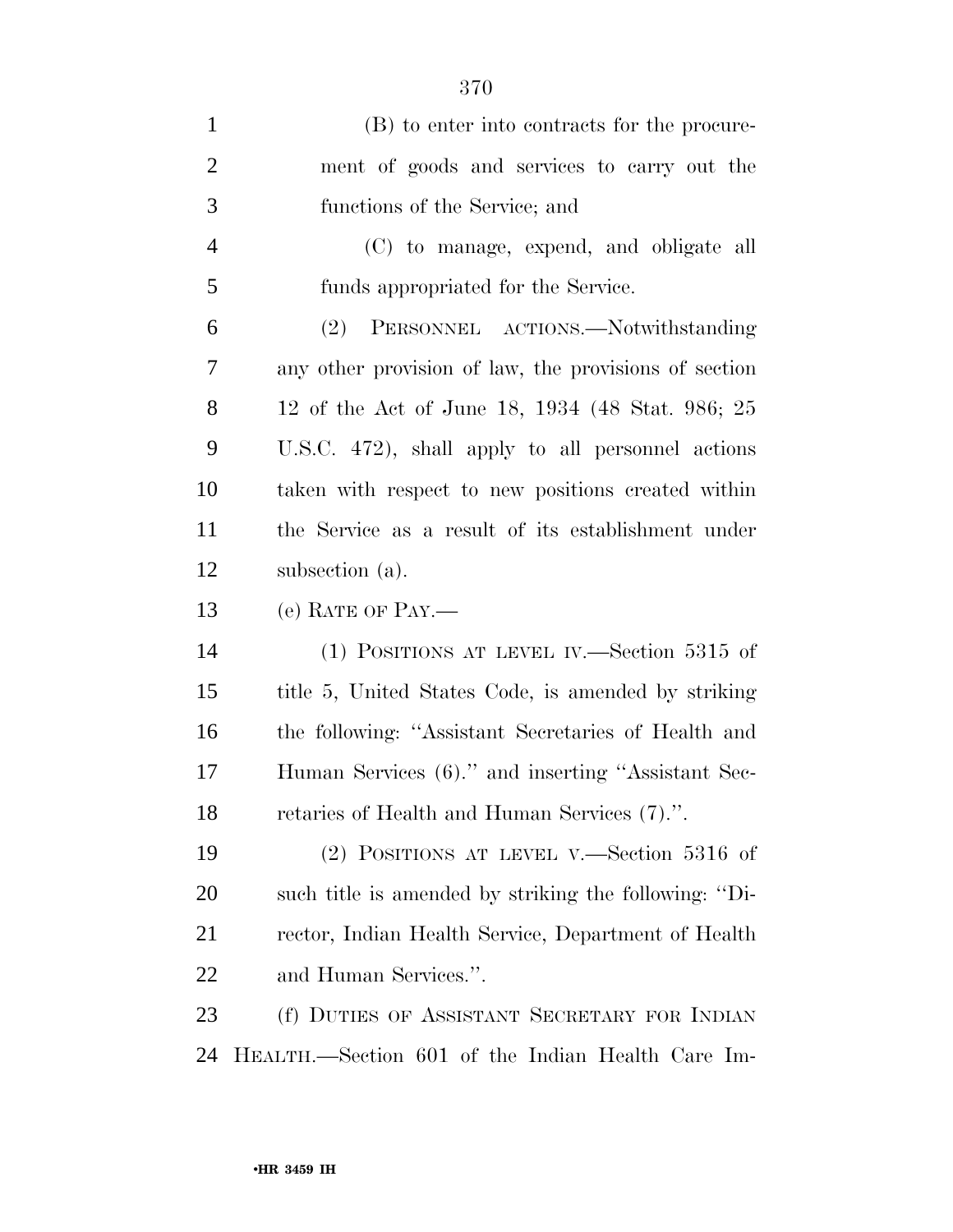(B) to enter into contracts for the procurement of goods and services to carry out the functions of the Service; and

(C) to manage, expend, and obligate all funds appropriated for the Service.

(2) PERSONNEL ACTIONS.—Notwithstanding any other provision of law, the provisions of section 12 of the Act of June 18, 1934 (48 Stat. 986; 25 U.S.C. 472), shall apply to all personnel actions taken with respect to new positions created within the Service as a result of its establishment under subsection (a).

(e) RATE OF PAY.—

(1) POSITIONS AT LEVEL IV.—Section 5315 of title 5, United States Code, is amended by striking the following: ''Assistant Secretaries of Health and Human Services (6).'' and inserting ''Assistant Secretaries of Health and Human Services (7).''.

(2) POSITIONS AT LEVEL V.—Section 5316 of such title is amended by striking the following: ''Director, Indian Health Service, Department of Health and Human Services.''.

(f) DUTIES OF ASSISTANT SECRETARY FOR INDIAN HEALTH.—Section 601 of the Indian Health Care Im-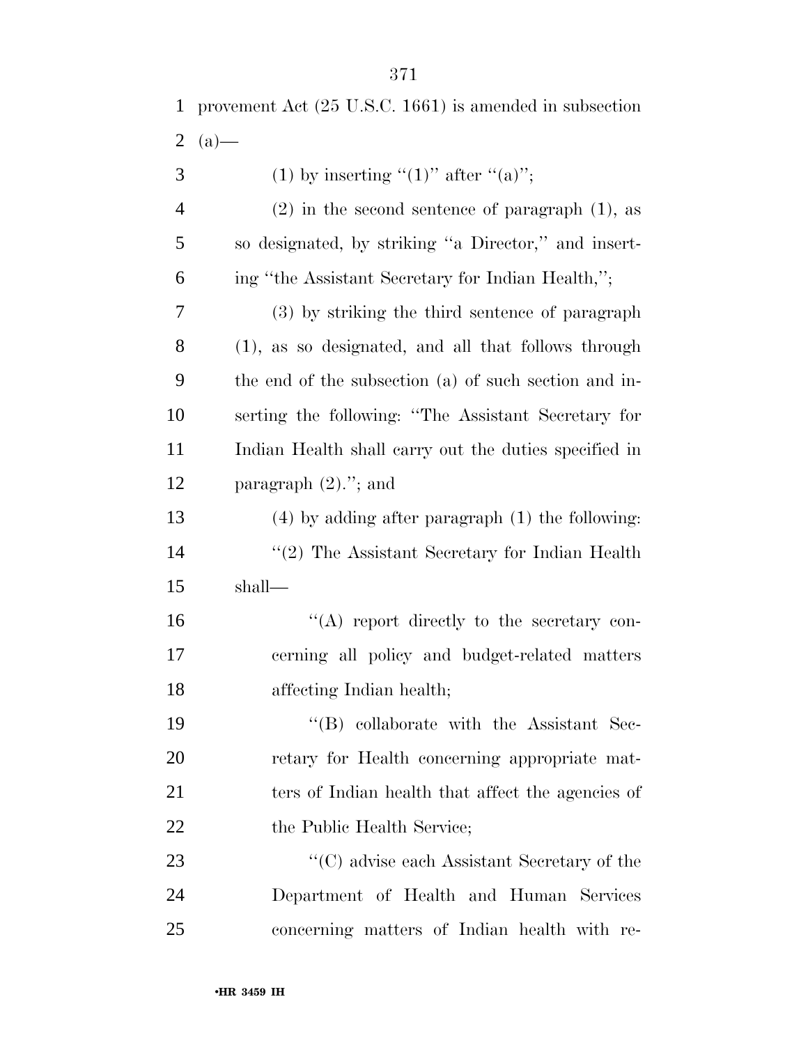provement Act (25 U.S.C. 1661) is amended in subsection (a)—

(1) by inserting ''(1)'' after ''(a)'';

(2) in the second sentence of paragraph (1), as so designated, by striking ''a Director,'' and inserting ''the Assistant Secretary for Indian Health,'';

(3) by striking the third sentence of paragraph (1), as so designated, and all that follows through the end of the subsection (a) of such section and inserting the following: ''The Assistant Secretary for Indian Health shall carry out the duties specified in paragraph (2).''; and

(4) by adding after paragraph (1) the following:

''(2) The Assistant Secretary for Indian Health shall—

''(A) report directly to the secretary concerning all policy and budget-related matters affecting Indian health;

''(B) collaborate with the Assistant Secretary for Health concerning appropriate matters of Indian health that affect the agencies of the Public Health Service;

''(C) advise each Assistant Secretary of the Department of Health and Human Services concerning matters of Indian health with re-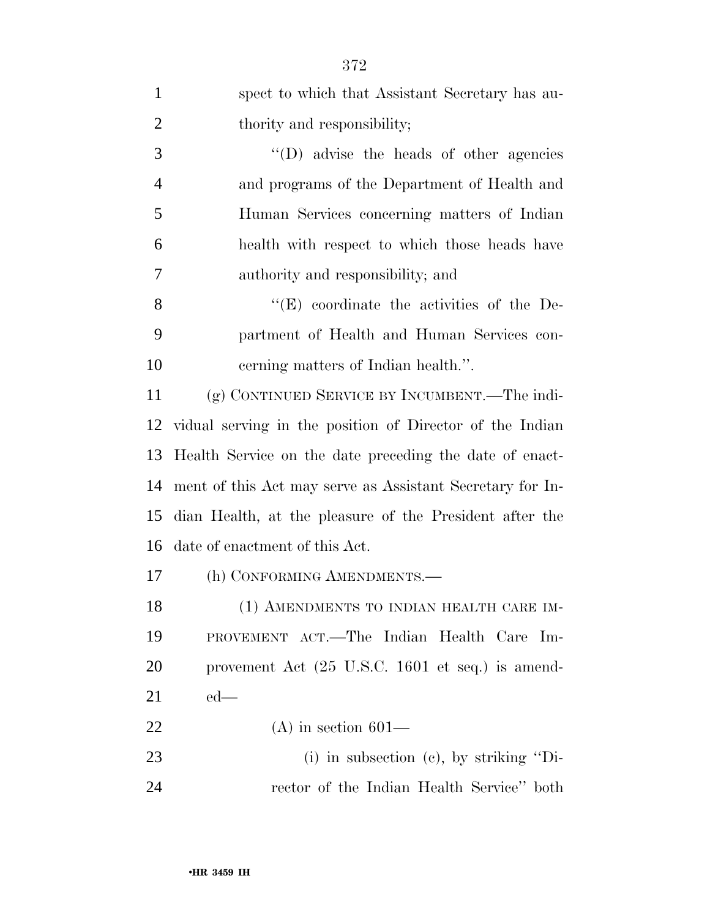spect to which that Assistant Secretary has authority and responsibility;

"(D) advise the heads of other agencies and programs of the Department of Health and Human Services concerning matters of Indian health with respect to which those heads have authority and responsibility; and

"(E) coordinate the activities of the Department of Health and Human Services concerning matters of Indian health.".

(g) CONTINUED SERVICE BY INCUMBENT.—The individual serving in the position of Director of the Indian Health Service on the date preceding the date of enactment of this Act may serve as Assistant Secretary for Indian Health, at the pleasure of the President after the date of enactment of this Act.

(h) CONFORMING AMENDMENTS.—

(1) AMENDMENTS TO INDIAN HEALTH CARE IMPROVEMENT ACT.—The Indian Health Care Improvement Act (25 U.S.C. 1601 et seq.) is amended—

(A) in section 601—

(i) in subsection (c), by striking "Director of the Indian Health Service" both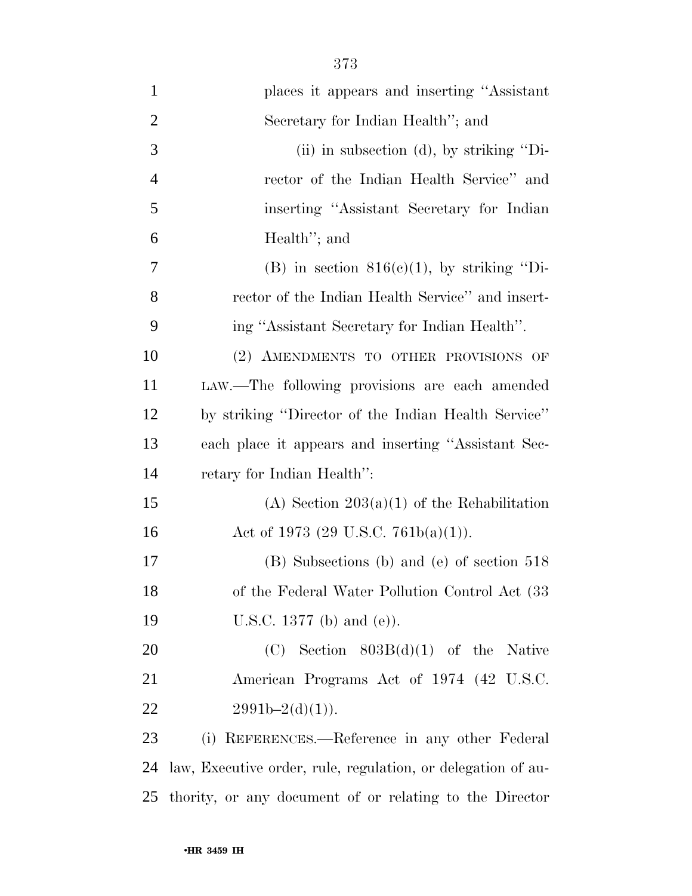places it appears and inserting "Assistant Secretary for Indian Health"; and

(ii) in subsection (d), by striking "Director of the Indian Health Service" and inserting "Assistant Secretary for Indian Health"; and

(B) in section 816(c)(1), by striking "Director of the Indian Health Service" and inserting "Assistant Secretary for Indian Health".

(2) AMENDMENTS TO OTHER PROVISIONS OF LAW.—The following provisions are each amended by striking "Director of the Indian Health Service" each place it appears and inserting "Assistant Secretary for Indian Health":

(A) Section 203(a)(1) of the Rehabilitation Act of 1973 (29 U.S.C. 761b(a)(1)).

(B) Subsections (b) and (e) of section 518 of the Federal Water Pollution Control Act (33 U.S.C. 1377 (b) and (e)).

(C) Section 803B(d)(1) of the Native American Programs Act of 1974 (42 U.S.C. 2991b–2(d)(1)).

(i) REFERENCES.—Reference in any other Federal law, Executive order, rule, regulation, or delegation of authority, or any document of or relating to the Director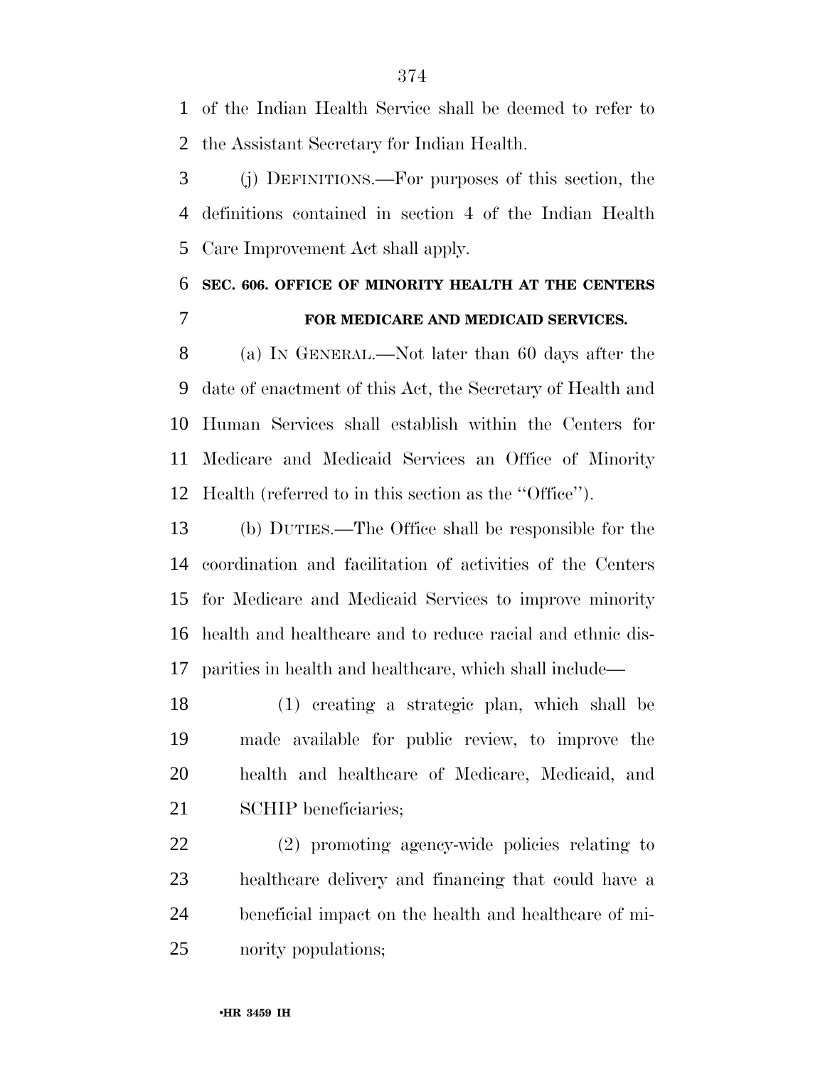of the Indian Health Service shall be deemed to refer to the Assistant Secretary for Indian Health.

(j) DEFINITIONS.—For purposes of this section, the definitions contained in section 4 of the Indian Health Care Improvement Act shall apply.

### SEC. 606. OFFICE OF MINORITY HEALTH AT THE CENTERS FOR MEDICARE AND MEDICAID SERVICES.

(a) IN GENERAL.—Not later than 60 days after the date of enactment of this Act, the Secretary of Health and Human Services shall establish within the Centers for Medicare and Medicaid Services an Office of Minority Health (referred to in this section as the ''Office'').

(b) DUTIES.—The Office shall be responsible for the coordination and facilitation of activities of the Centers for Medicare and Medicaid Services to improve minority health and healthcare and to reduce racial and ethnic disparities in health and healthcare, which shall include—

(1) creating a strategic plan, which shall be made available for public review, to improve the health and healthcare of Medicare, Medicaid, and SCHIP beneficiaries;

(2) promoting agency-wide policies relating to healthcare delivery and financing that could have a beneficial impact on the health and healthcare of minority populations;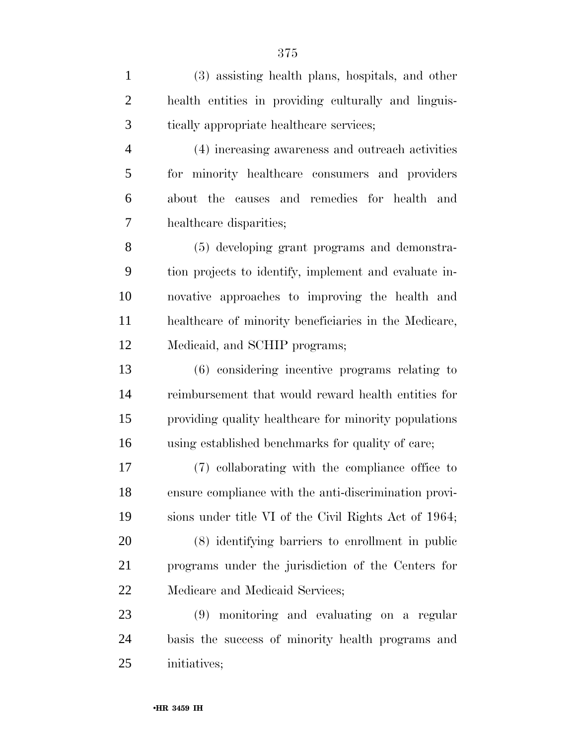(3) assisting health plans, hospitals, and other health entities in providing culturally and linguistically appropriate healthcare services;

(4) increasing awareness and outreach activities for minority healthcare consumers and providers about the causes and remedies for health and healthcare disparities;

(5) developing grant programs and demonstration projects to identify, implement and evaluate innovative approaches to improving the health and healthcare of minority beneficiaries in the Medicare, Medicaid, and SCHIP programs;

(6) considering incentive programs relating to reimbursement that would reward health entities for providing quality healthcare for minority populations using established benchmarks for quality of care;

(7) collaborating with the compliance office to ensure compliance with the anti-discrimination provisions under title VI of the Civil Rights Act of 1964;

(8) identifying barriers to enrollment in public programs under the jurisdiction of the Centers for Medicare and Medicaid Services;

(9) monitoring and evaluating on a regular basis the success of minority health programs and initiatives;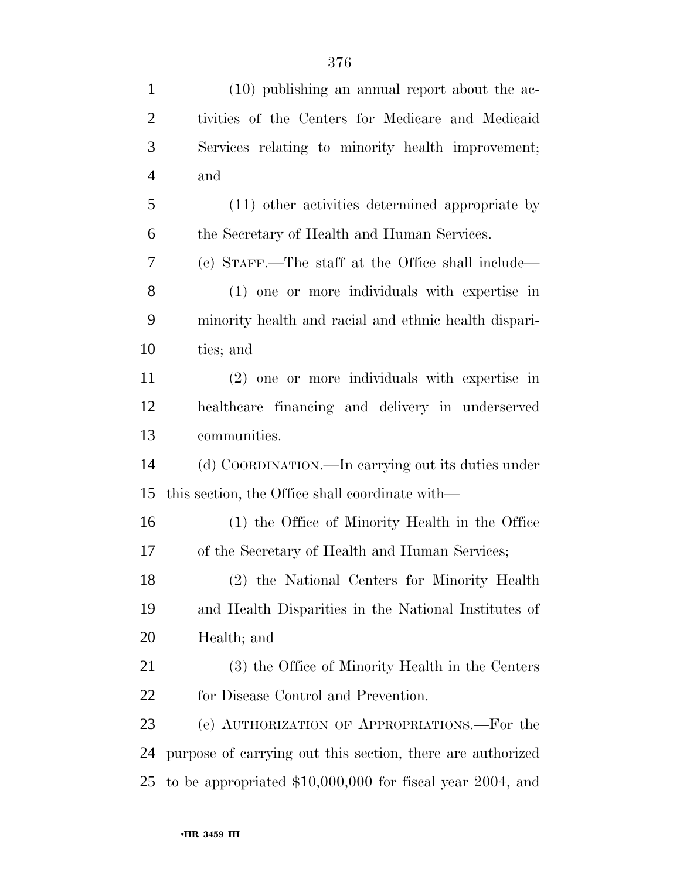(10) publishing an annual report about the activities of the Centers for Medicare and Medicaid Services relating to minority health improvement; and

(11) other activities determined appropriate by the Secretary of Health and Human Services.

(c) STAFF.—The staff at the Office shall include—

(1) one or more individuals with expertise in minority health and racial and ethnic health disparities; and

(2) one or more individuals with expertise in healthcare financing and delivery in underserved communities.

(d) COORDINATION.—In carrying out its duties under this section, the Office shall coordinate with—

(1) the Office of Minority Health in the Office of the Secretary of Health and Human Services;

(2) the National Centers for Minority Health and Health Disparities in the National Institutes of Health; and

(3) the Office of Minority Health in the Centers for Disease Control and Prevention.

(e) AUTHORIZATION OF APPROPRIATIONS.—For the purpose of carrying out this section, there are authorized to be appropriated $10,000,000 for fiscal year 2004, and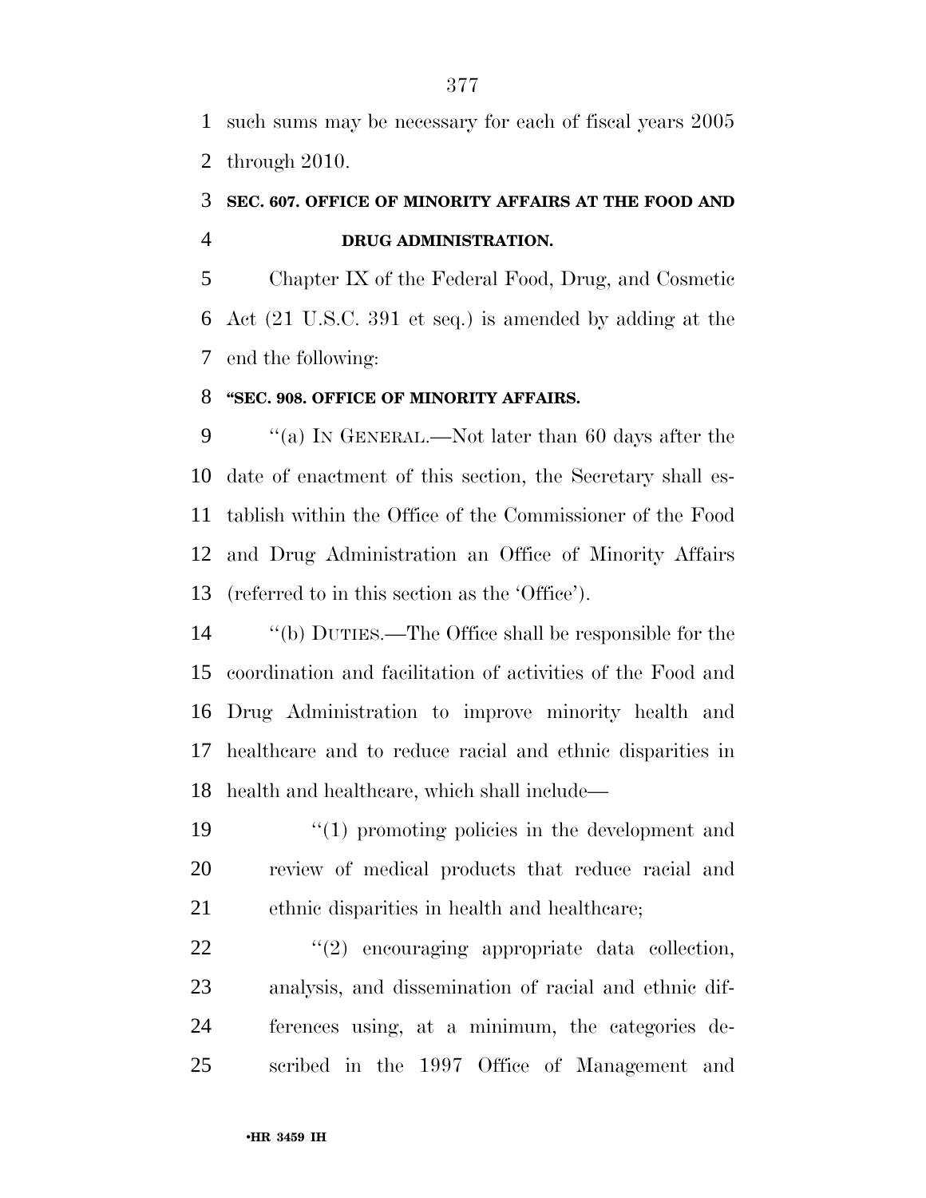such sums may be necessary for each of fiscal years 2005 through 2010.

### SEC. 607. OFFICE OF MINORITY AFFAIRS AT THE FOOD AND DRUG ADMINISTRATION.

Chapter IX of the Federal Food, Drug, and Cosmetic Act (21 U.S.C. 391 et seq.) is amended by adding at the end the following:

**"SEC. 908. OFFICE OF MINORITY AFFAIRS.**

"(a) IN GENERAL.—Not later than 60 days after the date of enactment of this section, the Secretary shall establish within the Office of the Commissioner of the Food and Drug Administration an Office of Minority Affairs (referred to in this section as the 'Office').

"(b) DUTIES.—The Office shall be responsible for the coordination and facilitation of activities of the Food and Drug Administration to improve minority health and healthcare and to reduce racial and ethnic disparities in health and healthcare, which shall include—

"(1) promoting policies in the development and review of medical products that reduce racial and ethnic disparities in health and healthcare;

"(2) encouraging appropriate data collection, analysis, and dissemination of racial and ethnic differences using, at a minimum, the categories described in the 1997 Office of Management and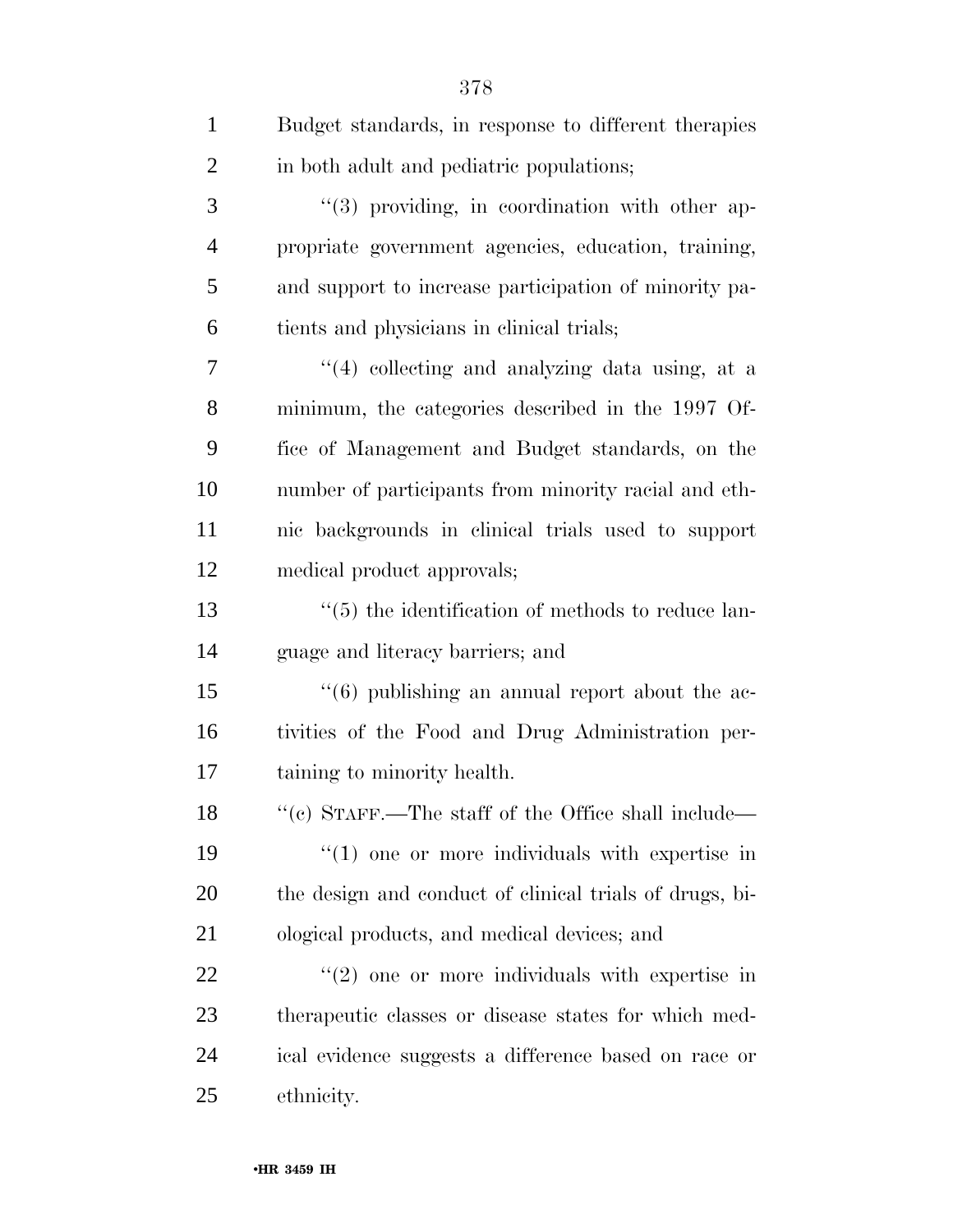Budget standards, in response to different therapies in both adult and pediatric populations;

''(3) providing, in coordination with other appropriate government agencies, education, training, and support to increase participation of minority patients and physicians in clinical trials;

''(4) collecting and analyzing data using, at a minimum, the categories described in the 1997 Office of Management and Budget standards, on the number of participants from minority racial and ethnic backgrounds in clinical trials used to support medical product approvals;

''(5) the identification of methods to reduce language and literacy barriers; and

''(6) publishing an annual report about the activities of the Food and Drug Administration pertaining to minority health.

''(c) STAFF.—The staff of the Office shall include—

''(1) one or more individuals with expertise in the design and conduct of clinical trials of drugs, biological products, and medical devices; and

''(2) one or more individuals with expertise in therapeutic classes or disease states for which medical evidence suggests a difference based on race or ethnicity.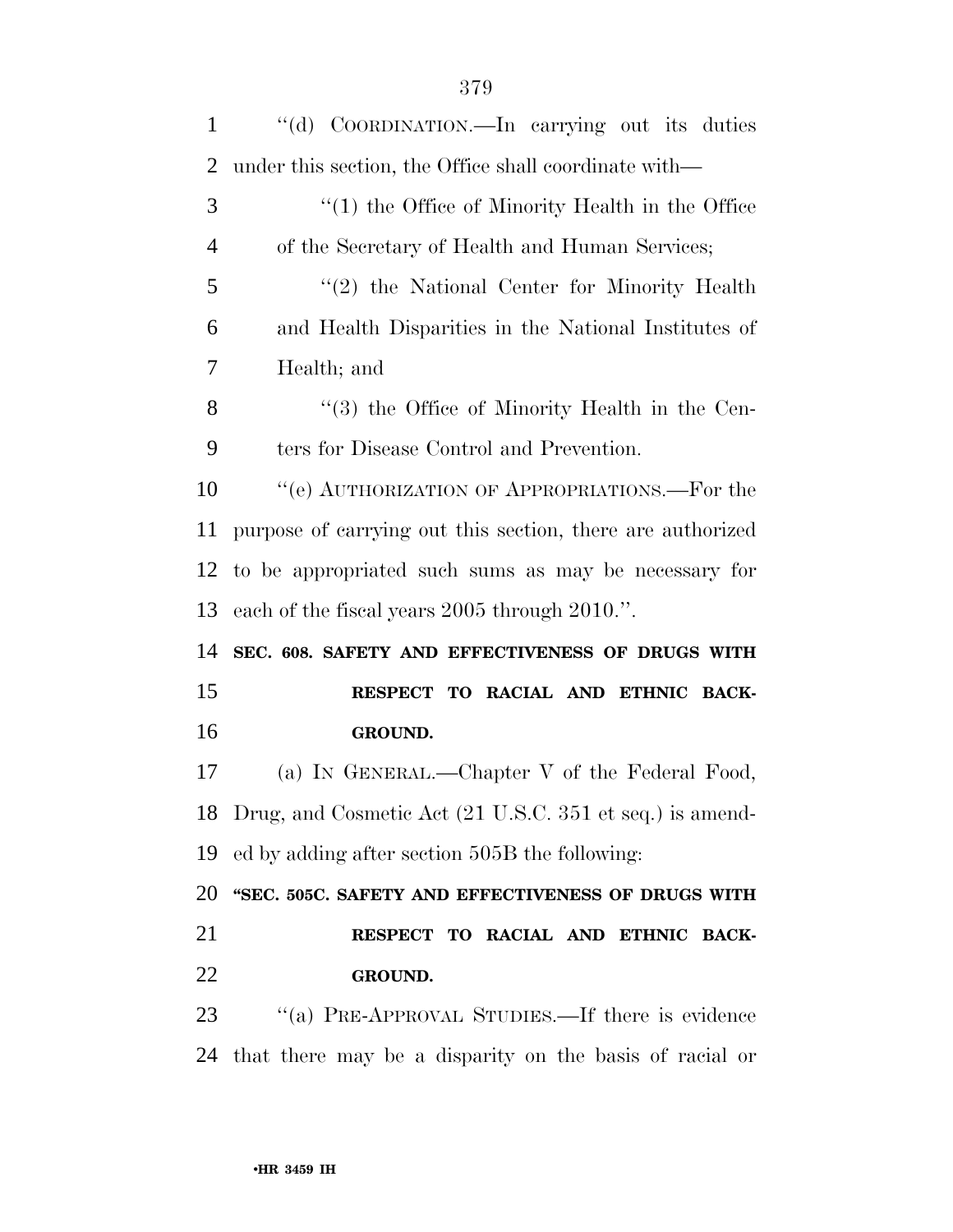''(d) COORDINATION.—In carrying out its duties under this section, the Office shall coordinate with—

''(1) the Office of Minority Health in the Office of the Secretary of Health and Human Services;

''(2) the National Center for Minority Health and Health Disparities in the National Institutes of Health; and

''(3) the Office of Minority Health in the Centers for Disease Control and Prevention.

''(e) AUTHORIZATION OF APPROPRIATIONS.—For the purpose of carrying out this section, there are authorized to be appropriated such sums as may be necessary for each of the fiscal years 2005 through 2010.''.

**SEC. 608. SAFETY AND EFFECTIVENESS OF DRUGS WITH RESPECT TO RACIAL AND ETHNIC BACKGROUND.**

(a) IN GENERAL.—Chapter V of the Federal Food, Drug, and Cosmetic Act (21 U.S.C. 351 et seq.) is amended by adding after section 505B the following:

**''SEC. 505C. SAFETY AND EFFECTIVENESS OF DRUGS WITH RESPECT TO RACIAL AND ETHNIC BACKGROUND.**

''(a) PRE-APPROVAL STUDIES.—If there is evidence that there may be a disparity on the basis of racial or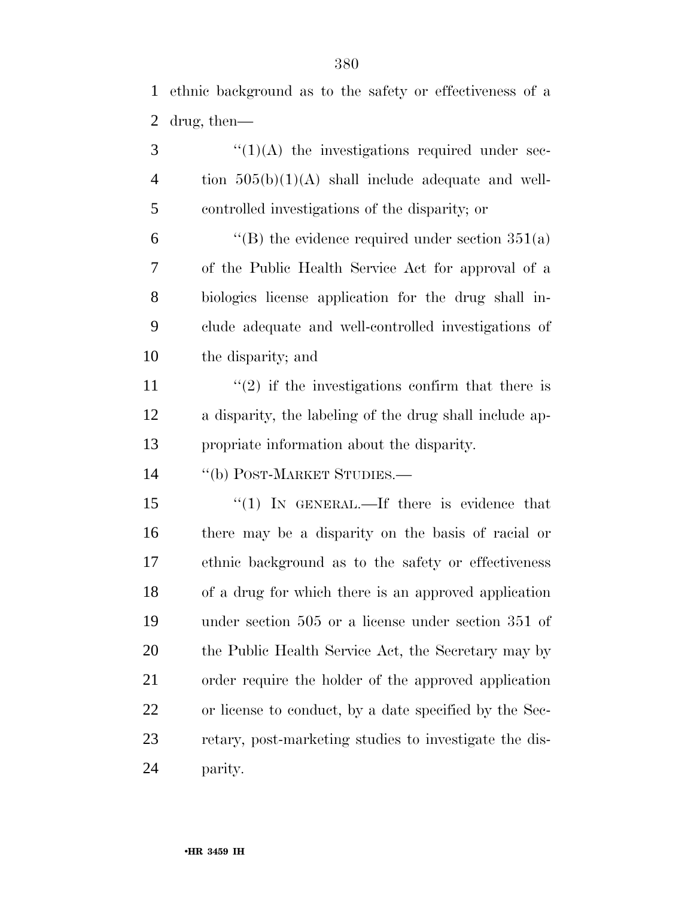ethnic background as to the safety or effectiveness of a drug, then—

"(1)(A) the investigations required under section 505(b)(1)(A) shall include adequate and well-controlled investigations of the disparity; or

"(B) the evidence required under section 351(a) of the Public Health Service Act for approval of a biologics license application for the drug shall include adequate and well-controlled investigations of the disparity; and

"(2) if the investigations confirm that there is a disparity, the labeling of the drug shall include appropriate information about the disparity.

"(b) POST-MARKET STUDIES.—

"(1) IN GENERAL.—If there is evidence that there may be a disparity on the basis of racial or ethnic background as to the safety or effectiveness of a drug for which there is an approved application under section 505 or a license under section 351 of the Public Health Service Act, the Secretary may by order require the holder of the approved application or license to conduct, by a date specified by the Secretary, post-marketing studies to investigate the disparity.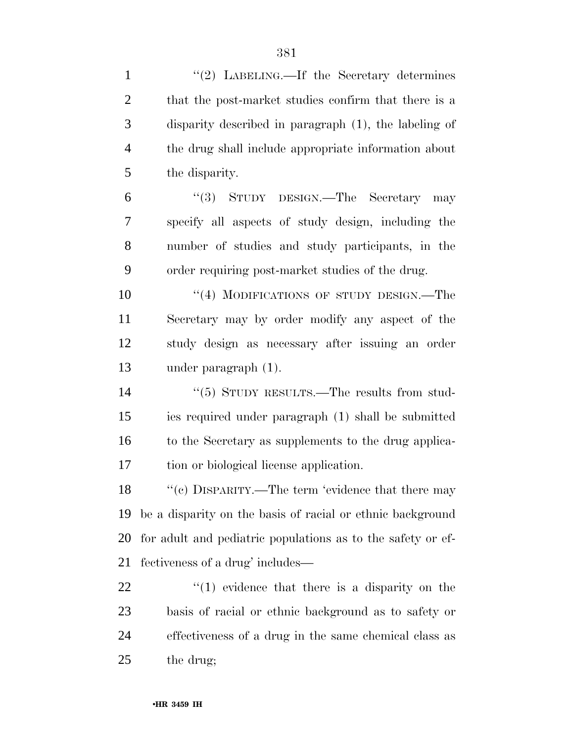"(2) LABELING.—If the Secretary determines that the post-market studies confirm that there is a disparity described in paragraph (1), the labeling of the drug shall include appropriate information about the disparity.

"(3) STUDY DESIGN.—The Secretary may specify all aspects of study design, including the number of studies and study participants, in the order requiring post-market studies of the drug.

"(4) MODIFICATIONS OF STUDY DESIGN.—The Secretary may by order modify any aspect of the study design as necessary after issuing an order under paragraph (1).

"(5) STUDY RESULTS.—The results from studies required under paragraph (1) shall be submitted to the Secretary as supplements to the drug application or biological license application.

"(c) DISPARITY.—The term 'evidence that there may be a disparity on the basis of racial or ethnic background for adult and pediatric populations as to the safety or effectiveness of a drug' includes—

"(1) evidence that there is a disparity on the basis of racial or ethnic background as to safety or effectiveness of a drug in the same chemical class as the drug;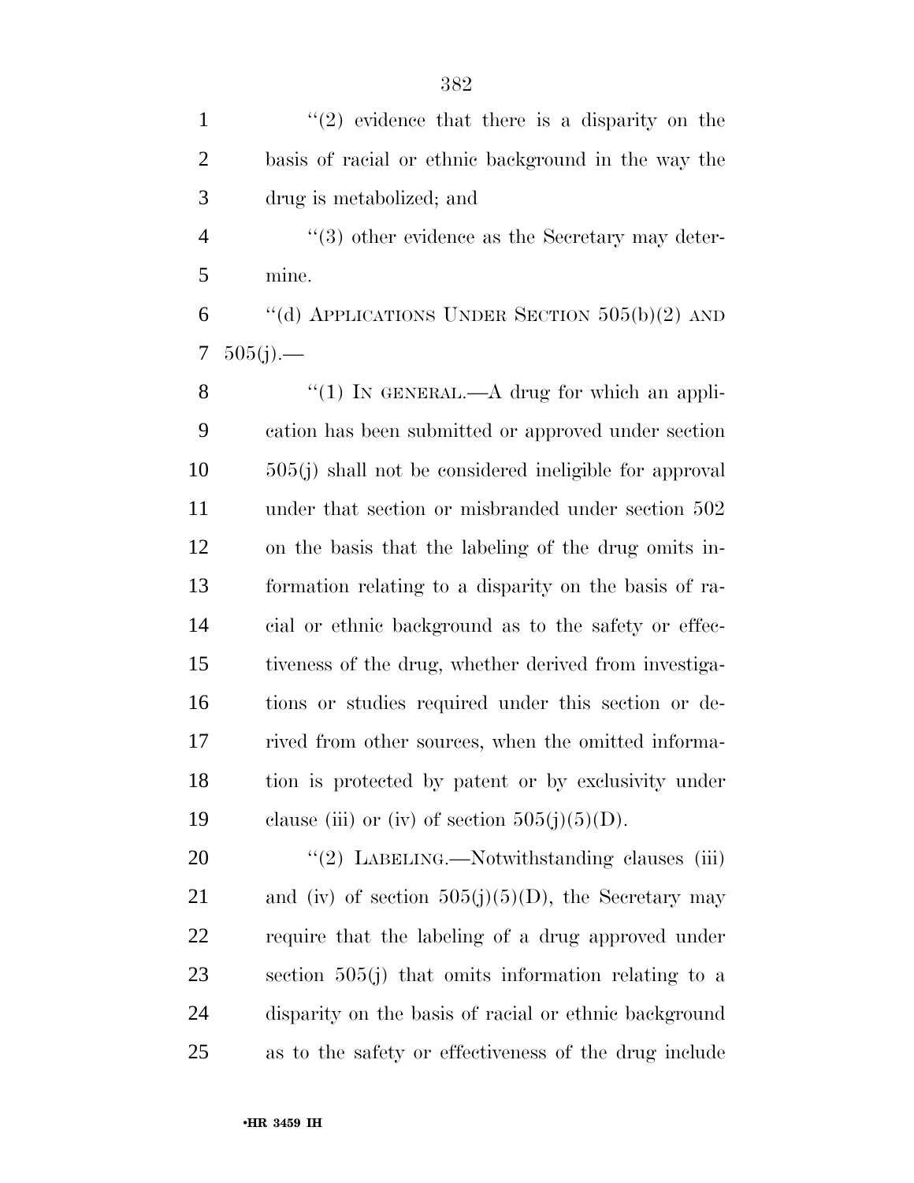''(2) evidence that there is a disparity on the basis of racial or ethnic background in the way the drug is metabolized; and

''(3) other evidence as the Secretary may determine.

''(d) APPLICATIONS UNDER SECTION 505(b)(2) AND 505(j).—

''(1) IN GENERAL.—A drug for which an application has been submitted or approved under section 505(j) shall not be considered ineligible for approval under that section or misbranded under section 502 on the basis that the labeling of the drug omits information relating to a disparity on the basis of racial or ethnic background as to the safety or effectiveness of the drug, whether derived from investigations or studies required under this section or derived from other sources, when the omitted information is protected by patent or by exclusivity under clause (iii) or (iv) of section 505(j)(5)(D).

''(2) LABELING.—Notwithstanding clauses (iii) and (iv) of section 505(j)(5)(D), the Secretary may require that the labeling of a drug approved under section 505(j) that omits information relating to a disparity on the basis of racial or ethnic background as to the safety or effectiveness of the drug include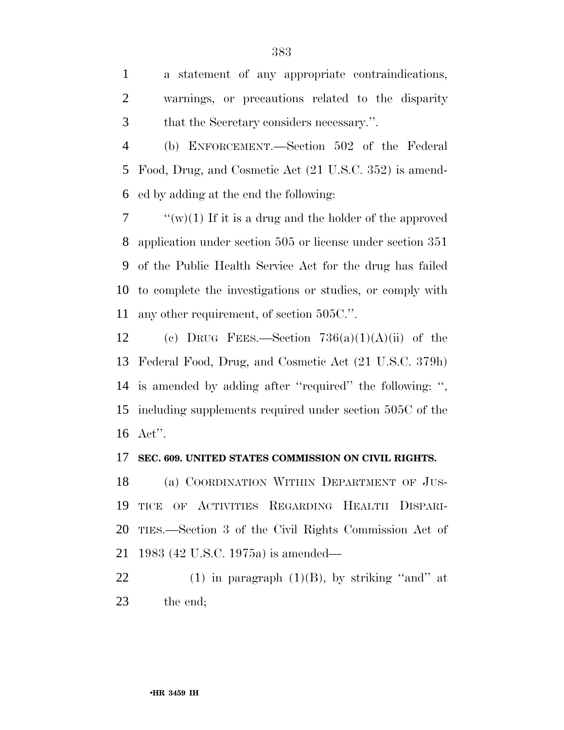a statement of any appropriate contraindications, warnings, or precautions related to the disparity that the Secretary considers necessary.''.

(b) ENFORCEMENT.—Section 502 of the Federal Food, Drug, and Cosmetic Act (21 U.S.C. 352) is amended by adding at the end the following:

''(w)(1) If it is a drug and the holder of the approved application under section 505 or license under section 351 of the Public Health Service Act for the drug has failed to complete the investigations or studies, or comply with any other requirement, of section 505C.''.

(c) DRUG FEES.—Section 736(a)(1)(A)(ii) of the Federal Food, Drug, and Cosmetic Act (21 U.S.C. 379h) is amended by adding after ''required'' the following: '', including supplements required under section 505C of the Act''.

**SEC. 609. UNITED STATES COMMISSION ON CIVIL RIGHTS.**

(a) COORDINATION WITHIN DEPARTMENT OF JUSTICE OF ACTIVITIES REGARDING HEALTH DISPARITIES.—Section 3 of the Civil Rights Commission Act of 1983 (42 U.S.C. 1975a) is amended—

(1) in paragraph (1)(B), by striking ''and'' at the end;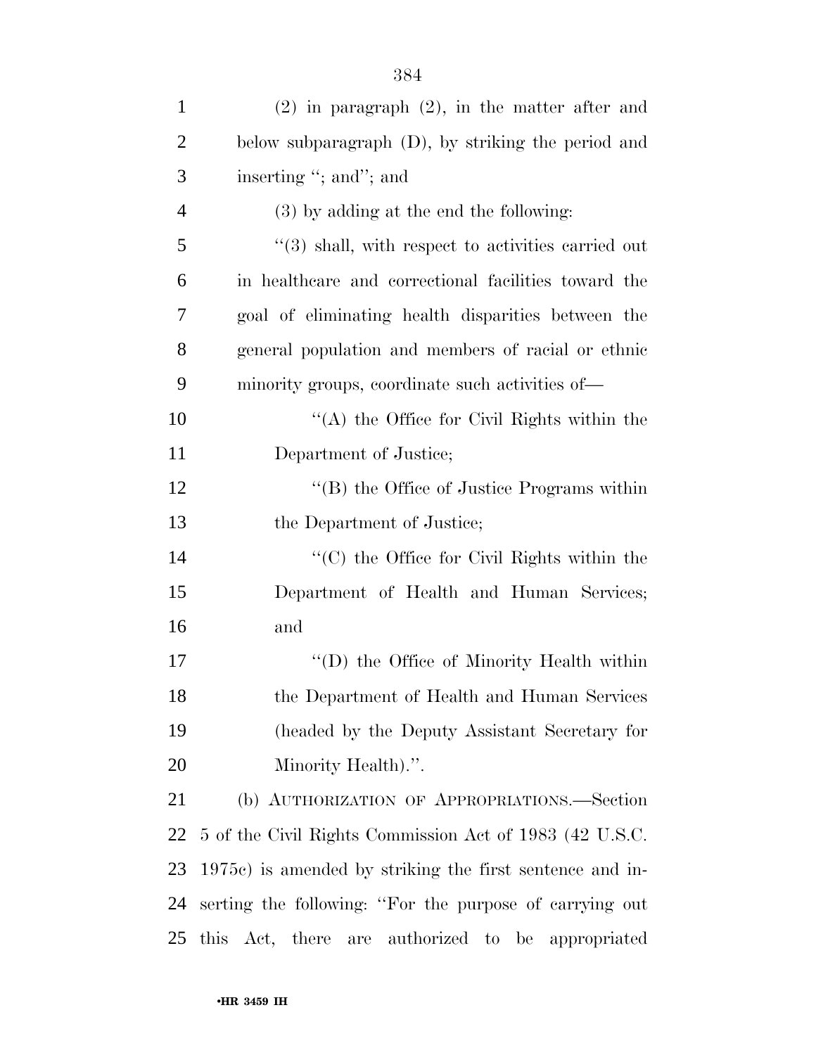(2) in paragraph (2), in the matter after and below subparagraph (D), by striking the period and inserting ''; and''; and

(3) by adding at the end the following:

''(3) shall, with respect to activities carried out in healthcare and correctional facilities toward the goal of eliminating health disparities between the general population and members of racial or ethnic minority groups, coordinate such activities of—

''(A) the Office for Civil Rights within the Department of Justice;

''(B) the Office of Justice Programs within the Department of Justice;

''(C) the Office for Civil Rights within the Department of Health and Human Services; and

''(D) the Office of Minority Health within the Department of Health and Human Services (headed by the Deputy Assistant Secretary for Minority Health).''.

(b) AUTHORIZATION OF APPROPRIATIONS.—Section 5 of the Civil Rights Commission Act of 1983 (42 U.S.C. 1975c) is amended by striking the first sentence and inserting the following: ''For the purpose of carrying out this Act, there are authorized to be appropriated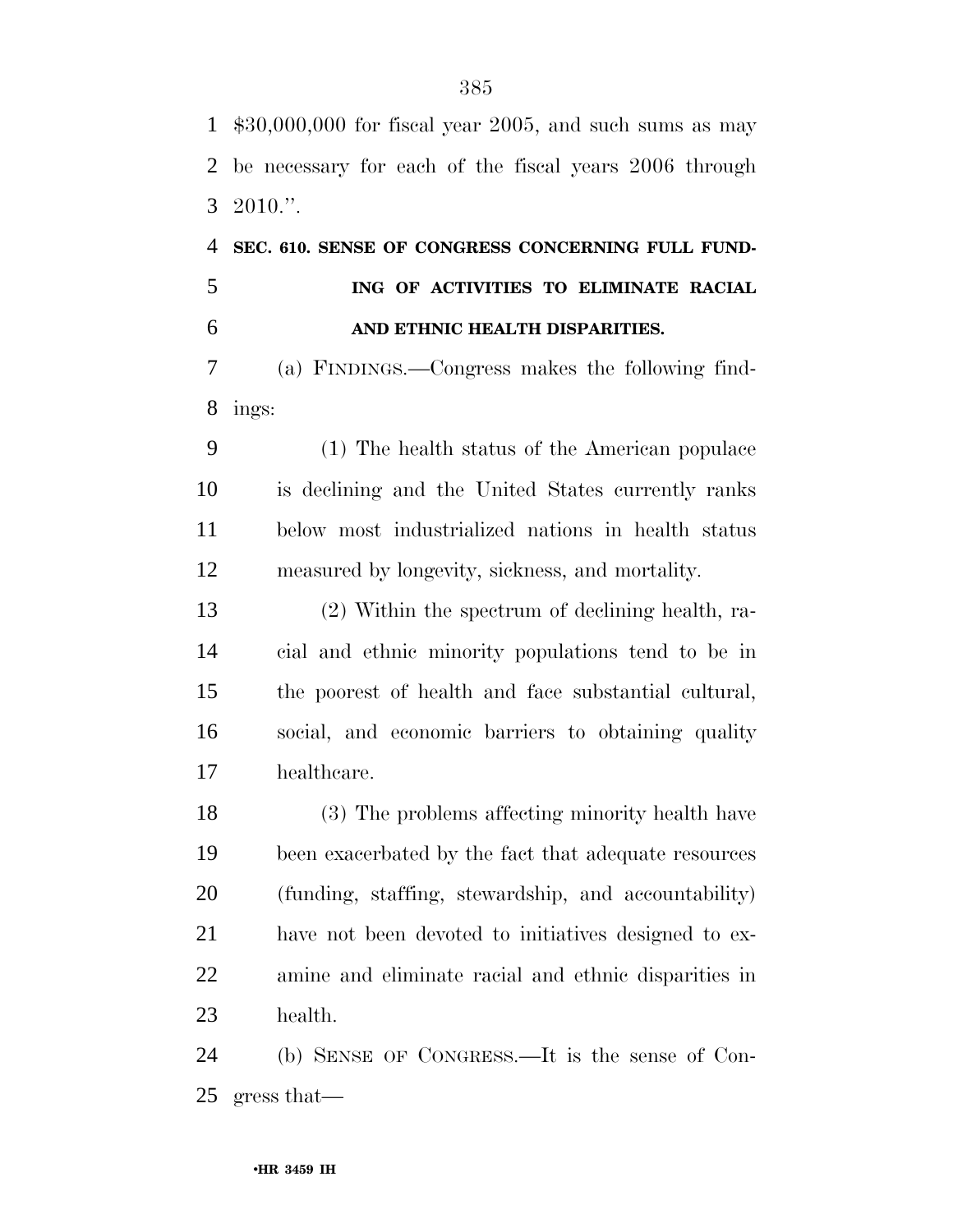$30,000,000 for fiscal year 2005, and such sums as may be necessary for each of the fiscal years 2006 through 2010.''.

**SEC. 610. SENSE OF CONGRESS CONCERNING FULL FUNDING OF ACTIVITIES TO ELIMINATE RACIAL AND ETHNIC HEALTH DISPARITIES.**

(a) FINDINGS.—Congress makes the following findings:

(1) The health status of the American populace is declining and the United States currently ranks below most industrialized nations in health status measured by longevity, sickness, and mortality.

(2) Within the spectrum of declining health, racial and ethnic minority populations tend to be in the poorest of health and face substantial cultural, social, and economic barriers to obtaining quality healthcare.

(3) The problems affecting minority health have been exacerbated by the fact that adequate resources (funding, staffing, stewardship, and accountability) have not been devoted to initiatives designed to examine and eliminate racial and ethnic disparities in health.

(b) SENSE OF CONGRESS.—It is the sense of Congress that—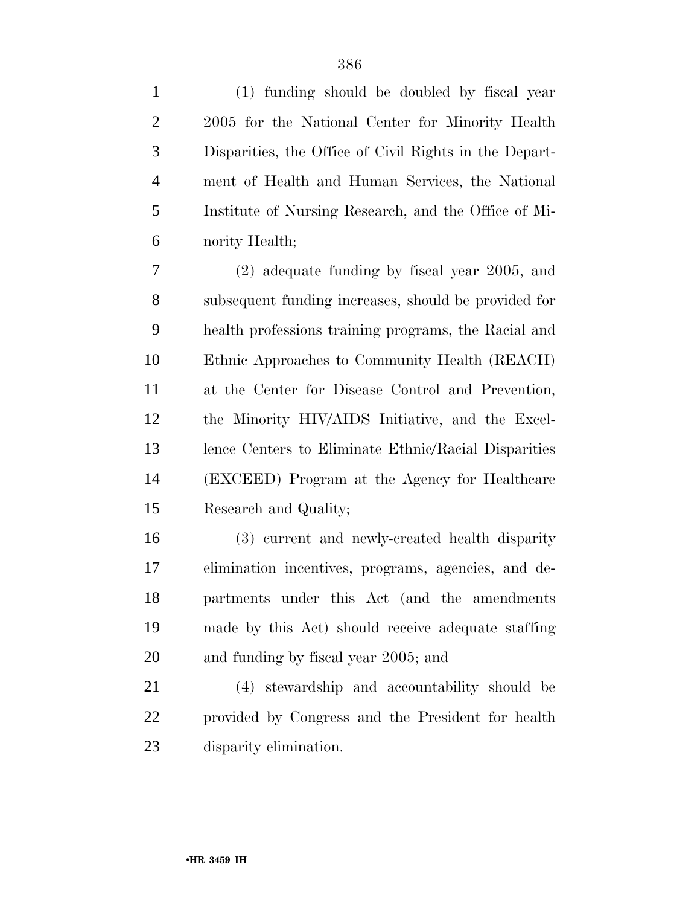(1) funding should be doubled by fiscal year 2005 for the National Center for Minority Health Disparities, the Office of Civil Rights in the Department of Health and Human Services, the National Institute of Nursing Research, and the Office of Minority Health;

(2) adequate funding by fiscal year 2005, and subsequent funding increases, should be provided for health professions training programs, the Racial and Ethnic Approaches to Community Health (REACH) at the Center for Disease Control and Prevention, the Minority HIV/AIDS Initiative, and the Excellence Centers to Eliminate Ethnic/Racial Disparities (EXCEED) Program at the Agency for Healthcare Research and Quality;

(3) current and newly-created health disparity elimination incentives, programs, agencies, and departments under this Act (and the amendments made by this Act) should receive adequate staffing and funding by fiscal year 2005; and

(4) stewardship and accountability should be provided by Congress and the President for health disparity elimination.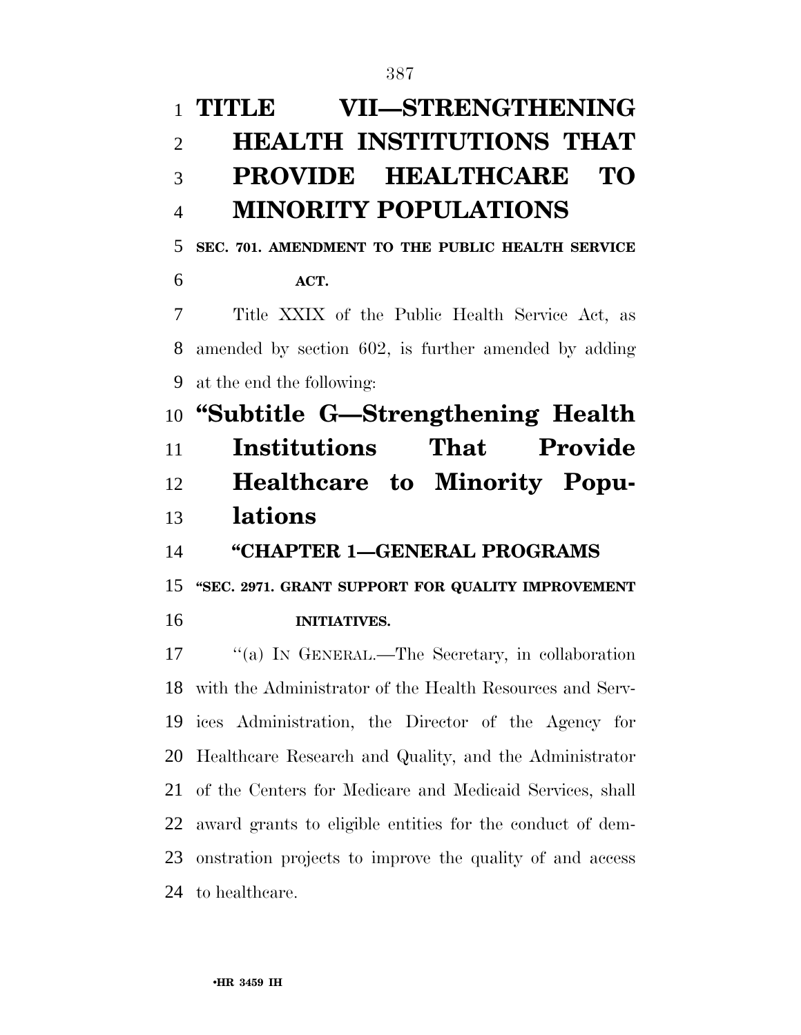# TITLE VII—STRENGTHENING HEALTH INSTITUTIONS THAT PROVIDE HEALTHCARE TO MINORITY POPULATIONS

**SEC. 701. AMENDMENT TO THE PUBLIC HEALTH SERVICE ACT.**

Title XXIX of the Public Health Service Act, as amended by section 602, is further amended by adding at the end the following:

## "Subtitle G—Strengthening Health Institutions That Provide Healthcare to Minority Populations

### "CHAPTER 1—GENERAL PROGRAMS

**"SEC. 2971. GRANT SUPPORT FOR QUALITY IMPROVEMENT INITIATIVES.**

"(a) IN GENERAL.—The Secretary, in collaboration with the Administrator of the Health Resources and Services Administration, the Director of the Agency for Healthcare Research and Quality, and the Administrator of the Centers for Medicare and Medicaid Services, shall award grants to eligible entities for the conduct of demonstration projects to improve the quality of and access to healthcare.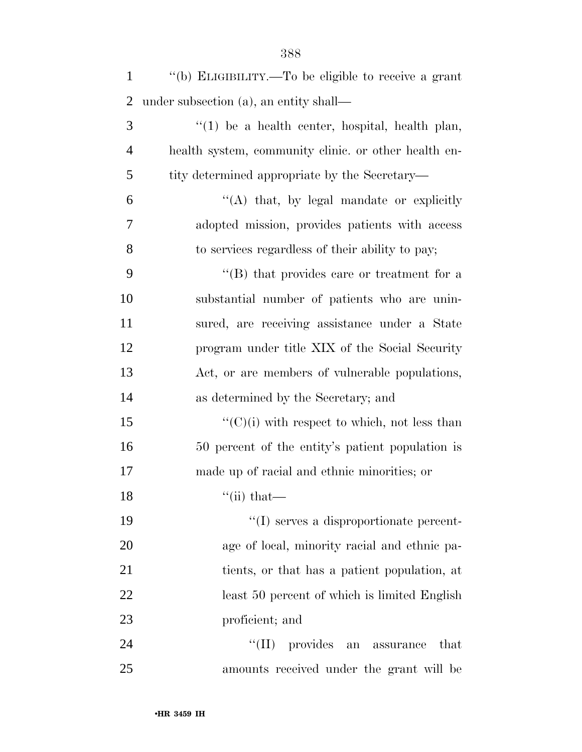''(b) ELIGIBILITY.—To be eligible to receive a grant under subsection (a), an entity shall—

''(1) be a health center, hospital, health plan, health system, community clinic. or other health entity determined appropriate by the Secretary—

''(A) that, by legal mandate or explicitly adopted mission, provides patients with access to services regardless of their ability to pay;

''(B) that provides care or treatment for a substantial number of patients who are uninsured, are receiving assistance under a State program under title XIX of the Social Security Act, or are members of vulnerable populations, as determined by the Secretary; and

''(C)(i) with respect to which, not less than 50 percent of the entity's patient population is made up of racial and ethnic minorities; or

''(ii) that—

''(I) serves a disproportionate percentage of local, minority racial and ethnic patients, or that has a patient population, at least 50 percent of which is limited English proficient; and

''(II) provides an assurance that amounts received under the grant will be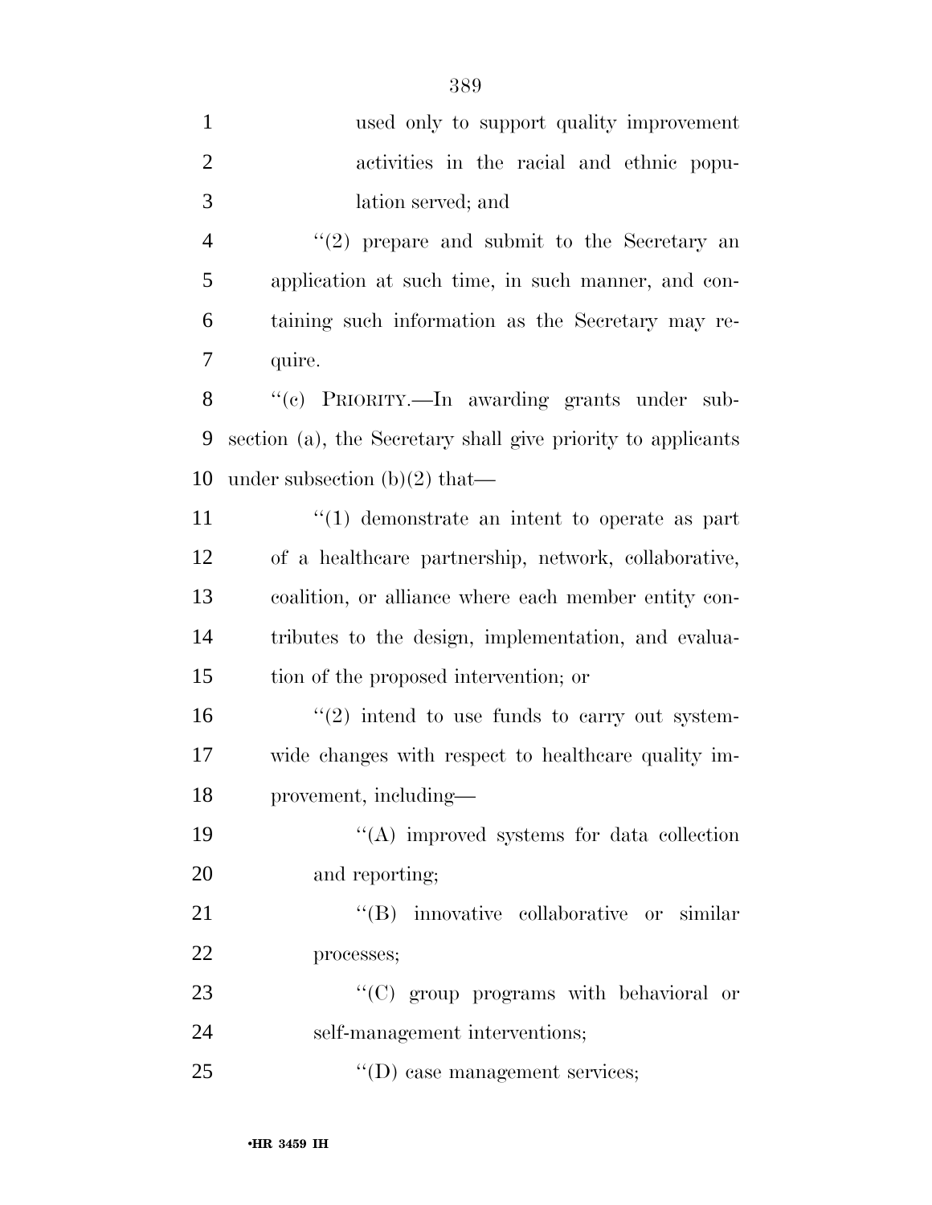used only to support quality improvement activities in the racial and ethnic population served; and

"(2) prepare and submit to the Secretary an application at such time, in such manner, and containing such information as the Secretary may require.

"(c) PRIORITY.—In awarding grants under subsection (a), the Secretary shall give priority to applicants under subsection (b)(2) that—

"(1) demonstrate an intent to operate as part of a healthcare partnership, network, collaborative, coalition, or alliance where each member entity contributes to the design, implementation, and evaluation of the proposed intervention; or

"(2) intend to use funds to carry out systemwide changes with respect to healthcare quality improvement, including—

"(A) improved systems for data collection and reporting;

"(B) innovative collaborative or similar processes;

"(C) group programs with behavioral or self-management interventions;

"(D) case management services;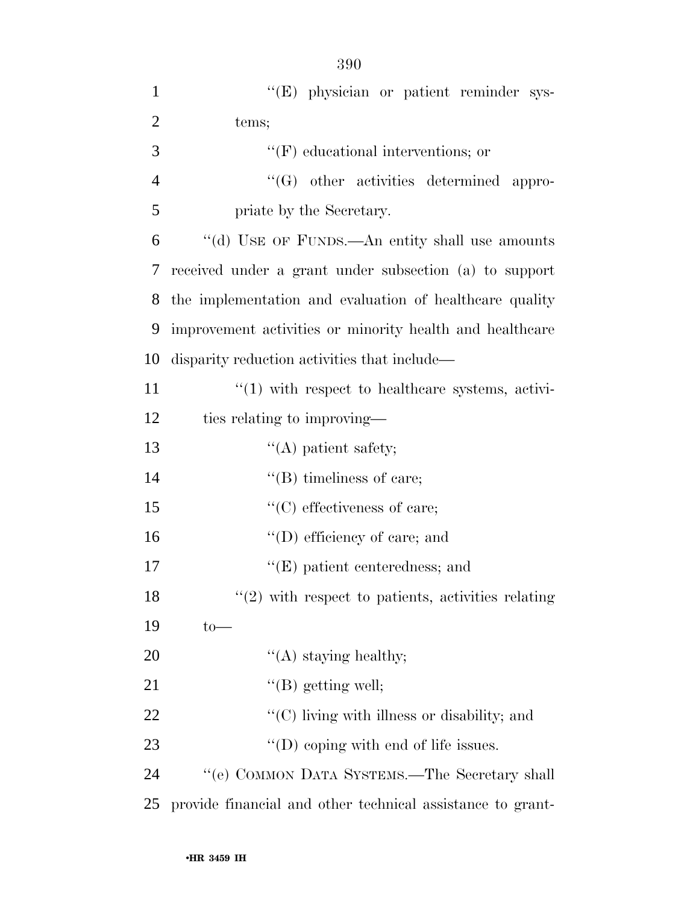''(E) physician or patient reminder systems;

''(F) educational interventions; or

''(G) other activities determined appropriate by the Secretary.

''(d) USE OF FUNDS.—An entity shall use amounts received under a grant under subsection (a) to support the implementation and evaluation of healthcare quality improvement activities or minority health and healthcare disparity reduction activities that include—

''(1) with respect to healthcare systems, activities relating to improving—

''(A) patient safety;

''(B) timeliness of care;

''(C) effectiveness of care;

''(D) efficiency of care; and

''(E) patient centeredness; and

''(2) with respect to patients, activities relating to—

''(A) staying healthy;

''(B) getting well;

''(C) living with illness or disability; and

''(D) coping with end of life issues.

''(e) COMMON DATA SYSTEMS.—The Secretary shall provide financial and other technical assistance to grant-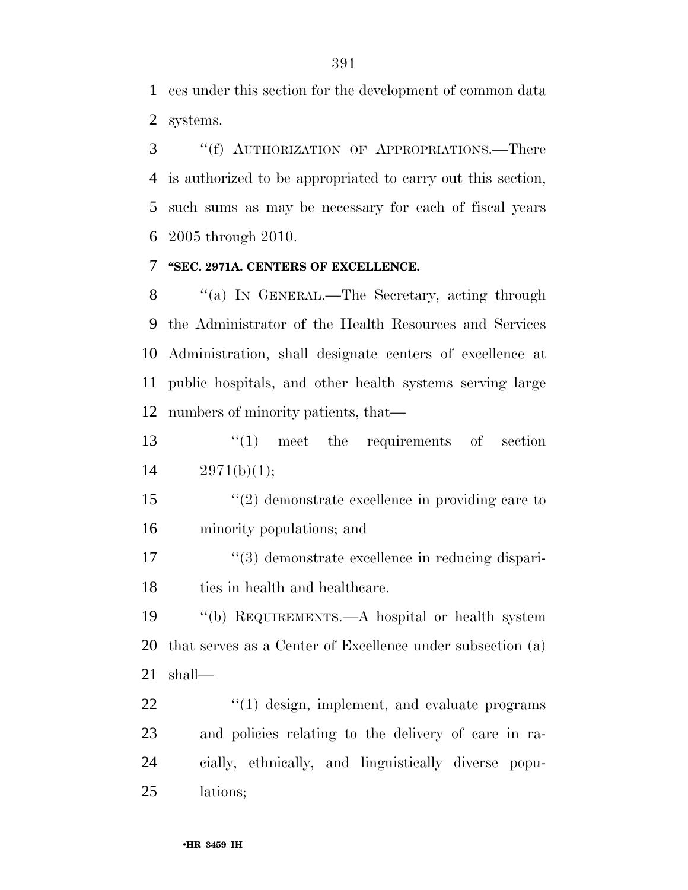ees under this section for the development of common data systems.

"(f) AUTHORIZATION OF APPROPRIATIONS.—There is authorized to be appropriated to carry out this section, such sums as may be necessary for each of fiscal years 2005 through 2010.

**"SEC. 2971A. CENTERS OF EXCELLENCE.**

"(a) IN GENERAL.—The Secretary, acting through the Administrator of the Health Resources and Services Administration, shall designate centers of excellence at public hospitals, and other health systems serving large numbers of minority patients, that—

"(1) meet the requirements of section 2971(b)(1);

"(2) demonstrate excellence in providing care to minority populations; and

"(3) demonstrate excellence in reducing disparities in health and healthcare.

"(b) REQUIREMENTS.—A hospital or health system that serves as a Center of Excellence under subsection (a) shall—

"(1) design, implement, and evaluate programs and policies relating to the delivery of care in racially, ethnically, and linguistically diverse populations;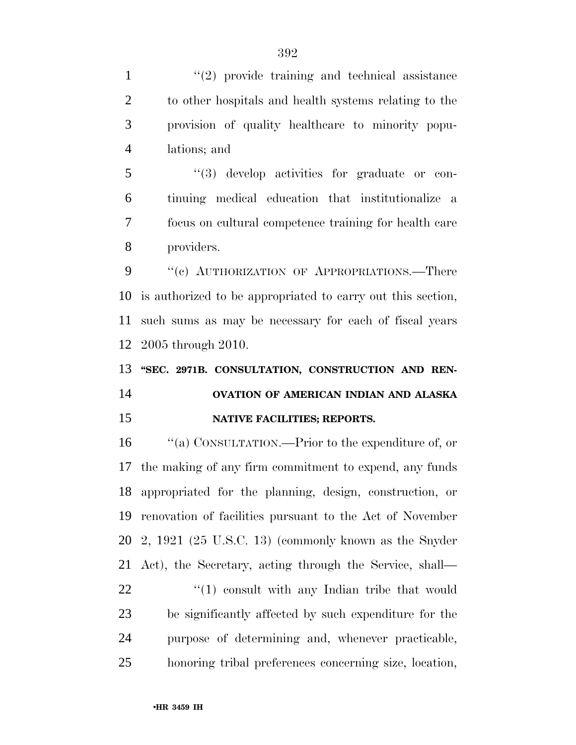"(2) provide training and technical assistance to other hospitals and health systems relating to the provision of quality healthcare to minority populations; and

"(3) develop activities for graduate or continuing medical education that institutionalize a focus on cultural competence training for health care providers.

"(c) AUTHORIZATION OF APPROPRIATIONS.—There is authorized to be appropriated to carry out this section, such sums as may be necessary for each of fiscal years 2005 through 2010.

**"SEC. 2971B. CONSULTATION, CONSTRUCTION AND RENOVATION OF AMERICAN INDIAN AND ALASKA NATIVE FACILITIES; REPORTS.**

"(a) CONSULTATION.—Prior to the expenditure of, or the making of any firm commitment to expend, any funds appropriated for the planning, design, construction, or renovation of facilities pursuant to the Act of November 2, 1921 (25 U.S.C. 13) (commonly known as the Snyder Act), the Secretary, acting through the Service, shall—

"(1) consult with any Indian tribe that would be significantly affected by such expenditure for the purpose of determining and, whenever practicable, honoring tribal preferences concerning size, location,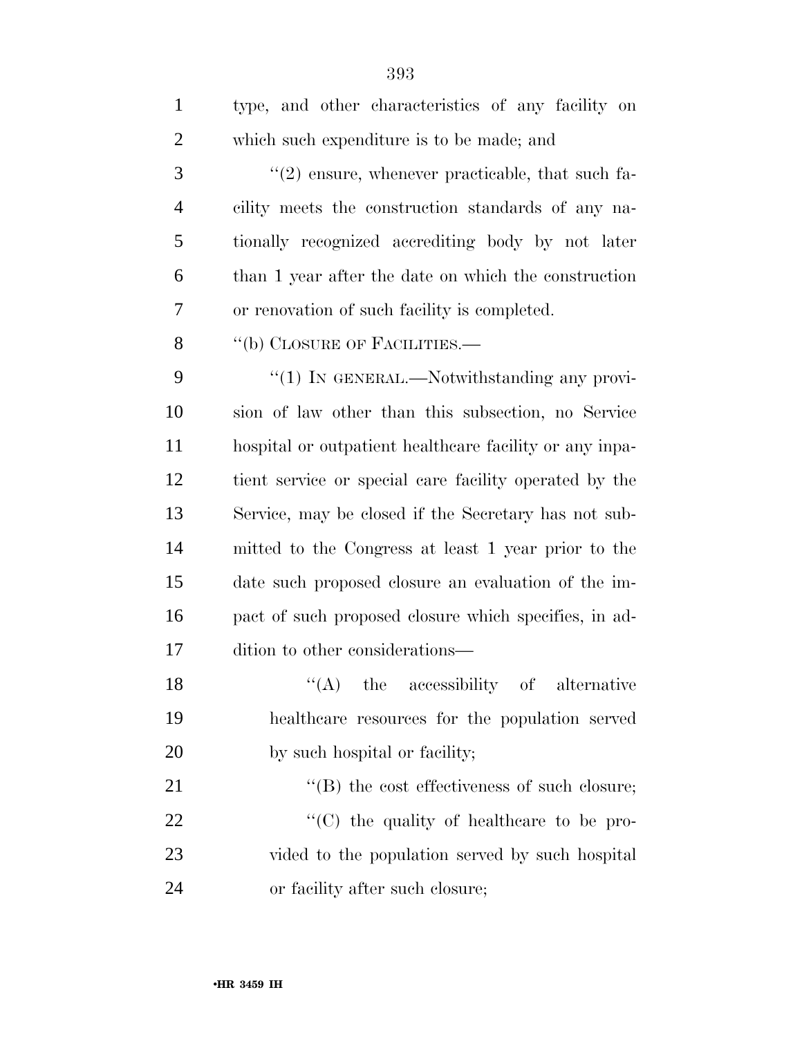type, and other characteristics of any facility on which such expenditure is to be made; and

''(2) ensure, whenever practicable, that such facility meets the construction standards of any nationally recognized accrediting body by not later than 1 year after the date on which the construction or renovation of such facility is completed.

''(b) CLOSURE OF FACILITIES.—

''(1) IN GENERAL.—Notwithstanding any provision of law other than this subsection, no Service hospital or outpatient healthcare facility or any inpatient service or special care facility operated by the Service, may be closed if the Secretary has not submitted to the Congress at least 1 year prior to the date such proposed closure an evaluation of the impact of such proposed closure which specifies, in addition to other considerations—

''(A) the accessibility of alternative healthcare resources for the population served by such hospital or facility;

''(B) the cost effectiveness of such closure;

''(C) the quality of healthcare to be provided to the population served by such hospital or facility after such closure;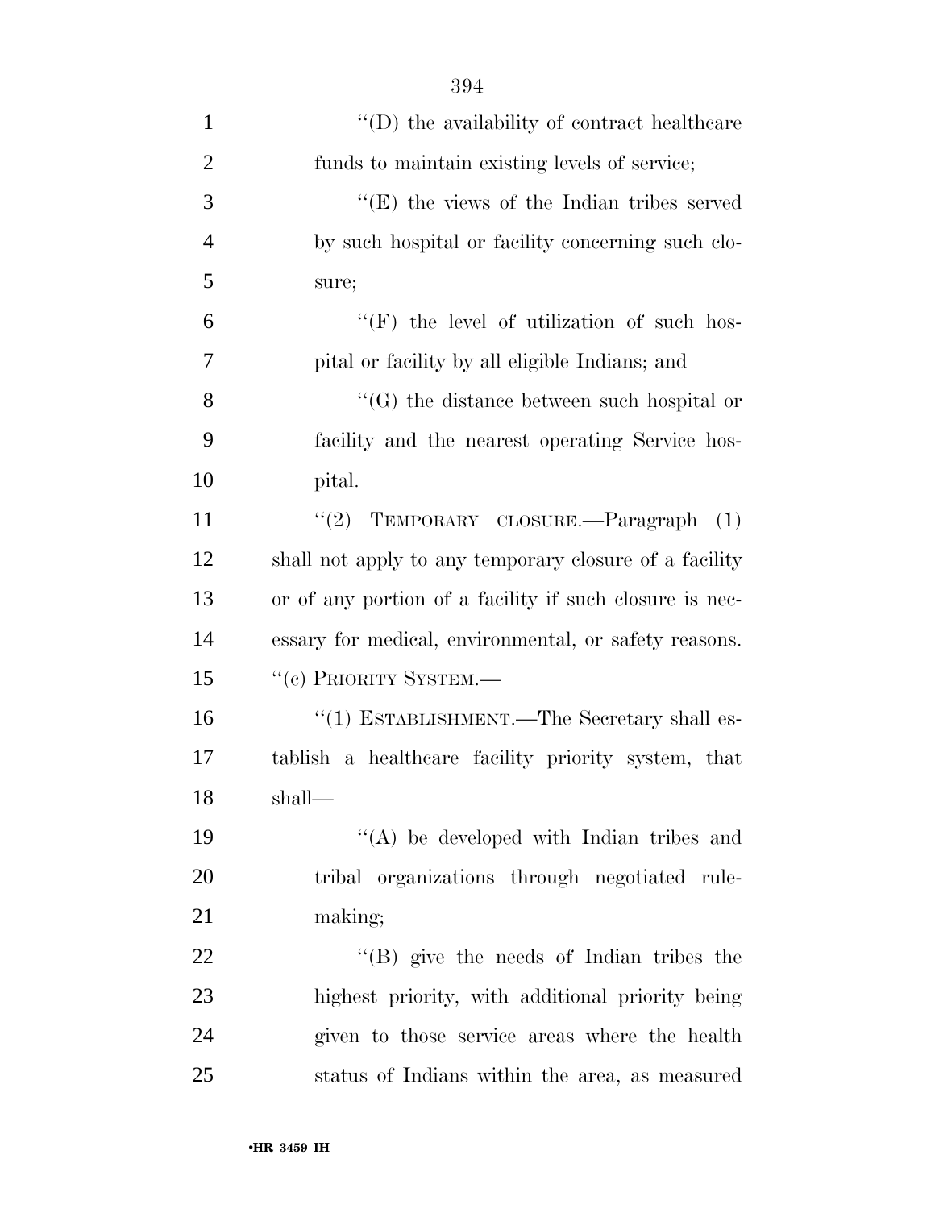''(D) the availability of contract healthcare funds to maintain existing levels of service;

''(E) the views of the Indian tribes served by such hospital or facility concerning such closure;

''(F) the level of utilization of such hospital or facility by all eligible Indians; and

''(G) the distance between such hospital or facility and the nearest operating Service hospital.

''(2) TEMPORARY CLOSURE.—Paragraph (1) shall not apply to any temporary closure of a facility or of any portion of a facility if such closure is necessary for medical, environmental, or safety reasons.

''(c) PRIORITY SYSTEM.—

''(1) ESTABLISHMENT.—The Secretary shall establish a healthcare facility priority system, that shall—

''(A) be developed with Indian tribes and tribal organizations through negotiated rulemaking;

''(B) give the needs of Indian tribes the highest priority, with additional priority being given to those service areas where the health status of Indians within the area, as measured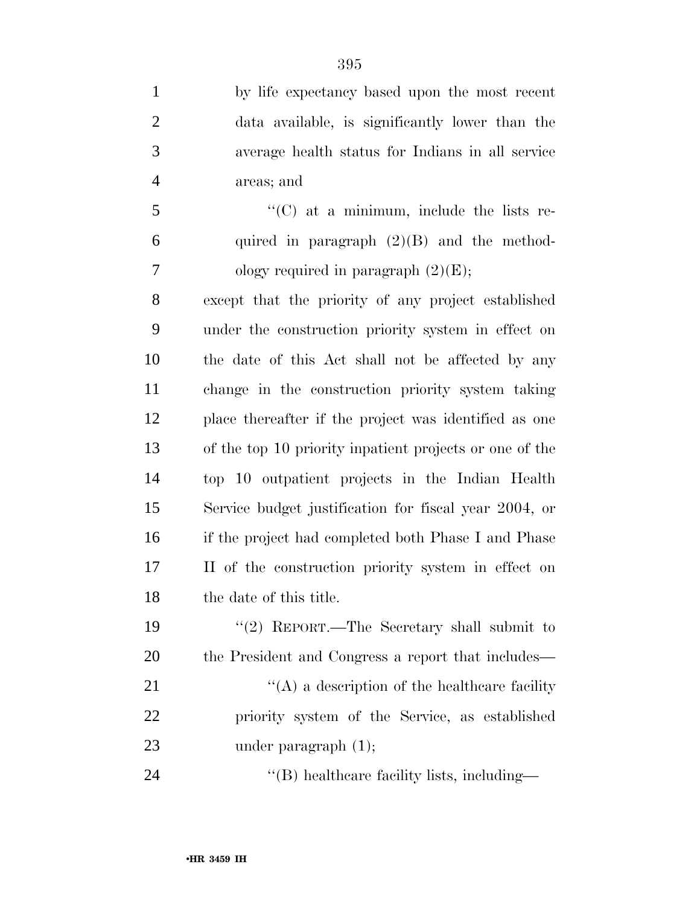by life expectancy based upon the most recent data available, is significantly lower than the average health status for Indians in all service areas; and

''(C) at a minimum, include the lists required in paragraph (2)(B) and the methodology required in paragraph (2)(E);

except that the priority of any project established under the construction priority system in effect on the date of this Act shall not be affected by any change in the construction priority system taking place thereafter if the project was identified as one of the top 10 priority inpatient projects or one of the top 10 outpatient projects in the Indian Health Service budget justification for fiscal year 2004, or if the project had completed both Phase I and Phase II of the construction priority system in effect on the date of this title.

''(2) REPORT.—The Secretary shall submit to the President and Congress a report that includes—

''(A) a description of the healthcare facility priority system of the Service, as established under paragraph (1);

''(B) healthcare facility lists, including—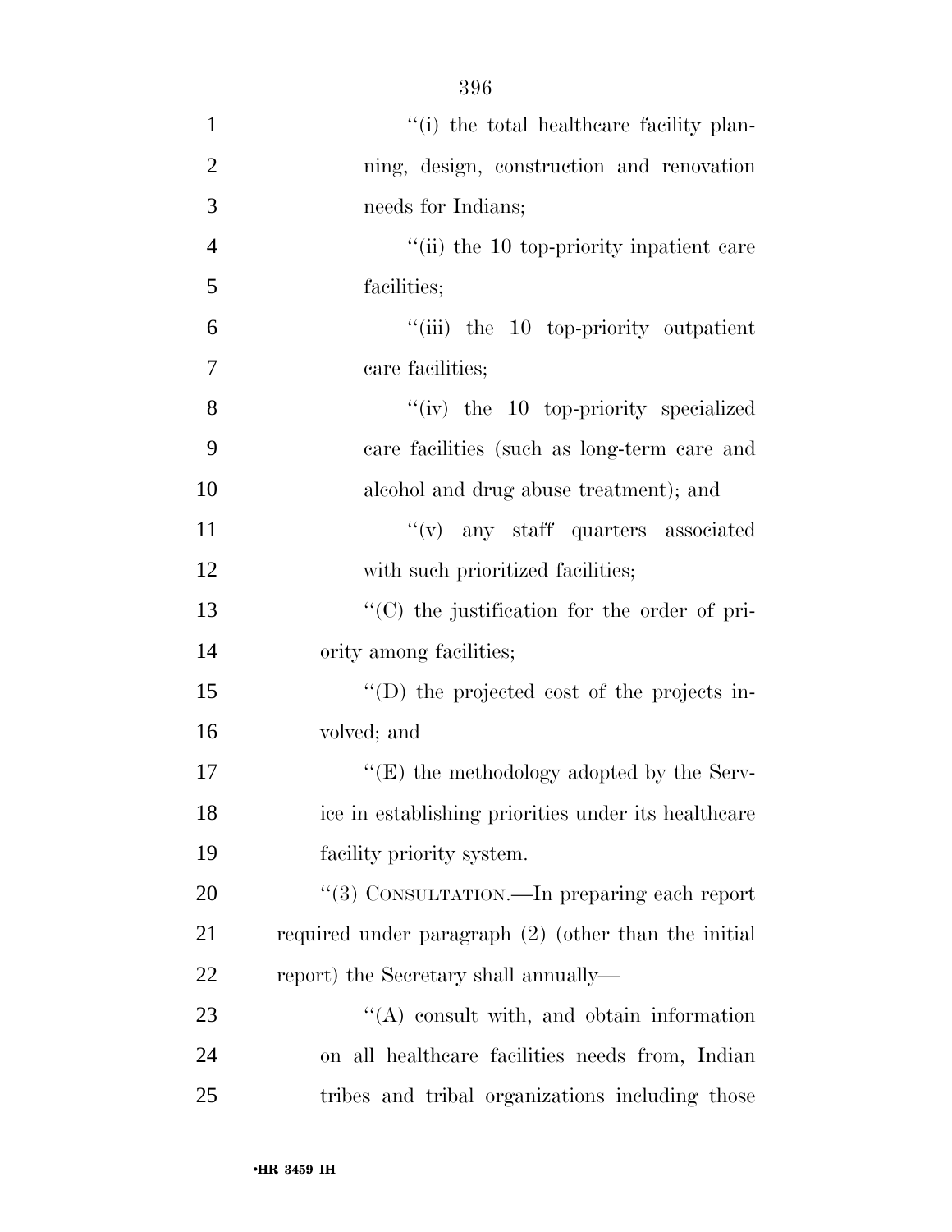"(i) the total healthcare facility planning, design, construction and renovation needs for Indians;

"(ii) the 10 top-priority inpatient care facilities;

"(iii) the 10 top-priority outpatient care facilities;

"(iv) the 10 top-priority specialized care facilities (such as long-term care and alcohol and drug abuse treatment); and

"(v) any staff quarters associated with such prioritized facilities;

"(C) the justification for the order of priority among facilities;

"(D) the projected cost of the projects involved; and

"(E) the methodology adopted by the Service in establishing priorities under its healthcare facility priority system.

"(3) CONSULTATION.—In preparing each report required under paragraph (2) (other than the initial report) the Secretary shall annually—

"(A) consult with, and obtain information on all healthcare facilities needs from, Indian tribes and tribal organizations including those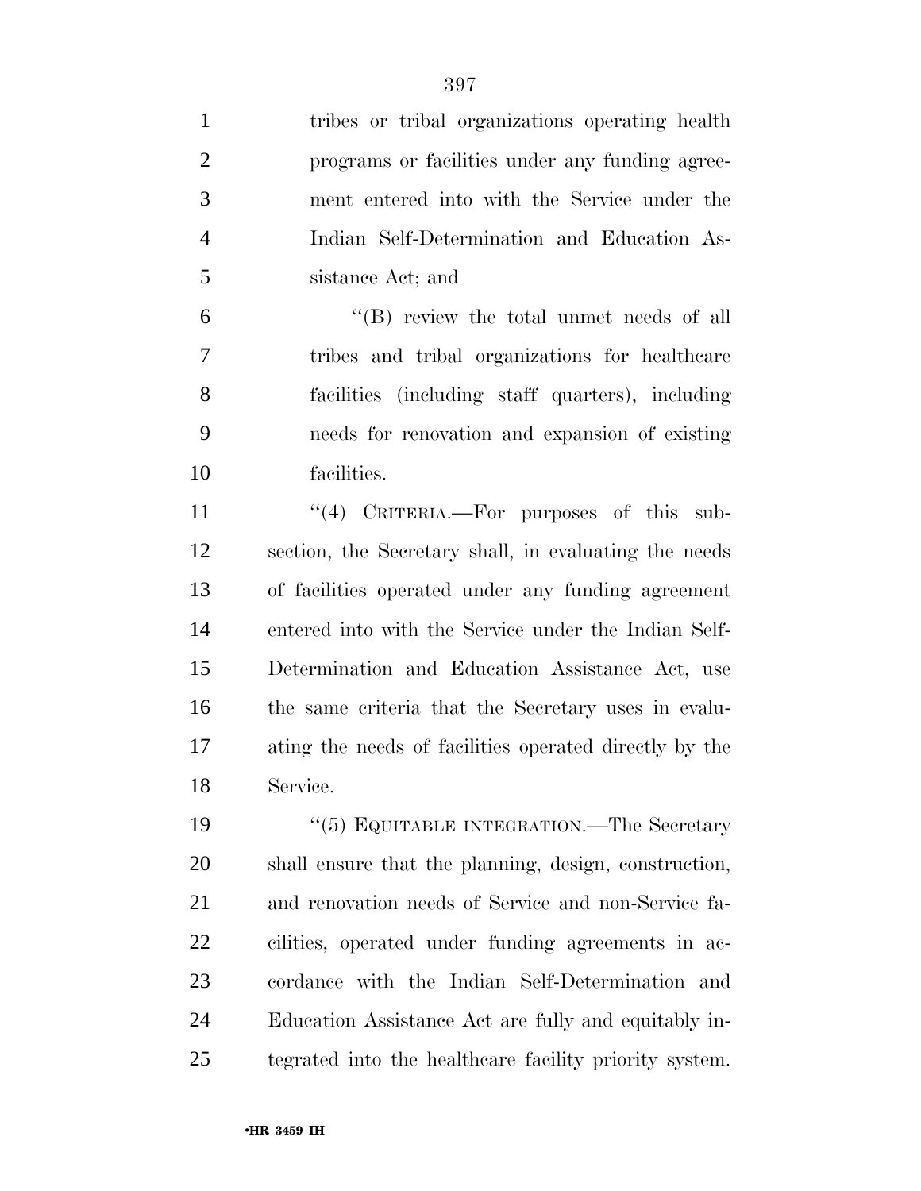tribes or tribal organizations operating health programs or facilities under any funding agreement entered into with the Service under the Indian Self-Determination and Education Assistance Act; and

"(B) review the total unmet needs of all tribes and tribal organizations for healthcare facilities (including staff quarters), including needs for renovation and expansion of existing facilities.

"(4) CRITERIA.—For purposes of this subsection, the Secretary shall, in evaluating the needs of facilities operated under any funding agreement entered into with the Service under the Indian Self-Determination and Education Assistance Act, use the same criteria that the Secretary uses in evaluating the needs of facilities operated directly by the Service.

"(5) EQUITABLE INTEGRATION.—The Secretary shall ensure that the planning, design, construction, and renovation needs of Service and non-Service facilities, operated under funding agreements in accordance with the Indian Self-Determination and Education Assistance Act are fully and equitably integrated into the healthcare facility priority system.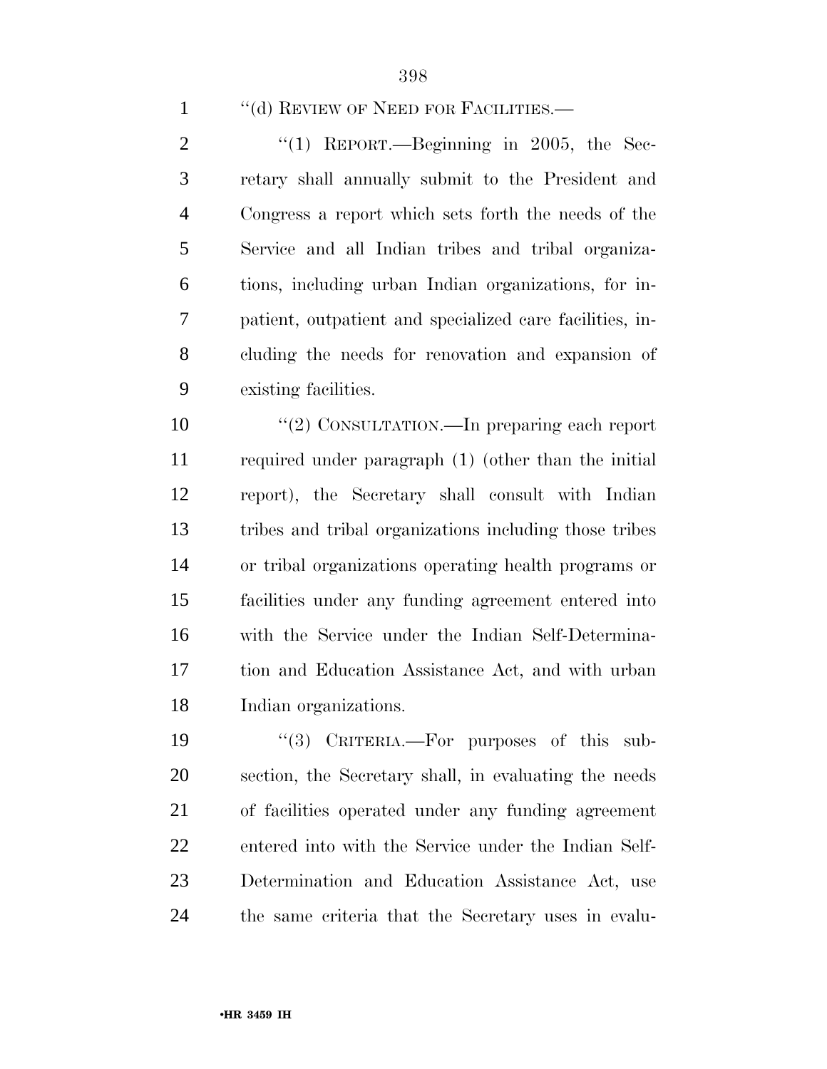"(d) REVIEW OF NEED FOR FACILITIES.—

"(1) REPORT.—Beginning in 2005, the Secretary shall annually submit to the President and Congress a report which sets forth the needs of the Service and all Indian tribes and tribal organizations, including urban Indian organizations, for inpatient, outpatient and specialized care facilities, including the needs for renovation and expansion of existing facilities.

"(2) CONSULTATION.—In preparing each report required under paragraph (1) (other than the initial report), the Secretary shall consult with Indian tribes and tribal organizations including those tribes or tribal organizations operating health programs or facilities under any funding agreement entered into with the Service under the Indian Self-Determination and Education Assistance Act, and with urban Indian organizations.

"(3) CRITERIA.—For purposes of this subsection, the Secretary shall, in evaluating the needs of facilities operated under any funding agreement entered into with the Service under the Indian Self-Determination and Education Assistance Act, use the same criteria that the Secretary uses in evalu-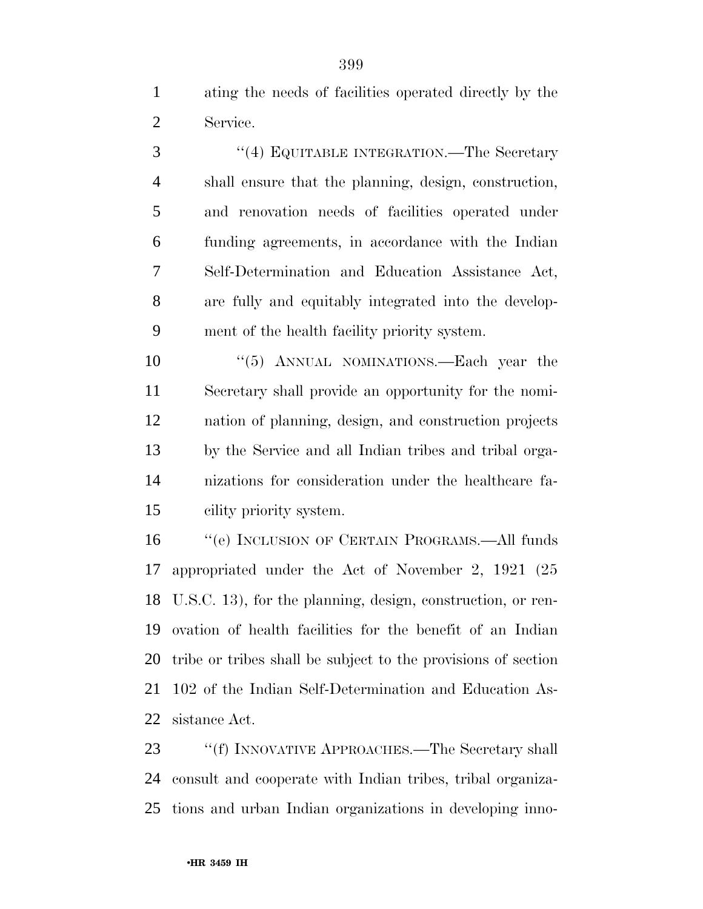ating the needs of facilities operated directly by the Service.

''(4) EQUITABLE INTEGRATION.—The Secretary shall ensure that the planning, design, construction, and renovation needs of facilities operated under funding agreements, in accordance with the Indian Self-Determination and Education Assistance Act, are fully and equitably integrated into the development of the health facility priority system.

''(5) ANNUAL NOMINATIONS.—Each year the Secretary shall provide an opportunity for the nomination of planning, design, and construction projects by the Service and all Indian tribes and tribal organizations for consideration under the healthcare facility priority system.

''(e) INCLUSION OF CERTAIN PROGRAMS.—All funds appropriated under the Act of November 2, 1921 (25 U.S.C. 13), for the planning, design, construction, or renovation of health facilities for the benefit of an Indian tribe or tribes shall be subject to the provisions of section 102 of the Indian Self-Determination and Education Assistance Act.

''(f) INNOVATIVE APPROACHES.—The Secretary shall consult and cooperate with Indian tribes, tribal organizations and urban Indian organizations in developing inno-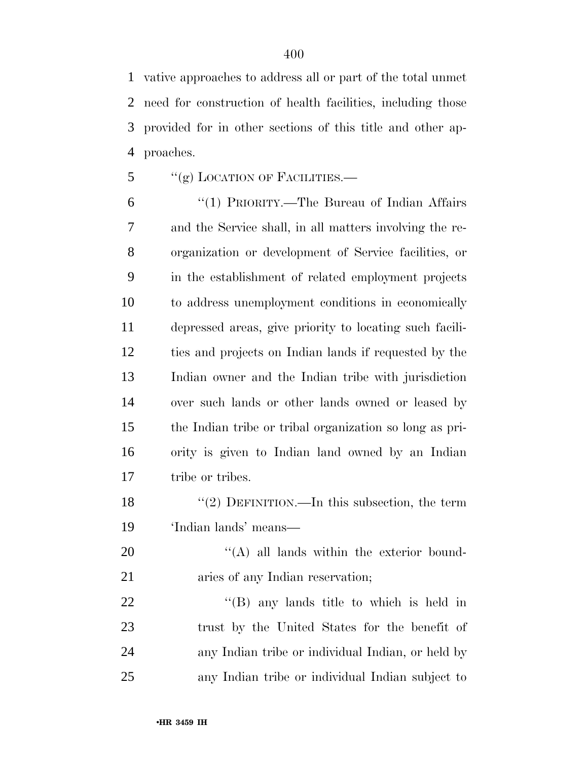vative approaches to address all or part of the total unmet need for construction of health facilities, including those provided for in other sections of this title and other approaches.

''(g) LOCATION OF FACILITIES.—

''(1) PRIORITY.—The Bureau of Indian Affairs and the Service shall, in all matters involving the reorganization or development of Service facilities, or in the establishment of related employment projects to address unemployment conditions in economically depressed areas, give priority to locating such facilities and projects on Indian lands if requested by the Indian owner and the Indian tribe with jurisdiction over such lands or other lands owned or leased by the Indian tribe or tribal organization so long as priority is given to Indian land owned by an Indian tribe or tribes.

''(2) DEFINITION.—In this subsection, the term 'Indian lands' means—

''(A) all lands within the exterior boundaries of any Indian reservation;

''(B) any lands title to which is held in trust by the United States for the benefit of any Indian tribe or individual Indian, or held by any Indian tribe or individual Indian subject to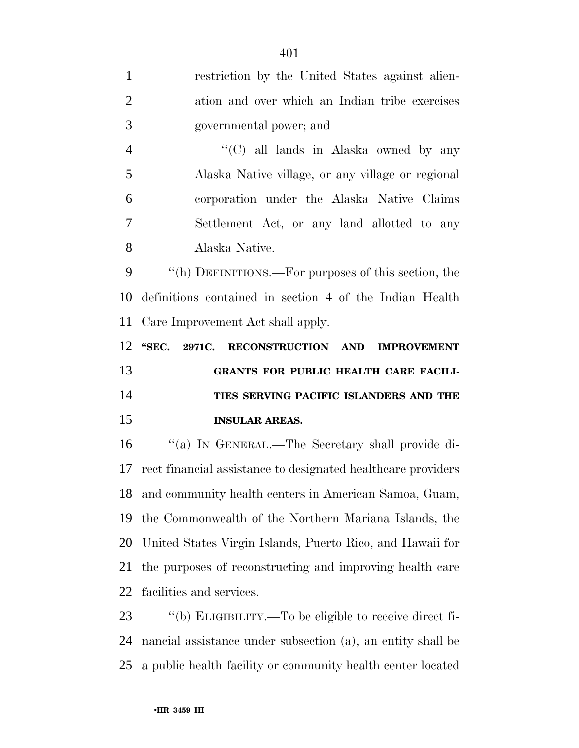restriction by the United States against alienation and over which an Indian tribe exercises governmental power; and

"(C) all lands in Alaska owned by any Alaska Native village, or any village or regional corporation under the Alaska Native Claims Settlement Act, or any land allotted to any Alaska Native.

"(h) DEFINITIONS.—For purposes of this section, the definitions contained in section 4 of the Indian Health Care Improvement Act shall apply.

**"SEC. 2971C. RECONSTRUCTION AND IMPROVEMENT GRANTS FOR PUBLIC HEALTH CARE FACILITIES SERVING PACIFIC ISLANDERS AND THE INSULAR AREAS.**

"(a) IN GENERAL.—The Secretary shall provide direct financial assistance to designated healthcare providers and community health centers in American Samoa, Guam, the Commonwealth of the Northern Mariana Islands, the United States Virgin Islands, Puerto Rico, and Hawaii for the purposes of reconstructing and improving health care facilities and services.

"(b) ELIGIBILITY.—To be eligible to receive direct financial assistance under subsection (a), an entity shall be a public health facility or community health center located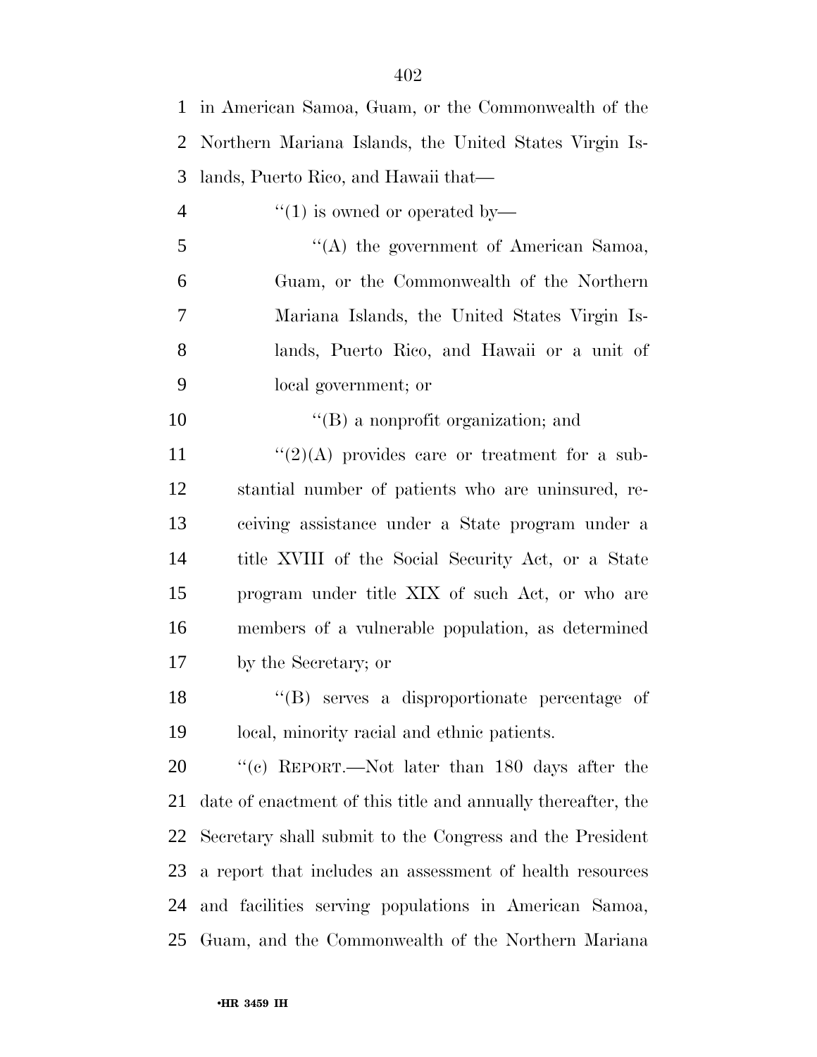in American Samoa, Guam, or the Commonwealth of the Northern Mariana Islands, the United States Virgin Islands, Puerto Rico, and Hawaii that—

"(1) is owned or operated by—

"(A) the government of American Samoa, Guam, or the Commonwealth of the Northern Mariana Islands, the United States Virgin Islands, Puerto Rico, and Hawaii or a unit of local government; or

"(B) a nonprofit organization; and

"(2)(A) provides care or treatment for a substantial number of patients who are uninsured, receiving assistance under a State program under a title XVIII of the Social Security Act, or a State program under title XIX of such Act, or who are members of a vulnerable population, as determined by the Secretary; or

"(B) serves a disproportionate percentage of local, minority racial and ethnic patients.

"(c) REPORT.—Not later than 180 days after the date of enactment of this title and annually thereafter, the Secretary shall submit to the Congress and the President a report that includes an assessment of health resources and facilities serving populations in American Samoa, Guam, and the Commonwealth of the Northern Mariana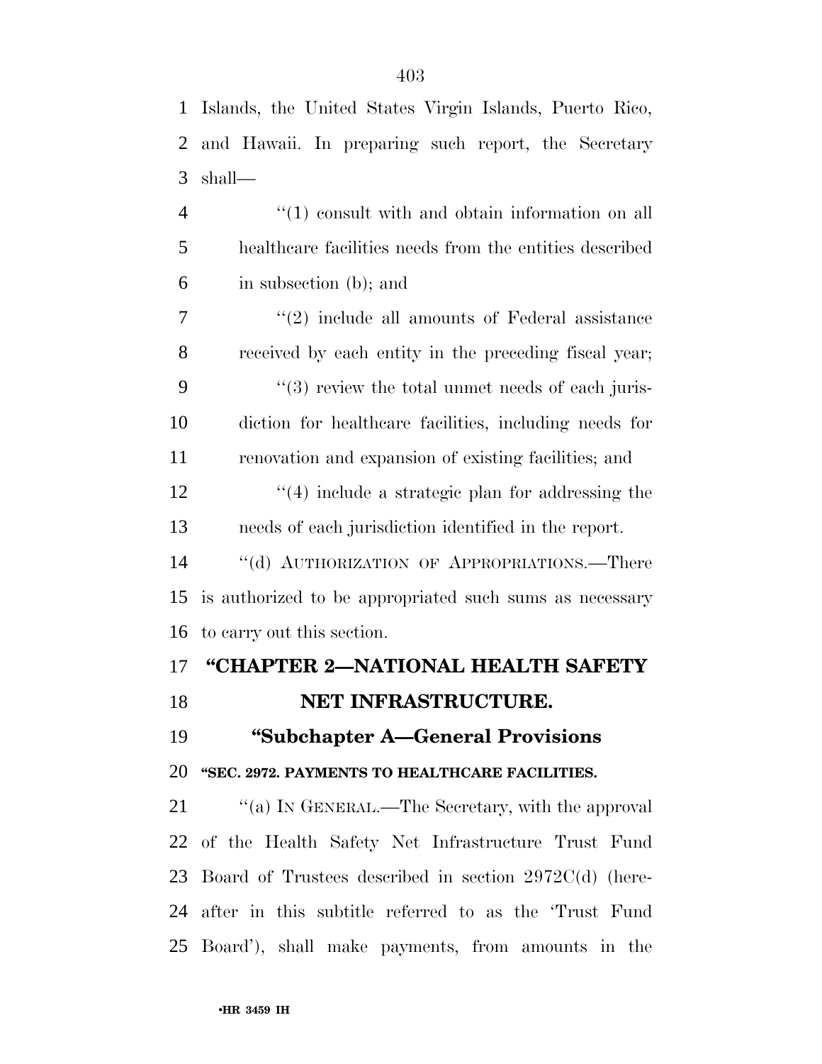Islands, the United States Virgin Islands, Puerto Rico, and Hawaii. In preparing such report, the Secretary shall—

''(1) consult with and obtain information on all healthcare facilities needs from the entities described in subsection (b); and

''(2) include all amounts of Federal assistance received by each entity in the preceding fiscal year;

''(3) review the total unmet needs of each jurisdiction for healthcare facilities, including needs for renovation and expansion of existing facilities; and

''(4) include a strategic plan for addressing the needs of each jurisdiction identified in the report.

''(d) AUTHORIZATION OF APPROPRIATIONS.—There is authorized to be appropriated such sums as necessary to carry out this section.

## "CHAPTER 2—NATIONAL HEALTH SAFETY NET INFRASTRUCTURE.

### "Subchapter A—General Provisions

**"SEC. 2972. PAYMENTS TO HEALTHCARE FACILITIES.**

''(a) IN GENERAL.—The Secretary, with the approval of the Health Safety Net Infrastructure Trust Fund Board of Trustees described in section 2972C(d) (hereafter in this subtitle referred to as the 'Trust Fund Board'), shall make payments, from amounts in the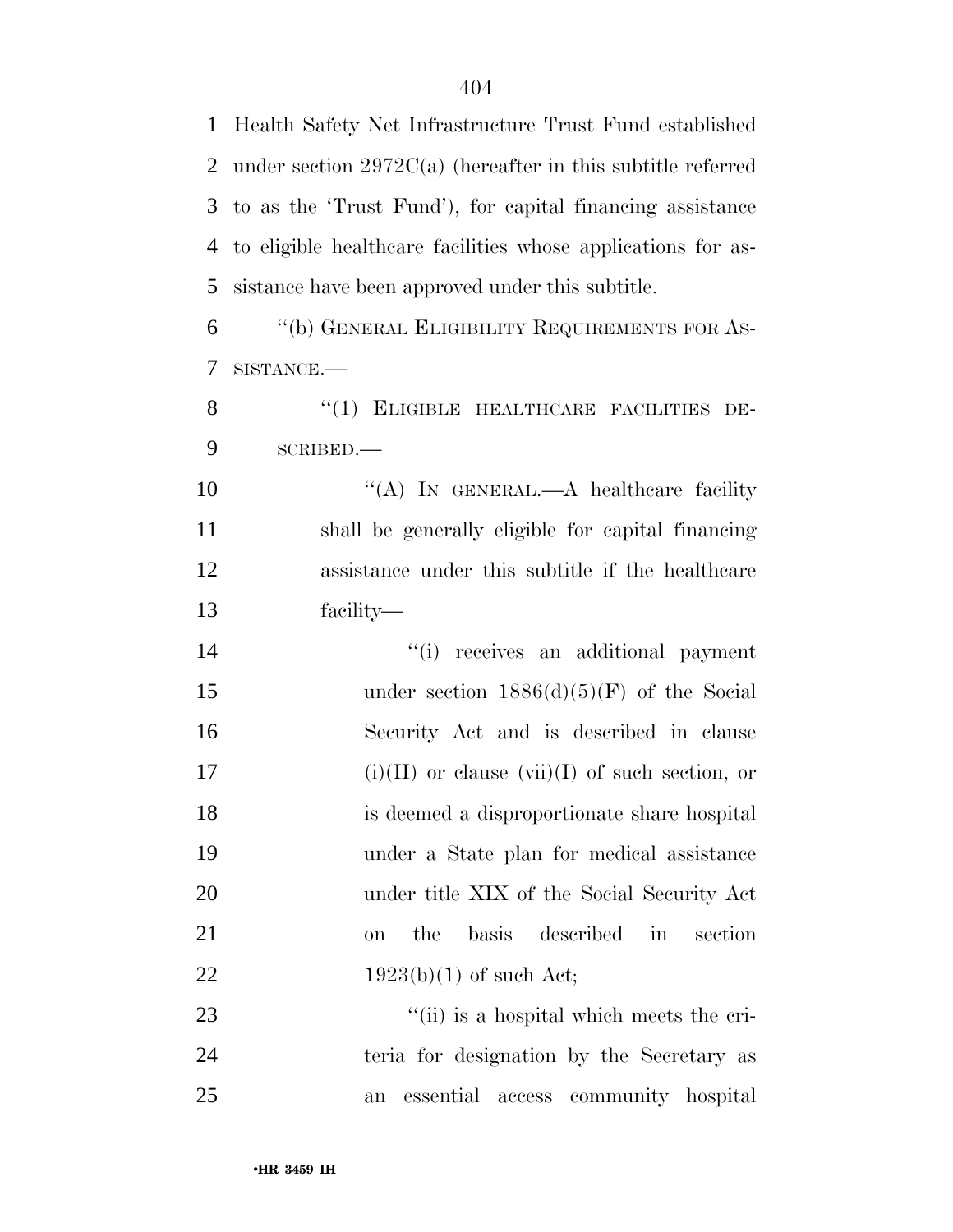Health Safety Net Infrastructure Trust Fund established under section 2972C(a) (hereafter in this subtitle referred to as the 'Trust Fund'), for capital financing assistance to eligible healthcare facilities whose applications for assistance have been approved under this subtitle.

"(b) GENERAL ELIGIBILITY REQUIREMENTS FOR ASSISTANCE.—

"(1) ELIGIBLE HEALTHCARE FACILITIES DESCRIBED.—

"(A) IN GENERAL.—A healthcare facility shall be generally eligible for capital financing assistance under this subtitle if the healthcare facility—

"(i) receives an additional payment under section 1886(d)(5)(F) of the Social Security Act and is described in clause (i)(II) or clause (vii)(I) of such section, or is deemed a disproportionate share hospital under a State plan for medical assistance under title XIX of the Social Security Act on the basis described in section 1923(b)(1) of such Act;

"(ii) is a hospital which meets the criteria for designation by the Secretary as an essential access community hospital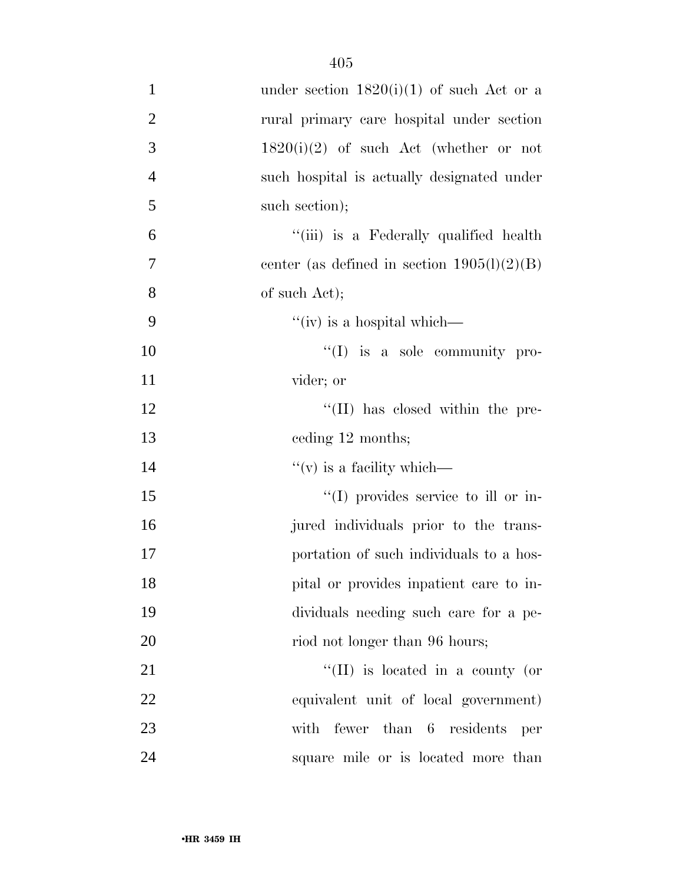under section 1820(i)(1) of such Act or a rural primary care hospital under section 1820(i)(2) of such Act (whether or not such hospital is actually designated under such section);

''(iii) is a Federally qualified health center (as defined in section 1905(l)(2)(B) of such Act);

''(iv) is a hospital which—

''(I) is a sole community provider; or

''(II) has closed within the preceding 12 months;

''(v) is a facility which—

''(I) provides service to ill or injured individuals prior to the transportation of such individuals to a hospital or provides inpatient care to individuals needing such care for a period not longer than 96 hours;

''(II) is located in a county (or equivalent unit of local government) with fewer than 6 residents per square mile or is located more than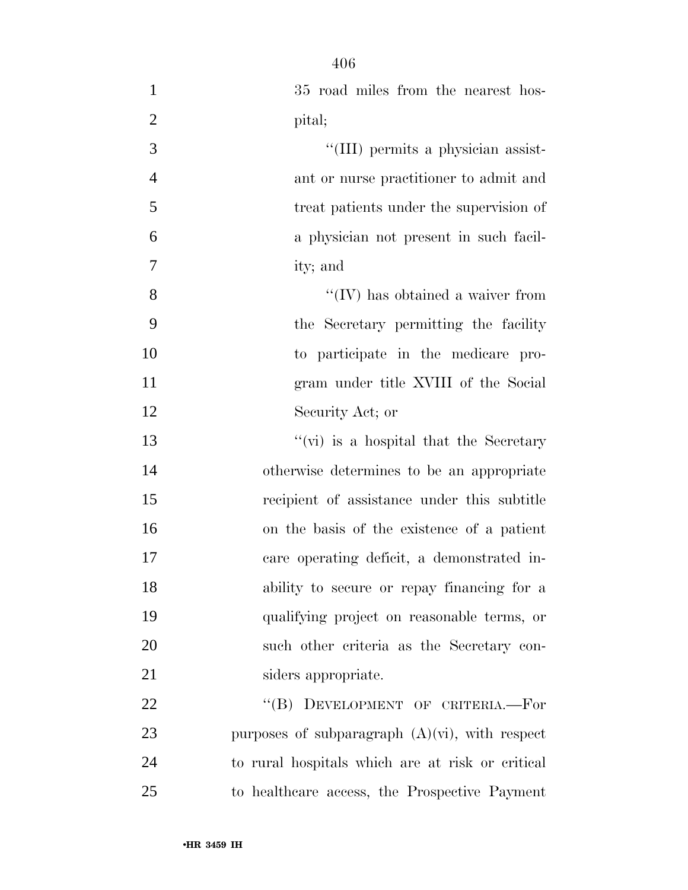35 road miles from the nearest hospital;

"(III) permits a physician assistant or nurse practitioner to admit and treat patients under the supervision of a physician not present in such facility; and

"(IV) has obtained a waiver from the Secretary permitting the facility to participate in the medicare program under title XVIII of the Social Security Act; or

"(vi) is a hospital that the Secretary otherwise determines to be an appropriate recipient of assistance under this subtitle on the basis of the existence of a patient care operating deficit, a demonstrated inability to secure or repay financing for a qualifying project on reasonable terms, or such other criteria as the Secretary considers appropriate.

"(B) DEVELOPMENT OF CRITERIA.—For purposes of subparagraph (A)(vi), with respect to rural hospitals which are at risk or critical to healthcare access, the Prospective Payment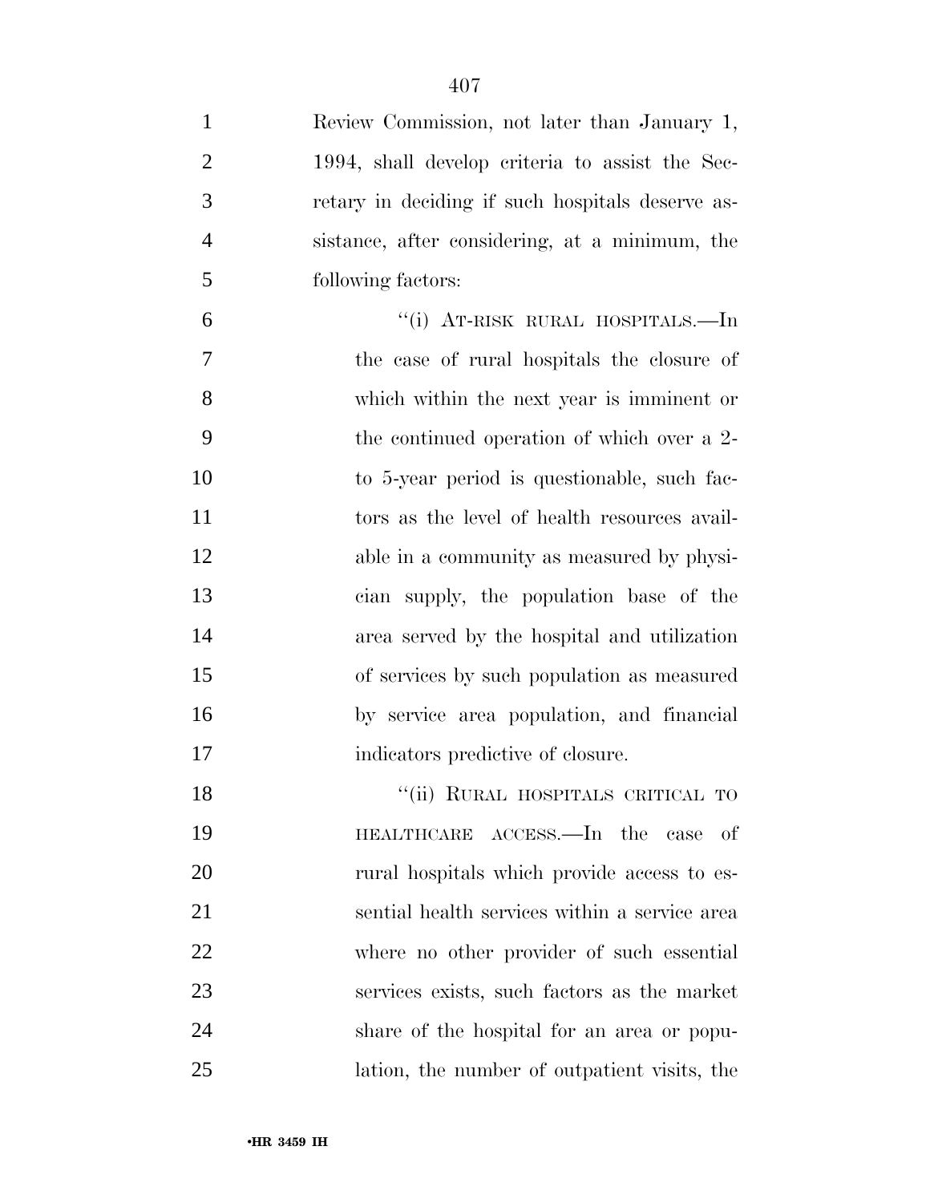Review Commission, not later than January 1, 1994, shall develop criteria to assist the Secretary in deciding if such hospitals deserve assistance, after considering, at a minimum, the following factors:

"(i) AT-RISK RURAL HOSPITALS.—In the case of rural hospitals the closure of which within the next year is imminent or the continued operation of which over a 2- to 5-year period is questionable, such factors as the level of health resources available in a community as measured by physician supply, the population base of the area served by the hospital and utilization of services by such population as measured by service area population, and financial indicators predictive of closure.

"(ii) RURAL HOSPITALS CRITICAL TO HEALTHCARE ACCESS.—In the case of rural hospitals which provide access to essential health services within a service area where no other provider of such essential services exists, such factors as the market share of the hospital for an area or population, the number of outpatient visits, the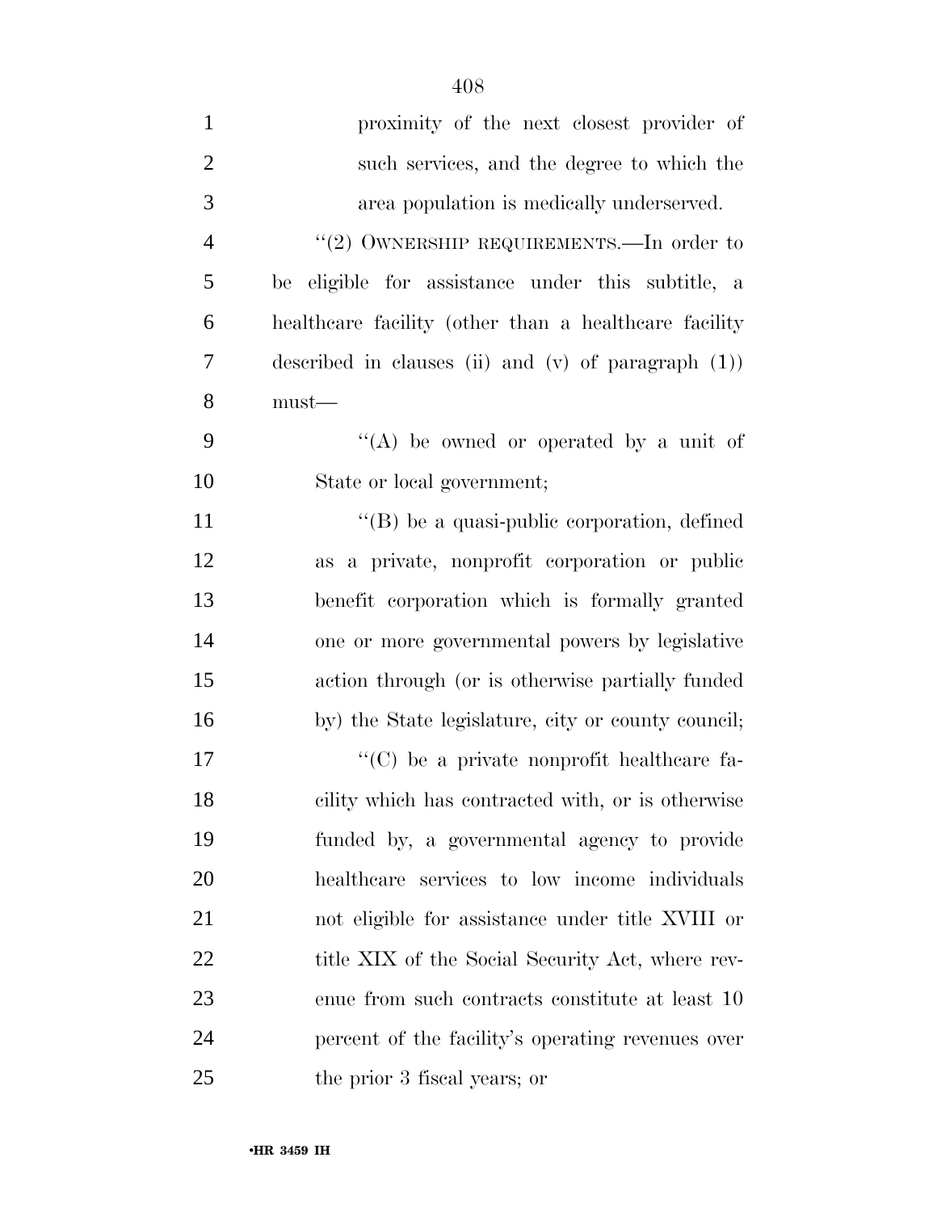proximity of the next closest provider of such services, and the degree to which the area population is medically underserved.

''(2) OWNERSHIP REQUIREMENTS.—In order to be eligible for assistance under this subtitle, a healthcare facility (other than a healthcare facility described in clauses (ii) and (v) of paragraph (1)) must—

''(A) be owned or operated by a unit of State or local government;

''(B) be a quasi-public corporation, defined as a private, nonprofit corporation or public benefit corporation which is formally granted one or more governmental powers by legislative action through (or is otherwise partially funded by) the State legislature, city or county council;

''(C) be a private nonprofit healthcare facility which has contracted with, or is otherwise funded by, a governmental agency to provide healthcare services to low income individuals not eligible for assistance under title XVIII or title XIX of the Social Security Act, where revenue from such contracts constitute at least 10 percent of the facility's operating revenues over the prior 3 fiscal years; or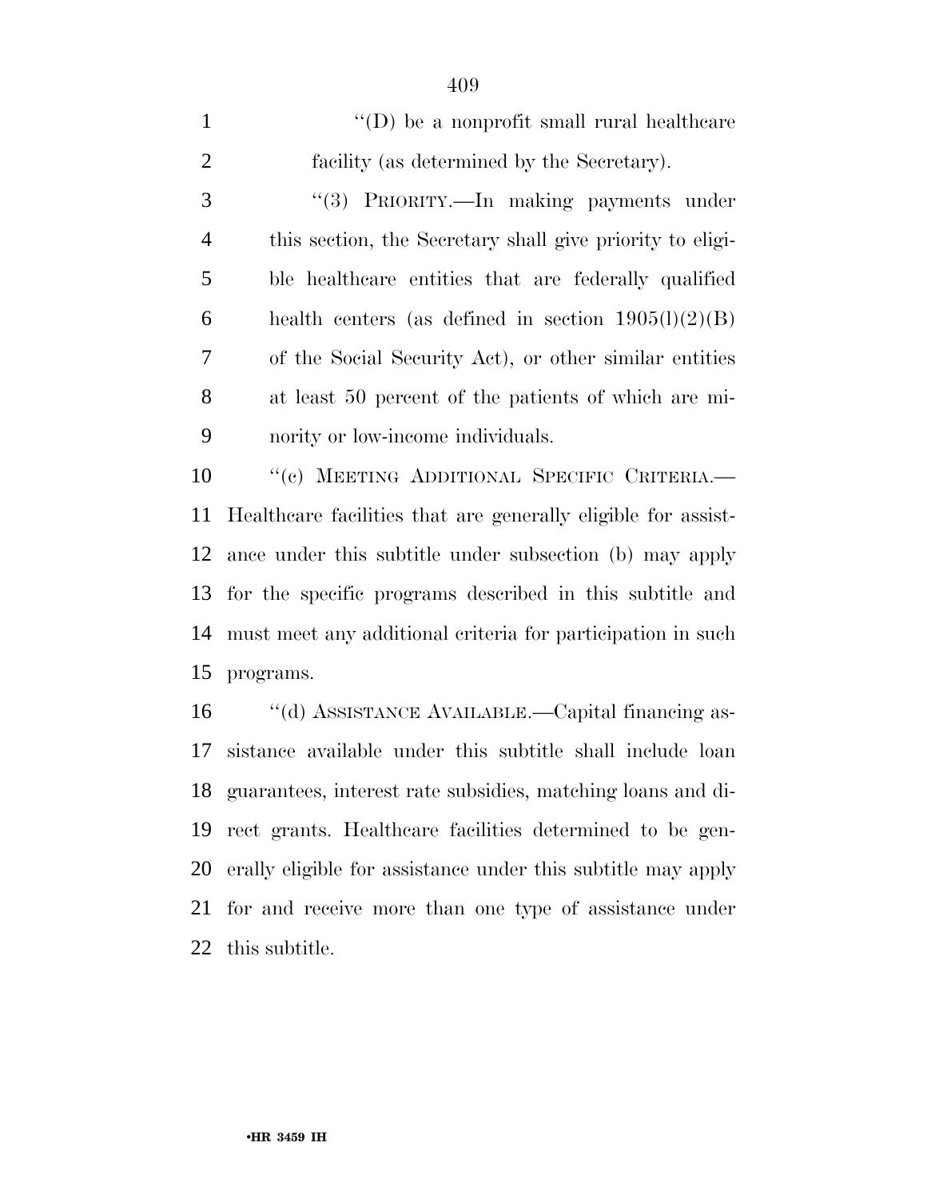''(D) be a nonprofit small rural healthcare facility (as determined by the Secretary).

''(3) PRIORITY.—In making payments under this section, the Secretary shall give priority to eligible healthcare entities that are federally qualified health centers (as defined in section 1905(l)(2)(B) of the Social Security Act), or other similar entities at least 50 percent of the patients of which are minority or low-income individuals.

''(c) MEETING ADDITIONAL SPECIFIC CRITERIA.—Healthcare facilities that are generally eligible for assistance under this subtitle under subsection (b) may apply for the specific programs described in this subtitle and must meet any additional criteria for participation in such programs.

''(d) ASSISTANCE AVAILABLE.—Capital financing assistance available under this subtitle shall include loan guarantees, interest rate subsidies, matching loans and direct grants. Healthcare facilities determined to be generally eligible for assistance under this subtitle may apply for and receive more than one type of assistance under this subtitle.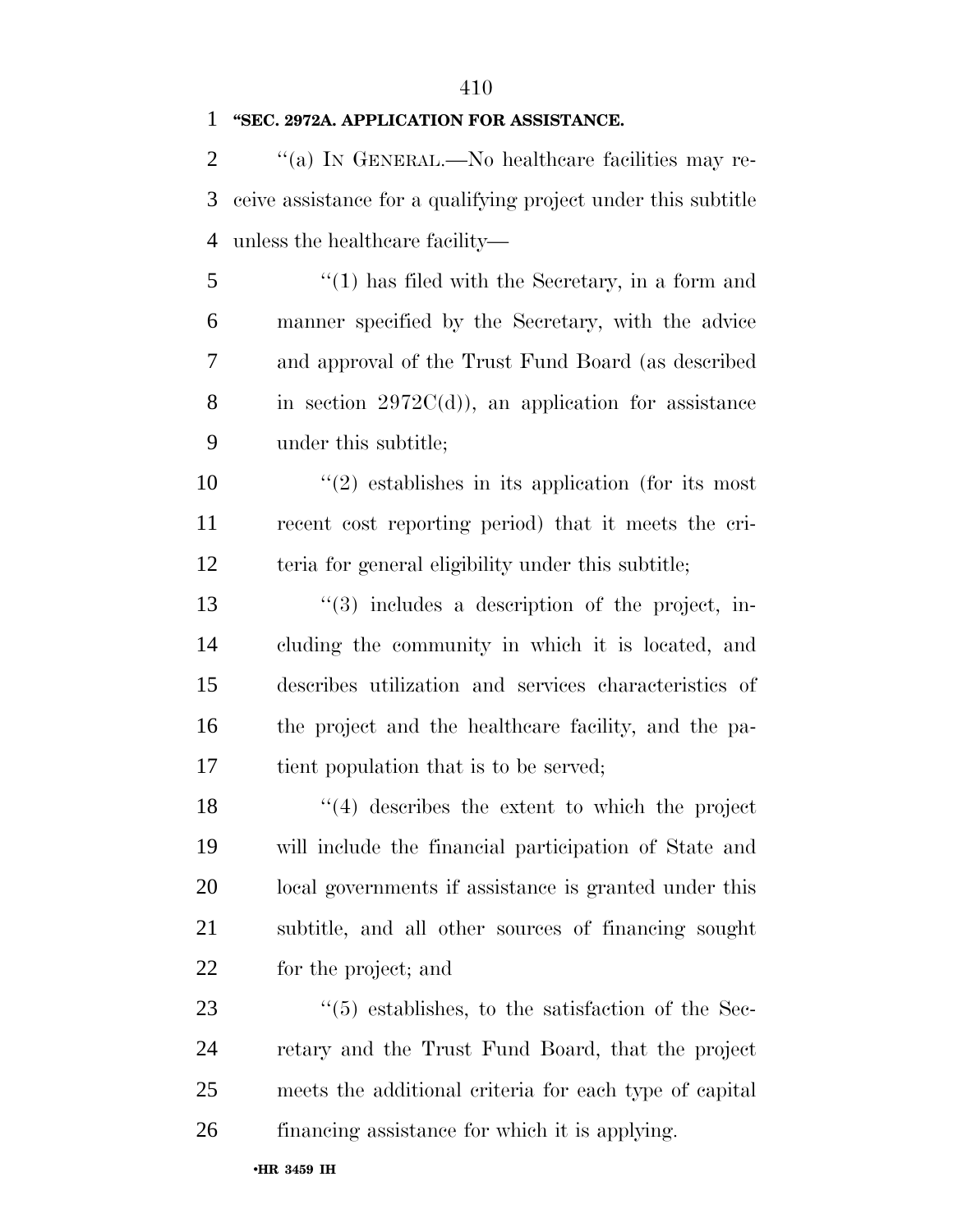**"SEC. 2972A. APPLICATION FOR ASSISTANCE.**

"(a) IN GENERAL.—No healthcare facilities may receive assistance for a qualifying project under this subtitle unless the healthcare facility—

"(1) has filed with the Secretary, in a form and manner specified by the Secretary, with the advice and approval of the Trust Fund Board (as described in section 2972C(d)), an application for assistance under this subtitle;

"(2) establishes in its application (for its most recent cost reporting period) that it meets the criteria for general eligibility under this subtitle;

"(3) includes a description of the project, including the community in which it is located, and describes utilization and services characteristics of the project and the healthcare facility, and the patient population that is to be served;

"(4) describes the extent to which the project will include the financial participation of State and local governments if assistance is granted under this subtitle, and all other sources of financing sought for the project; and

"(5) establishes, to the satisfaction of the Secretary and the Trust Fund Board, that the project meets the additional criteria for each type of capital financing assistance for which it is applying.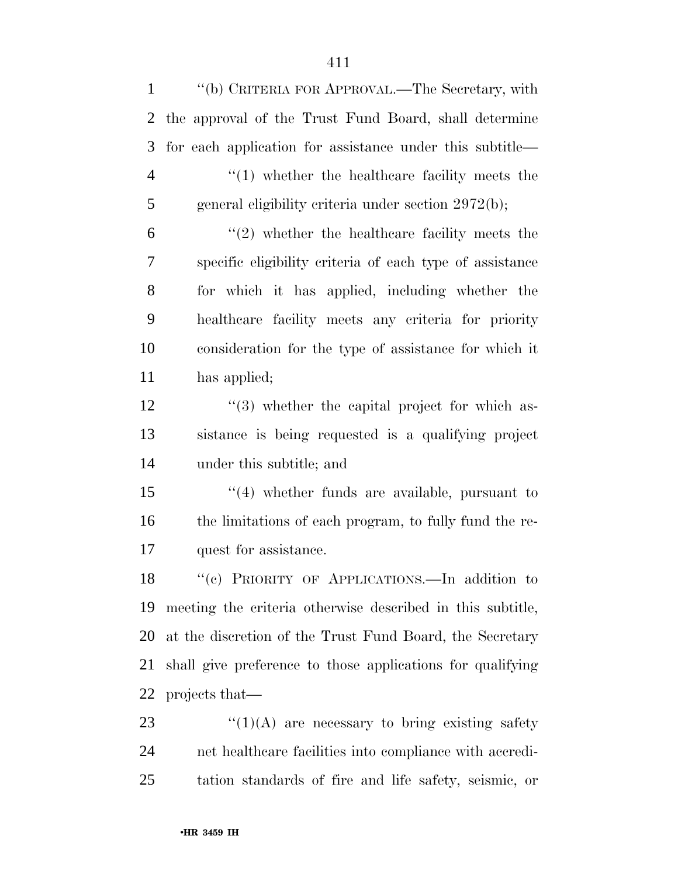"(b) CRITERIA FOR APPROVAL.—The Secretary, with the approval of the Trust Fund Board, shall determine for each application for assistance under this subtitle—

"(1) whether the healthcare facility meets the general eligibility criteria under section 2972(b);

"(2) whether the healthcare facility meets the specific eligibility criteria of each type of assistance for which it has applied, including whether the healthcare facility meets any criteria for priority consideration for the type of assistance for which it has applied;

"(3) whether the capital project for which assistance is being requested is a qualifying project under this subtitle; and

"(4) whether funds are available, pursuant to the limitations of each program, to fully fund the request for assistance.

"(c) PRIORITY OF APPLICATIONS.—In addition to meeting the criteria otherwise described in this subtitle, at the discretion of the Trust Fund Board, the Secretary shall give preference to those applications for qualifying projects that—

"(1)(A) are necessary to bring existing safety net healthcare facilities into compliance with accreditation standards of fire and life safety, seismic, or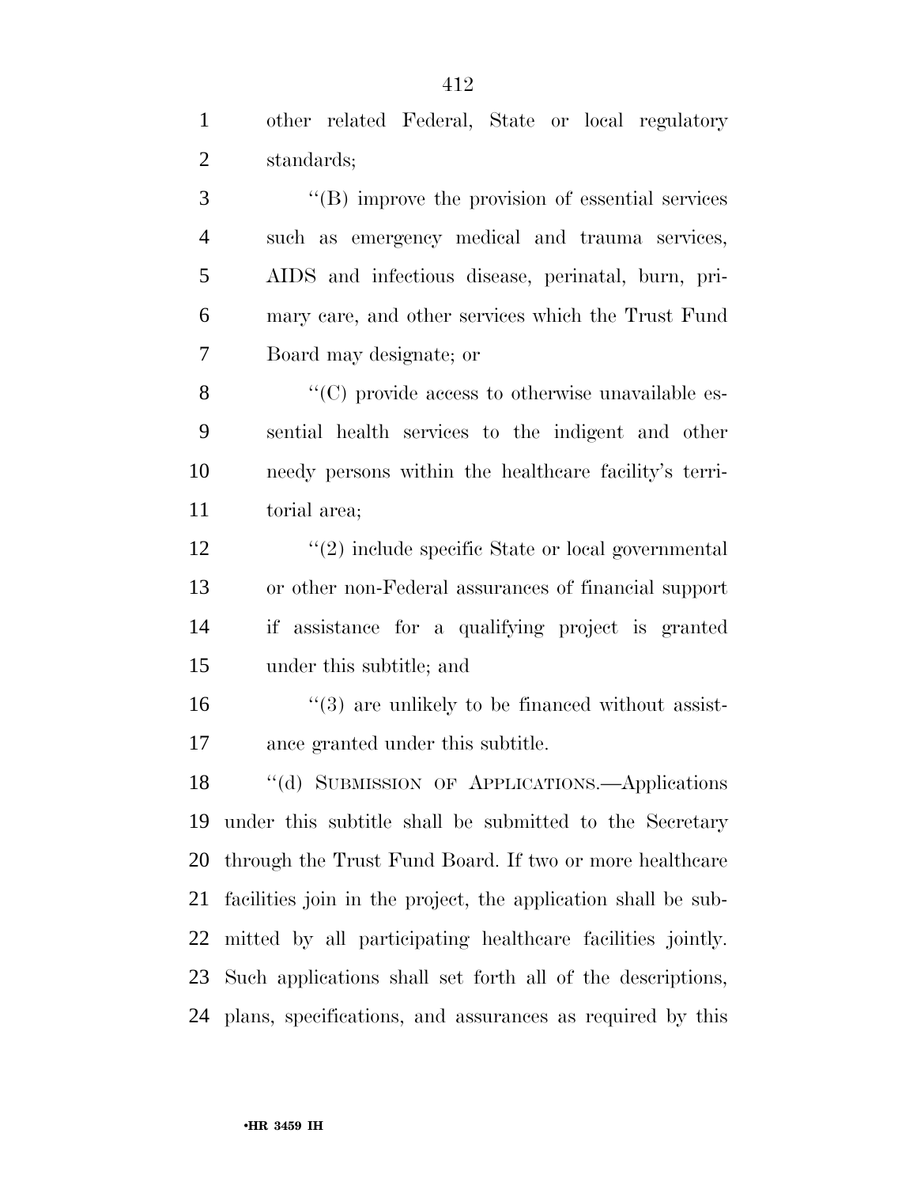other related Federal, State or local regulatory standards;

''(B) improve the provision of essential services such as emergency medical and trauma services, AIDS and infectious disease, perinatal, burn, primary care, and other services which the Trust Fund Board may designate; or

''(C) provide access to otherwise unavailable essential health services to the indigent and other needy persons within the healthcare facility's territorial area;

''(2) include specific State or local governmental or other non-Federal assurances of financial support if assistance for a qualifying project is granted under this subtitle; and

''(3) are unlikely to be financed without assistance granted under this subtitle.

''(d) SUBMISSION OF APPLICATIONS.—Applications under this subtitle shall be submitted to the Secretary through the Trust Fund Board. If two or more healthcare facilities join in the project, the application shall be submitted by all participating healthcare facilities jointly. Such applications shall set forth all of the descriptions, plans, specifications, and assurances as required by this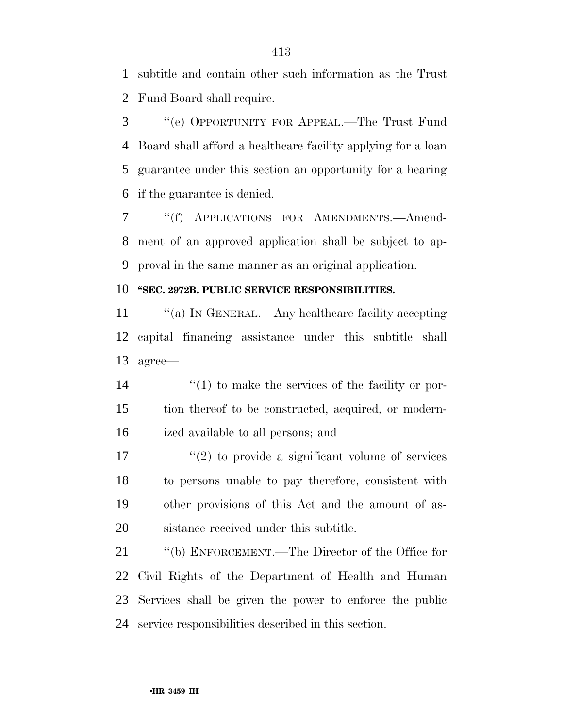subtitle and contain other such information as the Trust Fund Board shall require.

''(e) OPPORTUNITY FOR APPEAL.—The Trust Fund Board shall afford a healthcare facility applying for a loan guarantee under this section an opportunity for a hearing if the guarantee is denied.

''(f) APPLICATIONS FOR AMENDMENTS.—Amendment of an approved application shall be subject to approval in the same manner as an original application.

**''SEC. 2972B. PUBLIC SERVICE RESPONSIBILITIES.**

''(a) IN GENERAL.—Any healthcare facility accepting capital financing assistance under this subtitle shall agree—

''(1) to make the services of the facility or portion thereof to be constructed, acquired, or modernized available to all persons; and

''(2) to provide a significant volume of services to persons unable to pay therefore, consistent with other provisions of this Act and the amount of assistance received under this subtitle.

''(b) ENFORCEMENT.—The Director of the Office for Civil Rights of the Department of Health and Human Services shall be given the power to enforce the public service responsibilities described in this section.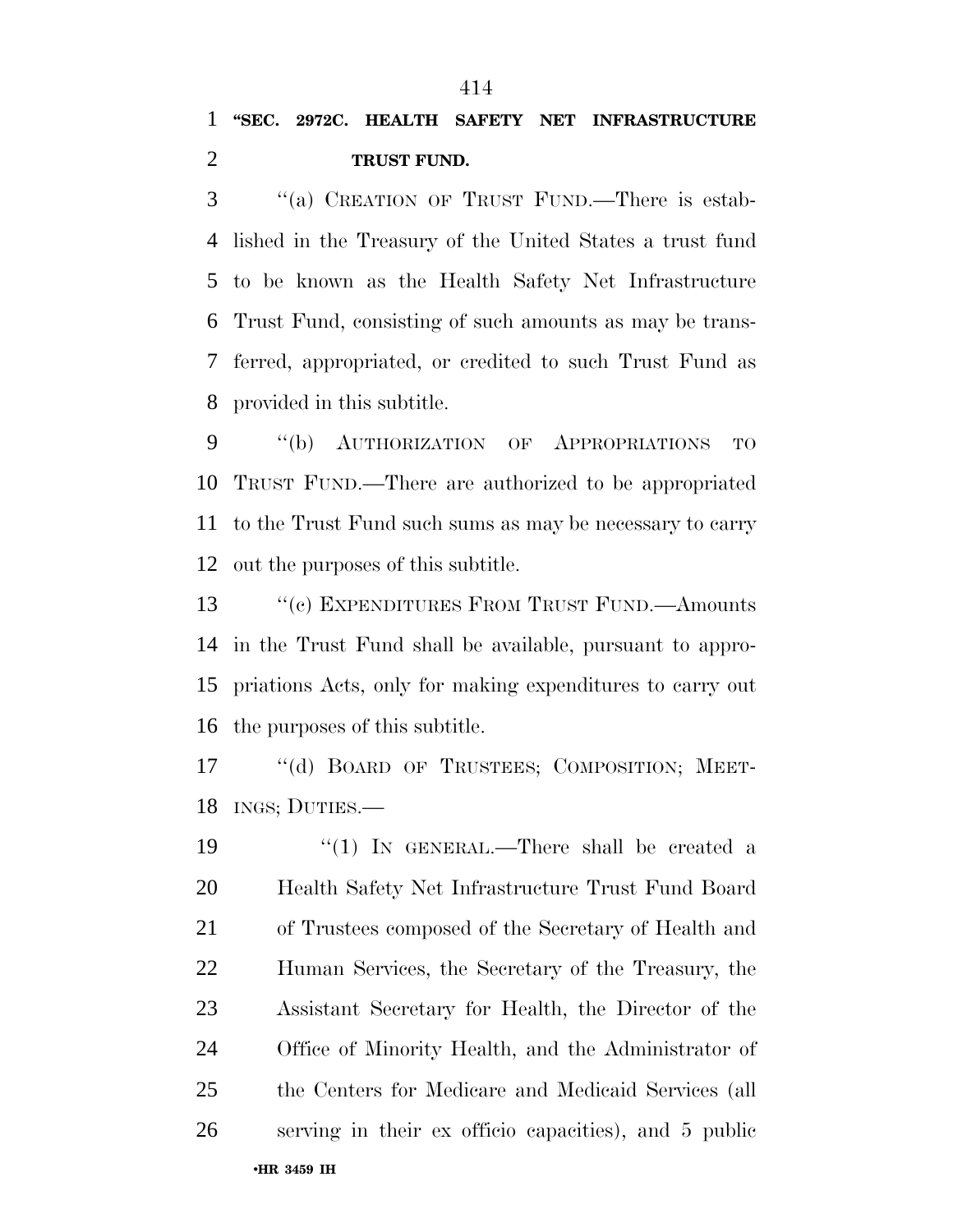**"SEC. 2972C. HEALTH SAFETY NET INFRASTRUCTURE TRUST FUND.**

"(a) CREATION OF TRUST FUND.—There is established in the Treasury of the United States a trust fund to be known as the Health Safety Net Infrastructure Trust Fund, consisting of such amounts as may be transferred, appropriated, or credited to such Trust Fund as provided in this subtitle.

"(b) AUTHORIZATION OF APPROPRIATIONS TO TRUST FUND.—There are authorized to be appropriated to the Trust Fund such sums as may be necessary to carry out the purposes of this subtitle.

"(c) EXPENDITURES FROM TRUST FUND.—Amounts in the Trust Fund shall be available, pursuant to appropriations Acts, only for making expenditures to carry out the purposes of this subtitle.

"(d) BOARD OF TRUSTEES; COMPOSITION; MEETINGS; DUTIES.—

"(1) IN GENERAL.—There shall be created a Health Safety Net Infrastructure Trust Fund Board of Trustees composed of the Secretary of Health and Human Services, the Secretary of the Treasury, the Assistant Secretary for Health, the Director of the Office of Minority Health, and the Administrator of the Centers for Medicare and Medicaid Services (all serving in their ex officio capacities), and 5 public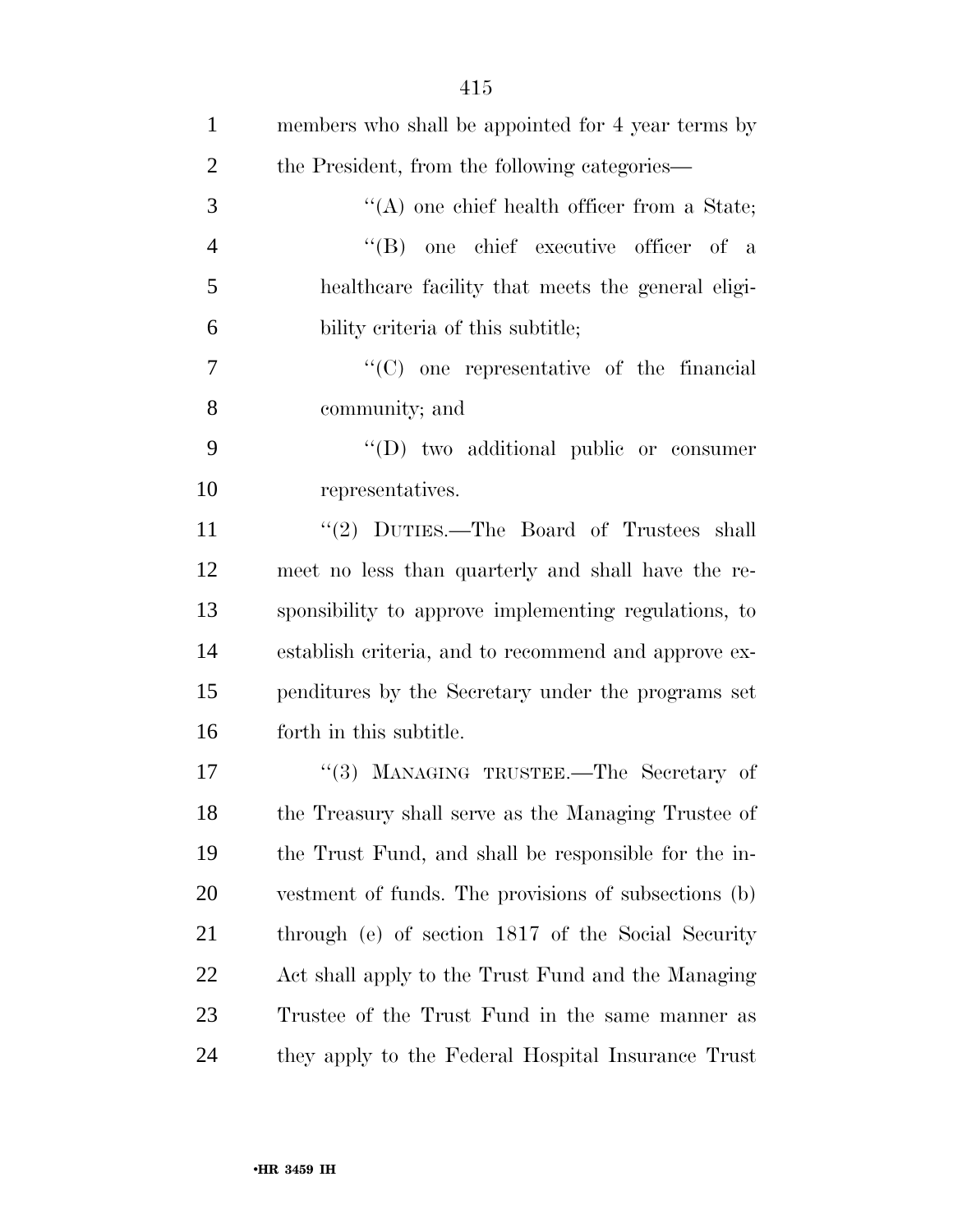members who shall be appointed for 4 year terms by the President, from the following categories—

''(A) one chief health officer from a State;

''(B) one chief executive officer of a healthcare facility that meets the general eligibility criteria of this subtitle;

''(C) one representative of the financial community; and

''(D) two additional public or consumer representatives.

''(2) DUTIES.—The Board of Trustees shall meet no less than quarterly and shall have the responsibility to approve implementing regulations, to establish criteria, and to recommend and approve expenditures by the Secretary under the programs set forth in this subtitle.

''(3) MANAGING TRUSTEE.—The Secretary of the Treasury shall serve as the Managing Trustee of the Trust Fund, and shall be responsible for the investment of funds. The provisions of subsections (b) through (e) of section 1817 of the Social Security Act shall apply to the Trust Fund and the Managing Trustee of the Trust Fund in the same manner as they apply to the Federal Hospital Insurance Trust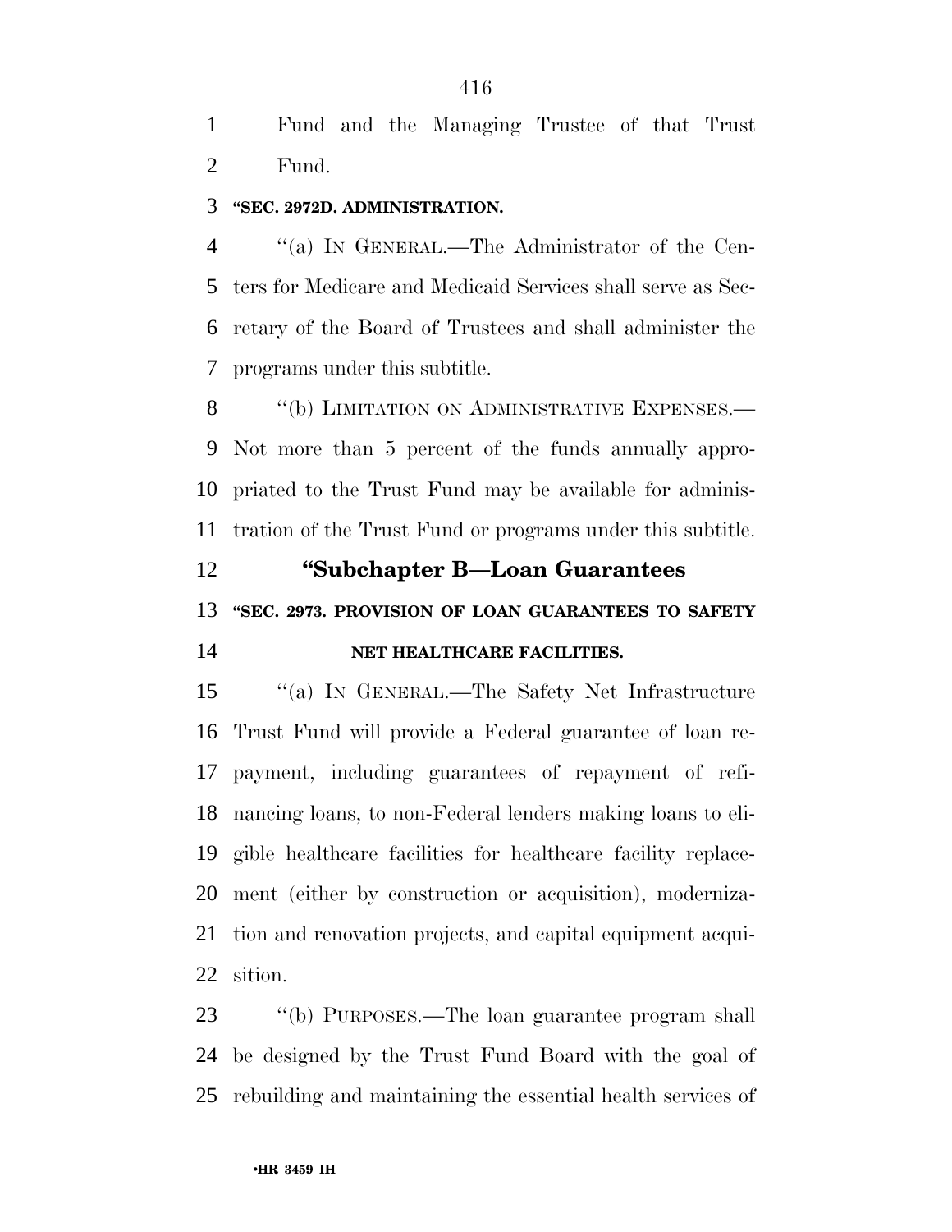Fund and the Managing Trustee of that Trust Fund.

**"SEC. 2972D. ADMINISTRATION.**

"(a) IN GENERAL.—The Administrator of the Centers for Medicare and Medicaid Services shall serve as Secretary of the Board of Trustees and shall administer the programs under this subtitle.

"(b) LIMITATION ON ADMINISTRATIVE EXPENSES.—Not more than 5 percent of the funds annually appropriated to the Trust Fund may be available for administration of the Trust Fund or programs under this subtitle.

## "Subchapter B—Loan Guarantees

**"SEC. 2973. PROVISION OF LOAN GUARANTEES TO SAFETY NET HEALTHCARE FACILITIES.**

"(a) IN GENERAL.—The Safety Net Infrastructure Trust Fund will provide a Federal guarantee of loan repayment, including guarantees of repayment of refinancing loans, to non-Federal lenders making loans to eligible healthcare facilities for healthcare facility replacement (either by construction or acquisition), modernization and renovation projects, and capital equipment acquisition.

"(b) PURPOSES.—The loan guarantee program shall be designed by the Trust Fund Board with the goal of rebuilding and maintaining the essential health services of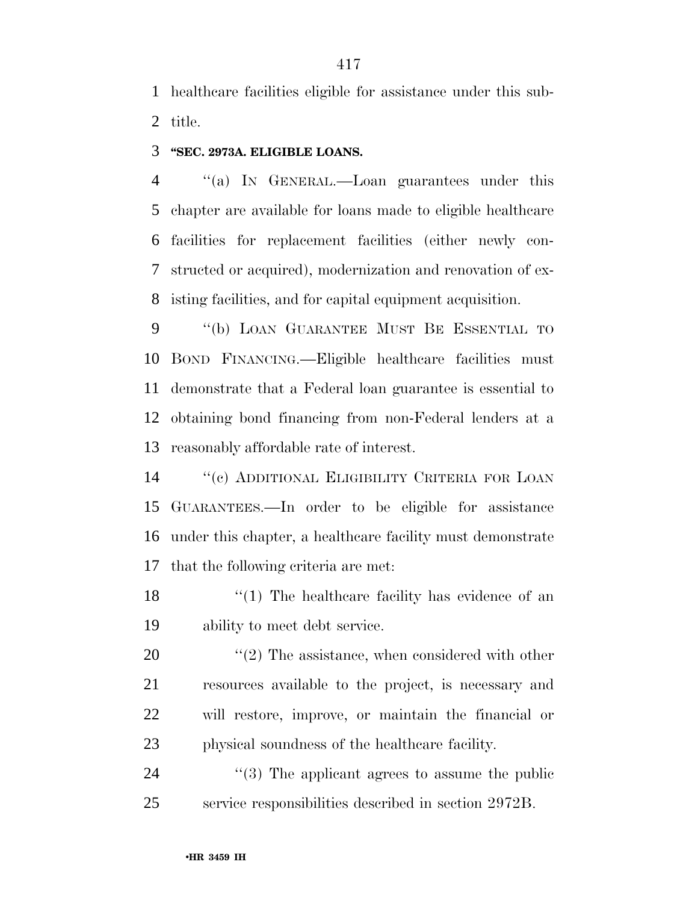healthcare facilities eligible for assistance under this subtitle.

**"SEC. 2973A. ELIGIBLE LOANS.**

"(a) IN GENERAL.—Loan guarantees under this chapter are available for loans made to eligible healthcare facilities for replacement facilities (either newly constructed or acquired), modernization and renovation of existing facilities, and for capital equipment acquisition.

"(b) LOAN GUARANTEE MUST BE ESSENTIAL TO BOND FINANCING.—Eligible healthcare facilities must demonstrate that a Federal loan guarantee is essential to obtaining bond financing from non-Federal lenders at a reasonably affordable rate of interest.

"(c) ADDITIONAL ELIGIBILITY CRITERIA FOR LOAN GUARANTEES.—In order to be eligible for assistance under this chapter, a healthcare facility must demonstrate that the following criteria are met:

"(1) The healthcare facility has evidence of an ability to meet debt service.

"(2) The assistance, when considered with other resources available to the project, is necessary and will restore, improve, or maintain the financial or physical soundness of the healthcare facility.

"(3) The applicant agrees to assume the public service responsibilities described in section 2972B.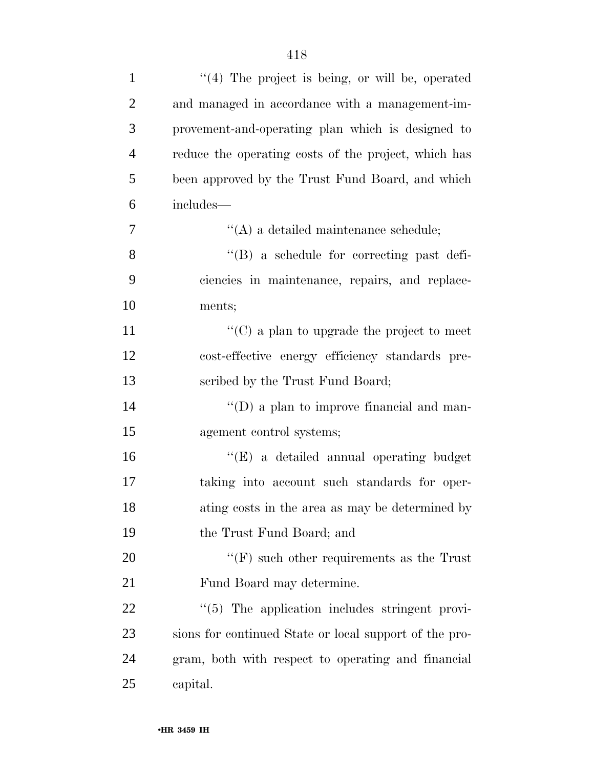"(4) The project is being, or will be, operated and managed in accordance with a management-improvement-and-operating plan which is designed to reduce the operating costs of the project, which has been approved by the Trust Fund Board, and which includes—

"(A) a detailed maintenance schedule;

"(B) a schedule for correcting past deficiencies in maintenance, repairs, and replacements;

"(C) a plan to upgrade the project to meet cost-effective energy efficiency standards prescribed by the Trust Fund Board;

"(D) a plan to improve financial and management control systems;

"(E) a detailed annual operating budget taking into account such standards for operating costs in the area as may be determined by the Trust Fund Board; and

"(F) such other requirements as the Trust Fund Board may determine.

"(5) The application includes stringent provisions for continued State or local support of the program, both with respect to operating and financial capital.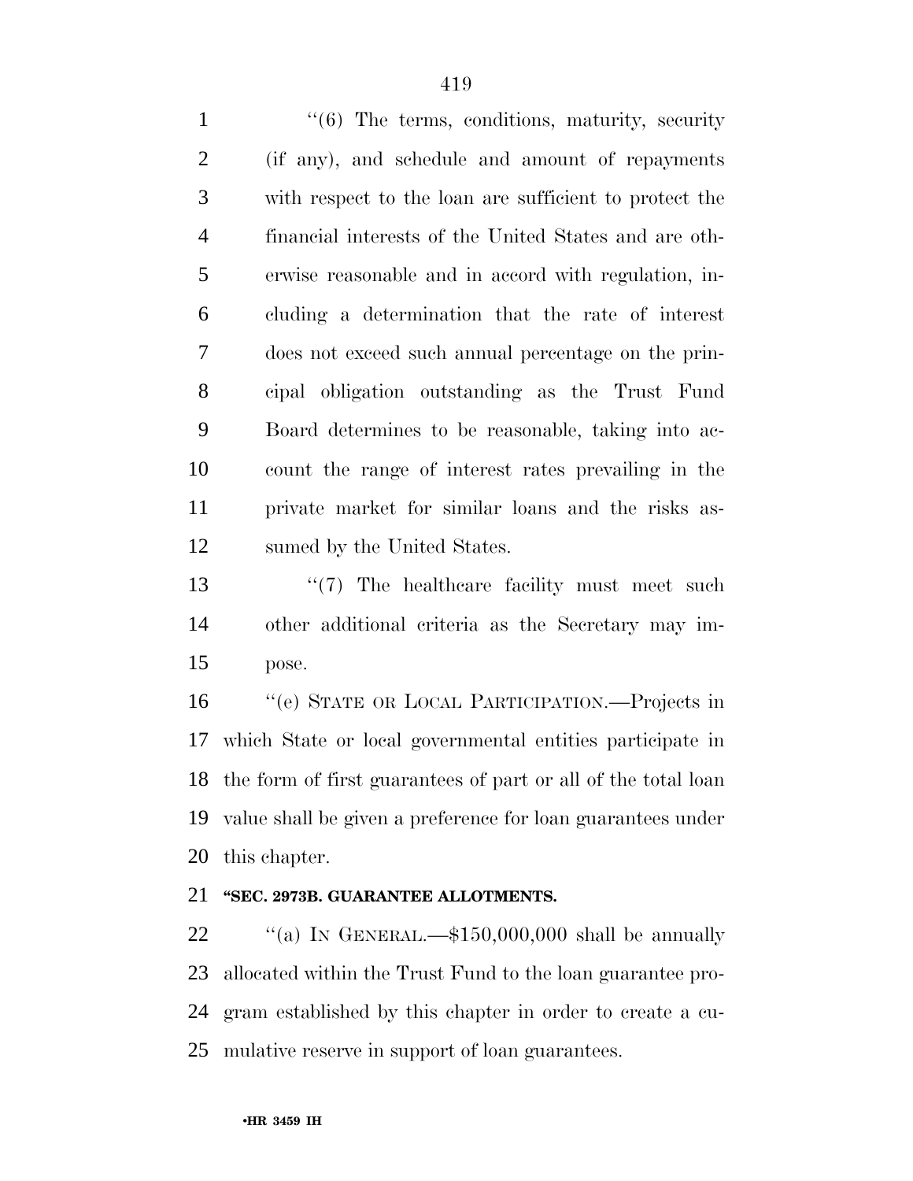"(6) The terms, conditions, maturity, security (if any), and schedule and amount of repayments with respect to the loan are sufficient to protect the financial interests of the United States and are otherwise reasonable and in accord with regulation, including a determination that the rate of interest does not exceed such annual percentage on the principal obligation outstanding as the Trust Fund Board determines to be reasonable, taking into account the range of interest rates prevailing in the private market for similar loans and the risks assumed by the United States.

"(7) The healthcare facility must meet such other additional criteria as the Secretary may impose.

"(e) STATE OR LOCAL PARTICIPATION.—Projects in which State or local governmental entities participate in the form of first guarantees of part or all of the total loan value shall be given a preference for loan guarantees under this chapter.

**"SEC. 2973B. GUARANTEE ALLOTMENTS.**

"(a) IN GENERAL.—$150,000,000 shall be annually allocated within the Trust Fund to the loan guarantee program established by this chapter in order to create a cumulative reserve in support of loan guarantees.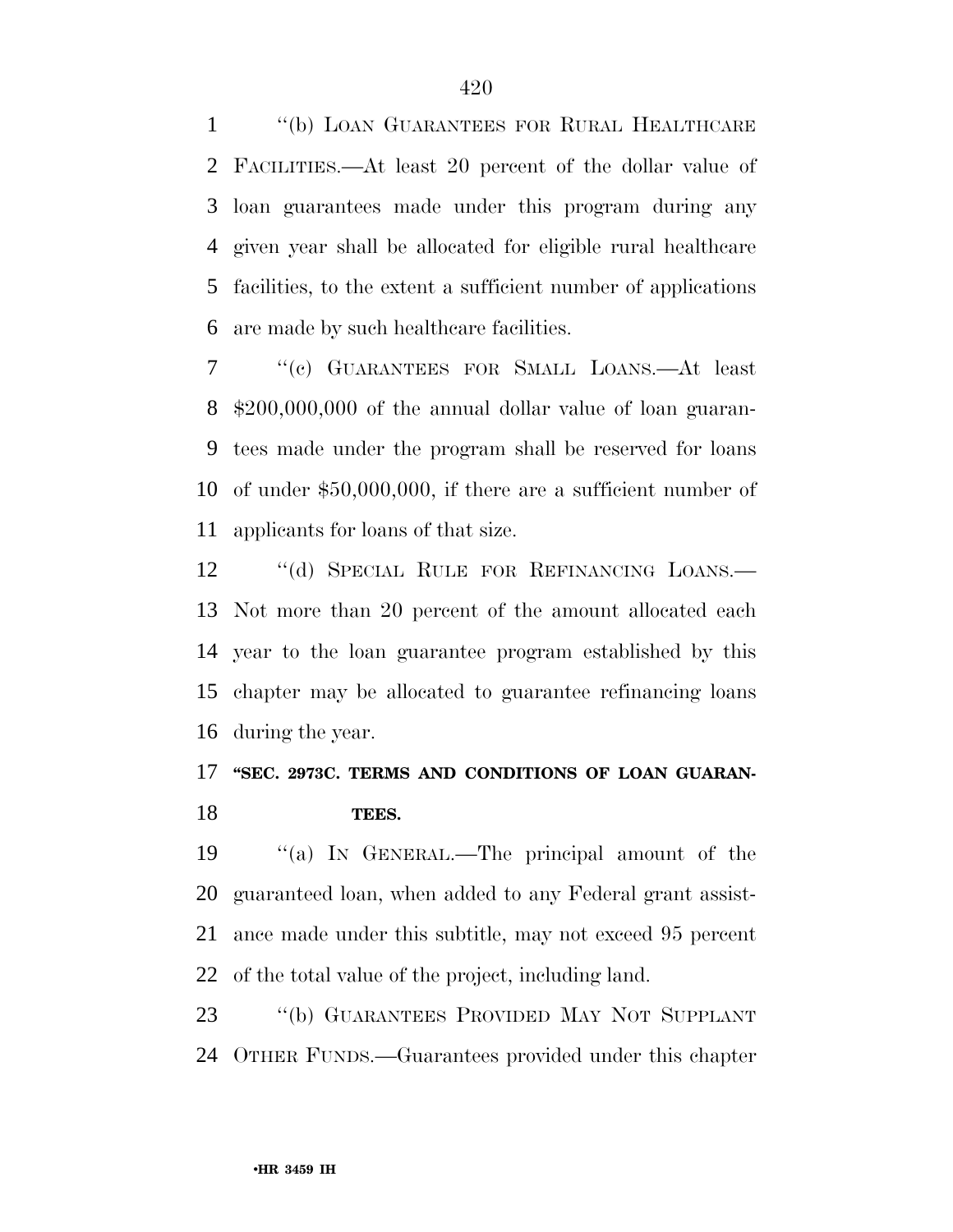"(b) LOAN GUARANTEES FOR RURAL HEALTHCARE FACILITIES.—At least 20 percent of the dollar value of loan guarantees made under this program during any given year shall be allocated for eligible rural healthcare facilities, to the extent a sufficient number of applications are made by such healthcare facilities.

"(c) GUARANTEES FOR SMALL LOANS.—At least $200,000,000 of the annual dollar value of loan guarantees made under the program shall be reserved for loans of under $50,000,000, if there are a sufficient number of applicants for loans of that size.

"(d) SPECIAL RULE FOR REFINANCING LOANS.—Not more than 20 percent of the amount allocated each year to the loan guarantee program established by this chapter may be allocated to guarantee refinancing loans during the year.

**"SEC. 2973C. TERMS AND CONDITIONS OF LOAN GUARANTEES.**

"(a) IN GENERAL.—The principal amount of the guaranteed loan, when added to any Federal grant assistance made under this subtitle, may not exceed 95 percent of the total value of the project, including land.

"(b) GUARANTEES PROVIDED MAY NOT SUPPLANT OTHER FUNDS.—Guarantees provided under this chapter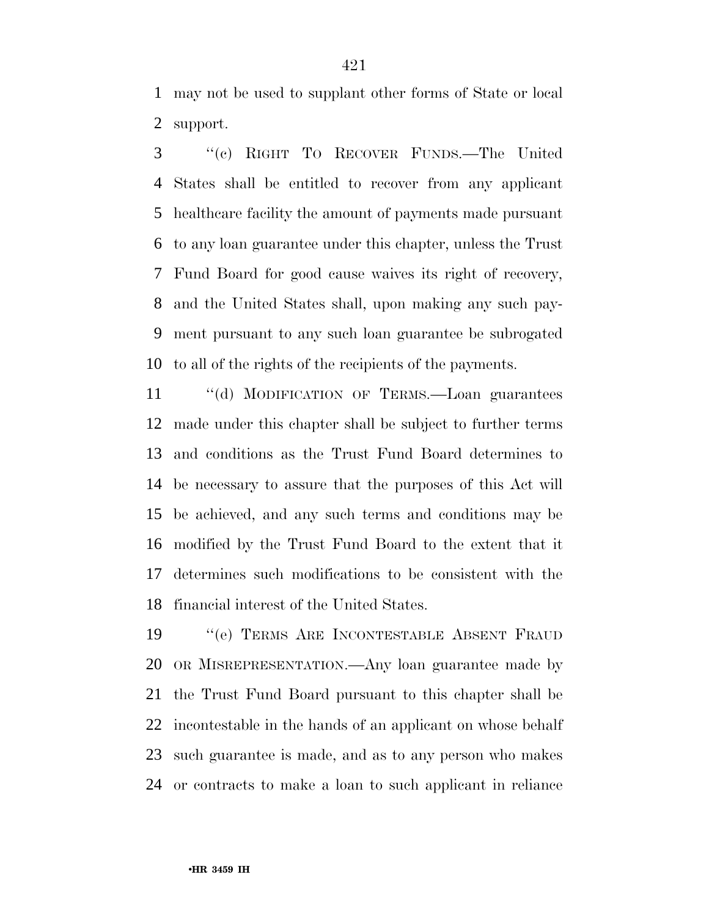may not be used to supplant other forms of State or local support.

"(c) RIGHT TO RECOVER FUNDS.—The United States shall be entitled to recover from any applicant healthcare facility the amount of payments made pursuant to any loan guarantee under this chapter, unless the Trust Fund Board for good cause waives its right of recovery, and the United States shall, upon making any such payment pursuant to any such loan guarantee be subrogated to all of the rights of the recipients of the payments.

"(d) MODIFICATION OF TERMS.—Loan guarantees made under this chapter shall be subject to further terms and conditions as the Trust Fund Board determines to be necessary to assure that the purposes of this Act will be achieved, and any such terms and conditions may be modified by the Trust Fund Board to the extent that it determines such modifications to be consistent with the financial interest of the United States.

"(e) TERMS ARE INCONTESTABLE ABSENT FRAUD OR MISREPRESENTATION.—Any loan guarantee made by the Trust Fund Board pursuant to this chapter shall be incontestable in the hands of an applicant on whose behalf such guarantee is made, and as to any person who makes or contracts to make a loan to such applicant in reliance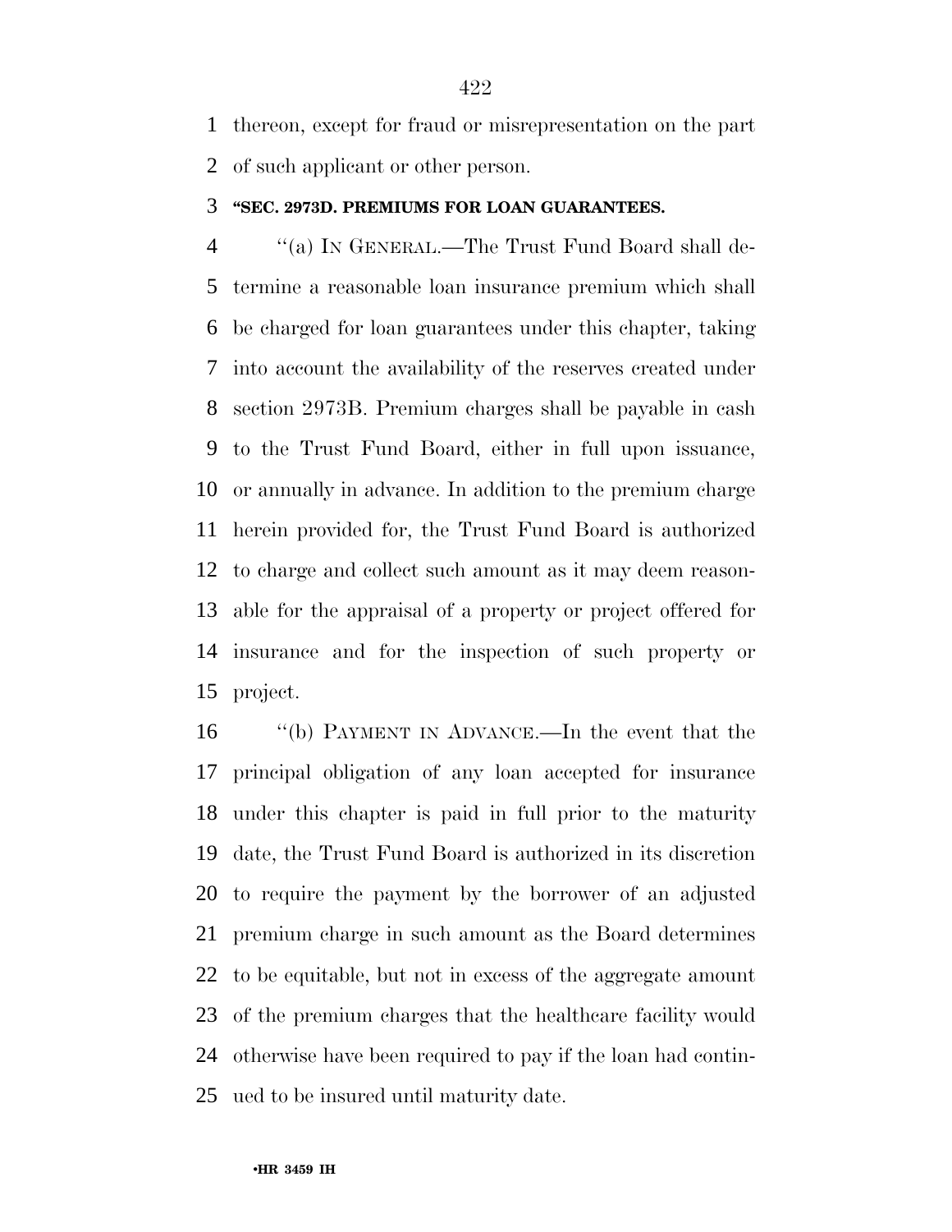thereon, except for fraud or misrepresentation on the part of such applicant or other person.

**"SEC. 2973D. PREMIUMS FOR LOAN GUARANTEES.**

"(a) IN GENERAL.—The Trust Fund Board shall determine a reasonable loan insurance premium which shall be charged for loan guarantees under this chapter, taking into account the availability of the reserves created under section 2973B. Premium charges shall be payable in cash to the Trust Fund Board, either in full upon issuance, or annually in advance. In addition to the premium charge herein provided for, the Trust Fund Board is authorized to charge and collect such amount as it may deem reasonable for the appraisal of a property or project offered for insurance and for the inspection of such property or project.

"(b) PAYMENT IN ADVANCE.—In the event that the principal obligation of any loan accepted for insurance under this chapter is paid in full prior to the maturity date, the Trust Fund Board is authorized in its discretion to require the payment by the borrower of an adjusted premium charge in such amount as the Board determines to be equitable, but not in excess of the aggregate amount of the premium charges that the healthcare facility would otherwise have been required to pay if the loan had continued to be insured until maturity date.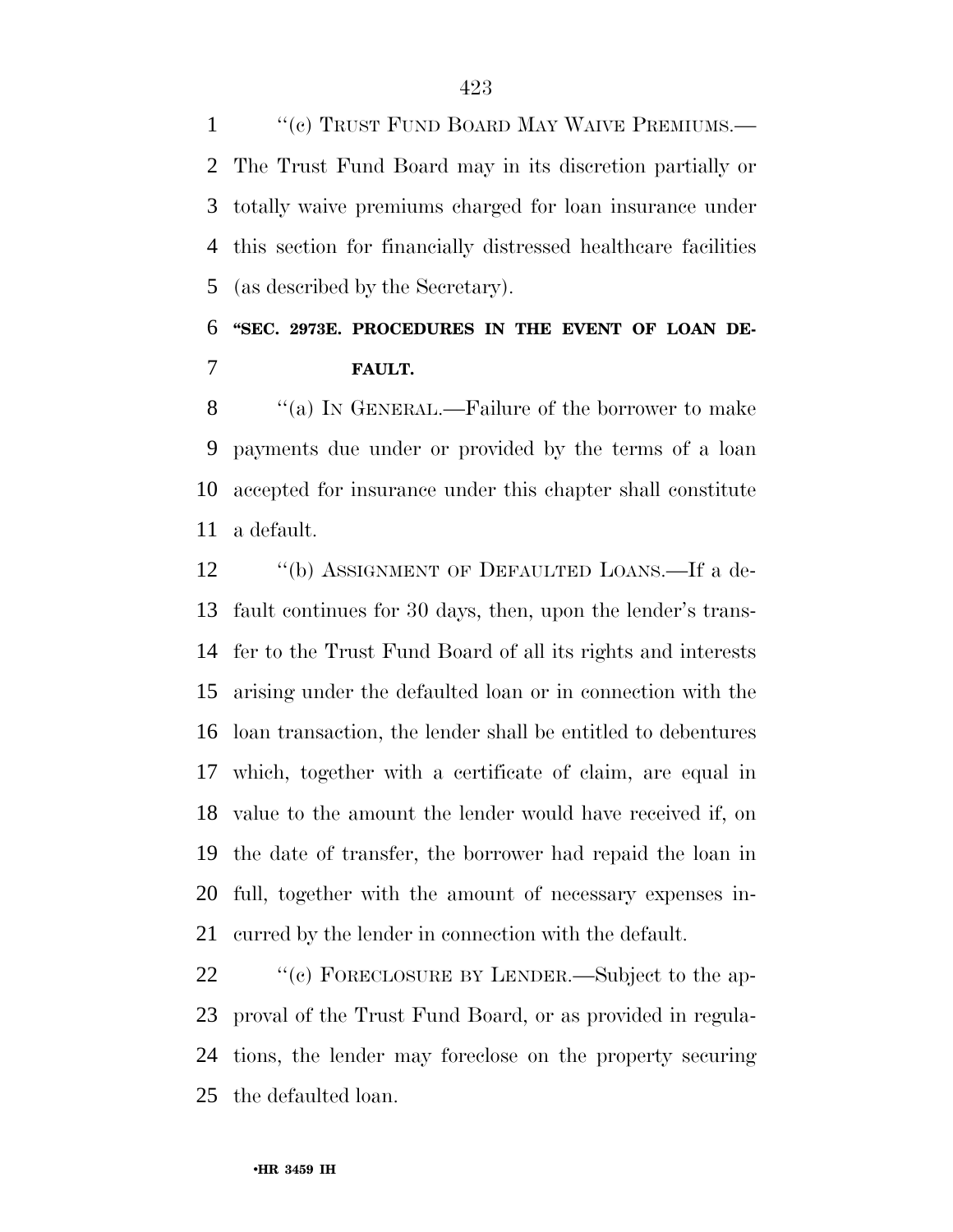''(c) TRUST FUND BOARD MAY WAIVE PREMIUMS.—The Trust Fund Board may in its discretion partially or totally waive premiums charged for loan insurance under this section for financially distressed healthcare facilities (as described by the Secretary).

**''SEC. 2973E. PROCEDURES IN THE EVENT OF LOAN DEFAULT.**

''(a) IN GENERAL.—Failure of the borrower to make payments due under or provided by the terms of a loan accepted for insurance under this chapter shall constitute a default.

''(b) ASSIGNMENT OF DEFAULTED LOANS.—If a default continues for 30 days, then, upon the lender's transfer to the Trust Fund Board of all its rights and interests arising under the defaulted loan or in connection with the loan transaction, the lender shall be entitled to debentures which, together with a certificate of claim, are equal in value to the amount the lender would have received if, on the date of transfer, the borrower had repaid the loan in full, together with the amount of necessary expenses incurred by the lender in connection with the default.

''(c) FORECLOSURE BY LENDER.—Subject to the approval of the Trust Fund Board, or as provided in regulations, the lender may foreclose on the property securing the defaulted loan.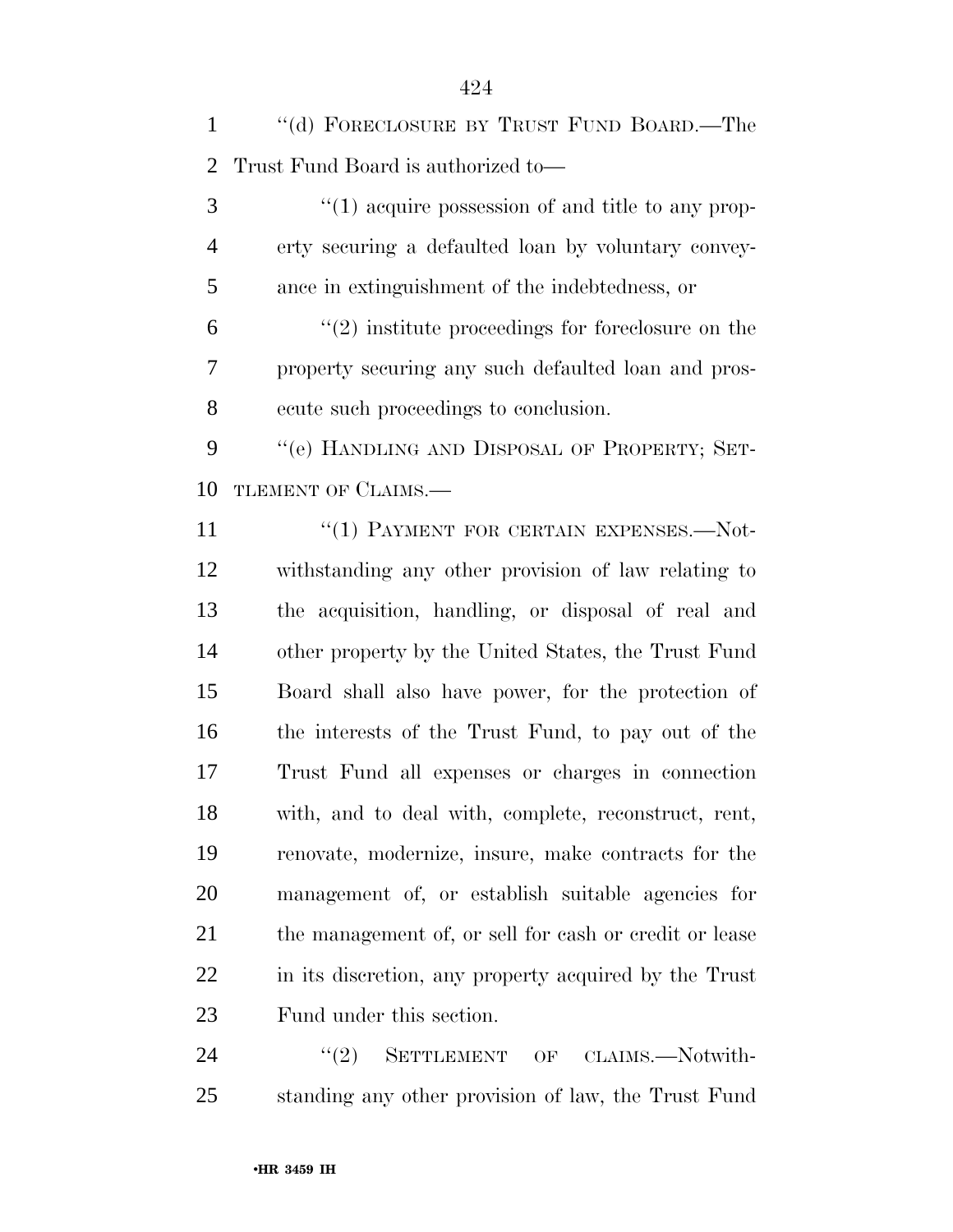"(d) FORECLOSURE BY TRUST FUND BOARD.—The Trust Fund Board is authorized to—

"(1) acquire possession of and title to any property securing a defaulted loan by voluntary conveyance in extinguishment of the indebtedness, or

"(2) institute proceedings for foreclosure on the property securing any such defaulted loan and prosecute such proceedings to conclusion.

"(e) HANDLING AND DISPOSAL OF PROPERTY; SETTLEMENT OF CLAIMS.—

"(1) PAYMENT FOR CERTAIN EXPENSES.—Notwithstanding any other provision of law relating to the acquisition, handling, or disposal of real and other property by the United States, the Trust Fund Board shall also have power, for the protection of the interests of the Trust Fund, to pay out of the Trust Fund all expenses or charges in connection with, and to deal with, complete, reconstruct, rent, renovate, modernize, insure, make contracts for the management of, or establish suitable agencies for the management of, or sell for cash or credit or lease in its discretion, any property acquired by the Trust Fund under this section.

"(2) SETTLEMENT OF CLAIMS.—Notwithstanding any other provision of law, the Trust Fund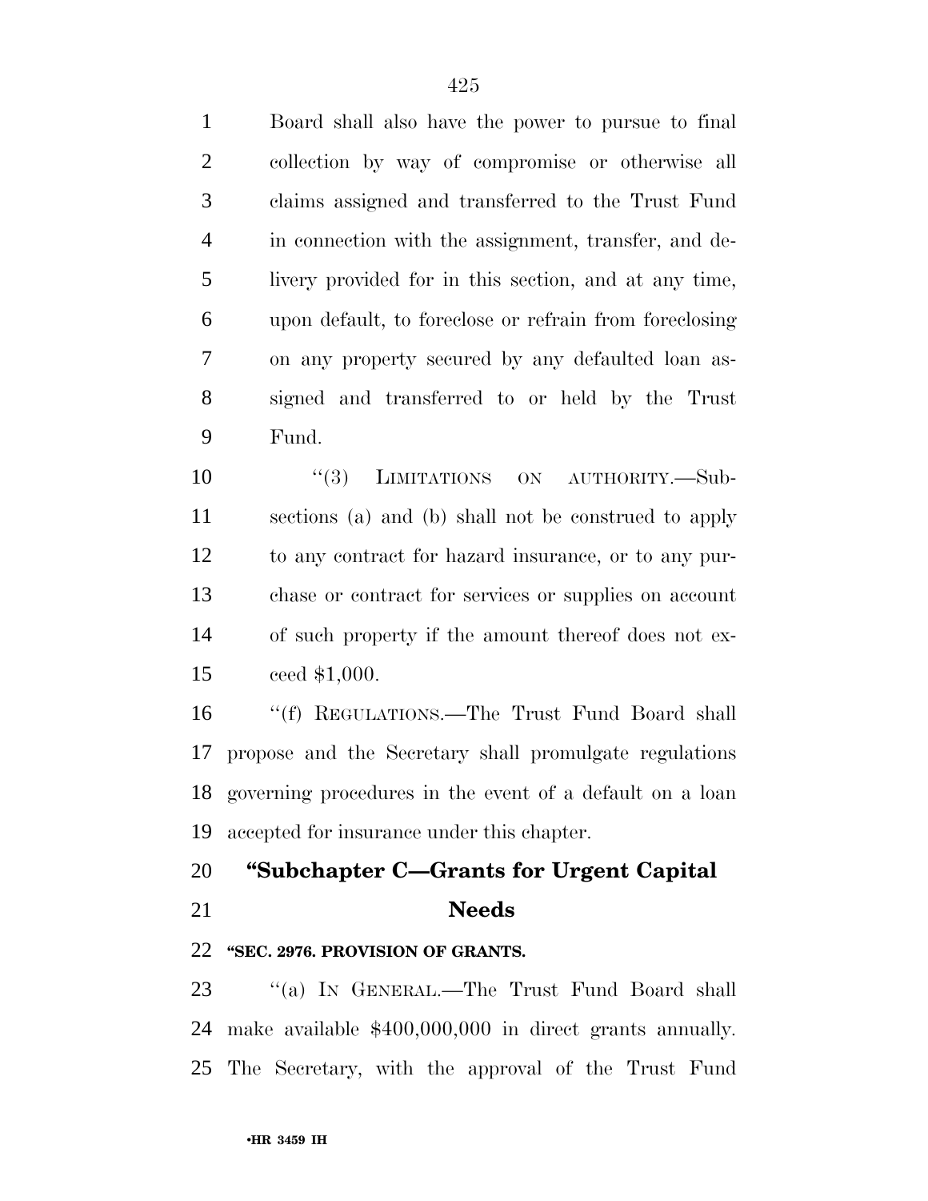Board shall also have the power to pursue to final collection by way of compromise or otherwise all claims assigned and transferred to the Trust Fund in connection with the assignment, transfer, and delivery provided for in this section, and at any time, upon default, to foreclose or refrain from foreclosing on any property secured by any defaulted loan assigned and transferred to or held by the Trust Fund.

"(3) LIMITATIONS ON AUTHORITY.—Subsections (a) and (b) shall not be construed to apply to any contract for hazard insurance, or to any purchase or contract for services or supplies on account of such property if the amount thereof does not exceed $1,000.

"(f) REGULATIONS.—The Trust Fund Board shall propose and the Secretary shall promulgate regulations governing procedures in the event of a default on a loan accepted for insurance under this chapter.

## "Subchapter C—Grants for Urgent Capital Needs

### "SEC. 2976. PROVISION OF GRANTS.

"(a) IN GENERAL.—The Trust Fund Board shall make available $400,000,000 in direct grants annually. The Secretary, with the approval of the Trust Fund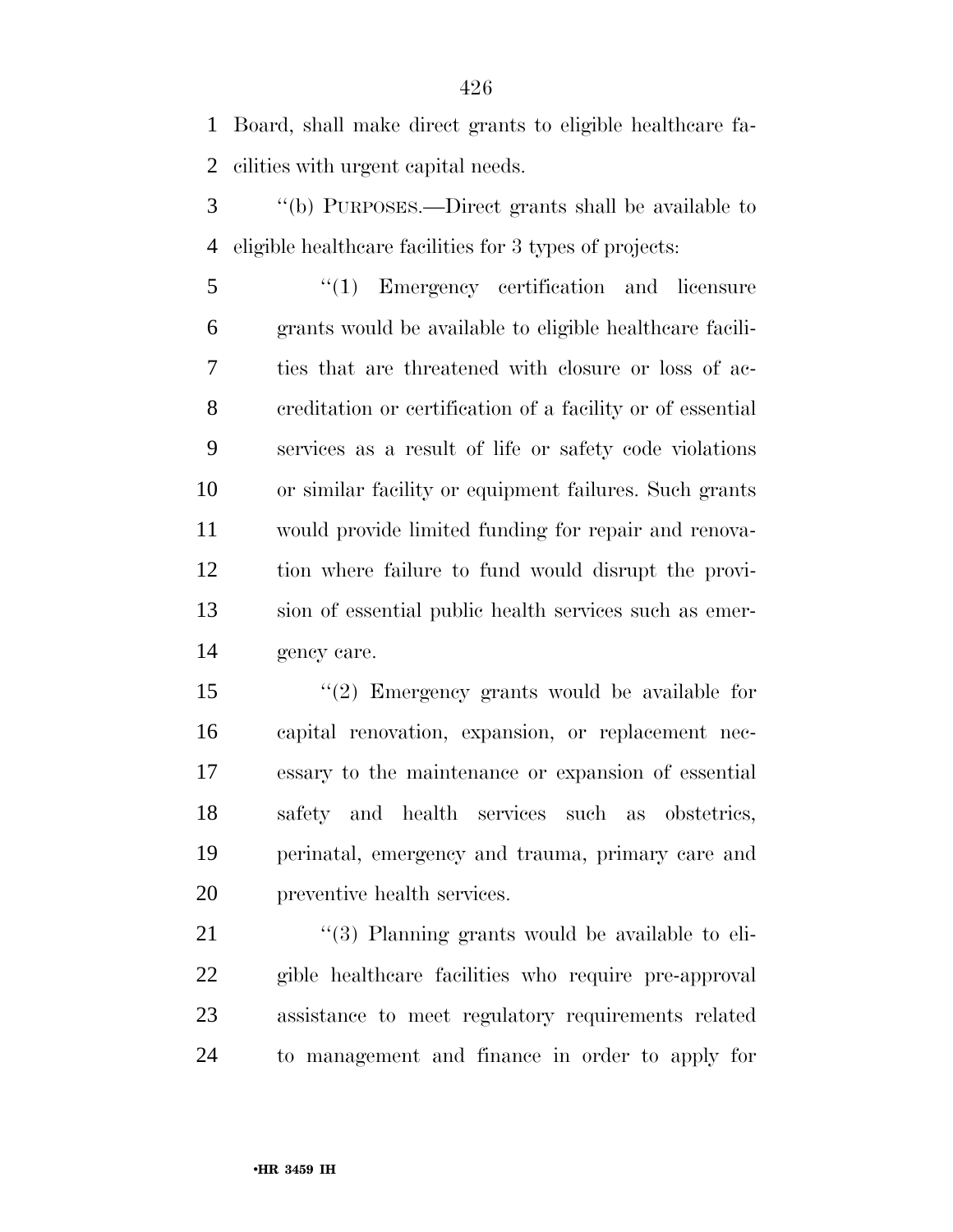Board, shall make direct grants to eligible healthcare facilities with urgent capital needs.

''(b) PURPOSES.—Direct grants shall be available to eligible healthcare facilities for 3 types of projects:

''(1) Emergency certification and licensure grants would be available to eligible healthcare facilities that are threatened with closure or loss of accreditation or certification of a facility or of essential services as a result of life or safety code violations or similar facility or equipment failures. Such grants would provide limited funding for repair and renovation where failure to fund would disrupt the provision of essential public health services such as emergency care.

''(2) Emergency grants would be available for capital renovation, expansion, or replacement necessary to the maintenance or expansion of essential safety and health services such as obstetrics, perinatal, emergency and trauma, primary care and preventive health services.

''(3) Planning grants would be available to eligible healthcare facilities who require pre-approval assistance to meet regulatory requirements related to management and finance in order to apply for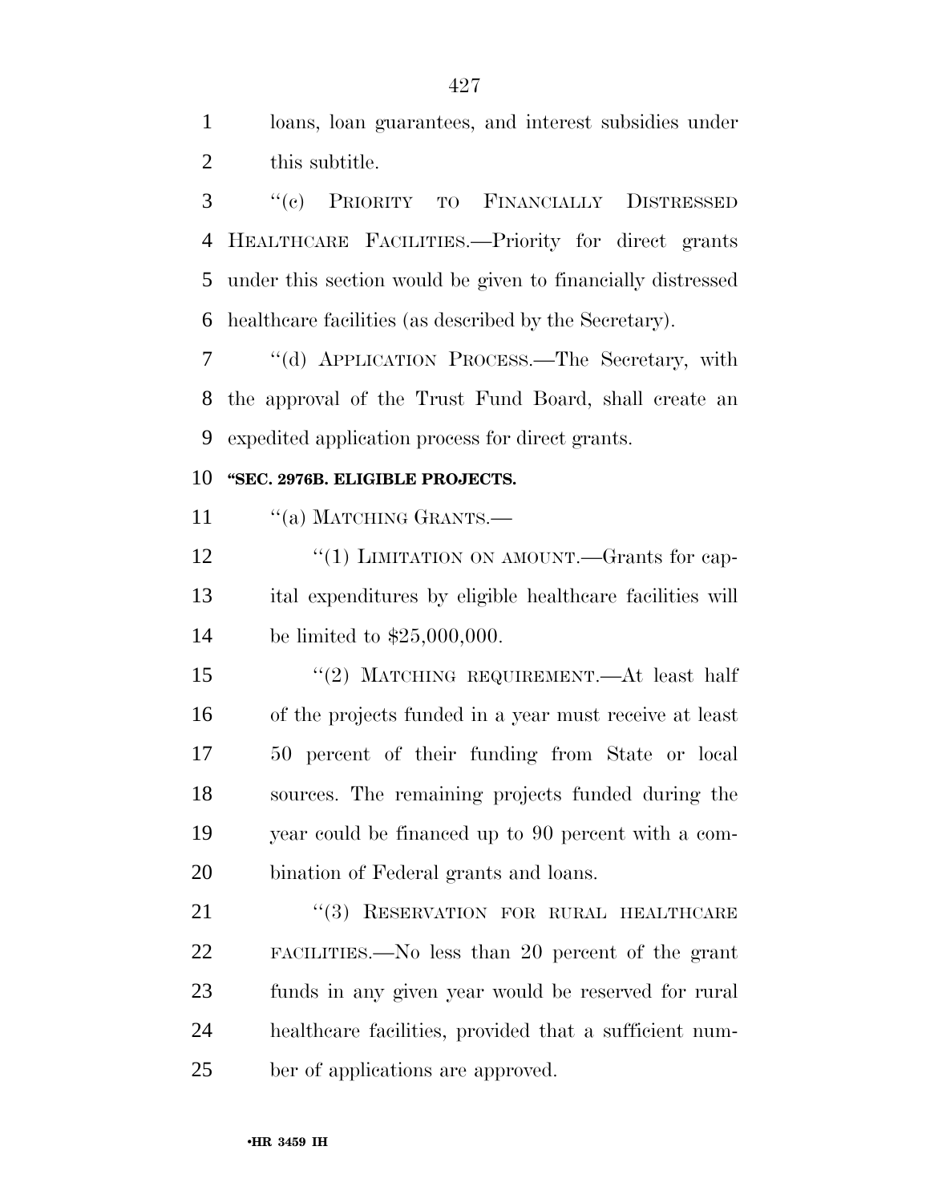loans, loan guarantees, and interest subsidies under this subtitle.

"(c) PRIORITY TO FINANCIALLY DISTRESSED HEALTHCARE FACILITIES.—Priority for direct grants under this section would be given to financially distressed healthcare facilities (as described by the Secretary).

"(d) APPLICATION PROCESS.—The Secretary, with the approval of the Trust Fund Board, shall create an expedited application process for direct grants.

**"SEC. 2976B. ELIGIBLE PROJECTS.**

"(a) MATCHING GRANTS.—

"(1) LIMITATION ON AMOUNT.—Grants for capital expenditures by eligible healthcare facilities will be limited to $25,000,000.

"(2) MATCHING REQUIREMENT.—At least half of the projects funded in a year must receive at least 50 percent of their funding from State or local sources. The remaining projects funded during the year could be financed up to 90 percent with a combination of Federal grants and loans.

"(3) RESERVATION FOR RURAL HEALTHCARE FACILITIES.—No less than 20 percent of the grant funds in any given year would be reserved for rural healthcare facilities, provided that a sufficient number of applications are approved.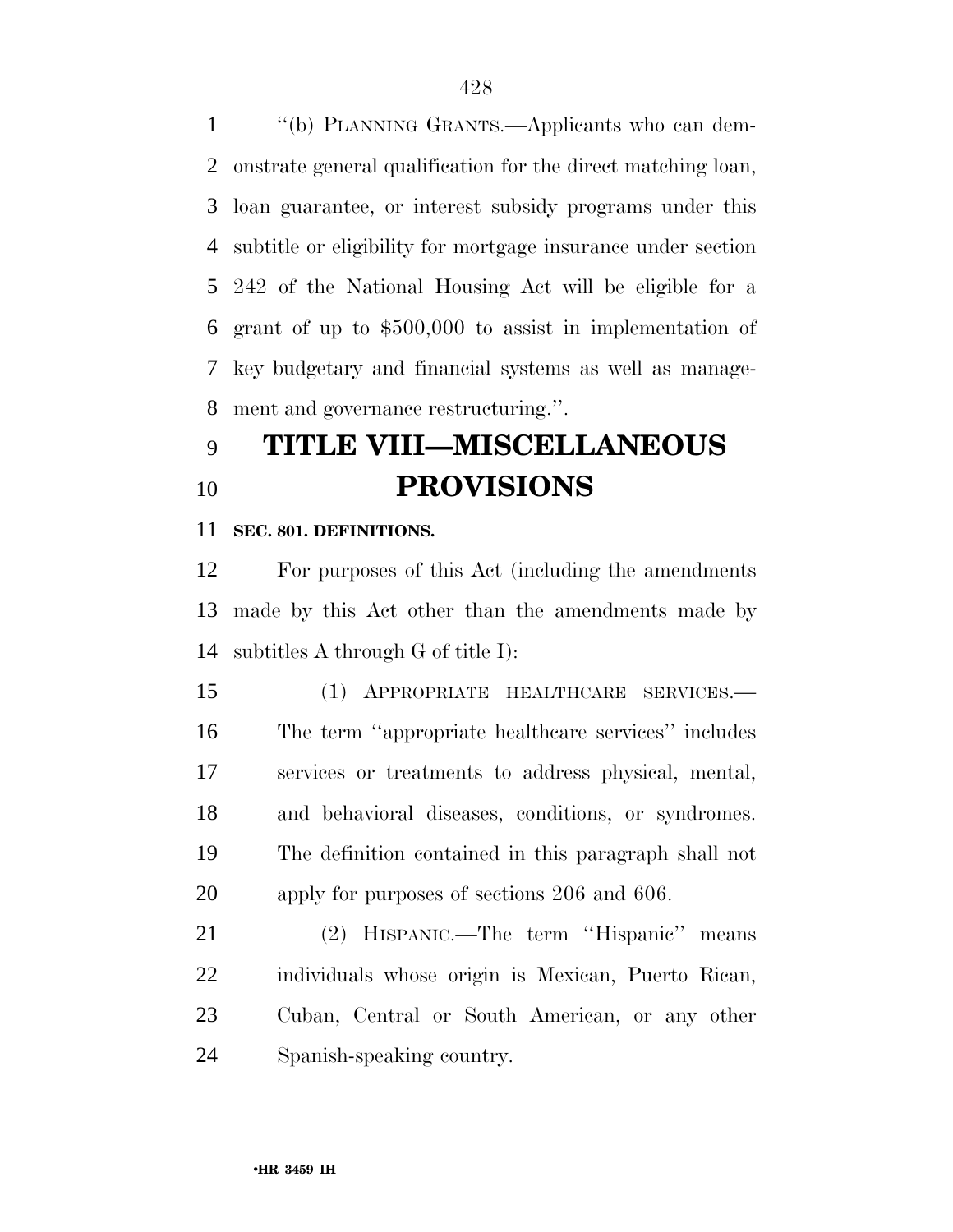"(b) PLANNING GRANTS.—Applicants who can demonstrate general qualification for the direct matching loan, loan guarantee, or interest subsidy programs under this subtitle or eligibility for mortgage insurance under section 242 of the National Housing Act will be eligible for a grant of up to $500,000 to assist in implementation of key budgetary and financial systems as well as management and governance restructuring.".

# TITLE VIII—MISCELLANEOUS PROVISIONS

**SEC. 801. DEFINITIONS.**

For purposes of this Act (including the amendments made by this Act other than the amendments made by subtitles A through G of title I):

(1) APPROPRIATE HEALTHCARE SERVICES.—The term "appropriate healthcare services" includes services or treatments to address physical, mental, and behavioral diseases, conditions, or syndromes. The definition contained in this paragraph shall not apply for purposes of sections 206 and 606.

(2) HISPANIC.—The term "Hispanic" means individuals whose origin is Mexican, Puerto Rican, Cuban, Central or South American, or any other Spanish-speaking country.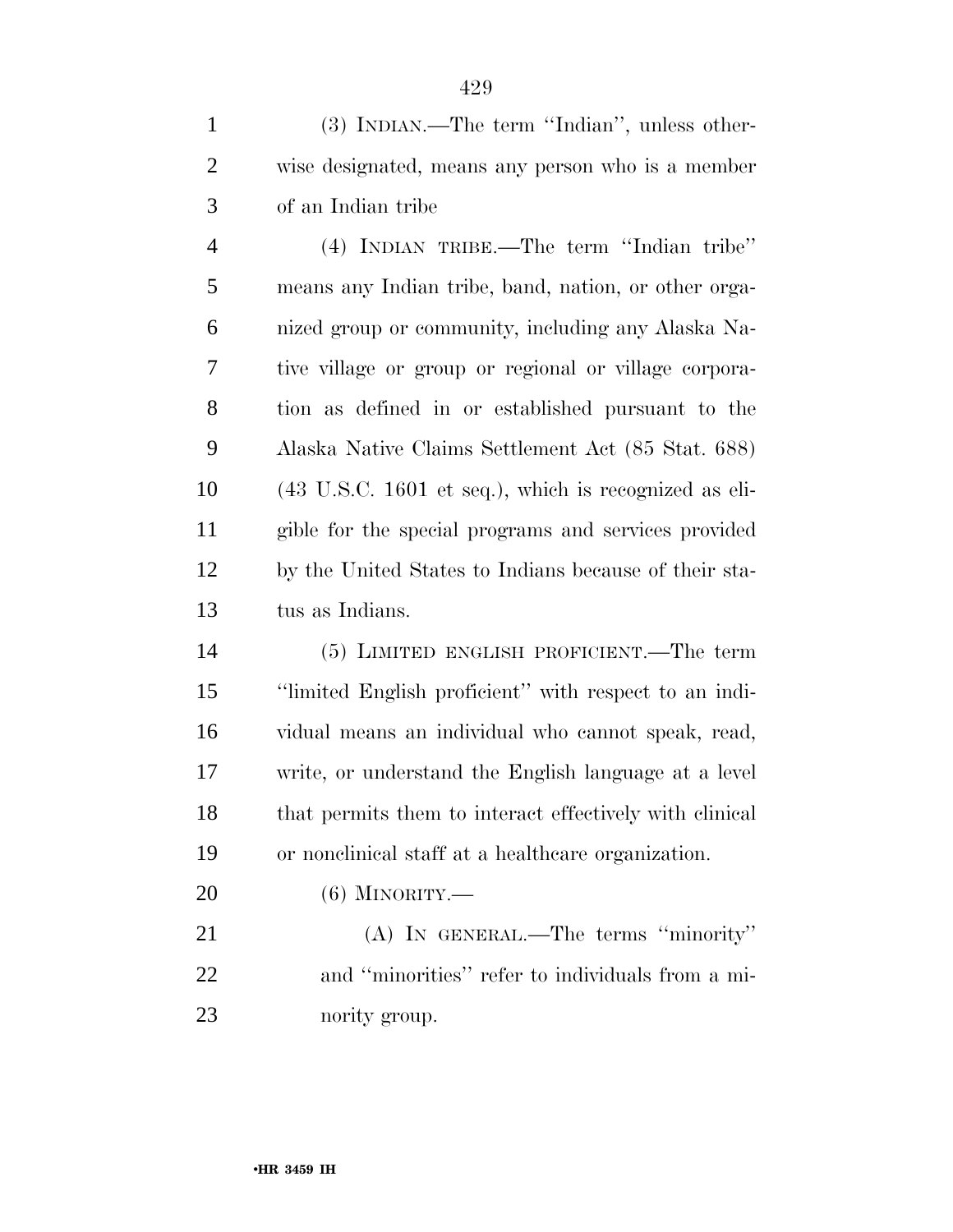(3) INDIAN.—The term ''Indian'', unless otherwise designated, means any person who is a member of an Indian tribe

(4) INDIAN TRIBE.—The term ''Indian tribe'' means any Indian tribe, band, nation, or other organized group or community, including any Alaska Native village or group or regional or village corporation as defined in or established pursuant to the Alaska Native Claims Settlement Act (85 Stat. 688) (43 U.S.C. 1601 et seq.), which is recognized as eligible for the special programs and services provided by the United States to Indians because of their status as Indians.

(5) LIMITED ENGLISH PROFICIENT.—The term ''limited English proficient'' with respect to an individual means an individual who cannot speak, read, write, or understand the English language at a level that permits them to interact effectively with clinical or nonclinical staff at a healthcare organization.

(6) MINORITY.—

(A) IN GENERAL.—The terms ''minority'' and ''minorities'' refer to individuals from a minority group.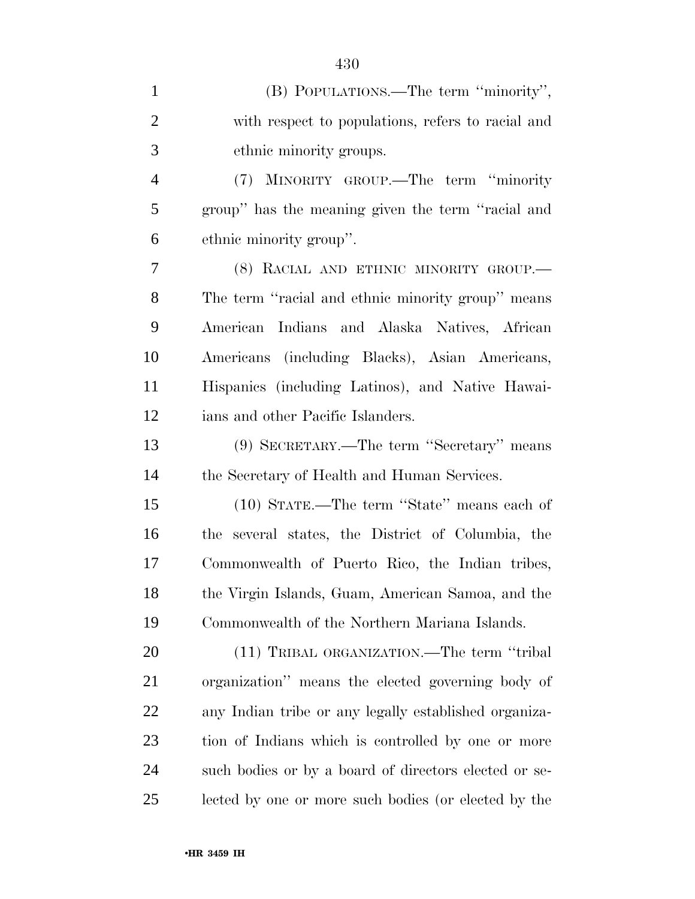(B) POPULATIONS.—The term ''minority'', with respect to populations, refers to racial and ethnic minority groups.

(7) MINORITY GROUP.—The term ''minority group'' has the meaning given the term ''racial and ethnic minority group''.

(8) RACIAL AND ETHNIC MINORITY GROUP.— The term ''racial and ethnic minority group'' means American Indians and Alaska Natives, African Americans (including Blacks), Asian Americans, Hispanics (including Latinos), and Native Hawaiians and other Pacific Islanders.

(9) SECRETARY.—The term ''Secretary'' means the Secretary of Health and Human Services.

(10) STATE.—The term ''State'' means each of the several states, the District of Columbia, the Commonwealth of Puerto Rico, the Indian tribes, the Virgin Islands, Guam, American Samoa, and the Commonwealth of the Northern Mariana Islands.

(11) TRIBAL ORGANIZATION.—The term ''tribal organization'' means the elected governing body of any Indian tribe or any legally established organization of Indians which is controlled by one or more such bodies or by a board of directors elected or selected by one or more such bodies (or elected by the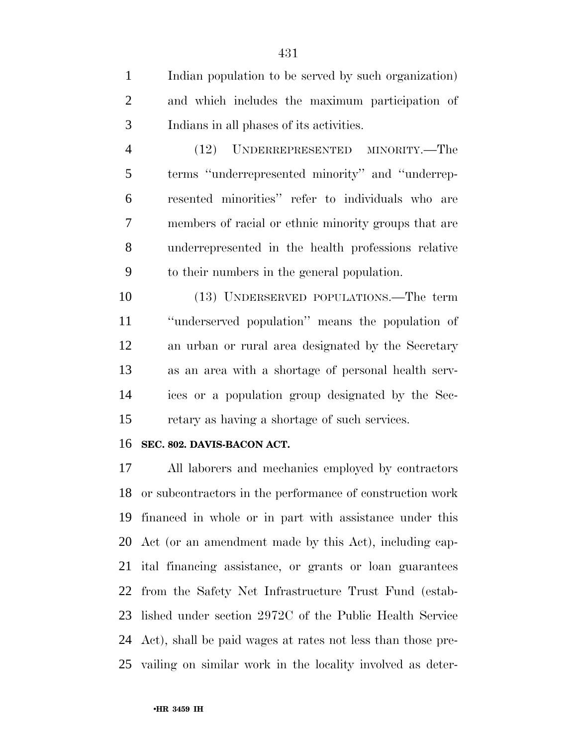Indian population to be served by such organization) and which includes the maximum participation of Indians in all phases of its activities.

(12) UNDERREPRESENTED MINORITY.—The terms ''underrepresented minority'' and ''underrepresented minorities'' refer to individuals who are members of racial or ethnic minority groups that are underrepresented in the health professions relative to their numbers in the general population.

(13) UNDERSERVED POPULATIONS.—The term ''underserved population'' means the population of an urban or rural area designated by the Secretary as an area with a shortage of personal health services or a population group designated by the Secretary as having a shortage of such services.

**SEC. 802. DAVIS-BACON ACT.**

All laborers and mechanics employed by contractors or subcontractors in the performance of construction work financed in whole or in part with assistance under this Act (or an amendment made by this Act), including capital financing assistance, or grants or loan guarantees from the Safety Net Infrastructure Trust Fund (established under section 2972C of the Public Health Service Act), shall be paid wages at rates not less than those prevailing on similar work in the locality involved as deter-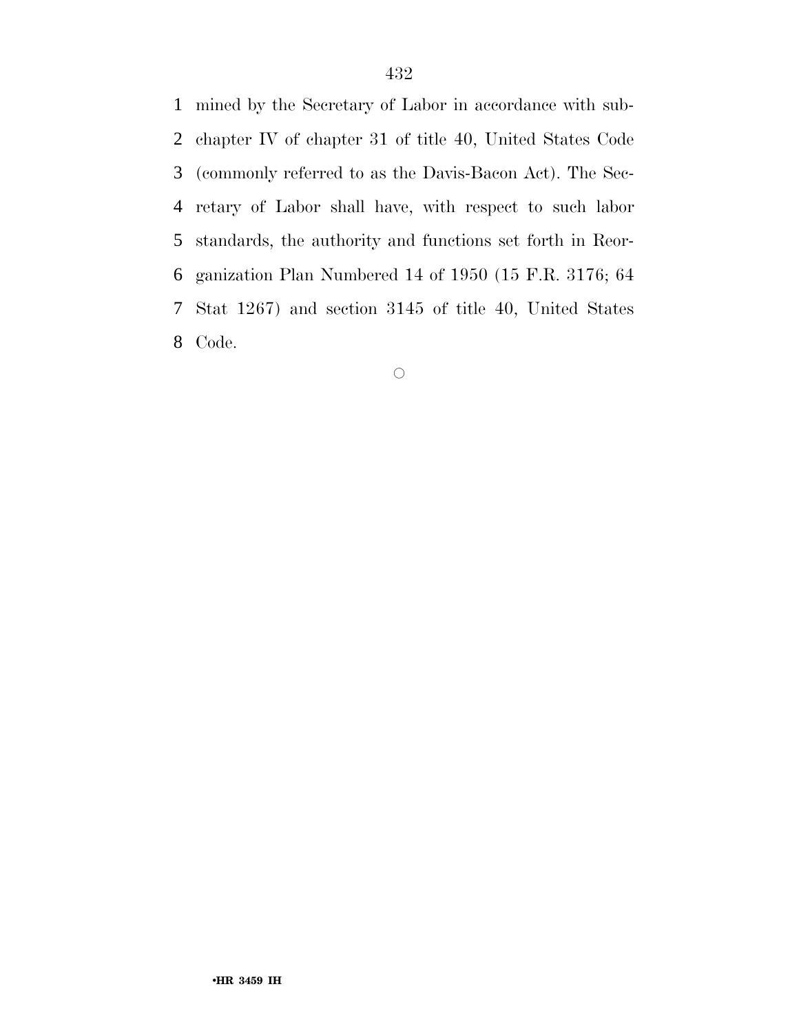mined by the Secretary of Labor in accordance with subchapter IV of chapter 31 of title 40, United States Code (commonly referred to as the Davis-Bacon Act). The Secretary of Labor shall have, with respect to such labor standards, the authority and functions set forth in Reorganization Plan Numbered 14 of 1950 (15 F.R. 3176; 64 Stat 1267) and section 3145 of title 40, United States Code.

○